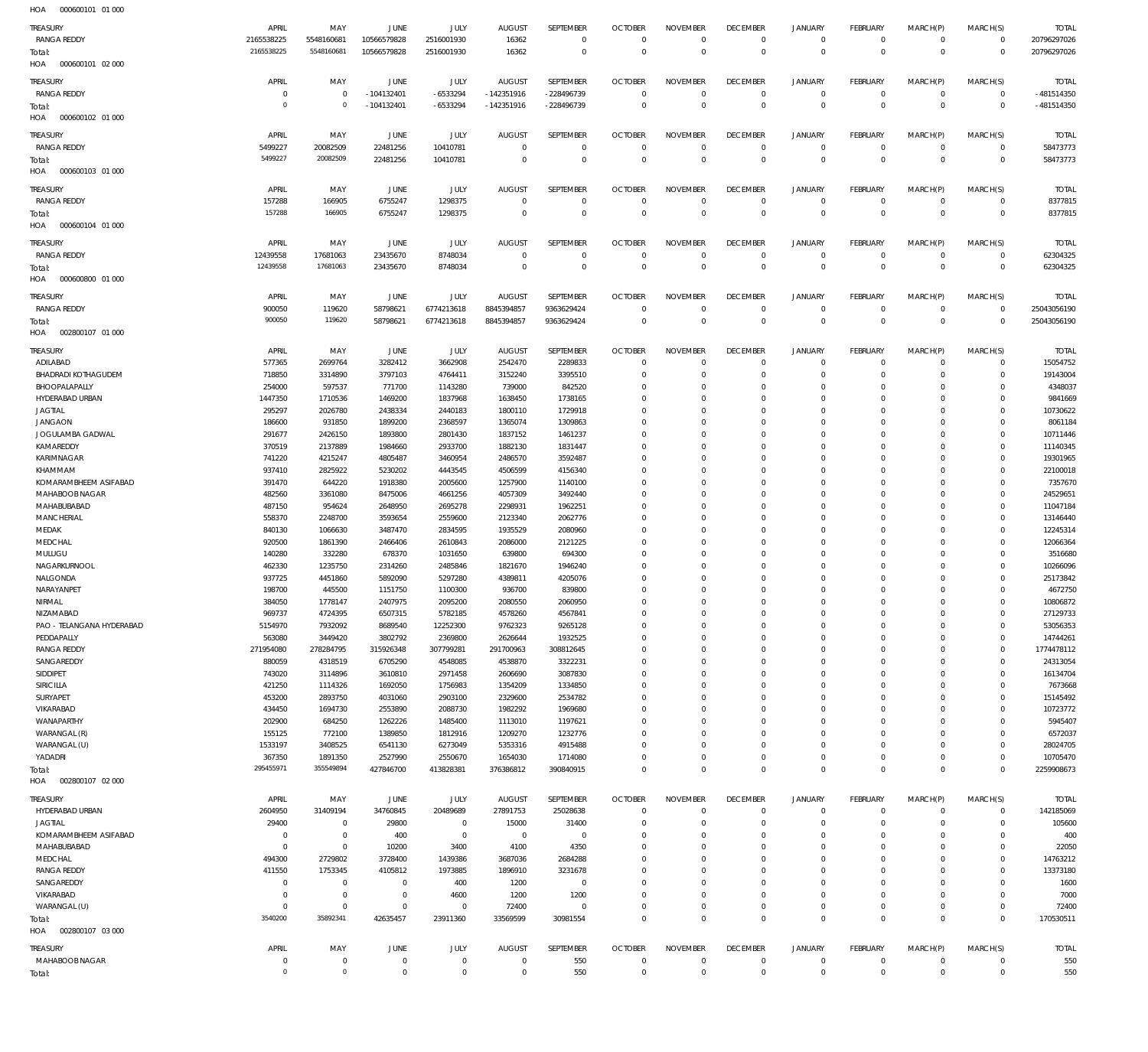HOA 000600101 01 000

| TREASURY | APRIL | MAY | JUNE | JULY | AUGUST | SEPTEMBER | OCTOBER | NOVEMBER | DECEMBER | JANUARY | FEBRUARY | MARCH(P) | MARCH(S) | TOTAL |
|---|---|---|---|---|---|---|---|---|---|---|---|---|---|---|
| RANGA REDDY | 2165538225 | 5548160681 | 10566579828 | 2516001930 | 16362 | 0 | 0 | 0 | 0 | 0 | 0 | 0 | 0 | 20796297026 |
| Total: | 2165538225 | 5548160681 | 10566579828 | 2516001930 | 16362 | 0 | 0 | 0 | 0 | 0 | 0 | 0 | 0 | 20796297026 |

HOA 000600101 02 000

| TREASURY | APRIL | MAY | JUNE | JULY | AUGUST | SEPTEMBER | OCTOBER | NOVEMBER | DECEMBER | JANUARY | FEBRUARY | MARCH(P) | MARCH(S) | TOTAL |
|---|---|---|---|---|---|---|---|---|---|---|---|---|---|---|
| RANGA REDDY | 0 | 0 | -104132401 | -6533294 | -142351916 | -228496739 | 0 | 0 | 0 | 0 | 0 | 0 | 0 | -481514350 |
| Total: | 0 | 0 | -104132401 | -6533294 | -142351916 | -228496739 | 0 | 0 | 0 | 0 | 0 | 0 | 0 | -481514350 |

HOA 000600102 01 000

| TREASURY | APRIL | MAY | JUNE | JULY | AUGUST | SEPTEMBER | OCTOBER | NOVEMBER | DECEMBER | JANUARY | FEBRUARY | MARCH(P) | MARCH(S) | TOTAL |
|---|---|---|---|---|---|---|---|---|---|---|---|---|---|---|
| RANGA REDDY | 5499227 | 20082509 | 22481256 | 10410781 | 0 | 0 | 0 | 0 | 0 | 0 | 0 | 0 | 0 | 58473773 |
| Total: | 5499227 | 20082509 | 22481256 | 10410781 | 0 | 0 | 0 | 0 | 0 | 0 | 0 | 0 | 0 | 58473773 |

HOA 000600103 01 000

| TREASURY | APRIL | MAY | JUNE | JULY | AUGUST | SEPTEMBER | OCTOBER | NOVEMBER | DECEMBER | JANUARY | FEBRUARY | MARCH(P) | MARCH(S) | TOTAL |
|---|---|---|---|---|---|---|---|---|---|---|---|---|---|---|
| RANGA REDDY | 157288 | 166905 | 6755247 | 1298375 | 0 | 0 | 0 | 0 | 0 | 0 | 0 | 0 | 0 | 8377815 |
| Total: | 157288 | 166905 | 6755247 | 1298375 | 0 | 0 | 0 | 0 | 0 | 0 | 0 | 0 | 0 | 8377815 |

HOA 000600104 01 000

| TREASURY | APRIL | MAY | JUNE | JULY | AUGUST | SEPTEMBER | OCTOBER | NOVEMBER | DECEMBER | JANUARY | FEBRUARY | MARCH(P) | MARCH(S) | TOTAL |
|---|---|---|---|---|---|---|---|---|---|---|---|---|---|---|
| RANGA REDDY | 12439558 | 17681063 | 23435670 | 8748034 | 0 | 0 | 0 | 0 | 0 | 0 | 0 | 0 | 0 | 62304325 |
| Total: | 12439558 | 17681063 | 23435670 | 8748034 | 0 | 0 | 0 | 0 | 0 | 0 | 0 | 0 | 0 | 62304325 |

HOA 000600800 01 000

| TREASURY | APRIL | MAY | JUNE | JULY | AUGUST | SEPTEMBER | OCTOBER | NOVEMBER | DECEMBER | JANUARY | FEBRUARY | MARCH(P) | MARCH(S) | TOTAL |
|---|---|---|---|---|---|---|---|---|---|---|---|---|---|---|
| RANGA REDDY | 900050 | 119620 | 58798621 | 6774213618 | 8845394857 | 9363629424 | 0 | 0 | 0 | 0 | 0 | 0 | 0 | 25043056190 |
| Total: | 900050 | 119620 | 58798621 | 6774213618 | 8845394857 | 9363629424 | 0 | 0 | 0 | 0 | 0 | 0 | 0 | 25043056190 |

HOA 002800107 01 000

| TREASURY | APRIL | MAY | JUNE | JULY | AUGUST | SEPTEMBER | OCTOBER | NOVEMBER | DECEMBER | JANUARY | FEBRUARY | MARCH(P) | MARCH(S) | TOTAL |
|---|---|---|---|---|---|---|---|---|---|---|---|---|---|---|
| ADILABAD | 577365 | 2699764 | 3282412 | 3662908 | 2542470 | 2289833 | 0 | 0 | 0 | 0 | 0 | 0 | 0 | 15054752 |
| BHADRADI KOTHAGUDEM | 718850 | 3314890 | 3797103 | 4764411 | 3152240 | 3395510 | 0 | 0 | 0 | 0 | 0 | 0 | 0 | 19143004 |
| BHOOPALAPALLY | 254000 | 597537 | 771700 | 1143280 | 739000 | 842520 | 0 | 0 | 0 | 0 | 0 | 0 | 0 | 4348037 |
| HYDERABAD URBAN | 1447350 | 1710536 | 1469200 | 1837968 | 1638450 | 1738165 | 0 | 0 | 0 | 0 | 0 | 0 | 0 | 9841669 |
| JAGTIAL | 295297 | 2026780 | 2438334 | 2440183 | 1800110 | 1729918 | 0 | 0 | 0 | 0 | 0 | 0 | 0 | 10730622 |
| JANGAON | 186600 | 931850 | 1899200 | 2368597 | 1365074 | 1309863 | 0 | 0 | 0 | 0 | 0 | 0 | 0 | 8061184 |
| JOGULAMBA GADWAL | 291677 | 2426150 | 1893800 | 2801430 | 1837152 | 1461237 | 0 | 0 | 0 | 0 | 0 | 0 | 0 | 10711446 |
| KAMAREDDY | 370519 | 2137889 | 1984660 | 2933700 | 1882130 | 1831447 | 0 | 0 | 0 | 0 | 0 | 0 | 0 | 11140345 |
| KARIMNAGAR | 741220 | 4215247 | 4805487 | 3460954 | 2486570 | 3592487 | 0 | 0 | 0 | 0 | 0 | 0 | 0 | 19301965 |
| KHAMMAM | 937410 | 2825922 | 5230202 | 4443545 | 4506599 | 4156340 | 0 | 0 | 0 | 0 | 0 | 0 | 0 | 22100018 |
| KOMARAMBHEEM ASIFABAD | 391470 | 644220 | 1918380 | 2005600 | 1257900 | 1140100 | 0 | 0 | 0 | 0 | 0 | 0 | 0 | 7357670 |
| MAHABOOBNAGAR | 482560 | 3361080 | 8475006 | 4661256 | 4057309 | 3492440 | 0 | 0 | 0 | 0 | 0 | 0 | 0 | 24529651 |
| MAHABUBABAD | 487150 | 954624 | 2648950 | 2695278 | 2298931 | 1962251 | 0 | 0 | 0 | 0 | 0 | 0 | 0 | 11047184 |
| MANCHERIAL | 558370 | 2248700 | 3593654 | 2559600 | 2123340 | 2062776 | 0 | 0 | 0 | 0 | 0 | 0 | 0 | 13146440 |
| MEDAK | 840130 | 1066630 | 3487470 | 2834595 | 1935529 | 2080960 | 0 | 0 | 0 | 0 | 0 | 0 | 0 | 12245314 |
| MEDCHAL | 920500 | 1861390 | 2466406 | 2610843 | 2086000 | 2121225 | 0 | 0 | 0 | 0 | 0 | 0 | 0 | 12066364 |
| MULUGU | 140280 | 332280 | 678370 | 1031650 | 639800 | 694300 | 0 | 0 | 0 | 0 | 0 | 0 | 0 | 3516680 |
| NAGARKURNOOL | 462330 | 1235750 | 2314260 | 2485846 | 1821670 | 1946240 | 0 | 0 | 0 | 0 | 0 | 0 | 0 | 10266096 |
| NALGONDA | 937725 | 4451860 | 5892090 | 5297280 | 4389811 | 4205076 | 0 | 0 | 0 | 0 | 0 | 0 | 0 | 25173842 |
| NARAYANPET | 198700 | 445500 | 1151750 | 1100300 | 936700 | 839800 | 0 | 0 | 0 | 0 | 0 | 0 | 0 | 4672750 |
| NIRMAL | 384050 | 1778147 | 2407975 | 2095200 | 2080550 | 2060950 | 0 | 0 | 0 | 0 | 0 | 0 | 0 | 10806872 |
| NIZAMABAD | 969737 | 4724395 | 6507315 | 5782185 | 4578260 | 4567841 | 0 | 0 | 0 | 0 | 0 | 0 | 0 | 27129733 |
| PAO - TELANGANA HYDERABAD | 5154970 | 7932092 | 8689540 | 12252300 | 9762323 | 9265128 | 0 | 0 | 0 | 0 | 0 | 0 | 0 | 53056353 |
| PEDDAPALLY | 563080 | 3449420 | 3802792 | 2369800 | 2626644 | 1932525 | 0 | 0 | 0 | 0 | 0 | 0 | 0 | 14744261 |
| RANGA REDDY | 271954080 | 278284795 | 315926348 | 307799281 | 291700963 | 308812645 | 0 | 0 | 0 | 0 | 0 | 0 | 0 | 1774478112 |
| SANGAREDDY | 880059 | 4318519 | 6705290 | 4548085 | 4538870 | 3322231 | 0 | 0 | 0 | 0 | 0 | 0 | 0 | 24313054 |
| SIDDIPET | 743020 | 3114896 | 3610810 | 2971458 | 2606690 | 3087830 | 0 | 0 | 0 | 0 | 0 | 0 | 0 | 16134704 |
| SIRICILLA | 421250 | 1114326 | 1692050 | 1756983 | 1354209 | 1334850 | 0 | 0 | 0 | 0 | 0 | 0 | 0 | 7673668 |
| SURYAPET | 453200 | 2893750 | 4031060 | 2903100 | 2329600 | 2534782 | 0 | 0 | 0 | 0 | 0 | 0 | 0 | 15145492 |
| VIKARABAD | 434450 | 1694730 | 2553890 | 2088730 | 1982292 | 1969680 | 0 | 0 | 0 | 0 | 0 | 0 | 0 | 10723772 |
| WANAPARTHY | 202900 | 684250 | 1262226 | 1485400 | 1113010 | 1197621 | 0 | 0 | 0 | 0 | 0 | 0 | 0 | 5945407 |
| WARANGAL (R) | 155125 | 772100 | 1389850 | 1812916 | 1209270 | 1232776 | 0 | 0 | 0 | 0 | 0 | 0 | 0 | 6572037 |
| WARANGAL (U) | 1533197 | 3408525 | 6541130 | 6273049 | 5353316 | 4915488 | 0 | 0 | 0 | 0 | 0 | 0 | 0 | 28024705 |
| YADADRI | 367350 | 1891350 | 2527990 | 2550670 | 1654030 | 1714080 | 0 | 0 | 0 | 0 | 0 | 0 | 0 | 10705470 |
| Total: | 295455971 | 355549894 | 427846700 | 413828381 | 376386812 | 390840915 | 0 | 0 | 0 | 0 | 0 | 0 | 0 | 2259908673 |

HOA 002800107 02 000

| TREASURY | APRIL | MAY | JUNE | JULY | AUGUST | SEPTEMBER | OCTOBER | NOVEMBER | DECEMBER | JANUARY | FEBRUARY | MARCH(P) | MARCH(S) | TOTAL |
|---|---|---|---|---|---|---|---|---|---|---|---|---|---|---|
| HYDERABAD URBAN | 2604950 | 31409194 | 34760845 | 20489689 | 27891753 | 25028638 | 0 | 0 | 0 | 0 | 0 | 0 | 0 | 142185069 |
| JAGTIAL | 29400 | 0 | 29800 | 0 | 15000 | 31400 | 0 | 0 | 0 | 0 | 0 | 0 | 0 | 105600 |
| KOMARAMBHEEM ASIFABAD | 0 | 0 | 400 | 0 | 0 | 0 | 0 | 0 | 0 | 0 | 0 | 0 | 0 | 400 |
| MAHABUBABAD | 0 | 0 | 10200 | 3400 | 4100 | 4350 | 0 | 0 | 0 | 0 | 0 | 0 | 0 | 22050 |
| MEDCHAL | 494300 | 2729802 | 3728400 | 1439386 | 3687036 | 2684288 | 0 | 0 | 0 | 0 | 0 | 0 | 0 | 14763212 |
| RANGA REDDY | 411550 | 1753345 | 4105812 | 1973885 | 1896910 | 3231678 | 0 | 0 | 0 | 0 | 0 | 0 | 0 | 13373180 |
| SANGAREDDY | 0 | 0 | 0 | 400 | 1200 | 0 | 0 | 0 | 0 | 0 | 0 | 0 | 0 | 1600 |
| VIKARABAD | 0 | 0 | 0 | 4600 | 1200 | 1200 | 0 | 0 | 0 | 0 | 0 | 0 | 0 | 7000 |
| WARANGAL (U) | 0 | 0 | 0 | 0 | 72400 | 0 | 0 | 0 | 0 | 0 | 0 | 0 | 0 | 72400 |
| Total: | 3540200 | 35892341 | 42635457 | 23911360 | 33569599 | 30981554 | 0 | 0 | 0 | 0 | 0 | 0 | 0 | 170530511 |

HOA 002800107 03 000

| TREASURY | APRIL | MAY | JUNE | JULY | AUGUST | SEPTEMBER | OCTOBER | NOVEMBER | DECEMBER | JANUARY | FEBRUARY | MARCH(P) | MARCH(S) | TOTAL |
|---|---|---|---|---|---|---|---|---|---|---|---|---|---|---|
| MAHABOOBNAGAR | 0 | 0 | 0 | 0 | 0 | 550 | 0 | 0 | 0 | 0 | 0 | 0 | 0 | 550 |
| Total: | 0 | 0 | 0 | 0 | 0 | 550 | 0 | 0 | 0 | 0 | 0 | 0 | 0 | 550 |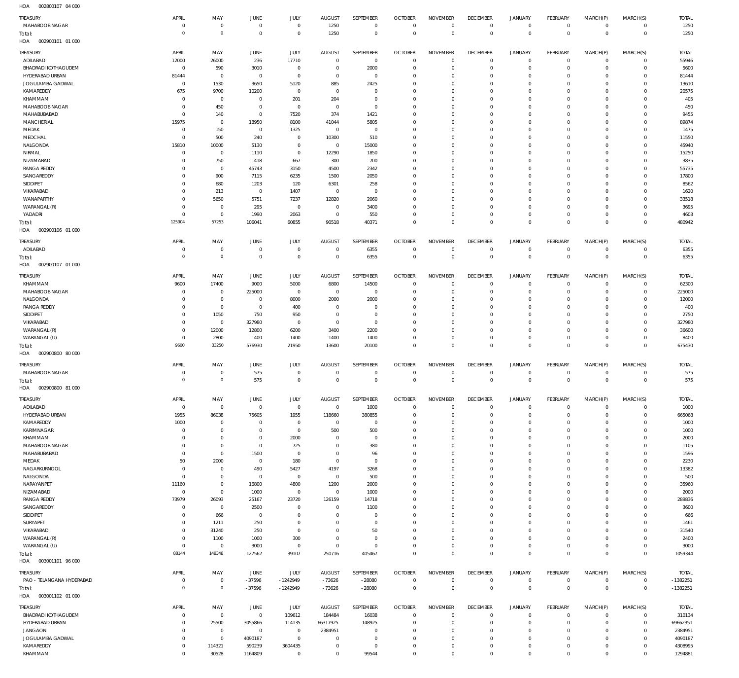HOA 002800107 04 000

| TREASURY | APRIL | MAY | JUNE | JULY | AUGUST | SEPTEMBER | OCTOBER | NOVEMBER | DECEMBER | JANUARY | FEBRUARY | MARCH(P) | MARCH(S) | TOTAL |
|---|---|---|---|---|---|---|---|---|---|---|---|---|---|---|
| MAHABOOB NAGAR | 0 | 0 | 0 | 0 | 1250 | 0 | 0 | 0 | 0 | 0 | 0 | 0 | 0 | 1250 |
| Total: | 0 | 0 | 0 | 0 | 1250 | 0 | 0 | 0 | 0 | 0 | 0 | 0 | 0 | 1250 |

HOA 002900101 01 000

| TREASURY | APRIL | MAY | JUNE | JULY | AUGUST | SEPTEMBER | OCTOBER | NOVEMBER | DECEMBER | JANUARY | FEBRUARY | MARCH(P) | MARCH(S) | TOTAL |
|---|---|---|---|---|---|---|---|---|---|---|---|---|---|---|
| ADILABAD | 12000 | 26000 | 236 | 17710 | 0 | 0 | 0 | 0 | 0 | 0 | 0 | 0 | 0 | 55946 |
| BHADRADI KOTHAGUDEM | 0 | 590 | 3010 | 0 | 0 | 2000 | 0 | 0 | 0 | 0 | 0 | 0 | 0 | 5600 |
| HYDERABAD URBAN | 81444 | 0 | 0 | 0 | 0 | 0 | 0 | 0 | 0 | 0 | 0 | 0 | 0 | 81444 |
| JOGULAMBA GADWAL | 0 | 1530 | 3650 | 5120 | 885 | 2425 | 0 | 0 | 0 | 0 | 0 | 0 | 0 | 13610 |
| KAMAREDDY | 675 | 9700 | 10200 | 0 | 0 | 0 | 0 | 0 | 0 | 0 | 0 | 0 | 0 | 20575 |
| KHAMMAM | 0 | 0 | 0 | 201 | 204 | 0 | 0 | 0 | 0 | 0 | 0 | 0 | 0 | 405 |
| MAHABOOB NAGAR | 0 | 450 | 0 | 0 | 0 | 0 | 0 | 0 | 0 | 0 | 0 | 0 | 0 | 450 |
| MAHABUBABAD | 0 | 140 | 0 | 7520 | 374 | 1421 | 0 | 0 | 0 | 0 | 0 | 0 | 0 | 9455 |
| MANCHERIAL | 15975 | 0 | 18950 | 8100 | 41044 | 5805 | 0 | 0 | 0 | 0 | 0 | 0 | 0 | 89874 |
| MEDAK | 0 | 150 | 0 | 1325 | 0 | 0 | 0 | 0 | 0 | 0 | 0 | 0 | 0 | 1475 |
| MEDCHAL | 0 | 500 | 240 | 0 | 10300 | 510 | 0 | 0 | 0 | 0 | 0 | 0 | 0 | 11550 |
| NALGONDA | 15810 | 10000 | 5130 | 0 | 0 | 15000 | 0 | 0 | 0 | 0 | 0 | 0 | 0 | 45940 |
| NIRMAL | 0 | 0 | 1110 | 0 | 12290 | 1850 | 0 | 0 | 0 | 0 | 0 | 0 | 0 | 15250 |
| NIZAMABAD | 0 | 750 | 1418 | 667 | 300 | 700 | 0 | 0 | 0 | 0 | 0 | 0 | 0 | 3835 |
| RANGA REDDY | 0 | 0 | 45743 | 3150 | 4500 | 2342 | 0 | 0 | 0 | 0 | 0 | 0 | 0 | 55735 |
| SANGAREDDY | 0 | 900 | 7115 | 6235 | 1500 | 2050 | 0 | 0 | 0 | 0 | 0 | 0 | 0 | 17800 |
| SIDDIPET | 0 | 680 | 1203 | 120 | 6301 | 258 | 0 | 0 | 0 | 0 | 0 | 0 | 0 | 8562 |
| VIKARABAD | 0 | 213 | 0 | 1407 | 0 | 0 | 0 | 0 | 0 | 0 | 0 | 0 | 0 | 1620 |
| WANAPARTHY | 0 | 5650 | 5751 | 7237 | 12820 | 2060 | 0 | 0 | 0 | 0 | 0 | 0 | 0 | 33518 |
| WARANGAL (R) | 0 | 0 | 295 | 0 | 0 | 3400 | 0 | 0 | 0 | 0 | 0 | 0 | 0 | 3695 |
| YADADRI | 0 | 0 | 1990 | 2063 | 0 | 550 | 0 | 0 | 0 | 0 | 0 | 0 | 0 | 4603 |
| Total: | 125904 | 57253 | 106041 | 60855 | 90518 | 40371 | 0 | 0 | 0 | 0 | 0 | 0 | 0 | 480942 |

HOA 002900106 01 000

| TREASURY | APRIL | MAY | JUNE | JULY | AUGUST | SEPTEMBER | OCTOBER | NOVEMBER | DECEMBER | JANUARY | FEBRUARY | MARCH(P) | MARCH(S) | TOTAL |
|---|---|---|---|---|---|---|---|---|---|---|---|---|---|---|
| ADILABAD | 0 | 0 | 0 | 0 | 0 | 6355 | 0 | 0 | 0 | 0 | 0 | 0 | 0 | 6355 |
| Total: | 0 | 0 | 0 | 0 | 0 | 6355 | 0 | 0 | 0 | 0 | 0 | 0 | 0 | 6355 |

HOA 002900107 01 000

| TREASURY | APRIL | MAY | JUNE | JULY | AUGUST | SEPTEMBER | OCTOBER | NOVEMBER | DECEMBER | JANUARY | FEBRUARY | MARCH(P) | MARCH(S) | TOTAL |
|---|---|---|---|---|---|---|---|---|---|---|---|---|---|---|
| KHAMMAM | 9600 | 17400 | 9000 | 5000 | 6800 | 14500 | 0 | 0 | 0 | 0 | 0 | 0 | 0 | 62300 |
| MAHABOOB NAGAR | 0 | 0 | 225000 | 0 | 0 | 0 | 0 | 0 | 0 | 0 | 0 | 0 | 0 | 225000 |
| NALGONDA | 0 | 0 | 0 | 8000 | 2000 | 2000 | 0 | 0 | 0 | 0 | 0 | 0 | 0 | 12000 |
| RANGA REDDY | 0 | 0 | 0 | 400 | 0 | 0 | 0 | 0 | 0 | 0 | 0 | 0 | 0 | 400 |
| SIDDIPET | 0 | 1050 | 750 | 950 | 0 | 0 | 0 | 0 | 0 | 0 | 0 | 0 | 0 | 2750 |
| VIKARABAD | 0 | 0 | 327980 | 0 | 0 | 0 | 0 | 0 | 0 | 0 | 0 | 0 | 0 | 327980 |
| WARANGAL (R) | 0 | 12000 | 12800 | 6200 | 3400 | 2200 | 0 | 0 | 0 | 0 | 0 | 0 | 0 | 36600 |
| WARANGAL (U) | 0 | 2800 | 1400 | 1400 | 1400 | 1400 | 0 | 0 | 0 | 0 | 0 | 0 | 0 | 8400 |
| Total: | 9600 | 33250 | 576930 | 21950 | 13600 | 20100 | 0 | 0 | 0 | 0 | 0 | 0 | 0 | 675430 |

HOA 002900800 80 000

| TREASURY | APRIL | MAY | JUNE | JULY | AUGUST | SEPTEMBER | OCTOBER | NOVEMBER | DECEMBER | JANUARY | FEBRUARY | MARCH(P) | MARCH(S) | TOTAL |
|---|---|---|---|---|---|---|---|---|---|---|---|---|---|---|
| MAHABOOB NAGAR | 0 | 0 | 575 | 0 | 0 | 0 | 0 | 0 | 0 | 0 | 0 | 0 | 0 | 575 |
| Total: | 0 | 0 | 575 | 0 | 0 | 0 | 0 | 0 | 0 | 0 | 0 | 0 | 0 | 575 |

HOA 002900800 81 000

| TREASURY | APRIL | MAY | JUNE | JULY | AUGUST | SEPTEMBER | OCTOBER | NOVEMBER | DECEMBER | JANUARY | FEBRUARY | MARCH(P) | MARCH(S) | TOTAL |
|---|---|---|---|---|---|---|---|---|---|---|---|---|---|---|
| ADILABAD | 0 | 0 | 0 | 0 | 0 | 1000 | 0 | 0 | 0 | 0 | 0 | 0 | 0 | 1000 |
| HYDERABAD URBAN | 1955 | 86038 | 75605 | 1955 | 118660 | 380855 | 0 | 0 | 0 | 0 | 0 | 0 | 0 | 665068 |
| KAMAREDDY | 1000 | 0 | 0 | 0 | 0 | 0 | 0 | 0 | 0 | 0 | 0 | 0 | 0 | 1000 |
| KARIMNAGAR | 0 | 0 | 0 | 0 | 500 | 500 | 0 | 0 | 0 | 0 | 0 | 0 | 0 | 1000 |
| KHAMMAM | 0 | 0 | 0 | 2000 | 0 | 0 | 0 | 0 | 0 | 0 | 0 | 0 | 0 | 2000 |
| MAHABOOB NAGAR | 0 | 0 | 0 | 725 | 0 | 380 | 0 | 0 | 0 | 0 | 0 | 0 | 0 | 1105 |
| MAHABUBABAD | 0 | 0 | 1500 | 0 | 0 | 96 | 0 | 0 | 0 | 0 | 0 | 0 | 0 | 1596 |
| MEDAK | 50 | 2000 | 0 | 180 | 0 | 0 | 0 | 0 | 0 | 0 | 0 | 0 | 0 | 2230 |
| NAGARKURNOOL | 0 | 0 | 490 | 5427 | 4197 | 3268 | 0 | 0 | 0 | 0 | 0 | 0 | 0 | 13382 |
| NALGONDA | 0 | 0 | 0 | 0 | 0 | 500 | 0 | 0 | 0 | 0 | 0 | 0 | 0 | 500 |
| NARAYANPET | 11160 | 0 | 16800 | 4800 | 1200 | 2000 | 0 | 0 | 0 | 0 | 0 | 0 | 0 | 35960 |
| NIZAMABAD | 0 | 0 | 1000 | 0 | 0 | 1000 | 0 | 0 | 0 | 0 | 0 | 0 | 0 | 2000 |
| RANGA REDDY | 73979 | 26093 | 25167 | 23720 | 126159 | 14718 | 0 | 0 | 0 | 0 | 0 | 0 | 0 | 289836 |
| SANGAREDDY | 0 | 0 | 2500 | 0 | 0 | 1100 | 0 | 0 | 0 | 0 | 0 | 0 | 0 | 3600 |
| SIDDIPET | 0 | 666 | 0 | 0 | 0 | 0 | 0 | 0 | 0 | 0 | 0 | 0 | 0 | 666 |
| SURYAPET | 0 | 1211 | 250 | 0 | 0 | 0 | 0 | 0 | 0 | 0 | 0 | 0 | 0 | 1461 |
| VIKARABAD | 0 | 31240 | 250 | 0 | 0 | 50 | 0 | 0 | 0 | 0 | 0 | 0 | 0 | 31540 |
| WARANGAL (R) | 0 | 1100 | 1000 | 300 | 0 | 0 | 0 | 0 | 0 | 0 | 0 | 0 | 0 | 2400 |
| WARANGAL (U) | 0 | 0 | 3000 | 0 | 0 | 0 | 0 | 0 | 0 | 0 | 0 | 0 | 0 | 3000 |
| Total: | 88144 | 148348 | 127562 | 39107 | 250716 | 405467 | 0 | 0 | 0 | 0 | 0 | 0 | 0 | 1059344 |

HOA 003001101 96 000

| TREASURY | APRIL | MAY | JUNE | JULY | AUGUST | SEPTEMBER | OCTOBER | NOVEMBER | DECEMBER | JANUARY | FEBRUARY | MARCH(P) | MARCH(S) | TOTAL |
|---|---|---|---|---|---|---|---|---|---|---|---|---|---|---|
| PAO - TELANGANA HYDERABAD | 0 | 0 | -37596 | -1242949 | -73626 | -28080 | 0 | 0 | 0 | 0 | 0 | 0 | 0 | -1382251 |
| Total: | 0 | 0 | -37596 | -1242949 | -73626 | -28080 | 0 | 0 | 0 | 0 | 0 | 0 | 0 | -1382251 |

HOA 003001102 01 000

| TREASURY | APRIL | MAY | JUNE | JULY | AUGUST | SEPTEMBER | OCTOBER | NOVEMBER | DECEMBER | JANUARY | FEBRUARY | MARCH(P) | MARCH(S) | TOTAL |
|---|---|---|---|---|---|---|---|---|---|---|---|---|---|---|
| BHADRADI KOTHAGUDEM | 0 | 0 | 0 | 109612 | 184484 | 16038 | 0 | 0 | 0 | 0 | 0 | 0 | 0 | 310134 |
| HYDERABAD URBAN | 0 | 25500 | 3055866 | 114135 | 66317925 | 148925 | 0 | 0 | 0 | 0 | 0 | 0 | 0 | 69662351 |
| JANGAON | 0 | 0 | 0 | 0 | 2384951 | 0 | 0 | 0 | 0 | 0 | 0 | 0 | 0 | 2384951 |
| JOGULAMBA GADWAL | 0 | 0 | 4090187 | 0 | 0 | 0 | 0 | 0 | 0 | 0 | 0 | 0 | 0 | 4090187 |
| KAMAREDDY | 0 | 114321 | 590239 | 3604435 | 0 | 0 | 0 | 0 | 0 | 0 | 0 | 0 | 0 | 4308995 |
| KHAMMAM | 0 | 30528 | 1164809 | 0 | 0 | 99544 | 0 | 0 | 0 | 0 | 0 | 0 | 0 | 1294881 |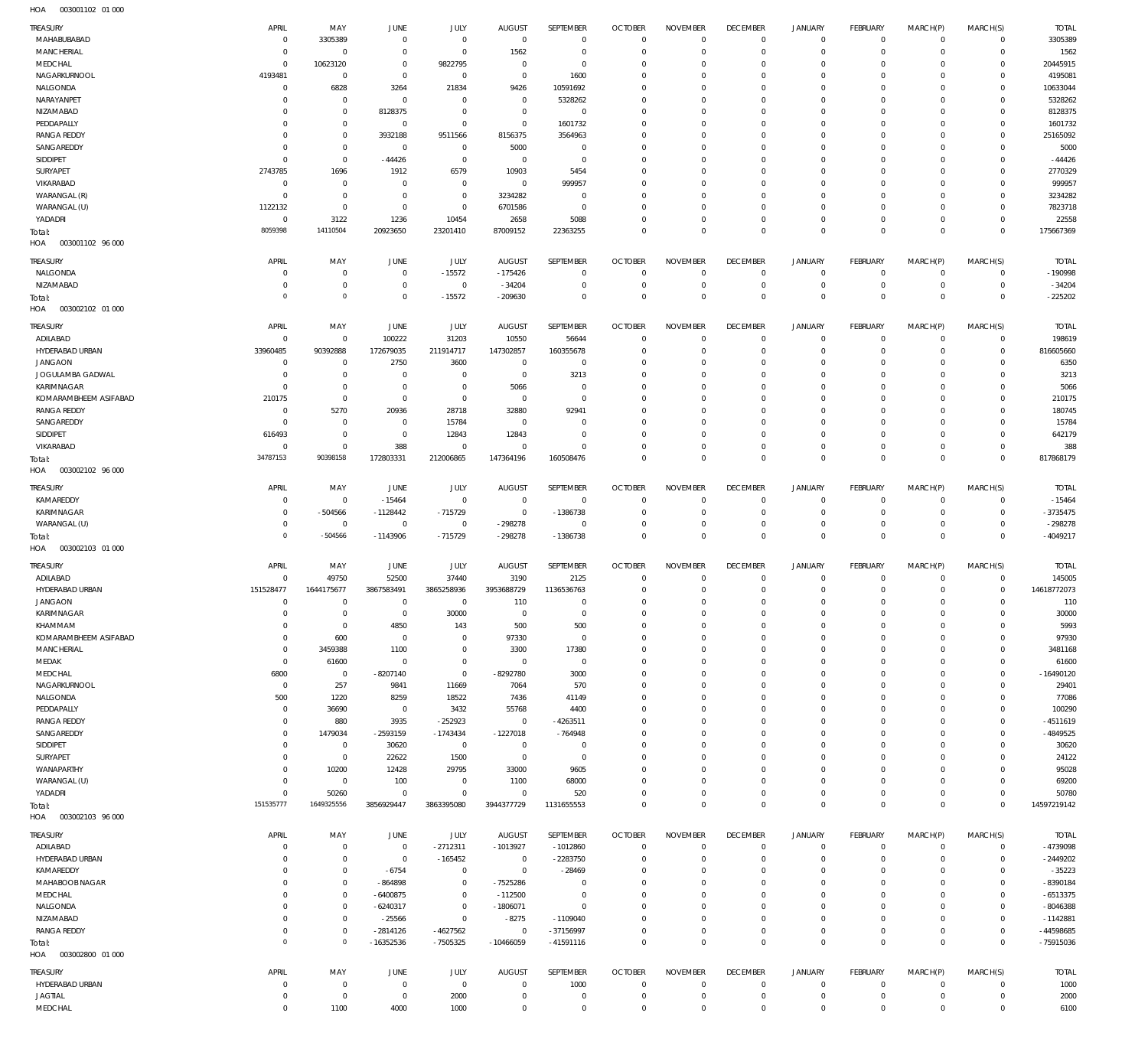HOA 003001102 01 000

| TREASURY | APRIL | MAY | JUNE | JULY | AUGUST | SEPTEMBER | OCTOBER | NOVEMBER | DECEMBER | JANUARY | FEBRUARY | MARCH(P) | MARCH(S) | TOTAL |
|---|---|---|---|---|---|---|---|---|---|---|---|---|---|---|
| MAHABUBABAD | 0 | 3305389 | 0 | 0 | 0 | 0 | 0 | 0 | 0 | 0 | 0 | 0 | 0 | 3305389 |
| MANCHERIAL | 0 | 0 | 0 | 0 | 1562 | 0 | 0 | 0 | 0 | 0 | 0 | 0 | 0 | 1562 |
| MEDCHAL | 0 | 10623120 | 0 | 9822795 | 0 | 0 | 0 | 0 | 0 | 0 | 0 | 0 | 0 | 20445915 |
| NAGARKURNOOL | 4193481 | 0 | 0 | 0 | 0 | 1600 | 0 | 0 | 0 | 0 | 0 | 0 | 0 | 4195081 |
| NALGONDA | 0 | 6828 | 3264 | 21834 | 9426 | 10591692 | 0 | 0 | 0 | 0 | 0 | 0 | 0 | 10633044 |
| NARAYANPET | 0 | 0 | 0 | 0 | 0 | 5328262 | 0 | 0 | 0 | 0 | 0 | 0 | 0 | 5328262 |
| NIZAMABAD | 0 | 0 | 8128375 | 0 | 0 | 0 | 0 | 0 | 0 | 0 | 0 | 0 | 0 | 8128375 |
| PEDDAPALLY | 0 | 0 | 0 | 0 | 0 | 1601732 | 0 | 0 | 0 | 0 | 0 | 0 | 0 | 1601732 |
| RANGA REDDY | 0 | 0 | 3932188 | 9511566 | 8156375 | 3564963 | 0 | 0 | 0 | 0 | 0 | 0 | 0 | 25165092 |
| SANGAREDDY | 0 | 0 | 0 | 0 | 5000 | 0 | 0 | 0 | 0 | 0 | 0 | 0 | 0 | 5000 |
| SIDDIPET | 0 | 0 | -44426 | 0 | 0 | 0 | 0 | 0 | 0 | 0 | 0 | 0 | 0 | -44426 |
| SURYAPET | 2743785 | 1696 | 1912 | 6579 | 10903 | 5454 | 0 | 0 | 0 | 0 | 0 | 0 | 0 | 2770329 |
| VIKARABAD | 0 | 0 | 0 | 0 | 0 | 999957 | 0 | 0 | 0 | 0 | 0 | 0 | 0 | 999957 |
| WARANGAL (R) | 0 | 0 | 0 | 0 | 3234282 | 0 | 0 | 0 | 0 | 0 | 0 | 0 | 0 | 3234282 |
| WARANGAL (U) | 1122132 | 0 | 0 | 0 | 6701586 | 0 | 0 | 0 | 0 | 0 | 0 | 0 | 0 | 7823718 |
| YADADRI | 0 | 3122 | 1236 | 10454 | 2658 | 5088 | 0 | 0 | 0 | 0 | 0 | 0 | 0 | 22558 |
| Total: | 8059398 | 14110504 | 20923650 | 23201410 | 87009152 | 22363255 | 0 | 0 | 0 | 0 | 0 | 0 | 0 | 175667369 |

HOA 003001102 96 000

| TREASURY | APRIL | MAY | JUNE | JULY | AUGUST | SEPTEMBER | OCTOBER | NOVEMBER | DECEMBER | JANUARY | FEBRUARY | MARCH(P) | MARCH(S) | TOTAL |
|---|---|---|---|---|---|---|---|---|---|---|---|---|---|---|
| NALGONDA | 0 | 0 | 0 | -15572 | -175426 | 0 | 0 | 0 | 0 | 0 | 0 | 0 | 0 | -190998 |
| NIZAMABAD | 0 | 0 | 0 | 0 | -34204 | 0 | 0 | 0 | 0 | 0 | 0 | 0 | 0 | -34204 |
| Total: | 0 | 0 | 0 | -15572 | -209630 | 0 | 0 | 0 | 0 | 0 | 0 | 0 | 0 | -225202 |

HOA 003002102 01 000

| TREASURY | APRIL | MAY | JUNE | JULY | AUGUST | SEPTEMBER | OCTOBER | NOVEMBER | DECEMBER | JANUARY | FEBRUARY | MARCH(P) | MARCH(S) | TOTAL |
|---|---|---|---|---|---|---|---|---|---|---|---|---|---|---|
| ADILABAD | 0 | 0 | 100222 | 31203 | 10550 | 56644 | 0 | 0 | 0 | 0 | 0 | 0 | 0 | 198619 |
| HYDERABAD URBAN | 33960485 | 90392888 | 172679035 | 211914717 | 147302857 | 160355678 | 0 | 0 | 0 | 0 | 0 | 0 | 0 | 816605660 |
| JANGAON | 0 | 0 | 2750 | 3600 | 0 | 0 | 0 | 0 | 0 | 0 | 0 | 0 | 0 | 6350 |
| JOGULAMBA GADWAL | 0 | 0 | 0 | 0 | 0 | 3213 | 0 | 0 | 0 | 0 | 0 | 0 | 0 | 3213 |
| KARIMNAGAR | 0 | 0 | 0 | 0 | 5066 | 0 | 0 | 0 | 0 | 0 | 0 | 0 | 0 | 5066 |
| KOMARAMBHEEM ASIFABAD | 210175 | 0 | 0 | 0 | 0 | 0 | 0 | 0 | 0 | 0 | 0 | 0 | 0 | 210175 |
| RANGA REDDY | 0 | 5270 | 20936 | 28718 | 32880 | 92941 | 0 | 0 | 0 | 0 | 0 | 0 | 0 | 180745 |
| SANGAREDDY | 0 | 0 | 0 | 15784 | 0 | 0 | 0 | 0 | 0 | 0 | 0 | 0 | 0 | 15784 |
| SIDDIPET | 616493 | 0 | 0 | 12843 | 12843 | 0 | 0 | 0 | 0 | 0 | 0 | 0 | 0 | 642179 |
| VIKARABAD | 0 | 0 | 388 | 0 | 0 | 0 | 0 | 0 | 0 | 0 | 0 | 0 | 0 | 388 |
| Total: | 34787153 | 90398158 | 172803331 | 212006865 | 147364196 | 160508476 | 0 | 0 | 0 | 0 | 0 | 0 | 0 | 817868179 |

HOA 003002102 96 000

| TREASURY | APRIL | MAY | JUNE | JULY | AUGUST | SEPTEMBER | OCTOBER | NOVEMBER | DECEMBER | JANUARY | FEBRUARY | MARCH(P) | MARCH(S) | TOTAL |
|---|---|---|---|---|---|---|---|---|---|---|---|---|---|---|
| KAMAREDDY | 0 | 0 | -15464 | 0 | 0 | 0 | 0 | 0 | 0 | 0 | 0 | 0 | 0 | -15464 |
| KARIMNAGAR | 0 | -504566 | -1128442 | -715729 | 0 | -1386738 | 0 | 0 | 0 | 0 | 0 | 0 | 0 | -3735475 |
| WARANGAL (U) | 0 | 0 | 0 | 0 | -298278 | 0 | 0 | 0 | 0 | 0 | 0 | 0 | 0 | -298278 |
| Total: | 0 | -504566 | -1143906 | -715729 | -298278 | -1386738 | 0 | 0 | 0 | 0 | 0 | 0 | 0 | -4049217 |

HOA 003002103 01 000

| TREASURY | APRIL | MAY | JUNE | JULY | AUGUST | SEPTEMBER | OCTOBER | NOVEMBER | DECEMBER | JANUARY | FEBRUARY | MARCH(P) | MARCH(S) | TOTAL |
|---|---|---|---|---|---|---|---|---|---|---|---|---|---|---|
| ADILABAD | 0 | 49750 | 52500 | 37440 | 3190 | 2125 | 0 | 0 | 0 | 0 | 0 | 0 | 0 | 145005 |
| HYDERABAD URBAN | 151528477 | 1644175677 | 3867583491 | 3865258936 | 3953688729 | 1136536763 | 0 | 0 | 0 | 0 | 0 | 0 | 0 | 14618772073 |
| JANGAON | 0 | 0 | 0 | 0 | 110 | 0 | 0 | 0 | 0 | 0 | 0 | 0 | 0 | 110 |
| KARIMNAGAR | 0 | 0 | 0 | 30000 | 0 | 0 | 0 | 0 | 0 | 0 | 0 | 0 | 0 | 30000 |
| KHAMMAM | 0 | 0 | 4850 | 143 | 500 | 500 | 0 | 0 | 0 | 0 | 0 | 0 | 0 | 5993 |
| KOMARAMBHEEM ASIFABAD | 0 | 600 | 0 | 0 | 97330 | 0 | 0 | 0 | 0 | 0 | 0 | 0 | 0 | 97930 |
| MANCHERIAL | 0 | 3459388 | 1100 | 0 | 3300 | 17380 | 0 | 0 | 0 | 0 | 0 | 0 | 0 | 3481168 |
| MEDAK | 0 | 61600 | 0 | 0 | 0 | 0 | 0 | 0 | 0 | 0 | 0 | 0 | 0 | 61600 |
| MEDCHAL | 6800 | 0 | -8207140 | 0 | -8292780 | 3000 | 0 | 0 | 0 | 0 | 0 | 0 | 0 | -16490120 |
| NAGARKURNOOL | 0 | 257 | 9841 | 11669 | 7064 | 570 | 0 | 0 | 0 | 0 | 0 | 0 | 0 | 29401 |
| NALGONDA | 500 | 1220 | 8259 | 18522 | 7436 | 41149 | 0 | 0 | 0 | 0 | 0 | 0 | 0 | 77086 |
| PEDDAPALLY | 0 | 36690 | 0 | 3432 | 55768 | 4400 | 0 | 0 | 0 | 0 | 0 | 0 | 0 | 100290 |
| RANGA REDDY | 0 | 880 | 3935 | -252923 | 0 | -4263511 | 0 | 0 | 0 | 0 | 0 | 0 | 0 | -4511619 |
| SANGAREDDY | 0 | 1479034 | -2593159 | -1743434 | -1227018 | -764948 | 0 | 0 | 0 | 0 | 0 | 0 | 0 | -4849525 |
| SIDDIPET | 0 | 0 | 30620 | 0 | 0 | 0 | 0 | 0 | 0 | 0 | 0 | 0 | 0 | 30620 |
| SURYAPET | 0 | 0 | 22622 | 1500 | 0 | 0 | 0 | 0 | 0 | 0 | 0 | 0 | 0 | 24122 |
| WANAPARTHY | 0 | 10200 | 12428 | 29795 | 33000 | 9605 | 0 | 0 | 0 | 0 | 0 | 0 | 0 | 95028 |
| WARANGAL (U) | 0 | 0 | 100 | 0 | 1100 | 68000 | 0 | 0 | 0 | 0 | 0 | 0 | 0 | 69200 |
| YADADRI | 0 | 50260 | 0 | 0 | 0 | 520 | 0 | 0 | 0 | 0 | 0 | 0 | 0 | 50780 |
| Total: | 151535777 | 1649325556 | 3856929447 | 3863395080 | 3944377729 | 1131655553 | 0 | 0 | 0 | 0 | 0 | 0 | 0 | 14597219142 |

HOA 003002103 96 000

| TREASURY | APRIL | MAY | JUNE | JULY | AUGUST | SEPTEMBER | OCTOBER | NOVEMBER | DECEMBER | JANUARY | FEBRUARY | MARCH(P) | MARCH(S) | TOTAL |
|---|---|---|---|---|---|---|---|---|---|---|---|---|---|---|
| ADILABAD | 0 | 0 | 0 | -2712311 | -1013927 | -1012860 | 0 | 0 | 0 | 0 | 0 | 0 | 0 | -4739098 |
| HYDERABAD URBAN | 0 | 0 | 0 | -165452 | 0 | -2283750 | 0 | 0 | 0 | 0 | 0 | 0 | 0 | -2449202 |
| KAMAREDDY | 0 | 0 | -6754 | 0 | 0 | -28469 | 0 | 0 | 0 | 0 | 0 | 0 | 0 | -35223 |
| MAHABOOBNAGAR | 0 | 0 | -864898 | 0 | -7525286 | 0 | 0 | 0 | 0 | 0 | 0 | 0 | 0 | -8390184 |
| MEDCHAL | 0 | 0 | -6400875 | 0 | -112500 | 0 | 0 | 0 | 0 | 0 | 0 | 0 | 0 | -6513375 |
| NALGONDA | 0 | 0 | -6240317 | 0 | -1806071 | 0 | 0 | 0 | 0 | 0 | 0 | 0 | 0 | -8046388 |
| NIZAMABAD | 0 | 0 | -25566 | 0 | -8275 | -1109040 | 0 | 0 | 0 | 0 | 0 | 0 | 0 | -1142881 |
| RANGA REDDY | 0 | 0 | -2814126 | -4627562 | 0 | -37156997 | 0 | 0 | 0 | 0 | 0 | 0 | 0 | -44598685 |
| Total: | 0 | 0 | -16352536 | -7505325 | -10466059 | -41591116 | 0 | 0 | 0 | 0 | 0 | 0 | 0 | -75915036 |

HOA 003002800 01 000

| TREASURY | APRIL | MAY | JUNE | JULY | AUGUST | SEPTEMBER | OCTOBER | NOVEMBER | DECEMBER | JANUARY | FEBRUARY | MARCH(P) | MARCH(S) | TOTAL |
|---|---|---|---|---|---|---|---|---|---|---|---|---|---|---|
| HYDERABAD URBAN | 0 | 0 | 0 | 0 | 0 | 1000 | 0 | 0 | 0 | 0 | 0 | 0 | 0 | 1000 |
| JAGTIAL | 0 | 0 | 0 | 2000 | 0 | 0 | 0 | 0 | 0 | 0 | 0 | 0 | 0 | 2000 |
| MEDCHAL | 0 | 1100 | 4000 | 1000 | 0 | 0 | 0 | 0 | 0 | 0 | 0 | 0 | 0 | 6100 |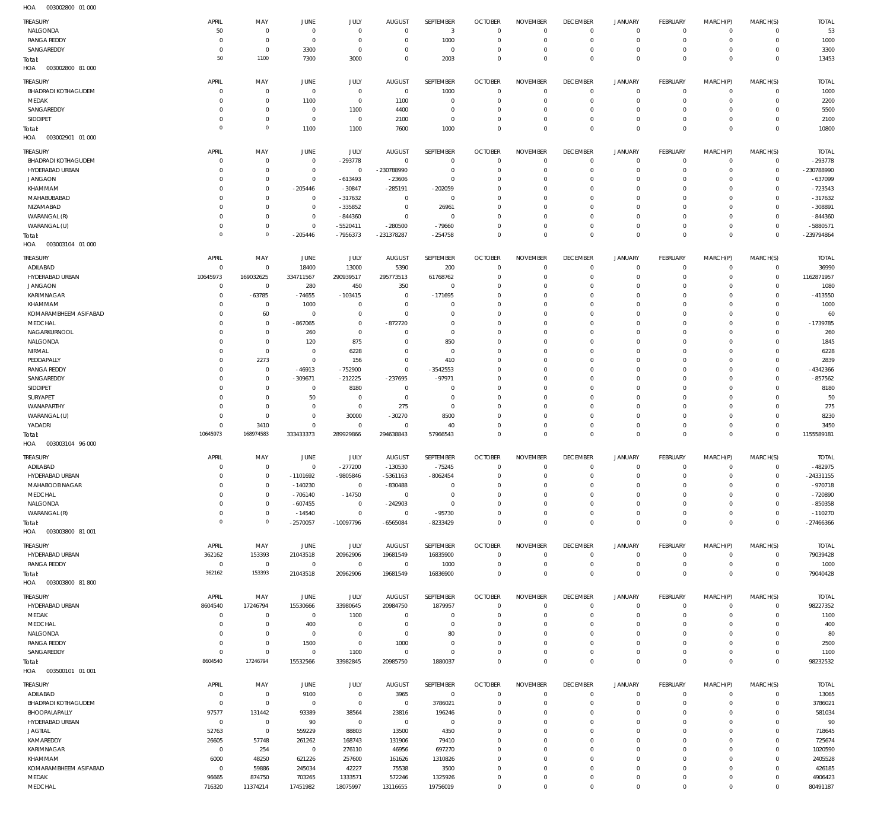HOA 003002800 01 000

| TREASURY | APRIL | MAY | JUNE | JULY | AUGUST | SEPTEMBER | OCTOBER | NOVEMBER | DECEMBER | JANUARY | FEBRUARY | MARCH(P) | MARCH(S) | TOTAL |
|---|---|---|---|---|---|---|---|---|---|---|---|---|---|---|
| NALGONDA | 50 | 0 | 0 | 0 | 0 | 3 | 0 | 0 | 0 | 0 | 0 | 0 | 0 | 53 |
| RANGA REDDY | 0 | 0 | 0 | 0 | 0 | 1000 | 0 | 0 | 0 | 0 | 0 | 0 | 0 | 1000 |
| SANGAREDDY | 0 | 0 | 3300 | 0 | 0 | 0 | 0 | 0 | 0 | 0 | 0 | 0 | 0 | 3300 |
| Total: | 50 | 1100 | 7300 | 3000 | 0 | 2003 | 0 | 0 | 0 | 0 | 0 | 0 | 0 | 13453 |

HOA 003002800 81 000

| TREASURY | APRIL | MAY | JUNE | JULY | AUGUST | SEPTEMBER | OCTOBER | NOVEMBER | DECEMBER | JANUARY | FEBRUARY | MARCH(P) | MARCH(S) | TOTAL |
|---|---|---|---|---|---|---|---|---|---|---|---|---|---|---|
| BHADRADI KOTHAGUDEM | 0 | 0 | 0 | 0 | 0 | 1000 | 0 | 0 | 0 | 0 | 0 | 0 | 0 | 1000 |
| MEDAK | 0 | 0 | 1100 | 0 | 1100 | 0 | 0 | 0 | 0 | 0 | 0 | 0 | 0 | 2200 |
| SANGAREDDY | 0 | 0 | 0 | 1100 | 4400 | 0 | 0 | 0 | 0 | 0 | 0 | 0 | 0 | 5500 |
| SIDDIPET | 0 | 0 | 0 | 0 | 2100 | 0 | 0 | 0 | 0 | 0 | 0 | 0 | 0 | 2100 |
| Total: | 0 | 0 | 1100 | 1100 | 7600 | 1000 | 0 | 0 | 0 | 0 | 0 | 0 | 0 | 10800 |

HOA 003002901 01 000

| TREASURY | APRIL | MAY | JUNE | JULY | AUGUST | SEPTEMBER | OCTOBER | NOVEMBER | DECEMBER | JANUARY | FEBRUARY | MARCH(P) | MARCH(S) | TOTAL |
|---|---|---|---|---|---|---|---|---|---|---|---|---|---|---|
| BHADRADI KOTHAGUDEM | 0 | 0 | 0 | -293778 | 0 | 0 | 0 | 0 | 0 | 0 | 0 | 0 | 0 | -293778 |
| HYDERABAD URBAN | 0 | 0 | 0 | 0 | -230788990 | 0 | 0 | 0 | 0 | 0 | 0 | 0 | 0 | -230788990 |
| JANGAON | 0 | 0 | 0 | -613493 | -23606 | 0 | 0 | 0 | 0 | 0 | 0 | 0 | 0 | -637099 |
| KHAMMAM | 0 | 0 | -205446 | -30847 | -285191 | -202059 | 0 | 0 | 0 | 0 | 0 | 0 | 0 | -723543 |
| MAHABUBABAD | 0 | 0 | 0 | -317632 | 0 | 0 | 0 | 0 | 0 | 0 | 0 | 0 | 0 | -317632 |
| NIZAMABAD | 0 | 0 | 0 | -335852 | 0 | 26961 | 0 | 0 | 0 | 0 | 0 | 0 | 0 | -308891 |
| WARANGAL (R) | 0 | 0 | 0 | -844360 | 0 | 0 | 0 | 0 | 0 | 0 | 0 | 0 | 0 | -844360 |
| WARANGAL (U) | 0 | 0 | 0 | -5520411 | -280500 | -79660 | 0 | 0 | 0 | 0 | 0 | 0 | 0 | -5880571 |
| Total: | 0 | 0 | -205446 | -7956373 | -231378287 | -254758 | 0 | 0 | 0 | 0 | 0 | 0 | 0 | -239794864 |

HOA 003003104 01 000

| TREASURY | APRIL | MAY | JUNE | JULY | AUGUST | SEPTEMBER | OCTOBER | NOVEMBER | DECEMBER | JANUARY | FEBRUARY | MARCH(P) | MARCH(S) | TOTAL |
|---|---|---|---|---|---|---|---|---|---|---|---|---|---|---|
| ADILABAD | 0 | 0 | 18400 | 13000 | 5390 | 200 | 0 | 0 | 0 | 0 | 0 | 0 | 0 | 36990 |
| HYDERABAD URBAN | 10645973 | 169032625 | 334711567 | 290939517 | 295773513 | 61768762 | 0 | 0 | 0 | 0 | 0 | 0 | 0 | 1162871957 |
| JANGAON | 0 | 0 | 280 | 450 | 350 | 0 | 0 | 0 | 0 | 0 | 0 | 0 | 0 | 1080 |
| KARIMNAGAR | 0 | -63785 | -74655 | -103415 | 0 | -171695 | 0 | 0 | 0 | 0 | 0 | 0 | 0 | -413550 |
| KHAMMAM | 0 | 0 | 1000 | 0 | 0 | 0 | 0 | 0 | 0 | 0 | 0 | 0 | 0 | 1000 |
| KOMARAMBHEEM ASIFABAD | 0 | 60 | 0 | 0 | 0 | 0 | 0 | 0 | 0 | 0 | 0 | 0 | 0 | 60 |
| MEDCHAL | 0 | 0 | -867065 | 0 | -872720 | 0 | 0 | 0 | 0 | 0 | 0 | 0 | 0 | -1739785 |
| NAGARKURNOOL | 0 | 0 | 260 | 0 | 0 | 0 | 0 | 0 | 0 | 0 | 0 | 0 | 0 | 260 |
| NALGONDA | 0 | 0 | 120 | 875 | 0 | 850 | 0 | 0 | 0 | 0 | 0 | 0 | 0 | 1845 |
| NIRMAL | 0 | 0 | 0 | 6228 | 0 | 0 | 0 | 0 | 0 | 0 | 0 | 0 | 0 | 6228 |
| PEDDAPALLY | 0 | 2273 | 0 | 156 | 0 | 410 | 0 | 0 | 0 | 0 | 0 | 0 | 0 | 2839 |
| RANGA REDDY | 0 | 0 | -46913 | -752900 | 0 | -3542553 | 0 | 0 | 0 | 0 | 0 | 0 | 0 | -4342366 |
| SANGAREDDY | 0 | 0 | -309671 | -212225 | -237695 | -97971 | 0 | 0 | 0 | 0 | 0 | 0 | 0 | -857562 |
| SIDDIPET | 0 | 0 | 0 | 8180 | 0 | 0 | 0 | 0 | 0 | 0 | 0 | 0 | 0 | 8180 |
| SURYAPET | 0 | 0 | 50 | 0 | 0 | 0 | 0 | 0 | 0 | 0 | 0 | 0 | 0 | 50 |
| WANAPARTHY | 0 | 0 | 0 | 0 | 275 | 0 | 0 | 0 | 0 | 0 | 0 | 0 | 0 | 275 |
| WARANGAL (U) | 0 | 0 | 0 | 30000 | -30270 | 8500 | 0 | 0 | 0 | 0 | 0 | 0 | 0 | 8230 |
| YADADRI | 0 | 3410 | 0 | 0 | 0 | 40 | 0 | 0 | 0 | 0 | 0 | 0 | 0 | 3450 |
| Total: | 10645973 | 168974583 | 333433373 | 289929866 | 294638843 | 57966543 | 0 | 0 | 0 | 0 | 0 | 0 | 0 | 1155589181 |

HOA 003003104 96 000

| TREASURY | APRIL | MAY | JUNE | JULY | AUGUST | SEPTEMBER | OCTOBER | NOVEMBER | DECEMBER | JANUARY | FEBRUARY | MARCH(P) | MARCH(S) | TOTAL |
|---|---|---|---|---|---|---|---|---|---|---|---|---|---|---|
| ADILABAD | 0 | 0 | 0 | -277200 | -130530 | -75245 | 0 | 0 | 0 | 0 | 0 | 0 | 0 | -482975 |
| HYDERABAD URBAN | 0 | 0 | -1101692 | -9805846 | -5361163 | -8062454 | 0 | 0 | 0 | 0 | 0 | 0 | 0 | -24331155 |
| MAHABOOBNAGAR | 0 | 0 | -140230 | 0 | -830488 | 0 | 0 | 0 | 0 | 0 | 0 | 0 | 0 | -970718 |
| MEDCHAL | 0 | 0 | -706140 | -14750 | 0 | 0 | 0 | 0 | 0 | 0 | 0 | 0 | 0 | -720890 |
| NALGONDA | 0 | 0 | -607455 | 0 | -242903 | 0 | 0 | 0 | 0 | 0 | 0 | 0 | 0 | -850358 |
| WARANGAL (R) | 0 | 0 | -14540 | 0 | 0 | -95730 | 0 | 0 | 0 | 0 | 0 | 0 | 0 | -110270 |
| Total: | 0 | 0 | -2570057 | -10097796 | -6565084 | -8233429 | 0 | 0 | 0 | 0 | 0 | 0 | 0 | -27466366 |

HOA 003003800 81 001

| TREASURY | APRIL | MAY | JUNE | JULY | AUGUST | SEPTEMBER | OCTOBER | NOVEMBER | DECEMBER | JANUARY | FEBRUARY | MARCH(P) | MARCH(S) | TOTAL |
|---|---|---|---|---|---|---|---|---|---|---|---|---|---|---|
| HYDERABAD URBAN | 362162 | 153393 | 21043518 | 20962906 | 19681549 | 16835900 | 0 | 0 | 0 | 0 | 0 | 0 | 0 | 79039428 |
| RANGA REDDY | 0 | 0 | 0 | 0 | 0 | 1000 | 0 | 0 | 0 | 0 | 0 | 0 | 0 | 1000 |
| Total: | 362162 | 153393 | 21043518 | 20962906 | 19681549 | 16836900 | 0 | 0 | 0 | 0 | 0 | 0 | 0 | 79040428 |

HOA 003003800 81 800

| TREASURY | APRIL | MAY | JUNE | JULY | AUGUST | SEPTEMBER | OCTOBER | NOVEMBER | DECEMBER | JANUARY | FEBRUARY | MARCH(P) | MARCH(S) | TOTAL |
|---|---|---|---|---|---|---|---|---|---|---|---|---|---|---|
| HYDERABAD URBAN | 8604540 | 17246794 | 15530666 | 33980645 | 20984750 | 1879957 | 0 | 0 | 0 | 0 | 0 | 0 | 0 | 98227352 |
| MEDAK | 0 | 0 | 0 | 1100 | 0 | 0 | 0 | 0 | 0 | 0 | 0 | 0 | 0 | 1100 |
| MEDCHAL | 0 | 0 | 400 | 0 | 0 | 0 | 0 | 0 | 0 | 0 | 0 | 0 | 0 | 400 |
| NALGONDA | 0 | 0 | 0 | 0 | 0 | 80 | 0 | 0 | 0 | 0 | 0 | 0 | 0 | 80 |
| RANGA REDDY | 0 | 0 | 1500 | 0 | 1000 | 0 | 0 | 0 | 0 | 0 | 0 | 0 | 0 | 2500 |
| SANGAREDDY | 0 | 0 | 0 | 1100 | 0 | 0 | 0 | 0 | 0 | 0 | 0 | 0 | 0 | 1100 |
| Total: | 8604540 | 17246794 | 15532566 | 33982845 | 20985750 | 1880037 | 0 | 0 | 0 | 0 | 0 | 0 | 0 | 98232532 |

HOA 003500101 01 001

| TREASURY | APRIL | MAY | JUNE | JULY | AUGUST | SEPTEMBER | OCTOBER | NOVEMBER | DECEMBER | JANUARY | FEBRUARY | MARCH(P) | MARCH(S) | TOTAL |
|---|---|---|---|---|---|---|---|---|---|---|---|---|---|---|
| ADILABAD | 0 | 0 | 9100 | 0 | 3965 | 0 | 0 | 0 | 0 | 0 | 0 | 0 | 0 | 13065 |
| BHADRADI KOTHAGUDEM | 0 | 0 | 0 | 0 | 0 | 3786021 | 0 | 0 | 0 | 0 | 0 | 0 | 0 | 3786021 |
| BHOOPALAPALLY | 97577 | 131442 | 93389 | 38564 | 23816 | 196246 | 0 | 0 | 0 | 0 | 0 | 0 | 0 | 581034 |
| HYDERABAD URBAN | 0 | 0 | 90 | 0 | 0 | 0 | 0 | 0 | 0 | 0 | 0 | 0 | 0 | 90 |
| JAGTIAL | 52763 | 0 | 559229 | 88803 | 13500 | 4350 | 0 | 0 | 0 | 0 | 0 | 0 | 0 | 718645 |
| KAMAREDDY | 26605 | 57748 | 261262 | 168743 | 131906 | 79410 | 0 | 0 | 0 | 0 | 0 | 0 | 0 | 725674 |
| KARIMNAGAR | 0 | 254 | 0 | 276110 | 46956 | 697270 | 0 | 0 | 0 | 0 | 0 | 0 | 0 | 1020590 |
| KHAMMAM | 6000 | 48250 | 621226 | 257600 | 161626 | 1310826 | 0 | 0 | 0 | 0 | 0 | 0 | 0 | 2405528 |
| KOMARAMBHEEM ASIFABAD | 0 | 59886 | 245034 | 42227 | 75538 | 3500 | 0 | 0 | 0 | 0 | 0 | 0 | 0 | 426185 |
| MEDAK | 96665 | 874750 | 703265 | 1333571 | 572246 | 1325926 | 0 | 0 | 0 | 0 | 0 | 0 | 0 | 4906423 |
| MEDCHAL | 716320 | 11374214 | 17451982 | 18075997 | 13116655 | 19756019 | 0 | 0 | 0 | 0 | 0 | 0 | 0 | 80491187 |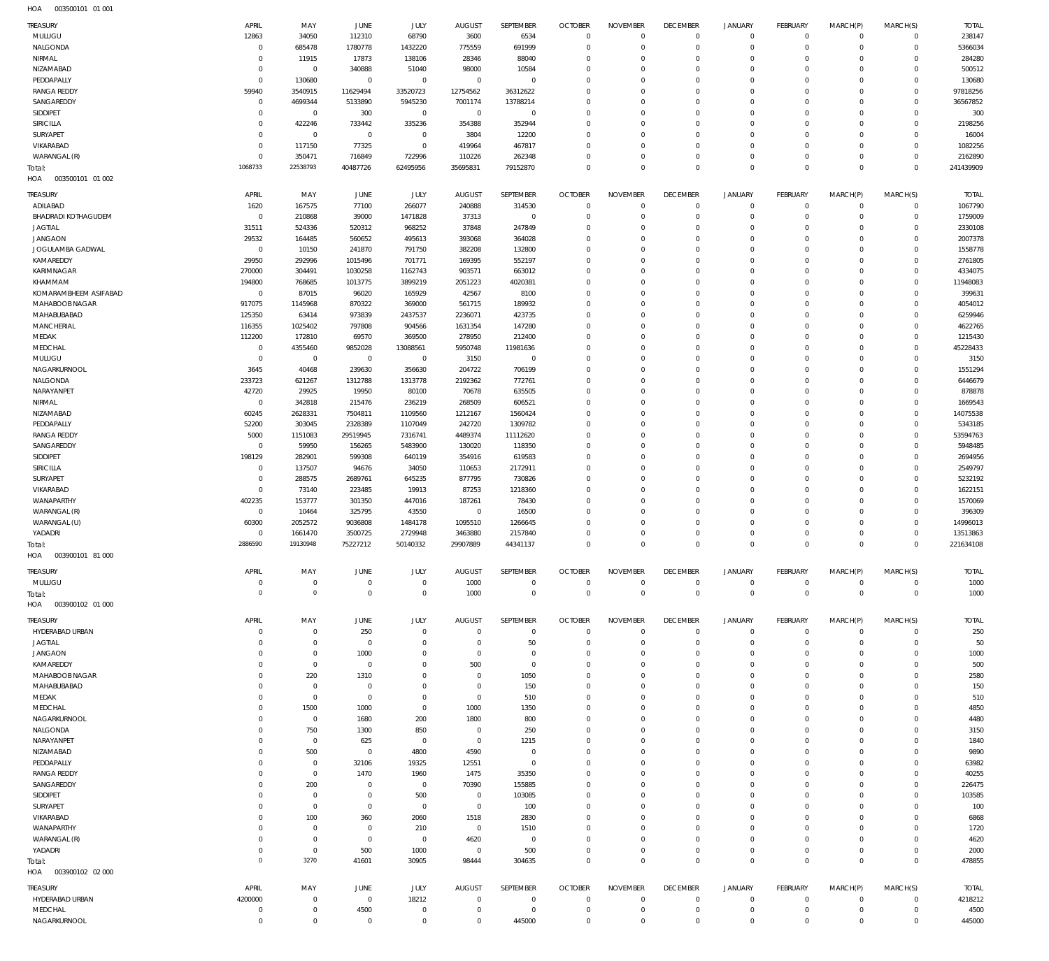HOA 003500101 01 001

| TREASURY | APRIL | MAY | JUNE | JULY | AUGUST | SEPTEMBER | OCTOBER | NOVEMBER | DECEMBER | JANUARY | FEBRUARY | MARCH(P) | MARCH(S) | TOTAL |
|---|---|---|---|---|---|---|---|---|---|---|---|---|---|---|
| MULUGU | 12863 | 34050 | 112310 | 68790 | 3600 | 6534 | 0 | 0 | 0 | 0 | 0 | 0 | 0 | 238147 |
| NALGONDA | 0 | 685478 | 1780778 | 1432220 | 775559 | 691999 | 0 | 0 | 0 | 0 | 0 | 0 | 0 | 5366034 |
| NIRMAL | 0 | 11915 | 17873 | 138106 | 28346 | 88040 | 0 | 0 | 0 | 0 | 0 | 0 | 0 | 284280 |
| NIZAMABAD | 0 | 0 | 340888 | 51040 | 98000 | 10584 | 0 | 0 | 0 | 0 | 0 | 0 | 0 | 500512 |
| PEDDAPALLY | 0 | 130680 | 0 | 0 | 0 | 0 | 0 | 0 | 0 | 0 | 0 | 0 | 0 | 130680 |
| RANGA REDDY | 59940 | 3540915 | 11629494 | 33520723 | 12754562 | 36312622 | 0 | 0 | 0 | 0 | 0 | 0 | 0 | 97818256 |
| SANGAREDDY | 0 | 4699344 | 5133890 | 5945230 | 7001174 | 13788214 | 0 | 0 | 0 | 0 | 0 | 0 | 0 | 36567852 |
| SIDDIPET | 0 | 0 | 300 | 0 | 0 | 0 | 0 | 0 | 0 | 0 | 0 | 0 | 0 | 300 |
| SIRICILLA | 0 | 422246 | 733442 | 335236 | 354388 | 352944 | 0 | 0 | 0 | 0 | 0 | 0 | 0 | 2198256 |
| SURYAPET | 0 | 0 | 0 | 0 | 3804 | 12200 | 0 | 0 | 0 | 0 | 0 | 0 | 0 | 16004 |
| VIKARABAD | 0 | 117150 | 77325 | 0 | 419964 | 467817 | 0 | 0 | 0 | 0 | 0 | 0 | 0 | 1082256 |
| WARANGAL (R) | 0 | 350471 | 716849 | 722996 | 110226 | 262348 | 0 | 0 | 0 | 0 | 0 | 0 | 0 | 2162890 |
| Total: | 1068733 | 22538793 | 40487726 | 62495956 | 35695831 | 79152870 | 0 | 0 | 0 | 0 | 0 | 0 | 0 | 241439909 |

HOA 003500101 01 002

| TREASURY | APRIL | MAY | JUNE | JULY | AUGUST | SEPTEMBER | OCTOBER | NOVEMBER | DECEMBER | JANUARY | FEBRUARY | MARCH(P) | MARCH(S) | TOTAL |
|---|---|---|---|---|---|---|---|---|---|---|---|---|---|---|
| ADILABAD | 1620 | 167575 | 77100 | 266077 | 240888 | 314530 | 0 | 0 | 0 | 0 | 0 | 0 | 0 | 1067790 |
| BHADRADI KOTHAGUDEM | 0 | 210868 | 39000 | 1471828 | 37313 | 0 | 0 | 0 | 0 | 0 | 0 | 0 | 0 | 1759009 |
| JAGTIAL | 31511 | 524336 | 520312 | 968252 | 37848 | 247849 | 0 | 0 | 0 | 0 | 0 | 0 | 0 | 2330108 |
| JANGAON | 29532 | 164485 | 560652 | 495613 | 393068 | 364028 | 0 | 0 | 0 | 0 | 0 | 0 | 0 | 2007378 |
| JOGULAMBA GADWAL | 0 | 10150 | 241870 | 791750 | 382208 | 132800 | 0 | 0 | 0 | 0 | 0 | 0 | 0 | 1558778 |
| KAMAREDDY | 29950 | 292996 | 1015496 | 701771 | 169395 | 552197 | 0 | 0 | 0 | 0 | 0 | 0 | 0 | 2761805 |
| KARIMNAGAR | 270000 | 304491 | 1030258 | 1162743 | 903571 | 663012 | 0 | 0 | 0 | 0 | 0 | 0 | 0 | 4334075 |
| KHAMMAM | 194800 | 768685 | 1013775 | 3899219 | 2051223 | 4020381 | 0 | 0 | 0 | 0 | 0 | 0 | 0 | 11948083 |
| KOMARAMBHEEM ASIFABAD | 0 | 87015 | 96020 | 165929 | 42567 | 8100 | 0 | 0 | 0 | 0 | 0 | 0 | 0 | 399631 |
| MAHABOOB NAGAR | 917075 | 1145968 | 870322 | 369000 | 561715 | 189932 | 0 | 0 | 0 | 0 | 0 | 0 | 0 | 4054012 |
| MAHABUBABAD | 125350 | 63414 | 973839 | 2437537 | 2236071 | 423735 | 0 | 0 | 0 | 0 | 0 | 0 | 0 | 6259946 |
| MANCHERIAL | 116355 | 1025402 | 797808 | 904566 | 1631354 | 147280 | 0 | 0 | 0 | 0 | 0 | 0 | 0 | 4622765 |
| MEDAK | 112200 | 172810 | 69570 | 369500 | 278950 | 212400 | 0 | 0 | 0 | 0 | 0 | 0 | 0 | 1215430 |
| MEDCHAL | 0 | 4355460 | 9852028 | 13088561 | 5950748 | 11981636 | 0 | 0 | 0 | 0 | 0 | 0 | 0 | 45228433 |
| MULUGU | 0 | 0 | 0 | 0 | 3150 | 0 | 0 | 0 | 0 | 0 | 0 | 0 | 0 | 3150 |
| NAGARKURNOOL | 3645 | 40468 | 239630 | 356630 | 204722 | 706199 | 0 | 0 | 0 | 0 | 0 | 0 | 0 | 1551294 |
| NALGONDA | 233723 | 621267 | 1312788 | 1313778 | 2192362 | 772761 | 0 | 0 | 0 | 0 | 0 | 0 | 0 | 6446679 |
| NARAYANPET | 42720 | 29925 | 19950 | 80100 | 70678 | 635505 | 0 | 0 | 0 | 0 | 0 | 0 | 0 | 878878 |
| NIRMAL | 0 | 342818 | 215476 | 236219 | 268509 | 606521 | 0 | 0 | 0 | 0 | 0 | 0 | 0 | 1669543 |
| NIZAMABAD | 60245 | 2628331 | 7504811 | 1109560 | 1212167 | 1560424 | 0 | 0 | 0 | 0 | 0 | 0 | 0 | 14075538 |
| PEDDAPALLY | 52200 | 303045 | 2328389 | 1107049 | 242720 | 1309782 | 0 | 0 | 0 | 0 | 0 | 0 | 0 | 5343185 |
| RANGA REDDY | 5000 | 1151083 | 29519945 | 7316741 | 4489374 | 11112620 | 0 | 0 | 0 | 0 | 0 | 0 | 0 | 53594763 |
| SANGAREDDY | 0 | 59950 | 156265 | 5483900 | 130020 | 118350 | 0 | 0 | 0 | 0 | 0 | 0 | 0 | 5948485 |
| SIDDIPET | 198129 | 282901 | 599308 | 640119 | 354916 | 619583 | 0 | 0 | 0 | 0 | 0 | 0 | 0 | 2694956 |
| SIRICILLA | 0 | 137507 | 94676 | 34050 | 110653 | 2172911 | 0 | 0 | 0 | 0 | 0 | 0 | 0 | 2549797 |
| SURYAPET | 0 | 288575 | 2689761 | 645235 | 877795 | 730826 | 0 | 0 | 0 | 0 | 0 | 0 | 0 | 5232192 |
| VIKARABAD | 0 | 73140 | 223485 | 19913 | 87253 | 1218360 | 0 | 0 | 0 | 0 | 0 | 0 | 0 | 1622151 |
| WANAPARTHY | 402235 | 153777 | 301350 | 447016 | 187261 | 78430 | 0 | 0 | 0 | 0 | 0 | 0 | 0 | 1570069 |
| WARANGAL (R) | 0 | 10464 | 325795 | 43550 | 0 | 16500 | 0 | 0 | 0 | 0 | 0 | 0 | 0 | 396309 |
| WARANGAL (U) | 60300 | 2052572 | 9036808 | 1484178 | 1095510 | 1266645 | 0 | 0 | 0 | 0 | 0 | 0 | 0 | 14996013 |
| YADADRI | 0 | 1661470 | 3500725 | 2729948 | 3463880 | 2157840 | 0 | 0 | 0 | 0 | 0 | 0 | 0 | 13513863 |
| Total: | 2886590 | 19130948 | 75227212 | 50140332 | 29907889 | 44341137 | 0 | 0 | 0 | 0 | 0 | 0 | 0 | 221634108 |

HOA 003900101 81 000

| TREASURY | APRIL | MAY | JUNE | JULY | AUGUST | SEPTEMBER | OCTOBER | NOVEMBER | DECEMBER | JANUARY | FEBRUARY | MARCH(P) | MARCH(S) | TOTAL |
|---|---|---|---|---|---|---|---|---|---|---|---|---|---|---|
| MULUGU | 0 | 0 | 0 | 0 | 1000 | 0 | 0 | 0 | 0 | 0 | 0 | 0 | 0 | 1000 |
| Total: | 0 | 0 | 0 | 0 | 1000 | 0 | 0 | 0 | 0 | 0 | 0 | 0 | 0 | 1000 |

HOA 003900102 01 000

| TREASURY | APRIL | MAY | JUNE | JULY | AUGUST | SEPTEMBER | OCTOBER | NOVEMBER | DECEMBER | JANUARY | FEBRUARY | MARCH(P) | MARCH(S) | TOTAL |
|---|---|---|---|---|---|---|---|---|---|---|---|---|---|---|
| HYDERABAD URBAN | 0 | 0 | 250 | 0 | 0 | 0 | 0 | 0 | 0 | 0 | 0 | 0 | 0 | 250 |
| JAGTIAL | 0 | 0 | 0 | 0 | 0 | 50 | 0 | 0 | 0 | 0 | 0 | 0 | 0 | 50 |
| JANGAON | 0 | 0 | 1000 | 0 | 0 | 0 | 0 | 0 | 0 | 0 | 0 | 0 | 0 | 1000 |
| KAMAREDDY | 0 | 0 | 0 | 0 | 500 | 0 | 0 | 0 | 0 | 0 | 0 | 0 | 0 | 500 |
| MAHABOOB NAGAR | 0 | 220 | 1310 | 0 | 0 | 1050 | 0 | 0 | 0 | 0 | 0 | 0 | 0 | 2580 |
| MAHABUBABAD | 0 | 0 | 0 | 0 | 0 | 150 | 0 | 0 | 0 | 0 | 0 | 0 | 0 | 150 |
| MEDAK | 0 | 0 | 0 | 0 | 0 | 510 | 0 | 0 | 0 | 0 | 0 | 0 | 0 | 510 |
| MEDCHAL | 0 | 1500 | 1000 | 0 | 1000 | 1350 | 0 | 0 | 0 | 0 | 0 | 0 | 0 | 4850 |
| NAGARKURNOOL | 0 | 0 | 1680 | 200 | 1800 | 800 | 0 | 0 | 0 | 0 | 0 | 0 | 0 | 4480 |
| NALGONDA | 0 | 750 | 1300 | 850 | 0 | 250 | 0 | 0 | 0 | 0 | 0 | 0 | 0 | 3150 |
| NARAYANPET | 0 | 0 | 625 | 0 | 0 | 1215 | 0 | 0 | 0 | 0 | 0 | 0 | 0 | 1840 |
| NIZAMABAD | 0 | 500 | 0 | 4800 | 4590 | 0 | 0 | 0 | 0 | 0 | 0 | 0 | 0 | 9890 |
| PEDDAPALLY | 0 | 0 | 32106 | 19325 | 12551 | 0 | 0 | 0 | 0 | 0 | 0 | 0 | 0 | 63982 |
| RANGA REDDY | 0 | 0 | 1470 | 1960 | 1475 | 35350 | 0 | 0 | 0 | 0 | 0 | 0 | 0 | 40255 |
| SANGAREDDY | 0 | 200 | 0 | 0 | 70390 | 155885 | 0 | 0 | 0 | 0 | 0 | 0 | 0 | 226475 |
| SIDDIPET | 0 | 0 | 0 | 500 | 0 | 103085 | 0 | 0 | 0 | 0 | 0 | 0 | 0 | 103585 |
| SURYAPET | 0 | 0 | 0 | 0 | 0 | 100 | 0 | 0 | 0 | 0 | 0 | 0 | 0 | 100 |
| VIKARABAD | 0 | 100 | 360 | 2060 | 1518 | 2830 | 0 | 0 | 0 | 0 | 0 | 0 | 0 | 6868 |
| WANAPARTHY | 0 | 0 | 0 | 210 | 0 | 1510 | 0 | 0 | 0 | 0 | 0 | 0 | 0 | 1720 |
| WARANGAL (R) | 0 | 0 | 0 | 0 | 4620 | 0 | 0 | 0 | 0 | 0 | 0 | 0 | 0 | 4620 |
| YADADRI | 0 | 0 | 500 | 1000 | 0 | 500 | 0 | 0 | 0 | 0 | 0 | 0 | 0 | 2000 |
| Total: | 0 | 3270 | 41601 | 30905 | 98444 | 304635 | 0 | 0 | 0 | 0 | 0 | 0 | 0 | 478855 |

HOA 003900102 02 000

| TREASURY | APRIL | MAY | JUNE | JULY | AUGUST | SEPTEMBER | OCTOBER | NOVEMBER | DECEMBER | JANUARY | FEBRUARY | MARCH(P) | MARCH(S) | TOTAL |
|---|---|---|---|---|---|---|---|---|---|---|---|---|---|---|
| HYDERABAD URBAN | 4200000 | 0 | 0 | 18212 | 0 | 0 | 0 | 0 | 0 | 0 | 0 | 0 | 0 | 4218212 |
| MEDCHAL | 0 | 0 | 4500 | 0 | 0 | 0 | 0 | 0 | 0 | 0 | 0 | 0 | 0 | 4500 |
| NAGARKURNOOL | 0 | 0 | 0 | 0 | 0 | 445000 | 0 | 0 | 0 | 0 | 0 | 0 | 0 | 445000 |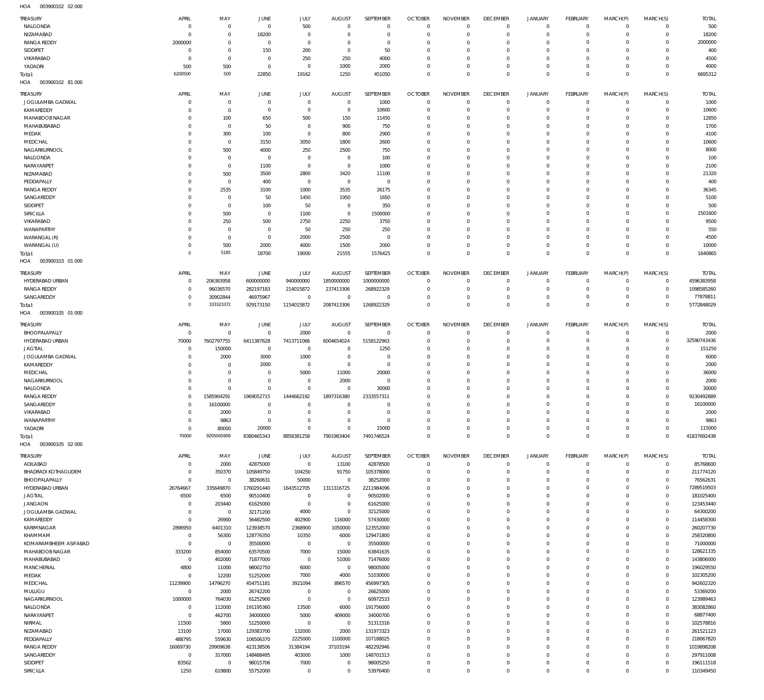HOA 003900102 02 000

| TREASURY | APRIL | MAY | JUNE | JULY | AUGUST | SEPTEMBER | OCTOBER | NOVEMBER | DECEMBER | JANUARY | FEBRUARY | MARCH(P) | MARCH(S) | TOTAL |
|---|---|---|---|---|---|---|---|---|---|---|---|---|---|---|
| NALGONDA | 0 | 0 | 0 | 500 | 0 | 0 | 0 | 0 | 0 | 0 | 0 | 0 | 0 | 500 |
| NIZAMABAD | 0 | 0 | 18200 | 0 | 0 | 0 | 0 | 0 | 0 | 0 | 0 | 0 | 0 | 18200 |
| RANGA REDDY | 2000000 | 0 | 0 | 0 | 0 | 0 | 0 | 0 | 0 | 0 | 0 | 0 | 0 | 2000000 |
| SIDDIPET | 0 | 0 | 150 | 200 | 0 | 50 | 0 | 0 | 0 | 0 | 0 | 0 | 0 | 400 |
| VIKARABAD | 0 | 0 | 0 | 250 | 250 | 4000 | 0 | 0 | 0 | 0 | 0 | 0 | 0 | 4500 |
| YADADRI | 500 | 500 | 0 | 0 | 1000 | 2000 | 0 | 0 | 0 | 0 | 0 | 0 | 0 | 4000 |
| Total: | 6200500 | 500 | 22850 | 19162 | 1250 | 451050 | 0 | 0 | 0 | 0 | 0 | 0 | 0 | 6695312 |

HOA 003900102 81 000

| TREASURY | APRIL | MAY | JUNE | JULY | AUGUST | SEPTEMBER | OCTOBER | NOVEMBER | DECEMBER | JANUARY | FEBRUARY | MARCH(P) | MARCH(S) | TOTAL |
|---|---|---|---|---|---|---|---|---|---|---|---|---|---|---|
| JOGULAMBA GADWAL | 0 | 0 | 0 | 0 | 0 | 1000 | 0 | 0 | 0 | 0 | 0 | 0 | 0 | 1000 |
| KAMAREDDY | 0 | 0 | 0 | 0 | 0 | 10600 | 0 | 0 | 0 | 0 | 0 | 0 | 0 | 10600 |
| MAHABOOB NAGAR | 0 | 100 | 650 | 500 | 150 | 11450 | 0 | 0 | 0 | 0 | 0 | 0 | 0 | 12850 |
| MAHABUBABAD | 0 | 0 | 50 | 0 | 900 | 750 | 0 | 0 | 0 | 0 | 0 | 0 | 0 | 1700 |
| MEDAK | 0 | 300 | 100 | 0 | 800 | 2900 | 0 | 0 | 0 | 0 | 0 | 0 | 0 | 4100 |
| MEDCHAL | 0 | 0 | 3150 | 3050 | 1800 | 2600 | 0 | 0 | 0 | 0 | 0 | 0 | 0 | 10600 |
| NAGARKURNOOL | 0 | 500 | 4000 | 250 | 2500 | 750 | 0 | 0 | 0 | 0 | 0 | 0 | 0 | 8000 |
| NALGONDA | 0 | 0 | 0 | 0 | 0 | 100 | 0 | 0 | 0 | 0 | 0 | 0 | 0 | 100 |
| NARAYANPET | 0 | 0 | 1100 | 0 | 0 | 1000 | 0 | 0 | 0 | 0 | 0 | 0 | 0 | 2100 |
| NIZAMABAD | 0 | 500 | 3500 | 2800 | 3420 | 11100 | 0 | 0 | 0 | 0 | 0 | 0 | 0 | 21320 |
| PEDDAPALLY | 0 | 0 | 400 | 0 | 0 | 0 | 0 | 0 | 0 | 0 | 0 | 0 | 0 | 400 |
| RANGA REDDY | 0 | 2535 | 3100 | 1000 | 3535 | 26175 | 0 | 0 | 0 | 0 | 0 | 0 | 0 | 36345 |
| SANGAREDDY | 0 | 0 | 50 | 1450 | 1950 | 1650 | 0 | 0 | 0 | 0 | 0 | 0 | 0 | 5100 |
| SIDDIPET | 0 | 0 | 100 | 50 | 0 | 350 | 0 | 0 | 0 | 0 | 0 | 0 | 0 | 500 |
| SIRICILLA | 0 | 500 | 0 | 1100 | 0 | 1500000 | 0 | 0 | 0 | 0 | 0 | 0 | 0 | 1501600 |
| VIKARABAD | 0 | 250 | 500 | 2750 | 2250 | 3750 | 0 | 0 | 0 | 0 | 0 | 0 | 0 | 9500 |
| WANAPARTHY | 0 | 0 | 0 | 50 | 250 | 250 | 0 | 0 | 0 | 0 | 0 | 0 | 0 | 550 |
| WARANGAL (R) | 0 | 0 | 0 | 2000 | 2500 | 0 | 0 | 0 | 0 | 0 | 0 | 0 | 0 | 4500 |
| WARANGAL (U) | 0 | 500 | 2000 | 4000 | 1500 | 2000 | 0 | 0 | 0 | 0 | 0 | 0 | 0 | 10000 |
| Total: | 0 | 5185 | 18700 | 19000 | 21555 | 1576425 | 0 | 0 | 0 | 0 | 0 | 0 | 0 | 1640865 |

HOA 003900103 01 000

| TREASURY | APRIL | MAY | JUNE | JULY | AUGUST | SEPTEMBER | OCTOBER | NOVEMBER | DECEMBER | JANUARY | FEBRUARY | MARCH(P) | MARCH(S) | TOTAL |
|---|---|---|---|---|---|---|---|---|---|---|---|---|---|---|
| HYDERABAD URBAN | 0 | 206383958 | 600000000 | 940000000 | 1850000000 | 1000000000 | 0 | 0 | 0 | 0 | 0 | 0 | 0 | 4596383958 |
| RANGA REDDY | 0 | 96036570 | 282197183 | 214015872 | 237413306 | 268922329 | 0 | 0 | 0 | 0 | 0 | 0 | 0 | 1098585260 |
| SANGAREDDY | 0 | 30902844 | 46975967 | 0 | 0 | 0 | 0 | 0 | 0 | 0 | 0 | 0 | 0 | 77878811 |
| Total: | 0 | 333323372 | 929173150 | 1154015872 | 2087413306 | 1268922329 | 0 | 0 | 0 | 0 | 0 | 0 | 0 | 5772848029 |

HOA 003900105 01 000

| TREASURY | APRIL | MAY | JUNE | JULY | AUGUST | SEPTEMBER | OCTOBER | NOVEMBER | DECEMBER | JANUARY | FEBRUARY | MARCH(P) | MARCH(S) | TOTAL |
|---|---|---|---|---|---|---|---|---|---|---|---|---|---|---|
| BHOOPALAPALLY | 0 | 0 | 0 | 2000 | 0 | 0 | 0 | 0 | 0 | 0 | 0 | 0 | 0 | 2000 |
| HYDERABAD URBAN | 70000 | 7602797755 | 6411387628 | 7413711066 | 6004654024 | 5158122963 | 0 | 0 | 0 | 0 | 0 | 0 | 0 | 32590743436 |
| JAGTIAL | 0 | 150000 | 0 | 0 | 0 | 1250 | 0 | 0 | 0 | 0 | 0 | 0 | 0 | 151250 |
| JOGULAMBA GADWAL | 0 | 2000 | 3000 | 1000 | 0 | 0 | 0 | 0 | 0 | 0 | 0 | 0 | 0 | 6000 |
| KAMAREDDY | 0 | 0 | 2000 | 0 | 0 | 0 | 0 | 0 | 0 | 0 | 0 | 0 | 0 | 2000 |
| MEDCHAL | 0 | 0 | 0 | 5000 | 11000 | 20000 | 0 | 0 | 0 | 0 | 0 | 0 | 0 | 36000 |
| NAGARKURNOOL | 0 | 0 | 0 | 0 | 2000 | 0 | 0 | 0 | 0 | 0 | 0 | 0 | 0 | 2000 |
| NALGONDA | 0 | 0 | 0 | 0 | 0 | 30000 | 0 | 0 | 0 | 0 | 0 | 0 | 0 | 30000 |
| RANGA REDDY | 0 | 1585904291 | 1969052715 | 1444662192 | 1897316380 | 2333557311 | 0 | 0 | 0 | 0 | 0 | 0 | 0 | 9230492889 |
| SANGAREDDY | 0 | 16100000 | 0 | 0 | 0 | 0 | 0 | 0 | 0 | 0 | 0 | 0 | 0 | 16100000 |
| VIKARABAD | 0 | 2000 | 0 | 0 | 0 | 0 | 0 | 0 | 0 | 0 | 0 | 0 | 0 | 2000 |
| WANAPARTHY | 0 | 9863 | 0 | 0 | 0 | 0 | 0 | 0 | 0 | 0 | 0 | 0 | 0 | 9863 |
| YADADRI | 0 | 80000 | 20000 | 0 | 0 | 15000 | 0 | 0 | 0 | 0 | 0 | 0 | 0 | 115000 |
| Total: | 70000 | 9205045909 | 8380465343 | 8858381258 | 7901983404 | 7491746524 | 0 | 0 | 0 | 0 | 0 | 0 | 0 | 41837692438 |

HOA 003900105 02 000

| TREASURY | APRIL | MAY | JUNE | JULY | AUGUST | SEPTEMBER | OCTOBER | NOVEMBER | DECEMBER | JANUARY | FEBRUARY | MARCH(P) | MARCH(S) | TOTAL |
|---|---|---|---|---|---|---|---|---|---|---|---|---|---|---|
| ADILABAD | 0 | 2000 | 42875000 | 0 | 13100 | 42878500 | 0 | 0 | 0 | 0 | 0 | 0 | 0 | 85768600 |
| BHADRADI KOTHAGUDEM | 0 | 350370 | 105849750 | 104250 | 91750 | 105378000 | 0 | 0 | 0 | 0 | 0 | 0 | 0 | 211774120 |
| BHOOPALAPALLY | 0 | 0 | 38260631 | 50000 | 0 | 38252000 | 0 | 0 | 0 | 0 | 0 | 0 | 0 | 76562631 |
| HYDERABAD URBAN | 26764667 | 335649870 | 1760291440 | 1643512705 | 1311316725 | 2211984096 | 0 | 0 | 0 | 0 | 0 | 0 | 0 | 7289519503 |
| JAGTIAL | 6500 | 6500 | 90510400 | 0 | 0 | 90502000 | 0 | 0 | 0 | 0 | 0 | 0 | 0 | 181025400 |
| JANGAON | 0 | 203440 | 61625000 | 0 | 0 | 61625000 | 0 | 0 | 0 | 0 | 0 | 0 | 0 | 123453440 |
| JOGULAMBA GADWAL | 0 | 0 | 32171200 | 4000 | 0 | 32125000 | 0 | 0 | 0 | 0 | 0 | 0 | 0 | 64300200 |
| KAMAREDDY | 0 | 26900 | 56482500 | 402900 | 116000 | 57430000 | 0 | 0 | 0 | 0 | 0 | 0 | 0 | 114458300 |
| KARIMNAGAR | 2896950 | 6401310 | 123938570 | 2368900 | 1050000 | 123552000 | 0 | 0 | 0 | 0 | 0 | 0 | 0 | 260207730 |
| KHAMMAM | 0 | 56300 | 128776350 | 10350 | 6000 | 129471800 | 0 | 0 | 0 | 0 | 0 | 0 | 0 | 258320800 |
| KOMARAMBHEEM ASIFABAD | 0 | 0 | 35500000 | 0 | 0 | 35500000 | 0 | 0 | 0 | 0 | 0 | 0 | 0 | 71000000 |
| MAHABOOB NAGAR | 333200 | 854000 | 63570500 | 7000 | 15000 | 63841635 | 0 | 0 | 0 | 0 | 0 | 0 | 0 | 128621335 |
| MAHABUBABAD | 0 | 402000 | 71877000 | 0 | 51000 | 71476000 | 0 | 0 | 0 | 0 | 0 | 0 | 0 | 143806000 |
| MANCHERIAL | 4800 | 11000 | 98002750 | 6000 | 0 | 98005000 | 0 | 0 | 0 | 0 | 0 | 0 | 0 | 196029550 |
| MEDAK | 0 | 12200 | 51252000 | 7000 | 4000 | 51030000 | 0 | 0 | 0 | 0 | 0 | 0 | 0 | 102305200 |
| MEDCHAL | 11239900 | 14796270 | 454751181 | 3921094 | 896570 | 456997305 | 0 | 0 | 0 | 0 | 0 | 0 | 0 | 942602320 |
| MULUGU | 0 | 2000 | 26742200 | 0 | 0 | 26625000 | 0 | 0 | 0 | 0 | 0 | 0 | 0 | 53369200 |
| NAGARKURNOOL | 1000000 | 764030 | 61252900 | 0 | 0 | 60972533 | 0 | 0 | 0 | 0 | 0 | 0 | 0 | 123989463 |
| NALGONDA | 0 | 112000 | 191195360 | 13500 | 6000 | 191756000 | 0 | 0 | 0 | 0 | 0 | 0 | 0 | 383082860 |
| NARAYANPET | 0 | 462700 | 34000000 | 5000 | 409000 | 34000700 | 0 | 0 | 0 | 0 | 0 | 0 | 0 | 68877400 |
| NIRMAL | 11500 | 5800 | 51250000 | 0 | 0 | 51311516 | 0 | 0 | 0 | 0 | 0 | 0 | 0 | 102578816 |
| NIZAMABAD | 13100 | 17000 | 129383700 | 132000 | 2000 | 131973323 | 0 | 0 | 0 | 0 | 0 | 0 | 0 | 261521123 |
| PEDDAPALLY | 488795 | 559630 | 106506370 | 2225000 | 1100000 | 107188025 | 0 | 0 | 0 | 0 | 0 | 0 | 0 | 218067820 |
| RANGA REDDY | 16069730 | 29909638 | 423138506 | 31384194 | 37103194 | 482292946 | 0 | 0 | 0 | 0 | 0 | 0 | 0 | 1019898208 |
| SANGAREDDY | 0 | 317000 | 148488495 | 403000 | 1000 | 148701513 | 0 | 0 | 0 | 0 | 0 | 0 | 0 | 297911008 |
| SIDDIPET | 83562 | 0 | 98015706 | 7000 | 0 | 98005250 | 0 | 0 | 0 | 0 | 0 | 0 | 0 | 196111518 |
| SIRICILLA | 1250 | 619800 | 55752000 | 0 | 0 | 53976400 | 0 | 0 | 0 | 0 | 0 | 0 | 0 | 110349450 |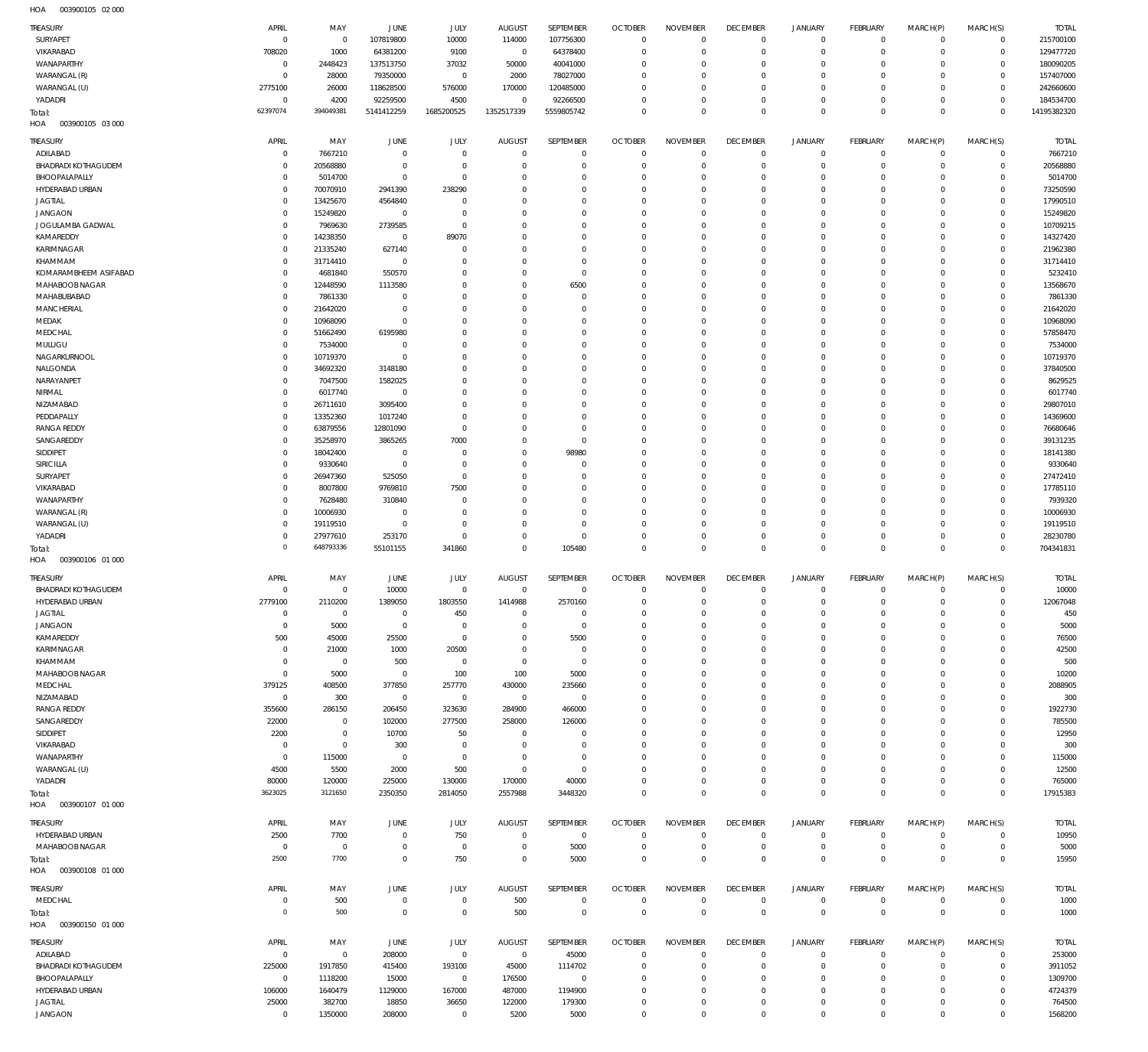HOA 003900105 02 000

| TREASURY | APRIL | MAY | JUNE | JULY | AUGUST | SEPTEMBER | OCTOBER | NOVEMBER | DECEMBER | JANUARY | FEBRUARY | MARCH(P) | MARCH(S) | TOTAL |
|---|---|---|---|---|---|---|---|---|---|---|---|---|---|---|
| SURYAPET | 0 | 0 | 107819800 | 10000 | 114000 | 107756300 | 0 | 0 | 0 | 0 | 0 | 0 | 0 | 215700100 |
| VIKARABAD | 708020 | 1000 | 64381200 | 9100 | 0 | 64378400 | 0 | 0 | 0 | 0 | 0 | 0 | 0 | 129477720 |
| WANAPARTHY | 0 | 2448423 | 137513750 | 37032 | 50000 | 40041000 | 0 | 0 | 0 | 0 | 0 | 0 | 0 | 180090205 |
| WARANGAL (R) | 0 | 28000 | 79350000 | 0 | 2000 | 78027000 | 0 | 0 | 0 | 0 | 0 | 0 | 0 | 157407000 |
| WARANGAL (U) | 2775100 | 26000 | 118628500 | 576000 | 170000 | 120485000 | 0 | 0 | 0 | 0 | 0 | 0 | 0 | 242660600 |
| YADADRI | 0 | 4200 | 92259500 | 4500 | 0 | 92266500 | 0 | 0 | 0 | 0 | 0 | 0 | 0 | 184534700 |
| Total: | 62397074 | 394049381 | 5141412259 | 1685200525 | 1352517339 | 5559805742 | 0 | 0 | 0 | 0 | 0 | 0 | 0 | 14195382320 |

HOA 003900105 03 000

| TREASURY | APRIL | MAY | JUNE | JULY | AUGUST | SEPTEMBER | OCTOBER | NOVEMBER | DECEMBER | JANUARY | FEBRUARY | MARCH(P) | MARCH(S) | TOTAL |
|---|---|---|---|---|---|---|---|---|---|---|---|---|---|---|
| ADILABAD | 0 | 7667210 | 0 | 0 | 0 | 0 | 0 | 0 | 0 | 0 | 0 | 0 | 0 | 7667210 |
| BHADRADI KOTHAGUDEM | 0 | 20568880 | 0 | 0 | 0 | 0 | 0 | 0 | 0 | 0 | 0 | 0 | 0 | 20568880 |
| BHOOPALAPALLY | 0 | 5014700 | 0 | 0 | 0 | 0 | 0 | 0 | 0 | 0 | 0 | 0 | 0 | 5014700 |
| HYDERABAD URBAN | 0 | 70070910 | 2941390 | 238290 | 0 | 0 | 0 | 0 | 0 | 0 | 0 | 0 | 0 | 73250590 |
| JAGTIAL | 0 | 13425670 | 4564840 | 0 | 0 | 0 | 0 | 0 | 0 | 0 | 0 | 0 | 0 | 17990510 |
| JANGAON | 0 | 15249820 | 0 | 0 | 0 | 0 | 0 | 0 | 0 | 0 | 0 | 0 | 0 | 15249820 |
| JOGULAMBA GADWAL | 0 | 7969630 | 2739585 | 0 | 0 | 0 | 0 | 0 | 0 | 0 | 0 | 0 | 0 | 10709215 |
| KAMAREDDY | 0 | 14238350 | 0 | 89070 | 0 | 0 | 0 | 0 | 0 | 0 | 0 | 0 | 0 | 14327420 |
| KARIMNAGAR | 0 | 21335240 | 627140 | 0 | 0 | 0 | 0 | 0 | 0 | 0 | 0 | 0 | 0 | 21962380 |
| KHAMMAM | 0 | 31714410 | 0 | 0 | 0 | 0 | 0 | 0 | 0 | 0 | 0 | 0 | 0 | 31714410 |
| KOMARAMBHEEM ASIFABAD | 0 | 4681840 | 550570 | 0 | 0 | 0 | 0 | 0 | 0 | 0 | 0 | 0 | 0 | 5232410 |
| MAHABOOB NAGAR | 0 | 12448590 | 1113580 | 0 | 0 | 6500 | 0 | 0 | 0 | 0 | 0 | 0 | 0 | 13568670 |
| MAHABUBABAD | 0 | 7861330 | 0 | 0 | 0 | 0 | 0 | 0 | 0 | 0 | 0 | 0 | 0 | 7861330 |
| MANCHERIAL | 0 | 21642020 | 0 | 0 | 0 | 0 | 0 | 0 | 0 | 0 | 0 | 0 | 0 | 21642020 |
| MEDAK | 0 | 10968090 | 0 | 0 | 0 | 0 | 0 | 0 | 0 | 0 | 0 | 0 | 0 | 10968090 |
| MEDCHAL | 0 | 51662490 | 6195980 | 0 | 0 | 0 | 0 | 0 | 0 | 0 | 0 | 0 | 0 | 57858470 |
| MULUGU | 0 | 7534000 | 0 | 0 | 0 | 0 | 0 | 0 | 0 | 0 | 0 | 0 | 0 | 7534000 |
| NAGARKURNOOL | 0 | 10719370 | 0 | 0 | 0 | 0 | 0 | 0 | 0 | 0 | 0 | 0 | 0 | 10719370 |
| NALGONDA | 0 | 34692320 | 3148180 | 0 | 0 | 0 | 0 | 0 | 0 | 0 | 0 | 0 | 0 | 37840500 |
| NARAYANPET | 0 | 7047500 | 1582025 | 0 | 0 | 0 | 0 | 0 | 0 | 0 | 0 | 0 | 0 | 8629525 |
| NIRMAL | 0 | 6017740 | 0 | 0 | 0 | 0 | 0 | 0 | 0 | 0 | 0 | 0 | 0 | 6017740 |
| NIZAMABAD | 0 | 26711610 | 3095400 | 0 | 0 | 0 | 0 | 0 | 0 | 0 | 0 | 0 | 0 | 29807010 |
| PEDDAPALLY | 0 | 13352360 | 1017240 | 0 | 0 | 0 | 0 | 0 | 0 | 0 | 0 | 0 | 0 | 14369600 |
| RANGA REDDY | 0 | 63879556 | 12801090 | 0 | 0 | 0 | 0 | 0 | 0 | 0 | 0 | 0 | 0 | 76680646 |
| SANGAREDDY | 0 | 35258970 | 3865265 | 7000 | 0 | 0 | 0 | 0 | 0 | 0 | 0 | 0 | 0 | 39131235 |
| SIDDIPET | 0 | 18042400 | 0 | 0 | 0 | 98980 | 0 | 0 | 0 | 0 | 0 | 0 | 0 | 18141380 |
| SIRICILLA | 0 | 9330640 | 0 | 0 | 0 | 0 | 0 | 0 | 0 | 0 | 0 | 0 | 0 | 9330640 |
| SURYAPET | 0 | 26947360 | 525050 | 0 | 0 | 0 | 0 | 0 | 0 | 0 | 0 | 0 | 0 | 27472410 |
| VIKARABAD | 0 | 8007800 | 9769810 | 7500 | 0 | 0 | 0 | 0 | 0 | 0 | 0 | 0 | 0 | 17785110 |
| WANAPARTHY | 0 | 7628480 | 310840 | 0 | 0 | 0 | 0 | 0 | 0 | 0 | 0 | 0 | 0 | 7939320 |
| WARANGAL (R) | 0 | 10006930 | 0 | 0 | 0 | 0 | 0 | 0 | 0 | 0 | 0 | 0 | 0 | 10006930 |
| WARANGAL (U) | 0 | 19119510 | 0 | 0 | 0 | 0 | 0 | 0 | 0 | 0 | 0 | 0 | 0 | 19119510 |
| YADADRI | 0 | 27977610 | 253170 | 0 | 0 | 0 | 0 | 0 | 0 | 0 | 0 | 0 | 0 | 28230780 |
| Total: | 0 | 648793336 | 55101155 | 341860 | 0 | 105480 | 0 | 0 | 0 | 0 | 0 | 0 | 0 | 704341831 |

HOA 003900106 01 000

| TREASURY | APRIL | MAY | JUNE | JULY | AUGUST | SEPTEMBER | OCTOBER | NOVEMBER | DECEMBER | JANUARY | FEBRUARY | MARCH(P) | MARCH(S) | TOTAL |
|---|---|---|---|---|---|---|---|---|---|---|---|---|---|---|
| BHADRADI KOTHAGUDEM | 0 | 0 | 10000 | 0 | 0 | 0 | 0 | 0 | 0 | 0 | 0 | 0 | 0 | 10000 |
| HYDERABAD URBAN | 2779100 | 2110200 | 1389050 | 1803550 | 1414988 | 2570160 | 0 | 0 | 0 | 0 | 0 | 0 | 0 | 12067048 |
| JAGTIAL | 0 | 0 | 0 | 450 | 0 | 0 | 0 | 0 | 0 | 0 | 0 | 0 | 0 | 450 |
| JANGAON | 0 | 5000 | 0 | 0 | 0 | 0 | 0 | 0 | 0 | 0 | 0 | 0 | 0 | 5000 |
| KAMAREDDY | 500 | 45000 | 25500 | 0 | 0 | 5500 | 0 | 0 | 0 | 0 | 0 | 0 | 0 | 76500 |
| KARIMNAGAR | 0 | 21000 | 1000 | 20500 | 0 | 0 | 0 | 0 | 0 | 0 | 0 | 0 | 0 | 42500 |
| KHAMMAM | 0 | 0 | 500 | 0 | 0 | 0 | 0 | 0 | 0 | 0 | 0 | 0 | 0 | 500 |
| MAHABOOB NAGAR | 0 | 5000 | 0 | 100 | 100 | 5000 | 0 | 0 | 0 | 0 | 0 | 0 | 0 | 10200 |
| MEDCHAL | 379125 | 408500 | 377850 | 257770 | 430000 | 235660 | 0 | 0 | 0 | 0 | 0 | 0 | 0 | 2088905 |
| NIZAMABAD | 0 | 300 | 0 | 0 | 0 | 0 | 0 | 0 | 0 | 0 | 0 | 0 | 0 | 300 |
| RANGA REDDY | 355600 | 286150 | 206450 | 323630 | 284900 | 466000 | 0 | 0 | 0 | 0 | 0 | 0 | 0 | 1922730 |
| SANGAREDDY | 22000 | 0 | 102000 | 277500 | 258000 | 126000 | 0 | 0 | 0 | 0 | 0 | 0 | 0 | 785500 |
| SIDDIPET | 2200 | 0 | 10700 | 50 | 0 | 0 | 0 | 0 | 0 | 0 | 0 | 0 | 0 | 12950 |
| VIKARABAD | 0 | 0 | 300 | 0 | 0 | 0 | 0 | 0 | 0 | 0 | 0 | 0 | 0 | 300 |
| WANAPARTHY | 0 | 115000 | 0 | 0 | 0 | 0 | 0 | 0 | 0 | 0 | 0 | 0 | 0 | 115000 |
| WARANGAL (U) | 4500 | 5500 | 2000 | 500 | 0 | 0 | 0 | 0 | 0 | 0 | 0 | 0 | 0 | 12500 |
| YADADRI | 80000 | 120000 | 225000 | 130000 | 170000 | 40000 | 0 | 0 | 0 | 0 | 0 | 0 | 0 | 765000 |
| Total: | 3623025 | 3121650 | 2350350 | 2814050 | 2557988 | 3448320 | 0 | 0 | 0 | 0 | 0 | 0 | 0 | 17915383 |

HOA 003900107 01 000

| TREASURY | APRIL | MAY | JUNE | JULY | AUGUST | SEPTEMBER | OCTOBER | NOVEMBER | DECEMBER | JANUARY | FEBRUARY | MARCH(P) | MARCH(S) | TOTAL |
|---|---|---|---|---|---|---|---|---|---|---|---|---|---|---|
| HYDERABAD URBAN | 2500 | 7700 | 0 | 750 | 0 | 0 | 0 | 0 | 0 | 0 | 0 | 0 | 0 | 10950 |
| MAHABOOB NAGAR | 0 | 0 | 0 | 0 | 0 | 5000 | 0 | 0 | 0 | 0 | 0 | 0 | 0 | 5000 |
| Total: | 2500 | 7700 | 0 | 750 | 0 | 5000 | 0 | 0 | 0 | 0 | 0 | 0 | 0 | 15950 |

HOA 003900108 01 000

| TREASURY | APRIL | MAY | JUNE | JULY | AUGUST | SEPTEMBER | OCTOBER | NOVEMBER | DECEMBER | JANUARY | FEBRUARY | MARCH(P) | MARCH(S) | TOTAL |
|---|---|---|---|---|---|---|---|---|---|---|---|---|---|---|
| MEDCHAL | 0 | 500 | 0 | 0 | 500 | 0 | 0 | 0 | 0 | 0 | 0 | 0 | 0 | 1000 |
| Total: | 0 | 500 | 0 | 0 | 500 | 0 | 0 | 0 | 0 | 0 | 0 | 0 | 0 | 1000 |

HOA 003900150 01 000

| TREASURY | APRIL | MAY | JUNE | JULY | AUGUST | SEPTEMBER | OCTOBER | NOVEMBER | DECEMBER | JANUARY | FEBRUARY | MARCH(P) | MARCH(S) | TOTAL |
|---|---|---|---|---|---|---|---|---|---|---|---|---|---|---|
| ADILABAD | 0 | 0 | 208000 | 0 | 0 | 45000 | 0 | 0 | 0 | 0 | 0 | 0 | 0 | 253000 |
| BHADRADI KOTHAGUDEM | 225000 | 1917850 | 415400 | 193100 | 45000 | 1114702 | 0 | 0 | 0 | 0 | 0 | 0 | 0 | 3911052 |
| BHOOPALAPALLY | 0 | 1118200 | 15000 | 0 | 176500 | 0 | 0 | 0 | 0 | 0 | 0 | 0 | 0 | 1309700 |
| HYDERABAD URBAN | 106000 | 1640479 | 1129000 | 167000 | 487000 | 1194900 | 0 | 0 | 0 | 0 | 0 | 0 | 0 | 4724379 |
| JAGTIAL | 25000 | 382700 | 18850 | 36650 | 122000 | 179300 | 0 | 0 | 0 | 0 | 0 | 0 | 0 | 764500 |
| JANGAON | 0 | 1350000 | 208000 | 0 | 5200 | 5000 | 0 | 0 | 0 | 0 | 0 | 0 | 0 | 1568200 |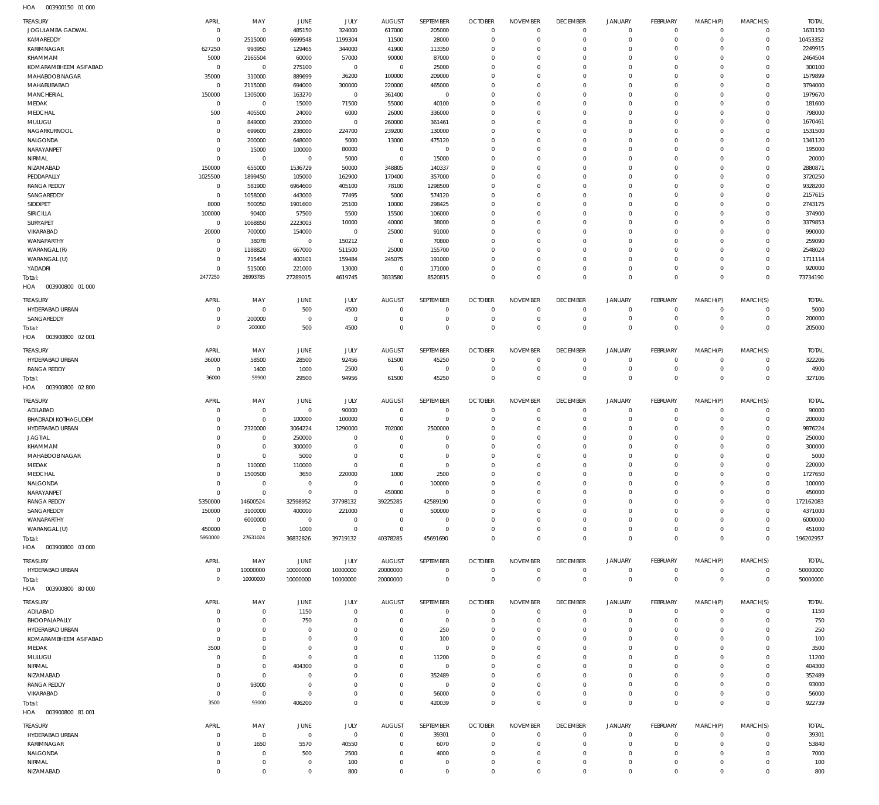HOA 003900150 01 000

| TREASURY | APRIL | MAY | JUNE | JULY | AUGUST | SEPTEMBER | OCTOBER | NOVEMBER | DECEMBER | JANUARY | FEBRUARY | MARCH(P) | MARCH(S) | TOTAL |
|---|---|---|---|---|---|---|---|---|---|---|---|---|---|---|
| JOGULAMBA GADWAL | 0 | 0 | 485150 | 324000 | 617000 | 205000 | 0 | 0 | 0 | 0 | 0 | 0 | 0 | 1631150 |
| KAMAREDDY | 0 | 2515000 | 6699548 | 1199304 | 11500 | 28000 | 0 | 0 | 0 | 0 | 0 | 0 | 0 | 10453352 |
| KARIMNAGAR | 627250 | 993950 | 129465 | 344000 | 41900 | 113350 | 0 | 0 | 0 | 0 | 0 | 0 | 0 | 2249915 |
| KHAMMAM | 5000 | 2165504 | 60000 | 57000 | 90000 | 87000 | 0 | 0 | 0 | 0 | 0 | 0 | 0 | 2464504 |
| KOMARAMBHEEM ASIFABAD | 0 | 0 | 275100 | 0 | 0 | 25000 | 0 | 0 | 0 | 0 | 0 | 0 | 0 | 300100 |
| MAHABOOBNAGAR | 35000 | 310000 | 889699 | 36200 | 100000 | 209000 | 0 | 0 | 0 | 0 | 0 | 0 | 0 | 1579899 |
| MAHABUBABAD | 0 | 2115000 | 694000 | 300000 | 220000 | 465000 | 0 | 0 | 0 | 0 | 0 | 0 | 0 | 3794000 |
| MANCHERIAL | 150000 | 1305000 | 163270 | 0 | 361400 | 0 | 0 | 0 | 0 | 0 | 0 | 0 | 0 | 1979670 |
| MEDAK | 0 | 0 | 15000 | 71500 | 55000 | 40100 | 0 | 0 | 0 | 0 | 0 | 0 | 0 | 181600 |
| MEDCHAL | 500 | 405500 | 24000 | 6000 | 26000 | 336000 | 0 | 0 | 0 | 0 | 0 | 0 | 0 | 798000 |
| MULUGU | 0 | 849000 | 200000 | 0 | 260000 | 361461 | 0 | 0 | 0 | 0 | 0 | 0 | 0 | 1670461 |
| NAGARKURNOOL | 0 | 699600 | 238000 | 224700 | 239200 | 130000 | 0 | 0 | 0 | 0 | 0 | 0 | 0 | 1531500 |
| NALGONDA | 0 | 200000 | 648000 | 5000 | 13000 | 475120 | 0 | 0 | 0 | 0 | 0 | 0 | 0 | 1341120 |
| NARAYANPET | 0 | 15000 | 100000 | 80000 | 0 | 0 | 0 | 0 | 0 | 0 | 0 | 0 | 0 | 195000 |
| NIRMAL | 0 | 0 | 0 | 5000 | 0 | 15000 | 0 | 0 | 0 | 0 | 0 | 0 | 0 | 20000 |
| NIZAMABAD | 150000 | 655000 | 1536729 | 50000 | 348805 | 140337 | 0 | 0 | 0 | 0 | 0 | 0 | 0 | 2880871 |
| PEDDAPALLY | 1025500 | 1899450 | 105000 | 162900 | 170400 | 357000 | 0 | 0 | 0 | 0 | 0 | 0 | 0 | 3720250 |
| RANGA REDDY | 0 | 581900 | 6964600 | 405100 | 78100 | 1298500 | 0 | 0 | 0 | 0 | 0 | 0 | 0 | 9328200 |
| SANGAREDDY | 0 | 1058000 | 443000 | 77495 | 5000 | 574120 | 0 | 0 | 0 | 0 | 0 | 0 | 0 | 2157615 |
| SIDDIPET | 8000 | 500050 | 1901600 | 25100 | 10000 | 298425 | 0 | 0 | 0 | 0 | 0 | 0 | 0 | 2743175 |
| SIRICILLA | 100000 | 90400 | 57500 | 5500 | 15500 | 106000 | 0 | 0 | 0 | 0 | 0 | 0 | 0 | 374900 |
| SURYAPET | 0 | 1068850 | 2223003 | 10000 | 40000 | 38000 | 0 | 0 | 0 | 0 | 0 | 0 | 0 | 3379853 |
| VIKARABAD | 20000 | 700000 | 154000 | 0 | 25000 | 91000 | 0 | 0 | 0 | 0 | 0 | 0 | 0 | 990000 |
| WANAPARTHY | 0 | 38078 | 0 | 150212 | 0 | 70800 | 0 | 0 | 0 | 0 | 0 | 0 | 0 | 259090 |
| WARANGAL (R) | 0 | 1188820 | 667000 | 511500 | 25000 | 155700 | 0 | 0 | 0 | 0 | 0 | 0 | 0 | 2548020 |
| WARANGAL (U) | 0 | 715454 | 400101 | 159484 | 245075 | 191000 | 0 | 0 | 0 | 0 | 0 | 0 | 0 | 1711114 |
| YADADRI | 0 | 515000 | 221000 | 13000 | 0 | 171000 | 0 | 0 | 0 | 0 | 0 | 0 | 0 | 920000 |
| Total: | 2477250 | 26993785 | 27289015 | 4619745 | 3833580 | 8520815 | 0 | 0 | 0 | 0 | 0 | 0 | 0 | 73734190 |

HOA 003900800 01 000

| TREASURY | APRIL | MAY | JUNE | JULY | AUGUST | SEPTEMBER | OCTOBER | NOVEMBER | DECEMBER | JANUARY | FEBRUARY | MARCH(P) | MARCH(S) | TOTAL |
|---|---|---|---|---|---|---|---|---|---|---|---|---|---|---|
| HYDERABAD URBAN | 0 | 0 | 500 | 4500 | 0 | 0 | 0 | 0 | 0 | 0 | 0 | 0 | 0 | 5000 |
| SANGAREDDY | 0 | 200000 | 0 | 0 | 0 | 0 | 0 | 0 | 0 | 0 | 0 | 0 | 0 | 200000 |
| Total: | 0 | 200000 | 500 | 4500 | 0 | 0 | 0 | 0 | 0 | 0 | 0 | 0 | 0 | 205000 |

HOA 003900800 02 001

| TREASURY | APRIL | MAY | JUNE | JULY | AUGUST | SEPTEMBER | OCTOBER | NOVEMBER | DECEMBER | JANUARY | FEBRUARY | MARCH(P) | MARCH(S) | TOTAL |
|---|---|---|---|---|---|---|---|---|---|---|---|---|---|---|
| HYDERABAD URBAN | 36000 | 58500 | 28500 | 92456 | 61500 | 45250 | 0 | 0 | 0 | 0 | 0 | 0 | 0 | 322206 |
| RANGA REDDY | 0 | 1400 | 1000 | 2500 | 0 | 0 | 0 | 0 | 0 | 0 | 0 | 0 | 0 | 4900 |
| Total: | 36000 | 59900 | 29500 | 94956 | 61500 | 45250 | 0 | 0 | 0 | 0 | 0 | 0 | 0 | 327106 |

HOA 003900800 02 800

| TREASURY | APRIL | MAY | JUNE | JULY | AUGUST | SEPTEMBER | OCTOBER | NOVEMBER | DECEMBER | JANUARY | FEBRUARY | MARCH(P) | MARCH(S) | TOTAL |
|---|---|---|---|---|---|---|---|---|---|---|---|---|---|---|
| ADILABAD | 0 | 0 | 0 | 90000 | 0 | 0 | 0 | 0 | 0 | 0 | 0 | 0 | 0 | 90000 |
| BHADRADI KOTHAGUDEM | 0 | 0 | 100000 | 100000 | 0 | 0 | 0 | 0 | 0 | 0 | 0 | 0 | 0 | 200000 |
| HYDERABAD URBAN | 0 | 2320000 | 3064224 | 1290000 | 702000 | 2500000 | 0 | 0 | 0 | 0 | 0 | 0 | 0 | 9876224 |
| JAGTIAL | 0 | 0 | 250000 | 0 | 0 | 0 | 0 | 0 | 0 | 0 | 0 | 0 | 0 | 250000 |
| KHAMMAM | 0 | 0 | 300000 | 0 | 0 | 0 | 0 | 0 | 0 | 0 | 0 | 0 | 0 | 300000 |
| MAHABOOBNAGAR | 0 | 0 | 5000 | 0 | 0 | 0 | 0 | 0 | 0 | 0 | 0 | 0 | 0 | 5000 |
| MEDAK | 0 | 110000 | 110000 | 0 | 0 | 0 | 0 | 0 | 0 | 0 | 0 | 0 | 0 | 220000 |
| MEDCHAL | 0 | 1500500 | 3650 | 220000 | 1000 | 2500 | 0 | 0 | 0 | 0 | 0 | 0 | 0 | 1727650 |
| NALGONDA | 0 | 0 | 0 | 0 | 0 | 100000 | 0 | 0 | 0 | 0 | 0 | 0 | 0 | 100000 |
| NARAYANPET | 0 | 0 | 0 | 0 | 450000 | 0 | 0 | 0 | 0 | 0 | 0 | 0 | 0 | 450000 |
| RANGA REDDY | 5350000 | 14600524 | 32598952 | 37798132 | 39225285 | 42589190 | 0 | 0 | 0 | 0 | 0 | 0 | 0 | 172162083 |
| SANGAREDDY | 150000 | 3100000 | 400000 | 221000 | 0 | 500000 | 0 | 0 | 0 | 0 | 0 | 0 | 0 | 4371000 |
| WANAPARTHY | 0 | 6000000 | 0 | 0 | 0 | 0 | 0 | 0 | 0 | 0 | 0 | 0 | 0 | 6000000 |
| WARANGAL (U) | 450000 | 0 | 1000 | 0 | 0 | 0 | 0 | 0 | 0 | 0 | 0 | 0 | 0 | 451000 |
| Total: | 5950000 | 27631024 | 36832826 | 39719132 | 40378285 | 45691690 | 0 | 0 | 0 | 0 | 0 | 0 | 0 | 196202957 |

HOA 003900800 03 000

| TREASURY | APRIL | MAY | JUNE | JULY | AUGUST | SEPTEMBER | OCTOBER | NOVEMBER | DECEMBER | JANUARY | FEBRUARY | MARCH(P) | MARCH(S) | TOTAL |
|---|---|---|---|---|---|---|---|---|---|---|---|---|---|---|
| HYDERABAD URBAN | 0 | 10000000 | 10000000 | 10000000 | 20000000 | 0 | 0 | 0 | 0 | 0 | 0 | 0 | 0 | 50000000 |
| Total: | 0 | 10000000 | 10000000 | 10000000 | 20000000 | 0 | 0 | 0 | 0 | 0 | 0 | 0 | 0 | 50000000 |

HOA 003900800 80 000

| TREASURY | APRIL | MAY | JUNE | JULY | AUGUST | SEPTEMBER | OCTOBER | NOVEMBER | DECEMBER | JANUARY | FEBRUARY | MARCH(P) | MARCH(S) | TOTAL |
|---|---|---|---|---|---|---|---|---|---|---|---|---|---|---|
| ADILABAD | 0 | 0 | 1150 | 0 | 0 | 0 | 0 | 0 | 0 | 0 | 0 | 0 | 0 | 1150 |
| BHOOPALAPALLY | 0 | 0 | 750 | 0 | 0 | 0 | 0 | 0 | 0 | 0 | 0 | 0 | 0 | 750 |
| HYDERABAD URBAN | 0 | 0 | 0 | 0 | 0 | 250 | 0 | 0 | 0 | 0 | 0 | 0 | 0 | 250 |
| KOMARAMBHEEM ASIFABAD | 0 | 0 | 0 | 0 | 0 | 100 | 0 | 0 | 0 | 0 | 0 | 0 | 0 | 100 |
| MEDAK | 3500 | 0 | 0 | 0 | 0 | 0 | 0 | 0 | 0 | 0 | 0 | 0 | 0 | 3500 |
| MULUGU | 0 | 0 | 0 | 0 | 0 | 11200 | 0 | 0 | 0 | 0 | 0 | 0 | 0 | 11200 |
| NIRMAL | 0 | 0 | 404300 | 0 | 0 | 0 | 0 | 0 | 0 | 0 | 0 | 0 | 0 | 404300 |
| NIZAMABAD | 0 | 0 | 0 | 0 | 0 | 352489 | 0 | 0 | 0 | 0 | 0 | 0 | 0 | 352489 |
| RANGA REDDY | 0 | 93000 | 0 | 0 | 0 | 0 | 0 | 0 | 0 | 0 | 0 | 0 | 0 | 93000 |
| VIKARABAD | 0 | 0 | 0 | 0 | 0 | 56000 | 0 | 0 | 0 | 0 | 0 | 0 | 0 | 56000 |
| Total: | 3500 | 93000 | 406200 | 0 | 0 | 420039 | 0 | 0 | 0 | 0 | 0 | 0 | 0 | 922739 |

HOA 003900800 81 001

| TREASURY | APRIL | MAY | JUNE | JULY | AUGUST | SEPTEMBER | OCTOBER | NOVEMBER | DECEMBER | JANUARY | FEBRUARY | MARCH(P) | MARCH(S) | TOTAL |
|---|---|---|---|---|---|---|---|---|---|---|---|---|---|---|
| HYDERABAD URBAN | 0 | 0 | 0 | 0 | 0 | 39301 | 0 | 0 | 0 | 0 | 0 | 0 | 0 | 39301 |
| KARIMNAGAR | 0 | 1650 | 5570 | 40550 | 0 | 6070 | 0 | 0 | 0 | 0 | 0 | 0 | 0 | 53840 |
| NALGONDA | 0 | 0 | 500 | 2500 | 0 | 4000 | 0 | 0 | 0 | 0 | 0 | 0 | 0 | 7000 |
| NIRMAL | 0 | 0 | 0 | 100 | 0 | 0 | 0 | 0 | 0 | 0 | 0 | 0 | 0 | 100 |
| NIZAMABAD | 0 | 0 | 0 | 800 | 0 | 0 | 0 | 0 | 0 | 0 | 0 | 0 | 0 | 800 |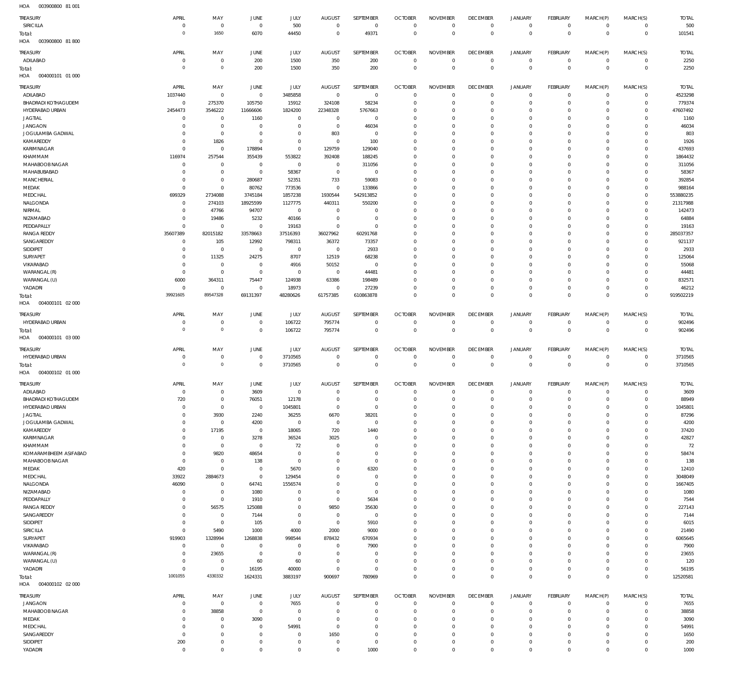HOA 003900800 81 001

| TREASURY | APRIL | MAY | JUNE | JULY | AUGUST | SEPTEMBER | OCTOBER | NOVEMBER | DECEMBER | JANUARY | FEBRUARY | MARCH(P) | MARCH(S) | TOTAL |
|---|---|---|---|---|---|---|---|---|---|---|---|---|---|---|
| SIRICILLA | 0 | 0 | 0 | 500 | 0 | 0 | 0 | 0 | 0 | 0 | 0 | 0 | 0 | 500 |
| Total: | 0 | 1650 | 6070 | 44450 | 0 | 49371 | 0 | 0 | 0 | 0 | 0 | 0 | 0 | 101541 |

HOA 003900800 81 800

| TREASURY | APRIL | MAY | JUNE | JULY | AUGUST | SEPTEMBER | OCTOBER | NOVEMBER | DECEMBER | JANUARY | FEBRUARY | MARCH(P) | MARCH(S) | TOTAL |
|---|---|---|---|---|---|---|---|---|---|---|---|---|---|---|
| ADILABAD | 0 | 0 | 200 | 1500 | 350 | 200 | 0 | 0 | 0 | 0 | 0 | 0 | 0 | 2250 |
| Total: | 0 | 0 | 200 | 1500 | 350 | 200 | 0 | 0 | 0 | 0 | 0 | 0 | 0 | 2250 |

HOA 004000101 01 000

| TREASURY | APRIL | MAY | JUNE | JULY | AUGUST | SEPTEMBER | OCTOBER | NOVEMBER | DECEMBER | JANUARY | FEBRUARY | MARCH(P) | MARCH(S) | TOTAL |
|---|---|---|---|---|---|---|---|---|---|---|---|---|---|---|
| ADILABAD | 1037440 | 0 | 0 | 3485858 | 0 | 0 | 0 | 0 | 0 | 0 | 0 | 0 | 0 | 4523298 |
| BHADRADI KOTHAGUDEM | 0 | 275370 | 105750 | 15912 | 324108 | 58234 | 0 | 0 | 0 | 0 | 0 | 0 | 0 | 779374 |
| HYDERABAD URBAN | 2454473 | 3546222 | 11666606 | 1824200 | 22348328 | 5767663 | 0 | 0 | 0 | 0 | 0 | 0 | 0 | 47607492 |
| JAGTIAL | 0 | 0 | 1160 | 0 | 0 | 0 | 0 | 0 | 0 | 0 | 0 | 0 | 0 | 1160 |
| JANGAON | 0 | 0 | 0 | 0 | 0 | 46034 | 0 | 0 | 0 | 0 | 0 | 0 | 0 | 46034 |
| JOGULAMBA GADWAL | 0 | 0 | 0 | 0 | 803 | 0 | 0 | 0 | 0 | 0 | 0 | 0 | 0 | 803 |
| KAMAREDDY | 0 | 1826 | 0 | 0 | 0 | 100 | 0 | 0 | 0 | 0 | 0 | 0 | 0 | 1926 |
| KARIMNAGAR | 0 | 0 | 178894 | 0 | 129759 | 129040 | 0 | 0 | 0 | 0 | 0 | 0 | 0 | 437693 |
| KHAMMAM | 116974 | 257544 | 355439 | 553822 | 392408 | 188245 | 0 | 0 | 0 | 0 | 0 | 0 | 0 | 1864432 |
| MAHABOOB NAGAR | 0 | 0 | 0 | 0 | 0 | 311056 | 0 | 0 | 0 | 0 | 0 | 0 | 0 | 311056 |
| MAHABUBABAD | 0 | 0 | 0 | 58367 | 0 | 0 | 0 | 0 | 0 | 0 | 0 | 0 | 0 | 58367 |
| MANCHERIAL | 0 | 0 | 280687 | 52351 | 733 | 59083 | 0 | 0 | 0 | 0 | 0 | 0 | 0 | 392854 |
| MEDAK | 0 | 0 | 80762 | 773536 | 0 | 133866 | 0 | 0 | 0 | 0 | 0 | 0 | 0 | 988164 |
| MEDCHAL | 699329 | 2734088 | 3745184 | 1857238 | 1930544 | 542913852 | 0 | 0 | 0 | 0 | 0 | 0 | 0 | 553880235 |
| NALGONDA | 0 | 274103 | 18925599 | 1127775 | 440311 | 550200 | 0 | 0 | 0 | 0 | 0 | 0 | 0 | 21317988 |
| NIRMAL | 0 | 47766 | 94707 | 0 | 0 | 0 | 0 | 0 | 0 | 0 | 0 | 0 | 0 | 142473 |
| NIZAMABAD | 0 | 19486 | 5232 | 40166 | 0 | 0 | 0 | 0 | 0 | 0 | 0 | 0 | 0 | 64884 |
| PEDDAPALLY | 0 | 0 | 0 | 19163 | 0 | 0 | 0 | 0 | 0 | 0 | 0 | 0 | 0 | 19163 |
| RANGA REDDY | 35607389 | 82015182 | 33578663 | 37516393 | 36027962 | 60291768 | 0 | 0 | 0 | 0 | 0 | 0 | 0 | 285037357 |
| SANGAREDDY | 0 | 105 | 12992 | 798311 | 36372 | 73357 | 0 | 0 | 0 | 0 | 0 | 0 | 0 | 921137 |
| SIDDIPET | 0 | 0 | 0 | 0 | 0 | 2933 | 0 | 0 | 0 | 0 | 0 | 0 | 0 | 2933 |
| SURYAPET | 0 | 11325 | 24275 | 8707 | 12519 | 68238 | 0 | 0 | 0 | 0 | 0 | 0 | 0 | 125064 |
| VIKARABAD | 0 | 0 | 0 | 4916 | 50152 | 0 | 0 | 0 | 0 | 0 | 0 | 0 | 0 | 55068 |
| WARANGAL (R) | 0 | 0 | 0 | 0 | 0 | 44481 | 0 | 0 | 0 | 0 | 0 | 0 | 0 | 44481 |
| WARANGAL (U) | 6000 | 364311 | 75447 | 124938 | 63386 | 198489 | 0 | 0 | 0 | 0 | 0 | 0 | 0 | 832571 |
| YADADRI | 0 | 0 | 0 | 18973 | 0 | 27239 | 0 | 0 | 0 | 0 | 0 | 0 | 0 | 46212 |
| Total: | 39921605 | 89547328 | 69131397 | 48280626 | 61757385 | 610863878 | 0 | 0 | 0 | 0 | 0 | 0 | 0 | 919502219 |

HOA 004000101 02 000

| TREASURY | APRIL | MAY | JUNE | JULY | AUGUST | SEPTEMBER | OCTOBER | NOVEMBER | DECEMBER | JANUARY | FEBRUARY | MARCH(P) | MARCH(S) | TOTAL |
|---|---|---|---|---|---|---|---|---|---|---|---|---|---|---|
| HYDERABAD URBAN | 0 | 0 | 0 | 106722 | 795774 | 0 | 0 | 0 | 0 | 0 | 0 | 0 | 0 | 902496 |
| Total: | 0 | 0 | 0 | 106722 | 795774 | 0 | 0 | 0 | 0 | 0 | 0 | 0 | 0 | 902496 |

HOA 004000101 03 000

| TREASURY | APRIL | MAY | JUNE | JULY | AUGUST | SEPTEMBER | OCTOBER | NOVEMBER | DECEMBER | JANUARY | FEBRUARY | MARCH(P) | MARCH(S) | TOTAL |
|---|---|---|---|---|---|---|---|---|---|---|---|---|---|---|
| HYDERABAD URBAN | 0 | 0 | 0 | 3710565 | 0 | 0 | 0 | 0 | 0 | 0 | 0 | 0 | 0 | 3710565 |
| Total: | 0 | 0 | 0 | 3710565 | 0 | 0 | 0 | 0 | 0 | 0 | 0 | 0 | 0 | 3710565 |

HOA 004000102 01 000

| TREASURY | APRIL | MAY | JUNE | JULY | AUGUST | SEPTEMBER | OCTOBER | NOVEMBER | DECEMBER | JANUARY | FEBRUARY | MARCH(P) | MARCH(S) | TOTAL |
|---|---|---|---|---|---|---|---|---|---|---|---|---|---|---|
| ADILABAD | 0 | 0 | 3609 | 0 | 0 | 0 | 0 | 0 | 0 | 0 | 0 | 0 | 0 | 3609 |
| BHADRADI KOTHAGUDEM | 720 | 0 | 76051 | 12178 | 0 | 0 | 0 | 0 | 0 | 0 | 0 | 0 | 0 | 88949 |
| HYDERABAD URBAN | 0 | 0 | 0 | 1045801 | 0 | 0 | 0 | 0 | 0 | 0 | 0 | 0 | 0 | 1045801 |
| JAGTIAL | 0 | 3930 | 2240 | 36255 | 6670 | 38201 | 0 | 0 | 0 | 0 | 0 | 0 | 0 | 87296 |
| JOGULAMBA GADWAL | 0 | 0 | 4200 | 0 | 0 | 0 | 0 | 0 | 0 | 0 | 0 | 0 | 0 | 4200 |
| KAMAREDDY | 0 | 17195 | 0 | 18065 | 720 | 1440 | 0 | 0 | 0 | 0 | 0 | 0 | 0 | 37420 |
| KARIMNAGAR | 0 | 0 | 3278 | 36524 | 3025 | 0 | 0 | 0 | 0 | 0 | 0 | 0 | 0 | 42827 |
| KHAMMAM | 0 | 0 | 0 | 72 | 0 | 0 | 0 | 0 | 0 | 0 | 0 | 0 | 0 | 72 |
| KOMARAMBHEEM ASIFABAD | 0 | 9820 | 48654 | 0 | 0 | 0 | 0 | 0 | 0 | 0 | 0 | 0 | 0 | 58474 |
| MAHABOOB NAGAR | 0 | 0 | 138 | 0 | 0 | 0 | 0 | 0 | 0 | 0 | 0 | 0 | 0 | 138 |
| MEDAK | 420 | 0 | 0 | 5670 | 0 | 6320 | 0 | 0 | 0 | 0 | 0 | 0 | 0 | 12410 |
| MEDCHAL | 33922 | 2884673 | 0 | 129454 | 0 | 0 | 0 | 0 | 0 | 0 | 0 | 0 | 0 | 3048049 |
| NALGONDA | 46090 | 0 | 64741 | 1556574 | 0 | 0 | 0 | 0 | 0 | 0 | 0 | 0 | 0 | 1667405 |
| NIZAMABAD | 0 | 0 | 1080 | 0 | 0 | 0 | 0 | 0 | 0 | 0 | 0 | 0 | 0 | 1080 |
| PEDDAPALLY | 0 | 0 | 1910 | 0 | 0 | 5634 | 0 | 0 | 0 | 0 | 0 | 0 | 0 | 7544 |
| RANGA REDDY | 0 | 56575 | 125088 | 0 | 9850 | 35630 | 0 | 0 | 0 | 0 | 0 | 0 | 0 | 227143 |
| SANGAREDDY | 0 | 0 | 7144 | 0 | 0 | 0 | 0 | 0 | 0 | 0 | 0 | 0 | 0 | 7144 |
| SIDDIPET | 0 | 0 | 105 | 0 | 0 | 5910 | 0 | 0 | 0 | 0 | 0 | 0 | 0 | 6015 |
| SIRICILLA | 0 | 5490 | 1000 | 4000 | 2000 | 9000 | 0 | 0 | 0 | 0 | 0 | 0 | 0 | 21490 |
| SURYAPET | 919903 | 1328994 | 1268838 | 998544 | 878432 | 670934 | 0 | 0 | 0 | 0 | 0 | 0 | 0 | 6065645 |
| VIKARABAD | 0 | 0 | 0 | 0 | 0 | 7900 | 0 | 0 | 0 | 0 | 0 | 0 | 0 | 7900 |
| WARANGAL (R) | 0 | 23655 | 0 | 0 | 0 | 0 | 0 | 0 | 0 | 0 | 0 | 0 | 0 | 23655 |
| WARANGAL (U) | 0 | 0 | 60 | 60 | 0 | 0 | 0 | 0 | 0 | 0 | 0 | 0 | 0 | 120 |
| YADADRI | 0 | 0 | 16195 | 40000 | 0 | 0 | 0 | 0 | 0 | 0 | 0 | 0 | 0 | 56195 |
| Total: | 1001055 | 4330332 | 1624331 | 3883197 | 900697 | 780969 | 0 | 0 | 0 | 0 | 0 | 0 | 0 | 12520581 |

HOA 004000102 02 000

| TREASURY | APRIL | MAY | JUNE | JULY | AUGUST | SEPTEMBER | OCTOBER | NOVEMBER | DECEMBER | JANUARY | FEBRUARY | MARCH(P) | MARCH(S) | TOTAL |
|---|---|---|---|---|---|---|---|---|---|---|---|---|---|---|
| JANGAON | 0 | 0 | 0 | 7655 | 0 | 0 | 0 | 0 | 0 | 0 | 0 | 0 | 0 | 7655 |
| MAHABOOB NAGAR | 0 | 38858 | 0 | 0 | 0 | 0 | 0 | 0 | 0 | 0 | 0 | 0 | 0 | 38858 |
| MEDAK | 0 | 0 | 3090 | 0 | 0 | 0 | 0 | 0 | 0 | 0 | 0 | 0 | 0 | 3090 |
| MEDCHAL | 0 | 0 | 0 | 54991 | 0 | 0 | 0 | 0 | 0 | 0 | 0 | 0 | 0 | 54991 |
| SANGAREDDY | 0 | 0 | 0 | 0 | 1650 | 0 | 0 | 0 | 0 | 0 | 0 | 0 | 0 | 1650 |
| SIDDIPET | 200 | 0 | 0 | 0 | 0 | 0 | 0 | 0 | 0 | 0 | 0 | 0 | 0 | 200 |
| YADADRI | 0 | 0 | 0 | 0 | 0 | 1000 | 0 | 0 | 0 | 0 | 0 | 0 | 0 | 1000 |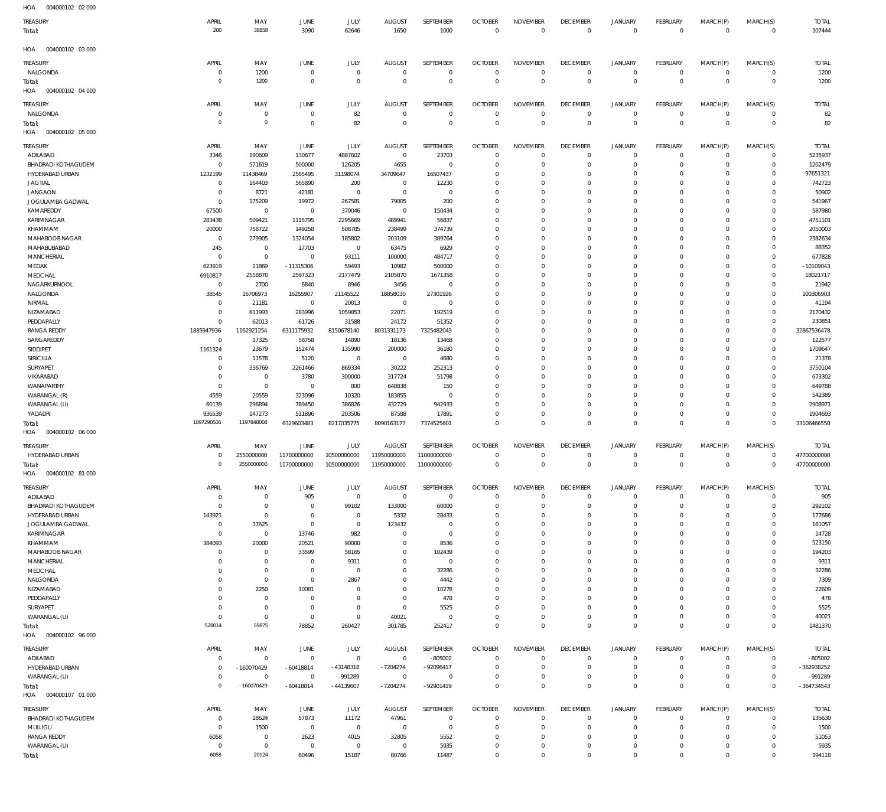HOA 004000102 02 000

| TREASURY | APRIL | MAY | JUNE | JULY | AUGUST | SEPTEMBER | OCTOBER | NOVEMBER | DECEMBER | JANUARY | FEBRUARY | MARCH(P) | MARCH(S) | TOTAL |
|---|---|---|---|---|---|---|---|---|---|---|---|---|---|---|
| Total: | 200 | 38858 | 3090 | 62646 | 1650 | 1000 | 0 | 0 | 0 | 0 | 0 | 0 | 0 | 107444 |

HOA 004000102 03 000

| TREASURY | APRIL | MAY | JUNE | JULY | AUGUST | SEPTEMBER | OCTOBER | NOVEMBER | DECEMBER | JANUARY | FEBRUARY | MARCH(P) | MARCH(S) | TOTAL |
|---|---|---|---|---|---|---|---|---|---|---|---|---|---|---|
| NALGONDA | 0 | 1200 | 0 | 0 | 0 | 0 | 0 | 0 | 0 | 0 | 0 | 0 | 0 | 1200 |
| Total: | 0 | 1200 | 0 | 0 | 0 | 0 | 0 | 0 | 0 | 0 | 0 | 0 | 0 | 1200 |

HOA 004000102 04 000

| TREASURY | APRIL | MAY | JUNE | JULY | AUGUST | SEPTEMBER | OCTOBER | NOVEMBER | DECEMBER | JANUARY | FEBRUARY | MARCH(P) | MARCH(S) | TOTAL |
|---|---|---|---|---|---|---|---|---|---|---|---|---|---|---|
| NALGONDA | 0 | 0 | 0 | 82 | 0 | 0 | 0 | 0 | 0 | 0 | 0 | 0 | 0 | 82 |
| Total: | 0 | 0 | 0 | 82 | 0 | 0 | 0 | 0 | 0 | 0 | 0 | 0 | 0 | 82 |

HOA 004000102 05 000

| TREASURY | APRIL | MAY | JUNE | JULY | AUGUST | SEPTEMBER | OCTOBER | NOVEMBER | DECEMBER | JANUARY | FEBRUARY | MARCH(P) | MARCH(S) | TOTAL |
|---|---|---|---|---|---|---|---|---|---|---|---|---|---|---|
| ADILABAD | 3346 | 190609 | 130677 | 4887602 | 0 | 23703 | 0 | 0 | 0 | 0 | 0 | 0 | 0 | 5235937 |
| BHADRADI KOTHAGUDEM | 0 | 571619 | 500000 | 126205 | 4655 | 0 | 0 | 0 | 0 | 0 | 0 | 0 | 0 | 1202479 |
| HYDERABAD URBAN | 1232199 | 11438469 | 2565495 | 31198074 | 34709647 | 16507437 | 0 | 0 | 0 | 0 | 0 | 0 | 0 | 97651321 |
| JAGTIAL | 0 | 164403 | 565890 | 200 | 0 | 12230 | 0 | 0 | 0 | 0 | 0 | 0 | 0 | 742723 |
| JANGAON | 0 | 8721 | 42181 | 0 | 0 | 0 | 0 | 0 | 0 | 0 | 0 | 0 | 0 | 50902 |
| JOGULAMBA GADWAL | 0 | 175209 | 19972 | 267581 | 79005 | 200 | 0 | 0 | 0 | 0 | 0 | 0 | 0 | 541967 |
| KAMAREDDY | 67500 | 0 | 0 | 370046 | 0 | 150434 | 0 | 0 | 0 | 0 | 0 | 0 | 0 | 587980 |
| KARIMNAGAR | 283438 | 509421 | 1115795 | 2295669 | 489941 | 56837 | 0 | 0 | 0 | 0 | 0 | 0 | 0 | 4751101 |
| KHAMMAM | 20000 | 758722 | 149258 | 508785 | 238499 | 374739 | 0 | 0 | 0 | 0 | 0 | 0 | 0 | 2050003 |
| MAHABOOB NAGAR | 0 | 279905 | 1324054 | 185802 | 203109 | 389764 | 0 | 0 | 0 | 0 | 0 | 0 | 0 | 2382634 |
| MAHABUBABAD | 245 | 0 | 17703 | 0 | 63475 | 6929 | 0 | 0 | 0 | 0 | 0 | 0 | 0 | 88352 |
| MANCHERIAL | 0 | 0 | 0 | 93111 | 100000 | 484717 | 0 | 0 | 0 | 0 | 0 | 0 | 0 | 677828 |
| MEDAK | 623919 | 11869 | -11315306 | 59493 | 10982 | 500000 | 0 | 0 | 0 | 0 | 0 | 0 | 0 | -10109043 |
| MEDCHAL | 6910817 | 2558870 | 2597323 | 2177479 | 2105870 | 1671358 | 0 | 0 | 0 | 0 | 0 | 0 | 0 | 18021717 |
| NAGARKURNOOL | 0 | 2700 | 6840 | 8946 | 3456 | 0 | 0 | 0 | 0 | 0 | 0 | 0 | 0 | 21942 |
| NALGONDA | 38545 | 16706973 | 16255907 | 21145522 | 18858030 | 27301926 | 0 | 0 | 0 | 0 | 0 | 0 | 0 | 100306903 |
| NIRMAL | 0 | 21181 | 0 | 20013 | 0 | 0 | 0 | 0 | 0 | 0 | 0 | 0 | 0 | 41194 |
| NIZAMABAD | 0 | 611993 | 283996 | 1059853 | 22071 | 192519 | 0 | 0 | 0 | 0 | 0 | 0 | 0 | 2170432 |
| PEDDAPALLY | 0 | 62013 | 61726 | 31588 | 24172 | 51352 | 0 | 0 | 0 | 0 | 0 | 0 | 0 | 230851 |
| RANGA REDDY | 1885947936 | 1162921254 | 6311175932 | 8150678140 | 8031331173 | 7325482043 | 0 | 0 | 0 | 0 | 0 | 0 | 0 | 32867536478 |
| SANGAREDDY | 0 | 17325 | 58758 | 14890 | 18136 | 13468 | 0 | 0 | 0 | 0 | 0 | 0 | 0 | 122577 |
| SIDDIPET | 1161324 | 23679 | 152474 | 135990 | 200000 | 36180 | 0 | 0 | 0 | 0 | 0 | 0 | 0 | 1709647 |
| SIRICILLA | 0 | 11578 | 5120 | 0 | 0 | 4680 | 0 | 0 | 0 | 0 | 0 | 0 | 0 | 21378 |
| SURYAPET | 0 | 336769 | 2261466 | 869334 | 30222 | 252313 | 0 | 0 | 0 | 0 | 0 | 0 | 0 | 3750104 |
| VIKARABAD | 0 | 0 | 3780 | 300000 | 317724 | 51798 | 0 | 0 | 0 | 0 | 0 | 0 | 0 | 673302 |
| WANAPARTHY | 0 | 0 | 0 | 800 | 648838 | 150 | 0 | 0 | 0 | 0 | 0 | 0 | 0 | 649788 |
| WARANGAL (R) | 4559 | 20559 | 323096 | 10320 | 183855 | 0 | 0 | 0 | 0 | 0 | 0 | 0 | 0 | 542389 |
| WARANGAL (U) | 60139 | 296894 | 789450 | 386826 | 432729 | 942933 | 0 | 0 | 0 | 0 | 0 | 0 | 0 | 2908971 |
| YADADRI | 936539 | 147273 | 511896 | 203506 | 87588 | 17891 | 0 | 0 | 0 | 0 | 0 | 0 | 0 | 1904693 |
| Total: | 1897290506 | 1197848008 | 6329603483 | 8217035775 | 8090163177 | 7374525601 | 0 | 0 | 0 | 0 | 0 | 0 | 0 | 33106466550 |

HOA 004000102 06 000

| TREASURY | APRIL | MAY | JUNE | JULY | AUGUST | SEPTEMBER | OCTOBER | NOVEMBER | DECEMBER | JANUARY | FEBRUARY | MARCH(P) | MARCH(S) | TOTAL |
|---|---|---|---|---|---|---|---|---|---|---|---|---|---|---|
| HYDERABAD URBAN | 0 | 2550000000 | 11700000000 | 10500000000 | 11950000000 | 11000000000 | 0 | 0 | 0 | 0 | 0 | 0 | 0 | 47700000000 |
| Total: | 0 | 2550000000 | 11700000000 | 10500000000 | 11950000000 | 11000000000 | 0 | 0 | 0 | 0 | 0 | 0 | 0 | 47700000000 |

HOA 004000102 81 000

| TREASURY | APRIL | MAY | JUNE | JULY | AUGUST | SEPTEMBER | OCTOBER | NOVEMBER | DECEMBER | JANUARY | FEBRUARY | MARCH(P) | MARCH(S) | TOTAL |
|---|---|---|---|---|---|---|---|---|---|---|---|---|---|---|
| ADILABAD | 0 | 0 | 905 | 0 | 0 | 0 | 0 | 0 | 0 | 0 | 0 | 0 | 0 | 905 |
| BHADRADI KOTHAGUDEM | 0 | 0 | 0 | 99102 | 133000 | 60000 | 0 | 0 | 0 | 0 | 0 | 0 | 0 | 292102 |
| HYDERABAD URBAN | 143921 | 0 | 0 | 0 | 5332 | 28433 | 0 | 0 | 0 | 0 | 0 | 0 | 0 | 177686 |
| JOGULAMBA GADWAL | 0 | 37625 | 0 | 0 | 123432 | 0 | 0 | 0 | 0 | 0 | 0 | 0 | 0 | 161057 |
| KARIMNAGAR | 0 | 0 | 13746 | 982 | 0 | 0 | 0 | 0 | 0 | 0 | 0 | 0 | 0 | 14728 |
| KHAMMAM | 384093 | 20000 | 20521 | 90000 | 0 | 8536 | 0 | 0 | 0 | 0 | 0 | 0 | 0 | 523150 |
| MAHABOOB NAGAR | 0 | 0 | 33599 | 58165 | 0 | 102439 | 0 | 0 | 0 | 0 | 0 | 0 | 0 | 194203 |
| MANCHERIAL | 0 | 0 | 0 | 9311 | 0 | 0 | 0 | 0 | 0 | 0 | 0 | 0 | 0 | 9311 |
| MEDCHAL | 0 | 0 | 0 | 0 | 0 | 32286 | 0 | 0 | 0 | 0 | 0 | 0 | 0 | 32286 |
| NALGONDA | 0 | 0 | 0 | 2867 | 0 | 4442 | 0 | 0 | 0 | 0 | 0 | 0 | 0 | 7309 |
| NIZAMABAD | 0 | 2250 | 10081 | 0 | 0 | 10278 | 0 | 0 | 0 | 0 | 0 | 0 | 0 | 22609 |
| PEDDAPALLY | 0 | 0 | 0 | 0 | 0 | 478 | 0 | 0 | 0 | 0 | 0 | 0 | 0 | 478 |
| SURYAPET | 0 | 0 | 0 | 0 | 0 | 5525 | 0 | 0 | 0 | 0 | 0 | 0 | 0 | 5525 |
| WARANGAL (U) | 0 | 0 | 0 | 0 | 40021 | 0 | 0 | 0 | 0 | 0 | 0 | 0 | 0 | 40021 |
| Total: | 528014 | 59875 | 78852 | 260427 | 301785 | 252417 | 0 | 0 | 0 | 0 | 0 | 0 | 0 | 1481370 |

HOA 004000102 96 000

| TREASURY | APRIL | MAY | JUNE | JULY | AUGUST | SEPTEMBER | OCTOBER | NOVEMBER | DECEMBER | JANUARY | FEBRUARY | MARCH(P) | MARCH(S) | TOTAL |
|---|---|---|---|---|---|---|---|---|---|---|---|---|---|---|
| ADILABAD | 0 | 0 | 0 | 0 | 0 | -805002 | 0 | 0 | 0 | 0 | 0 | 0 | 0 | -805002 |
| HYDERABAD URBAN | 0 | -160070429 | -60418814 | -43148318 | -7204274 | -92096417 | 0 | 0 | 0 | 0 | 0 | 0 | 0 | -362938252 |
| WARANGAL (U) | 0 | 0 | 0 | -991289 | 0 | 0 | 0 | 0 | 0 | 0 | 0 | 0 | 0 | -991289 |
| Total: | 0 | -160070429 | -60418814 | -44139607 | -7204274 | -92901419 | 0 | 0 | 0 | 0 | 0 | 0 | 0 | -364734543 |

HOA 004000107 01 000

| TREASURY | APRIL | MAY | JUNE | JULY | AUGUST | SEPTEMBER | OCTOBER | NOVEMBER | DECEMBER | JANUARY | FEBRUARY | MARCH(P) | MARCH(S) | TOTAL |
|---|---|---|---|---|---|---|---|---|---|---|---|---|---|---|
| BHADRADI KOTHAGUDEM | 0 | 18624 | 57873 | 11172 | 47961 | 0 | 0 | 0 | 0 | 0 | 0 | 0 | 0 | 135630 |
| MULUGU | 0 | 1500 | 0 | 0 | 0 | 0 | 0 | 0 | 0 | 0 | 0 | 0 | 0 | 1500 |
| RANGA REDDY | 6058 | 0 | 2623 | 4015 | 32805 | 5552 | 0 | 0 | 0 | 0 | 0 | 0 | 0 | 51053 |
| WARANGAL (U) | 0 | 0 | 0 | 0 | 0 | 5935 | 0 | 0 | 0 | 0 | 0 | 0 | 0 | 5935 |
| Total: | 6058 | 20124 | 60496 | 15187 | 80766 | 11487 | 0 | 0 | 0 | 0 | 0 | 0 | 0 | 194118 |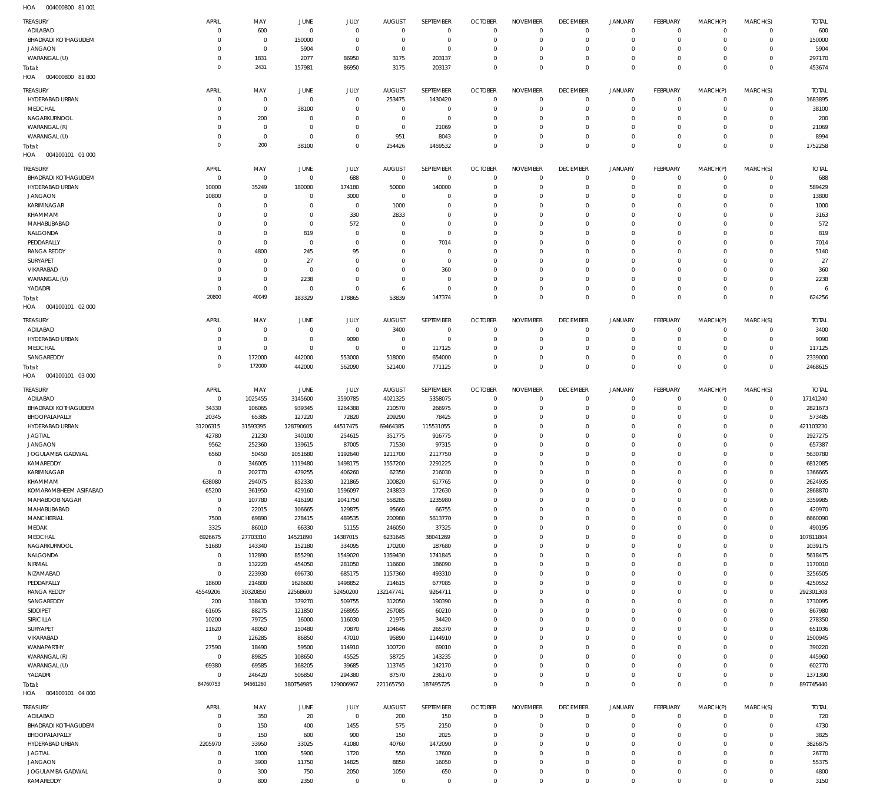HOA 004000800 81 001

| TREASURY | APRIL | MAY | JUNE | JULY | AUGUST | SEPTEMBER | OCTOBER | NOVEMBER | DECEMBER | JANUARY | FEBRUARY | MARCH(P) | MARCH(S) | TOTAL |
|---|---|---|---|---|---|---|---|---|---|---|---|---|---|---|
| ADILABAD | 0 | 600 | 0 | 0 | 0 | 0 | 0 | 0 | 0 | 0 | 0 | 0 | 0 | 600 |
| BHADRADI KOTHAGUDEM | 0 | 0 | 150000 | 0 | 0 | 0 | 0 | 0 | 0 | 0 | 0 | 0 | 0 | 150000 |
| JANGAON | 0 | 0 | 5904 | 0 | 0 | 0 | 0 | 0 | 0 | 0 | 0 | 0 | 0 | 5904 |
| WARANGAL (U) | 0 | 1831 | 2077 | 86950 | 3175 | 203137 | 0 | 0 | 0 | 0 | 0 | 0 | 0 | 297170 |
| Total: | 0 | 2431 | 157981 | 86950 | 3175 | 203137 | 0 | 0 | 0 | 0 | 0 | 0 | 0 | 453674 |

HOA 004000800 81 800

| TREASURY | APRIL | MAY | JUNE | JULY | AUGUST | SEPTEMBER | OCTOBER | NOVEMBER | DECEMBER | JANUARY | FEBRUARY | MARCH(P) | MARCH(S) | TOTAL |
|---|---|---|---|---|---|---|---|---|---|---|---|---|---|---|
| HYDERABAD URBAN | 0 | 0 | 0 | 0 | 253475 | 1430420 | 0 | 0 | 0 | 0 | 0 | 0 | 0 | 1683895 |
| MEDCHAL | 0 | 0 | 38100 | 0 | 0 | 0 | 0 | 0 | 0 | 0 | 0 | 0 | 0 | 38100 |
| NAGARKURNOOL | 0 | 200 | 0 | 0 | 0 | 0 | 0 | 0 | 0 | 0 | 0 | 0 | 0 | 200 |
| WARANGAL (R) | 0 | 0 | 0 | 0 | 0 | 21069 | 0 | 0 | 0 | 0 | 0 | 0 | 0 | 21069 |
| WARANGAL (U) | 0 | 0 | 0 | 0 | 951 | 8043 | 0 | 0 | 0 | 0 | 0 | 0 | 0 | 8994 |
| Total: | 0 | 200 | 38100 | 0 | 254426 | 1459532 | 0 | 0 | 0 | 0 | 0 | 0 | 0 | 1752258 |

HOA 004100101 01 000

| TREASURY | APRIL | MAY | JUNE | JULY | AUGUST | SEPTEMBER | OCTOBER | NOVEMBER | DECEMBER | JANUARY | FEBRUARY | MARCH(P) | MARCH(S) | TOTAL |
|---|---|---|---|---|---|---|---|---|---|---|---|---|---|---|
| BHADRADI KOTHAGUDEM | 0 | 0 | 0 | 688 | 0 | 0 | 0 | 0 | 0 | 0 | 0 | 0 | 0 | 688 |
| HYDERABAD URBAN | 10000 | 35249 | 180000 | 174180 | 50000 | 140000 | 0 | 0 | 0 | 0 | 0 | 0 | 0 | 589429 |
| JANGAON | 10800 | 0 | 0 | 3000 | 0 | 0 | 0 | 0 | 0 | 0 | 0 | 0 | 0 | 13800 |
| KARIMNAGAR | 0 | 0 | 0 | 0 | 1000 | 0 | 0 | 0 | 0 | 0 | 0 | 0 | 0 | 1000 |
| KHAMMAM | 0 | 0 | 0 | 330 | 2833 | 0 | 0 | 0 | 0 | 0 | 0 | 0 | 0 | 3163 |
| MAHABUBABAD | 0 | 0 | 0 | 572 | 0 | 0 | 0 | 0 | 0 | 0 | 0 | 0 | 0 | 572 |
| NALGONDA | 0 | 0 | 819 | 0 | 0 | 0 | 0 | 0 | 0 | 0 | 0 | 0 | 0 | 819 |
| PEDDAPALLY | 0 | 0 | 0 | 0 | 0 | 7014 | 0 | 0 | 0 | 0 | 0 | 0 | 0 | 7014 |
| RANGA REDDY | 0 | 4800 | 245 | 95 | 0 | 0 | 0 | 0 | 0 | 0 | 0 | 0 | 0 | 5140 |
| SURYAPET | 0 | 0 | 27 | 0 | 0 | 0 | 0 | 0 | 0 | 0 | 0 | 0 | 0 | 27 |
| VIKARABAD | 0 | 0 | 0 | 0 | 0 | 360 | 0 | 0 | 0 | 0 | 0 | 0 | 0 | 360 |
| WARANGAL (U) | 0 | 0 | 2238 | 0 | 0 | 0 | 0 | 0 | 0 | 0 | 0 | 0 | 0 | 2238 |
| YADADRI | 0 | 0 | 0 | 0 | 6 | 0 | 0 | 0 | 0 | 0 | 0 | 0 | 0 | 6 |
| Total: | 20800 | 40049 | 183329 | 178865 | 53839 | 147374 | 0 | 0 | 0 | 0 | 0 | 0 | 0 | 624256 |

HOA 004100101 02 000

| TREASURY | APRIL | MAY | JUNE | JULY | AUGUST | SEPTEMBER | OCTOBER | NOVEMBER | DECEMBER | JANUARY | FEBRUARY | MARCH(P) | MARCH(S) | TOTAL |
|---|---|---|---|---|---|---|---|---|---|---|---|---|---|---|
| ADILABAD | 0 | 0 | 0 | 0 | 3400 | 0 | 0 | 0 | 0 | 0 | 0 | 0 | 0 | 3400 |
| HYDERABAD URBAN | 0 | 0 | 0 | 9090 | 0 | 0 | 0 | 0 | 0 | 0 | 0 | 0 | 0 | 9090 |
| MEDCHAL | 0 | 0 | 0 | 0 | 0 | 117125 | 0 | 0 | 0 | 0 | 0 | 0 | 0 | 117125 |
| SANGAREDDY | 0 | 172000 | 442000 | 553000 | 518000 | 654000 | 0 | 0 | 0 | 0 | 0 | 0 | 0 | 2339000 |
| Total: | 0 | 172000 | 442000 | 562090 | 521400 | 771125 | 0 | 0 | 0 | 0 | 0 | 0 | 0 | 2468615 |

HOA 004100101 03 000

| TREASURY | APRIL | MAY | JUNE | JULY | AUGUST | SEPTEMBER | OCTOBER | NOVEMBER | DECEMBER | JANUARY | FEBRUARY | MARCH(P) | MARCH(S) | TOTAL |
|---|---|---|---|---|---|---|---|---|---|---|---|---|---|---|
| ADILABAD | 0 | 1025455 | 3145600 | 3590785 | 4021325 | 5358075 | 0 | 0 | 0 | 0 | 0 | 0 | 0 | 17141240 |
| BHADRADI KOTHAGUDEM | 34330 | 106065 | 939345 | 1264388 | 210570 | 266975 | 0 | 0 | 0 | 0 | 0 | 0 | 0 | 2821673 |
| BHOOPALAPALLY | 20345 | 65385 | 127220 | 72820 | 209290 | 78425 | 0 | 0 | 0 | 0 | 0 | 0 | 0 | 573485 |
| HYDERABAD URBAN | 31206315 | 31593395 | 128790605 | 44517475 | 69464385 | 115531055 | 0 | 0 | 0 | 0 | 0 | 0 | 0 | 421103230 |
| JAGTIAL | 42780 | 21230 | 340100 | 254615 | 351775 | 916775 | 0 | 0 | 0 | 0 | 0 | 0 | 0 | 1927275 |
| JANGAON | 9562 | 252360 | 139615 | 87005 | 71530 | 97315 | 0 | 0 | 0 | 0 | 0 | 0 | 0 | 657387 |
| JOGULAMBA GADWAL | 6560 | 50450 | 1051680 | 1192640 | 1211700 | 2117750 | 0 | 0 | 0 | 0 | 0 | 0 | 0 | 5630780 |
| KAMAREDDY | 0 | 346005 | 1119480 | 1498175 | 1557200 | 2291225 | 0 | 0 | 0 | 0 | 0 | 0 | 0 | 6812085 |
| KARIMNAGAR | 0 | 202770 | 479255 | 406260 | 62350 | 216030 | 0 | 0 | 0 | 0 | 0 | 0 | 0 | 1366665 |
| KHAMMAM | 638080 | 294075 | 852330 | 121865 | 100820 | 617765 | 0 | 0 | 0 | 0 | 0 | 0 | 0 | 2624935 |
| KOMARAMBHEEM ASIFABAD | 65200 | 361950 | 429160 | 1596097 | 243833 | 172630 | 0 | 0 | 0 | 0 | 0 | 0 | 0 | 2868870 |
| MAHABOOB NAGAR | 0 | 107780 | 416190 | 1041750 | 558285 | 1235980 | 0 | 0 | 0 | 0 | 0 | 0 | 0 | 3359985 |
| MAHABUBABAD | 0 | 22015 | 106665 | 129875 | 95660 | 66755 | 0 | 0 | 0 | 0 | 0 | 0 | 0 | 420970 |
| MANCHERIAL | 7500 | 69890 | 278415 | 489535 | 200980 | 5613770 | 0 | 0 | 0 | 0 | 0 | 0 | 0 | 6660090 |
| MEDAK | 3325 | 86010 | 66330 | 51155 | 246050 | 37325 | 0 | 0 | 0 | 0 | 0 | 0 | 0 | 490195 |
| MEDCHAL | 6926675 | 27703310 | 14521890 | 14387015 | 6231645 | 38041269 | 0 | 0 | 0 | 0 | 0 | 0 | 0 | 107811804 |
| NAGARKURNOOL | 51680 | 143340 | 152180 | 334095 | 170200 | 187680 | 0 | 0 | 0 | 0 | 0 | 0 | 0 | 1039175 |
| NALGONDA | 0 | 112890 | 855290 | 1549020 | 1359430 | 1741845 | 0 | 0 | 0 | 0 | 0 | 0 | 0 | 5618475 |
| NIRMAL | 0 | 132220 | 454050 | 281050 | 116600 | 186090 | 0 | 0 | 0 | 0 | 0 | 0 | 0 | 1170010 |
| NIZAMABAD | 0 | 223930 | 696730 | 685175 | 1157360 | 493310 | 0 | 0 | 0 | 0 | 0 | 0 | 0 | 3256505 |
| PEDDAPALLY | 18600 | 214800 | 1626600 | 1498852 | 214615 | 677085 | 0 | 0 | 0 | 0 | 0 | 0 | 0 | 4250552 |
| RANGA REDDY | 45549206 | 30320850 | 22568600 | 52450200 | 132147741 | 9264711 | 0 | 0 | 0 | 0 | 0 | 0 | 0 | 292301308 |
| SANGAREDDY | 200 | 338430 | 379270 | 509755 | 312050 | 190390 | 0 | 0 | 0 | 0 | 0 | 0 | 0 | 1730095 |
| SIDDIPET | 61605 | 88275 | 121850 | 268955 | 267085 | 60210 | 0 | 0 | 0 | 0 | 0 | 0 | 0 | 867980 |
| SIRICILLA | 10200 | 79725 | 16000 | 116030 | 21975 | 34420 | 0 | 0 | 0 | 0 | 0 | 0 | 0 | 278350 |
| SURYAPET | 11620 | 48050 | 150480 | 70870 | 104646 | 265370 | 0 | 0 | 0 | 0 | 0 | 0 | 0 | 651036 |
| VIKARABAD | 0 | 126285 | 86850 | 47010 | 95890 | 1144910 | 0 | 0 | 0 | 0 | 0 | 0 | 0 | 1500945 |
| WANAPARTHY | 27590 | 18490 | 59500 | 114910 | 100720 | 69010 | 0 | 0 | 0 | 0 | 0 | 0 | 0 | 390220 |
| WARANGAL (R) | 0 | 89825 | 108650 | 45525 | 58725 | 143235 | 0 | 0 | 0 | 0 | 0 | 0 | 0 | 445960 |
| WARANGAL (U) | 69380 | 69585 | 168205 | 39685 | 113745 | 142170 | 0 | 0 | 0 | 0 | 0 | 0 | 0 | 602770 |
| YADADRI | 0 | 246420 | 506850 | 294380 | 87570 | 236170 | 0 | 0 | 0 | 0 | 0 | 0 | 0 | 1371390 |
| Total: | 84760753 | 94561260 | 180754985 | 129006967 | 221165750 | 187495725 | 0 | 0 | 0 | 0 | 0 | 0 | 0 | 897745440 |

HOA 004100101 04 000

| TREASURY | APRIL | MAY | JUNE | JULY | AUGUST | SEPTEMBER | OCTOBER | NOVEMBER | DECEMBER | JANUARY | FEBRUARY | MARCH(P) | MARCH(S) | TOTAL |
|---|---|---|---|---|---|---|---|---|---|---|---|---|---|---|
| ADILABAD | 0 | 350 | 20 | 0 | 200 | 150 | 0 | 0 | 0 | 0 | 0 | 0 | 0 | 720 |
| BHADRADI KOTHAGUDEM | 0 | 150 | 400 | 1455 | 575 | 2150 | 0 | 0 | 0 | 0 | 0 | 0 | 0 | 4730 |
| BHOOPALAPALLY | 0 | 150 | 600 | 900 | 150 | 2025 | 0 | 0 | 0 | 0 | 0 | 0 | 0 | 3825 |
| HYDERABAD URBAN | 2205970 | 33950 | 33025 | 41080 | 40760 | 1472090 | 0 | 0 | 0 | 0 | 0 | 0 | 0 | 3826875 |
| JAGTIAL | 0 | 1000 | 5900 | 1720 | 550 | 17600 | 0 | 0 | 0 | 0 | 0 | 0 | 0 | 26770 |
| JANGAON | 0 | 3900 | 11750 | 14825 | 8850 | 16050 | 0 | 0 | 0 | 0 | 0 | 0 | 0 | 55375 |
| JOGULAMBA GADWAL | 0 | 300 | 750 | 2050 | 1050 | 650 | 0 | 0 | 0 | 0 | 0 | 0 | 0 | 4800 |
| KAMAREDDY | 0 | 800 | 2350 | 0 | 0 | 0 | 0 | 0 | 0 | 0 | 0 | 0 | 0 | 3150 |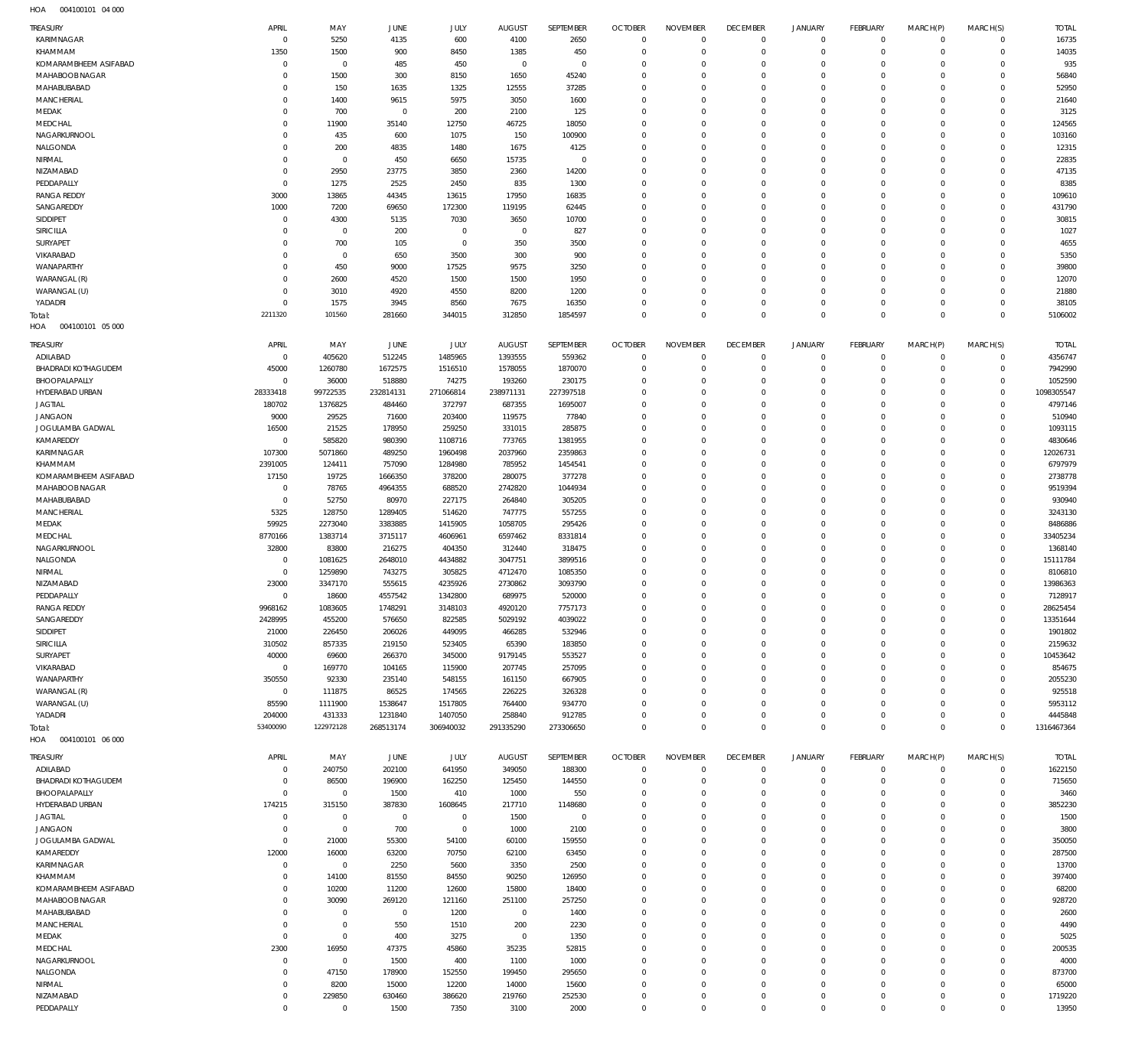HOA 004100101 04 000

| TREASURY | APRIL | MAY | JUNE | JULY | AUGUST | SEPTEMBER | OCTOBER | NOVEMBER | DECEMBER | JANUARY | FEBRUARY | MARCH(P) | MARCH(S) | TOTAL |
|---|---|---|---|---|---|---|---|---|---|---|---|---|---|---|
| KARIMNAGAR | 0 | 5250 | 4135 | 600 | 4100 | 2650 | 0 | 0 | 0 | 0 | 0 | 0 | 0 | 16735 |
| KHAMMAM | 1350 | 1500 | 900 | 8450 | 1385 | 450 | 0 | 0 | 0 | 0 | 0 | 0 | 0 | 14035 |
| KOMARAMBHEEM ASIFABAD | 0 | 0 | 485 | 450 | 0 | 0 | 0 | 0 | 0 | 0 | 0 | 0 | 0 | 935 |
| MAHABOOB NAGAR | 0 | 1500 | 300 | 8150 | 1650 | 45240 | 0 | 0 | 0 | 0 | 0 | 0 | 0 | 56840 |
| MAHABUBABAD | 0 | 150 | 1635 | 1325 | 12555 | 37285 | 0 | 0 | 0 | 0 | 0 | 0 | 0 | 52950 |
| MANCHERIAL | 0 | 1400 | 9615 | 5975 | 3050 | 1600 | 0 | 0 | 0 | 0 | 0 | 0 | 0 | 21640 |
| MEDAK | 0 | 700 | 0 | 200 | 2100 | 125 | 0 | 0 | 0 | 0 | 0 | 0 | 0 | 3125 |
| MEDCHAL | 0 | 11900 | 35140 | 12750 | 46725 | 18050 | 0 | 0 | 0 | 0 | 0 | 0 | 0 | 124565 |
| NAGARKURNOOL | 0 | 435 | 600 | 1075 | 150 | 100900 | 0 | 0 | 0 | 0 | 0 | 0 | 0 | 103160 |
| NALGONDA | 0 | 200 | 4835 | 1480 | 1675 | 4125 | 0 | 0 | 0 | 0 | 0 | 0 | 0 | 12315 |
| NIRMAL | 0 | 0 | 450 | 6650 | 15735 | 0 | 0 | 0 | 0 | 0 | 0 | 0 | 0 | 22835 |
| NIZAMABAD | 0 | 2950 | 23775 | 3850 | 2360 | 14200 | 0 | 0 | 0 | 0 | 0 | 0 | 0 | 47135 |
| PEDDAPALLY | 0 | 1275 | 2525 | 2450 | 835 | 1300 | 0 | 0 | 0 | 0 | 0 | 0 | 0 | 8385 |
| RANGA REDDY | 3000 | 13865 | 44345 | 13615 | 17950 | 16835 | 0 | 0 | 0 | 0 | 0 | 0 | 0 | 109610 |
| SANGAREDDY | 1000 | 7200 | 69650 | 172300 | 119195 | 62445 | 0 | 0 | 0 | 0 | 0 | 0 | 0 | 431790 |
| SIDDIPET | 0 | 4300 | 5135 | 7030 | 3650 | 10700 | 0 | 0 | 0 | 0 | 0 | 0 | 0 | 30815 |
| SIRICILLA | 0 | 0 | 200 | 0 | 0 | 827 | 0 | 0 | 0 | 0 | 0 | 0 | 0 | 1027 |
| SURYAPET | 0 | 700 | 105 | 0 | 350 | 3500 | 0 | 0 | 0 | 0 | 0 | 0 | 0 | 4655 |
| VIKARABAD | 0 | 0 | 650 | 3500 | 300 | 900 | 0 | 0 | 0 | 0 | 0 | 0 | 0 | 5350 |
| WANAPARTHY | 0 | 450 | 9000 | 17525 | 9575 | 3250 | 0 | 0 | 0 | 0 | 0 | 0 | 0 | 39800 |
| WARANGAL (R) | 0 | 2600 | 4520 | 1500 | 1500 | 1950 | 0 | 0 | 0 | 0 | 0 | 0 | 0 | 12070 |
| WARANGAL (U) | 0 | 3010 | 4920 | 4550 | 8200 | 1200 | 0 | 0 | 0 | 0 | 0 | 0 | 0 | 21880 |
| YADADRI | 0 | 1575 | 3945 | 8560 | 7675 | 16350 | 0 | 0 | 0 | 0 | 0 | 0 | 0 | 38105 |
| Total: | 2211320 | 101560 | 281660 | 344015 | 312850 | 1854597 | 0 | 0 | 0 | 0 | 0 | 0 | 0 | 5106002 |

HOA 004100101 05 000

| TREASURY | APRIL | MAY | JUNE | JULY | AUGUST | SEPTEMBER | OCTOBER | NOVEMBER | DECEMBER | JANUARY | FEBRUARY | MARCH(P) | MARCH(S) | TOTAL |
|---|---|---|---|---|---|---|---|---|---|---|---|---|---|---|
| ADILABAD | 0 | 405620 | 512245 | 1485965 | 1393555 | 559362 | 0 | 0 | 0 | 0 | 0 | 0 | 0 | 4356747 |
| BHADRADI KOTHAGUDEM | 45000 | 1260780 | 1672575 | 1516510 | 1578055 | 1870070 | 0 | 0 | 0 | 0 | 0 | 0 | 0 | 7942990 |
| BHOOPALAPALLY | 0 | 36000 | 518880 | 74275 | 193260 | 230175 | 0 | 0 | 0 | 0 | 0 | 0 | 0 | 1052590 |
| HYDERABAD URBAN | 28333418 | 99722535 | 232814131 | 271066814 | 238971131 | 227397518 | 0 | 0 | 0 | 0 | 0 | 0 | 0 | 1098305547 |
| JAGTIAL | 180702 | 1376825 | 484460 | 372797 | 687355 | 1695007 | 0 | 0 | 0 | 0 | 0 | 0 | 0 | 4797146 |
| JANGAON | 9000 | 29525 | 71600 | 203400 | 119575 | 77840 | 0 | 0 | 0 | 0 | 0 | 0 | 0 | 510940 |
| JOGULAMBA GADWAL | 16500 | 21525 | 178950 | 259250 | 331015 | 285875 | 0 | 0 | 0 | 0 | 0 | 0 | 0 | 1093115 |
| KAMAREDDY | 0 | 585820 | 980390 | 1108716 | 773765 | 1381955 | 0 | 0 | 0 | 0 | 0 | 0 | 0 | 4830646 |
| KARIMNAGAR | 107300 | 5071860 | 489250 | 1960498 | 2037960 | 2359863 | 0 | 0 | 0 | 0 | 0 | 0 | 0 | 12026731 |
| KHAMMAM | 2391005 | 124411 | 757090 | 1284980 | 785952 | 1454541 | 0 | 0 | 0 | 0 | 0 | 0 | 0 | 6797979 |
| KOMARAMBHEEM ASIFABAD | 17150 | 19725 | 1666350 | 378200 | 280075 | 377278 | 0 | 0 | 0 | 0 | 0 | 0 | 0 | 2738778 |
| MAHABOOB NAGAR | 0 | 78765 | 4964355 | 688520 | 2742820 | 1044934 | 0 | 0 | 0 | 0 | 0 | 0 | 0 | 9519394 |
| MAHABUBABAD | 0 | 52750 | 80970 | 227175 | 264840 | 305205 | 0 | 0 | 0 | 0 | 0 | 0 | 0 | 930940 |
| MANCHERIAL | 5325 | 128750 | 1289405 | 514620 | 747775 | 557255 | 0 | 0 | 0 | 0 | 0 | 0 | 0 | 3243130 |
| MEDAK | 59925 | 2273040 | 3383885 | 1415905 | 1058705 | 295426 | 0 | 0 | 0 | 0 | 0 | 0 | 0 | 8486886 |
| MEDCHAL | 8770166 | 1383714 | 3715117 | 4606961 | 6597462 | 8331814 | 0 | 0 | 0 | 0 | 0 | 0 | 0 | 33405234 |
| NAGARKURNOOL | 32800 | 83800 | 216275 | 404350 | 312440 | 318475 | 0 | 0 | 0 | 0 | 0 | 0 | 0 | 1368140 |
| NALGONDA | 0 | 1081625 | 2648010 | 4434882 | 3047751 | 3899516 | 0 | 0 | 0 | 0 | 0 | 0 | 0 | 15111784 |
| NIRMAL | 0 | 1259890 | 743275 | 305825 | 4712470 | 1085350 | 0 | 0 | 0 | 0 | 0 | 0 | 0 | 8106810 |
| NIZAMABAD | 23000 | 3347170 | 555615 | 4235926 | 2730862 | 3093790 | 0 | 0 | 0 | 0 | 0 | 0 | 0 | 13986363 |
| PEDDAPALLY | 0 | 18600 | 4557542 | 1342800 | 689975 | 520000 | 0 | 0 | 0 | 0 | 0 | 0 | 0 | 7128917 |
| RANGA REDDY | 9968162 | 1083605 | 1748291 | 3148103 | 4920120 | 7757173 | 0 | 0 | 0 | 0 | 0 | 0 | 0 | 28625454 |
| SANGAREDDY | 2428995 | 455200 | 576650 | 822585 | 5029192 | 4039022 | 0 | 0 | 0 | 0 | 0 | 0 | 0 | 13351644 |
| SIDDIPET | 21000 | 226450 | 206026 | 449095 | 466285 | 532946 | 0 | 0 | 0 | 0 | 0 | 0 | 0 | 1901802 |
| SIRICILLA | 310502 | 857335 | 219150 | 523405 | 65390 | 183850 | 0 | 0 | 0 | 0 | 0 | 0 | 0 | 2159632 |
| SURYAPET | 40000 | 69600 | 266370 | 345000 | 9179145 | 553527 | 0 | 0 | 0 | 0 | 0 | 0 | 0 | 10453642 |
| VIKARABAD | 0 | 169770 | 104165 | 115900 | 207745 | 257095 | 0 | 0 | 0 | 0 | 0 | 0 | 0 | 854675 |
| WANAPARTHY | 350550 | 92330 | 235140 | 548155 | 161150 | 667905 | 0 | 0 | 0 | 0 | 0 | 0 | 0 | 2055230 |
| WARANGAL (R) | 0 | 111875 | 86525 | 174565 | 226225 | 326328 | 0 | 0 | 0 | 0 | 0 | 0 | 0 | 925518 |
| WARANGAL (U) | 85590 | 1111900 | 1538647 | 1517805 | 764400 | 934770 | 0 | 0 | 0 | 0 | 0 | 0 | 0 | 5953112 |
| YADADRI | 204000 | 431333 | 1231840 | 1407050 | 258840 | 912785 | 0 | 0 | 0 | 0 | 0 | 0 | 0 | 4445848 |
| Total: | 53400090 | 122972128 | 268513174 | 306940032 | 291335290 | 273306650 | 0 | 0 | 0 | 0 | 0 | 0 | 0 | 1316467364 |

HOA 004100101 06 000

| TREASURY | APRIL | MAY | JUNE | JULY | AUGUST | SEPTEMBER | OCTOBER | NOVEMBER | DECEMBER | JANUARY | FEBRUARY | MARCH(P) | MARCH(S) | TOTAL |
|---|---|---|---|---|---|---|---|---|---|---|---|---|---|---|
| ADILABAD | 0 | 240750 | 202100 | 641950 | 349050 | 188300 | 0 | 0 | 0 | 0 | 0 | 0 | 0 | 1622150 |
| BHADRADI KOTHAGUDEM | 0 | 86500 | 196900 | 162250 | 125450 | 144550 | 0 | 0 | 0 | 0 | 0 | 0 | 0 | 715650 |
| BHOOPALAPALLY | 0 | 0 | 1500 | 410 | 1000 | 550 | 0 | 0 | 0 | 0 | 0 | 0 | 0 | 3460 |
| HYDERABAD URBAN | 174215 | 315150 | 387830 | 1608645 | 217710 | 1148680 | 0 | 0 | 0 | 0 | 0 | 0 | 0 | 3852230 |
| JAGTIAL | 0 | 0 | 0 | 0 | 1500 | 0 | 0 | 0 | 0 | 0 | 0 | 0 | 0 | 1500 |
| JANGAON | 0 | 0 | 700 | 0 | 1000 | 2100 | 0 | 0 | 0 | 0 | 0 | 0 | 0 | 3800 |
| JOGULAMBA GADWAL | 0 | 21000 | 55300 | 54100 | 60100 | 159550 | 0 | 0 | 0 | 0 | 0 | 0 | 0 | 350050 |
| KAMAREDDY | 12000 | 16000 | 63200 | 70750 | 62100 | 63450 | 0 | 0 | 0 | 0 | 0 | 0 | 0 | 287500 |
| KARIMNAGAR | 0 | 0 | 2250 | 5600 | 3350 | 2500 | 0 | 0 | 0 | 0 | 0 | 0 | 0 | 13700 |
| KHAMMAM | 0 | 14100 | 81550 | 84550 | 90250 | 126950 | 0 | 0 | 0 | 0 | 0 | 0 | 0 | 397400 |
| KOMARAMBHEEM ASIFABAD | 0 | 10200 | 11200 | 12600 | 15800 | 18400 | 0 | 0 | 0 | 0 | 0 | 0 | 0 | 68200 |
| MAHABOOB NAGAR | 0 | 30090 | 269120 | 121160 | 251100 | 257250 | 0 | 0 | 0 | 0 | 0 | 0 | 0 | 928720 |
| MAHABUBABAD | 0 | 0 | 0 | 1200 | 0 | 1400 | 0 | 0 | 0 | 0 | 0 | 0 | 0 | 2600 |
| MANCHERIAL | 0 | 0 | 550 | 1510 | 200 | 2230 | 0 | 0 | 0 | 0 | 0 | 0 | 0 | 4490 |
| MEDAK | 0 | 0 | 400 | 3275 | 0 | 1350 | 0 | 0 | 0 | 0 | 0 | 0 | 0 | 5025 |
| MEDCHAL | 2300 | 16950 | 47375 | 45860 | 35235 | 52815 | 0 | 0 | 0 | 0 | 0 | 0 | 0 | 200535 |
| NAGARKURNOOL | 0 | 0 | 1500 | 400 | 1100 | 1000 | 0 | 0 | 0 | 0 | 0 | 0 | 0 | 4000 |
| NALGONDA | 0 | 47150 | 178900 | 152550 | 199450 | 295650 | 0 | 0 | 0 | 0 | 0 | 0 | 0 | 873700 |
| NIRMAL | 0 | 8200 | 15000 | 12200 | 14000 | 15600 | 0 | 0 | 0 | 0 | 0 | 0 | 0 | 65000 |
| NIZAMABAD | 0 | 229850 | 630460 | 386620 | 219760 | 252530 | 0 | 0 | 0 | 0 | 0 | 0 | 0 | 1719220 |
| PEDDAPALLY | 0 | 0 | 1500 | 7350 | 3100 | 2000 | 0 | 0 | 0 | 0 | 0 | 0 | 0 | 13950 |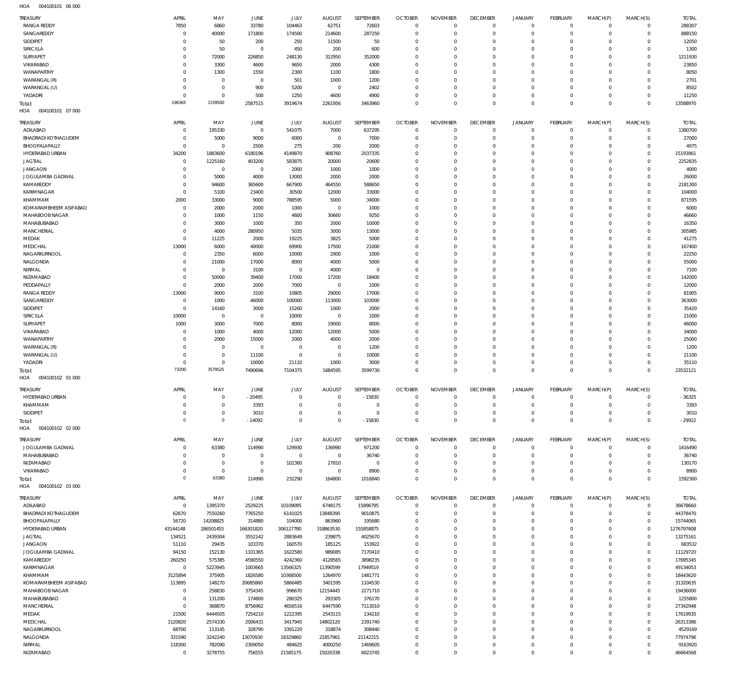HOA 004100101 06 000

| TREASURY | APRIL | MAY | JUNE | JULY | AUGUST | SEPTEMBER | OCTOBER | NOVEMBER | DECEMBER | JANUARY | FEBRUARY | MARCH(P) | MARCH(S) | TOTAL |
|---|---|---|---|---|---|---|---|---|---|---|---|---|---|---|
| RANGA REDDY | 7850 | 6860 | 33780 | 104463 | 62751 | 72603 | 0 | 0 | 0 | 0 | 0 | 0 | 0 | 288307 |
| SANGAREDDY | 0 | 40000 | 171800 | 174500 | 214600 | 287250 | 0 | 0 | 0 | 0 | 0 | 0 | 0 | 888150 |
| SIDDIPET | 0 | 50 | 200 | 250 | 11500 | 50 | 0 | 0 | 0 | 0 | 0 | 0 | 0 | 12050 |
| SIRICILLA | 0 | 50 | 0 | 450 | 200 | 600 | 0 | 0 | 0 | 0 | 0 | 0 | 0 | 1300 |
| SURYAPET | 0 | 72000 | 226850 | 248130 | 312950 | 352000 | 0 | 0 | 0 | 0 | 0 | 0 | 0 | 1211930 |
| VIKARABAD | 0 | 3300 | 4600 | 9650 | 2000 | 4300 | 0 | 0 | 0 | 0 | 0 | 0 | 0 | 23850 |
| WANAPARTHY | 0 | 1300 | 1550 | 2300 | 1100 | 1800 | 0 | 0 | 0 | 0 | 0 | 0 | 0 | 8050 |
| WARANGAL (R) | 0 | 0 | 0 | 501 | 1000 | 1200 | 0 | 0 | 0 | 0 | 0 | 0 | 0 | 2701 |
| WARANGAL (U) | 0 | 0 | 900 | 5200 | 0 | 2402 | 0 | 0 | 0 | 0 | 0 | 0 | 0 | 8502 |
| YADADRI | 0 | 0 | 500 | 1250 | 4600 | 4900 | 0 | 0 | 0 | 0 | 0 | 0 | 0 | 11250 |
| Total: | 196365 | 1159500 | 2587515 | 3919674 | 2261956 | 3463960 | 0 | 0 | 0 | 0 | 0 | 0 | 0 | 13588970 |

HOA 004100101 07 000

| TREASURY | APRIL | MAY | JUNE | JULY | AUGUST | SEPTEMBER | OCTOBER | NOVEMBER | DECEMBER | JANUARY | FEBRUARY | MARCH(P) | MARCH(S) | TOTAL |
|---|---|---|---|---|---|---|---|---|---|---|---|---|---|---|
| ADILABAD | 0 | 195330 | 0 | 541075 | 7000 | 637295 | 0 | 0 | 0 | 0 | 0 | 0 | 0 | 1380700 |
| BHADRADI KOTHAGUDEM | 0 | 5000 | 9000 | 6000 | 0 | 7000 | 0 | 0 | 0 | 0 | 0 | 0 | 0 | 27000 |
| BHOOPALAPALLY | 0 | 0 | 2500 | 275 | 200 | 2000 | 0 | 0 | 0 | 0 | 0 | 0 | 0 | 4975 |
| HYDERABAD URBAN | 34200 | 1883600 | 6180196 | 4149870 | 908760 | 2037335 | 0 | 0 | 0 | 0 | 0 | 0 | 0 | 15193961 |
| JAGTIAL | 0 | 1225160 | 403200 | 583875 | 20000 | 20600 | 0 | 0 | 0 | 0 | 0 | 0 | 0 | 2252835 |
| JANGAON | 0 | 0 | 0 | 2000 | 1000 | 1000 | 0 | 0 | 0 | 0 | 0 | 0 | 0 | 4000 |
| JOGULAMBA GADWAL | 0 | 5000 | 4000 | 13000 | 2000 | 2000 | 0 | 0 | 0 | 0 | 0 | 0 | 0 | 26000 |
| KAMAREDDY | 0 | 94600 | 365600 | 667900 | 464550 | 588650 | 0 | 0 | 0 | 0 | 0 | 0 | 0 | 2181300 |
| KARIMNAGAR | 0 | 5100 | 23400 | 30500 | 12000 | 33000 | 0 | 0 | 0 | 0 | 0 | 0 | 0 | 104000 |
| KHAMMAM | 2000 | 33000 | 9000 | 788595 | 5000 | 34000 | 0 | 0 | 0 | 0 | 0 | 0 | 0 | 871595 |
| KOMARAMBHEEM ASIFABAD | 0 | 2000 | 2000 | 1000 | 0 | 1000 | 0 | 0 | 0 | 0 | 0 | 0 | 0 | 6000 |
| MAHABOOB NAGAR | 0 | 1000 | 1150 | 4600 | 30660 | 9250 | 0 | 0 | 0 | 0 | 0 | 0 | 0 | 46660 |
| MAHABUBABAD | 0 | 3000 | 1000 | 350 | 2000 | 10000 | 0 | 0 | 0 | 0 | 0 | 0 | 0 | 16350 |
| MANCHERIAL | 0 | 4000 | 280950 | 5035 | 3000 | 13000 | 0 | 0 | 0 | 0 | 0 | 0 | 0 | 305985 |
| MEDAK | 0 | 11225 | 2000 | 19225 | 3825 | 5000 | 0 | 0 | 0 | 0 | 0 | 0 | 0 | 41275 |
| MEDCHAL | 13000 | 6000 | 40000 | 69900 | 17500 | 21000 | 0 | 0 | 0 | 0 | 0 | 0 | 0 | 167400 |
| NAGARKURNOOL | 0 | 2350 | 6000 | 10000 | 2900 | 1000 | 0 | 0 | 0 | 0 | 0 | 0 | 0 | 22250 |
| NALGONDA | 0 | 21000 | 17000 | 8000 | 4000 | 5000 | 0 | 0 | 0 | 0 | 0 | 0 | 0 | 55000 |
| NIRMAL | 0 | 0 | 3100 | 0 | 4000 | 0 | 0 | 0 | 0 | 0 | 0 | 0 | 0 | 7100 |
| NIZAMABAD | 0 | 50000 | 39400 | 17000 | 17200 | 18400 | 0 | 0 | 0 | 0 | 0 | 0 | 0 | 142000 |
| PEDDAPALLY | 0 | 2000 | 2000 | 7000 | 0 | 1000 | 0 | 0 | 0 | 0 | 0 | 0 | 0 | 12000 |
| RANGA REDDY | 13000 | 9000 | 3100 | 10805 | 29000 | 17000 | 0 | 0 | 0 | 0 | 0 | 0 | 0 | 81905 |
| SANGAREDDY | 0 | 1000 | 46000 | 100000 | 113000 | 103000 | 0 | 0 | 0 | 0 | 0 | 0 | 0 | 363000 |
| SIDDIPET | 0 | 14160 | 3000 | 15260 | 1000 | 2000 | 0 | 0 | 0 | 0 | 0 | 0 | 0 | 35420 |
| SIRICILLA | 10000 | 0 | 0 | 10000 | 0 | 1000 | 0 | 0 | 0 | 0 | 0 | 0 | 0 | 21000 |
| SURYAPET | 1000 | 3000 | 7000 | 8000 | 19000 | 8000 | 0 | 0 | 0 | 0 | 0 | 0 | 0 | 46000 |
| VIKARABAD | 0 | 1000 | 4000 | 12000 | 12000 | 5000 | 0 | 0 | 0 | 0 | 0 | 0 | 0 | 34000 |
| WANAPARTHY | 0 | 2000 | 15000 | 2000 | 4000 | 2000 | 0 | 0 | 0 | 0 | 0 | 0 | 0 | 25000 |
| WARANGAL (R) | 0 | 0 | 0 | 0 | 0 | 1200 | 0 | 0 | 0 | 0 | 0 | 0 | 0 | 1200 |
| WARANGAL (U) | 0 | 0 | 11100 | 0 | 0 | 10000 | 0 | 0 | 0 | 0 | 0 | 0 | 0 | 21100 |
| YADADRI | 0 | 0 | 10000 | 21110 | 1000 | 3000 | 0 | 0 | 0 | 0 | 0 | 0 | 0 | 35110 |
| Total: | 73200 | 3579525 | 7490696 | 7104375 | 1684595 | 3599730 | 0 | 0 | 0 | 0 | 0 | 0 | 0 | 23532121 |

HOA 004100102 01 000

| TREASURY | APRIL | MAY | JUNE | JULY | AUGUST | SEPTEMBER | OCTOBER | NOVEMBER | DECEMBER | JANUARY | FEBRUARY | MARCH(P) | MARCH(S) | TOTAL |
|---|---|---|---|---|---|---|---|---|---|---|---|---|---|---|
| HYDERABAD URBAN | 0 | 0 | -20495 | 0 | 0 | -15830 | 0 | 0 | 0 | 0 | 0 | 0 | 0 | -36325 |
| KHAMMAM | 0 | 0 | 3393 | 0 | 0 | 0 | 0 | 0 | 0 | 0 | 0 | 0 | 0 | 3393 |
| SIDDIPET | 0 | 0 | 3010 | 0 | 0 | 0 | 0 | 0 | 0 | 0 | 0 | 0 | 0 | 3010 |
| Total: | 0 | 0 | -14092 | 0 | 0 | -15830 | 0 | 0 | 0 | 0 | 0 | 0 | 0 | -29922 |

HOA 004100102 02 000

| TREASURY | APRIL | MAY | JUNE | JULY | AUGUST | SEPTEMBER | OCTOBER | NOVEMBER | DECEMBER | JANUARY | FEBRUARY | MARCH(P) | MARCH(S) | TOTAL |
|---|---|---|---|---|---|---|---|---|---|---|---|---|---|---|
| JOGULAMBA GADWAL | 0 | 63380 | 114990 | 129930 | 136990 | 971200 | 0 | 0 | 0 | 0 | 0 | 0 | 0 | 1416490 |
| MAHABUBABAD | 0 | 0 | 0 | 0 | 0 | 36740 | 0 | 0 | 0 | 0 | 0 | 0 | 0 | 36740 |
| NIZAMABAD | 0 | 0 | 0 | 102360 | 27810 | 0 | 0 | 0 | 0 | 0 | 0 | 0 | 0 | 130170 |
| VIKARABAD | 0 | 0 | 0 | 0 | 0 | 8900 | 0 | 0 | 0 | 0 | 0 | 0 | 0 | 8900 |
| Total: | 0 | 63380 | 114990 | 232290 | 164800 | 1016840 | 0 | 0 | 0 | 0 | 0 | 0 | 0 | 1592300 |

HOA 004100102 03 000

| TREASURY | APRIL | MAY | JUNE | JULY | AUGUST | SEPTEMBER | OCTOBER | NOVEMBER | DECEMBER | JANUARY | FEBRUARY | MARCH(P) | MARCH(S) | TOTAL |
|---|---|---|---|---|---|---|---|---|---|---|---|---|---|---|
| ADILABAD | 0 | 1395370 | 2529225 | 10109095 | 6748175 | 15896795 | 0 | 0 | 0 | 0 | 0 | 0 | 0 | 36678660 |
| BHADRADI KOTHAGUDEM | 62670 | 7550260 | 7765250 | 6141025 | 13848390 | 9010875 | 0 | 0 | 0 | 0 | 0 | 0 | 0 | 44378470 |
| BHOOPALAPALLY | 56720 | 14208825 | 314880 | 104000 | 863960 | 195680 | 0 | 0 | 0 | 0 | 0 | 0 | 0 | 15744065 |
| HYDERABAD URBAN | 43144148 | 286501455 | 166301820 | 306127780 | 318863530 | 155858875 | 0 | 0 | 0 | 0 | 0 | 0 | 0 | 1276797608 |
| JAGTIAL | 134521 | 2439304 | 3552142 | 2883649 | 239875 | 4025670 | 0 | 0 | 0 | 0 | 0 | 0 | 0 | 13275161 |
| JANGAON | 51110 | 29435 | 103370 | 160570 | 185125 | 153922 | 0 | 0 | 0 | 0 | 0 | 0 | 0 | 683532 |
| JOGULAMBA GADWAL | 94150 | 152130 | 1101365 | 1622580 | 989085 | 7170410 | 0 | 0 | 0 | 0 | 0 | 0 | 0 | 11129720 |
| KAMAREDDY | 260250 | 575385 | 4590550 | 4242360 | 4128565 | 3898235 | 0 | 0 | 0 | 0 | 0 | 0 | 0 | 17695345 |
| KARIMNAGAR | 0 | 5223945 | 1003665 | 13566325 | 11390599 | 17949519 | 0 | 0 | 0 | 0 | 0 | 0 | 0 | 49134053 |
| KHAMMAM | 3125894 | 375905 | 1826580 | 10368500 | 1264970 | 1481771 | 0 | 0 | 0 | 0 | 0 | 0 | 0 | 18443620 |
| KOMARAMBHEEM ASIFABAD | 113895 | 148270 | 20685860 | 5866485 | 3401595 | 1104530 | 0 | 0 | 0 | 0 | 0 | 0 | 0 | 31320635 |
| MAHABOOB NAGAR | 0 | 258830 | 3754345 | 996670 | 12154445 | 2271710 | 0 | 0 | 0 | 0 | 0 | 0 | 0 | 19436000 |
| MAHABUBABAD | 0 | 131200 | 174800 | 280325 | 293305 | 376170 | 0 | 0 | 0 | 0 | 0 | 0 | 0 | 1255800 |
| MANCHERIAL | 0 | 368870 | 8756962 | 4656516 | 6447590 | 7113010 | 0 | 0 | 0 | 0 | 0 | 0 | 0 | 27342948 |
| MEDAK | 21500 | 6444505 | 7254210 | 1222395 | 2543115 | 134210 | 0 | 0 | 0 | 0 | 0 | 0 | 0 | 17619935 |
| MEDCHAL | 1120820 | 2574330 | 2006431 | 3417945 | 14802120 | 2391740 | 0 | 0 | 0 | 0 | 0 | 0 | 0 | 26313386 |
| NAGARKURNOOL | 68700 | 113145 | 328790 | 3391220 | 318874 | 308440 | 0 | 0 | 0 | 0 | 0 | 0 | 0 | 4529169 |
| NALGONDA | 331590 | 3242240 | 13070930 | 18329860 | 21857961 | 21142215 | 0 | 0 | 0 | 0 | 0 | 0 | 0 | 77974796 |
| NIRMAL | 118300 | 782090 | 2309050 | 484625 | 4000250 | 1469605 | 0 | 0 | 0 | 0 | 0 | 0 | 0 | 9163920 |
| NIZAMABAD | 0 | 3278755 | 756555 | 21585175 | 15020338 | 6023745 | 0 | 0 | 0 | 0 | 0 | 0 | 0 | 46664568 |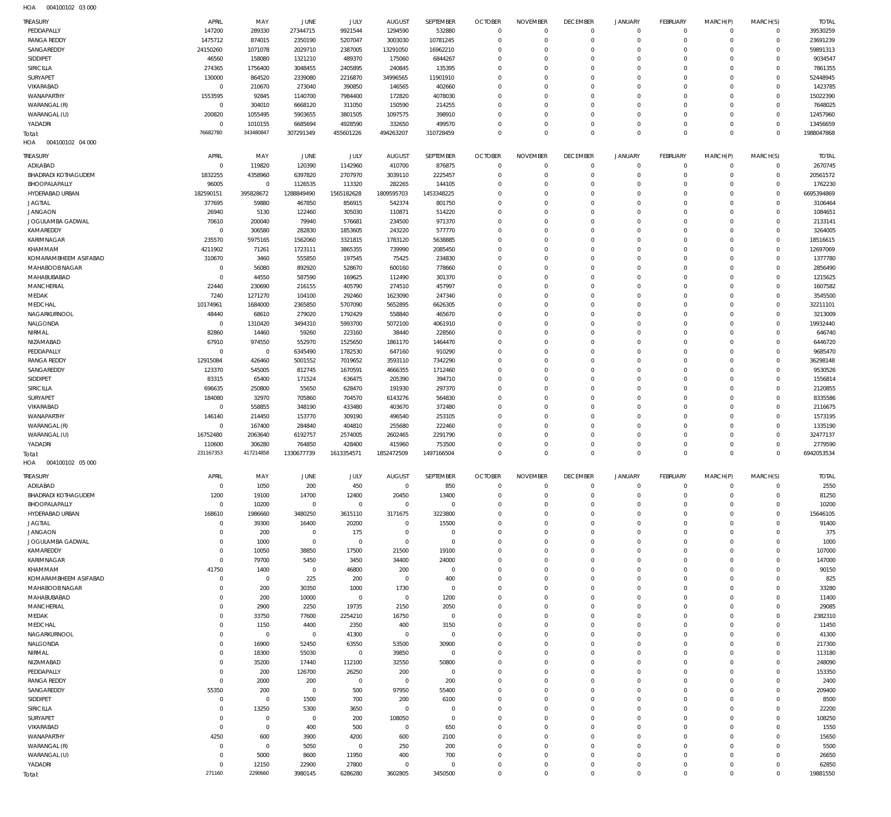HOA 004100102 03 000

| TREASURY | APRIL | MAY | JUNE | JULY | AUGUST | SEPTEMBER | OCTOBER | NOVEMBER | DECEMBER | JANUARY | FEBRUARY | MARCH(P) | MARCH(S) | TOTAL |
|---|---|---|---|---|---|---|---|---|---|---|---|---|---|---|
| PEDDAPALLY | 147200 | 289330 | 27344715 | 9921544 | 1294590 | 532880 | 0 | 0 | 0 | 0 | 0 | 0 | 0 | 39530259 |
| RANGA REDDY | 1475712 | 874015 | 2350190 | 5207047 | 3003030 | 10781245 | 0 | 0 | 0 | 0 | 0 | 0 | 0 | 23691239 |
| SANGAREDDY | 24150260 | 1071078 | 2029710 | 2387005 | 13291050 | 16962210 | 0 | 0 | 0 | 0 | 0 | 0 | 0 | 59891313 |
| SIDDIPET | 46560 | 158080 | 1321210 | 489370 | 175060 | 6844267 | 0 | 0 | 0 | 0 | 0 | 0 | 0 | 9034547 |
| SIRICILLA | 274365 | 1756400 | 3048455 | 2405895 | 240845 | 135395 | 0 | 0 | 0 | 0 | 0 | 0 | 0 | 7861355 |
| SURYAPET | 130000 | 864520 | 2339080 | 2216870 | 34996565 | 11901910 | 0 | 0 | 0 | 0 | 0 | 0 | 0 | 52448945 |
| VIKARABAD | 0 | 210670 | 273040 | 390850 | 146565 | 402660 | 0 | 0 | 0 | 0 | 0 | 0 | 0 | 1423785 |
| WANAPARTHY | 1553595 | 92845 | 1140700 | 7984400 | 172820 | 4078030 | 0 | 0 | 0 | 0 | 0 | 0 | 0 | 15022390 |
| WARANGAL (R) | 0 | 304010 | 6668120 | 311050 | 150590 | 214255 | 0 | 0 | 0 | 0 | 0 | 0 | 0 | 7648025 |
| WARANGAL (U) | 200820 | 1055495 | 5903655 | 3801505 | 1097575 | 398910 | 0 | 0 | 0 | 0 | 0 | 0 | 0 | 12457960 |
| YADADRI | 0 | 1010155 | 6685694 | 4928590 | 332650 | 499570 | 0 | 0 | 0 | 0 | 0 | 0 | 0 | 13456659 |
| Total: | 76682780 | 343480847 | 307291349 | 455601226 | 494263207 | 310728459 | 0 | 0 | 0 | 0 | 0 | 0 | 0 | 1988047868 |

HOA 004100102 04 000

| TREASURY | APRIL | MAY | JUNE | JULY | AUGUST | SEPTEMBER | OCTOBER | NOVEMBER | DECEMBER | JANUARY | FEBRUARY | MARCH(P) | MARCH(S) | TOTAL |
|---|---|---|---|---|---|---|---|---|---|---|---|---|---|---|
| ADILABAD | 0 | 119820 | 120390 | 1142960 | 410700 | 876875 | 0 | 0 | 0 | 0 | 0 | 0 | 0 | 2670745 |
| BHADRADI KOTHAGUDEM | 1832255 | 4358960 | 6397820 | 2707970 | 3039110 | 2225457 | 0 | 0 | 0 | 0 | 0 | 0 | 0 | 20561572 |
| BHOOPALAPALLY | 96005 | 0 | 1126535 | 113320 | 282265 | 144105 | 0 | 0 | 0 | 0 | 0 | 0 | 0 | 1762230 |
| HYDERABAD URBAN | 182590151 | 395828672 | 1288849490 | 1565182628 | 1809595703 | 1453348225 | 0 | 0 | 0 | 0 | 0 | 0 | 0 | 6695394869 |
| JAGTIAL | 377695 | 59880 | 467850 | 856915 | 542374 | 801750 | 0 | 0 | 0 | 0 | 0 | 0 | 0 | 3106464 |
| JANGAON | 26940 | 5130 | 122460 | 305030 | 110871 | 514220 | 0 | 0 | 0 | 0 | 0 | 0 | 0 | 1084651 |
| JOGULAMBA GADWAL | 70610 | 200040 | 79940 | 576681 | 234500 | 971370 | 0 | 0 | 0 | 0 | 0 | 0 | 0 | 2133141 |
| KAMAREDDY | 0 | 306580 | 282830 | 1853605 | 243220 | 577770 | 0 | 0 | 0 | 0 | 0 | 0 | 0 | 3264005 |
| KARIMNAGAR | 235570 | 5975165 | 1562060 | 3321815 | 1783120 | 5638885 | 0 | 0 | 0 | 0 | 0 | 0 | 0 | 18516615 |
| KHAMMAM | 4211902 | 71261 | 1723111 | 3865355 | 739990 | 2085450 | 0 | 0 | 0 | 0 | 0 | 0 | 0 | 12697069 |
| KOMARAMBHEEM ASIFABAD | 310670 | 3460 | 555850 | 197545 | 75425 | 234830 | 0 | 0 | 0 | 0 | 0 | 0 | 0 | 1377780 |
| MAHABOOB NAGAR | 0 | 56080 | 892920 | 528670 | 600160 | 778660 | 0 | 0 | 0 | 0 | 0 | 0 | 0 | 2856490 |
| MAHABUBABAD | 0 | 44550 | 587590 | 169625 | 112490 | 301370 | 0 | 0 | 0 | 0 | 0 | 0 | 0 | 1215625 |
| MANCHERIAL | 22440 | 230690 | 216155 | 405790 | 274510 | 457997 | 0 | 0 | 0 | 0 | 0 | 0 | 0 | 1607582 |
| MEDAK | 7240 | 1271270 | 104100 | 292460 | 1623090 | 247340 | 0 | 0 | 0 | 0 | 0 | 0 | 0 | 3545500 |
| MEDCHAL | 10174961 | 1684000 | 2365850 | 5707090 | 5652895 | 6626305 | 0 | 0 | 0 | 0 | 0 | 0 | 0 | 32211101 |
| NAGARKURNOOL | 48440 | 68610 | 279020 | 1792429 | 558840 | 465670 | 0 | 0 | 0 | 0 | 0 | 0 | 0 | 3213009 |
| NALGONDA | 0 | 1310420 | 3494310 | 5993700 | 5072100 | 4061910 | 0 | 0 | 0 | 0 | 0 | 0 | 0 | 19932440 |
| NIRMAL | 82860 | 14460 | 59260 | 223160 | 38440 | 228560 | 0 | 0 | 0 | 0 | 0 | 0 | 0 | 646740 |
| NIZAMABAD | 67910 | 974550 | 552970 | 1525650 | 1861170 | 1464470 | 0 | 0 | 0 | 0 | 0 | 0 | 0 | 6446720 |
| PEDDAPALLY | 0 | 0 | 6345490 | 1782530 | 647160 | 910290 | 0 | 0 | 0 | 0 | 0 | 0 | 0 | 9685470 |
| RANGA REDDY | 12915084 | 426460 | 5001552 | 7019652 | 3593110 | 7342290 | 0 | 0 | 0 | 0 | 0 | 0 | 0 | 36298148 |
| SANGAREDDY | 123370 | 545005 | 812745 | 1670591 | 4666355 | 1712460 | 0 | 0 | 0 | 0 | 0 | 0 | 0 | 9530526 |
| SIDDIPET | 83315 | 65400 | 171524 | 636475 | 205390 | 394710 | 0 | 0 | 0 | 0 | 0 | 0 | 0 | 1556814 |
| SIRICILLA | 696635 | 250800 | 55650 | 628470 | 191930 | 297370 | 0 | 0 | 0 | 0 | 0 | 0 | 0 | 2120855 |
| SURYAPET | 184080 | 32970 | 705860 | 704570 | 6143276 | 564830 | 0 | 0 | 0 | 0 | 0 | 0 | 0 | 8335586 |
| VIKARABAD | 0 | 558855 | 348190 | 433480 | 403670 | 372480 | 0 | 0 | 0 | 0 | 0 | 0 | 0 | 2116675 |
| WANAPARTHY | 146140 | 214450 | 153770 | 309190 | 496540 | 253105 | 0 | 0 | 0 | 0 | 0 | 0 | 0 | 1573195 |
| WARANGAL (R) | 0 | 167400 | 284840 | 404810 | 255680 | 222460 | 0 | 0 | 0 | 0 | 0 | 0 | 0 | 1335190 |
| WARANGAL (U) | 16752480 | 2063640 | 6192757 | 2574005 | 2602465 | 2291790 | 0 | 0 | 0 | 0 | 0 | 0 | 0 | 32477137 |
| YADADRI | 110600 | 306280 | 764850 | 428400 | 415960 | 753500 | 0 | 0 | 0 | 0 | 0 | 0 | 0 | 2779590 |
| Total: | 231167353 | 417214858 | 1330677739 | 1613354571 | 1852472509 | 1497166504 | 0 | 0 | 0 | 0 | 0 | 0 | 0 | 6942053534 |

HOA 004100102 05 000

| TREASURY | APRIL | MAY | JUNE | JULY | AUGUST | SEPTEMBER | OCTOBER | NOVEMBER | DECEMBER | JANUARY | FEBRUARY | MARCH(P) | MARCH(S) | TOTAL |
|---|---|---|---|---|---|---|---|---|---|---|---|---|---|---|
| ADILABAD | 0 | 1050 | 200 | 450 | 0 | 850 | 0 | 0 | 0 | 0 | 0 | 0 | 0 | 2550 |
| BHADRADI KOTHAGUDEM | 1200 | 19100 | 14700 | 12400 | 20450 | 13400 | 0 | 0 | 0 | 0 | 0 | 0 | 0 | 81250 |
| BHOOPALAPALLY | 0 | 10200 | 0 | 0 | 0 | 0 | 0 | 0 | 0 | 0 | 0 | 0 | 0 | 10200 |
| HYDERABAD URBAN | 168610 | 1986660 | 3480250 | 3615110 | 3171675 | 3223800 | 0 | 0 | 0 | 0 | 0 | 0 | 0 | 15646105 |
| JAGTIAL | 0 | 39300 | 16400 | 20200 | 0 | 15500 | 0 | 0 | 0 | 0 | 0 | 0 | 0 | 91400 |
| JANGAON | 0 | 200 | 0 | 175 | 0 | 0 | 0 | 0 | 0 | 0 | 0 | 0 | 0 | 375 |
| JOGULAMBA GADWAL | 0 | 1000 | 0 | 0 | 0 | 0 | 0 | 0 | 0 | 0 | 0 | 0 | 0 | 1000 |
| KAMAREDDY | 0 | 10050 | 38850 | 17500 | 21500 | 19100 | 0 | 0 | 0 | 0 | 0 | 0 | 0 | 107000 |
| KARIMNAGAR | 0 | 79700 | 5450 | 3450 | 34400 | 24000 | 0 | 0 | 0 | 0 | 0 | 0 | 0 | 147000 |
| KHAMMAM | 41750 | 1400 | 0 | 46800 | 200 | 0 | 0 | 0 | 0 | 0 | 0 | 0 | 0 | 90150 |
| KOMARAMBHEEM ASIFABAD | 0 | 0 | 225 | 200 | 0 | 400 | 0 | 0 | 0 | 0 | 0 | 0 | 0 | 825 |
| MAHABOOB NAGAR | 0 | 200 | 30350 | 1000 | 1730 | 0 | 0 | 0 | 0 | 0 | 0 | 0 | 0 | 33280 |
| MAHABUBABAD | 0 | 200 | 10000 | 0 | 0 | 1200 | 0 | 0 | 0 | 0 | 0 | 0 | 0 | 11400 |
| MANCHERIAL | 0 | 2900 | 2250 | 19735 | 2150 | 2050 | 0 | 0 | 0 | 0 | 0 | 0 | 0 | 29085 |
| MEDAK | 0 | 33750 | 77600 | 2254210 | 16750 | 0 | 0 | 0 | 0 | 0 | 0 | 0 | 0 | 2382310 |
| MEDCHAL | 0 | 1150 | 4400 | 2350 | 400 | 3150 | 0 | 0 | 0 | 0 | 0 | 0 | 0 | 11450 |
| NAGARKURNOOL | 0 | 0 | 0 | 41300 | 0 | 0 | 0 | 0 | 0 | 0 | 0 | 0 | 0 | 41300 |
| NALGONDA | 0 | 16900 | 52450 | 63550 | 53500 | 30900 | 0 | 0 | 0 | 0 | 0 | 0 | 0 | 217300 |
| NIRMAL | 0 | 18300 | 55030 | 0 | 39850 | 0 | 0 | 0 | 0 | 0 | 0 | 0 | 0 | 113180 |
| NIZAMABAD | 0 | 35200 | 17440 | 112100 | 32550 | 50800 | 0 | 0 | 0 | 0 | 0 | 0 | 0 | 248090 |
| PEDDAPALLY | 0 | 200 | 126700 | 26250 | 200 | 0 | 0 | 0 | 0 | 0 | 0 | 0 | 0 | 153350 |
| RANGA REDDY | 0 | 2000 | 200 | 0 | 0 | 200 | 0 | 0 | 0 | 0 | 0 | 0 | 0 | 2400 |
| SANGAREDDY | 55350 | 200 | 0 | 500 | 97950 | 55400 | 0 | 0 | 0 | 0 | 0 | 0 | 0 | 209400 |
| SIDDIPET | 0 | 0 | 1500 | 700 | 200 | 6100 | 0 | 0 | 0 | 0 | 0 | 0 | 0 | 8500 |
| SIRICILLA | 0 | 13250 | 5300 | 3650 | 0 | 0 | 0 | 0 | 0 | 0 | 0 | 0 | 0 | 22200 |
| SURYAPET | 0 | 0 | 0 | 200 | 108050 | 0 | 0 | 0 | 0 | 0 | 0 | 0 | 0 | 108250 |
| VIKARABAD | 0 | 0 | 400 | 500 | 0 | 650 | 0 | 0 | 0 | 0 | 0 | 0 | 0 | 1550 |
| WANAPARTHY | 4250 | 600 | 3900 | 4200 | 600 | 2100 | 0 | 0 | 0 | 0 | 0 | 0 | 0 | 15650 |
| WARANGAL (R) | 0 | 0 | 5050 | 0 | 250 | 200 | 0 | 0 | 0 | 0 | 0 | 0 | 0 | 5500 |
| WARANGAL (U) | 0 | 5000 | 8600 | 11950 | 400 | 700 | 0 | 0 | 0 | 0 | 0 | 0 | 0 | 26650 |
| YADADRI | 0 | 12150 | 22900 | 27800 | 0 | 0 | 0 | 0 | 0 | 0 | 0 | 0 | 0 | 62850 |
| Total: | 271160 | 2290660 | 3980145 | 6286280 | 3602805 | 3450500 | 0 | 0 | 0 | 0 | 0 | 0 | 0 | 19881550 |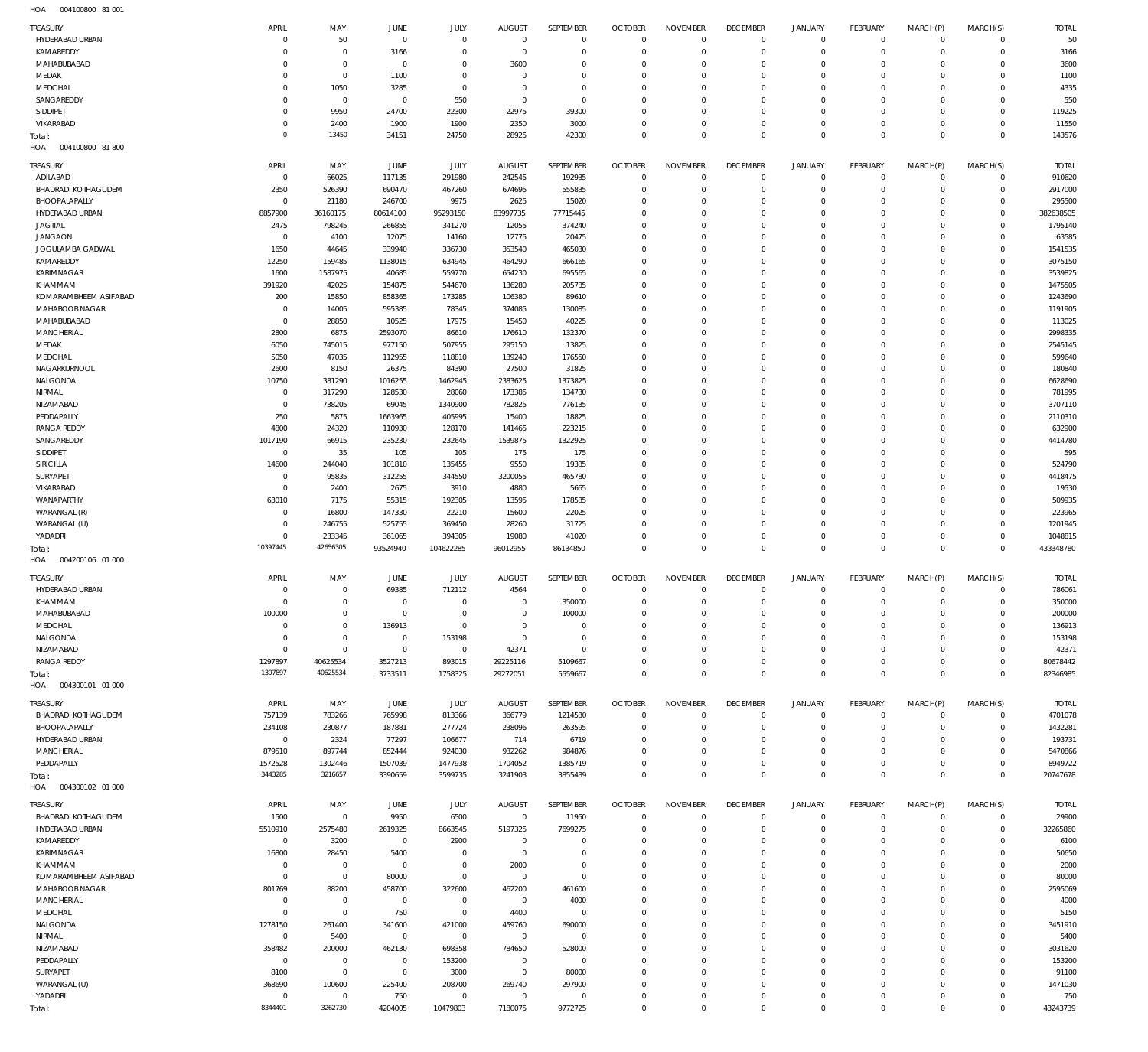HOA 004100800 81 001

| TREASURY | APRIL | MAY | JUNE | JULY | AUGUST | SEPTEMBER | OCTOBER | NOVEMBER | DECEMBER | JANUARY | FEBRUARY | MARCH(P) | MARCH(S) | TOTAL |
|---|---|---|---|---|---|---|---|---|---|---|---|---|---|---|
| HYDERABAD URBAN | 0 | 50 | 0 | 0 | 0 | 0 | 0 | 0 | 0 | 0 | 0 | 0 | 0 | 50 |
| KAMAREDDY | 0 | 0 | 3166 | 0 | 0 | 0 | 0 | 0 | 0 | 0 | 0 | 0 | 0 | 3166 |
| MAHABUBABAD | 0 | 0 | 0 | 0 | 3600 | 0 | 0 | 0 | 0 | 0 | 0 | 0 | 0 | 3600 |
| MEDAK | 0 | 0 | 1100 | 0 | 0 | 0 | 0 | 0 | 0 | 0 | 0 | 0 | 0 | 1100 |
| MEDCHAL | 0 | 1050 | 3285 | 0 | 0 | 0 | 0 | 0 | 0 | 0 | 0 | 0 | 0 | 4335 |
| SANGAREDDY | 0 | 0 | 0 | 550 | 0 | 0 | 0 | 0 | 0 | 0 | 0 | 0 | 0 | 550 |
| SIDDIPET | 0 | 9950 | 24700 | 22300 | 22975 | 39300 | 0 | 0 | 0 | 0 | 0 | 0 | 0 | 119225 |
| VIKARABAD | 0 | 2400 | 1900 | 1900 | 2350 | 3000 | 0 | 0 | 0 | 0 | 0 | 0 | 0 | 11550 |
| Total: | 0 | 13450 | 34151 | 24750 | 28925 | 42300 | 0 | 0 | 0 | 0 | 0 | 0 | 0 | 143576 |

HOA 004100800 81 800

| TREASURY | APRIL | MAY | JUNE | JULY | AUGUST | SEPTEMBER | OCTOBER | NOVEMBER | DECEMBER | JANUARY | FEBRUARY | MARCH(P) | MARCH(S) | TOTAL |
|---|---|---|---|---|---|---|---|---|---|---|---|---|---|---|
| ADILABAD | 0 | 66025 | 117135 | 291980 | 242545 | 192935 | 0 | 0 | 0 | 0 | 0 | 0 | 0 | 910620 |
| BHADRADI KOTHAGUDEM | 2350 | 526390 | 690470 | 467260 | 674695 | 555835 | 0 | 0 | 0 | 0 | 0 | 0 | 0 | 2917000 |
| BHOOPALAPALLY | 0 | 21180 | 246700 | 9975 | 2625 | 15020 | 0 | 0 | 0 | 0 | 0 | 0 | 0 | 295500 |
| HYDERABAD URBAN | 8857900 | 36160175 | 80614100 | 95293150 | 83997735 | 77715445 | 0 | 0 | 0 | 0 | 0 | 0 | 0 | 382638505 |
| JAGTIAL | 2475 | 798245 | 266855 | 341270 | 12055 | 374240 | 0 | 0 | 0 | 0 | 0 | 0 | 0 | 1795140 |
| JANGAON | 0 | 4100 | 12075 | 14160 | 12775 | 20475 | 0 | 0 | 0 | 0 | 0 | 0 | 0 | 63585 |
| JOGULAMBA GADWAL | 1650 | 44645 | 339940 | 336730 | 353540 | 465030 | 0 | 0 | 0 | 0 | 0 | 0 | 0 | 1541535 |
| KAMAREDDY | 12250 | 159485 | 1138015 | 634945 | 464290 | 666165 | 0 | 0 | 0 | 0 | 0 | 0 | 0 | 3075150 |
| KARIMNAGAR | 1600 | 1587975 | 40685 | 559770 | 654230 | 695565 | 0 | 0 | 0 | 0 | 0 | 0 | 0 | 3539825 |
| KHAMMAM | 391920 | 42025 | 154875 | 544670 | 136280 | 205735 | 0 | 0 | 0 | 0 | 0 | 0 | 0 | 1475505 |
| KOMARAMBHEEM ASIFABAD | 200 | 15850 | 858365 | 173285 | 106380 | 89610 | 0 | 0 | 0 | 0 | 0 | 0 | 0 | 1243690 |
| MAHABOOB NAGAR | 0 | 14005 | 595385 | 78345 | 374085 | 130085 | 0 | 0 | 0 | 0 | 0 | 0 | 0 | 1191905 |
| MAHABUBABAD | 0 | 28850 | 10525 | 17975 | 15450 | 40225 | 0 | 0 | 0 | 0 | 0 | 0 | 0 | 113025 |
| MANCHERIAL | 2800 | 6875 | 2593070 | 86610 | 176610 | 132370 | 0 | 0 | 0 | 0 | 0 | 0 | 0 | 2998335 |
| MEDAK | 6050 | 745015 | 977150 | 507955 | 295150 | 13825 | 0 | 0 | 0 | 0 | 0 | 0 | 0 | 2545145 |
| MEDCHAL | 5050 | 47035 | 112955 | 118810 | 139240 | 176550 | 0 | 0 | 0 | 0 | 0 | 0 | 0 | 599640 |
| NAGARKURNOOL | 2600 | 8150 | 26375 | 84390 | 27500 | 31825 | 0 | 0 | 0 | 0 | 0 | 0 | 0 | 180840 |
| NALGONDA | 10750 | 381290 | 1016255 | 1462945 | 2383625 | 1373825 | 0 | 0 | 0 | 0 | 0 | 0 | 0 | 6628690 |
| NIRMAL | 0 | 317290 | 128530 | 28060 | 173385 | 134730 | 0 | 0 | 0 | 0 | 0 | 0 | 0 | 781995 |
| NIZAMABAD | 0 | 738205 | 69045 | 1340900 | 782825 | 776135 | 0 | 0 | 0 | 0 | 0 | 0 | 0 | 3707110 |
| PEDDAPALLY | 250 | 5875 | 1663965 | 405995 | 15400 | 18825 | 0 | 0 | 0 | 0 | 0 | 0 | 0 | 2110310 |
| RANGA REDDY | 4800 | 24320 | 110930 | 128170 | 141465 | 223215 | 0 | 0 | 0 | 0 | 0 | 0 | 0 | 632900 |
| SANGAREDDY | 1017190 | 66915 | 235230 | 232645 | 1539875 | 1322925 | 0 | 0 | 0 | 0 | 0 | 0 | 0 | 4414780 |
| SIDDIPET | 0 | 35 | 105 | 105 | 175 | 175 | 0 | 0 | 0 | 0 | 0 | 0 | 0 | 595 |
| SIRICILLA | 14600 | 244040 | 101810 | 135455 | 9550 | 19335 | 0 | 0 | 0 | 0 | 0 | 0 | 0 | 524790 |
| SURYAPET | 0 | 95835 | 312255 | 344550 | 3200055 | 465780 | 0 | 0 | 0 | 0 | 0 | 0 | 0 | 4418475 |
| VIKARABAD | 0 | 2400 | 2675 | 3910 | 4880 | 5665 | 0 | 0 | 0 | 0 | 0 | 0 | 0 | 19530 |
| WANAPARTHY | 63010 | 7175 | 55315 | 192305 | 13595 | 178535 | 0 | 0 | 0 | 0 | 0 | 0 | 0 | 509935 |
| WARANGAL (R) | 0 | 16800 | 147330 | 22210 | 15600 | 22025 | 0 | 0 | 0 | 0 | 0 | 0 | 0 | 223965 |
| WARANGAL (U) | 0 | 246755 | 525755 | 369450 | 28260 | 31725 | 0 | 0 | 0 | 0 | 0 | 0 | 0 | 1201945 |
| YADADRI | 0 | 233345 | 361065 | 394305 | 19080 | 41020 | 0 | 0 | 0 | 0 | 0 | 0 | 0 | 1048815 |
| Total: | 10397445 | 42656305 | 93524940 | 104622285 | 96012955 | 86134850 | 0 | 0 | 0 | 0 | 0 | 0 | 0 | 433348780 |

HOA 004200106 01 000

| TREASURY | APRIL | MAY | JUNE | JULY | AUGUST | SEPTEMBER | OCTOBER | NOVEMBER | DECEMBER | JANUARY | FEBRUARY | MARCH(P) | MARCH(S) | TOTAL |
|---|---|---|---|---|---|---|---|---|---|---|---|---|---|---|
| HYDERABAD URBAN | 0 | 0 | 69385 | 712112 | 4564 | 0 | 0 | 0 | 0 | 0 | 0 | 0 | 0 | 786061 |
| KHAMMAM | 0 | 0 | 0 | 0 | 0 | 350000 | 0 | 0 | 0 | 0 | 0 | 0 | 0 | 350000 |
| MAHABUBABAD | 100000 | 0 | 0 | 0 | 0 | 100000 | 0 | 0 | 0 | 0 | 0 | 0 | 0 | 200000 |
| MEDCHAL | 0 | 0 | 136913 | 0 | 0 | 0 | 0 | 0 | 0 | 0 | 0 | 0 | 0 | 136913 |
| NALGONDA | 0 | 0 | 0 | 153198 | 0 | 0 | 0 | 0 | 0 | 0 | 0 | 0 | 0 | 153198 |
| NIZAMABAD | 0 | 0 | 0 | 0 | 42371 | 0 | 0 | 0 | 0 | 0 | 0 | 0 | 0 | 42371 |
| RANGA REDDY | 1297897 | 40625534 | 3527213 | 893015 | 29225116 | 5109667 | 0 | 0 | 0 | 0 | 0 | 0 | 0 | 80678442 |
| Total: | 1397897 | 40625534 | 3733511 | 1758325 | 29272051 | 5559667 | 0 | 0 | 0 | 0 | 0 | 0 | 0 | 82346985 |

HOA 004300101 01 000

| TREASURY | APRIL | MAY | JUNE | JULY | AUGUST | SEPTEMBER | OCTOBER | NOVEMBER | DECEMBER | JANUARY | FEBRUARY | MARCH(P) | MARCH(S) | TOTAL |
|---|---|---|---|---|---|---|---|---|---|---|---|---|---|---|
| BHADRADI KOTHAGUDEM | 757139 | 783266 | 765998 | 813366 | 366779 | 1214530 | 0 | 0 | 0 | 0 | 0 | 0 | 0 | 4701078 |
| BHOOPALAPALLY | 234108 | 230877 | 187881 | 277724 | 238096 | 263595 | 0 | 0 | 0 | 0 | 0 | 0 | 0 | 1432281 |
| HYDERABAD URBAN | 0 | 2324 | 77297 | 106677 | 714 | 6719 | 0 | 0 | 0 | 0 | 0 | 0 | 0 | 193731 |
| MANCHERIAL | 879510 | 897744 | 852444 | 924030 | 932262 | 984876 | 0 | 0 | 0 | 0 | 0 | 0 | 0 | 5470866 |
| PEDDAPALLY | 1572528 | 1302446 | 1507039 | 1477938 | 1704052 | 1385719 | 0 | 0 | 0 | 0 | 0 | 0 | 0 | 8949722 |
| Total: | 3443285 | 3216657 | 3390659 | 3599735 | 3241903 | 3855439 | 0 | 0 | 0 | 0 | 0 | 0 | 0 | 20747678 |

HOA 004300102 01 000

| TREASURY | APRIL | MAY | JUNE | JULY | AUGUST | SEPTEMBER | OCTOBER | NOVEMBER | DECEMBER | JANUARY | FEBRUARY | MARCH(P) | MARCH(S) | TOTAL |
|---|---|---|---|---|---|---|---|---|---|---|---|---|---|---|
| BHADRADI KOTHAGUDEM | 1500 | 0 | 9950 | 6500 | 0 | 11950 | 0 | 0 | 0 | 0 | 0 | 0 | 0 | 29900 |
| HYDERABAD URBAN | 5510910 | 2575480 | 2619325 | 8663545 | 5197325 | 7699275 | 0 | 0 | 0 | 0 | 0 | 0 | 0 | 32265860 |
| KAMAREDDY | 0 | 3200 | 0 | 2900 | 0 | 0 | 0 | 0 | 0 | 0 | 0 | 0 | 0 | 6100 |
| KARIMNAGAR | 16800 | 28450 | 5400 | 0 | 0 | 0 | 0 | 0 | 0 | 0 | 0 | 0 | 0 | 50650 |
| KHAMMAM | 0 | 0 | 0 | 0 | 2000 | 0 | 0 | 0 | 0 | 0 | 0 | 0 | 0 | 2000 |
| KOMARAMBHEEM ASIFABAD | 0 | 0 | 80000 | 0 | 0 | 0 | 0 | 0 | 0 | 0 | 0 | 0 | 0 | 80000 |
| MAHABOOB NAGAR | 801769 | 88200 | 458700 | 322600 | 462200 | 461600 | 0 | 0 | 0 | 0 | 0 | 0 | 0 | 2595069 |
| MANCHERIAL | 0 | 0 | 0 | 0 | 0 | 4000 | 0 | 0 | 0 | 0 | 0 | 0 | 0 | 4000 |
| MEDCHAL | 0 | 0 | 750 | 0 | 4400 | 0 | 0 | 0 | 0 | 0 | 0 | 0 | 0 | 5150 |
| NALGONDA | 1278150 | 261400 | 341600 | 421000 | 459760 | 690000 | 0 | 0 | 0 | 0 | 0 | 0 | 0 | 3451910 |
| NIRMAL | 0 | 5400 | 0 | 0 | 0 | 0 | 0 | 0 | 0 | 0 | 0 | 0 | 0 | 5400 |
| NIZAMABAD | 358482 | 200000 | 462130 | 698358 | 784650 | 528000 | 0 | 0 | 0 | 0 | 0 | 0 | 0 | 3031620 |
| PEDDAPALLY | 0 | 0 | 0 | 153200 | 0 | 0 | 0 | 0 | 0 | 0 | 0 | 0 | 0 | 153200 |
| SURYAPET | 8100 | 0 | 0 | 3000 | 0 | 80000 | 0 | 0 | 0 | 0 | 0 | 0 | 0 | 91100 |
| WARANGAL (U) | 368690 | 100600 | 225400 | 208700 | 269740 | 297900 | 0 | 0 | 0 | 0 | 0 | 0 | 0 | 1471030 |
| YADADRI | 0 | 0 | 750 | 0 | 0 | 0 | 0 | 0 | 0 | 0 | 0 | 0 | 0 | 750 |
| Total: | 8344401 | 3262730 | 4204005 | 10479803 | 7180075 | 9772725 | 0 | 0 | 0 | 0 | 0 | 0 | 0 | 43243739 |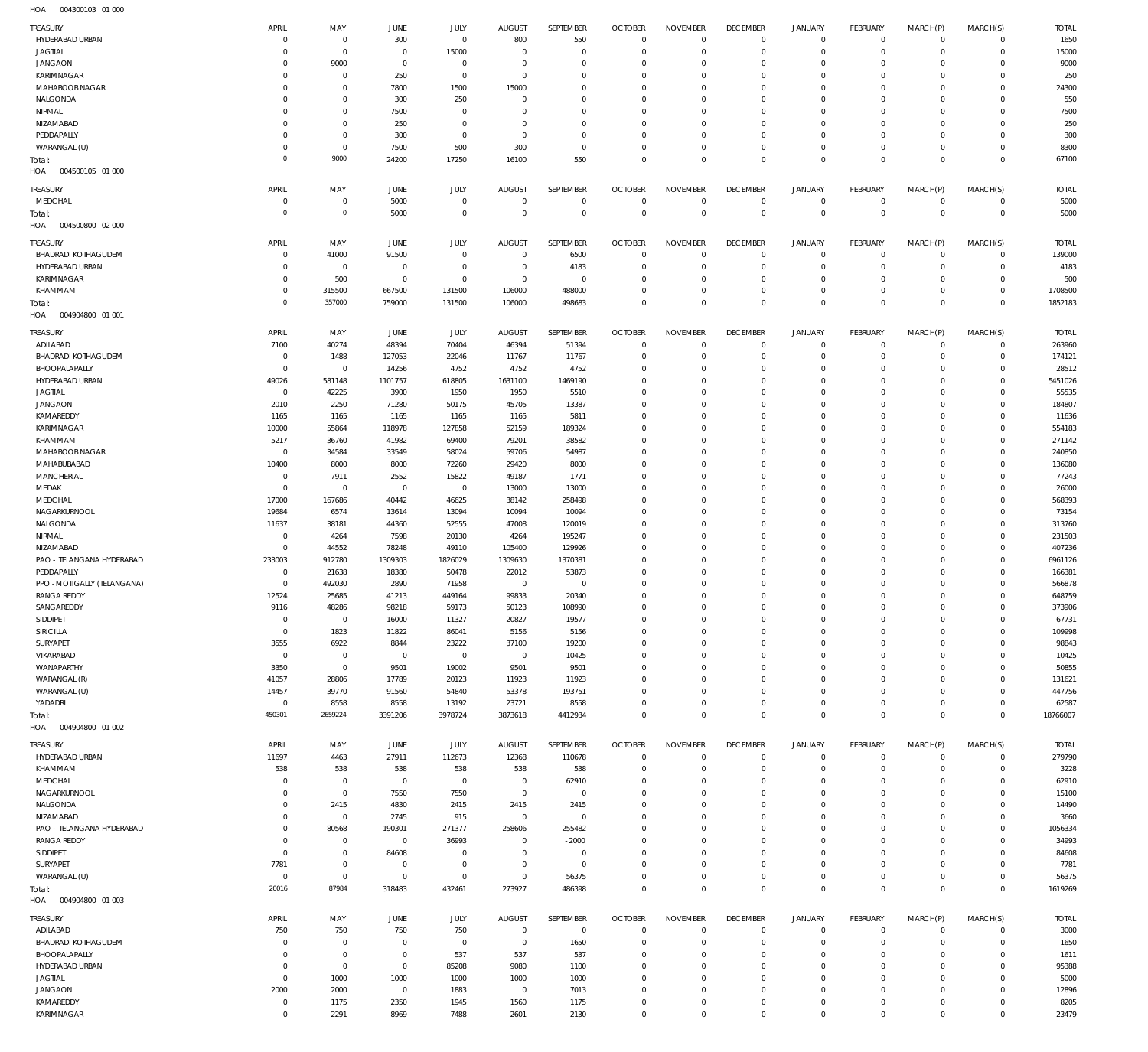HOA 004300103 01 000

| TREASURY | APRIL | MAY | JUNE | JULY | AUGUST | SEPTEMBER | OCTOBER | NOVEMBER | DECEMBER | JANUARY | FEBRUARY | MARCH(P) | MARCH(S) | TOTAL |
|---|---|---|---|---|---|---|---|---|---|---|---|---|---|---|
| HYDERABAD URBAN | 0 | 0 | 300 | 0 | 800 | 550 | 0 | 0 | 0 | 0 | 0 | 0 | 0 | 1650 |
| JAGTIAL | 0 | 0 | 0 | 15000 | 0 | 0 | 0 | 0 | 0 | 0 | 0 | 0 | 0 | 15000 |
| JANGAON | 0 | 9000 | 0 | 0 | 0 | 0 | 0 | 0 | 0 | 0 | 0 | 0 | 0 | 9000 |
| KARIMNAGAR | 0 | 0 | 250 | 0 | 0 | 0 | 0 | 0 | 0 | 0 | 0 | 0 | 0 | 250 |
| MAHABOOB NAGAR | 0 | 0 | 7800 | 1500 | 15000 | 0 | 0 | 0 | 0 | 0 | 0 | 0 | 0 | 24300 |
| NALGONDA | 0 | 0 | 300 | 250 | 0 | 0 | 0 | 0 | 0 | 0 | 0 | 0 | 0 | 550 |
| NIRMAL | 0 | 0 | 7500 | 0 | 0 | 0 | 0 | 0 | 0 | 0 | 0 | 0 | 0 | 7500 |
| NIZAMABAD | 0 | 0 | 250 | 0 | 0 | 0 | 0 | 0 | 0 | 0 | 0 | 0 | 0 | 250 |
| PEDDAPALLY | 0 | 0 | 300 | 0 | 0 | 0 | 0 | 0 | 0 | 0 | 0 | 0 | 0 | 300 |
| WARANGAL (U) | 0 | 0 | 7500 | 500 | 300 | 0 | 0 | 0 | 0 | 0 | 0 | 0 | 0 | 8300 |
| Total: | 0 | 9000 | 24200 | 17250 | 16100 | 550 | 0 | 0 | 0 | 0 | 0 | 0 | 0 | 67100 |

HOA 004500105 01 000

| TREASURY | APRIL | MAY | JUNE | JULY | AUGUST | SEPTEMBER | OCTOBER | NOVEMBER | DECEMBER | JANUARY | FEBRUARY | MARCH(P) | MARCH(S) | TOTAL |
|---|---|---|---|---|---|---|---|---|---|---|---|---|---|---|
| MEDCHAL | 0 | 0 | 5000 | 0 | 0 | 0 | 0 | 0 | 0 | 0 | 0 | 0 | 0 | 5000 |
| Total: | 0 | 0 | 5000 | 0 | 0 | 0 | 0 | 0 | 0 | 0 | 0 | 0 | 0 | 5000 |

HOA 004500800 02 000

| TREASURY | APRIL | MAY | JUNE | JULY | AUGUST | SEPTEMBER | OCTOBER | NOVEMBER | DECEMBER | JANUARY | FEBRUARY | MARCH(P) | MARCH(S) | TOTAL |
|---|---|---|---|---|---|---|---|---|---|---|---|---|---|---|
| BHADRADI KOTHAGUDEM | 0 | 41000 | 91500 | 0 | 0 | 6500 | 0 | 0 | 0 | 0 | 0 | 0 | 0 | 139000 |
| HYDERABAD URBAN | 0 | 0 | 0 | 0 | 0 | 4183 | 0 | 0 | 0 | 0 | 0 | 0 | 0 | 4183 |
| KARIMNAGAR | 0 | 500 | 0 | 0 | 0 | 0 | 0 | 0 | 0 | 0 | 0 | 0 | 0 | 500 |
| KHAMMAM | 0 | 315500 | 667500 | 131500 | 106000 | 488000 | 0 | 0 | 0 | 0 | 0 | 0 | 0 | 1708500 |
| Total: | 0 | 357000 | 759000 | 131500 | 106000 | 498683 | 0 | 0 | 0 | 0 | 0 | 0 | 0 | 1852183 |

HOA 004904800 01 001

| TREASURY | APRIL | MAY | JUNE | JULY | AUGUST | SEPTEMBER | OCTOBER | NOVEMBER | DECEMBER | JANUARY | FEBRUARY | MARCH(P) | MARCH(S) | TOTAL |
|---|---|---|---|---|---|---|---|---|---|---|---|---|---|---|
| ADILABAD | 7100 | 40274 | 48394 | 70404 | 46394 | 51394 | 0 | 0 | 0 | 0 | 0 | 0 | 0 | 263960 |
| BHADRADI KOTHAGUDEM | 0 | 1488 | 127053 | 22046 | 11767 | 11767 | 0 | 0 | 0 | 0 | 0 | 0 | 0 | 174121 |
| BHOOPALAPALLY | 0 | 0 | 14256 | 4752 | 4752 | 4752 | 0 | 0 | 0 | 0 | 0 | 0 | 0 | 28512 |
| HYDERABAD URBAN | 49026 | 581148 | 1101757 | 618805 | 1631100 | 1469190 | 0 | 0 | 0 | 0 | 0 | 0 | 0 | 5451026 |
| JAGTIAL | 0 | 42225 | 3900 | 1950 | 1950 | 5510 | 0 | 0 | 0 | 0 | 0 | 0 | 0 | 55535 |
| JANGAON | 2010 | 2250 | 71280 | 50175 | 45705 | 13387 | 0 | 0 | 0 | 0 | 0 | 0 | 0 | 184807 |
| KAMAREDDY | 1165 | 1165 | 1165 | 1165 | 1165 | 5811 | 0 | 0 | 0 | 0 | 0 | 0 | 0 | 11636 |
| KARIMNAGAR | 10000 | 55864 | 118978 | 127858 | 52159 | 189324 | 0 | 0 | 0 | 0 | 0 | 0 | 0 | 554183 |
| KHAMMAM | 5217 | 36760 | 41982 | 69400 | 79201 | 38582 | 0 | 0 | 0 | 0 | 0 | 0 | 0 | 271142 |
| MAHABOOB NAGAR | 0 | 34584 | 33549 | 58024 | 59706 | 54987 | 0 | 0 | 0 | 0 | 0 | 0 | 0 | 240850 |
| MAHABUBABAD | 10400 | 8000 | 8000 | 72260 | 29420 | 8000 | 0 | 0 | 0 | 0 | 0 | 0 | 0 | 136080 |
| MANCHERIAL | 0 | 7911 | 2552 | 15822 | 49187 | 1771 | 0 | 0 | 0 | 0 | 0 | 0 | 0 | 77243 |
| MEDAK | 0 | 0 | 0 | 0 | 13000 | 13000 | 0 | 0 | 0 | 0 | 0 | 0 | 0 | 26000 |
| MEDCHAL | 17000 | 167686 | 40442 | 46625 | 38142 | 258498 | 0 | 0 | 0 | 0 | 0 | 0 | 0 | 568393 |
| NAGARKURNOOL | 19684 | 6574 | 13614 | 13094 | 10094 | 10094 | 0 | 0 | 0 | 0 | 0 | 0 | 0 | 73154 |
| NALGONDA | 11637 | 38181 | 44360 | 52555 | 47008 | 120019 | 0 | 0 | 0 | 0 | 0 | 0 | 0 | 313760 |
| NIRMAL | 0 | 4264 | 7598 | 20130 | 4264 | 195247 | 0 | 0 | 0 | 0 | 0 | 0 | 0 | 231503 |
| NIZAMABAD | 0 | 44552 | 78248 | 49110 | 105400 | 129926 | 0 | 0 | 0 | 0 | 0 | 0 | 0 | 407236 |
| PAO - TELANGANA HYDERABAD | 233003 | 912780 | 1309303 | 1826029 | 1309630 | 1370381 | 0 | 0 | 0 | 0 | 0 | 0 | 0 | 6961126 |
| PEDDAPALLY | 0 | 21638 | 18380 | 50478 | 22012 | 53873 | 0 | 0 | 0 | 0 | 0 | 0 | 0 | 166381 |
| PPO - MOTIGALLY (TELANGANA) | 0 | 492030 | 2890 | 71958 | 0 | 0 | 0 | 0 | 0 | 0 | 0 | 0 | 0 | 566878 |
| RANGA REDDY | 12524 | 25685 | 41213 | 449164 | 99833 | 20340 | 0 | 0 | 0 | 0 | 0 | 0 | 0 | 648759 |
| SANGAREDDY | 9116 | 48286 | 98218 | 59173 | 50123 | 108990 | 0 | 0 | 0 | 0 | 0 | 0 | 0 | 373906 |
| SIDDIPET | 0 | 0 | 16000 | 11327 | 20827 | 19577 | 0 | 0 | 0 | 0 | 0 | 0 | 0 | 67731 |
| SIRICILLA | 0 | 1823 | 11822 | 86041 | 5156 | 5156 | 0 | 0 | 0 | 0 | 0 | 0 | 0 | 109998 |
| SURYAPET | 3555 | 6922 | 8844 | 23222 | 37100 | 19200 | 0 | 0 | 0 | 0 | 0 | 0 | 0 | 98843 |
| VIKARABAD | 0 | 0 | 0 | 0 | 0 | 10425 | 0 | 0 | 0 | 0 | 0 | 0 | 0 | 10425 |
| WANAPARTHY | 3350 | 0 | 9501 | 19002 | 9501 | 9501 | 0 | 0 | 0 | 0 | 0 | 0 | 0 | 50855 |
| WARANGAL (R) | 41057 | 28806 | 17789 | 20123 | 11923 | 11923 | 0 | 0 | 0 | 0 | 0 | 0 | 0 | 131621 |
| WARANGAL (U) | 14457 | 39770 | 91560 | 54840 | 53378 | 193751 | 0 | 0 | 0 | 0 | 0 | 0 | 0 | 447756 |
| YADADRI | 0 | 8558 | 8558 | 13192 | 23721 | 8558 | 0 | 0 | 0 | 0 | 0 | 0 | 0 | 62587 |
| Total: | 450301 | 2659224 | 3391206 | 3978724 | 3873618 | 4412934 | 0 | 0 | 0 | 0 | 0 | 0 | 0 | 18766007 |

HOA 004904800 01 002

| TREASURY | APRIL | MAY | JUNE | JULY | AUGUST | SEPTEMBER | OCTOBER | NOVEMBER | DECEMBER | JANUARY | FEBRUARY | MARCH(P) | MARCH(S) | TOTAL |
|---|---|---|---|---|---|---|---|---|---|---|---|---|---|---|
| HYDERABAD URBAN | 11697 | 4463 | 27911 | 112673 | 12368 | 110678 | 0 | 0 | 0 | 0 | 0 | 0 | 0 | 279790 |
| KHAMMAM | 538 | 538 | 538 | 538 | 538 | 538 | 0 | 0 | 0 | 0 | 0 | 0 | 0 | 3228 |
| MEDCHAL | 0 | 0 | 0 | 0 | 0 | 62910 | 0 | 0 | 0 | 0 | 0 | 0 | 0 | 62910 |
| NAGARKURNOOL | 0 | 0 | 7550 | 7550 | 0 | 0 | 0 | 0 | 0 | 0 | 0 | 0 | 0 | 15100 |
| NALGONDA | 0 | 2415 | 4830 | 2415 | 2415 | 2415 | 0 | 0 | 0 | 0 | 0 | 0 | 0 | 14490 |
| NIZAMABAD | 0 | 0 | 2745 | 915 | 0 | 0 | 0 | 0 | 0 | 0 | 0 | 0 | 0 | 3660 |
| PAO - TELANGANA HYDERABAD | 0 | 80568 | 190301 | 271377 | 258606 | 255482 | 0 | 0 | 0 | 0 | 0 | 0 | 0 | 1056334 |
| RANGA REDDY | 0 | 0 | 0 | 36993 | 0 | -2000 | 0 | 0 | 0 | 0 | 0 | 0 | 0 | 34993 |
| SIDDIPET | 0 | 0 | 84608 | 0 | 0 | 0 | 0 | 0 | 0 | 0 | 0 | 0 | 0 | 84608 |
| SURYAPET | 7781 | 0 | 0 | 0 | 0 | 0 | 0 | 0 | 0 | 0 | 0 | 0 | 0 | 7781 |
| WARANGAL (U) | 0 | 0 | 0 | 0 | 0 | 56375 | 0 | 0 | 0 | 0 | 0 | 0 | 0 | 56375 |
| Total: | 20016 | 87984 | 318483 | 432461 | 273927 | 486398 | 0 | 0 | 0 | 0 | 0 | 0 | 0 | 1619269 |

HOA 004904800 01 003

| TREASURY | APRIL | MAY | JUNE | JULY | AUGUST | SEPTEMBER | OCTOBER | NOVEMBER | DECEMBER | JANUARY | FEBRUARY | MARCH(P) | MARCH(S) | TOTAL |
|---|---|---|---|---|---|---|---|---|---|---|---|---|---|---|
| ADILABAD | 750 | 750 | 750 | 750 | 0 | 0 | 0 | 0 | 0 | 0 | 0 | 0 | 0 | 3000 |
| BHADRADI KOTHAGUDEM | 0 | 0 | 0 | 0 | 0 | 1650 | 0 | 0 | 0 | 0 | 0 | 0 | 0 | 1650 |
| BHOOPALAPALLY | 0 | 0 | 0 | 537 | 537 | 537 | 0 | 0 | 0 | 0 | 0 | 0 | 0 | 1611 |
| HYDERABAD URBAN | 0 | 0 | 0 | 85208 | 9080 | 1100 | 0 | 0 | 0 | 0 | 0 | 0 | 0 | 95388 |
| JAGTIAL | 0 | 1000 | 1000 | 1000 | 1000 | 1000 | 0 | 0 | 0 | 0 | 0 | 0 | 0 | 5000 |
| JANGAON | 2000 | 2000 | 0 | 1883 | 0 | 7013 | 0 | 0 | 0 | 0 | 0 | 0 | 0 | 12896 |
| KAMAREDDY | 0 | 1175 | 2350 | 1945 | 1560 | 1175 | 0 | 0 | 0 | 0 | 0 | 0 | 0 | 8205 |
| KARIMNAGAR | 0 | 2291 | 8969 | 7488 | 2601 | 2130 | 0 | 0 | 0 | 0 | 0 | 0 | 0 | 23479 |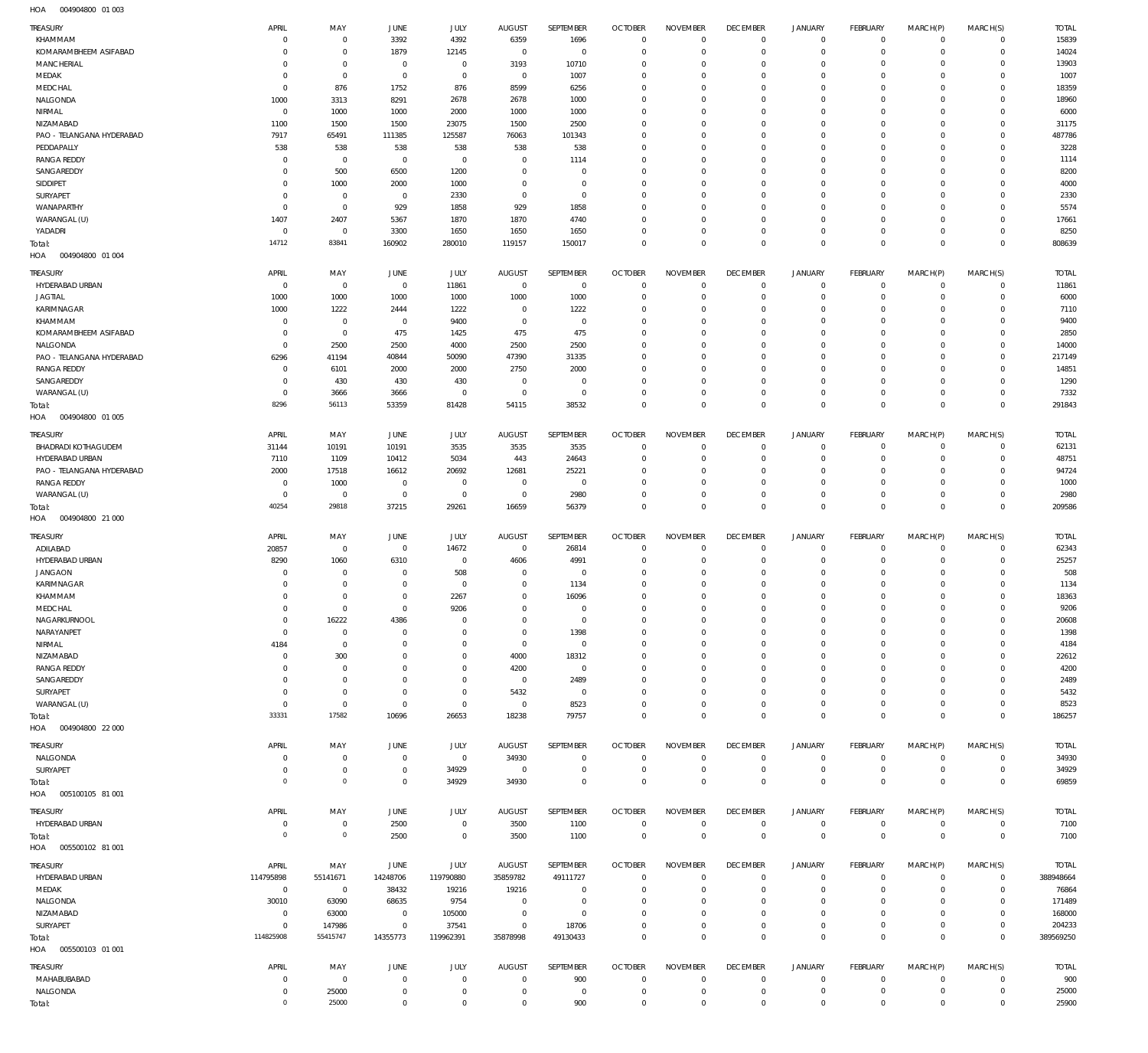HOA 004904800 01 003

| TREASURY | APRIL | MAY | JUNE | JULY | AUGUST | SEPTEMBER | OCTOBER | NOVEMBER | DECEMBER | JANUARY | FEBRUARY | MARCH(P) | MARCH(S) | TOTAL |
|---|---|---|---|---|---|---|---|---|---|---|---|---|---|---|
| KHAMMAM | 0 | 0 | 3392 | 4392 | 6359 | 1696 | 0 | 0 | 0 | 0 | 0 | 0 | 0 | 15839 |
| KOMARAMBHEEM ASIFABAD | 0 | 0 | 1879 | 12145 | 0 | 0 | 0 | 0 | 0 | 0 | 0 | 0 | 0 | 14024 |
| MANCHERIAL | 0 | 0 | 0 | 0 | 3193 | 10710 | 0 | 0 | 0 | 0 | 0 | 0 | 0 | 13903 |
| MEDAK | 0 | 0 | 0 | 0 | 0 | 1007 | 0 | 0 | 0 | 0 | 0 | 0 | 0 | 1007 |
| MEDCHAL | 0 | 876 | 1752 | 876 | 8599 | 6256 | 0 | 0 | 0 | 0 | 0 | 0 | 0 | 18359 |
| NALGONDA | 1000 | 3313 | 8291 | 2678 | 2678 | 1000 | 0 | 0 | 0 | 0 | 0 | 0 | 0 | 18960 |
| NIRMAL | 0 | 1000 | 1000 | 2000 | 1000 | 1000 | 0 | 0 | 0 | 0 | 0 | 0 | 0 | 6000 |
| NIZAMABAD | 1100 | 1500 | 1500 | 23075 | 1500 | 2500 | 0 | 0 | 0 | 0 | 0 | 0 | 0 | 31175 |
| PAO - TELANGANA HYDERABAD | 7917 | 65491 | 111385 | 125587 | 76063 | 101343 | 0 | 0 | 0 | 0 | 0 | 0 | 0 | 487786 |
| PEDDAPALLY | 538 | 538 | 538 | 538 | 538 | 538 | 0 | 0 | 0 | 0 | 0 | 0 | 0 | 3228 |
| RANGA REDDY | 0 | 0 | 0 | 0 | 0 | 1114 | 0 | 0 | 0 | 0 | 0 | 0 | 0 | 1114 |
| SANGAREDDY | 0 | 500 | 6500 | 1200 | 0 | 0 | 0 | 0 | 0 | 0 | 0 | 0 | 0 | 8200 |
| SIDDIPET | 0 | 1000 | 2000 | 1000 | 0 | 0 | 0 | 0 | 0 | 0 | 0 | 0 | 0 | 4000 |
| SURYAPET | 0 | 0 | 0 | 2330 | 0 | 0 | 0 | 0 | 0 | 0 | 0 | 0 | 0 | 2330 |
| WANAPARTHY | 0 | 0 | 929 | 1858 | 929 | 1858 | 0 | 0 | 0 | 0 | 0 | 0 | 0 | 5574 |
| WARANGAL (U) | 1407 | 2407 | 5367 | 1870 | 1870 | 4740 | 0 | 0 | 0 | 0 | 0 | 0 | 0 | 17661 |
| YADADRI | 0 | 0 | 3300 | 1650 | 1650 | 1650 | 0 | 0 | 0 | 0 | 0 | 0 | 0 | 8250 |
| Total: | 14712 | 83841 | 160902 | 280010 | 119157 | 150017 | 0 | 0 | 0 | 0 | 0 | 0 | 0 | 808639 |

HOA 004904800 01 004

| TREASURY | APRIL | MAY | JUNE | JULY | AUGUST | SEPTEMBER | OCTOBER | NOVEMBER | DECEMBER | JANUARY | FEBRUARY | MARCH(P) | MARCH(S) | TOTAL |
|---|---|---|---|---|---|---|---|---|---|---|---|---|---|---|
| HYDERABAD URBAN | 0 | 0 | 0 | 11861 | 0 | 0 | 0 | 0 | 0 | 0 | 0 | 0 | 0 | 11861 |
| JAGTIAL | 1000 | 1000 | 1000 | 1000 | 1000 | 1000 | 0 | 0 | 0 | 0 | 0 | 0 | 0 | 6000 |
| KARIMNAGAR | 1000 | 1222 | 2444 | 1222 | 0 | 1222 | 0 | 0 | 0 | 0 | 0 | 0 | 0 | 7110 |
| KHAMMAM | 0 | 0 | 0 | 9400 | 0 | 0 | 0 | 0 | 0 | 0 | 0 | 0 | 0 | 9400 |
| KOMARAMBHEEM ASIFABAD | 0 | 0 | 475 | 1425 | 475 | 475 | 0 | 0 | 0 | 0 | 0 | 0 | 0 | 2850 |
| NALGONDA | 0 | 2500 | 2500 | 4000 | 2500 | 2500 | 0 | 0 | 0 | 0 | 0 | 0 | 0 | 14000 |
| PAO - TELANGANA HYDERABAD | 6296 | 41194 | 40844 | 50090 | 47390 | 31335 | 0 | 0 | 0 | 0 | 0 | 0 | 0 | 217149 |
| RANGA REDDY | 0 | 6101 | 2000 | 2000 | 2750 | 2000 | 0 | 0 | 0 | 0 | 0 | 0 | 0 | 14851 |
| SANGAREDDY | 0 | 430 | 430 | 430 | 0 | 0 | 0 | 0 | 0 | 0 | 0 | 0 | 0 | 1290 |
| WARANGAL (U) | 0 | 3666 | 3666 | 0 | 0 | 0 | 0 | 0 | 0 | 0 | 0 | 0 | 0 | 7332 |
| Total: | 8296 | 56113 | 53359 | 81428 | 54115 | 38532 | 0 | 0 | 0 | 0 | 0 | 0 | 0 | 291843 |

HOA 004904800 01 005

| TREASURY | APRIL | MAY | JUNE | JULY | AUGUST | SEPTEMBER | OCTOBER | NOVEMBER | DECEMBER | JANUARY | FEBRUARY | MARCH(P) | MARCH(S) | TOTAL |
|---|---|---|---|---|---|---|---|---|---|---|---|---|---|---|
| BHADRADI KOTHAGUDEM | 31144 | 10191 | 10191 | 3535 | 3535 | 3535 | 0 | 0 | 0 | 0 | 0 | 0 | 0 | 62131 |
| HYDERABAD URBAN | 7110 | 1109 | 10412 | 5034 | 443 | 24643 | 0 | 0 | 0 | 0 | 0 | 0 | 0 | 48751 |
| PAO - TELANGANA HYDERABAD | 2000 | 17518 | 16612 | 20692 | 12681 | 25221 | 0 | 0 | 0 | 0 | 0 | 0 | 0 | 94724 |
| RANGA REDDY | 0 | 1000 | 0 | 0 | 0 | 0 | 0 | 0 | 0 | 0 | 0 | 0 | 0 | 1000 |
| WARANGAL (U) | 0 | 0 | 0 | 0 | 0 | 2980 | 0 | 0 | 0 | 0 | 0 | 0 | 0 | 2980 |
| Total: | 40254 | 29818 | 37215 | 29261 | 16659 | 56379 | 0 | 0 | 0 | 0 | 0 | 0 | 0 | 209586 |

HOA 004904800 21 000

| TREASURY | APRIL | MAY | JUNE | JULY | AUGUST | SEPTEMBER | OCTOBER | NOVEMBER | DECEMBER | JANUARY | FEBRUARY | MARCH(P) | MARCH(S) | TOTAL |
|---|---|---|---|---|---|---|---|---|---|---|---|---|---|---|
| ADILABAD | 20857 | 0 | 0 | 14672 | 0 | 26814 | 0 | 0 | 0 | 0 | 0 | 0 | 0 | 62343 |
| HYDERABAD URBAN | 8290 | 1060 | 6310 | 0 | 4606 | 4991 | 0 | 0 | 0 | 0 | 0 | 0 | 0 | 25257 |
| JANGAON | 0 | 0 | 0 | 508 | 0 | 0 | 0 | 0 | 0 | 0 | 0 | 0 | 0 | 508 |
| KARIMNAGAR | 0 | 0 | 0 | 0 | 0 | 1134 | 0 | 0 | 0 | 0 | 0 | 0 | 0 | 1134 |
| KHAMMAM | 0 | 0 | 0 | 2267 | 0 | 16096 | 0 | 0 | 0 | 0 | 0 | 0 | 0 | 18363 |
| MEDCHAL | 0 | 0 | 0 | 9206 | 0 | 0 | 0 | 0 | 0 | 0 | 0 | 0 | 0 | 9206 |
| NAGARKURNOOL | 0 | 16222 | 4386 | 0 | 0 | 0 | 0 | 0 | 0 | 0 | 0 | 0 | 0 | 20608 |
| NARAYANPET | 0 | 0 | 0 | 0 | 0 | 1398 | 0 | 0 | 0 | 0 | 0 | 0 | 0 | 1398 |
| NIRMAL | 4184 | 0 | 0 | 0 | 0 | 0 | 0 | 0 | 0 | 0 | 0 | 0 | 0 | 4184 |
| NIZAMABAD | 0 | 300 | 0 | 0 | 4000 | 18312 | 0 | 0 | 0 | 0 | 0 | 0 | 0 | 22612 |
| RANGA REDDY | 0 | 0 | 0 | 0 | 4200 | 0 | 0 | 0 | 0 | 0 | 0 | 0 | 0 | 4200 |
| SANGAREDDY | 0 | 0 | 0 | 0 | 0 | 2489 | 0 | 0 | 0 | 0 | 0 | 0 | 0 | 2489 |
| SURYAPET | 0 | 0 | 0 | 0 | 5432 | 0 | 0 | 0 | 0 | 0 | 0 | 0 | 0 | 5432 |
| WARANGAL (U) | 0 | 0 | 0 | 0 | 0 | 8523 | 0 | 0 | 0 | 0 | 0 | 0 | 0 | 8523 |
| Total: | 33331 | 17582 | 10696 | 26653 | 18238 | 79757 | 0 | 0 | 0 | 0 | 0 | 0 | 0 | 186257 |

HOA 004904800 22 000

| TREASURY | APRIL | MAY | JUNE | JULY | AUGUST | SEPTEMBER | OCTOBER | NOVEMBER | DECEMBER | JANUARY | FEBRUARY | MARCH(P) | MARCH(S) | TOTAL |
|---|---|---|---|---|---|---|---|---|---|---|---|---|---|---|
| NALGONDA | 0 | 0 | 0 | 0 | 34930 | 0 | 0 | 0 | 0 | 0 | 0 | 0 | 0 | 34930 |
| SURYAPET | 0 | 0 | 0 | 34929 | 0 | 0 | 0 | 0 | 0 | 0 | 0 | 0 | 0 | 34929 |
| Total: | 0 | 0 | 0 | 34929 | 34930 | 0 | 0 | 0 | 0 | 0 | 0 | 0 | 0 | 69859 |

HOA 005100105 81 001

| TREASURY | APRIL | MAY | JUNE | JULY | AUGUST | SEPTEMBER | OCTOBER | NOVEMBER | DECEMBER | JANUARY | FEBRUARY | MARCH(P) | MARCH(S) | TOTAL |
|---|---|---|---|---|---|---|---|---|---|---|---|---|---|---|
| HYDERABAD URBAN | 0 | 0 | 2500 | 0 | 3500 | 1100 | 0 | 0 | 0 | 0 | 0 | 0 | 0 | 7100 |
| Total: | 0 | 0 | 2500 | 0 | 3500 | 1100 | 0 | 0 | 0 | 0 | 0 | 0 | 0 | 7100 |

HOA 005500102 81 001

| TREASURY | APRIL | MAY | JUNE | JULY | AUGUST | SEPTEMBER | OCTOBER | NOVEMBER | DECEMBER | JANUARY | FEBRUARY | MARCH(P) | MARCH(S) | TOTAL |
|---|---|---|---|---|---|---|---|---|---|---|---|---|---|---|
| HYDERABAD URBAN | 114795898 | 55141671 | 14248706 | 119790880 | 35859782 | 49111727 | 0 | 0 | 0 | 0 | 0 | 0 | 0 | 388948664 |
| MEDAK | 0 | 0 | 38432 | 19216 | 19216 | 0 | 0 | 0 | 0 | 0 | 0 | 0 | 0 | 76864 |
| NALGONDA | 30010 | 63090 | 68635 | 9754 | 0 | 0 | 0 | 0 | 0 | 0 | 0 | 0 | 0 | 171489 |
| NIZAMABAD | 0 | 63000 | 0 | 105000 | 0 | 0 | 0 | 0 | 0 | 0 | 0 | 0 | 0 | 168000 |
| SURYAPET | 0 | 147986 | 0 | 37541 | 0 | 18706 | 0 | 0 | 0 | 0 | 0 | 0 | 0 | 204233 |
| Total: | 114825908 | 55415747 | 14355773 | 119962391 | 35878998 | 49130433 | 0 | 0 | 0 | 0 | 0 | 0 | 0 | 389569250 |

HOA 005500103 01 001

| TREASURY | APRIL | MAY | JUNE | JULY | AUGUST | SEPTEMBER | OCTOBER | NOVEMBER | DECEMBER | JANUARY | FEBRUARY | MARCH(P) | MARCH(S) | TOTAL |
|---|---|---|---|---|---|---|---|---|---|---|---|---|---|---|
| MAHABUBABAD | 0 | 0 | 0 | 0 | 0 | 900 | 0 | 0 | 0 | 0 | 0 | 0 | 0 | 900 |
| NALGONDA | 0 | 25000 | 0 | 0 | 0 | 0 | 0 | 0 | 0 | 0 | 0 | 0 | 0 | 25000 |
| Total: | 0 | 25000 | 0 | 0 | 0 | 900 | 0 | 0 | 0 | 0 | 0 | 0 | 0 | 25900 |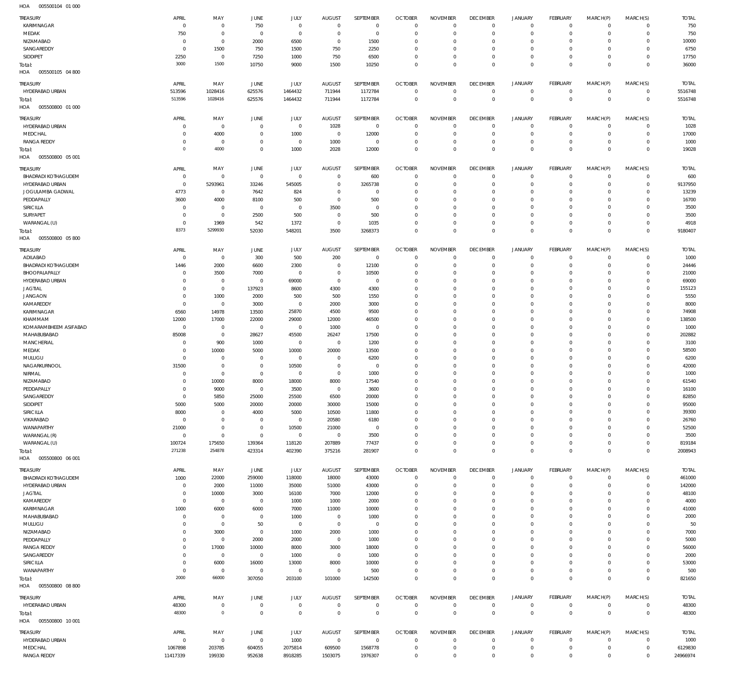HOA 005500104 01 000

| TREASURY | APRIL | MAY | JUNE | JULY | AUGUST | SEPTEMBER | OCTOBER | NOVEMBER | DECEMBER | JANUARY | FEBRUARY | MARCH(P) | MARCH(S) | TOTAL |
|---|---|---|---|---|---|---|---|---|---|---|---|---|---|---|
| KARIMNAGAR | 0 | 0 | 750 | 0 | 0 | 0 | 0 | 0 | 0 | 0 | 0 | 0 | 0 | 750 |
| MEDAK | 750 | 0 | 0 | 0 | 0 | 0 | 0 | 0 | 0 | 0 | 0 | 0 | 0 | 750 |
| NIZAMABAD | 0 | 0 | 2000 | 6500 | 0 | 1500 | 0 | 0 | 0 | 0 | 0 | 0 | 0 | 10000 |
| SANGAREDDY | 0 | 1500 | 750 | 1500 | 750 | 2250 | 0 | 0 | 0 | 0 | 0 | 0 | 0 | 6750 |
| SIDDIPET | 2250 | 0 | 7250 | 1000 | 750 | 6500 | 0 | 0 | 0 | 0 | 0 | 0 | 0 | 17750 |
| Total: | 3000 | 1500 | 10750 | 9000 | 1500 | 10250 | 0 | 0 | 0 | 0 | 0 | 0 | 0 | 36000 |

HOA 005500105 04 800

| TREASURY | APRIL | MAY | JUNE | JULY | AUGUST | SEPTEMBER | OCTOBER | NOVEMBER | DECEMBER | JANUARY | FEBRUARY | MARCH(P) | MARCH(S) | TOTAL |
|---|---|---|---|---|---|---|---|---|---|---|---|---|---|---|
| HYDERABAD URBAN | 513596 | 1028416 | 625576 | 1464432 | 711944 | 1172784 | 0 | 0 | 0 | 0 | 0 | 0 | 0 | 5516748 |
| Total: | 513596 | 1028416 | 625576 | 1464432 | 711944 | 1172784 | 0 | 0 | 0 | 0 | 0 | 0 | 0 | 5516748 |

HOA 005500800 01 000

| TREASURY | APRIL | MAY | JUNE | JULY | AUGUST | SEPTEMBER | OCTOBER | NOVEMBER | DECEMBER | JANUARY | FEBRUARY | MARCH(P) | MARCH(S) | TOTAL |
|---|---|---|---|---|---|---|---|---|---|---|---|---|---|---|
| HYDERABAD URBAN | 0 | 0 | 0 | 0 | 1028 | 0 | 0 | 0 | 0 | 0 | 0 | 0 | 0 | 1028 |
| MEDCHAL | 0 | 4000 | 0 | 1000 | 0 | 12000 | 0 | 0 | 0 | 0 | 0 | 0 | 0 | 17000 |
| RANGA REDDY | 0 | 0 | 0 | 0 | 1000 | 0 | 0 | 0 | 0 | 0 | 0 | 0 | 0 | 1000 |
| Total: | 0 | 4000 | 0 | 1000 | 2028 | 12000 | 0 | 0 | 0 | 0 | 0 | 0 | 0 | 19028 |

HOA 005500800 05 001

| TREASURY | APRIL | MAY | JUNE | JULY | AUGUST | SEPTEMBER | OCTOBER | NOVEMBER | DECEMBER | JANUARY | FEBRUARY | MARCH(P) | MARCH(S) | TOTAL |
|---|---|---|---|---|---|---|---|---|---|---|---|---|---|---|
| BHADRADI KOTHAGUDEM | 0 | 0 | 0 | 0 | 0 | 600 | 0 | 0 | 0 | 0 | 0 | 0 | 0 | 600 |
| HYDERABAD URBAN | 0 | 5293961 | 33246 | 545005 | 0 | 3265738 | 0 | 0 | 0 | 0 | 0 | 0 | 0 | 9137950 |
| JOGULAMBA GADWAL | 4773 | 0 | 7642 | 824 | 0 | 0 | 0 | 0 | 0 | 0 | 0 | 0 | 0 | 13239 |
| PEDDAPALLY | 3600 | 4000 | 8100 | 500 | 0 | 500 | 0 | 0 | 0 | 0 | 0 | 0 | 0 | 16700 |
| SIRICILLA | 0 | 0 | 0 | 0 | 3500 | 0 | 0 | 0 | 0 | 0 | 0 | 0 | 0 | 3500 |
| SURYAPET | 0 | 0 | 2500 | 500 | 0 | 500 | 0 | 0 | 0 | 0 | 0 | 0 | 0 | 3500 |
| WARANGAL (U) | 0 | 1969 | 542 | 1372 | 0 | 1035 | 0 | 0 | 0 | 0 | 0 | 0 | 0 | 4918 |
| Total: | 8373 | 5299930 | 52030 | 548201 | 3500 | 3268373 | 0 | 0 | 0 | 0 | 0 | 0 | 0 | 9180407 |

HOA 005500800 05 800

| TREASURY | APRIL | MAY | JUNE | JULY | AUGUST | SEPTEMBER | OCTOBER | NOVEMBER | DECEMBER | JANUARY | FEBRUARY | MARCH(P) | MARCH(S) | TOTAL |
|---|---|---|---|---|---|---|---|---|---|---|---|---|---|---|
| ADILABAD | 0 | 0 | 300 | 500 | 200 | 0 | 0 | 0 | 0 | 0 | 0 | 0 | 0 | 1000 |
| BHADRADI KOTHAGUDEM | 1446 | 2000 | 6600 | 2300 | 0 | 12100 | 0 | 0 | 0 | 0 | 0 | 0 | 0 | 24446 |
| BHOOPALAPALLY | 0 | 3500 | 7000 | 0 | 0 | 10500 | 0 | 0 | 0 | 0 | 0 | 0 | 0 | 21000 |
| HYDERABAD URBAN | 0 | 0 | 0 | 69000 | 0 | 0 | 0 | 0 | 0 | 0 | 0 | 0 | 0 | 69000 |
| JAGTIAL | 0 | 0 | 137923 | 8600 | 4300 | 4300 | 0 | 0 | 0 | 0 | 0 | 0 | 0 | 155123 |
| JANGAON | 0 | 1000 | 2000 | 500 | 500 | 1550 | 0 | 0 | 0 | 0 | 0 | 0 | 0 | 5550 |
| KAMAREDDY | 0 | 0 | 3000 | 0 | 2000 | 3000 | 0 | 0 | 0 | 0 | 0 | 0 | 0 | 8000 |
| KARIMNAGAR | 6560 | 14978 | 13500 | 25870 | 4500 | 9500 | 0 | 0 | 0 | 0 | 0 | 0 | 0 | 74908 |
| KHAMMAM | 12000 | 17000 | 22000 | 29000 | 12000 | 46500 | 0 | 0 | 0 | 0 | 0 | 0 | 0 | 138500 |
| KOMARAMBHEEM ASIFABAD | 0 | 0 | 0 | 0 | 1000 | 0 | 0 | 0 | 0 | 0 | 0 | 0 | 0 | 1000 |
| MAHABUBABAD | 85008 | 0 | 28627 | 45500 | 26247 | 17500 | 0 | 0 | 0 | 0 | 0 | 0 | 0 | 202882 |
| MANCHERIAL | 0 | 900 | 1000 | 0 | 0 | 1200 | 0 | 0 | 0 | 0 | 0 | 0 | 0 | 3100 |
| MEDAK | 0 | 10000 | 5000 | 10000 | 20000 | 13500 | 0 | 0 | 0 | 0 | 0 | 0 | 0 | 58500 |
| MULUGU | 0 | 0 | 0 | 0 | 0 | 6200 | 0 | 0 | 0 | 0 | 0 | 0 | 0 | 6200 |
| NAGARKURNOOL | 31500 | 0 | 0 | 10500 | 0 | 0 | 0 | 0 | 0 | 0 | 0 | 0 | 0 | 42000 |
| NIRMAL | 0 | 0 | 0 | 0 | 0 | 1000 | 0 | 0 | 0 | 0 | 0 | 0 | 0 | 1000 |
| NIZAMABAD | 0 | 10000 | 8000 | 18000 | 8000 | 17540 | 0 | 0 | 0 | 0 | 0 | 0 | 0 | 61540 |
| PEDDAPALLY | 0 | 9000 | 0 | 3500 | 0 | 3600 | 0 | 0 | 0 | 0 | 0 | 0 | 0 | 16100 |
| SANGAREDDY | 0 | 5850 | 25000 | 25500 | 6500 | 20000 | 0 | 0 | 0 | 0 | 0 | 0 | 0 | 82850 |
| SIDDIPET | 5000 | 5000 | 20000 | 20000 | 30000 | 15000 | 0 | 0 | 0 | 0 | 0 | 0 | 0 | 95000 |
| SIRICILLA | 8000 | 0 | 4000 | 5000 | 10500 | 11800 | 0 | 0 | 0 | 0 | 0 | 0 | 0 | 39300 |
| VIKARABAD | 0 | 0 | 0 | 0 | 20580 | 6180 | 0 | 0 | 0 | 0 | 0 | 0 | 0 | 26760 |
| WANAPARTHY | 21000 | 0 | 0 | 10500 | 21000 | 0 | 0 | 0 | 0 | 0 | 0 | 0 | 0 | 52500 |
| WARANGAL (R) | 0 | 0 | 0 | 0 | 0 | 3500 | 0 | 0 | 0 | 0 | 0 | 0 | 0 | 3500 |
| WARANGAL (U) | 100724 | 175650 | 139364 | 118120 | 207889 | 77437 | 0 | 0 | 0 | 0 | 0 | 0 | 0 | 819184 |
| Total: | 271238 | 254878 | 423314 | 402390 | 375216 | 281907 | 0 | 0 | 0 | 0 | 0 | 0 | 0 | 2008943 |

HOA 005500800 06 001

| TREASURY | APRIL | MAY | JUNE | JULY | AUGUST | SEPTEMBER | OCTOBER | NOVEMBER | DECEMBER | JANUARY | FEBRUARY | MARCH(P) | MARCH(S) | TOTAL |
|---|---|---|---|---|---|---|---|---|---|---|---|---|---|---|
| BHADRADI KOTHAGUDEM | 1000 | 22000 | 259000 | 118000 | 18000 | 43000 | 0 | 0 | 0 | 0 | 0 | 0 | 0 | 461000 |
| HYDERABAD URBAN | 0 | 2000 | 11000 | 35000 | 51000 | 43000 | 0 | 0 | 0 | 0 | 0 | 0 | 0 | 142000 |
| JAGTIAL | 0 | 10000 | 3000 | 16100 | 7000 | 12000 | 0 | 0 | 0 | 0 | 0 | 0 | 0 | 48100 |
| KAMAREDDY | 0 | 0 | 0 | 1000 | 1000 | 2000 | 0 | 0 | 0 | 0 | 0 | 0 | 0 | 4000 |
| KARIMNAGAR | 1000 | 6000 | 6000 | 7000 | 11000 | 10000 | 0 | 0 | 0 | 0 | 0 | 0 | 0 | 41000 |
| MAHABUBABAD | 0 | 0 | 0 | 1000 | 0 | 1000 | 0 | 0 | 0 | 0 | 0 | 0 | 0 | 2000 |
| MULUGU | 0 | 0 | 50 | 0 | 0 | 0 | 0 | 0 | 0 | 0 | 0 | 0 | 0 | 50 |
| NIZAMABAD | 0 | 3000 | 0 | 1000 | 2000 | 1000 | 0 | 0 | 0 | 0 | 0 | 0 | 0 | 7000 |
| PEDDAPALLY | 0 | 0 | 2000 | 2000 | 0 | 1000 | 0 | 0 | 0 | 0 | 0 | 0 | 0 | 5000 |
| RANGA REDDY | 0 | 17000 | 10000 | 8000 | 3000 | 18000 | 0 | 0 | 0 | 0 | 0 | 0 | 0 | 56000 |
| SANGAREDDY | 0 | 0 | 0 | 1000 | 0 | 1000 | 0 | 0 | 0 | 0 | 0 | 0 | 0 | 2000 |
| SIRICILLA | 0 | 6000 | 16000 | 13000 | 8000 | 10000 | 0 | 0 | 0 | 0 | 0 | 0 | 0 | 53000 |
| WANAPARTHY | 0 | 0 | 0 | 0 | 0 | 500 | 0 | 0 | 0 | 0 | 0 | 0 | 0 | 500 |
| Total: | 2000 | 66000 | 307050 | 203100 | 101000 | 142500 | 0 | 0 | 0 | 0 | 0 | 0 | 0 | 821650 |

HOA 005500800 08 800

| TREASURY | APRIL | MAY | JUNE | JULY | AUGUST | SEPTEMBER | OCTOBER | NOVEMBER | DECEMBER | JANUARY | FEBRUARY | MARCH(P) | MARCH(S) | TOTAL |
|---|---|---|---|---|---|---|---|---|---|---|---|---|---|---|
| HYDERABAD URBAN | 48300 | 0 | 0 | 0 | 0 | 0 | 0 | 0 | 0 | 0 | 0 | 0 | 0 | 48300 |
| Total: | 48300 | 0 | 0 | 0 | 0 | 0 | 0 | 0 | 0 | 0 | 0 | 0 | 0 | 48300 |

HOA 005500800 10 001

| TREASURY | APRIL | MAY | JUNE | JULY | AUGUST | SEPTEMBER | OCTOBER | NOVEMBER | DECEMBER | JANUARY | FEBRUARY | MARCH(P) | MARCH(S) | TOTAL |
|---|---|---|---|---|---|---|---|---|---|---|---|---|---|---|
| HYDERABAD URBAN | 0 | 0 | 0 | 1000 | 0 | 0 | 0 | 0 | 0 | 0 | 0 | 0 | 0 | 1000 |
| MEDCHAL | 1067898 | 203785 | 604055 | 2075814 | 609500 | 1568778 | 0 | 0 | 0 | 0 | 0 | 0 | 0 | 6129830 |
| RANGA REDDY | 11417339 | 199330 | 952638 | 8918285 | 1503075 | 1976307 | 0 | 0 | 0 | 0 | 0 | 0 | 0 | 24966974 |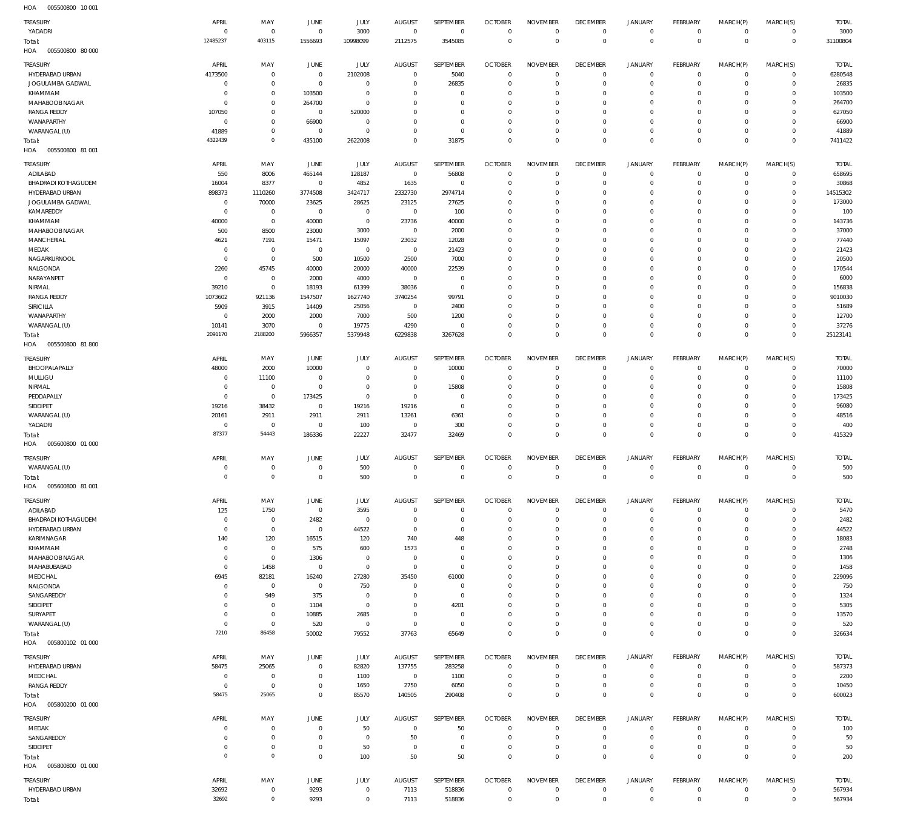HOA 005500800 10 001

| TREASURY | APRIL | MAY | JUNE | JULY | AUGUST | SEPTEMBER | OCTOBER | NOVEMBER | DECEMBER | JANUARY | FEBRUARY | MARCH(P) | MARCH(S) | TOTAL |
|---|---|---|---|---|---|---|---|---|---|---|---|---|---|---|
| YADADRI | 0 | 0 | 0 | 3000 | 0 | 0 | 0 | 0 | 0 | 0 | 0 | 0 | 0 | 3000 |
| Total: | 12485237 | 403115 | 1556693 | 10998099 | 2112575 | 3545085 | 0 | 0 | 0 | 0 | 0 | 0 | 0 | 31100804 |

HOA 005500800 80 000

| TREASURY | APRIL | MAY | JUNE | JULY | AUGUST | SEPTEMBER | OCTOBER | NOVEMBER | DECEMBER | JANUARY | FEBRUARY | MARCH(P) | MARCH(S) | TOTAL |
|---|---|---|---|---|---|---|---|---|---|---|---|---|---|---|
| HYDERABAD URBAN | 4173500 | 0 | 0 | 2102008 | 0 | 5040 | 0 | 0 | 0 | 0 | 0 | 0 | 0 | 6280548 |
| JOGULAMBA GADWAL | 0 | 0 | 0 | 0 | 0 | 26835 | 0 | 0 | 0 | 0 | 0 | 0 | 0 | 26835 |
| KHAMMAM | 0 | 0 | 103500 | 0 | 0 | 0 | 0 | 0 | 0 | 0 | 0 | 0 | 0 | 103500 |
| MAHABOOBNAGAR | 0 | 0 | 264700 | 0 | 0 | 0 | 0 | 0 | 0 | 0 | 0 | 0 | 0 | 264700 |
| RANGA REDDY | 107050 | 0 | 0 | 520000 | 0 | 0 | 0 | 0 | 0 | 0 | 0 | 0 | 0 | 627050 |
| WANAPARTHY | 0 | 0 | 66900 | 0 | 0 | 0 | 0 | 0 | 0 | 0 | 0 | 0 | 0 | 66900 |
| WARANGAL (U) | 41889 | 0 | 0 | 0 | 0 | 0 | 0 | 0 | 0 | 0 | 0 | 0 | 0 | 41889 |
| Total: | 4322439 | 0 | 435100 | 2622008 | 0 | 31875 | 0 | 0 | 0 | 0 | 0 | 0 | 0 | 7411422 |

HOA 005500800 81 001

| TREASURY | APRIL | MAY | JUNE | JULY | AUGUST | SEPTEMBER | OCTOBER | NOVEMBER | DECEMBER | JANUARY | FEBRUARY | MARCH(P) | MARCH(S) | TOTAL |
|---|---|---|---|---|---|---|---|---|---|---|---|---|---|---|
| ADILABAD | 550 | 8006 | 465144 | 128187 | 0 | 56808 | 0 | 0 | 0 | 0 | 0 | 0 | 0 | 658695 |
| BHADRADI KOTHAGUDEM | 16004 | 8377 | 0 | 4852 | 1635 | 0 | 0 | 0 | 0 | 0 | 0 | 0 | 0 | 30868 |
| HYDERABAD URBAN | 898373 | 1110260 | 3774508 | 3424717 | 2332730 | 2974714 | 0 | 0 | 0 | 0 | 0 | 0 | 0 | 14515302 |
| JOGULAMBA GADWAL | 0 | 70000 | 23625 | 28625 | 23125 | 27625 | 0 | 0 | 0 | 0 | 0 | 0 | 0 | 173000 |
| KAMAREDDY | 0 | 0 | 0 | 0 | 0 | 100 | 0 | 0 | 0 | 0 | 0 | 0 | 0 | 100 |
| KHAMMAM | 40000 | 0 | 40000 | 0 | 23736 | 40000 | 0 | 0 | 0 | 0 | 0 | 0 | 0 | 143736 |
| MAHABOOBNAGAR | 500 | 8500 | 23000 | 3000 | 0 | 2000 | 0 | 0 | 0 | 0 | 0 | 0 | 0 | 37000 |
| MANCHERIAL | 4621 | 7191 | 15471 | 15097 | 23032 | 12028 | 0 | 0 | 0 | 0 | 0 | 0 | 0 | 77440 |
| MEDAK | 0 | 0 | 0 | 0 | 0 | 21423 | 0 | 0 | 0 | 0 | 0 | 0 | 0 | 21423 |
| NAGARKURNOOL | 0 | 0 | 500 | 10500 | 2500 | 7000 | 0 | 0 | 0 | 0 | 0 | 0 | 0 | 20500 |
| NALGONDA | 2260 | 45745 | 40000 | 20000 | 40000 | 22539 | 0 | 0 | 0 | 0 | 0 | 0 | 0 | 170544 |
| NARAYANPET | 0 | 0 | 2000 | 4000 | 0 | 0 | 0 | 0 | 0 | 0 | 0 | 0 | 0 | 6000 |
| NIRMAL | 39210 | 0 | 18193 | 61399 | 38036 | 0 | 0 | 0 | 0 | 0 | 0 | 0 | 0 | 156838 |
| RANGA REDDY | 1073602 | 921136 | 1547507 | 1627740 | 3740254 | 99791 | 0 | 0 | 0 | 0 | 0 | 0 | 0 | 9010030 |
| SIRICILLA | 5909 | 3915 | 14409 | 25056 | 0 | 2400 | 0 | 0 | 0 | 0 | 0 | 0 | 0 | 51689 |
| WANAPARTHY | 0 | 2000 | 2000 | 7000 | 500 | 1200 | 0 | 0 | 0 | 0 | 0 | 0 | 0 | 12700 |
| WARANGAL (U) | 10141 | 3070 | 0 | 19775 | 4290 | 0 | 0 | 0 | 0 | 0 | 0 | 0 | 0 | 37276 |
| Total: | 2091170 | 2188200 | 5966357 | 5379948 | 6229838 | 3267628 | 0 | 0 | 0 | 0 | 0 | 0 | 0 | 25123141 |

HOA 005500800 81 800

| TREASURY | APRIL | MAY | JUNE | JULY | AUGUST | SEPTEMBER | OCTOBER | NOVEMBER | DECEMBER | JANUARY | FEBRUARY | MARCH(P) | MARCH(S) | TOTAL |
|---|---|---|---|---|---|---|---|---|---|---|---|---|---|---|
| BHOOPALAPALLY | 48000 | 2000 | 10000 | 0 | 0 | 10000 | 0 | 0 | 0 | 0 | 0 | 0 | 0 | 70000 |
| MULUGU | 0 | 11100 | 0 | 0 | 0 | 0 | 0 | 0 | 0 | 0 | 0 | 0 | 0 | 11100 |
| NIRMAL | 0 | 0 | 0 | 0 | 0 | 15808 | 0 | 0 | 0 | 0 | 0 | 0 | 0 | 15808 |
| PEDDAPALLY | 0 | 0 | 173425 | 0 | 0 | 0 | 0 | 0 | 0 | 0 | 0 | 0 | 0 | 173425 |
| SIDDIPET | 19216 | 38432 | 0 | 19216 | 19216 | 0 | 0 | 0 | 0 | 0 | 0 | 0 | 0 | 96080 |
| WARANGAL (U) | 20161 | 2911 | 2911 | 2911 | 13261 | 6361 | 0 | 0 | 0 | 0 | 0 | 0 | 0 | 48516 |
| YADADRI | 0 | 0 | 0 | 100 | 0 | 300 | 0 | 0 | 0 | 0 | 0 | 0 | 0 | 400 |
| Total: | 87377 | 54443 | 186336 | 22227 | 32477 | 32469 | 0 | 0 | 0 | 0 | 0 | 0 | 0 | 415329 |

HOA 005600800 01 000

| TREASURY | APRIL | MAY | JUNE | JULY | AUGUST | SEPTEMBER | OCTOBER | NOVEMBER | DECEMBER | JANUARY | FEBRUARY | MARCH(P) | MARCH(S) | TOTAL |
|---|---|---|---|---|---|---|---|---|---|---|---|---|---|---|
| WARANGAL (U) | 0 | 0 | 0 | 500 | 0 | 0 | 0 | 0 | 0 | 0 | 0 | 0 | 0 | 500 |
| Total: | 0 | 0 | 0 | 500 | 0 | 0 | 0 | 0 | 0 | 0 | 0 | 0 | 0 | 500 |

HOA 005600800 81 001

| TREASURY | APRIL | MAY | JUNE | JULY | AUGUST | SEPTEMBER | OCTOBER | NOVEMBER | DECEMBER | JANUARY | FEBRUARY | MARCH(P) | MARCH(S) | TOTAL |
|---|---|---|---|---|---|---|---|---|---|---|---|---|---|---|
| ADILABAD | 125 | 1750 | 0 | 3595 | 0 | 0 | 0 | 0 | 0 | 0 | 0 | 0 | 0 | 5470 |
| BHADRADI KOTHAGUDEM | 0 | 0 | 2482 | 0 | 0 | 0 | 0 | 0 | 0 | 0 | 0 | 0 | 0 | 2482 |
| HYDERABAD URBAN | 0 | 0 | 0 | 44522 | 0 | 0 | 0 | 0 | 0 | 0 | 0 | 0 | 0 | 44522 |
| KARIMNAGAR | 140 | 120 | 16515 | 120 | 740 | 448 | 0 | 0 | 0 | 0 | 0 | 0 | 0 | 18083 |
| KHAMMAM | 0 | 0 | 575 | 600 | 1573 | 0 | 0 | 0 | 0 | 0 | 0 | 0 | 0 | 2748 |
| MAHABOOBNAGAR | 0 | 0 | 1306 | 0 | 0 | 0 | 0 | 0 | 0 | 0 | 0 | 0 | 0 | 1306 |
| MAHABUBABAD | 0 | 1458 | 0 | 0 | 0 | 0 | 0 | 0 | 0 | 0 | 0 | 0 | 0 | 1458 |
| MEDCHAL | 6945 | 82181 | 16240 | 27280 | 35450 | 61000 | 0 | 0 | 0 | 0 | 0 | 0 | 0 | 229096 |
| NALGONDA | 0 | 0 | 0 | 750 | 0 | 0 | 0 | 0 | 0 | 0 | 0 | 0 | 0 | 750 |
| SANGAREDDY | 0 | 949 | 375 | 0 | 0 | 0 | 0 | 0 | 0 | 0 | 0 | 0 | 0 | 1324 |
| SIDDIPET | 0 | 0 | 1104 | 0 | 0 | 4201 | 0 | 0 | 0 | 0 | 0 | 0 | 0 | 5305 |
| SURYAPET | 0 | 0 | 10885 | 2685 | 0 | 0 | 0 | 0 | 0 | 0 | 0 | 0 | 0 | 13570 |
| WARANGAL (U) | 0 | 0 | 520 | 0 | 0 | 0 | 0 | 0 | 0 | 0 | 0 | 0 | 0 | 520 |
| Total: | 7210 | 86458 | 50002 | 79552 | 37763 | 65649 | 0 | 0 | 0 | 0 | 0 | 0 | 0 | 326634 |

HOA 005800102 01 000

| TREASURY | APRIL | MAY | JUNE | JULY | AUGUST | SEPTEMBER | OCTOBER | NOVEMBER | DECEMBER | JANUARY | FEBRUARY | MARCH(P) | MARCH(S) | TOTAL |
|---|---|---|---|---|---|---|---|---|---|---|---|---|---|---|
| HYDERABAD URBAN | 58475 | 25065 | 0 | 82820 | 137755 | 283258 | 0 | 0 | 0 | 0 | 0 | 0 | 0 | 587373 |
| MEDCHAL | 0 | 0 | 0 | 1100 | 0 | 1100 | 0 | 0 | 0 | 0 | 0 | 0 | 0 | 2200 |
| RANGA REDDY | 0 | 0 | 0 | 1650 | 2750 | 6050 | 0 | 0 | 0 | 0 | 0 | 0 | 0 | 10450 |
| Total: | 58475 | 25065 | 0 | 85570 | 140505 | 290408 | 0 | 0 | 0 | 0 | 0 | 0 | 0 | 600023 |

HOA 005800200 01 000

| TREASURY | APRIL | MAY | JUNE | JULY | AUGUST | SEPTEMBER | OCTOBER | NOVEMBER | DECEMBER | JANUARY | FEBRUARY | MARCH(P) | MARCH(S) | TOTAL |
|---|---|---|---|---|---|---|---|---|---|---|---|---|---|---|
| MEDAK | 0 | 0 | 0 | 50 | 0 | 50 | 0 | 0 | 0 | 0 | 0 | 0 | 0 | 100 |
| SANGAREDDY | 0 | 0 | 0 | 0 | 50 | 0 | 0 | 0 | 0 | 0 | 0 | 0 | 0 | 50 |
| SIDDIPET | 0 | 0 | 0 | 50 | 0 | 0 | 0 | 0 | 0 | 0 | 0 | 0 | 0 | 50 |
| Total: | 0 | 0 | 0 | 100 | 50 | 50 | 0 | 0 | 0 | 0 | 0 | 0 | 0 | 200 |

HOA 005800800 01 000

| TREASURY | APRIL | MAY | JUNE | JULY | AUGUST | SEPTEMBER | OCTOBER | NOVEMBER | DECEMBER | JANUARY | FEBRUARY | MARCH(P) | MARCH(S) | TOTAL |
|---|---|---|---|---|---|---|---|---|---|---|---|---|---|---|
| HYDERABAD URBAN | 32692 | 0 | 9293 | 0 | 7113 | 518836 | 0 | 0 | 0 | 0 | 0 | 0 | 0 | 567934 |
| Total: | 32692 | 0 | 9293 | 0 | 7113 | 518836 | 0 | 0 | 0 | 0 | 0 | 0 | 0 | 567934 |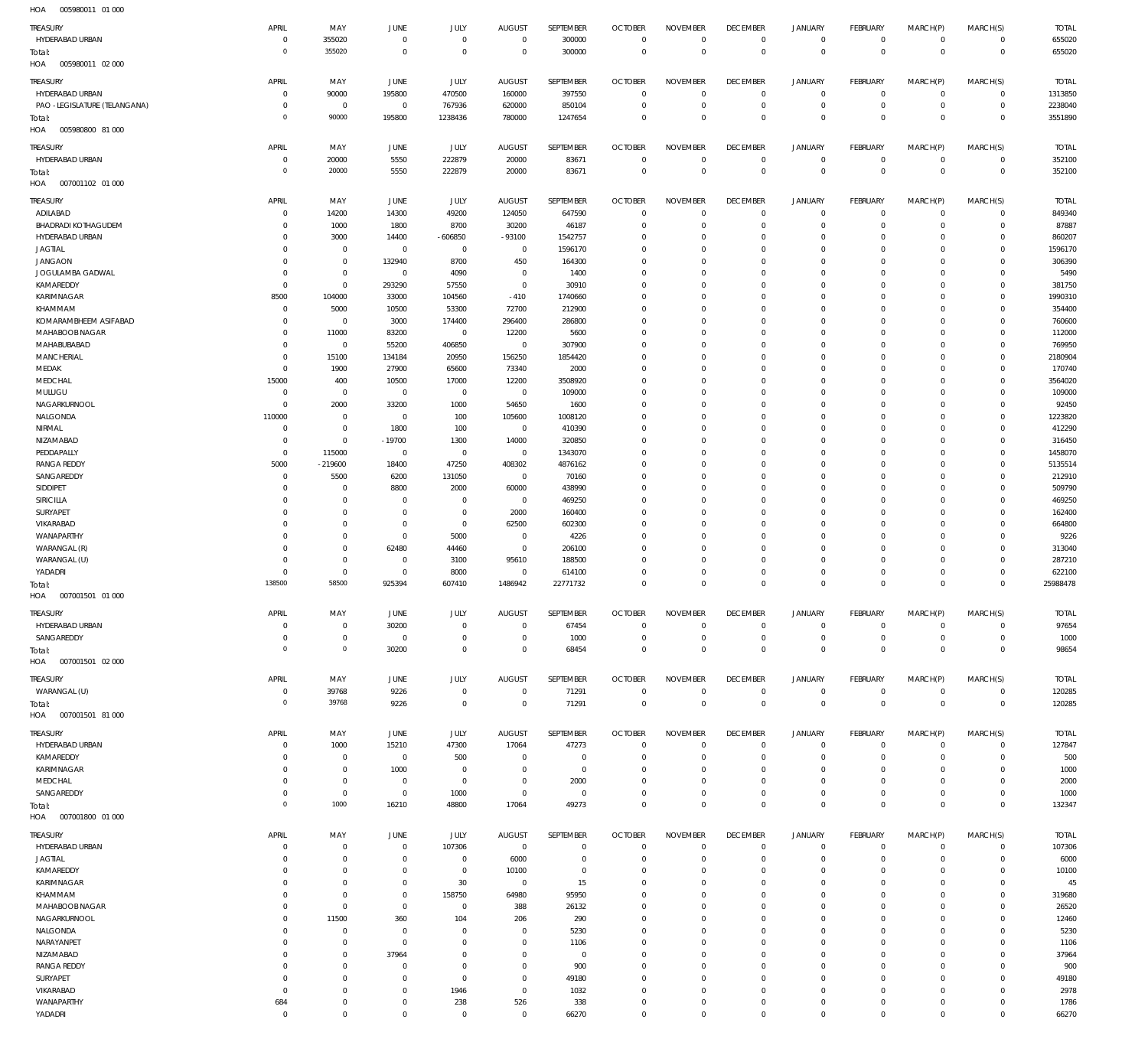HOA 005980011 01 000

| TREASURY | APRIL | MAY | JUNE | JULY | AUGUST | SEPTEMBER | OCTOBER | NOVEMBER | DECEMBER | JANUARY | FEBRUARY | MARCH(P) | MARCH(S) | TOTAL |
|---|---|---|---|---|---|---|---|---|---|---|---|---|---|---|
| HYDERABAD URBAN | 0 | 355020 | 0 | 0 | 0 | 300000 | 0 | 0 | 0 | 0 | 0 | 0 | 0 | 655020 |
| Total: | 0 | 355020 | 0 | 0 | 0 | 300000 | 0 | 0 | 0 | 0 | 0 | 0 | 0 | 655020 |

HOA 005980011 02 000

| TREASURY | APRIL | MAY | JUNE | JULY | AUGUST | SEPTEMBER | OCTOBER | NOVEMBER | DECEMBER | JANUARY | FEBRUARY | MARCH(P) | MARCH(S) | TOTAL |
|---|---|---|---|---|---|---|---|---|---|---|---|---|---|---|
| HYDERABAD URBAN | 0 | 90000 | 195800 | 470500 | 160000 | 397550 | 0 | 0 | 0 | 0 | 0 | 0 | 0 | 1313850 |
| PAO - LEGISLATURE (TELANGANA) | 0 | 0 | 0 | 767936 | 620000 | 850104 | 0 | 0 | 0 | 0 | 0 | 0 | 0 | 2238040 |
| Total: | 0 | 90000 | 195800 | 1238436 | 780000 | 1247654 | 0 | 0 | 0 | 0 | 0 | 0 | 0 | 3551890 |

HOA 005980800 81 000

| TREASURY | APRIL | MAY | JUNE | JULY | AUGUST | SEPTEMBER | OCTOBER | NOVEMBER | DECEMBER | JANUARY | FEBRUARY | MARCH(P) | MARCH(S) | TOTAL |
|---|---|---|---|---|---|---|---|---|---|---|---|---|---|---|
| HYDERABAD URBAN | 0 | 20000 | 5550 | 222879 | 20000 | 83671 | 0 | 0 | 0 | 0 | 0 | 0 | 0 | 352100 |
| Total: | 0 | 20000 | 5550 | 222879 | 20000 | 83671 | 0 | 0 | 0 | 0 | 0 | 0 | 0 | 352100 |

HOA 007001102 01 000

| TREASURY | APRIL | MAY | JUNE | JULY | AUGUST | SEPTEMBER | OCTOBER | NOVEMBER | DECEMBER | JANUARY | FEBRUARY | MARCH(P) | MARCH(S) | TOTAL |
|---|---|---|---|---|---|---|---|---|---|---|---|---|---|---|
| ADILABAD | 0 | 14200 | 14300 | 49200 | 124050 | 647590 | 0 | 0 | 0 | 0 | 0 | 0 | 0 | 849340 |
| BHADRADI KOTHAGUDEM | 0 | 1000 | 1800 | 8700 | 30200 | 46187 | 0 | 0 | 0 | 0 | 0 | 0 | 0 | 87887 |
| HYDERABAD URBAN | 0 | 3000 | 14400 | -606850 | -93100 | 1542757 | 0 | 0 | 0 | 0 | 0 | 0 | 0 | 860207 |
| JAGTIAL | 0 | 0 | 0 | 0 | 0 | 1596170 | 0 | 0 | 0 | 0 | 0 | 0 | 0 | 1596170 |
| JANGAON | 0 | 0 | 132940 | 8700 | 450 | 164300 | 0 | 0 | 0 | 0 | 0 | 0 | 0 | 306390 |
| JOGULAMBA GADWAL | 0 | 0 | 0 | 4090 | 0 | 1400 | 0 | 0 | 0 | 0 | 0 | 0 | 0 | 5490 |
| KAMAREDDY | 0 | 0 | 293290 | 57550 | 0 | 30910 | 0 | 0 | 0 | 0 | 0 | 0 | 0 | 381750 |
| KARIMNAGAR | 8500 | 104000 | 33000 | 104560 | -410 | 1740660 | 0 | 0 | 0 | 0 | 0 | 0 | 0 | 1990310 |
| KHAMMAM | 0 | 5000 | 10500 | 53300 | 72700 | 212900 | 0 | 0 | 0 | 0 | 0 | 0 | 0 | 354400 |
| KOMARAMBHEEM ASIFABAD | 0 | 0 | 3000 | 174400 | 296400 | 286800 | 0 | 0 | 0 | 0 | 0 | 0 | 0 | 760600 |
| MAHABOOB NAGAR | 0 | 11000 | 83200 | 0 | 12200 | 5600 | 0 | 0 | 0 | 0 | 0 | 0 | 0 | 112000 |
| MAHABUBABAD | 0 | 0 | 55200 | 406850 | 0 | 307900 | 0 | 0 | 0 | 0 | 0 | 0 | 0 | 769950 |
| MANCHERIAL | 0 | 15100 | 134184 | 20950 | 156250 | 1854420 | 0 | 0 | 0 | 0 | 0 | 0 | 0 | 2180904 |
| MEDAK | 0 | 1900 | 27900 | 65600 | 73340 | 2000 | 0 | 0 | 0 | 0 | 0 | 0 | 0 | 170740 |
| MEDCHAL | 15000 | 400 | 10500 | 17000 | 12200 | 3508920 | 0 | 0 | 0 | 0 | 0 | 0 | 0 | 3564020 |
| MULUGU | 0 | 0 | 0 | 0 | 0 | 109000 | 0 | 0 | 0 | 0 | 0 | 0 | 0 | 109000 |
| NAGARKURNOOL | 0 | 2000 | 33200 | 1000 | 54650 | 1600 | 0 | 0 | 0 | 0 | 0 | 0 | 0 | 92450 |
| NALGONDA | 110000 | 0 | 0 | 100 | 105600 | 1008120 | 0 | 0 | 0 | 0 | 0 | 0 | 0 | 1223820 |
| NIRMAL | 0 | 0 | 1800 | 100 | 0 | 410390 | 0 | 0 | 0 | 0 | 0 | 0 | 0 | 412290 |
| NIZAMABAD | 0 | 0 | -19700 | 1300 | 14000 | 320850 | 0 | 0 | 0 | 0 | 0 | 0 | 0 | 316450 |
| PEDDAPALLY | 0 | 115000 | 0 | 0 | 0 | 1343070 | 0 | 0 | 0 | 0 | 0 | 0 | 0 | 1458070 |
| RANGA REDDY | 5000 | -219600 | 18400 | 47250 | 408302 | 4876162 | 0 | 0 | 0 | 0 | 0 | 0 | 0 | 5135514 |
| SANGAREDDY | 0 | 5500 | 6200 | 131050 | 0 | 70160 | 0 | 0 | 0 | 0 | 0 | 0 | 0 | 212910 |
| SIDDIPET | 0 | 0 | 8800 | 2000 | 60000 | 438990 | 0 | 0 | 0 | 0 | 0 | 0 | 0 | 509790 |
| SIRICILLA | 0 | 0 | 0 | 0 | 0 | 469250 | 0 | 0 | 0 | 0 | 0 | 0 | 0 | 469250 |
| SURYAPET | 0 | 0 | 0 | 0 | 2000 | 160400 | 0 | 0 | 0 | 0 | 0 | 0 | 0 | 162400 |
| VIKARABAD | 0 | 0 | 0 | 0 | 62500 | 602300 | 0 | 0 | 0 | 0 | 0 | 0 | 0 | 664800 |
| WANAPARTHY | 0 | 0 | 0 | 5000 | 0 | 4226 | 0 | 0 | 0 | 0 | 0 | 0 | 0 | 9226 |
| WARANGAL (R) | 0 | 0 | 62480 | 44460 | 0 | 206100 | 0 | 0 | 0 | 0 | 0 | 0 | 0 | 313040 |
| WARANGAL (U) | 0 | 0 | 0 | 3100 | 95610 | 188500 | 0 | 0 | 0 | 0 | 0 | 0 | 0 | 287210 |
| YADADRI | 0 | 0 | 0 | 8000 | 0 | 614100 | 0 | 0 | 0 | 0 | 0 | 0 | 0 | 622100 |
| Total: | 138500 | 58500 | 925394 | 607410 | 1486942 | 22771732 | 0 | 0 | 0 | 0 | 0 | 0 | 0 | 25988478 |

HOA 007001501 01 000

| TREASURY | APRIL | MAY | JUNE | JULY | AUGUST | SEPTEMBER | OCTOBER | NOVEMBER | DECEMBER | JANUARY | FEBRUARY | MARCH(P) | MARCH(S) | TOTAL |
|---|---|---|---|---|---|---|---|---|---|---|---|---|---|---|
| HYDERABAD URBAN | 0 | 0 | 30200 | 0 | 0 | 67454 | 0 | 0 | 0 | 0 | 0 | 0 | 0 | 97654 |
| SANGAREDDY | 0 | 0 | 0 | 0 | 0 | 1000 | 0 | 0 | 0 | 0 | 0 | 0 | 0 | 1000 |
| Total: | 0 | 0 | 30200 | 0 | 0 | 68454 | 0 | 0 | 0 | 0 | 0 | 0 | 0 | 98654 |

HOA 007001501 02 000

| TREASURY | APRIL | MAY | JUNE | JULY | AUGUST | SEPTEMBER | OCTOBER | NOVEMBER | DECEMBER | JANUARY | FEBRUARY | MARCH(P) | MARCH(S) | TOTAL |
|---|---|---|---|---|---|---|---|---|---|---|---|---|---|---|
| WARANGAL (U) | 0 | 39768 | 9226 | 0 | 0 | 71291 | 0 | 0 | 0 | 0 | 0 | 0 | 0 | 120285 |
| Total: | 0 | 39768 | 9226 | 0 | 0 | 71291 | 0 | 0 | 0 | 0 | 0 | 0 | 0 | 120285 |

HOA 007001501 81 000

| TREASURY | APRIL | MAY | JUNE | JULY | AUGUST | SEPTEMBER | OCTOBER | NOVEMBER | DECEMBER | JANUARY | FEBRUARY | MARCH(P) | MARCH(S) | TOTAL |
|---|---|---|---|---|---|---|---|---|---|---|---|---|---|---|
| HYDERABAD URBAN | 0 | 1000 | 15210 | 47300 | 17064 | 47273 | 0 | 0 | 0 | 0 | 0 | 0 | 0 | 127847 |
| KAMAREDDY | 0 | 0 | 0 | 500 | 0 | 0 | 0 | 0 | 0 | 0 | 0 | 0 | 0 | 500 |
| KARIMNAGAR | 0 | 0 | 1000 | 0 | 0 | 0 | 0 | 0 | 0 | 0 | 0 | 0 | 0 | 1000 |
| MEDCHAL | 0 | 0 | 0 | 0 | 0 | 2000 | 0 | 0 | 0 | 0 | 0 | 0 | 0 | 2000 |
| SANGAREDDY | 0 | 0 | 0 | 1000 | 0 | 0 | 0 | 0 | 0 | 0 | 0 | 0 | 0 | 1000 |
| Total: | 0 | 1000 | 16210 | 48800 | 17064 | 49273 | 0 | 0 | 0 | 0 | 0 | 0 | 0 | 132347 |

HOA 007001800 01 000

| TREASURY | APRIL | MAY | JUNE | JULY | AUGUST | SEPTEMBER | OCTOBER | NOVEMBER | DECEMBER | JANUARY | FEBRUARY | MARCH(P) | MARCH(S) | TOTAL |
|---|---|---|---|---|---|---|---|---|---|---|---|---|---|---|
| HYDERABAD URBAN | 0 | 0 | 0 | 107306 | 0 | 0 | 0 | 0 | 0 | 0 | 0 | 0 | 0 | 107306 |
| JAGTIAL | 0 | 0 | 0 | 0 | 6000 | 0 | 0 | 0 | 0 | 0 | 0 | 0 | 0 | 6000 |
| KAMAREDDY | 0 | 0 | 0 | 0 | 10100 | 0 | 0 | 0 | 0 | 0 | 0 | 0 | 0 | 10100 |
| KARIMNAGAR | 0 | 0 | 0 | 30 | 0 | 15 | 0 | 0 | 0 | 0 | 0 | 0 | 0 | 45 |
| KHAMMAM | 0 | 0 | 0 | 158750 | 64980 | 95950 | 0 | 0 | 0 | 0 | 0 | 0 | 0 | 319680 |
| MAHABOOB NAGAR | 0 | 0 | 0 | 0 | 388 | 26132 | 0 | 0 | 0 | 0 | 0 | 0 | 0 | 26520 |
| NAGARKURNOOL | 0 | 11500 | 360 | 104 | 206 | 290 | 0 | 0 | 0 | 0 | 0 | 0 | 0 | 12460 |
| NALGONDA | 0 | 0 | 0 | 0 | 0 | 5230 | 0 | 0 | 0 | 0 | 0 | 0 | 0 | 5230 |
| NARAYANPET | 0 | 0 | 0 | 0 | 0 | 1106 | 0 | 0 | 0 | 0 | 0 | 0 | 0 | 1106 |
| NIZAMABAD | 0 | 0 | 37964 | 0 | 0 | 0 | 0 | 0 | 0 | 0 | 0 | 0 | 0 | 37964 |
| RANGA REDDY | 0 | 0 | 0 | 0 | 0 | 900 | 0 | 0 | 0 | 0 | 0 | 0 | 0 | 900 |
| SURYAPET | 0 | 0 | 0 | 0 | 0 | 49180 | 0 | 0 | 0 | 0 | 0 | 0 | 0 | 49180 |
| VIKARABAD | 0 | 0 | 0 | 1946 | 0 | 1032 | 0 | 0 | 0 | 0 | 0 | 0 | 0 | 2978 |
| WANAPARTHY | 684 | 0 | 0 | 238 | 526 | 338 | 0 | 0 | 0 | 0 | 0 | 0 | 0 | 1786 |
| YADADRI | 0 | 0 | 0 | 0 | 0 | 66270 | 0 | 0 | 0 | 0 | 0 | 0 | 0 | 66270 |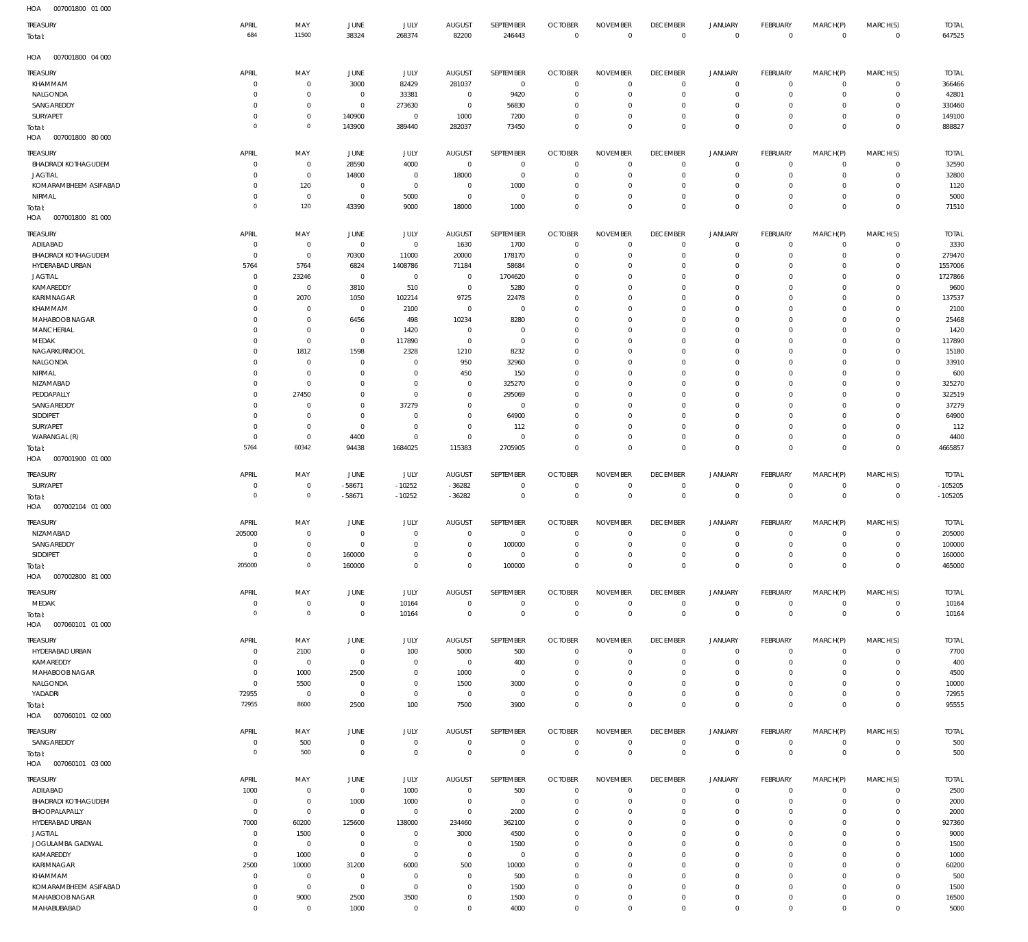HOA 007001800 01 000

| TREASURY | APRIL | MAY | JUNE | JULY | AUGUST | SEPTEMBER | OCTOBER | NOVEMBER | DECEMBER | JANUARY | FEBRUARY | MARCH(P) | MARCH(S) | TOTAL |
|---|---|---|---|---|---|---|---|---|---|---|---|---|---|---|
| Total: | 684 | 11500 | 38324 | 268374 | 82200 | 246443 | 0 | 0 | 0 | 0 | 0 | 0 | 0 | 647525 |

HOA 007001800 04 000

| TREASURY | APRIL | MAY | JUNE | JULY | AUGUST | SEPTEMBER | OCTOBER | NOVEMBER | DECEMBER | JANUARY | FEBRUARY | MARCH(P) | MARCH(S) | TOTAL |
|---|---|---|---|---|---|---|---|---|---|---|---|---|---|---|
| KHAMMAM | 0 | 0 | 3000 | 82429 | 281037 | 0 | 0 | 0 | 0 | 0 | 0 | 0 | 0 | 366466 |
| NALGONDA | 0 | 0 | 0 | 33381 | 0 | 9420 | 0 | 0 | 0 | 0 | 0 | 0 | 0 | 42801 |
| SANGAREDDY | 0 | 0 | 0 | 273630 | 0 | 56830 | 0 | 0 | 0 | 0 | 0 | 0 | 0 | 330460 |
| SURYAPET | 0 | 0 | 140900 | 0 | 1000 | 7200 | 0 | 0 | 0 | 0 | 0 | 0 | 0 | 149100 |
| Total: | 0 | 0 | 143900 | 389440 | 282037 | 73450 | 0 | 0 | 0 | 0 | 0 | 0 | 0 | 888827 |

HOA 007001800 80 000

| TREASURY | APRIL | MAY | JUNE | JULY | AUGUST | SEPTEMBER | OCTOBER | NOVEMBER | DECEMBER | JANUARY | FEBRUARY | MARCH(P) | MARCH(S) | TOTAL |
|---|---|---|---|---|---|---|---|---|---|---|---|---|---|---|
| BHADRADI KOTHAGUDEM | 0 | 0 | 28590 | 4000 | 0 | 0 | 0 | 0 | 0 | 0 | 0 | 0 | 0 | 32590 |
| JAGTIAL | 0 | 0 | 14800 | 0 | 18000 | 0 | 0 | 0 | 0 | 0 | 0 | 0 | 0 | 32800 |
| KOMARAMBHEEM ASIFABAD | 0 | 120 | 0 | 0 | 0 | 1000 | 0 | 0 | 0 | 0 | 0 | 0 | 0 | 1120 |
| NIRMAL | 0 | 0 | 0 | 5000 | 0 | 0 | 0 | 0 | 0 | 0 | 0 | 0 | 0 | 5000 |
| Total: | 0 | 120 | 43390 | 9000 | 18000 | 1000 | 0 | 0 | 0 | 0 | 0 | 0 | 0 | 71510 |

HOA 007001800 81 000

| TREASURY | APRIL | MAY | JUNE | JULY | AUGUST | SEPTEMBER | OCTOBER | NOVEMBER | DECEMBER | JANUARY | FEBRUARY | MARCH(P) | MARCH(S) | TOTAL |
|---|---|---|---|---|---|---|---|---|---|---|---|---|---|---|
| ADILABAD | 0 | 0 | 0 | 0 | 1630 | 1700 | 0 | 0 | 0 | 0 | 0 | 0 | 0 | 3330 |
| BHADRADI KOTHAGUDEM | 0 | 0 | 70300 | 11000 | 20000 | 178170 | 0 | 0 | 0 | 0 | 0 | 0 | 0 | 279470 |
| HYDERABAD URBAN | 5764 | 5764 | 6824 | 1408786 | 71184 | 58684 | 0 | 0 | 0 | 0 | 0 | 0 | 0 | 1557006 |
| JAGTIAL | 0 | 23246 | 0 | 0 | 0 | 1704620 | 0 | 0 | 0 | 0 | 0 | 0 | 0 | 1727866 |
| KAMAREDDY | 0 | 0 | 3810 | 510 | 0 | 5280 | 0 | 0 | 0 | 0 | 0 | 0 | 0 | 9600 |
| KARIMNAGAR | 0 | 2070 | 1050 | 102214 | 9725 | 22478 | 0 | 0 | 0 | 0 | 0 | 0 | 0 | 137537 |
| KHAMMAM | 0 | 0 | 0 | 2100 | 0 | 0 | 0 | 0 | 0 | 0 | 0 | 0 | 0 | 2100 |
| MAHABOOBNAGAR | 0 | 0 | 6456 | 498 | 10234 | 8280 | 0 | 0 | 0 | 0 | 0 | 0 | 0 | 25468 |
| MANCHERIAL | 0 | 0 | 0 | 1420 | 0 | 0 | 0 | 0 | 0 | 0 | 0 | 0 | 0 | 1420 |
| MEDAK | 0 | 0 | 0 | 117890 | 0 | 0 | 0 | 0 | 0 | 0 | 0 | 0 | 0 | 117890 |
| NAGARKURNOOL | 0 | 1812 | 1598 | 2328 | 1210 | 8232 | 0 | 0 | 0 | 0 | 0 | 0 | 0 | 15180 |
| NALGONDA | 0 | 0 | 0 | 0 | 950 | 32960 | 0 | 0 | 0 | 0 | 0 | 0 | 0 | 33910 |
| NIRMAL | 0 | 0 | 0 | 0 | 450 | 150 | 0 | 0 | 0 | 0 | 0 | 0 | 0 | 600 |
| NIZAMABAD | 0 | 0 | 0 | 0 | 0 | 325270 | 0 | 0 | 0 | 0 | 0 | 0 | 0 | 325270 |
| PEDDAPALLY | 0 | 27450 | 0 | 0 | 0 | 295069 | 0 | 0 | 0 | 0 | 0 | 0 | 0 | 322519 |
| SANGAREDDY | 0 | 0 | 0 | 37279 | 0 | 0 | 0 | 0 | 0 | 0 | 0 | 0 | 0 | 37279 |
| SIDDIPET | 0 | 0 | 0 | 0 | 0 | 64900 | 0 | 0 | 0 | 0 | 0 | 0 | 0 | 64900 |
| SURYAPET | 0 | 0 | 0 | 0 | 0 | 112 | 0 | 0 | 0 | 0 | 0 | 0 | 0 | 112 |
| WARANGAL (R) | 0 | 0 | 4400 | 0 | 0 | 0 | 0 | 0 | 0 | 0 | 0 | 0 | 0 | 4400 |
| Total: | 5764 | 60342 | 94438 | 1684025 | 115383 | 2705905 | 0 | 0 | 0 | 0 | 0 | 0 | 0 | 4665857 |

HOA 007001900 01 000

| TREASURY | APRIL | MAY | JUNE | JULY | AUGUST | SEPTEMBER | OCTOBER | NOVEMBER | DECEMBER | JANUARY | FEBRUARY | MARCH(P) | MARCH(S) | TOTAL |
|---|---|---|---|---|---|---|---|---|---|---|---|---|---|---|
| SURYAPET | 0 | 0 | -58671 | -10252 | -36282 | 0 | 0 | 0 | 0 | 0 | 0 | 0 | 0 | -105205 |
| Total: | 0 | 0 | -58671 | -10252 | -36282 | 0 | 0 | 0 | 0 | 0 | 0 | 0 | 0 | -105205 |

HOA 007002104 01 000

| TREASURY | APRIL | MAY | JUNE | JULY | AUGUST | SEPTEMBER | OCTOBER | NOVEMBER | DECEMBER | JANUARY | FEBRUARY | MARCH(P) | MARCH(S) | TOTAL |
|---|---|---|---|---|---|---|---|---|---|---|---|---|---|---|
| NIZAMABAD | 205000 | 0 | 0 | 0 | 0 | 0 | 0 | 0 | 0 | 0 | 0 | 0 | 0 | 205000 |
| SANGAREDDY | 0 | 0 | 0 | 0 | 0 | 100000 | 0 | 0 | 0 | 0 | 0 | 0 | 0 | 100000 |
| SIDDIPET | 0 | 0 | 160000 | 0 | 0 | 0 | 0 | 0 | 0 | 0 | 0 | 0 | 0 | 160000 |
| Total: | 205000 | 0 | 160000 | 0 | 0 | 100000 | 0 | 0 | 0 | 0 | 0 | 0 | 0 | 465000 |

HOA 007002800 81 000

| TREASURY | APRIL | MAY | JUNE | JULY | AUGUST | SEPTEMBER | OCTOBER | NOVEMBER | DECEMBER | JANUARY | FEBRUARY | MARCH(P) | MARCH(S) | TOTAL |
|---|---|---|---|---|---|---|---|---|---|---|---|---|---|---|
| MEDAK | 0 | 0 | 0 | 10164 | 0 | 0 | 0 | 0 | 0 | 0 | 0 | 0 | 0 | 10164 |
| Total: | 0 | 0 | 0 | 10164 | 0 | 0 | 0 | 0 | 0 | 0 | 0 | 0 | 0 | 10164 |

HOA 007060101 01 000

| TREASURY | APRIL | MAY | JUNE | JULY | AUGUST | SEPTEMBER | OCTOBER | NOVEMBER | DECEMBER | JANUARY | FEBRUARY | MARCH(P) | MARCH(S) | TOTAL |
|---|---|---|---|---|---|---|---|---|---|---|---|---|---|---|
| HYDERABAD URBAN | 0 | 2100 | 0 | 100 | 5000 | 500 | 0 | 0 | 0 | 0 | 0 | 0 | 0 | 7700 |
| KAMAREDDY | 0 | 0 | 0 | 0 | 0 | 400 | 0 | 0 | 0 | 0 | 0 | 0 | 0 | 400 |
| MAHABOOBNAGAR | 0 | 1000 | 2500 | 0 | 1000 | 0 | 0 | 0 | 0 | 0 | 0 | 0 | 0 | 4500 |
| NALGONDA | 0 | 5500 | 0 | 0 | 1500 | 3000 | 0 | 0 | 0 | 0 | 0 | 0 | 0 | 10000 |
| YADADRI | 72955 | 0 | 0 | 0 | 0 | 0 | 0 | 0 | 0 | 0 | 0 | 0 | 0 | 72955 |
| Total: | 72955 | 8600 | 2500 | 100 | 7500 | 3900 | 0 | 0 | 0 | 0 | 0 | 0 | 0 | 95555 |

HOA 007060101 02 000

| TREASURY | APRIL | MAY | JUNE | JULY | AUGUST | SEPTEMBER | OCTOBER | NOVEMBER | DECEMBER | JANUARY | FEBRUARY | MARCH(P) | MARCH(S) | TOTAL |
|---|---|---|---|---|---|---|---|---|---|---|---|---|---|---|
| SANGAREDDY | 0 | 500 | 0 | 0 | 0 | 0 | 0 | 0 | 0 | 0 | 0 | 0 | 0 | 500 |
| Total: | 0 | 500 | 0 | 0 | 0 | 0 | 0 | 0 | 0 | 0 | 0 | 0 | 0 | 500 |

HOA 007060101 03 000

| TREASURY | APRIL | MAY | JUNE | JULY | AUGUST | SEPTEMBER | OCTOBER | NOVEMBER | DECEMBER | JANUARY | FEBRUARY | MARCH(P) | MARCH(S) | TOTAL |
|---|---|---|---|---|---|---|---|---|---|---|---|---|---|---|
| ADILABAD | 1000 | 0 | 0 | 1000 | 0 | 500 | 0 | 0 | 0 | 0 | 0 | 0 | 0 | 2500 |
| BHADRADI KOTHAGUDEM | 0 | 0 | 1000 | 1000 | 0 | 0 | 0 | 0 | 0 | 0 | 0 | 0 | 0 | 2000 |
| BHOOPALAPALLY | 0 | 0 | 0 | 0 | 0 | 2000 | 0 | 0 | 0 | 0 | 0 | 0 | 0 | 2000 |
| HYDERABAD URBAN | 7000 | 60200 | 125600 | 138000 | 234460 | 362100 | 0 | 0 | 0 | 0 | 0 | 0 | 0 | 927360 |
| JAGTIAL | 0 | 1500 | 0 | 0 | 3000 | 4500 | 0 | 0 | 0 | 0 | 0 | 0 | 0 | 9000 |
| JOGULAMBA GADWAL | 0 | 0 | 0 | 0 | 0 | 1500 | 0 | 0 | 0 | 0 | 0 | 0 | 0 | 1500 |
| KAMAREDDY | 0 | 1000 | 0 | 0 | 0 | 0 | 0 | 0 | 0 | 0 | 0 | 0 | 0 | 1000 |
| KARIMNAGAR | 2500 | 10000 | 31200 | 6000 | 500 | 10000 | 0 | 0 | 0 | 0 | 0 | 0 | 0 | 60200 |
| KHAMMAM | 0 | 0 | 0 | 0 | 0 | 500 | 0 | 0 | 0 | 0 | 0 | 0 | 0 | 500 |
| KOMARAMBHEEM ASIFABAD | 0 | 0 | 0 | 0 | 0 | 1500 | 0 | 0 | 0 | 0 | 0 | 0 | 0 | 1500 |
| MAHABOOBNAGAR | 0 | 9000 | 2500 | 3500 | 0 | 1500 | 0 | 0 | 0 | 0 | 0 | 0 | 0 | 16500 |
| MAHABUBABAD | 0 | 0 | 1000 | 0 | 0 | 4000 | 0 | 0 | 0 | 0 | 0 | 0 | 0 | 5000 |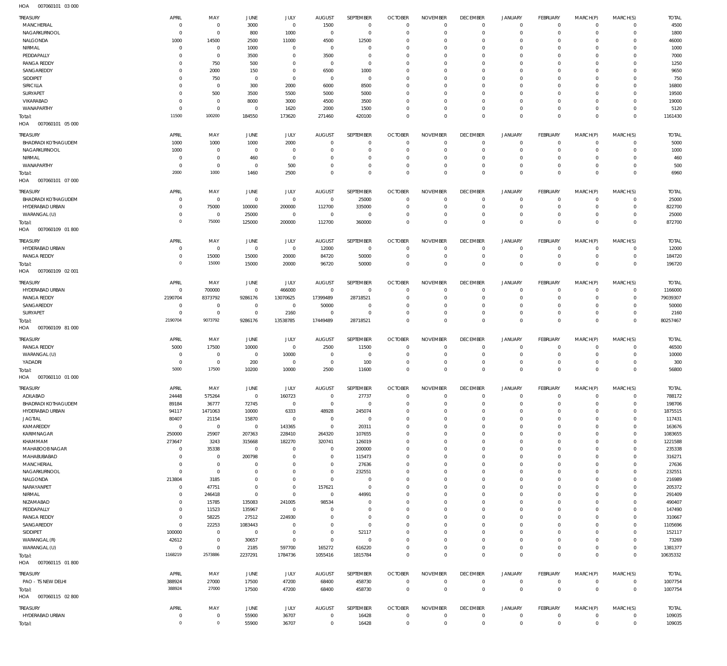HOA 007060101 03 000

| TREASURY | APRIL | MAY | JUNE | JULY | AUGUST | SEPTEMBER | OCTOBER | NOVEMBER | DECEMBER | JANUARY | FEBRUARY | MARCH(P) | MARCH(S) | TOTAL |
|---|---|---|---|---|---|---|---|---|---|---|---|---|---|---|
| MANCHERIAL | 0 | 0 | 3000 | 0 | 1500 | 0 | 0 | 0 | 0 | 0 | 0 | 0 | 0 | 4500 |
| NAGARKURNOOL | 0 | 0 | 800 | 1000 | 0 | 0 | 0 | 0 | 0 | 0 | 0 | 0 | 0 | 1800 |
| NALGONDA | 1000 | 14500 | 2500 | 11000 | 4500 | 12500 | 0 | 0 | 0 | 0 | 0 | 0 | 0 | 46000 |
| NIRMAL | 0 | 0 | 1000 | 0 | 0 | 0 | 0 | 0 | 0 | 0 | 0 | 0 | 0 | 1000 |
| PEDDAPALLY | 0 | 0 | 3500 | 0 | 3500 | 0 | 0 | 0 | 0 | 0 | 0 | 0 | 0 | 7000 |
| RANGA REDDY | 0 | 750 | 500 | 0 | 0 | 0 | 0 | 0 | 0 | 0 | 0 | 0 | 0 | 1250 |
| SANGAREDDY | 0 | 2000 | 150 | 0 | 6500 | 1000 | 0 | 0 | 0 | 0 | 0 | 0 | 0 | 9650 |
| SIDDIPET | 0 | 750 | 0 | 0 | 0 | 0 | 0 | 0 | 0 | 0 | 0 | 0 | 0 | 750 |
| SIRICILLA | 0 | 0 | 300 | 2000 | 6000 | 8500 | 0 | 0 | 0 | 0 | 0 | 0 | 0 | 16800 |
| SURYAPET | 0 | 500 | 3500 | 5500 | 5000 | 5000 | 0 | 0 | 0 | 0 | 0 | 0 | 0 | 19500 |
| VIKARABAD | 0 | 0 | 8000 | 3000 | 4500 | 3500 | 0 | 0 | 0 | 0 | 0 | 0 | 0 | 19000 |
| WANAPARTHY | 0 | 0 | 0 | 1620 | 2000 | 1500 | 0 | 0 | 0 | 0 | 0 | 0 | 0 | 5120 |
| Total: | 11500 | 100200 | 184550 | 173620 | 271460 | 420100 | 0 | 0 | 0 | 0 | 0 | 0 | 0 | 1161430 |

HOA 007060101 05 000

| TREASURY | APRIL | MAY | JUNE | JULY | AUGUST | SEPTEMBER | OCTOBER | NOVEMBER | DECEMBER | JANUARY | FEBRUARY | MARCH(P) | MARCH(S) | TOTAL |
|---|---|---|---|---|---|---|---|---|---|---|---|---|---|---|
| BHADRADI KOTHAGUDEM | 1000 | 1000 | 1000 | 2000 | 0 | 0 | 0 | 0 | 0 | 0 | 0 | 0 | 0 | 5000 |
| NAGARKURNOOL | 1000 | 0 | 0 | 0 | 0 | 0 | 0 | 0 | 0 | 0 | 0 | 0 | 0 | 1000 |
| NIRMAL | 0 | 0 | 460 | 0 | 0 | 0 | 0 | 0 | 0 | 0 | 0 | 0 | 0 | 460 |
| WANAPARTHY | 0 | 0 | 0 | 500 | 0 | 0 | 0 | 0 | 0 | 0 | 0 | 0 | 0 | 500 |
| Total: | 2000 | 1000 | 1460 | 2500 | 0 | 0 | 0 | 0 | 0 | 0 | 0 | 0 | 0 | 6960 |

HOA 007060101 07 000

| TREASURY | APRIL | MAY | JUNE | JULY | AUGUST | SEPTEMBER | OCTOBER | NOVEMBER | DECEMBER | JANUARY | FEBRUARY | MARCH(P) | MARCH(S) | TOTAL |
|---|---|---|---|---|---|---|---|---|---|---|---|---|---|---|
| BHADRADI KOTHAGUDEM | 0 | 0 | 0 | 0 | 0 | 25000 | 0 | 0 | 0 | 0 | 0 | 0 | 0 | 25000 |
| HYDERABAD URBAN | 0 | 75000 | 100000 | 200000 | 112700 | 335000 | 0 | 0 | 0 | 0 | 0 | 0 | 0 | 822700 |
| WARANGAL (U) | 0 | 0 | 25000 | 0 | 0 | 0 | 0 | 0 | 0 | 0 | 0 | 0 | 0 | 25000 |
| Total: | 0 | 75000 | 125000 | 200000 | 112700 | 360000 | 0 | 0 | 0 | 0 | 0 | 0 | 0 | 872700 |

HOA 007060109 01 800

| TREASURY | APRIL | MAY | JUNE | JULY | AUGUST | SEPTEMBER | OCTOBER | NOVEMBER | DECEMBER | JANUARY | FEBRUARY | MARCH(P) | MARCH(S) | TOTAL |
|---|---|---|---|---|---|---|---|---|---|---|---|---|---|---|
| HYDERABAD URBAN | 0 | 0 | 0 | 0 | 12000 | 0 | 0 | 0 | 0 | 0 | 0 | 0 | 0 | 12000 |
| RANGA REDDY | 0 | 15000 | 15000 | 20000 | 84720 | 50000 | 0 | 0 | 0 | 0 | 0 | 0 | 0 | 184720 |
| Total: | 0 | 15000 | 15000 | 20000 | 96720 | 50000 | 0 | 0 | 0 | 0 | 0 | 0 | 0 | 196720 |

HOA 007060109 02 001

| TREASURY | APRIL | MAY | JUNE | JULY | AUGUST | SEPTEMBER | OCTOBER | NOVEMBER | DECEMBER | JANUARY | FEBRUARY | MARCH(P) | MARCH(S) | TOTAL |
|---|---|---|---|---|---|---|---|---|---|---|---|---|---|---|
| HYDERABAD URBAN | 0 | 700000 | 0 | 466000 | 0 | 0 | 0 | 0 | 0 | 0 | 0 | 0 | 0 | 1166000 |
| RANGA REDDY | 2190704 | 8373792 | 9286176 | 13070625 | 17399489 | 28718521 | 0 | 0 | 0 | 0 | 0 | 0 | 0 | 79039307 |
| SANGAREDDY | 0 | 0 | 0 | 0 | 50000 | 0 | 0 | 0 | 0 | 0 | 0 | 0 | 0 | 50000 |
| SURYAPET | 0 | 0 | 0 | 2160 | 0 | 0 | 0 | 0 | 0 | 0 | 0 | 0 | 0 | 2160 |
| Total: | 2190704 | 9073792 | 9286176 | 13538785 | 17449489 | 28718521 | 0 | 0 | 0 | 0 | 0 | 0 | 0 | 80257467 |

HOA 007060109 81 000

| TREASURY | APRIL | MAY | JUNE | JULY | AUGUST | SEPTEMBER | OCTOBER | NOVEMBER | DECEMBER | JANUARY | FEBRUARY | MARCH(P) | MARCH(S) | TOTAL |
|---|---|---|---|---|---|---|---|---|---|---|---|---|---|---|
| RANGA REDDY | 5000 | 17500 | 10000 | 0 | 2500 | 11500 | 0 | 0 | 0 | 0 | 0 | 0 | 0 | 46500 |
| WARANGAL (U) | 0 | 0 | 0 | 10000 | 0 | 0 | 0 | 0 | 0 | 0 | 0 | 0 | 0 | 10000 |
| YADADRI | 0 | 0 | 200 | 0 | 0 | 100 | 0 | 0 | 0 | 0 | 0 | 0 | 0 | 300 |
| Total: | 5000 | 17500 | 10200 | 10000 | 2500 | 11600 | 0 | 0 | 0 | 0 | 0 | 0 | 0 | 56800 |

HOA 007060110 01 000

| TREASURY | APRIL | MAY | JUNE | JULY | AUGUST | SEPTEMBER | OCTOBER | NOVEMBER | DECEMBER | JANUARY | FEBRUARY | MARCH(P) | MARCH(S) | TOTAL |
|---|---|---|---|---|---|---|---|---|---|---|---|---|---|---|
| ADILABAD | 24448 | 575264 | 0 | 160723 | 0 | 27737 | 0 | 0 | 0 | 0 | 0 | 0 | 0 | 788172 |
| BHADRADI KOTHAGUDEM | 89184 | 36777 | 72745 | 0 | 0 | 0 | 0 | 0 | 0 | 0 | 0 | 0 | 0 | 198706 |
| HYDERABAD URBAN | 94117 | 1471063 | 10000 | 6333 | 48928 | 245074 | 0 | 0 | 0 | 0 | 0 | 0 | 0 | 1875515 |
| JAGTIAL | 80407 | 21154 | 15870 | 0 | 0 | 0 | 0 | 0 | 0 | 0 | 0 | 0 | 0 | 117431 |
| KAMAREDDY | 0 | 0 | 0 | 143365 | 0 | 20311 | 0 | 0 | 0 | 0 | 0 | 0 | 0 | 163676 |
| KARIMNAGAR | 250000 | 25907 | 207363 | 228410 | 264320 | 107655 | 0 | 0 | 0 | 0 | 0 | 0 | 0 | 1083655 |
| KHAMMAM | 273647 | 3243 | 315668 | 182270 | 320741 | 126019 | 0 | 0 | 0 | 0 | 0 | 0 | 0 | 1221588 |
| MAHABOOB NAGAR | 0 | 35338 | 0 | 0 | 0 | 200000 | 0 | 0 | 0 | 0 | 0 | 0 | 0 | 235338 |
| MAHABUBABAD | 0 | 0 | 200798 | 0 | 0 | 115473 | 0 | 0 | 0 | 0 | 0 | 0 | 0 | 316271 |
| MANCHERIAL | 0 | 0 | 0 | 0 | 0 | 27636 | 0 | 0 | 0 | 0 | 0 | 0 | 0 | 27636 |
| NAGARKURNOOL | 0 | 0 | 0 | 0 | 0 | 232551 | 0 | 0 | 0 | 0 | 0 | 0 | 0 | 232551 |
| NALGONDA | 213804 | 3185 | 0 | 0 | 0 | 0 | 0 | 0 | 0 | 0 | 0 | 0 | 0 | 216989 |
| NARAYANPET | 0 | 47751 | 0 | 0 | 157621 | 0 | 0 | 0 | 0 | 0 | 0 | 0 | 0 | 205372 |
| NIRMAL | 0 | 246418 | 0 | 0 | 0 | 44991 | 0 | 0 | 0 | 0 | 0 | 0 | 0 | 291409 |
| NIZAMABAD | 0 | 15785 | 135083 | 241005 | 98534 | 0 | 0 | 0 | 0 | 0 | 0 | 0 | 0 | 490407 |
| PEDDAPALLY | 0 | 11523 | 135967 | 0 | 0 | 0 | 0 | 0 | 0 | 0 | 0 | 0 | 0 | 147490 |
| RANGA REDDY | 0 | 58225 | 27512 | 224930 | 0 | 0 | 0 | 0 | 0 | 0 | 0 | 0 | 0 | 310667 |
| SANGAREDDY | 0 | 22253 | 1083443 | 0 | 0 | 0 | 0 | 0 | 0 | 0 | 0 | 0 | 0 | 1105696 |
| SIDDIPET | 100000 | 0 | 0 | 0 | 0 | 52117 | 0 | 0 | 0 | 0 | 0 | 0 | 0 | 152117 |
| WARANGAL (R) | 42612 | 0 | 30657 | 0 | 0 | 0 | 0 | 0 | 0 | 0 | 0 | 0 | 0 | 73269 |
| WARANGAL (U) | 0 | 0 | 2185 | 597700 | 165272 | 616220 | 0 | 0 | 0 | 0 | 0 | 0 | 0 | 1381377 |
| Total: | 1168219 | 2573886 | 2237291 | 1784736 | 1055416 | 1815784 | 0 | 0 | 0 | 0 | 0 | 0 | 0 | 10635332 |

HOA 007060115 01 800

| TREASURY | APRIL | MAY | JUNE | JULY | AUGUST | SEPTEMBER | OCTOBER | NOVEMBER | DECEMBER | JANUARY | FEBRUARY | MARCH(P) | MARCH(S) | TOTAL |
|---|---|---|---|---|---|---|---|---|---|---|---|---|---|---|
| PAO - TS NEW DELHI | 388924 | 27000 | 17500 | 47200 | 68400 | 458730 | 0 | 0 | 0 | 0 | 0 | 0 | 0 | 1007754 |
| Total: | 388924 | 27000 | 17500 | 47200 | 68400 | 458730 | 0 | 0 | 0 | 0 | 0 | 0 | 0 | 1007754 |

HOA 007060115 02 800

| TREASURY | APRIL | MAY | JUNE | JULY | AUGUST | SEPTEMBER | OCTOBER | NOVEMBER | DECEMBER | JANUARY | FEBRUARY | MARCH(P) | MARCH(S) | TOTAL |
|---|---|---|---|---|---|---|---|---|---|---|---|---|---|---|
| HYDERABAD URBAN | 0 | 0 | 55900 | 36707 | 0 | 16428 | 0 | 0 | 0 | 0 | 0 | 0 | 0 | 109035 |
| Total: | 0 | 0 | 55900 | 36707 | 0 | 16428 | 0 | 0 | 0 | 0 | 0 | 0 | 0 | 109035 |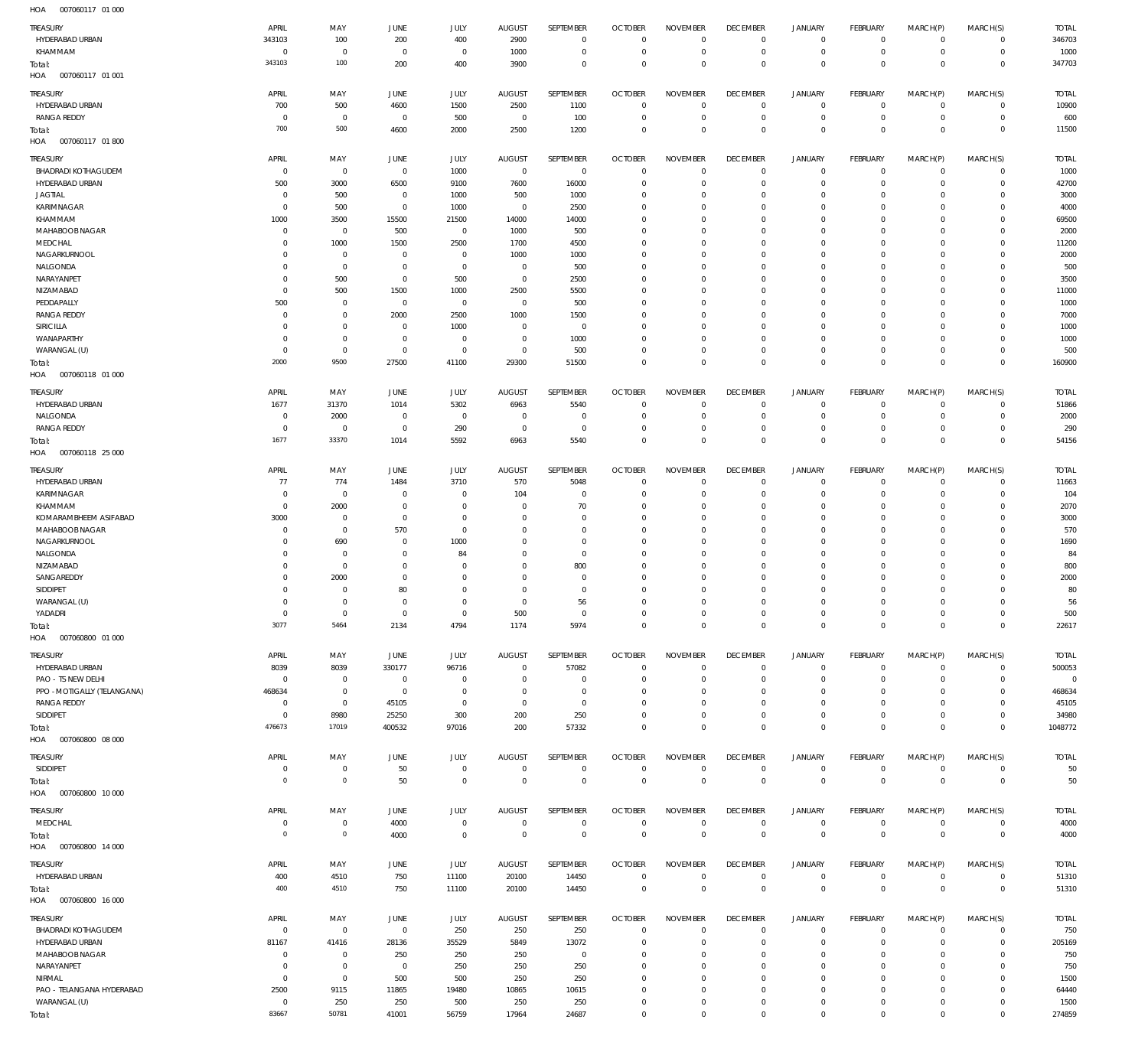HOA 007060117 01 000

| TREASURY | APRIL | MAY | JUNE | JULY | AUGUST | SEPTEMBER | OCTOBER | NOVEMBER | DECEMBER | JANUARY | FEBRUARY | MARCH(P) | MARCH(S) | TOTAL |
|---|---|---|---|---|---|---|---|---|---|---|---|---|---|---|
| HYDERABAD URBAN | 343103 | 100 | 200 | 400 | 2900 | 0 | 0 | 0 | 0 | 0 | 0 | 0 | 0 | 346703 |
| KHAMMAM | 0 | 0 | 0 | 0 | 1000 | 0 | 0 | 0 | 0 | 0 | 0 | 0 | 0 | 1000 |
| Total: | 343103 | 100 | 200 | 400 | 3900 | 0 | 0 | 0 | 0 | 0 | 0 | 0 | 0 | 347703 |

HOA 007060117 01 001

| TREASURY | APRIL | MAY | JUNE | JULY | AUGUST | SEPTEMBER | OCTOBER | NOVEMBER | DECEMBER | JANUARY | FEBRUARY | MARCH(P) | MARCH(S) | TOTAL |
|---|---|---|---|---|---|---|---|---|---|---|---|---|---|---|
| HYDERABAD URBAN | 700 | 500 | 4600 | 1500 | 2500 | 1100 | 0 | 0 | 0 | 0 | 0 | 0 | 0 | 10900 |
| RANGA REDDY | 0 | 0 | 0 | 500 | 0 | 100 | 0 | 0 | 0 | 0 | 0 | 0 | 0 | 600 |
| Total: | 700 | 500 | 4600 | 2000 | 2500 | 1200 | 0 | 0 | 0 | 0 | 0 | 0 | 0 | 11500 |

HOA 007060117 01 800

| TREASURY | APRIL | MAY | JUNE | JULY | AUGUST | SEPTEMBER | OCTOBER | NOVEMBER | DECEMBER | JANUARY | FEBRUARY | MARCH(P) | MARCH(S) | TOTAL |
|---|---|---|---|---|---|---|---|---|---|---|---|---|---|---|
| BHADRADI KOTHAGUDEM | 0 | 0 | 0 | 1000 | 0 | 0 | 0 | 0 | 0 | 0 | 0 | 0 | 0 | 1000 |
| HYDERABAD URBAN | 500 | 3000 | 6500 | 9100 | 7600 | 16000 | 0 | 0 | 0 | 0 | 0 | 0 | 0 | 42700 |
| JAGTIAL | 0 | 500 | 0 | 1000 | 500 | 1000 | 0 | 0 | 0 | 0 | 0 | 0 | 0 | 3000 |
| KARIMNAGAR | 0 | 500 | 0 | 1000 | 0 | 2500 | 0 | 0 | 0 | 0 | 0 | 0 | 0 | 4000 |
| KHAMMAM | 1000 | 3500 | 15500 | 21500 | 14000 | 14000 | 0 | 0 | 0 | 0 | 0 | 0 | 0 | 69500 |
| MAHABOOB NAGAR | 0 | 0 | 500 | 0 | 1000 | 500 | 0 | 0 | 0 | 0 | 0 | 0 | 0 | 2000 |
| MEDCHAL | 0 | 1000 | 1500 | 2500 | 1700 | 4500 | 0 | 0 | 0 | 0 | 0 | 0 | 0 | 11200 |
| NAGARKURNOOL | 0 | 0 | 0 | 0 | 1000 | 1000 | 0 | 0 | 0 | 0 | 0 | 0 | 0 | 2000 |
| NALGONDA | 0 | 0 | 0 | 0 | 0 | 500 | 0 | 0 | 0 | 0 | 0 | 0 | 0 | 500 |
| NARAYANPET | 0 | 500 | 0 | 500 | 0 | 2500 | 0 | 0 | 0 | 0 | 0 | 0 | 0 | 3500 |
| NIZAMABAD | 0 | 500 | 1500 | 1000 | 2500 | 5500 | 0 | 0 | 0 | 0 | 0 | 0 | 0 | 11000 |
| PEDDAPALLY | 500 | 0 | 0 | 0 | 0 | 500 | 0 | 0 | 0 | 0 | 0 | 0 | 0 | 1000 |
| RANGA REDDY | 0 | 0 | 2000 | 2500 | 1000 | 1500 | 0 | 0 | 0 | 0 | 0 | 0 | 0 | 7000 |
| SIRICILLA | 0 | 0 | 0 | 1000 | 0 | 0 | 0 | 0 | 0 | 0 | 0 | 0 | 0 | 1000 |
| WANAPARTHY | 0 | 0 | 0 | 0 | 0 | 1000 | 0 | 0 | 0 | 0 | 0 | 0 | 0 | 1000 |
| WARANGAL (U) | 0 | 0 | 0 | 0 | 0 | 500 | 0 | 0 | 0 | 0 | 0 | 0 | 0 | 500 |
| Total: | 2000 | 9500 | 27500 | 41100 | 29300 | 51500 | 0 | 0 | 0 | 0 | 0 | 0 | 0 | 160900 |

HOA 007060118 01 000

| TREASURY | APRIL | MAY | JUNE | JULY | AUGUST | SEPTEMBER | OCTOBER | NOVEMBER | DECEMBER | JANUARY | FEBRUARY | MARCH(P) | MARCH(S) | TOTAL |
|---|---|---|---|---|---|---|---|---|---|---|---|---|---|---|
| HYDERABAD URBAN | 1677 | 31370 | 1014 | 5302 | 6963 | 5540 | 0 | 0 | 0 | 0 | 0 | 0 | 0 | 51866 |
| NALGONDA | 0 | 2000 | 0 | 0 | 0 | 0 | 0 | 0 | 0 | 0 | 0 | 0 | 0 | 2000 |
| RANGA REDDY | 0 | 0 | 0 | 290 | 0 | 0 | 0 | 0 | 0 | 0 | 0 | 0 | 0 | 290 |
| Total: | 1677 | 33370 | 1014 | 5592 | 6963 | 5540 | 0 | 0 | 0 | 0 | 0 | 0 | 0 | 54156 |

HOA 007060118 25 000

| TREASURY | APRIL | MAY | JUNE | JULY | AUGUST | SEPTEMBER | OCTOBER | NOVEMBER | DECEMBER | JANUARY | FEBRUARY | MARCH(P) | MARCH(S) | TOTAL |
|---|---|---|---|---|---|---|---|---|---|---|---|---|---|---|
| HYDERABAD URBAN | 77 | 774 | 1484 | 3710 | 570 | 5048 | 0 | 0 | 0 | 0 | 0 | 0 | 0 | 11663 |
| KARIMNAGAR | 0 | 0 | 0 | 0 | 104 | 0 | 0 | 0 | 0 | 0 | 0 | 0 | 0 | 104 |
| KHAMMAM | 0 | 2000 | 0 | 0 | 0 | 70 | 0 | 0 | 0 | 0 | 0 | 0 | 0 | 2070 |
| KOMARAMBHEEM ASIFABAD | 3000 | 0 | 0 | 0 | 0 | 0 | 0 | 0 | 0 | 0 | 0 | 0 | 0 | 3000 |
| MAHABOOB NAGAR | 0 | 0 | 570 | 0 | 0 | 0 | 0 | 0 | 0 | 0 | 0 | 0 | 0 | 570 |
| NAGARKURNOOL | 0 | 690 | 0 | 1000 | 0 | 0 | 0 | 0 | 0 | 0 | 0 | 0 | 0 | 1690 |
| NALGONDA | 0 | 0 | 0 | 84 | 0 | 0 | 0 | 0 | 0 | 0 | 0 | 0 | 0 | 84 |
| NIZAMABAD | 0 | 0 | 0 | 0 | 0 | 800 | 0 | 0 | 0 | 0 | 0 | 0 | 0 | 800 |
| SANGAREDDY | 0 | 2000 | 0 | 0 | 0 | 0 | 0 | 0 | 0 | 0 | 0 | 0 | 0 | 2000 |
| SIDDIPET | 0 | 0 | 80 | 0 | 0 | 0 | 0 | 0 | 0 | 0 | 0 | 0 | 0 | 80 |
| WARANGAL (U) | 0 | 0 | 0 | 0 | 0 | 56 | 0 | 0 | 0 | 0 | 0 | 0 | 0 | 56 |
| YADADRI | 0 | 0 | 0 | 0 | 500 | 0 | 0 | 0 | 0 | 0 | 0 | 0 | 0 | 500 |
| Total: | 3077 | 5464 | 2134 | 4794 | 1174 | 5974 | 0 | 0 | 0 | 0 | 0 | 0 | 0 | 22617 |

HOA 007060800 01 000

| TREASURY | APRIL | MAY | JUNE | JULY | AUGUST | SEPTEMBER | OCTOBER | NOVEMBER | DECEMBER | JANUARY | FEBRUARY | MARCH(P) | MARCH(S) | TOTAL |
|---|---|---|---|---|---|---|---|---|---|---|---|---|---|---|
| HYDERABAD URBAN | 8039 | 8039 | 330177 | 96716 | 0 | 57082 | 0 | 0 | 0 | 0 | 0 | 0 | 0 | 500053 |
| PAO - TS NEW DELHI | 0 | 0 | 0 | 0 | 0 | 0 | 0 | 0 | 0 | 0 | 0 | 0 | 0 | 0 |
| PPO - MOTIGALLY (TELANGANA) | 468634 | 0 | 0 | 0 | 0 | 0 | 0 | 0 | 0 | 0 | 0 | 0 | 0 | 468634 |
| RANGA REDDY | 0 | 0 | 45105 | 0 | 0 | 0 | 0 | 0 | 0 | 0 | 0 | 0 | 0 | 45105 |
| SIDDIPET | 0 | 8980 | 25250 | 300 | 200 | 250 | 0 | 0 | 0 | 0 | 0 | 0 | 0 | 34980 |
| Total: | 476673 | 17019 | 400532 | 97016 | 200 | 57332 | 0 | 0 | 0 | 0 | 0 | 0 | 0 | 1048772 |

HOA 007060800 08 000

| TREASURY | APRIL | MAY | JUNE | JULY | AUGUST | SEPTEMBER | OCTOBER | NOVEMBER | DECEMBER | JANUARY | FEBRUARY | MARCH(P) | MARCH(S) | TOTAL |
|---|---|---|---|---|---|---|---|---|---|---|---|---|---|---|
| SIDDIPET | 0 | 0 | 50 | 0 | 0 | 0 | 0 | 0 | 0 | 0 | 0 | 0 | 0 | 50 |
| Total: | 0 | 0 | 50 | 0 | 0 | 0 | 0 | 0 | 0 | 0 | 0 | 0 | 0 | 50 |

HOA 007060800 10 000

| TREASURY | APRIL | MAY | JUNE | JULY | AUGUST | SEPTEMBER | OCTOBER | NOVEMBER | DECEMBER | JANUARY | FEBRUARY | MARCH(P) | MARCH(S) | TOTAL |
|---|---|---|---|---|---|---|---|---|---|---|---|---|---|---|
| MEDCHAL | 0 | 0 | 4000 | 0 | 0 | 0 | 0 | 0 | 0 | 0 | 0 | 0 | 0 | 4000 |
| Total: | 0 | 0 | 4000 | 0 | 0 | 0 | 0 | 0 | 0 | 0 | 0 | 0 | 0 | 4000 |

HOA 007060800 14 000

| TREASURY | APRIL | MAY | JUNE | JULY | AUGUST | SEPTEMBER | OCTOBER | NOVEMBER | DECEMBER | JANUARY | FEBRUARY | MARCH(P) | MARCH(S) | TOTAL |
|---|---|---|---|---|---|---|---|---|---|---|---|---|---|---|
| HYDERABAD URBAN | 400 | 4510 | 750 | 11100 | 20100 | 14450 | 0 | 0 | 0 | 0 | 0 | 0 | 0 | 51310 |
| Total: | 400 | 4510 | 750 | 11100 | 20100 | 14450 | 0 | 0 | 0 | 0 | 0 | 0 | 0 | 51310 |

HOA 007060800 16 000

| TREASURY | APRIL | MAY | JUNE | JULY | AUGUST | SEPTEMBER | OCTOBER | NOVEMBER | DECEMBER | JANUARY | FEBRUARY | MARCH(P) | MARCH(S) | TOTAL |
|---|---|---|---|---|---|---|---|---|---|---|---|---|---|---|
| BHADRADI KOTHAGUDEM | 0 | 0 | 0 | 250 | 250 | 250 | 0 | 0 | 0 | 0 | 0 | 0 | 0 | 750 |
| HYDERABAD URBAN | 81167 | 41416 | 28136 | 35529 | 5849 | 13072 | 0 | 0 | 0 | 0 | 0 | 0 | 0 | 205169 |
| MAHABOOB NAGAR | 0 | 0 | 250 | 250 | 250 | 0 | 0 | 0 | 0 | 0 | 0 | 0 | 0 | 750 |
| NARAYANPET | 0 | 0 | 0 | 250 | 250 | 250 | 0 | 0 | 0 | 0 | 0 | 0 | 0 | 750 |
| NIRMAL | 0 | 0 | 500 | 500 | 250 | 250 | 0 | 0 | 0 | 0 | 0 | 0 | 0 | 1500 |
| PAO - TELANGANA HYDERABAD | 2500 | 9115 | 11865 | 19480 | 10865 | 10615 | 0 | 0 | 0 | 0 | 0 | 0 | 0 | 64440 |
| WARANGAL (U) | 0 | 250 | 250 | 500 | 250 | 250 | 0 | 0 | 0 | 0 | 0 | 0 | 0 | 1500 |
| Total: | 83667 | 50781 | 41001 | 56759 | 17964 | 24687 | 0 | 0 | 0 | 0 | 0 | 0 | 0 | 274859 |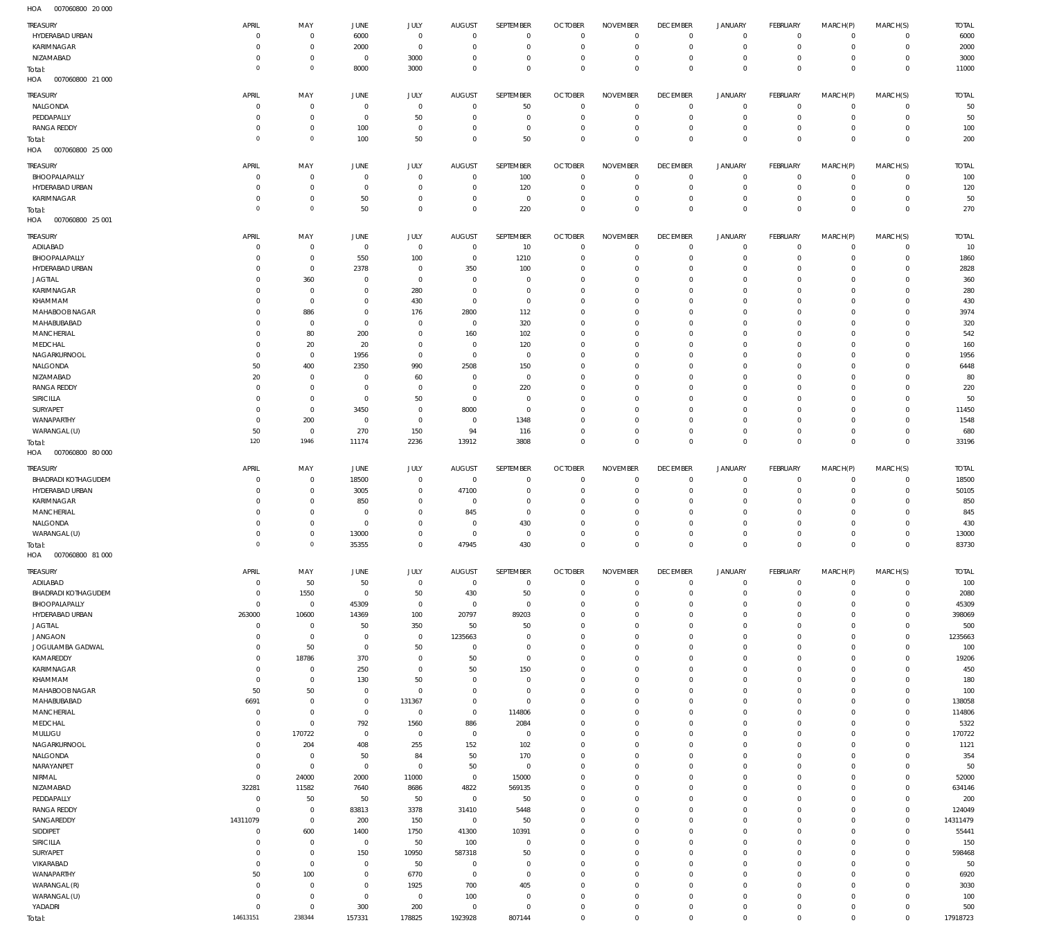HOA 007060800 20 000

| TREASURY | APRIL | MAY | JUNE | JULY | AUGUST | SEPTEMBER | OCTOBER | NOVEMBER | DECEMBER | JANUARY | FEBRUARY | MARCH(P) | MARCH(S) | TOTAL |
|---|---|---|---|---|---|---|---|---|---|---|---|---|---|---|
| HYDERABAD URBAN | 0 | 0 | 6000 | 0 | 0 | 0 | 0 | 0 | 0 | 0 | 0 | 0 | 0 | 6000 |
| KARIMNAGAR | 0 | 0 | 2000 | 0 | 0 | 0 | 0 | 0 | 0 | 0 | 0 | 0 | 0 | 2000 |
| NIZAMABAD | 0 | 0 | 0 | 3000 | 0 | 0 | 0 | 0 | 0 | 0 | 0 | 0 | 0 | 3000 |
| Total: | 0 | 0 | 8000 | 3000 | 0 | 0 | 0 | 0 | 0 | 0 | 0 | 0 | 0 | 11000 |

HOA 007060800 21 000

| TREASURY | APRIL | MAY | JUNE | JULY | AUGUST | SEPTEMBER | OCTOBER | NOVEMBER | DECEMBER | JANUARY | FEBRUARY | MARCH(P) | MARCH(S) | TOTAL |
|---|---|---|---|---|---|---|---|---|---|---|---|---|---|---|
| NALGONDA | 0 | 0 | 0 | 0 | 0 | 50 | 0 | 0 | 0 | 0 | 0 | 0 | 0 | 50 |
| PEDDAPALLY | 0 | 0 | 0 | 50 | 0 | 0 | 0 | 0 | 0 | 0 | 0 | 0 | 0 | 50 |
| RANGA REDDY | 0 | 0 | 100 | 0 | 0 | 0 | 0 | 0 | 0 | 0 | 0 | 0 | 0 | 100 |
| Total: | 0 | 0 | 100 | 50 | 0 | 50 | 0 | 0 | 0 | 0 | 0 | 0 | 0 | 200 |

HOA 007060800 25 000

| TREASURY | APRIL | MAY | JUNE | JULY | AUGUST | SEPTEMBER | OCTOBER | NOVEMBER | DECEMBER | JANUARY | FEBRUARY | MARCH(P) | MARCH(S) | TOTAL |
|---|---|---|---|---|---|---|---|---|---|---|---|---|---|---|
| BHOOPALAPALLY | 0 | 0 | 0 | 0 | 0 | 100 | 0 | 0 | 0 | 0 | 0 | 0 | 0 | 100 |
| HYDERABAD URBAN | 0 | 0 | 0 | 0 | 0 | 120 | 0 | 0 | 0 | 0 | 0 | 0 | 0 | 120 |
| KARIMNAGAR | 0 | 0 | 50 | 0 | 0 | 0 | 0 | 0 | 0 | 0 | 0 | 0 | 0 | 50 |
| Total: | 0 | 0 | 50 | 0 | 0 | 220 | 0 | 0 | 0 | 0 | 0 | 0 | 0 | 270 |

HOA 007060800 25 001

| TREASURY | APRIL | MAY | JUNE | JULY | AUGUST | SEPTEMBER | OCTOBER | NOVEMBER | DECEMBER | JANUARY | FEBRUARY | MARCH(P) | MARCH(S) | TOTAL |
|---|---|---|---|---|---|---|---|---|---|---|---|---|---|---|
| ADILABAD | 0 | 0 | 0 | 0 | 0 | 10 | 0 | 0 | 0 | 0 | 0 | 0 | 0 | 10 |
| BHOOPALAPALLY | 0 | 0 | 550 | 100 | 0 | 1210 | 0 | 0 | 0 | 0 | 0 | 0 | 0 | 1860 |
| HYDERABAD URBAN | 0 | 0 | 2378 | 0 | 350 | 100 | 0 | 0 | 0 | 0 | 0 | 0 | 0 | 2828 |
| JAGTIAL | 0 | 360 | 0 | 0 | 0 | 0 | 0 | 0 | 0 | 0 | 0 | 0 | 0 | 360 |
| KARIMNAGAR | 0 | 0 | 0 | 280 | 0 | 0 | 0 | 0 | 0 | 0 | 0 | 0 | 0 | 280 |
| KHAMMAM | 0 | 0 | 0 | 430 | 0 | 0 | 0 | 0 | 0 | 0 | 0 | 0 | 0 | 430 |
| MAHABOOB NAGAR | 0 | 886 | 0 | 176 | 2800 | 112 | 0 | 0 | 0 | 0 | 0 | 0 | 0 | 3974 |
| MAHABUBABAD | 0 | 0 | 0 | 0 | 0 | 320 | 0 | 0 | 0 | 0 | 0 | 0 | 0 | 320 |
| MANCHERIAL | 0 | 80 | 200 | 0 | 160 | 102 | 0 | 0 | 0 | 0 | 0 | 0 | 0 | 542 |
| MEDCHAL | 0 | 20 | 20 | 0 | 0 | 120 | 0 | 0 | 0 | 0 | 0 | 0 | 0 | 160 |
| NAGARKURNOOL | 0 | 0 | 1956 | 0 | 0 | 0 | 0 | 0 | 0 | 0 | 0 | 0 | 0 | 1956 |
| NALGONDA | 50 | 400 | 2350 | 990 | 2508 | 150 | 0 | 0 | 0 | 0 | 0 | 0 | 0 | 6448 |
| NIZAMABAD | 20 | 0 | 0 | 60 | 0 | 0 | 0 | 0 | 0 | 0 | 0 | 0 | 0 | 80 |
| RANGA REDDY | 0 | 0 | 0 | 0 | 0 | 220 | 0 | 0 | 0 | 0 | 0 | 0 | 0 | 220 |
| SIRICILLA | 0 | 0 | 0 | 50 | 0 | 0 | 0 | 0 | 0 | 0 | 0 | 0 | 0 | 50 |
| SURYAPET | 0 | 0 | 3450 | 0 | 8000 | 0 | 0 | 0 | 0 | 0 | 0 | 0 | 0 | 11450 |
| WANAPARTHY | 0 | 200 | 0 | 0 | 0 | 1348 | 0 | 0 | 0 | 0 | 0 | 0 | 0 | 1548 |
| WARANGAL (U) | 50 | 0 | 270 | 150 | 94 | 116 | 0 | 0 | 0 | 0 | 0 | 0 | 0 | 680 |
| Total: | 120 | 1946 | 11174 | 2236 | 13912 | 3808 | 0 | 0 | 0 | 0 | 0 | 0 | 0 | 33196 |

HOA 007060800 80 000

| TREASURY | APRIL | MAY | JUNE | JULY | AUGUST | SEPTEMBER | OCTOBER | NOVEMBER | DECEMBER | JANUARY | FEBRUARY | MARCH(P) | MARCH(S) | TOTAL |
|---|---|---|---|---|---|---|---|---|---|---|---|---|---|---|
| BHADRADI KOTHAGUDEM | 0 | 0 | 18500 | 0 | 0 | 0 | 0 | 0 | 0 | 0 | 0 | 0 | 0 | 18500 |
| HYDERABAD URBAN | 0 | 0 | 3005 | 0 | 47100 | 0 | 0 | 0 | 0 | 0 | 0 | 0 | 0 | 50105 |
| KARIMNAGAR | 0 | 0 | 850 | 0 | 0 | 0 | 0 | 0 | 0 | 0 | 0 | 0 | 0 | 850 |
| MANCHERIAL | 0 | 0 | 0 | 0 | 845 | 0 | 0 | 0 | 0 | 0 | 0 | 0 | 0 | 845 |
| NALGONDA | 0 | 0 | 0 | 0 | 0 | 430 | 0 | 0 | 0 | 0 | 0 | 0 | 0 | 430 |
| WARANGAL (U) | 0 | 0 | 13000 | 0 | 0 | 0 | 0 | 0 | 0 | 0 | 0 | 0 | 0 | 13000 |
| Total: | 0 | 0 | 35355 | 0 | 47945 | 430 | 0 | 0 | 0 | 0 | 0 | 0 | 0 | 83730 |

HOA 007060800 81 000

| TREASURY | APRIL | MAY | JUNE | JULY | AUGUST | SEPTEMBER | OCTOBER | NOVEMBER | DECEMBER | JANUARY | FEBRUARY | MARCH(P) | MARCH(S) | TOTAL |
|---|---|---|---|---|---|---|---|---|---|---|---|---|---|---|
| ADILABAD | 0 | 50 | 50 | 0 | 0 | 0 | 0 | 0 | 0 | 0 | 0 | 0 | 0 | 100 |
| BHADRADI KOTHAGUDEM | 0 | 1550 | 0 | 50 | 430 | 50 | 0 | 0 | 0 | 0 | 0 | 0 | 0 | 2080 |
| BHOOPALAPALLY | 0 | 0 | 45309 | 0 | 0 | 0 | 0 | 0 | 0 | 0 | 0 | 0 | 0 | 45309 |
| HYDERABAD URBAN | 263000 | 10600 | 14369 | 100 | 20797 | 89203 | 0 | 0 | 0 | 0 | 0 | 0 | 0 | 398069 |
| JAGTIAL | 0 | 0 | 50 | 350 | 50 | 50 | 0 | 0 | 0 | 0 | 0 | 0 | 0 | 500 |
| JANGAON | 0 | 0 | 0 | 0 | 1235663 | 0 | 0 | 0 | 0 | 0 | 0 | 0 | 0 | 1235663 |
| JOGULAMBA GADWAL | 0 | 50 | 0 | 50 | 0 | 0 | 0 | 0 | 0 | 0 | 0 | 0 | 0 | 100 |
| KAMAREDDY | 0 | 18786 | 370 | 0 | 50 | 0 | 0 | 0 | 0 | 0 | 0 | 0 | 0 | 19206 |
| KARIMNAGAR | 0 | 0 | 250 | 0 | 50 | 150 | 0 | 0 | 0 | 0 | 0 | 0 | 0 | 450 |
| KHAMMAM | 0 | 0 | 130 | 50 | 0 | 0 | 0 | 0 | 0 | 0 | 0 | 0 | 0 | 180 |
| MAHABOOB NAGAR | 50 | 50 | 0 | 0 | 0 | 0 | 0 | 0 | 0 | 0 | 0 | 0 | 0 | 100 |
| MAHABUBABAD | 6691 | 0 | 0 | 131367 | 0 | 0 | 0 | 0 | 0 | 0 | 0 | 0 | 0 | 138058 |
| MANCHERIAL | 0 | 0 | 0 | 0 | 0 | 114806 | 0 | 0 | 0 | 0 | 0 | 0 | 0 | 114806 |
| MEDCHAL | 0 | 0 | 792 | 1560 | 886 | 2084 | 0 | 0 | 0 | 0 | 0 | 0 | 0 | 5322 |
| MULUGU | 0 | 170722 | 0 | 0 | 0 | 0 | 0 | 0 | 0 | 0 | 0 | 0 | 0 | 170722 |
| NAGARKURNOOL | 0 | 204 | 408 | 255 | 152 | 102 | 0 | 0 | 0 | 0 | 0 | 0 | 0 | 1121 |
| NALGONDA | 0 | 0 | 50 | 84 | 50 | 170 | 0 | 0 | 0 | 0 | 0 | 0 | 0 | 354 |
| NARAYANPET | 0 | 0 | 0 | 0 | 50 | 0 | 0 | 0 | 0 | 0 | 0 | 0 | 0 | 50 |
| NIRMAL | 0 | 24000 | 2000 | 11000 | 0 | 15000 | 0 | 0 | 0 | 0 | 0 | 0 | 0 | 52000 |
| NIZAMABAD | 32281 | 11582 | 7640 | 8686 | 4822 | 569135 | 0 | 0 | 0 | 0 | 0 | 0 | 0 | 634146 |
| PEDDAPALLY | 0 | 50 | 50 | 50 | 0 | 50 | 0 | 0 | 0 | 0 | 0 | 0 | 0 | 200 |
| RANGA REDDY | 0 | 0 | 83813 | 3378 | 31410 | 5448 | 0 | 0 | 0 | 0 | 0 | 0 | 0 | 124049 |
| SANGAREDDY | 14311079 | 0 | 200 | 150 | 0 | 50 | 0 | 0 | 0 | 0 | 0 | 0 | 0 | 14311479 |
| SIDDIPET | 0 | 600 | 1400 | 1750 | 41300 | 10391 | 0 | 0 | 0 | 0 | 0 | 0 | 0 | 55441 |
| SIRICILLA | 0 | 0 | 0 | 50 | 100 | 0 | 0 | 0 | 0 | 0 | 0 | 0 | 0 | 150 |
| SURYAPET | 0 | 0 | 150 | 10950 | 587318 | 50 | 0 | 0 | 0 | 0 | 0 | 0 | 0 | 598468 |
| VIKARABAD | 0 | 0 | 0 | 50 | 0 | 0 | 0 | 0 | 0 | 0 | 0 | 0 | 0 | 50 |
| WANAPARTHY | 50 | 100 | 0 | 6770 | 0 | 0 | 0 | 0 | 0 | 0 | 0 | 0 | 0 | 6920 |
| WARANGAL (R) | 0 | 0 | 0 | 1925 | 700 | 405 | 0 | 0 | 0 | 0 | 0 | 0 | 0 | 3030 |
| WARANGAL (U) | 0 | 0 | 0 | 0 | 100 | 0 | 0 | 0 | 0 | 0 | 0 | 0 | 0 | 100 |
| YADADRI | 0 | 0 | 300 | 200 | 0 | 0 | 0 | 0 | 0 | 0 | 0 | 0 | 0 | 500 |
| Total: | 14613151 | 238344 | 157331 | 178825 | 1923928 | 807144 | 0 | 0 | 0 | 0 | 0 | 0 | 0 | 17918723 |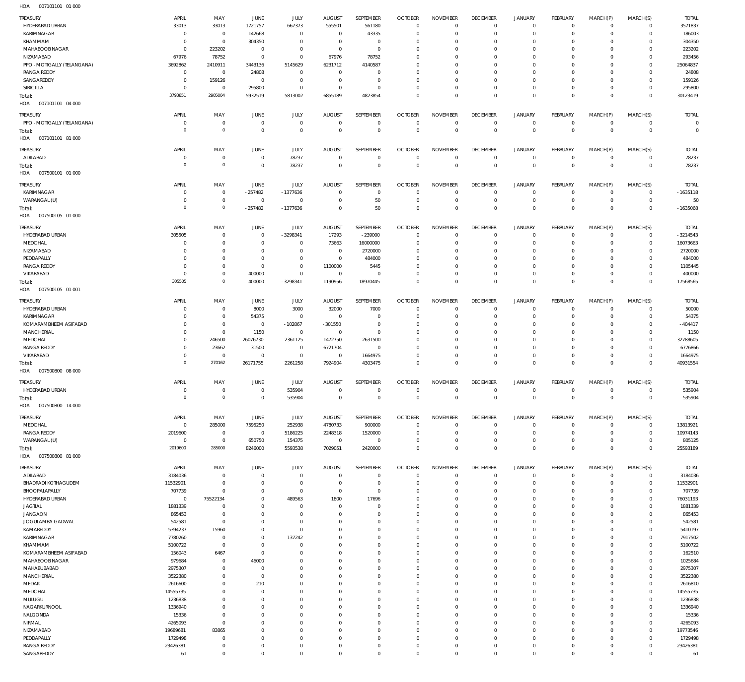HOA 007101101 01 000

| TREASURY | APRIL | MAY | JUNE | JULY | AUGUST | SEPTEMBER | OCTOBER | NOVEMBER | DECEMBER | JANUARY | FEBRUARY | MARCH(P) | MARCH(S) | TOTAL |
|---|---|---|---|---|---|---|---|---|---|---|---|---|---|---|
| HYDERABAD URBAN | 33013 | 33013 | 1721757 | 667373 | 555501 | 561180 | 0 | 0 | 0 | 0 | 0 | 0 | 0 | 3571837 |
| KARIMNAGAR | 0 | 0 | 142668 | 0 | 0 | 43335 | 0 | 0 | 0 | 0 | 0 | 0 | 0 | 186003 |
| KHAMMAM | 0 | 0 | 304350 | 0 | 0 | 0 | 0 | 0 | 0 | 0 | 0 | 0 | 0 | 304350 |
| MAHABOOBNAGAR | 0 | 223202 | 0 | 0 | 0 | 0 | 0 | 0 | 0 | 0 | 0 | 0 | 0 | 223202 |
| NIZAMABAD | 67976 | 78752 | 0 | 0 | 67976 | 78752 | 0 | 0 | 0 | 0 | 0 | 0 | 0 | 293456 |
| PPO - MOTIGALLY (TELANGANA) | 3692862 | 2410911 | 3443136 | 5145629 | 6231712 | 4140587 | 0 | 0 | 0 | 0 | 0 | 0 | 0 | 25064837 |
| RANGA REDDY | 0 | 0 | 24808 | 0 | 0 | 0 | 0 | 0 | 0 | 0 | 0 | 0 | 0 | 24808 |
| SANGAREDDY | 0 | 159126 | 0 | 0 | 0 | 0 | 0 | 0 | 0 | 0 | 0 | 0 | 0 | 159126 |
| SIRICILLA | 0 | 0 | 295800 | 0 | 0 | 0 | 0 | 0 | 0 | 0 | 0 | 0 | 0 | 295800 |
| Total: | 3793851 | 2905004 | 5932519 | 5813002 | 6855189 | 4823854 | 0 | 0 | 0 | 0 | 0 | 0 | 0 | 30123419 |

HOA 007101101 04 000

| TREASURY | APRIL | MAY | JUNE | JULY | AUGUST | SEPTEMBER | OCTOBER | NOVEMBER | DECEMBER | JANUARY | FEBRUARY | MARCH(P) | MARCH(S) | TOTAL |
|---|---|---|---|---|---|---|---|---|---|---|---|---|---|---|
| PPO - MOTIGALLY (TELANGANA) | 0 | 0 | 0 | 0 | 0 | 0 | 0 | 0 | 0 | 0 | 0 | 0 | 0 | 0 |
| Total: | 0 | 0 | 0 | 0 | 0 | 0 | 0 | 0 | 0 | 0 | 0 | 0 | 0 | 0 |

HOA 007101101 81 000

| TREASURY | APRIL | MAY | JUNE | JULY | AUGUST | SEPTEMBER | OCTOBER | NOVEMBER | DECEMBER | JANUARY | FEBRUARY | MARCH(P) | MARCH(S) | TOTAL |
|---|---|---|---|---|---|---|---|---|---|---|---|---|---|---|
| ADILABAD | 0 | 0 | 0 | 78237 | 0 | 0 | 0 | 0 | 0 | 0 | 0 | 0 | 0 | 78237 |
| Total: | 0 | 0 | 0 | 78237 | 0 | 0 | 0 | 0 | 0 | 0 | 0 | 0 | 0 | 78237 |

HOA 007500101 01 000

| TREASURY | APRIL | MAY | JUNE | JULY | AUGUST | SEPTEMBER | OCTOBER | NOVEMBER | DECEMBER | JANUARY | FEBRUARY | MARCH(P) | MARCH(S) | TOTAL |
|---|---|---|---|---|---|---|---|---|---|---|---|---|---|---|
| KARIMNAGAR | 0 | 0 | -257482 | -1377636 | 0 | 0 | 0 | 0 | 0 | 0 | 0 | 0 | 0 | -1635118 |
| WARANGAL (U) | 0 | 0 | 0 | 0 | 0 | 50 | 0 | 0 | 0 | 0 | 0 | 0 | 0 | 50 |
| Total: | 0 | 0 | -257482 | -1377636 | 0 | 50 | 0 | 0 | 0 | 0 | 0 | 0 | 0 | -1635068 |

HOA 007500105 01 000

| TREASURY | APRIL | MAY | JUNE | JULY | AUGUST | SEPTEMBER | OCTOBER | NOVEMBER | DECEMBER | JANUARY | FEBRUARY | MARCH(P) | MARCH(S) | TOTAL |
|---|---|---|---|---|---|---|---|---|---|---|---|---|---|---|
| HYDERABAD URBAN | 305505 | 0 | 0 | -3298341 | 17293 | -239000 | 0 | 0 | 0 | 0 | 0 | 0 | 0 | -3214543 |
| MEDCHAL | 0 | 0 | 0 | 0 | 73663 | 16000000 | 0 | 0 | 0 | 0 | 0 | 0 | 0 | 16073663 |
| NIZAMABAD | 0 | 0 | 0 | 0 | 0 | 2720000 | 0 | 0 | 0 | 0 | 0 | 0 | 0 | 2720000 |
| PEDDAPALLY | 0 | 0 | 0 | 0 | 0 | 484000 | 0 | 0 | 0 | 0 | 0 | 0 | 0 | 484000 |
| RANGA REDDY | 0 | 0 | 0 | 0 | 1100000 | 5445 | 0 | 0 | 0 | 0 | 0 | 0 | 0 | 1105445 |
| VIKARABAD | 0 | 0 | 400000 | 0 | 0 | 0 | 0 | 0 | 0 | 0 | 0 | 0 | 0 | 400000 |
| Total: | 305505 | 0 | 400000 | -3298341 | 1190956 | 18970445 | 0 | 0 | 0 | 0 | 0 | 0 | 0 | 17568565 |

HOA 007500105 01 001

| TREASURY | APRIL | MAY | JUNE | JULY | AUGUST | SEPTEMBER | OCTOBER | NOVEMBER | DECEMBER | JANUARY | FEBRUARY | MARCH(P) | MARCH(S) | TOTAL |
|---|---|---|---|---|---|---|---|---|---|---|---|---|---|---|
| HYDERABAD URBAN | 0 | 0 | 8000 | 3000 | 32000 | 7000 | 0 | 0 | 0 | 0 | 0 | 0 | 0 | 50000 |
| KARIMNAGAR | 0 | 0 | 54375 | 0 | 0 | 0 | 0 | 0 | 0 | 0 | 0 | 0 | 0 | 54375 |
| KOMARAMBHEEM ASIFABAD | 0 | 0 | 0 | -102867 | -301550 | 0 | 0 | 0 | 0 | 0 | 0 | 0 | 0 | -404417 |
| MANCHERIAL | 0 | 0 | 1150 | 0 | 0 | 0 | 0 | 0 | 0 | 0 | 0 | 0 | 0 | 1150 |
| MEDCHAL | 0 | 246500 | 26076730 | 2361125 | 1472750 | 2631500 | 0 | 0 | 0 | 0 | 0 | 0 | 0 | 32788605 |
| RANGA REDDY | 0 | 23662 | 31500 | 0 | 6721704 | 0 | 0 | 0 | 0 | 0 | 0 | 0 | 0 | 6776866 |
| VIKARABAD | 0 | 0 | 0 | 0 | 0 | 1664975 | 0 | 0 | 0 | 0 | 0 | 0 | 0 | 1664975 |
| Total: | 0 | 270162 | 26171755 | 2261258 | 7924904 | 4303475 | 0 | 0 | 0 | 0 | 0 | 0 | 0 | 40931554 |

HOA 007500800 08 000

| TREASURY | APRIL | MAY | JUNE | JULY | AUGUST | SEPTEMBER | OCTOBER | NOVEMBER | DECEMBER | JANUARY | FEBRUARY | MARCH(P) | MARCH(S) | TOTAL |
|---|---|---|---|---|---|---|---|---|---|---|---|---|---|---|
| HYDERABAD URBAN | 0 | 0 | 0 | 535904 | 0 | 0 | 0 | 0 | 0 | 0 | 0 | 0 | 0 | 535904 |
| Total: | 0 | 0 | 0 | 535904 | 0 | 0 | 0 | 0 | 0 | 0 | 0 | 0 | 0 | 535904 |

HOA 007500800 14 000

| TREASURY | APRIL | MAY | JUNE | JULY | AUGUST | SEPTEMBER | OCTOBER | NOVEMBER | DECEMBER | JANUARY | FEBRUARY | MARCH(P) | MARCH(S) | TOTAL |
|---|---|---|---|---|---|---|---|---|---|---|---|---|---|---|
| MEDCHAL | 0 | 285000 | 7595250 | 252938 | 4780733 | 900000 | 0 | 0 | 0 | 0 | 0 | 0 | 0 | 13813921 |
| RANGA REDDY | 2019600 | 0 | 0 | 5186225 | 2248318 | 1520000 | 0 | 0 | 0 | 0 | 0 | 0 | 0 | 10974143 |
| WARANGAL (U) | 0 | 0 | 650750 | 154375 | 0 | 0 | 0 | 0 | 0 | 0 | 0 | 0 | 0 | 805125 |
| Total: | 2019600 | 285000 | 8246000 | 5593538 | 7029051 | 2420000 | 0 | 0 | 0 | 0 | 0 | 0 | 0 | 25593189 |

HOA 007500800 81 000

| TREASURY | APRIL | MAY | JUNE | JULY | AUGUST | SEPTEMBER | OCTOBER | NOVEMBER | DECEMBER | JANUARY | FEBRUARY | MARCH(P) | MARCH(S) | TOTAL |
|---|---|---|---|---|---|---|---|---|---|---|---|---|---|---|
| ADILABAD | 3184036 | 0 | 0 | 0 | 0 | 0 | 0 | 0 | 0 | 0 | 0 | 0 | 0 | 3184036 |
| BHADRADI KOTHAGUDEM | 11532901 | 0 | 0 | 0 | 0 | 0 | 0 | 0 | 0 | 0 | 0 | 0 | 0 | 11532901 |
| BHOOPALAPALLY | 707739 | 0 | 0 | 0 | 0 | 0 | 0 | 0 | 0 | 0 | 0 | 0 | 0 | 707739 |
| HYDERABAD URBAN | 0 | 75522134 | 0 | 489563 | 1800 | 17696 | 0 | 0 | 0 | 0 | 0 | 0 | 0 | 76031193 |
| JAGTIAL | 1881339 | 0 | 0 | 0 | 0 | 0 | 0 | 0 | 0 | 0 | 0 | 0 | 0 | 1881339 |
| JANGAON | 865453 | 0 | 0 | 0 | 0 | 0 | 0 | 0 | 0 | 0 | 0 | 0 | 0 | 865453 |
| JOGULAMBA GADWAL | 542581 | 0 | 0 | 0 | 0 | 0 | 0 | 0 | 0 | 0 | 0 | 0 | 0 | 542581 |
| KAMAREDDY | 5394237 | 15960 | 0 | 0 | 0 | 0 | 0 | 0 | 0 | 0 | 0 | 0 | 0 | 5410197 |
| KARIMNAGAR | 7780260 | 0 | 0 | 137242 | 0 | 0 | 0 | 0 | 0 | 0 | 0 | 0 | 0 | 7917502 |
| KHAMMAM | 5100722 | 0 | 0 | 0 | 0 | 0 | 0 | 0 | 0 | 0 | 0 | 0 | 0 | 5100722 |
| KOMARAMBHEEM ASIFABAD | 156043 | 6467 | 0 | 0 | 0 | 0 | 0 | 0 | 0 | 0 | 0 | 0 | 0 | 162510 |
| MAHABOOBNAGAR | 979684 | 0 | 46000 | 0 | 0 | 0 | 0 | 0 | 0 | 0 | 0 | 0 | 0 | 1025684 |
| MAHABUBABAD | 2975307 | 0 | 0 | 0 | 0 | 0 | 0 | 0 | 0 | 0 | 0 | 0 | 0 | 2975307 |
| MANCHERIAL | 3522380 | 0 | 0 | 0 | 0 | 0 | 0 | 0 | 0 | 0 | 0 | 0 | 0 | 3522380 |
| MEDAK | 2616600 | 0 | 210 | 0 | 0 | 0 | 0 | 0 | 0 | 0 | 0 | 0 | 0 | 2616810 |
| MEDCHAL | 14555735 | 0 | 0 | 0 | 0 | 0 | 0 | 0 | 0 | 0 | 0 | 0 | 0 | 14555735 |
| MULUGU | 1236838 | 0 | 0 | 0 | 0 | 0 | 0 | 0 | 0 | 0 | 0 | 0 | 0 | 1236838 |
| NAGARKURNOOL | 1336940 | 0 | 0 | 0 | 0 | 0 | 0 | 0 | 0 | 0 | 0 | 0 | 0 | 1336940 |
| NALGONDA | 15336 | 0 | 0 | 0 | 0 | 0 | 0 | 0 | 0 | 0 | 0 | 0 | 0 | 15336 |
| NIRMAL | 4265093 | 0 | 0 | 0 | 0 | 0 | 0 | 0 | 0 | 0 | 0 | 0 | 0 | 4265093 |
| NIZAMABAD | 19689681 | 83865 | 0 | 0 | 0 | 0 | 0 | 0 | 0 | 0 | 0 | 0 | 0 | 19773546 |
| PEDDAPALLY | 1729498 | 0 | 0 | 0 | 0 | 0 | 0 | 0 | 0 | 0 | 0 | 0 | 0 | 1729498 |
| RANGA REDDY | 23426381 | 0 | 0 | 0 | 0 | 0 | 0 | 0 | 0 | 0 | 0 | 0 | 0 | 23426381 |
| SANGAREDDY | 61 | 0 | 0 | 0 | 0 | 0 | 0 | 0 | 0 | 0 | 0 | 0 | 0 | 61 |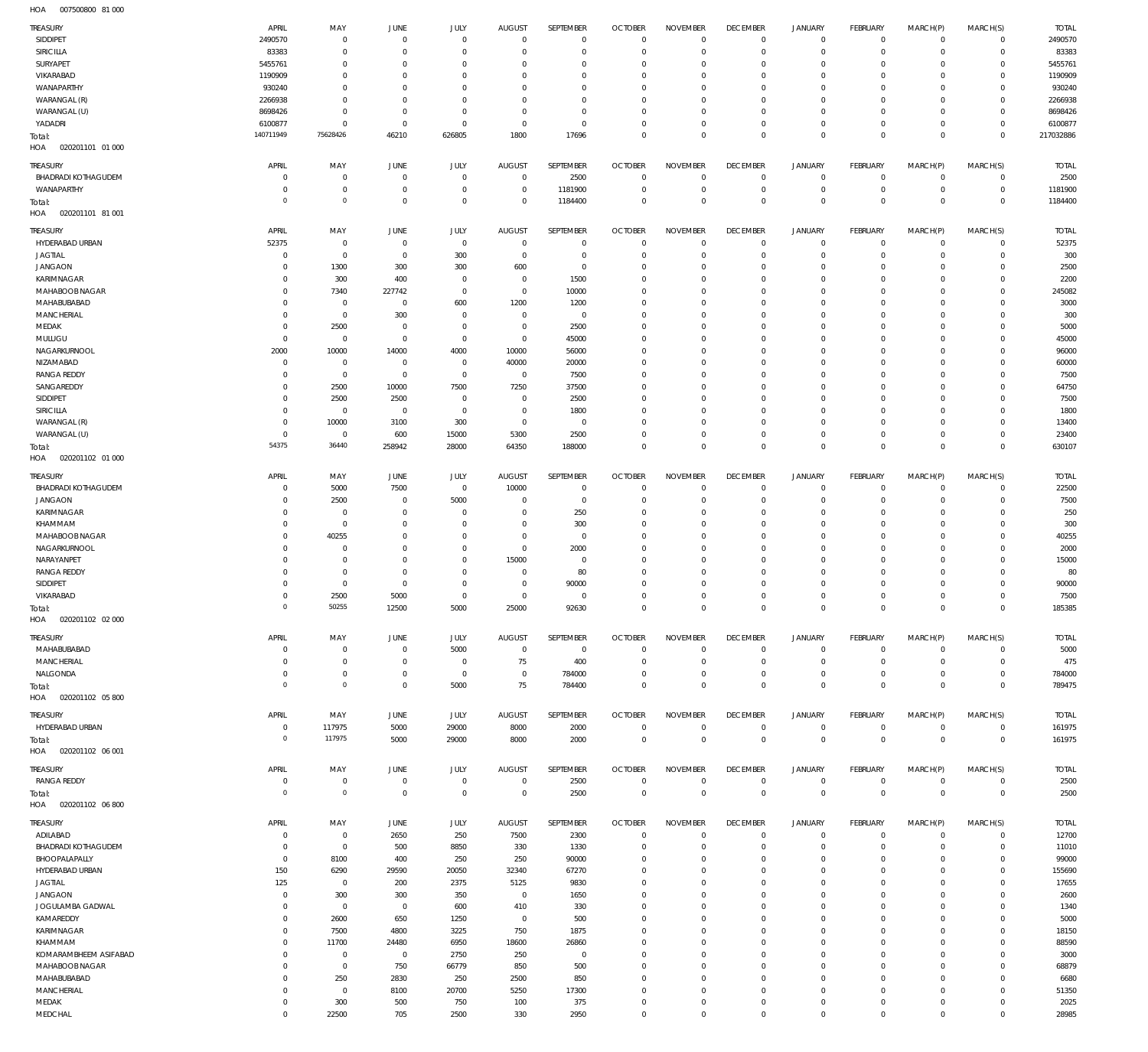HOA 007500800 81 000

| TREASURY | APRIL | MAY | JUNE | JULY | AUGUST | SEPTEMBER | OCTOBER | NOVEMBER | DECEMBER | JANUARY | FEBRUARY | MARCH(P) | MARCH(S) | TOTAL |
|---|---|---|---|---|---|---|---|---|---|---|---|---|---|---|
| SIDDIPET | 2490570 | 0 | 0 | 0 | 0 | 0 | 0 | 0 | 0 | 0 | 0 | 0 | 0 | 2490570 |
| SIRICILLA | 83383 | 0 | 0 | 0 | 0 | 0 | 0 | 0 | 0 | 0 | 0 | 0 | 0 | 83383 |
| SURYAPET | 5455761 | 0 | 0 | 0 | 0 | 0 | 0 | 0 | 0 | 0 | 0 | 0 | 0 | 5455761 |
| VIKARABAD | 1190909 | 0 | 0 | 0 | 0 | 0 | 0 | 0 | 0 | 0 | 0 | 0 | 0 | 1190909 |
| WANAPARTHY | 930240 | 0 | 0 | 0 | 0 | 0 | 0 | 0 | 0 | 0 | 0 | 0 | 0 | 930240 |
| WARANGAL (R) | 2266938 | 0 | 0 | 0 | 0 | 0 | 0 | 0 | 0 | 0 | 0 | 0 | 0 | 2266938 |
| WARANGAL (U) | 8698426 | 0 | 0 | 0 | 0 | 0 | 0 | 0 | 0 | 0 | 0 | 0 | 0 | 8698426 |
| YADADRI | 6100877 | 0 | 0 | 0 | 0 | 0 | 0 | 0 | 0 | 0 | 0 | 0 | 0 | 6100877 |
| Total: | 140711949 | 75628426 | 46210 | 626805 | 1800 | 17696 | 0 | 0 | 0 | 0 | 0 | 0 | 0 | 217032886 |

HOA 020201101 01 000

| TREASURY | APRIL | MAY | JUNE | JULY | AUGUST | SEPTEMBER | OCTOBER | NOVEMBER | DECEMBER | JANUARY | FEBRUARY | MARCH(P) | MARCH(S) | TOTAL |
|---|---|---|---|---|---|---|---|---|---|---|---|---|---|---|
| BHADRADI KOTHAGUDEM | 0 | 0 | 0 | 0 | 0 | 2500 | 0 | 0 | 0 | 0 | 0 | 0 | 0 | 2500 |
| WANAPARTHY | 0 | 0 | 0 | 0 | 0 | 1181900 | 0 | 0 | 0 | 0 | 0 | 0 | 0 | 1181900 |
| Total: | 0 | 0 | 0 | 0 | 0 | 1184400 | 0 | 0 | 0 | 0 | 0 | 0 | 0 | 1184400 |

HOA 020201101 81 001

| TREASURY | APRIL | MAY | JUNE | JULY | AUGUST | SEPTEMBER | OCTOBER | NOVEMBER | DECEMBER | JANUARY | FEBRUARY | MARCH(P) | MARCH(S) | TOTAL |
|---|---|---|---|---|---|---|---|---|---|---|---|---|---|---|
| HYDERABAD URBAN | 52375 | 0 | 0 | 0 | 0 | 0 | 0 | 0 | 0 | 0 | 0 | 0 | 0 | 52375 |
| JAGTIAL | 0 | 0 | 0 | 300 | 0 | 0 | 0 | 0 | 0 | 0 | 0 | 0 | 0 | 300 |
| JANGAON | 0 | 1300 | 300 | 300 | 600 | 0 | 0 | 0 | 0 | 0 | 0 | 0 | 0 | 2500 |
| KARIMNAGAR | 0 | 300 | 400 | 0 | 0 | 1500 | 0 | 0 | 0 | 0 | 0 | 0 | 0 | 2200 |
| MAHABOOBNAGAR | 0 | 7340 | 227742 | 0 | 0 | 10000 | 0 | 0 | 0 | 0 | 0 | 0 | 0 | 245082 |
| MAHABUBABAD | 0 | 0 | 0 | 600 | 1200 | 1200 | 0 | 0 | 0 | 0 | 0 | 0 | 0 | 3000 |
| MANCHERIAL | 0 | 0 | 300 | 0 | 0 | 0 | 0 | 0 | 0 | 0 | 0 | 0 | 0 | 300 |
| MEDAK | 0 | 2500 | 0 | 0 | 0 | 2500 | 0 | 0 | 0 | 0 | 0 | 0 | 0 | 5000 |
| MULUGU | 0 | 0 | 0 | 0 | 0 | 45000 | 0 | 0 | 0 | 0 | 0 | 0 | 0 | 45000 |
| NAGARKURNOOL | 2000 | 10000 | 14000 | 4000 | 10000 | 56000 | 0 | 0 | 0 | 0 | 0 | 0 | 0 | 96000 |
| NIZAMABAD | 0 | 0 | 0 | 0 | 40000 | 20000 | 0 | 0 | 0 | 0 | 0 | 0 | 0 | 60000 |
| RANGA REDDY | 0 | 0 | 0 | 0 | 0 | 7500 | 0 | 0 | 0 | 0 | 0 | 0 | 0 | 7500 |
| SANGAREDDY | 0 | 2500 | 10000 | 7500 | 7250 | 37500 | 0 | 0 | 0 | 0 | 0 | 0 | 0 | 64750 |
| SIDDIPET | 0 | 2500 | 2500 | 0 | 0 | 2500 | 0 | 0 | 0 | 0 | 0 | 0 | 0 | 7500 |
| SIRICILLA | 0 | 0 | 0 | 0 | 0 | 1800 | 0 | 0 | 0 | 0 | 0 | 0 | 0 | 1800 |
| WARANGAL (R) | 0 | 10000 | 3100 | 300 | 0 | 0 | 0 | 0 | 0 | 0 | 0 | 0 | 0 | 13400 |
| WARANGAL (U) | 0 | 0 | 600 | 15000 | 5300 | 2500 | 0 | 0 | 0 | 0 | 0 | 0 | 0 | 23400 |
| Total: | 54375 | 36440 | 258942 | 28000 | 64350 | 188000 | 0 | 0 | 0 | 0 | 0 | 0 | 0 | 630107 |

HOA 020201102 01 000

| TREASURY | APRIL | MAY | JUNE | JULY | AUGUST | SEPTEMBER | OCTOBER | NOVEMBER | DECEMBER | JANUARY | FEBRUARY | MARCH(P) | MARCH(S) | TOTAL |
|---|---|---|---|---|---|---|---|---|---|---|---|---|---|---|
| BHADRADI KOTHAGUDEM | 0 | 5000 | 7500 | 0 | 10000 | 0 | 0 | 0 | 0 | 0 | 0 | 0 | 0 | 22500 |
| JANGAON | 0 | 2500 | 0 | 5000 | 0 | 0 | 0 | 0 | 0 | 0 | 0 | 0 | 0 | 7500 |
| KARIMNAGAR | 0 | 0 | 0 | 0 | 0 | 250 | 0 | 0 | 0 | 0 | 0 | 0 | 0 | 250 |
| KHAMMAM | 0 | 0 | 0 | 0 | 0 | 300 | 0 | 0 | 0 | 0 | 0 | 0 | 0 | 300 |
| MAHABOOBNAGAR | 0 | 40255 | 0 | 0 | 0 | 0 | 0 | 0 | 0 | 0 | 0 | 0 | 0 | 40255 |
| NAGARKURNOOL | 0 | 0 | 0 | 0 | 0 | 2000 | 0 | 0 | 0 | 0 | 0 | 0 | 0 | 2000 |
| NARAYANPET | 0 | 0 | 0 | 0 | 15000 | 0 | 0 | 0 | 0 | 0 | 0 | 0 | 0 | 15000 |
| RANGA REDDY | 0 | 0 | 0 | 0 | 0 | 80 | 0 | 0 | 0 | 0 | 0 | 0 | 0 | 80 |
| SIDDIPET | 0 | 0 | 0 | 0 | 0 | 90000 | 0 | 0 | 0 | 0 | 0 | 0 | 0 | 90000 |
| VIKARABAD | 0 | 2500 | 5000 | 0 | 0 | 0 | 0 | 0 | 0 | 0 | 0 | 0 | 0 | 7500 |
| Total: | 0 | 50255 | 12500 | 5000 | 25000 | 92630 | 0 | 0 | 0 | 0 | 0 | 0 | 0 | 185385 |

HOA 020201102 02 000

| TREASURY | APRIL | MAY | JUNE | JULY | AUGUST | SEPTEMBER | OCTOBER | NOVEMBER | DECEMBER | JANUARY | FEBRUARY | MARCH(P) | MARCH(S) | TOTAL |
|---|---|---|---|---|---|---|---|---|---|---|---|---|---|---|
| MAHABUBABAD | 0 | 0 | 0 | 5000 | 0 | 0 | 0 | 0 | 0 | 0 | 0 | 0 | 0 | 5000 |
| MANCHERIAL | 0 | 0 | 0 | 0 | 75 | 400 | 0 | 0 | 0 | 0 | 0 | 0 | 0 | 475 |
| NALGONDA | 0 | 0 | 0 | 0 | 0 | 784000 | 0 | 0 | 0 | 0 | 0 | 0 | 0 | 784000 |
| Total: | 0 | 0 | 0 | 5000 | 75 | 784400 | 0 | 0 | 0 | 0 | 0 | 0 | 0 | 789475 |

HOA 020201102 05 800

| TREASURY | APRIL | MAY | JUNE | JULY | AUGUST | SEPTEMBER | OCTOBER | NOVEMBER | DECEMBER | JANUARY | FEBRUARY | MARCH(P) | MARCH(S) | TOTAL |
|---|---|---|---|---|---|---|---|---|---|---|---|---|---|---|
| HYDERABAD URBAN | 0 | 117975 | 5000 | 29000 | 8000 | 2000 | 0 | 0 | 0 | 0 | 0 | 0 | 0 | 161975 |
| Total: | 0 | 117975 | 5000 | 29000 | 8000 | 2000 | 0 | 0 | 0 | 0 | 0 | 0 | 0 | 161975 |

HOA 020201102 06 001

| TREASURY | APRIL | MAY | JUNE | JULY | AUGUST | SEPTEMBER | OCTOBER | NOVEMBER | DECEMBER | JANUARY | FEBRUARY | MARCH(P) | MARCH(S) | TOTAL |
|---|---|---|---|---|---|---|---|---|---|---|---|---|---|---|
| RANGA REDDY | 0 | 0 | 0 | 0 | 0 | 2500 | 0 | 0 | 0 | 0 | 0 | 0 | 0 | 2500 |
| Total: | 0 | 0 | 0 | 0 | 0 | 2500 | 0 | 0 | 0 | 0 | 0 | 0 | 0 | 2500 |

HOA 020201102 06 800

| TREASURY | APRIL | MAY | JUNE | JULY | AUGUST | SEPTEMBER | OCTOBER | NOVEMBER | DECEMBER | JANUARY | FEBRUARY | MARCH(P) | MARCH(S) | TOTAL |
|---|---|---|---|---|---|---|---|---|---|---|---|---|---|---|
| ADILABAD | 0 | 0 | 2650 | 250 | 7500 | 2300 | 0 | 0 | 0 | 0 | 0 | 0 | 0 | 12700 |
| BHADRADI KOTHAGUDEM | 0 | 0 | 500 | 8850 | 330 | 1330 | 0 | 0 | 0 | 0 | 0 | 0 | 0 | 11010 |
| BHOOPALAPALLY | 0 | 8100 | 400 | 250 | 250 | 90000 | 0 | 0 | 0 | 0 | 0 | 0 | 0 | 99000 |
| HYDERABAD URBAN | 150 | 6290 | 29590 | 20050 | 32340 | 67270 | 0 | 0 | 0 | 0 | 0 | 0 | 0 | 155690 |
| JAGTIAL | 125 | 0 | 200 | 2375 | 5125 | 9830 | 0 | 0 | 0 | 0 | 0 | 0 | 0 | 17655 |
| JANGAON | 0 | 300 | 300 | 350 | 0 | 1650 | 0 | 0 | 0 | 0 | 0 | 0 | 0 | 2600 |
| JOGULAMBA GADWAL | 0 | 0 | 0 | 600 | 410 | 330 | 0 | 0 | 0 | 0 | 0 | 0 | 0 | 1340 |
| KAMAREDDY | 0 | 2600 | 650 | 1250 | 0 | 500 | 0 | 0 | 0 | 0 | 0 | 0 | 0 | 5000 |
| KARIMNAGAR | 0 | 7500 | 4800 | 3225 | 750 | 1875 | 0 | 0 | 0 | 0 | 0 | 0 | 0 | 18150 |
| KHAMMAM | 0 | 11700 | 24480 | 6950 | 18600 | 26860 | 0 | 0 | 0 | 0 | 0 | 0 | 0 | 88590 |
| KOMARAMBHEEM ASIFABAD | 0 | 0 | 0 | 2750 | 250 | 0 | 0 | 0 | 0 | 0 | 0 | 0 | 0 | 3000 |
| MAHABOOBNAGAR | 0 | 0 | 750 | 66779 | 850 | 500 | 0 | 0 | 0 | 0 | 0 | 0 | 0 | 68879 |
| MAHABUBABAD | 0 | 250 | 2830 | 250 | 2500 | 850 | 0 | 0 | 0 | 0 | 0 | 0 | 0 | 6680 |
| MANCHERIAL | 0 | 0 | 8100 | 20700 | 5250 | 17300 | 0 | 0 | 0 | 0 | 0 | 0 | 0 | 51350 |
| MEDAK | 0 | 300 | 500 | 750 | 100 | 375 | 0 | 0 | 0 | 0 | 0 | 0 | 0 | 2025 |
| MEDCHAL | 0 | 22500 | 705 | 2500 | 330 | 2950 | 0 | 0 | 0 | 0 | 0 | 0 | 0 | 28985 |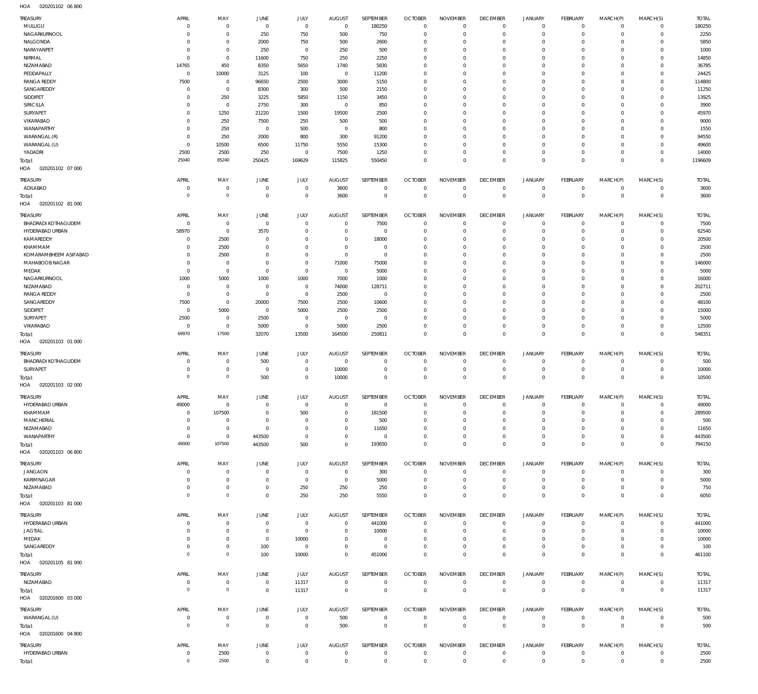HOA 020201102 06 800

| TREASURY | APRIL | MAY | JUNE | JULY | AUGUST | SEPTEMBER | OCTOBER | NOVEMBER | DECEMBER | JANUARY | FEBRUARY | MARCH(P) | MARCH(S) | TOTAL |
|---|---|---|---|---|---|---|---|---|---|---|---|---|---|---|
| MULUGU | 0 | 0 | 0 | 0 | 0 | 180250 | 0 | 0 | 0 | 0 | 0 | 0 | 0 | 180250 |
| NAGARKURNOOL | 0 | 0 | 250 | 750 | 500 | 750 | 0 | 0 | 0 | 0 | 0 | 0 | 0 | 2250 |
| NALGONDA | 0 | 0 | 2000 | 750 | 500 | 2600 | 0 | 0 | 0 | 0 | 0 | 0 | 0 | 5850 |
| NARAYANPET | 0 | 0 | 250 | 0 | 250 | 500 | 0 | 0 | 0 | 0 | 0 | 0 | 0 | 1000 |
| NIRMAL | 0 | 0 | 11600 | 750 | 250 | 2250 | 0 | 0 | 0 | 0 | 0 | 0 | 0 | 14850 |
| NIZAMABAD | 14765 | 450 | 8350 | 5650 | 1740 | 5830 | 0 | 0 | 0 | 0 | 0 | 0 | 0 | 36785 |
| PEDDAPALLY | 0 | 10000 | 3125 | 100 | 0 | 11200 | 0 | 0 | 0 | 0 | 0 | 0 | 0 | 24425 |
| RANGA REDDY | 7500 | 0 | 96650 | 2500 | 3000 | 5150 | 0 | 0 | 0 | 0 | 0 | 0 | 0 | 114800 |
| SANGAREDDY | 0 | 0 | 8300 | 300 | 500 | 2150 | 0 | 0 | 0 | 0 | 0 | 0 | 0 | 11250 |
| SIDDIPET | 0 | 250 | 3225 | 5850 | 1150 | 3450 | 0 | 0 | 0 | 0 | 0 | 0 | 0 | 13925 |
| SIRICILLA | 0 | 0 | 2750 | 300 | 0 | 850 | 0 | 0 | 0 | 0 | 0 | 0 | 0 | 3900 |
| SURYAPET | 0 | 1250 | 21220 | 1500 | 19500 | 2500 | 0 | 0 | 0 | 0 | 0 | 0 | 0 | 45970 |
| VIKARABAD | 0 | 250 | 7500 | 250 | 500 | 500 | 0 | 0 | 0 | 0 | 0 | 0 | 0 | 9000 |
| WANAPARTHY | 0 | 250 | 0 | 500 | 0 | 800 | 0 | 0 | 0 | 0 | 0 | 0 | 0 | 1550 |
| WARANGAL (R) | 0 | 250 | 2000 | 800 | 300 | 91200 | 0 | 0 | 0 | 0 | 0 | 0 | 0 | 94550 |
| WARANGAL (U) | 0 | 10500 | 6500 | 11750 | 5550 | 15300 | 0 | 0 | 0 | 0 | 0 | 0 | 0 | 49600 |
| YADADRI | 2500 | 2500 | 250 | 0 | 7500 | 1250 | 0 | 0 | 0 | 0 | 0 | 0 | 0 | 14000 |
| Total: | 25040 | 85240 | 250425 | 169629 | 115825 | 550450 | 0 | 0 | 0 | 0 | 0 | 0 | 0 | 1196609 |

HOA 020201102 07 000

| TREASURY | APRIL | MAY | JUNE | JULY | AUGUST | SEPTEMBER | OCTOBER | NOVEMBER | DECEMBER | JANUARY | FEBRUARY | MARCH(P) | MARCH(S) | TOTAL |
|---|---|---|---|---|---|---|---|---|---|---|---|---|---|---|
| ADILABAD | 0 | 0 | 0 | 0 | 3600 | 0 | 0 | 0 | 0 | 0 | 0 | 0 | 0 | 3600 |
| Total: | 0 | 0 | 0 | 0 | 3600 | 0 | 0 | 0 | 0 | 0 | 0 | 0 | 0 | 3600 |

HOA 020201102 81 000

| TREASURY | APRIL | MAY | JUNE | JULY | AUGUST | SEPTEMBER | OCTOBER | NOVEMBER | DECEMBER | JANUARY | FEBRUARY | MARCH(P) | MARCH(S) | TOTAL |
|---|---|---|---|---|---|---|---|---|---|---|---|---|---|---|
| BHADRADI KOTHAGUDEM | 0 | 0 | 0 | 0 | 0 | 7500 | 0 | 0 | 0 | 0 | 0 | 0 | 0 | 7500 |
| HYDERABAD URBAN | 58970 | 0 | 3570 | 0 | 0 | 0 | 0 | 0 | 0 | 0 | 0 | 0 | 0 | 62540 |
| KAMAREDDY | 0 | 2500 | 0 | 0 | 0 | 18000 | 0 | 0 | 0 | 0 | 0 | 0 | 0 | 20500 |
| KHAMMAM | 0 | 2500 | 0 | 0 | 0 | 0 | 0 | 0 | 0 | 0 | 0 | 0 | 0 | 2500 |
| KOMARAMBHEEM ASIFABAD | 0 | 2500 | 0 | 0 | 0 | 0 | 0 | 0 | 0 | 0 | 0 | 0 | 0 | 2500 |
| MAHABOOBNAGAR | 0 | 0 | 0 | 0 | 71000 | 75000 | 0 | 0 | 0 | 0 | 0 | 0 | 0 | 146000 |
| MEDAK | 0 | 0 | 0 | 0 | 0 | 5000 | 0 | 0 | 0 | 0 | 0 | 0 | 0 | 5000 |
| NAGARKURNOOL | 1000 | 5000 | 1000 | 1000 | 7000 | 1000 | 0 | 0 | 0 | 0 | 0 | 0 | 0 | 16000 |
| NIZAMABAD | 0 | 0 | 0 | 0 | 74000 | 128711 | 0 | 0 | 0 | 0 | 0 | 0 | 0 | 202711 |
| RANGA REDDY | 0 | 0 | 0 | 0 | 2500 | 0 | 0 | 0 | 0 | 0 | 0 | 0 | 0 | 2500 |
| SANGAREDDY | 7500 | 0 | 20000 | 7500 | 2500 | 10600 | 0 | 0 | 0 | 0 | 0 | 0 | 0 | 48100 |
| SIDDIPET | 0 | 5000 | 0 | 5000 | 2500 | 2500 | 0 | 0 | 0 | 0 | 0 | 0 | 0 | 15000 |
| SURYAPET | 2500 | 0 | 2500 | 0 | 0 | 0 | 0 | 0 | 0 | 0 | 0 | 0 | 0 | 5000 |
| VIKARABAD | 0 | 0 | 5000 | 0 | 5000 | 2500 | 0 | 0 | 0 | 0 | 0 | 0 | 0 | 12500 |
| Total: | 69970 | 17500 | 32070 | 13500 | 164500 | 250811 | 0 | 0 | 0 | 0 | 0 | 0 | 0 | 548351 |

HOA 020201103 01 000

| TREASURY | APRIL | MAY | JUNE | JULY | AUGUST | SEPTEMBER | OCTOBER | NOVEMBER | DECEMBER | JANUARY | FEBRUARY | MARCH(P) | MARCH(S) | TOTAL |
|---|---|---|---|---|---|---|---|---|---|---|---|---|---|---|
| BHADRADI KOTHAGUDEM | 0 | 0 | 500 | 0 | 0 | 0 | 0 | 0 | 0 | 0 | 0 | 0 | 0 | 500 |
| SURYAPET | 0 | 0 | 0 | 0 | 10000 | 0 | 0 | 0 | 0 | 0 | 0 | 0 | 0 | 10000 |
| Total: | 0 | 0 | 500 | 0 | 10000 | 0 | 0 | 0 | 0 | 0 | 0 | 0 | 0 | 10500 |

HOA 020201103 02 000

| TREASURY | APRIL | MAY | JUNE | JULY | AUGUST | SEPTEMBER | OCTOBER | NOVEMBER | DECEMBER | JANUARY | FEBRUARY | MARCH(P) | MARCH(S) | TOTAL |
|---|---|---|---|---|---|---|---|---|---|---|---|---|---|---|
| HYDERABAD URBAN | 49000 | 0 | 0 | 0 | 0 | 0 | 0 | 0 | 0 | 0 | 0 | 0 | 0 | 49000 |
| KHAMMAM | 0 | 107500 | 0 | 500 | 0 | 181500 | 0 | 0 | 0 | 0 | 0 | 0 | 0 | 289500 |
| MANCHERIAL | 0 | 0 | 0 | 0 | 0 | 500 | 0 | 0 | 0 | 0 | 0 | 0 | 0 | 500 |
| NIZAMABAD | 0 | 0 | 0 | 0 | 0 | 11650 | 0 | 0 | 0 | 0 | 0 | 0 | 0 | 11650 |
| WANAPARTHY | 0 | 0 | 443500 | 0 | 0 | 0 | 0 | 0 | 0 | 0 | 0 | 0 | 0 | 443500 |
| Total: | 49000 | 107500 | 443500 | 500 | 0 | 193650 | 0 | 0 | 0 | 0 | 0 | 0 | 0 | 794150 |

HOA 020201103 06 800

| TREASURY | APRIL | MAY | JUNE | JULY | AUGUST | SEPTEMBER | OCTOBER | NOVEMBER | DECEMBER | JANUARY | FEBRUARY | MARCH(P) | MARCH(S) | TOTAL |
|---|---|---|---|---|---|---|---|---|---|---|---|---|---|---|
| JANGAON | 0 | 0 | 0 | 0 | 0 | 300 | 0 | 0 | 0 | 0 | 0 | 0 | 0 | 300 |
| KARIMNAGAR | 0 | 0 | 0 | 0 | 0 | 5000 | 0 | 0 | 0 | 0 | 0 | 0 | 0 | 5000 |
| NIZAMABAD | 0 | 0 | 0 | 250 | 250 | 250 | 0 | 0 | 0 | 0 | 0 | 0 | 0 | 750 |
| Total: | 0 | 0 | 0 | 250 | 250 | 5550 | 0 | 0 | 0 | 0 | 0 | 0 | 0 | 6050 |

HOA 020201103 81 000

| TREASURY | APRIL | MAY | JUNE | JULY | AUGUST | SEPTEMBER | OCTOBER | NOVEMBER | DECEMBER | JANUARY | FEBRUARY | MARCH(P) | MARCH(S) | TOTAL |
|---|---|---|---|---|---|---|---|---|---|---|---|---|---|---|
| HYDERABAD URBAN | 0 | 0 | 0 | 0 | 0 | 441000 | 0 | 0 | 0 | 0 | 0 | 0 | 0 | 441000 |
| JAGTIAL | 0 | 0 | 0 | 0 | 0 | 10000 | 0 | 0 | 0 | 0 | 0 | 0 | 0 | 10000 |
| MEDAK | 0 | 0 | 0 | 10000 | 0 | 0 | 0 | 0 | 0 | 0 | 0 | 0 | 0 | 10000 |
| SANGAREDDY | 0 | 0 | 100 | 0 | 0 | 0 | 0 | 0 | 0 | 0 | 0 | 0 | 0 | 100 |
| Total: | 0 | 0 | 100 | 10000 | 0 | 451000 | 0 | 0 | 0 | 0 | 0 | 0 | 0 | 461100 |

HOA 020201105 81 000

| TREASURY | APRIL | MAY | JUNE | JULY | AUGUST | SEPTEMBER | OCTOBER | NOVEMBER | DECEMBER | JANUARY | FEBRUARY | MARCH(P) | MARCH(S) | TOTAL |
|---|---|---|---|---|---|---|---|---|---|---|---|---|---|---|
| NIZAMABAD | 0 | 0 | 0 | 11317 | 0 | 0 | 0 | 0 | 0 | 0 | 0 | 0 | 0 | 11317 |
| Total: | 0 | 0 | 0 | 11317 | 0 | 0 | 0 | 0 | 0 | 0 | 0 | 0 | 0 | 11317 |

HOA 020201600 03 000

| TREASURY | APRIL | MAY | JUNE | JULY | AUGUST | SEPTEMBER | OCTOBER | NOVEMBER | DECEMBER | JANUARY | FEBRUARY | MARCH(P) | MARCH(S) | TOTAL |
|---|---|---|---|---|---|---|---|---|---|---|---|---|---|---|
| WARANGAL (U) | 0 | 0 | 0 | 0 | 500 | 0 | 0 | 0 | 0 | 0 | 0 | 0 | 0 | 500 |
| Total: | 0 | 0 | 0 | 0 | 500 | 0 | 0 | 0 | 0 | 0 | 0 | 0 | 0 | 500 |

HOA 020201600 04 800

| TREASURY | APRIL | MAY | JUNE | JULY | AUGUST | SEPTEMBER | OCTOBER | NOVEMBER | DECEMBER | JANUARY | FEBRUARY | MARCH(P) | MARCH(S) | TOTAL |
|---|---|---|---|---|---|---|---|---|---|---|---|---|---|---|
| HYDERABAD URBAN | 0 | 2500 | 0 | 0 | 0 | 0 | 0 | 0 | 0 | 0 | 0 | 0 | 0 | 2500 |
| Total: | 0 | 2500 | 0 | 0 | 0 | 0 | 0 | 0 | 0 | 0 | 0 | 0 | 0 | 2500 |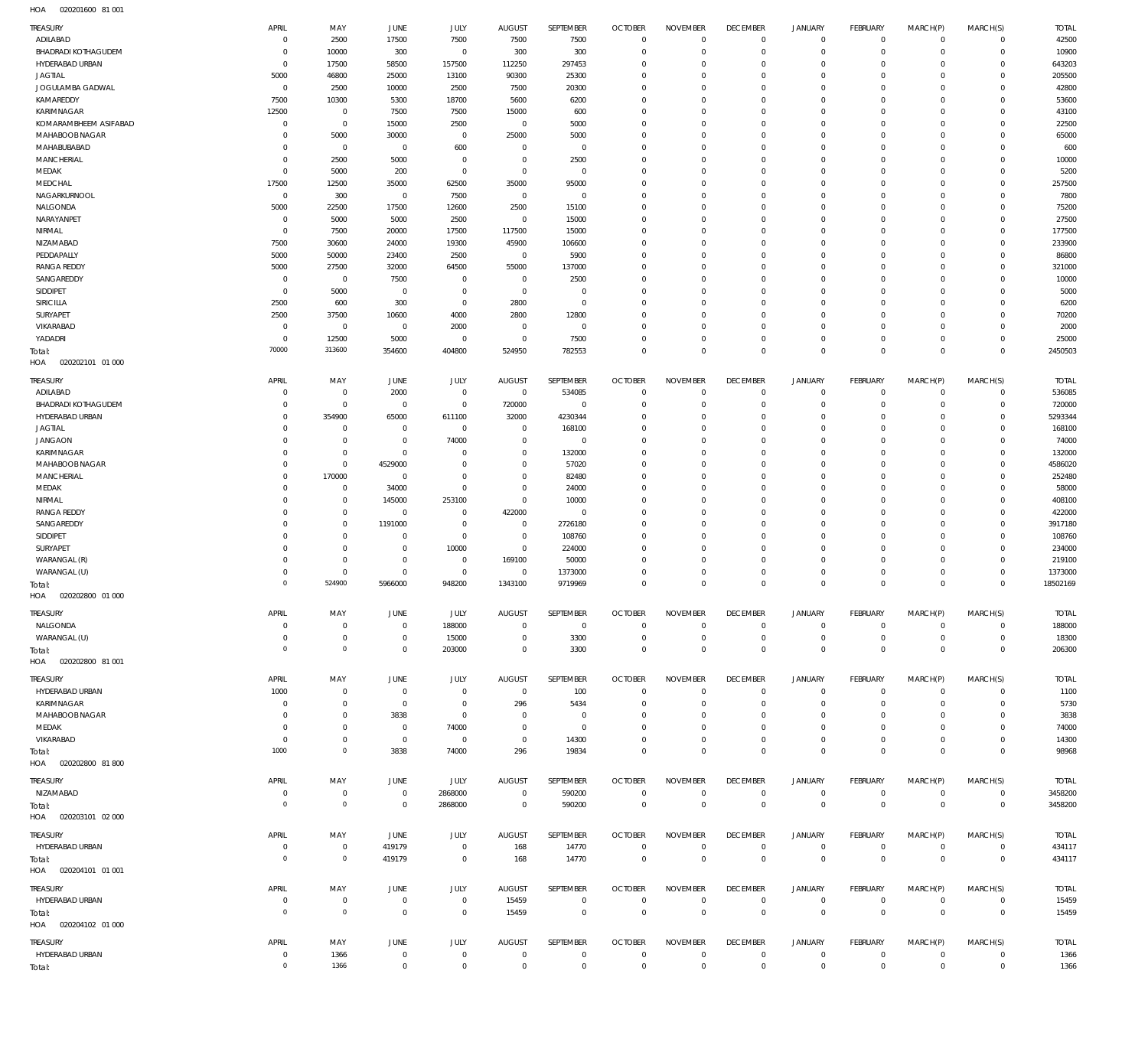HOA 020201600 81 001

| TREASURY | APRIL | MAY | JUNE | JULY | AUGUST | SEPTEMBER | OCTOBER | NOVEMBER | DECEMBER | JANUARY | FEBRUARY | MARCH(P) | MARCH(S) | TOTAL |
|---|---|---|---|---|---|---|---|---|---|---|---|---|---|---|
| ADILABAD | 0 | 2500 | 17500 | 7500 | 7500 | 7500 | 0 | 0 | 0 | 0 | 0 | 0 | 0 | 42500 |
| BHADRADI KOTHAGUDEM | 0 | 10000 | 300 | 0 | 300 | 300 | 0 | 0 | 0 | 0 | 0 | 0 | 0 | 10900 |
| HYDERABAD URBAN | 0 | 17500 | 58500 | 157500 | 112250 | 297453 | 0 | 0 | 0 | 0 | 0 | 0 | 0 | 643203 |
| JAGTIAL | 5000 | 46800 | 25000 | 13100 | 90300 | 25300 | 0 | 0 | 0 | 0 | 0 | 0 | 0 | 205500 |
| JOGULAMBA GADWAL | 0 | 2500 | 10000 | 2500 | 7500 | 20300 | 0 | 0 | 0 | 0 | 0 | 0 | 0 | 42800 |
| KAMAREDDY | 7500 | 10300 | 5300 | 18700 | 5600 | 6200 | 0 | 0 | 0 | 0 | 0 | 0 | 0 | 53600 |
| KARIMNAGAR | 12500 | 0 | 7500 | 7500 | 15000 | 600 | 0 | 0 | 0 | 0 | 0 | 0 | 0 | 43100 |
| KOMARAMBHEEM ASIFABAD | 0 | 0 | 15000 | 2500 | 0 | 5000 | 0 | 0 | 0 | 0 | 0 | 0 | 0 | 22500 |
| MAHABOOB NAGAR | 0 | 5000 | 30000 | 0 | 25000 | 5000 | 0 | 0 | 0 | 0 | 0 | 0 | 0 | 65000 |
| MAHABUBABAD | 0 | 0 | 0 | 600 | 0 | 0 | 0 | 0 | 0 | 0 | 0 | 0 | 0 | 600 |
| MANCHERIAL | 0 | 2500 | 5000 | 0 | 0 | 2500 | 0 | 0 | 0 | 0 | 0 | 0 | 0 | 10000 |
| MEDAK | 0 | 5000 | 200 | 0 | 0 | 0 | 0 | 0 | 0 | 0 | 0 | 0 | 0 | 5200 |
| MEDCHAL | 17500 | 12500 | 35000 | 62500 | 35000 | 95000 | 0 | 0 | 0 | 0 | 0 | 0 | 0 | 257500 |
| NAGARKURNOOL | 0 | 300 | 0 | 7500 | 0 | 0 | 0 | 0 | 0 | 0 | 0 | 0 | 0 | 7800 |
| NALGONDA | 5000 | 22500 | 17500 | 12600 | 2500 | 15100 | 0 | 0 | 0 | 0 | 0 | 0 | 0 | 75200 |
| NARAYANPET | 0 | 5000 | 5000 | 2500 | 0 | 15000 | 0 | 0 | 0 | 0 | 0 | 0 | 0 | 27500 |
| NIRMAL | 0 | 7500 | 20000 | 17500 | 117500 | 15000 | 0 | 0 | 0 | 0 | 0 | 0 | 0 | 177500 |
| NIZAMABAD | 7500 | 30600 | 24000 | 19300 | 45900 | 106600 | 0 | 0 | 0 | 0 | 0 | 0 | 0 | 233900 |
| PEDDAPALLY | 5000 | 50000 | 23400 | 2500 | 0 | 5900 | 0 | 0 | 0 | 0 | 0 | 0 | 0 | 86800 |
| RANGA REDDY | 5000 | 27500 | 32000 | 64500 | 55000 | 137000 | 0 | 0 | 0 | 0 | 0 | 0 | 0 | 321000 |
| SANGAREDDY | 0 | 0 | 7500 | 0 | 0 | 2500 | 0 | 0 | 0 | 0 | 0 | 0 | 0 | 10000 |
| SIDDIPET | 0 | 5000 | 0 | 0 | 0 | 0 | 0 | 0 | 0 | 0 | 0 | 0 | 0 | 5000 |
| SIRICILLA | 2500 | 600 | 300 | 0 | 2800 | 0 | 0 | 0 | 0 | 0 | 0 | 0 | 0 | 6200 |
| SURYAPET | 2500 | 37500 | 10600 | 4000 | 2800 | 12800 | 0 | 0 | 0 | 0 | 0 | 0 | 0 | 70200 |
| VIKARABAD | 0 | 0 | 0 | 2000 | 0 | 0 | 0 | 0 | 0 | 0 | 0 | 0 | 0 | 2000 |
| YADADRI | 0 | 12500 | 5000 | 0 | 0 | 7500 | 0 | 0 | 0 | 0 | 0 | 0 | 0 | 25000 |
| Total: | 70000 | 313600 | 354600 | 404800 | 524950 | 782553 | 0 | 0 | 0 | 0 | 0 | 0 | 0 | 2450503 |

HOA 020202101 01 000

| TREASURY | APRIL | MAY | JUNE | JULY | AUGUST | SEPTEMBER | OCTOBER | NOVEMBER | DECEMBER | JANUARY | FEBRUARY | MARCH(P) | MARCH(S) | TOTAL |
|---|---|---|---|---|---|---|---|---|---|---|---|---|---|---|
| ADILABAD | 0 | 0 | 2000 | 0 | 0 | 534085 | 0 | 0 | 0 | 0 | 0 | 0 | 0 | 536085 |
| BHADRADI KOTHAGUDEM | 0 | 0 | 0 | 0 | 720000 | 0 | 0 | 0 | 0 | 0 | 0 | 0 | 0 | 720000 |
| HYDERABAD URBAN | 0 | 354900 | 65000 | 611100 | 32000 | 4230344 | 0 | 0 | 0 | 0 | 0 | 0 | 0 | 5293344 |
| JAGTIAL | 0 | 0 | 0 | 0 | 0 | 168100 | 0 | 0 | 0 | 0 | 0 | 0 | 0 | 168100 |
| JANGAON | 0 | 0 | 0 | 74000 | 0 | 0 | 0 | 0 | 0 | 0 | 0 | 0 | 0 | 74000 |
| KARIMNAGAR | 0 | 0 | 0 | 0 | 0 | 132000 | 0 | 0 | 0 | 0 | 0 | 0 | 0 | 132000 |
| MAHABOOB NAGAR | 0 | 0 | 4529000 | 0 | 0 | 57020 | 0 | 0 | 0 | 0 | 0 | 0 | 0 | 4586020 |
| MANCHERIAL | 0 | 170000 | 0 | 0 | 0 | 82480 | 0 | 0 | 0 | 0 | 0 | 0 | 0 | 252480 |
| MEDAK | 0 | 0 | 34000 | 0 | 0 | 24000 | 0 | 0 | 0 | 0 | 0 | 0 | 0 | 58000 |
| NIRMAL | 0 | 0 | 145000 | 253100 | 0 | 10000 | 0 | 0 | 0 | 0 | 0 | 0 | 0 | 408100 |
| RANGA REDDY | 0 | 0 | 0 | 0 | 422000 | 0 | 0 | 0 | 0 | 0 | 0 | 0 | 0 | 422000 |
| SANGAREDDY | 0 | 0 | 1191000 | 0 | 0 | 2726180 | 0 | 0 | 0 | 0 | 0 | 0 | 0 | 3917180 |
| SIDDIPET | 0 | 0 | 0 | 0 | 0 | 108760 | 0 | 0 | 0 | 0 | 0 | 0 | 0 | 108760 |
| SURYAPET | 0 | 0 | 0 | 10000 | 0 | 224000 | 0 | 0 | 0 | 0 | 0 | 0 | 0 | 234000 |
| WARANGAL (R) | 0 | 0 | 0 | 0 | 169100 | 50000 | 0 | 0 | 0 | 0 | 0 | 0 | 0 | 219100 |
| WARANGAL (U) | 0 | 0 | 0 | 0 | 0 | 1373000 | 0 | 0 | 0 | 0 | 0 | 0 | 0 | 1373000 |
| Total: | 0 | 524900 | 5966000 | 948200 | 1343100 | 9719969 | 0 | 0 | 0 | 0 | 0 | 0 | 0 | 18502169 |

HOA 020202800 01 000

| TREASURY | APRIL | MAY | JUNE | JULY | AUGUST | SEPTEMBER | OCTOBER | NOVEMBER | DECEMBER | JANUARY | FEBRUARY | MARCH(P) | MARCH(S) | TOTAL |
|---|---|---|---|---|---|---|---|---|---|---|---|---|---|---|
| NALGONDA | 0 | 0 | 0 | 188000 | 0 | 0 | 0 | 0 | 0 | 0 | 0 | 0 | 0 | 188000 |
| WARANGAL (U) | 0 | 0 | 0 | 15000 | 0 | 3300 | 0 | 0 | 0 | 0 | 0 | 0 | 0 | 18300 |
| Total: | 0 | 0 | 0 | 203000 | 0 | 3300 | 0 | 0 | 0 | 0 | 0 | 0 | 0 | 206300 |

HOA 020202800 81 001

| TREASURY | APRIL | MAY | JUNE | JULY | AUGUST | SEPTEMBER | OCTOBER | NOVEMBER | DECEMBER | JANUARY | FEBRUARY | MARCH(P) | MARCH(S) | TOTAL |
|---|---|---|---|---|---|---|---|---|---|---|---|---|---|---|
| HYDERABAD URBAN | 1000 | 0 | 0 | 0 | 0 | 100 | 0 | 0 | 0 | 0 | 0 | 0 | 0 | 1100 |
| KARIMNAGAR | 0 | 0 | 0 | 0 | 296 | 5434 | 0 | 0 | 0 | 0 | 0 | 0 | 0 | 5730 |
| MAHABOOB NAGAR | 0 | 0 | 3838 | 0 | 0 | 0 | 0 | 0 | 0 | 0 | 0 | 0 | 0 | 3838 |
| MEDAK | 0 | 0 | 0 | 74000 | 0 | 0 | 0 | 0 | 0 | 0 | 0 | 0 | 0 | 74000 |
| VIKARABAD | 0 | 0 | 0 | 0 | 0 | 14300 | 0 | 0 | 0 | 0 | 0 | 0 | 0 | 14300 |
| Total: | 1000 | 0 | 3838 | 74000 | 296 | 19834 | 0 | 0 | 0 | 0 | 0 | 0 | 0 | 98968 |

HOA 020202800 81 800

| TREASURY | APRIL | MAY | JUNE | JULY | AUGUST | SEPTEMBER | OCTOBER | NOVEMBER | DECEMBER | JANUARY | FEBRUARY | MARCH(P) | MARCH(S) | TOTAL |
|---|---|---|---|---|---|---|---|---|---|---|---|---|---|---|
| NIZAMABAD | 0 | 0 | 0 | 2868000 | 0 | 590200 | 0 | 0 | 0 | 0 | 0 | 0 | 0 | 3458200 |
| Total: | 0 | 0 | 0 | 2868000 | 0 | 590200 | 0 | 0 | 0 | 0 | 0 | 0 | 0 | 3458200 |

HOA 020203101 02 000

| TREASURY | APRIL | MAY | JUNE | JULY | AUGUST | SEPTEMBER | OCTOBER | NOVEMBER | DECEMBER | JANUARY | FEBRUARY | MARCH(P) | MARCH(S) | TOTAL |
|---|---|---|---|---|---|---|---|---|---|---|---|---|---|---|
| HYDERABAD URBAN | 0 | 0 | 419179 | 0 | 168 | 14770 | 0 | 0 | 0 | 0 | 0 | 0 | 0 | 434117 |
| Total: | 0 | 0 | 419179 | 0 | 168 | 14770 | 0 | 0 | 0 | 0 | 0 | 0 | 0 | 434117 |

HOA 020204101 01 001

| TREASURY | APRIL | MAY | JUNE | JULY | AUGUST | SEPTEMBER | OCTOBER | NOVEMBER | DECEMBER | JANUARY | FEBRUARY | MARCH(P) | MARCH(S) | TOTAL |
|---|---|---|---|---|---|---|---|---|---|---|---|---|---|---|
| HYDERABAD URBAN | 0 | 0 | 0 | 0 | 15459 | 0 | 0 | 0 | 0 | 0 | 0 | 0 | 0 | 15459 |
| Total: | 0 | 0 | 0 | 0 | 15459 | 0 | 0 | 0 | 0 | 0 | 0 | 0 | 0 | 15459 |

HOA 020204102 01 000

| TREASURY | APRIL | MAY | JUNE | JULY | AUGUST | SEPTEMBER | OCTOBER | NOVEMBER | DECEMBER | JANUARY | FEBRUARY | MARCH(P) | MARCH(S) | TOTAL |
|---|---|---|---|---|---|---|---|---|---|---|---|---|---|---|
| HYDERABAD URBAN | 0 | 1366 | 0 | 0 | 0 | 0 | 0 | 0 | 0 | 0 | 0 | 0 | 0 | 1366 |
| Total: | 0 | 1366 | 0 | 0 | 0 | 0 | 0 | 0 | 0 | 0 | 0 | 0 | 0 | 1366 |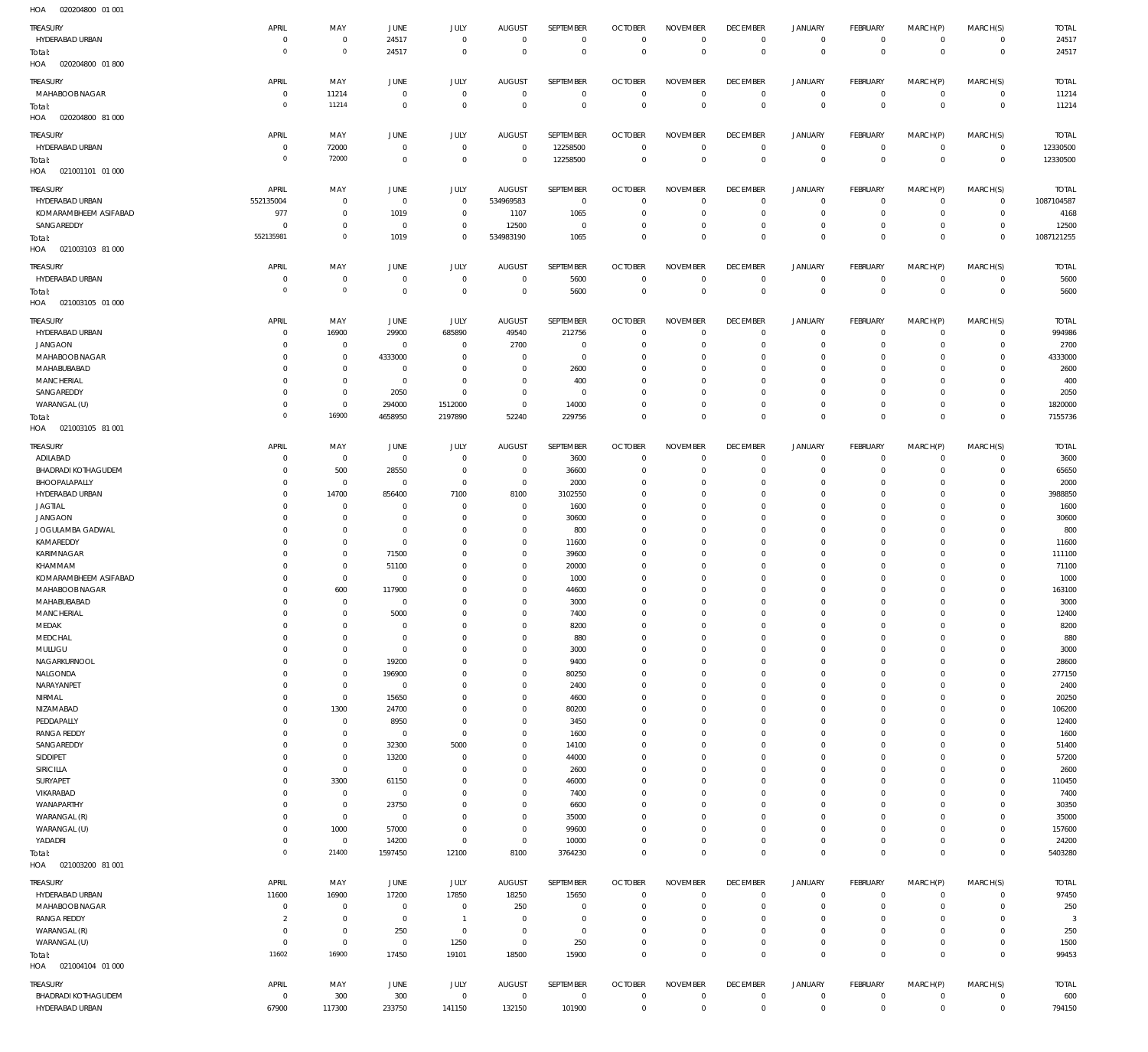HOA 020204800 01 001

| TREASURY | APRIL | MAY | JUNE | JULY | AUGUST | SEPTEMBER | OCTOBER | NOVEMBER | DECEMBER | JANUARY | FEBRUARY | MARCH(P) | MARCH(S) | TOTAL |
|---|---|---|---|---|---|---|---|---|---|---|---|---|---|---|
| HYDERABAD URBAN | 0 | 0 | 24517 | 0 | 0 | 0 | 0 | 0 | 0 | 0 | 0 | 0 | 0 | 24517 |
| Total: | 0 | 0 | 24517 | 0 | 0 | 0 | 0 | 0 | 0 | 0 | 0 | 0 | 0 | 24517 |

HOA 020204800 01 800

| TREASURY | APRIL | MAY | JUNE | JULY | AUGUST | SEPTEMBER | OCTOBER | NOVEMBER | DECEMBER | JANUARY | FEBRUARY | MARCH(P) | MARCH(S) | TOTAL |
|---|---|---|---|---|---|---|---|---|---|---|---|---|---|---|
| MAHABOOB NAGAR | 0 | 11214 | 0 | 0 | 0 | 0 | 0 | 0 | 0 | 0 | 0 | 0 | 0 | 11214 |
| Total: | 0 | 11214 | 0 | 0 | 0 | 0 | 0 | 0 | 0 | 0 | 0 | 0 | 0 | 11214 |

HOA 020204800 81 000

| TREASURY | APRIL | MAY | JUNE | JULY | AUGUST | SEPTEMBER | OCTOBER | NOVEMBER | DECEMBER | JANUARY | FEBRUARY | MARCH(P) | MARCH(S) | TOTAL |
|---|---|---|---|---|---|---|---|---|---|---|---|---|---|---|
| HYDERABAD URBAN | 0 | 72000 | 0 | 0 | 0 | 12258500 | 0 | 0 | 0 | 0 | 0 | 0 | 0 | 12330500 |
| Total: | 0 | 72000 | 0 | 0 | 0 | 12258500 | 0 | 0 | 0 | 0 | 0 | 0 | 0 | 12330500 |

HOA 021001101 01 000

| TREASURY | APRIL | MAY | JUNE | JULY | AUGUST | SEPTEMBER | OCTOBER | NOVEMBER | DECEMBER | JANUARY | FEBRUARY | MARCH(P) | MARCH(S) | TOTAL |
|---|---|---|---|---|---|---|---|---|---|---|---|---|---|---|
| HYDERABAD URBAN | 552135004 | 0 | 0 | 0 | 534969583 | 0 | 0 | 0 | 0 | 0 | 0 | 0 | 0 | 1087104587 |
| KOMARAMBHEEM ASIFABAD | 977 | 0 | 1019 | 0 | 1107 | 1065 | 0 | 0 | 0 | 0 | 0 | 0 | 0 | 4168 |
| SANGAREDDY | 0 | 0 | 0 | 0 | 12500 | 0 | 0 | 0 | 0 | 0 | 0 | 0 | 0 | 12500 |
| Total: | 552135981 | 0 | 1019 | 0 | 534983190 | 1065 | 0 | 0 | 0 | 0 | 0 | 0 | 0 | 1087121255 |

HOA 021003103 81 000

| TREASURY | APRIL | MAY | JUNE | JULY | AUGUST | SEPTEMBER | OCTOBER | NOVEMBER | DECEMBER | JANUARY | FEBRUARY | MARCH(P) | MARCH(S) | TOTAL |
|---|---|---|---|---|---|---|---|---|---|---|---|---|---|---|
| HYDERABAD URBAN | 0 | 0 | 0 | 0 | 0 | 5600 | 0 | 0 | 0 | 0 | 0 | 0 | 0 | 5600 |
| Total: | 0 | 0 | 0 | 0 | 0 | 5600 | 0 | 0 | 0 | 0 | 0 | 0 | 0 | 5600 |

HOA 021003105 01 000

| TREASURY | APRIL | MAY | JUNE | JULY | AUGUST | SEPTEMBER | OCTOBER | NOVEMBER | DECEMBER | JANUARY | FEBRUARY | MARCH(P) | MARCH(S) | TOTAL |
|---|---|---|---|---|---|---|---|---|---|---|---|---|---|---|
| HYDERABAD URBAN | 0 | 16900 | 29900 | 685890 | 49540 | 212756 | 0 | 0 | 0 | 0 | 0 | 0 | 0 | 994986 |
| JANGAON | 0 | 0 | 0 | 0 | 2700 | 0 | 0 | 0 | 0 | 0 | 0 | 0 | 0 | 2700 |
| MAHABOOB NAGAR | 0 | 0 | 4333000 | 0 | 0 | 0 | 0 | 0 | 0 | 0 | 0 | 0 | 0 | 4333000 |
| MAHABUBABAD | 0 | 0 | 0 | 0 | 0 | 2600 | 0 | 0 | 0 | 0 | 0 | 0 | 0 | 2600 |
| MANCHERIAL | 0 | 0 | 0 | 0 | 0 | 400 | 0 | 0 | 0 | 0 | 0 | 0 | 0 | 400 |
| SANGAREDDY | 0 | 0 | 2050 | 0 | 0 | 0 | 0 | 0 | 0 | 0 | 0 | 0 | 0 | 2050 |
| WARANGAL (U) | 0 | 0 | 294000 | 1512000 | 0 | 14000 | 0 | 0 | 0 | 0 | 0 | 0 | 0 | 1820000 |
| Total: | 0 | 16900 | 4658950 | 2197890 | 52240 | 229756 | 0 | 0 | 0 | 0 | 0 | 0 | 0 | 7155736 |

HOA 021003105 81 001

| TREASURY | APRIL | MAY | JUNE | JULY | AUGUST | SEPTEMBER | OCTOBER | NOVEMBER | DECEMBER | JANUARY | FEBRUARY | MARCH(P) | MARCH(S) | TOTAL |
|---|---|---|---|---|---|---|---|---|---|---|---|---|---|---|
| ADILABAD | 0 | 0 | 0 | 0 | 0 | 3600 | 0 | 0 | 0 | 0 | 0 | 0 | 0 | 3600 |
| BHADRADI KOTHAGUDEM | 0 | 500 | 28550 | 0 | 0 | 36600 | 0 | 0 | 0 | 0 | 0 | 0 | 0 | 65650 |
| BHOOPALAPALLY | 0 | 0 | 0 | 0 | 0 | 2000 | 0 | 0 | 0 | 0 | 0 | 0 | 0 | 2000 |
| HYDERABAD URBAN | 0 | 14700 | 856400 | 7100 | 8100 | 3102550 | 0 | 0 | 0 | 0 | 0 | 0 | 0 | 3988850 |
| JAGTIAL | 0 | 0 | 0 | 0 | 0 | 1600 | 0 | 0 | 0 | 0 | 0 | 0 | 0 | 1600 |
| JANGAON | 0 | 0 | 0 | 0 | 0 | 30600 | 0 | 0 | 0 | 0 | 0 | 0 | 0 | 30600 |
| JOGULAMBA GADWAL | 0 | 0 | 0 | 0 | 0 | 800 | 0 | 0 | 0 | 0 | 0 | 0 | 0 | 800 |
| KAMAREDDY | 0 | 0 | 0 | 0 | 0 | 11600 | 0 | 0 | 0 | 0 | 0 | 0 | 0 | 11600 |
| KARIMNAGAR | 0 | 0 | 71500 | 0 | 0 | 39600 | 0 | 0 | 0 | 0 | 0 | 0 | 0 | 111100 |
| KHAMMAM | 0 | 0 | 51100 | 0 | 0 | 20000 | 0 | 0 | 0 | 0 | 0 | 0 | 0 | 71100 |
| KOMARAMBHEEM ASIFABAD | 0 | 0 | 0 | 0 | 0 | 1000 | 0 | 0 | 0 | 0 | 0 | 0 | 0 | 1000 |
| MAHABOOB NAGAR | 0 | 600 | 117900 | 0 | 0 | 44600 | 0 | 0 | 0 | 0 | 0 | 0 | 0 | 163100 |
| MAHABUBABAD | 0 | 0 | 0 | 0 | 0 | 3000 | 0 | 0 | 0 | 0 | 0 | 0 | 0 | 3000 |
| MANCHERIAL | 0 | 0 | 5000 | 0 | 0 | 7400 | 0 | 0 | 0 | 0 | 0 | 0 | 0 | 12400 |
| MEDAK | 0 | 0 | 0 | 0 | 0 | 8200 | 0 | 0 | 0 | 0 | 0 | 0 | 0 | 8200 |
| MEDCHAL | 0 | 0 | 0 | 0 | 0 | 880 | 0 | 0 | 0 | 0 | 0 | 0 | 0 | 880 |
| MULUGU | 0 | 0 | 0 | 0 | 0 | 3000 | 0 | 0 | 0 | 0 | 0 | 0 | 0 | 3000 |
| NAGARKURNOOL | 0 | 0 | 19200 | 0 | 0 | 9400 | 0 | 0 | 0 | 0 | 0 | 0 | 0 | 28600 |
| NALGONDA | 0 | 0 | 196900 | 0 | 0 | 80250 | 0 | 0 | 0 | 0 | 0 | 0 | 0 | 277150 |
| NARAYANPET | 0 | 0 | 0 | 0 | 0 | 2400 | 0 | 0 | 0 | 0 | 0 | 0 | 0 | 2400 |
| NIRMAL | 0 | 0 | 15650 | 0 | 0 | 4600 | 0 | 0 | 0 | 0 | 0 | 0 | 0 | 20250 |
| NIZAMABAD | 0 | 1300 | 24700 | 0 | 0 | 80200 | 0 | 0 | 0 | 0 | 0 | 0 | 0 | 106200 |
| PEDDAPALLY | 0 | 0 | 8950 | 0 | 0 | 3450 | 0 | 0 | 0 | 0 | 0 | 0 | 0 | 12400 |
| RANGA REDDY | 0 | 0 | 0 | 0 | 0 | 1600 | 0 | 0 | 0 | 0 | 0 | 0 | 0 | 1600 |
| SANGAREDDY | 0 | 0 | 32300 | 5000 | 0 | 14100 | 0 | 0 | 0 | 0 | 0 | 0 | 0 | 51400 |
| SIDDIPET | 0 | 0 | 13200 | 0 | 0 | 44000 | 0 | 0 | 0 | 0 | 0 | 0 | 0 | 57200 |
| SIRICILLA | 0 | 0 | 0 | 0 | 0 | 2600 | 0 | 0 | 0 | 0 | 0 | 0 | 0 | 2600 |
| SURYAPET | 0 | 3300 | 61150 | 0 | 0 | 46000 | 0 | 0 | 0 | 0 | 0 | 0 | 0 | 110450 |
| VIKARABAD | 0 | 0 | 0 | 0 | 0 | 7400 | 0 | 0 | 0 | 0 | 0 | 0 | 0 | 7400 |
| WANAPARTHY | 0 | 0 | 23750 | 0 | 0 | 6600 | 0 | 0 | 0 | 0 | 0 | 0 | 0 | 30350 |
| WARANGAL (R) | 0 | 0 | 0 | 0 | 0 | 35000 | 0 | 0 | 0 | 0 | 0 | 0 | 0 | 35000 |
| WARANGAL (U) | 0 | 1000 | 57000 | 0 | 0 | 99600 | 0 | 0 | 0 | 0 | 0 | 0 | 0 | 157600 |
| YADADRI | 0 | 0 | 14200 | 0 | 0 | 10000 | 0 | 0 | 0 | 0 | 0 | 0 | 0 | 24200 |
| Total: | 0 | 21400 | 1597450 | 12100 | 8100 | 3764230 | 0 | 0 | 0 | 0 | 0 | 0 | 0 | 5403280 |

HOA 021003200 81 001

| TREASURY | APRIL | MAY | JUNE | JULY | AUGUST | SEPTEMBER | OCTOBER | NOVEMBER | DECEMBER | JANUARY | FEBRUARY | MARCH(P) | MARCH(S) | TOTAL |
|---|---|---|---|---|---|---|---|---|---|---|---|---|---|---|
| HYDERABAD URBAN | 11600 | 16900 | 17200 | 17850 | 18250 | 15650 | 0 | 0 | 0 | 0 | 0 | 0 | 0 | 97450 |
| MAHABOOB NAGAR | 0 | 0 | 0 | 0 | 250 | 0 | 0 | 0 | 0 | 0 | 0 | 0 | 0 | 250 |
| RANGA REDDY | 2 | 0 | 0 | 1 | 0 | 0 | 0 | 0 | 0 | 0 | 0 | 0 | 0 | 3 |
| WARANGAL (R) | 0 | 0 | 250 | 0 | 0 | 0 | 0 | 0 | 0 | 0 | 0 | 0 | 0 | 250 |
| WARANGAL (U) | 0 | 0 | 0 | 1250 | 0 | 250 | 0 | 0 | 0 | 0 | 0 | 0 | 0 | 1500 |
| Total: | 11602 | 16900 | 17450 | 19101 | 18500 | 15900 | 0 | 0 | 0 | 0 | 0 | 0 | 0 | 99453 |

HOA 021004104 01 000

| TREASURY | APRIL | MAY | JUNE | JULY | AUGUST | SEPTEMBER | OCTOBER | NOVEMBER | DECEMBER | JANUARY | FEBRUARY | MARCH(P) | MARCH(S) | TOTAL |
|---|---|---|---|---|---|---|---|---|---|---|---|---|---|---|
| BHADRADI KOTHAGUDEM | 0 | 300 | 300 | 0 | 0 | 0 | 0 | 0 | 0 | 0 | 0 | 0 | 0 | 600 |
| HYDERABAD URBAN | 67900 | 117300 | 233750 | 141150 | 132150 | 101900 | 0 | 0 | 0 | 0 | 0 | 0 | 0 | 794150 |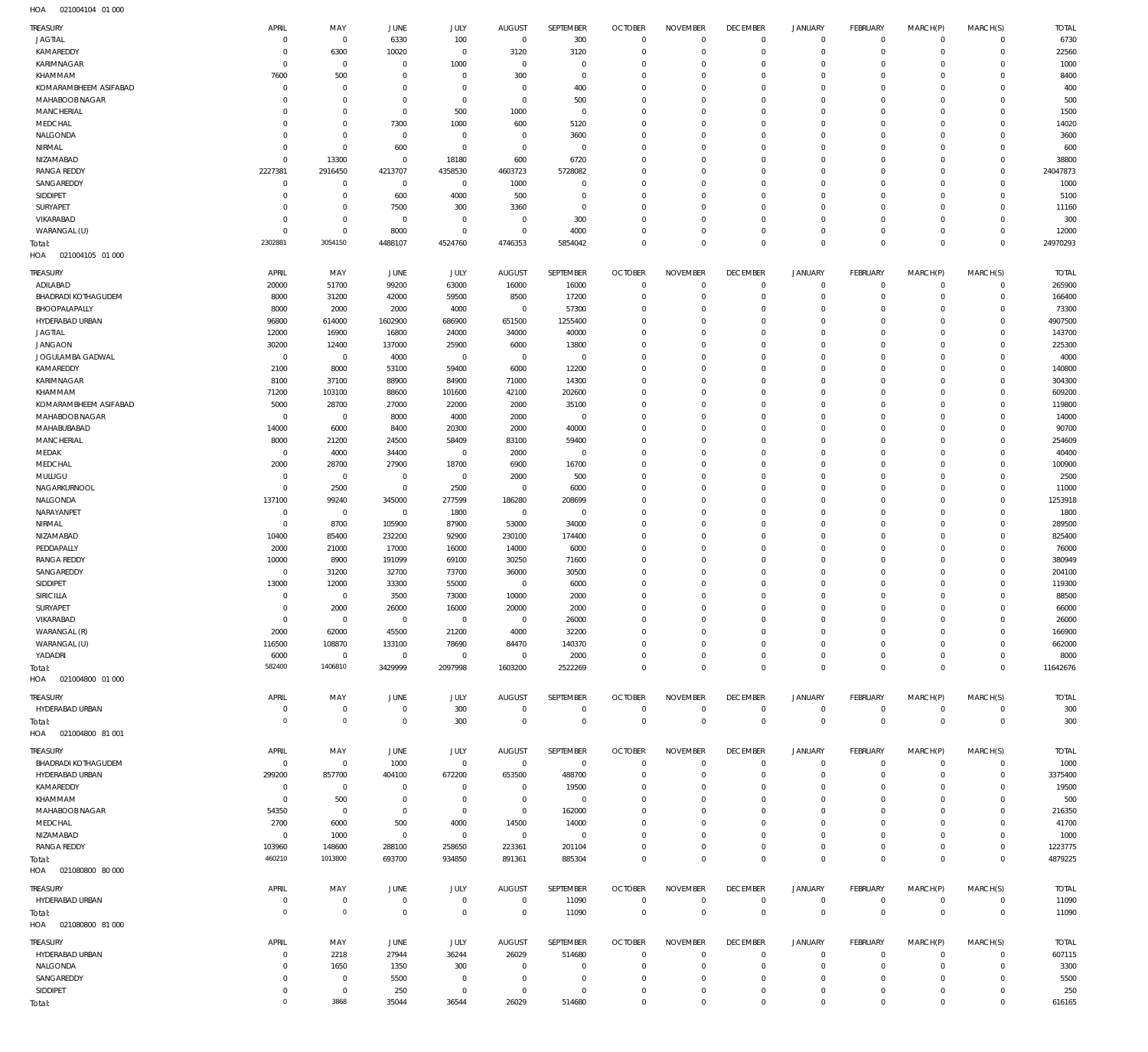HOA 021004104 01 000

| TREASURY | APRIL | MAY | JUNE | JULY | AUGUST | SEPTEMBER | OCTOBER | NOVEMBER | DECEMBER | JANUARY | FEBRUARY | MARCH(P) | MARCH(S) | TOTAL |
|---|---|---|---|---|---|---|---|---|---|---|---|---|---|---|
| JAGTIAL | 0 | 0 | 6330 | 100 | 0 | 300 | 0 | 0 | 0 | 0 | 0 | 0 | 0 | 6730 |
| KAMAREDDY | 0 | 6300 | 10020 | 0 | 3120 | 3120 | 0 | 0 | 0 | 0 | 0 | 0 | 0 | 22560 |
| KARIMNAGAR | 0 | 0 | 0 | 1000 | 0 | 0 | 0 | 0 | 0 | 0 | 0 | 0 | 0 | 1000 |
| KHAMMAM | 7600 | 500 | 0 | 0 | 300 | 0 | 0 | 0 | 0 | 0 | 0 | 0 | 0 | 8400 |
| KOMARAMBHEEM ASIFABAD | 0 | 0 | 0 | 0 | 0 | 400 | 0 | 0 | 0 | 0 | 0 | 0 | 0 | 400 |
| MAHABOOBNAGAR | 0 | 0 | 0 | 0 | 0 | 500 | 0 | 0 | 0 | 0 | 0 | 0 | 0 | 500 |
| MANCHERIAL | 0 | 0 | 0 | 500 | 1000 | 0 | 0 | 0 | 0 | 0 | 0 | 0 | 0 | 1500 |
| MEDCHAL | 0 | 0 | 7300 | 1000 | 600 | 5120 | 0 | 0 | 0 | 0 | 0 | 0 | 0 | 14020 |
| NALGONDA | 0 | 0 | 0 | 0 | 0 | 3600 | 0 | 0 | 0 | 0 | 0 | 0 | 0 | 3600 |
| NIRMAL | 0 | 0 | 600 | 0 | 0 | 0 | 0 | 0 | 0 | 0 | 0 | 0 | 0 | 600 |
| NIZAMABAD | 0 | 13300 | 0 | 18180 | 600 | 6720 | 0 | 0 | 0 | 0 | 0 | 0 | 0 | 38800 |
| RANGA REDDY | 2227381 | 2916450 | 4213707 | 4358530 | 4603723 | 5728082 | 0 | 0 | 0 | 0 | 0 | 0 | 0 | 24047873 |
| SANGAREDDY | 0 | 0 | 0 | 0 | 1000 | 0 | 0 | 0 | 0 | 0 | 0 | 0 | 0 | 1000 |
| SIDDIPET | 0 | 0 | 600 | 4000 | 500 | 0 | 0 | 0 | 0 | 0 | 0 | 0 | 0 | 5100 |
| SURYAPET | 0 | 0 | 7500 | 300 | 3360 | 0 | 0 | 0 | 0 | 0 | 0 | 0 | 0 | 11160 |
| VIKARABAD | 0 | 0 | 0 | 0 | 0 | 300 | 0 | 0 | 0 | 0 | 0 | 0 | 0 | 300 |
| WARANGAL (U) | 0 | 0 | 8000 | 0 | 0 | 4000 | 0 | 0 | 0 | 0 | 0 | 0 | 0 | 12000 |
| Total: | 2302881 | 3054150 | 4488107 | 4524760 | 4746353 | 5854042 | 0 | 0 | 0 | 0 | 0 | 0 | 0 | 24970293 |

HOA 021004105 01 000

| TREASURY | APRIL | MAY | JUNE | JULY | AUGUST | SEPTEMBER | OCTOBER | NOVEMBER | DECEMBER | JANUARY | FEBRUARY | MARCH(P) | MARCH(S) | TOTAL |
|---|---|---|---|---|---|---|---|---|---|---|---|---|---|---|
| ADILABAD | 20000 | 51700 | 99200 | 63000 | 16000 | 16000 | 0 | 0 | 0 | 0 | 0 | 0 | 0 | 265900 |
| BHADRADI KOTHAGUDEM | 8000 | 31200 | 42000 | 59500 | 8500 | 17200 | 0 | 0 | 0 | 0 | 0 | 0 | 0 | 166400 |
| BHOOPALAPALLY | 8000 | 2000 | 2000 | 4000 | 0 | 57300 | 0 | 0 | 0 | 0 | 0 | 0 | 0 | 73300 |
| HYDERABAD URBAN | 96800 | 614000 | 1602900 | 686900 | 651500 | 1255400 | 0 | 0 | 0 | 0 | 0 | 0 | 0 | 4907500 |
| JAGTIAL | 12000 | 16900 | 16800 | 24000 | 34000 | 40000 | 0 | 0 | 0 | 0 | 0 | 0 | 0 | 143700 |
| JANGAON | 30200 | 12400 | 137000 | 25900 | 6000 | 13800 | 0 | 0 | 0 | 0 | 0 | 0 | 0 | 225300 |
| JOGULAMBA GADWAL | 0 | 0 | 4000 | 0 | 0 | 0 | 0 | 0 | 0 | 0 | 0 | 0 | 0 | 4000 |
| KAMAREDDY | 2100 | 8000 | 53100 | 59400 | 6000 | 12200 | 0 | 0 | 0 | 0 | 0 | 0 | 0 | 140800 |
| KARIMNAGAR | 8100 | 37100 | 88900 | 84900 | 71000 | 14300 | 0 | 0 | 0 | 0 | 0 | 0 | 0 | 304300 |
| KHAMMAM | 71200 | 103100 | 88600 | 101600 | 42100 | 202600 | 0 | 0 | 0 | 0 | 0 | 0 | 0 | 609200 |
| KOMARAMBHEEM ASIFABAD | 5000 | 28700 | 27000 | 22000 | 2000 | 35100 | 0 | 0 | 0 | 0 | 0 | 0 | 0 | 119800 |
| MAHABOOBNAGAR | 0 | 0 | 8000 | 4000 | 2000 | 0 | 0 | 0 | 0 | 0 | 0 | 0 | 0 | 14000 |
| MAHABUBABAD | 14000 | 6000 | 8400 | 20300 | 2000 | 40000 | 0 | 0 | 0 | 0 | 0 | 0 | 0 | 90700 |
| MANCHERIAL | 8000 | 21200 | 24500 | 58409 | 83100 | 59400 | 0 | 0 | 0 | 0 | 0 | 0 | 0 | 254609 |
| MEDAK | 0 | 4000 | 34400 | 0 | 2000 | 0 | 0 | 0 | 0 | 0 | 0 | 0 | 0 | 40400 |
| MEDCHAL | 2000 | 28700 | 27900 | 18700 | 6900 | 16700 | 0 | 0 | 0 | 0 | 0 | 0 | 0 | 100900 |
| MULUGU | 0 | 0 | 0 | 0 | 2000 | 500 | 0 | 0 | 0 | 0 | 0 | 0 | 0 | 2500 |
| NAGARKURNOOL | 0 | 2500 | 0 | 2500 | 0 | 6000 | 0 | 0 | 0 | 0 | 0 | 0 | 0 | 11000 |
| NALGONDA | 137100 | 99240 | 345000 | 277599 | 186280 | 208699 | 0 | 0 | 0 | 0 | 0 | 0 | 0 | 1253918 |
| NARAYANPET | 0 | 0 | 0 | 1800 | 0 | 0 | 0 | 0 | 0 | 0 | 0 | 0 | 0 | 1800 |
| NIRMAL | 0 | 8700 | 105900 | 87900 | 53000 | 34000 | 0 | 0 | 0 | 0 | 0 | 0 | 0 | 289500 |
| NIZAMABAD | 10400 | 85400 | 232200 | 92900 | 230100 | 174400 | 0 | 0 | 0 | 0 | 0 | 0 | 0 | 825400 |
| PEDDAPALLY | 2000 | 21000 | 17000 | 16000 | 14000 | 6000 | 0 | 0 | 0 | 0 | 0 | 0 | 0 | 76000 |
| RANGA REDDY | 10000 | 8900 | 191099 | 69100 | 30250 | 71600 | 0 | 0 | 0 | 0 | 0 | 0 | 0 | 380949 |
| SANGAREDDY | 0 | 31200 | 32700 | 73700 | 36000 | 30500 | 0 | 0 | 0 | 0 | 0 | 0 | 0 | 204100 |
| SIDDIPET | 13000 | 12000 | 33300 | 55000 | 0 | 6000 | 0 | 0 | 0 | 0 | 0 | 0 | 0 | 119300 |
| SIRICILLA | 0 | 0 | 3500 | 73000 | 10000 | 2000 | 0 | 0 | 0 | 0 | 0 | 0 | 0 | 88500 |
| SURYAPET | 0 | 2000 | 26000 | 16000 | 20000 | 2000 | 0 | 0 | 0 | 0 | 0 | 0 | 0 | 66000 |
| VIKARABAD | 0 | 0 | 0 | 0 | 0 | 26000 | 0 | 0 | 0 | 0 | 0 | 0 | 0 | 26000 |
| WARANGAL (R) | 2000 | 62000 | 45500 | 21200 | 4000 | 32200 | 0 | 0 | 0 | 0 | 0 | 0 | 0 | 166900 |
| WARANGAL (U) | 116500 | 108870 | 133100 | 78690 | 84470 | 140370 | 0 | 0 | 0 | 0 | 0 | 0 | 0 | 662000 |
| YADADRI | 6000 | 0 | 0 | 0 | 0 | 2000 | 0 | 0 | 0 | 0 | 0 | 0 | 0 | 8000 |
| Total: | 582400 | 1406810 | 3429999 | 2097998 | 1603200 | 2522269 | 0 | 0 | 0 | 0 | 0 | 0 | 0 | 11642676 |

HOA 021004800 01 000

| TREASURY | APRIL | MAY | JUNE | JULY | AUGUST | SEPTEMBER | OCTOBER | NOVEMBER | DECEMBER | JANUARY | FEBRUARY | MARCH(P) | MARCH(S) | TOTAL |
|---|---|---|---|---|---|---|---|---|---|---|---|---|---|---|
| HYDERABAD URBAN | 0 | 0 | 0 | 300 | 0 | 0 | 0 | 0 | 0 | 0 | 0 | 0 | 0 | 300 |
| Total: | 0 | 0 | 0 | 300 | 0 | 0 | 0 | 0 | 0 | 0 | 0 | 0 | 0 | 300 |

HOA 021004800 81 001

| TREASURY | APRIL | MAY | JUNE | JULY | AUGUST | SEPTEMBER | OCTOBER | NOVEMBER | DECEMBER | JANUARY | FEBRUARY | MARCH(P) | MARCH(S) | TOTAL |
|---|---|---|---|---|---|---|---|---|---|---|---|---|---|---|
| BHADRADI KOTHAGUDEM | 0 | 0 | 1000 | 0 | 0 | 0 | 0 | 0 | 0 | 0 | 0 | 0 | 0 | 1000 |
| HYDERABAD URBAN | 299200 | 857700 | 404100 | 672200 | 653500 | 488700 | 0 | 0 | 0 | 0 | 0 | 0 | 0 | 3375400 |
| KAMAREDDY | 0 | 0 | 0 | 0 | 0 | 19500 | 0 | 0 | 0 | 0 | 0 | 0 | 0 | 19500 |
| KHAMMAM | 0 | 500 | 0 | 0 | 0 | 0 | 0 | 0 | 0 | 0 | 0 | 0 | 0 | 500 |
| MAHABOOBNAGAR | 54350 | 0 | 0 | 0 | 0 | 162000 | 0 | 0 | 0 | 0 | 0 | 0 | 0 | 216350 |
| MEDCHAL | 2700 | 6000 | 500 | 4000 | 14500 | 14000 | 0 | 0 | 0 | 0 | 0 | 0 | 0 | 41700 |
| NIZAMABAD | 0 | 1000 | 0 | 0 | 0 | 0 | 0 | 0 | 0 | 0 | 0 | 0 | 0 | 1000 |
| RANGA REDDY | 103960 | 148600 | 288100 | 258650 | 223361 | 201104 | 0 | 0 | 0 | 0 | 0 | 0 | 0 | 1223775 |
| Total: | 460210 | 1013800 | 693700 | 934850 | 891361 | 885304 | 0 | 0 | 0 | 0 | 0 | 0 | 0 | 4879225 |

HOA 021080800 80 000

| TREASURY | APRIL | MAY | JUNE | JULY | AUGUST | SEPTEMBER | OCTOBER | NOVEMBER | DECEMBER | JANUARY | FEBRUARY | MARCH(P) | MARCH(S) | TOTAL |
|---|---|---|---|---|---|---|---|---|---|---|---|---|---|---|
| HYDERABAD URBAN | 0 | 0 | 0 | 0 | 0 | 11090 | 0 | 0 | 0 | 0 | 0 | 0 | 0 | 11090 |
| Total: | 0 | 0 | 0 | 0 | 0 | 11090 | 0 | 0 | 0 | 0 | 0 | 0 | 0 | 11090 |

HOA 021080800 81 000

| TREASURY | APRIL | MAY | JUNE | JULY | AUGUST | SEPTEMBER | OCTOBER | NOVEMBER | DECEMBER | JANUARY | FEBRUARY | MARCH(P) | MARCH(S) | TOTAL |
|---|---|---|---|---|---|---|---|---|---|---|---|---|---|---|
| HYDERABAD URBAN | 0 | 2218 | 27944 | 36244 | 26029 | 514680 | 0 | 0 | 0 | 0 | 0 | 0 | 0 | 607115 |
| NALGONDA | 0 | 1650 | 1350 | 300 | 0 | 0 | 0 | 0 | 0 | 0 | 0 | 0 | 0 | 3300 |
| SANGAREDDY | 0 | 0 | 5500 | 0 | 0 | 0 | 0 | 0 | 0 | 0 | 0 | 0 | 0 | 5500 |
| SIDDIPET | 0 | 0 | 250 | 0 | 0 | 0 | 0 | 0 | 0 | 0 | 0 | 0 | 0 | 250 |
| Total: | 0 | 3868 | 35044 | 36544 | 26029 | 514680 | 0 | 0 | 0 | 0 | 0 | 0 | 0 | 616165 |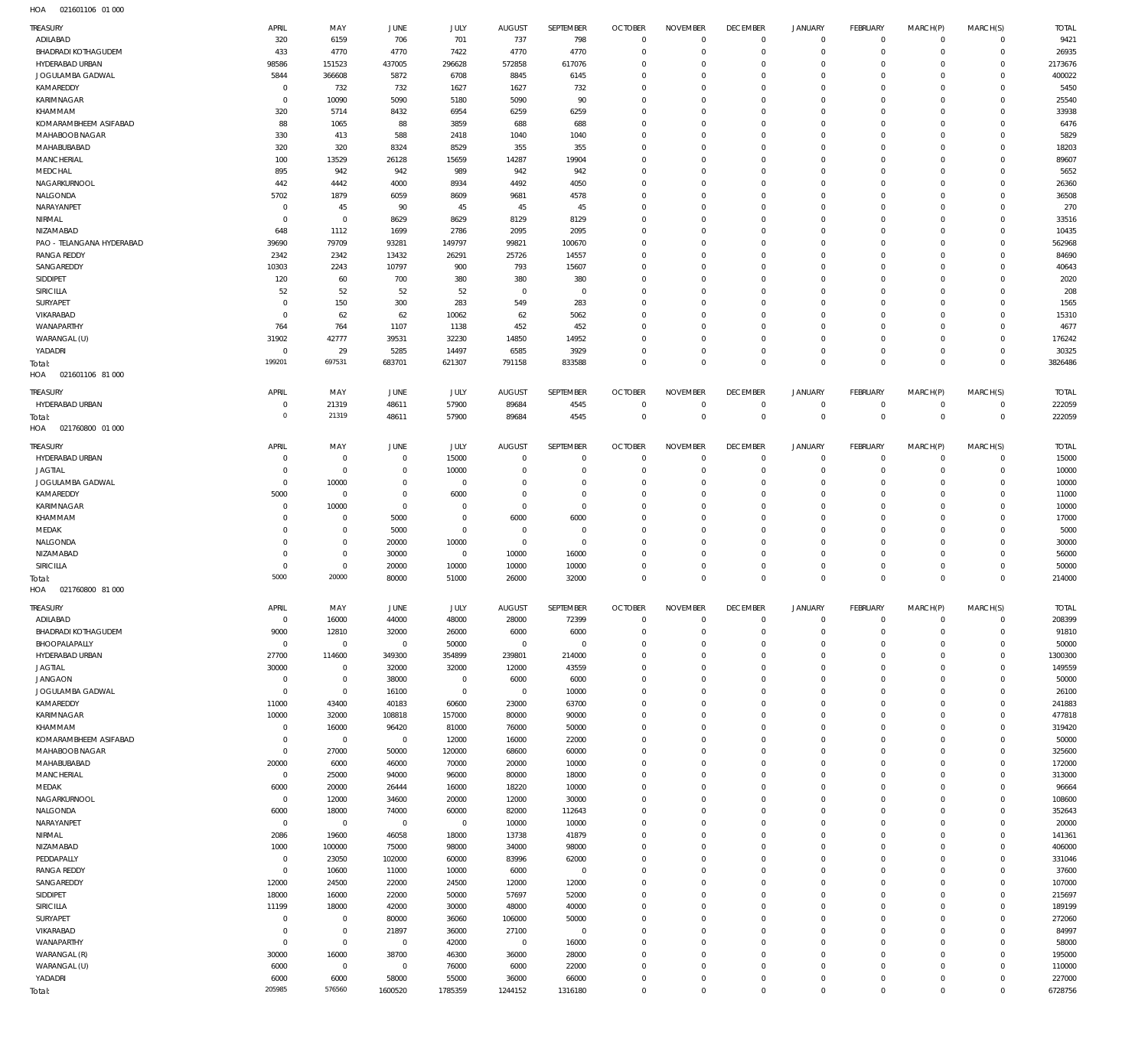HOA 021601106 01 000

| TREASURY | APRIL | MAY | JUNE | JULY | AUGUST | SEPTEMBER | OCTOBER | NOVEMBER | DECEMBER | JANUARY | FEBRUARY | MARCH(P) | MARCH(S) | TOTAL |
|---|---|---|---|---|---|---|---|---|---|---|---|---|---|---|
| ADILABAD | 320 | 6159 | 706 | 701 | 737 | 798 | 0 | 0 | 0 | 0 | 0 | 0 | 0 | 9421 |
| BHADRADI KOTHAGUDEM | 433 | 4770 | 4770 | 7422 | 4770 | 4770 | 0 | 0 | 0 | 0 | 0 | 0 | 0 | 26935 |
| HYDERABAD URBAN | 98586 | 151523 | 437005 | 296628 | 572858 | 617076 | 0 | 0 | 0 | 0 | 0 | 0 | 0 | 2173676 |
| JOGULAMBA GADWAL | 5844 | 366608 | 5872 | 6708 | 8845 | 6145 | 0 | 0 | 0 | 0 | 0 | 0 | 0 | 400022 |
| KAMAREDDY | 0 | 732 | 732 | 1627 | 1627 | 732 | 0 | 0 | 0 | 0 | 0 | 0 | 0 | 5450 |
| KARIMNAGAR | 0 | 10090 | 5090 | 5180 | 5090 | 90 | 0 | 0 | 0 | 0 | 0 | 0 | 0 | 25540 |
| KHAMMAM | 320 | 5714 | 8432 | 6954 | 6259 | 6259 | 0 | 0 | 0 | 0 | 0 | 0 | 0 | 33938 |
| KOMARAMBHEEM ASIFABAD | 88 | 1065 | 88 | 3859 | 688 | 688 | 0 | 0 | 0 | 0 | 0 | 0 | 0 | 6476 |
| MAHABOOBNAGAR | 330 | 413 | 588 | 2418 | 1040 | 1040 | 0 | 0 | 0 | 0 | 0 | 0 | 0 | 5829 |
| MAHABUBABAD | 320 | 320 | 8324 | 8529 | 355 | 355 | 0 | 0 | 0 | 0 | 0 | 0 | 0 | 18203 |
| MANCHERIAL | 100 | 13529 | 26128 | 15659 | 14287 | 19904 | 0 | 0 | 0 | 0 | 0 | 0 | 0 | 89607 |
| MEDCHAL | 895 | 942 | 942 | 989 | 942 | 942 | 0 | 0 | 0 | 0 | 0 | 0 | 0 | 5652 |
| NAGARKURNOOL | 442 | 4442 | 4000 | 8934 | 4492 | 4050 | 0 | 0 | 0 | 0 | 0 | 0 | 0 | 26360 |
| NALGONDA | 5702 | 1879 | 6059 | 8609 | 9681 | 4578 | 0 | 0 | 0 | 0 | 0 | 0 | 0 | 36508 |
| NARAYANPET | 0 | 45 | 90 | 45 | 45 | 45 | 0 | 0 | 0 | 0 | 0 | 0 | 0 | 270 |
| NIRMAL | 0 | 0 | 8629 | 8629 | 8129 | 8129 | 0 | 0 | 0 | 0 | 0 | 0 | 0 | 33516 |
| NIZAMABAD | 648 | 1112 | 1699 | 2786 | 2095 | 2095 | 0 | 0 | 0 | 0 | 0 | 0 | 0 | 10435 |
| PAO - TELANGANA HYDERABAD | 39690 | 79709 | 93281 | 149797 | 99821 | 100670 | 0 | 0 | 0 | 0 | 0 | 0 | 0 | 562968 |
| RANGA REDDY | 2342 | 2342 | 13432 | 26291 | 25726 | 14557 | 0 | 0 | 0 | 0 | 0 | 0 | 0 | 84690 |
| SANGAREDDY | 10303 | 2243 | 10797 | 900 | 793 | 15607 | 0 | 0 | 0 | 0 | 0 | 0 | 0 | 40643 |
| SIDDIPET | 120 | 60 | 700 | 380 | 380 | 380 | 0 | 0 | 0 | 0 | 0 | 0 | 0 | 2020 |
| SIRICILLA | 52 | 52 | 52 | 52 | 0 | 0 | 0 | 0 | 0 | 0 | 0 | 0 | 0 | 208 |
| SURYAPET | 0 | 150 | 300 | 283 | 549 | 283 | 0 | 0 | 0 | 0 | 0 | 0 | 0 | 1565 |
| VIKARABAD | 0 | 62 | 62 | 10062 | 62 | 5062 | 0 | 0 | 0 | 0 | 0 | 0 | 0 | 15310 |
| WANAPARTHY | 764 | 764 | 1107 | 1138 | 452 | 452 | 0 | 0 | 0 | 0 | 0 | 0 | 0 | 4677 |
| WARANGAL (U) | 31902 | 42777 | 39531 | 32230 | 14850 | 14952 | 0 | 0 | 0 | 0 | 0 | 0 | 0 | 176242 |
| YADADRI | 0 | 29 | 5285 | 14497 | 6585 | 3929 | 0 | 0 | 0 | 0 | 0 | 0 | 0 | 30325 |
| Total: | 199201 | 697531 | 683701 | 621307 | 791158 | 833588 | 0 | 0 | 0 | 0 | 0 | 0 | 0 | 3826486 |

HOA 021601106 81 000

| TREASURY | APRIL | MAY | JUNE | JULY | AUGUST | SEPTEMBER | OCTOBER | NOVEMBER | DECEMBER | JANUARY | FEBRUARY | MARCH(P) | MARCH(S) | TOTAL |
|---|---|---|---|---|---|---|---|---|---|---|---|---|---|---|
| HYDERABAD URBAN | 0 | 21319 | 48611 | 57900 | 89684 | 4545 | 0 | 0 | 0 | 0 | 0 | 0 | 0 | 222059 |
| Total: | 0 | 21319 | 48611 | 57900 | 89684 | 4545 | 0 | 0 | 0 | 0 | 0 | 0 | 0 | 222059 |

HOA 021760800 01 000

| TREASURY | APRIL | MAY | JUNE | JULY | AUGUST | SEPTEMBER | OCTOBER | NOVEMBER | DECEMBER | JANUARY | FEBRUARY | MARCH(P) | MARCH(S) | TOTAL |
|---|---|---|---|---|---|---|---|---|---|---|---|---|---|---|
| HYDERABAD URBAN | 0 | 0 | 0 | 15000 | 0 | 0 | 0 | 0 | 0 | 0 | 0 | 0 | 0 | 15000 |
| JAGTIAL | 0 | 0 | 0 | 10000 | 0 | 0 | 0 | 0 | 0 | 0 | 0 | 0 | 0 | 10000 |
| JOGULAMBA GADWAL | 0 | 10000 | 0 | 0 | 0 | 0 | 0 | 0 | 0 | 0 | 0 | 0 | 0 | 10000 |
| KAMAREDDY | 5000 | 0 | 0 | 6000 | 0 | 0 | 0 | 0 | 0 | 0 | 0 | 0 | 0 | 11000 |
| KARIMNAGAR | 0 | 10000 | 0 | 0 | 0 | 0 | 0 | 0 | 0 | 0 | 0 | 0 | 0 | 10000 |
| KHAMMAM | 0 | 0 | 5000 | 0 | 6000 | 6000 | 0 | 0 | 0 | 0 | 0 | 0 | 0 | 17000 |
| MEDAK | 0 | 0 | 5000 | 0 | 0 | 0 | 0 | 0 | 0 | 0 | 0 | 0 | 0 | 5000 |
| NALGONDA | 0 | 0 | 20000 | 10000 | 0 | 0 | 0 | 0 | 0 | 0 | 0 | 0 | 0 | 30000 |
| NIZAMABAD | 0 | 0 | 30000 | 0 | 10000 | 16000 | 0 | 0 | 0 | 0 | 0 | 0 | 0 | 56000 |
| SIRICILLA | 0 | 0 | 20000 | 10000 | 10000 | 10000 | 0 | 0 | 0 | 0 | 0 | 0 | 0 | 50000 |
| Total: | 5000 | 20000 | 80000 | 51000 | 26000 | 32000 | 0 | 0 | 0 | 0 | 0 | 0 | 0 | 214000 |

HOA 021760800 81 000

| TREASURY | APRIL | MAY | JUNE | JULY | AUGUST | SEPTEMBER | OCTOBER | NOVEMBER | DECEMBER | JANUARY | FEBRUARY | MARCH(P) | MARCH(S) | TOTAL |
|---|---|---|---|---|---|---|---|---|---|---|---|---|---|---|
| ADILABAD | 0 | 16000 | 44000 | 48000 | 28000 | 72399 | 0 | 0 | 0 | 0 | 0 | 0 | 0 | 208399 |
| BHADRADI KOTHAGUDEM | 9000 | 12810 | 32000 | 26000 | 6000 | 6000 | 0 | 0 | 0 | 0 | 0 | 0 | 0 | 91810 |
| BHOOPALAPALLY | 0 | 0 | 0 | 50000 | 0 | 0 | 0 | 0 | 0 | 0 | 0 | 0 | 0 | 50000 |
| HYDERABAD URBAN | 27700 | 114600 | 349300 | 354899 | 239801 | 214000 | 0 | 0 | 0 | 0 | 0 | 0 | 0 | 1300300 |
| JAGTIAL | 30000 | 0 | 32000 | 32000 | 12000 | 43559 | 0 | 0 | 0 | 0 | 0 | 0 | 0 | 149559 |
| JANGAON | 0 | 0 | 38000 | 0 | 6000 | 6000 | 0 | 0 | 0 | 0 | 0 | 0 | 0 | 50000 |
| JOGULAMBA GADWAL | 0 | 0 | 16100 | 0 | 0 | 10000 | 0 | 0 | 0 | 0 | 0 | 0 | 0 | 26100 |
| KAMAREDDY | 11000 | 43400 | 40183 | 60600 | 23000 | 63700 | 0 | 0 | 0 | 0 | 0 | 0 | 0 | 241883 |
| KARIMNAGAR | 10000 | 32000 | 108818 | 157000 | 80000 | 90000 | 0 | 0 | 0 | 0 | 0 | 0 | 0 | 477818 |
| KHAMMAM | 0 | 16000 | 96420 | 81000 | 76000 | 50000 | 0 | 0 | 0 | 0 | 0 | 0 | 0 | 319420 |
| KOMARAMBHEEM ASIFABAD | 0 | 0 | 0 | 12000 | 16000 | 22000 | 0 | 0 | 0 | 0 | 0 | 0 | 0 | 50000 |
| MAHABOOBNAGAR | 0 | 27000 | 50000 | 120000 | 68600 | 60000 | 0 | 0 | 0 | 0 | 0 | 0 | 0 | 325600 |
| MAHABUBABAD | 20000 | 6000 | 46000 | 70000 | 20000 | 10000 | 0 | 0 | 0 | 0 | 0 | 0 | 0 | 172000 |
| MANCHERIAL | 0 | 25000 | 94000 | 96000 | 80000 | 18000 | 0 | 0 | 0 | 0 | 0 | 0 | 0 | 313000 |
| MEDAK | 6000 | 20000 | 26444 | 16000 | 18220 | 10000 | 0 | 0 | 0 | 0 | 0 | 0 | 0 | 96664 |
| NAGARKURNOOL | 0 | 12000 | 34600 | 20000 | 12000 | 30000 | 0 | 0 | 0 | 0 | 0 | 0 | 0 | 108600 |
| NALGONDA | 6000 | 18000 | 74000 | 60000 | 82000 | 112643 | 0 | 0 | 0 | 0 | 0 | 0 | 0 | 352643 |
| NARAYANPET | 0 | 0 | 0 | 0 | 10000 | 10000 | 0 | 0 | 0 | 0 | 0 | 0 | 0 | 20000 |
| NIRMAL | 2086 | 19600 | 46058 | 18000 | 13738 | 41879 | 0 | 0 | 0 | 0 | 0 | 0 | 0 | 141361 |
| NIZAMABAD | 1000 | 100000 | 75000 | 98000 | 34000 | 98000 | 0 | 0 | 0 | 0 | 0 | 0 | 0 | 406000 |
| PEDDAPALLY | 0 | 23050 | 102000 | 60000 | 83996 | 62000 | 0 | 0 | 0 | 0 | 0 | 0 | 0 | 331046 |
| RANGA REDDY | 0 | 10600 | 11000 | 10000 | 6000 | 0 | 0 | 0 | 0 | 0 | 0 | 0 | 0 | 37600 |
| SANGAREDDY | 12000 | 24500 | 22000 | 24500 | 12000 | 12000 | 0 | 0 | 0 | 0 | 0 | 0 | 0 | 107000 |
| SIDDIPET | 18000 | 16000 | 22000 | 50000 | 57697 | 52000 | 0 | 0 | 0 | 0 | 0 | 0 | 0 | 215697 |
| SIRICILLA | 11199 | 18000 | 42000 | 30000 | 48000 | 40000 | 0 | 0 | 0 | 0 | 0 | 0 | 0 | 189199 |
| SURYAPET | 0 | 0 | 80000 | 36060 | 106000 | 50000 | 0 | 0 | 0 | 0 | 0 | 0 | 0 | 272060 |
| VIKARABAD | 0 | 0 | 21897 | 36000 | 27100 | 0 | 0 | 0 | 0 | 0 | 0 | 0 | 0 | 84997 |
| WANAPARTHY | 0 | 0 | 0 | 42000 | 0 | 16000 | 0 | 0 | 0 | 0 | 0 | 0 | 0 | 58000 |
| WARANGAL (R) | 30000 | 16000 | 38700 | 46300 | 36000 | 28000 | 0 | 0 | 0 | 0 | 0 | 0 | 0 | 195000 |
| WARANGAL (U) | 6000 | 0 | 0 | 76000 | 6000 | 22000 | 0 | 0 | 0 | 0 | 0 | 0 | 0 | 110000 |
| YADADRI | 6000 | 6000 | 58000 | 55000 | 36000 | 66000 | 0 | 0 | 0 | 0 | 0 | 0 | 0 | 227000 |
| Total: | 205985 | 576560 | 1600520 | 1785359 | 1244152 | 1316180 | 0 | 0 | 0 | 0 | 0 | 0 | 0 | 6728756 |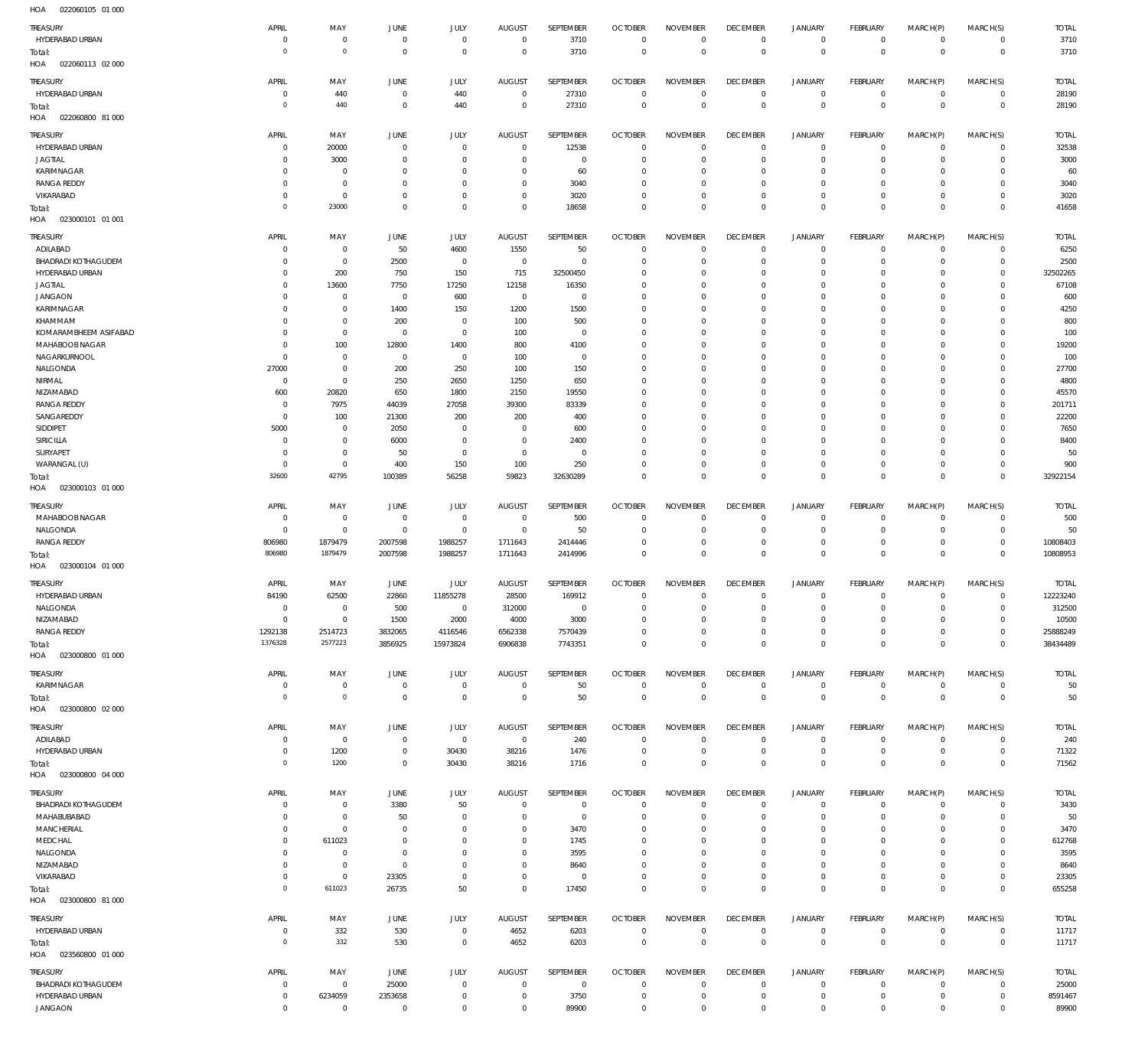HOA 022060105 01 000

| TREASURY | APRIL | MAY | JUNE | JULY | AUGUST | SEPTEMBER | OCTOBER | NOVEMBER | DECEMBER | JANUARY | FEBRUARY | MARCH(P) | MARCH(S) | TOTAL |
|---|---|---|---|---|---|---|---|---|---|---|---|---|---|---|
| HYDERABAD URBAN | 0 | 0 | 0 | 0 | 0 | 3710 | 0 | 0 | 0 | 0 | 0 | 0 | 0 | 3710 |
| Total: | 0 | 0 | 0 | 0 | 0 | 3710 | 0 | 0 | 0 | 0 | 0 | 0 | 0 | 3710 |

HOA 022060113 02 000

| TREASURY | APRIL | MAY | JUNE | JULY | AUGUST | SEPTEMBER | OCTOBER | NOVEMBER | DECEMBER | JANUARY | FEBRUARY | MARCH(P) | MARCH(S) | TOTAL |
|---|---|---|---|---|---|---|---|---|---|---|---|---|---|---|
| HYDERABAD URBAN | 0 | 440 | 0 | 440 | 0 | 27310 | 0 | 0 | 0 | 0 | 0 | 0 | 0 | 28190 |
| Total: | 0 | 440 | 0 | 440 | 0 | 27310 | 0 | 0 | 0 | 0 | 0 | 0 | 0 | 28190 |

HOA 022060800 81 000

| TREASURY | APRIL | MAY | JUNE | JULY | AUGUST | SEPTEMBER | OCTOBER | NOVEMBER | DECEMBER | JANUARY | FEBRUARY | MARCH(P) | MARCH(S) | TOTAL |
|---|---|---|---|---|---|---|---|---|---|---|---|---|---|---|
| HYDERABAD URBAN | 0 | 20000 | 0 | 0 | 0 | 12538 | 0 | 0 | 0 | 0 | 0 | 0 | 0 | 32538 |
| JAGTIAL | 0 | 3000 | 0 | 0 | 0 | 0 | 0 | 0 | 0 | 0 | 0 | 0 | 0 | 3000 |
| KARIMNAGAR | 0 | 0 | 0 | 0 | 0 | 60 | 0 | 0 | 0 | 0 | 0 | 0 | 0 | 60 |
| RANGA REDDY | 0 | 0 | 0 | 0 | 0 | 3040 | 0 | 0 | 0 | 0 | 0 | 0 | 0 | 3040 |
| VIKARABAD | 0 | 0 | 0 | 0 | 0 | 3020 | 0 | 0 | 0 | 0 | 0 | 0 | 0 | 3020 |
| Total: | 0 | 23000 | 0 | 0 | 0 | 18658 | 0 | 0 | 0 | 0 | 0 | 0 | 0 | 41658 |

HOA 023000101 01 001

| TREASURY | APRIL | MAY | JUNE | JULY | AUGUST | SEPTEMBER | OCTOBER | NOVEMBER | DECEMBER | JANUARY | FEBRUARY | MARCH(P) | MARCH(S) | TOTAL |
|---|---|---|---|---|---|---|---|---|---|---|---|---|---|---|
| ADILABAD | 0 | 0 | 50 | 4600 | 1550 | 50 | 0 | 0 | 0 | 0 | 0 | 0 | 0 | 6250 |
| BHADRADI KOTHAGUDEM | 0 | 0 | 2500 | 0 | 0 | 0 | 0 | 0 | 0 | 0 | 0 | 0 | 0 | 2500 |
| HYDERABAD URBAN | 0 | 200 | 750 | 150 | 715 | 32500450 | 0 | 0 | 0 | 0 | 0 | 0 | 0 | 32502265 |
| JAGTIAL | 0 | 13600 | 7750 | 17250 | 12158 | 16350 | 0 | 0 | 0 | 0 | 0 | 0 | 0 | 67108 |
| JANGAON | 0 | 0 | 0 | 600 | 0 | 0 | 0 | 0 | 0 | 0 | 0 | 0 | 0 | 600 |
| KARIMNAGAR | 0 | 0 | 1400 | 150 | 1200 | 1500 | 0 | 0 | 0 | 0 | 0 | 0 | 0 | 4250 |
| KHAMMAM | 0 | 0 | 200 | 0 | 100 | 500 | 0 | 0 | 0 | 0 | 0 | 0 | 0 | 800 |
| KOMARAMBHEEM ASIFABAD | 0 | 0 | 0 | 0 | 100 | 0 | 0 | 0 | 0 | 0 | 0 | 0 | 0 | 100 |
| MAHABOOB NAGAR | 0 | 100 | 12800 | 1400 | 800 | 4100 | 0 | 0 | 0 | 0 | 0 | 0 | 0 | 19200 |
| NAGARKURNOOL | 0 | 0 | 0 | 0 | 100 | 0 | 0 | 0 | 0 | 0 | 0 | 0 | 0 | 100 |
| NALGONDA | 27000 | 0 | 200 | 250 | 100 | 150 | 0 | 0 | 0 | 0 | 0 | 0 | 0 | 27700 |
| NIRMAL | 0 | 0 | 250 | 2650 | 1250 | 650 | 0 | 0 | 0 | 0 | 0 | 0 | 0 | 4800 |
| NIZAMABAD | 600 | 20820 | 650 | 1800 | 2150 | 19550 | 0 | 0 | 0 | 0 | 0 | 0 | 0 | 45570 |
| RANGA REDDY | 0 | 7975 | 44039 | 27058 | 39300 | 83339 | 0 | 0 | 0 | 0 | 0 | 0 | 0 | 201711 |
| SANGAREDDY | 0 | 100 | 21300 | 200 | 200 | 400 | 0 | 0 | 0 | 0 | 0 | 0 | 0 | 22200 |
| SIDDIPET | 5000 | 0 | 2050 | 0 | 0 | 600 | 0 | 0 | 0 | 0 | 0 | 0 | 0 | 7650 |
| SIRICILLA | 0 | 0 | 6000 | 0 | 0 | 2400 | 0 | 0 | 0 | 0 | 0 | 0 | 0 | 8400 |
| SURYAPET | 0 | 0 | 50 | 0 | 0 | 0 | 0 | 0 | 0 | 0 | 0 | 0 | 0 | 50 |
| WARANGAL (U) | 0 | 0 | 400 | 150 | 100 | 250 | 0 | 0 | 0 | 0 | 0 | 0 | 0 | 900 |
| Total: | 32600 | 42795 | 100389 | 56258 | 59823 | 32630289 | 0 | 0 | 0 | 0 | 0 | 0 | 0 | 32922154 |

HOA 023000103 01 000

| TREASURY | APRIL | MAY | JUNE | JULY | AUGUST | SEPTEMBER | OCTOBER | NOVEMBER | DECEMBER | JANUARY | FEBRUARY | MARCH(P) | MARCH(S) | TOTAL |
|---|---|---|---|---|---|---|---|---|---|---|---|---|---|---|
| MAHABOOB NAGAR | 0 | 0 | 0 | 0 | 0 | 500 | 0 | 0 | 0 | 0 | 0 | 0 | 0 | 500 |
| NALGONDA | 0 | 0 | 0 | 0 | 0 | 50 | 0 | 0 | 0 | 0 | 0 | 0 | 0 | 50 |
| RANGA REDDY | 806980 | 1879479 | 2007598 | 1988257 | 1711643 | 2414446 | 0 | 0 | 0 | 0 | 0 | 0 | 0 | 10808403 |
| Total: | 806980 | 1879479 | 2007598 | 1988257 | 1711643 | 2414996 | 0 | 0 | 0 | 0 | 0 | 0 | 0 | 10808953 |

HOA 023000104 01 000

| TREASURY | APRIL | MAY | JUNE | JULY | AUGUST | SEPTEMBER | OCTOBER | NOVEMBER | DECEMBER | JANUARY | FEBRUARY | MARCH(P) | MARCH(S) | TOTAL |
|---|---|---|---|---|---|---|---|---|---|---|---|---|---|---|
| HYDERABAD URBAN | 84190 | 62500 | 22860 | 11855278 | 28500 | 169912 | 0 | 0 | 0 | 0 | 0 | 0 | 0 | 12223240 |
| NALGONDA | 0 | 0 | 500 | 0 | 312000 | 0 | 0 | 0 | 0 | 0 | 0 | 0 | 0 | 312500 |
| NIZAMABAD | 0 | 0 | 1500 | 2000 | 4000 | 3000 | 0 | 0 | 0 | 0 | 0 | 0 | 0 | 10500 |
| RANGA REDDY | 1292138 | 2514723 | 3832065 | 4116546 | 6562338 | 7570439 | 0 | 0 | 0 | 0 | 0 | 0 | 0 | 25888249 |
| Total: | 1376328 | 2577223 | 3856925 | 15973824 | 6906838 | 7743351 | 0 | 0 | 0 | 0 | 0 | 0 | 0 | 38434489 |

HOA 023000800 01 000

| TREASURY | APRIL | MAY | JUNE | JULY | AUGUST | SEPTEMBER | OCTOBER | NOVEMBER | DECEMBER | JANUARY | FEBRUARY | MARCH(P) | MARCH(S) | TOTAL |
|---|---|---|---|---|---|---|---|---|---|---|---|---|---|---|
| KARIMNAGAR | 0 | 0 | 0 | 0 | 0 | 50 | 0 | 0 | 0 | 0 | 0 | 0 | 0 | 50 |
| Total: | 0 | 0 | 0 | 0 | 0 | 50 | 0 | 0 | 0 | 0 | 0 | 0 | 0 | 50 |

HOA 023000800 02 000

| TREASURY | APRIL | MAY | JUNE | JULY | AUGUST | SEPTEMBER | OCTOBER | NOVEMBER | DECEMBER | JANUARY | FEBRUARY | MARCH(P) | MARCH(S) | TOTAL |
|---|---|---|---|---|---|---|---|---|---|---|---|---|---|---|
| ADILABAD | 0 | 0 | 0 | 0 | 0 | 240 | 0 | 0 | 0 | 0 | 0 | 0 | 0 | 240 |
| HYDERABAD URBAN | 0 | 1200 | 0 | 30430 | 38216 | 1476 | 0 | 0 | 0 | 0 | 0 | 0 | 0 | 71322 |
| Total: | 0 | 1200 | 0 | 30430 | 38216 | 1716 | 0 | 0 | 0 | 0 | 0 | 0 | 0 | 71562 |

HOA 023000800 04 000

| TREASURY | APRIL | MAY | JUNE | JULY | AUGUST | SEPTEMBER | OCTOBER | NOVEMBER | DECEMBER | JANUARY | FEBRUARY | MARCH(P) | MARCH(S) | TOTAL |
|---|---|---|---|---|---|---|---|---|---|---|---|---|---|---|
| BHADRADI KOTHAGUDEM | 0 | 0 | 3380 | 50 | 0 | 0 | 0 | 0 | 0 | 0 | 0 | 0 | 0 | 3430 |
| MAHABUBABAD | 0 | 0 | 50 | 0 | 0 | 0 | 0 | 0 | 0 | 0 | 0 | 0 | 0 | 50 |
| MANCHERIAL | 0 | 0 | 0 | 0 | 0 | 3470 | 0 | 0 | 0 | 0 | 0 | 0 | 0 | 3470 |
| MEDCHAL | 0 | 611023 | 0 | 0 | 0 | 1745 | 0 | 0 | 0 | 0 | 0 | 0 | 0 | 612768 |
| NALGONDA | 0 | 0 | 0 | 0 | 0 | 3595 | 0 | 0 | 0 | 0 | 0 | 0 | 0 | 3595 |
| NIZAMABAD | 0 | 0 | 0 | 0 | 0 | 8640 | 0 | 0 | 0 | 0 | 0 | 0 | 0 | 8640 |
| VIKARABAD | 0 | 0 | 23305 | 0 | 0 | 0 | 0 | 0 | 0 | 0 | 0 | 0 | 0 | 23305 |
| Total: | 0 | 611023 | 26735 | 50 | 0 | 17450 | 0 | 0 | 0 | 0 | 0 | 0 | 0 | 655258 |

HOA 023000800 81 000

| TREASURY | APRIL | MAY | JUNE | JULY | AUGUST | SEPTEMBER | OCTOBER | NOVEMBER | DECEMBER | JANUARY | FEBRUARY | MARCH(P) | MARCH(S) | TOTAL |
|---|---|---|---|---|---|---|---|---|---|---|---|---|---|---|
| HYDERABAD URBAN | 0 | 332 | 530 | 0 | 4652 | 6203 | 0 | 0 | 0 | 0 | 0 | 0 | 0 | 11717 |
| Total: | 0 | 332 | 530 | 0 | 4652 | 6203 | 0 | 0 | 0 | 0 | 0 | 0 | 0 | 11717 |

HOA 023560800 01 000

| TREASURY | APRIL | MAY | JUNE | JULY | AUGUST | SEPTEMBER | OCTOBER | NOVEMBER | DECEMBER | JANUARY | FEBRUARY | MARCH(P) | MARCH(S) | TOTAL |
|---|---|---|---|---|---|---|---|---|---|---|---|---|---|---|
| BHADRADI KOTHAGUDEM | 0 | 0 | 25000 | 0 | 0 | 0 | 0 | 0 | 0 | 0 | 0 | 0 | 0 | 25000 |
| HYDERABAD URBAN | 0 | 6234059 | 2353658 | 0 | 0 | 3750 | 0 | 0 | 0 | 0 | 0 | 0 | 0 | 8591467 |
| JANGAON | 0 | 0 | 0 | 0 | 0 | 89900 | 0 | 0 | 0 | 0 | 0 | 0 | 0 | 89900 |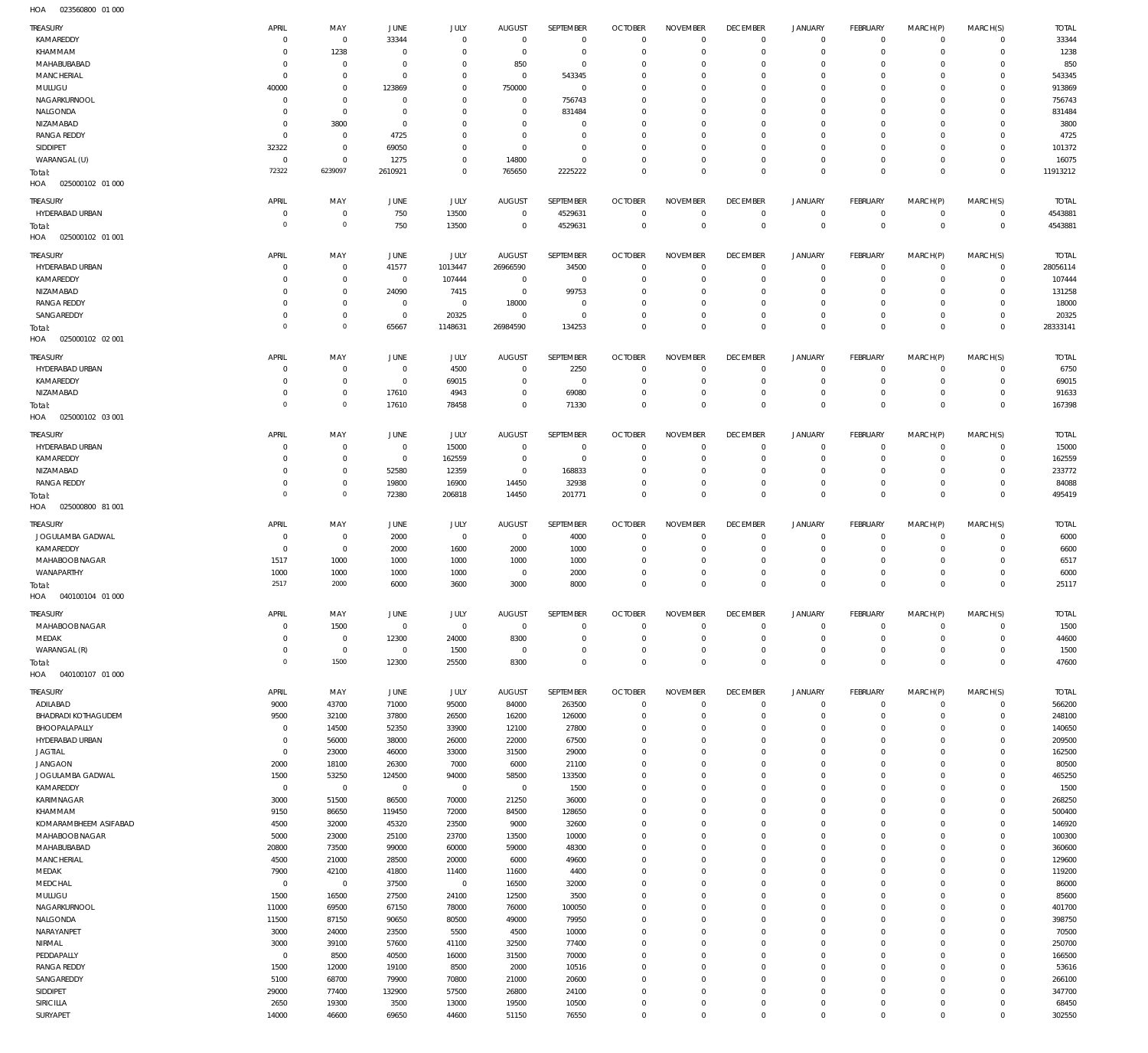HOA 023560800 01 000

| TREASURY | APRIL | MAY | JUNE | JULY | AUGUST | SEPTEMBER | OCTOBER | NOVEMBER | DECEMBER | JANUARY | FEBRUARY | MARCH(P) | MARCH(S) | TOTAL |
|---|---|---|---|---|---|---|---|---|---|---|---|---|---|---|
| KAMAREDDY | 0 | 0 | 33344 | 0 | 0 | 0 | 0 | 0 | 0 | 0 | 0 | 0 | 0 | 33344 |
| KHAMMAM | 0 | 1238 | 0 | 0 | 0 | 0 | 0 | 0 | 0 | 0 | 0 | 0 | 0 | 1238 |
| MAHABUBABAD | 0 | 0 | 0 | 0 | 850 | 0 | 0 | 0 | 0 | 0 | 0 | 0 | 0 | 850 |
| MANCHERIAL | 0 | 0 | 0 | 0 | 0 | 543345 | 0 | 0 | 0 | 0 | 0 | 0 | 0 | 543345 |
| MULUGU | 40000 | 0 | 123869 | 0 | 750000 | 0 | 0 | 0 | 0 | 0 | 0 | 0 | 0 | 913869 |
| NAGARKURNOOL | 0 | 0 | 0 | 0 | 0 | 756743 | 0 | 0 | 0 | 0 | 0 | 0 | 0 | 756743 |
| NALGONDA | 0 | 0 | 0 | 0 | 0 | 831484 | 0 | 0 | 0 | 0 | 0 | 0 | 0 | 831484 |
| NIZAMABAD | 0 | 3800 | 0 | 0 | 0 | 0 | 0 | 0 | 0 | 0 | 0 | 0 | 0 | 3800 |
| RANGA REDDY | 0 | 0 | 4725 | 0 | 0 | 0 | 0 | 0 | 0 | 0 | 0 | 0 | 0 | 4725 |
| SIDDIPET | 32322 | 0 | 69050 | 0 | 0 | 0 | 0 | 0 | 0 | 0 | 0 | 0 | 0 | 101372 |
| WARANGAL (U) | 0 | 0 | 1275 | 0 | 14800 | 0 | 0 | 0 | 0 | 0 | 0 | 0 | 0 | 16075 |
| Total: | 72322 | 6239097 | 2610921 | 0 | 765650 | 2225222 | 0 | 0 | 0 | 0 | 0 | 0 | 0 | 11913212 |

HOA 025000102 01 000

| TREASURY | APRIL | MAY | JUNE | JULY | AUGUST | SEPTEMBER | OCTOBER | NOVEMBER | DECEMBER | JANUARY | FEBRUARY | MARCH(P) | MARCH(S) | TOTAL |
|---|---|---|---|---|---|---|---|---|---|---|---|---|---|---|
| HYDERABAD URBAN | 0 | 0 | 750 | 13500 | 0 | 4529631 | 0 | 0 | 0 | 0 | 0 | 0 | 0 | 4543881 |
| Total: | 0 | 0 | 750 | 13500 | 0 | 4529631 | 0 | 0 | 0 | 0 | 0 | 0 | 0 | 4543881 |

HOA 025000102 01 001

| TREASURY | APRIL | MAY | JUNE | JULY | AUGUST | SEPTEMBER | OCTOBER | NOVEMBER | DECEMBER | JANUARY | FEBRUARY | MARCH(P) | MARCH(S) | TOTAL |
|---|---|---|---|---|---|---|---|---|---|---|---|---|---|---|
| HYDERABAD URBAN | 0 | 0 | 41577 | 1013447 | 26966590 | 34500 | 0 | 0 | 0 | 0 | 0 | 0 | 0 | 28056114 |
| KAMAREDDY | 0 | 0 | 0 | 107444 | 0 | 0 | 0 | 0 | 0 | 0 | 0 | 0 | 0 | 107444 |
| NIZAMABAD | 0 | 0 | 24090 | 7415 | 0 | 99753 | 0 | 0 | 0 | 0 | 0 | 0 | 0 | 131258 |
| RANGA REDDY | 0 | 0 | 0 | 0 | 18000 | 0 | 0 | 0 | 0 | 0 | 0 | 0 | 0 | 18000 |
| SANGAREDDY | 0 | 0 | 0 | 20325 | 0 | 0 | 0 | 0 | 0 | 0 | 0 | 0 | 0 | 20325 |
| Total: | 0 | 0 | 65667 | 1148631 | 26984590 | 134253 | 0 | 0 | 0 | 0 | 0 | 0 | 0 | 28333141 |

HOA 025000102 02 001

| TREASURY | APRIL | MAY | JUNE | JULY | AUGUST | SEPTEMBER | OCTOBER | NOVEMBER | DECEMBER | JANUARY | FEBRUARY | MARCH(P) | MARCH(S) | TOTAL |
|---|---|---|---|---|---|---|---|---|---|---|---|---|---|---|
| HYDERABAD URBAN | 0 | 0 | 0 | 4500 | 0 | 2250 | 0 | 0 | 0 | 0 | 0 | 0 | 0 | 6750 |
| KAMAREDDY | 0 | 0 | 0 | 69015 | 0 | 0 | 0 | 0 | 0 | 0 | 0 | 0 | 0 | 69015 |
| NIZAMABAD | 0 | 0 | 17610 | 4943 | 0 | 69080 | 0 | 0 | 0 | 0 | 0 | 0 | 0 | 91633 |
| Total: | 0 | 0 | 17610 | 78458 | 0 | 71330 | 0 | 0 | 0 | 0 | 0 | 0 | 0 | 167398 |

HOA 025000102 03 001

| TREASURY | APRIL | MAY | JUNE | JULY | AUGUST | SEPTEMBER | OCTOBER | NOVEMBER | DECEMBER | JANUARY | FEBRUARY | MARCH(P) | MARCH(S) | TOTAL |
|---|---|---|---|---|---|---|---|---|---|---|---|---|---|---|
| HYDERABAD URBAN | 0 | 0 | 0 | 15000 | 0 | 0 | 0 | 0 | 0 | 0 | 0 | 0 | 0 | 15000 |
| KAMAREDDY | 0 | 0 | 0 | 162559 | 0 | 0 | 0 | 0 | 0 | 0 | 0 | 0 | 0 | 162559 |
| NIZAMABAD | 0 | 0 | 52580 | 12359 | 0 | 168833 | 0 | 0 | 0 | 0 | 0 | 0 | 0 | 233772 |
| RANGA REDDY | 0 | 0 | 19800 | 16900 | 14450 | 32938 | 0 | 0 | 0 | 0 | 0 | 0 | 0 | 84088 |
| Total: | 0 | 0 | 72380 | 206818 | 14450 | 201771 | 0 | 0 | 0 | 0 | 0 | 0 | 0 | 495419 |

HOA 025000800 81 001

| TREASURY | APRIL | MAY | JUNE | JULY | AUGUST | SEPTEMBER | OCTOBER | NOVEMBER | DECEMBER | JANUARY | FEBRUARY | MARCH(P) | MARCH(S) | TOTAL |
|---|---|---|---|---|---|---|---|---|---|---|---|---|---|---|
| JOGULAMBA GADWAL | 0 | 0 | 2000 | 0 | 0 | 4000 | 0 | 0 | 0 | 0 | 0 | 0 | 0 | 6000 |
| KAMAREDDY | 0 | 0 | 2000 | 1600 | 2000 | 1000 | 0 | 0 | 0 | 0 | 0 | 0 | 0 | 6600 |
| MAHABOOB NAGAR | 1517 | 1000 | 1000 | 1000 | 1000 | 1000 | 0 | 0 | 0 | 0 | 0 | 0 | 0 | 6517 |
| WANAPARTHY | 1000 | 1000 | 1000 | 1000 | 0 | 2000 | 0 | 0 | 0 | 0 | 0 | 0 | 0 | 6000 |
| Total: | 2517 | 2000 | 6000 | 3600 | 3000 | 8000 | 0 | 0 | 0 | 0 | 0 | 0 | 0 | 25117 |

HOA 040100104 01 000

| TREASURY | APRIL | MAY | JUNE | JULY | AUGUST | SEPTEMBER | OCTOBER | NOVEMBER | DECEMBER | JANUARY | FEBRUARY | MARCH(P) | MARCH(S) | TOTAL |
|---|---|---|---|---|---|---|---|---|---|---|---|---|---|---|
| MAHABOOB NAGAR | 0 | 1500 | 0 | 0 | 0 | 0 | 0 | 0 | 0 | 0 | 0 | 0 | 0 | 1500 |
| MEDAK | 0 | 0 | 12300 | 24000 | 8300 | 0 | 0 | 0 | 0 | 0 | 0 | 0 | 0 | 44600 |
| WARANGAL (R) | 0 | 0 | 0 | 1500 | 0 | 0 | 0 | 0 | 0 | 0 | 0 | 0 | 0 | 1500 |
| Total: | 0 | 1500 | 12300 | 25500 | 8300 | 0 | 0 | 0 | 0 | 0 | 0 | 0 | 0 | 47600 |

HOA 040100107 01 000

| TREASURY | APRIL | MAY | JUNE | JULY | AUGUST | SEPTEMBER | OCTOBER | NOVEMBER | DECEMBER | JANUARY | FEBRUARY | MARCH(P) | MARCH(S) | TOTAL |
|---|---|---|---|---|---|---|---|---|---|---|---|---|---|---|
| ADILABAD | 9000 | 43700 | 71000 | 95000 | 84000 | 263500 | 0 | 0 | 0 | 0 | 0 | 0 | 0 | 566200 |
| BHADRADI KOTHAGUDEM | 9500 | 32100 | 37800 | 26500 | 16200 | 126000 | 0 | 0 | 0 | 0 | 0 | 0 | 0 | 248100 |
| BHOOPALAPALLY | 0 | 14500 | 52350 | 33900 | 12100 | 27800 | 0 | 0 | 0 | 0 | 0 | 0 | 0 | 140650 |
| HYDERABAD URBAN | 0 | 56000 | 38000 | 26000 | 22000 | 67500 | 0 | 0 | 0 | 0 | 0 | 0 | 0 | 209500 |
| JAGTIAL | 0 | 23000 | 46000 | 33000 | 31500 | 29000 | 0 | 0 | 0 | 0 | 0 | 0 | 0 | 162500 |
| JANGAON | 2000 | 18100 | 26300 | 7000 | 6000 | 21100 | 0 | 0 | 0 | 0 | 0 | 0 | 0 | 80500 |
| JOGULAMBA GADWAL | 1500 | 53250 | 124500 | 94000 | 58500 | 133500 | 0 | 0 | 0 | 0 | 0 | 0 | 0 | 465250 |
| KAMAREDDY | 0 | 0 | 0 | 0 | 0 | 1500 | 0 | 0 | 0 | 0 | 0 | 0 | 0 | 1500 |
| KARIMNAGAR | 3000 | 51500 | 86500 | 70000 | 21250 | 36000 | 0 | 0 | 0 | 0 | 0 | 0 | 0 | 268250 |
| KHAMMAM | 9150 | 86650 | 119450 | 72000 | 84500 | 128650 | 0 | 0 | 0 | 0 | 0 | 0 | 0 | 500400 |
| KOMARAMBHEEM ASIFABAD | 4500 | 32000 | 45320 | 23500 | 9000 | 32600 | 0 | 0 | 0 | 0 | 0 | 0 | 0 | 146920 |
| MAHABOOB NAGAR | 5000 | 23000 | 25100 | 23700 | 13500 | 10000 | 0 | 0 | 0 | 0 | 0 | 0 | 0 | 100300 |
| MAHABUBABAD | 20800 | 73500 | 99000 | 60000 | 59000 | 48300 | 0 | 0 | 0 | 0 | 0 | 0 | 0 | 360600 |
| MANCHERIAL | 4500 | 21000 | 28500 | 20000 | 6000 | 49600 | 0 | 0 | 0 | 0 | 0 | 0 | 0 | 129600 |
| MEDAK | 7900 | 42100 | 41800 | 11400 | 11600 | 4400 | 0 | 0 | 0 | 0 | 0 | 0 | 0 | 119200 |
| MEDCHAL | 0 | 0 | 37500 | 0 | 16500 | 32000 | 0 | 0 | 0 | 0 | 0 | 0 | 0 | 86000 |
| MULUGU | 1500 | 16500 | 27500 | 24100 | 12500 | 3500 | 0 | 0 | 0 | 0 | 0 | 0 | 0 | 85600 |
| NAGARKURNOOL | 11000 | 69500 | 67150 | 78000 | 76000 | 100050 | 0 | 0 | 0 | 0 | 0 | 0 | 0 | 401700 |
| NALGONDA | 11500 | 87150 | 90650 | 80500 | 49000 | 79950 | 0 | 0 | 0 | 0 | 0 | 0 | 0 | 398750 |
| NARAYANPET | 3000 | 24000 | 23500 | 5500 | 4500 | 10000 | 0 | 0 | 0 | 0 | 0 | 0 | 0 | 70500 |
| NIRMAL | 3000 | 39100 | 57600 | 41100 | 32500 | 77400 | 0 | 0 | 0 | 0 | 0 | 0 | 0 | 250700 |
| PEDDAPALLY | 0 | 8500 | 40500 | 16000 | 31500 | 70000 | 0 | 0 | 0 | 0 | 0 | 0 | 0 | 166500 |
| RANGA REDDY | 1500 | 12000 | 19100 | 8500 | 2000 | 10516 | 0 | 0 | 0 | 0 | 0 | 0 | 0 | 53616 |
| SANGAREDDY | 5100 | 68700 | 79900 | 70800 | 21000 | 20600 | 0 | 0 | 0 | 0 | 0 | 0 | 0 | 266100 |
| SIDDIPET | 29000 | 77400 | 132900 | 57500 | 26800 | 24100 | 0 | 0 | 0 | 0 | 0 | 0 | 0 | 347700 |
| SIRICILLA | 2650 | 19300 | 3500 | 13000 | 19500 | 10500 | 0 | 0 | 0 | 0 | 0 | 0 | 0 | 68450 |
| SURYAPET | 14000 | 46600 | 69650 | 44600 | 51150 | 76550 | 0 | 0 | 0 | 0 | 0 | 0 | 0 | 302550 |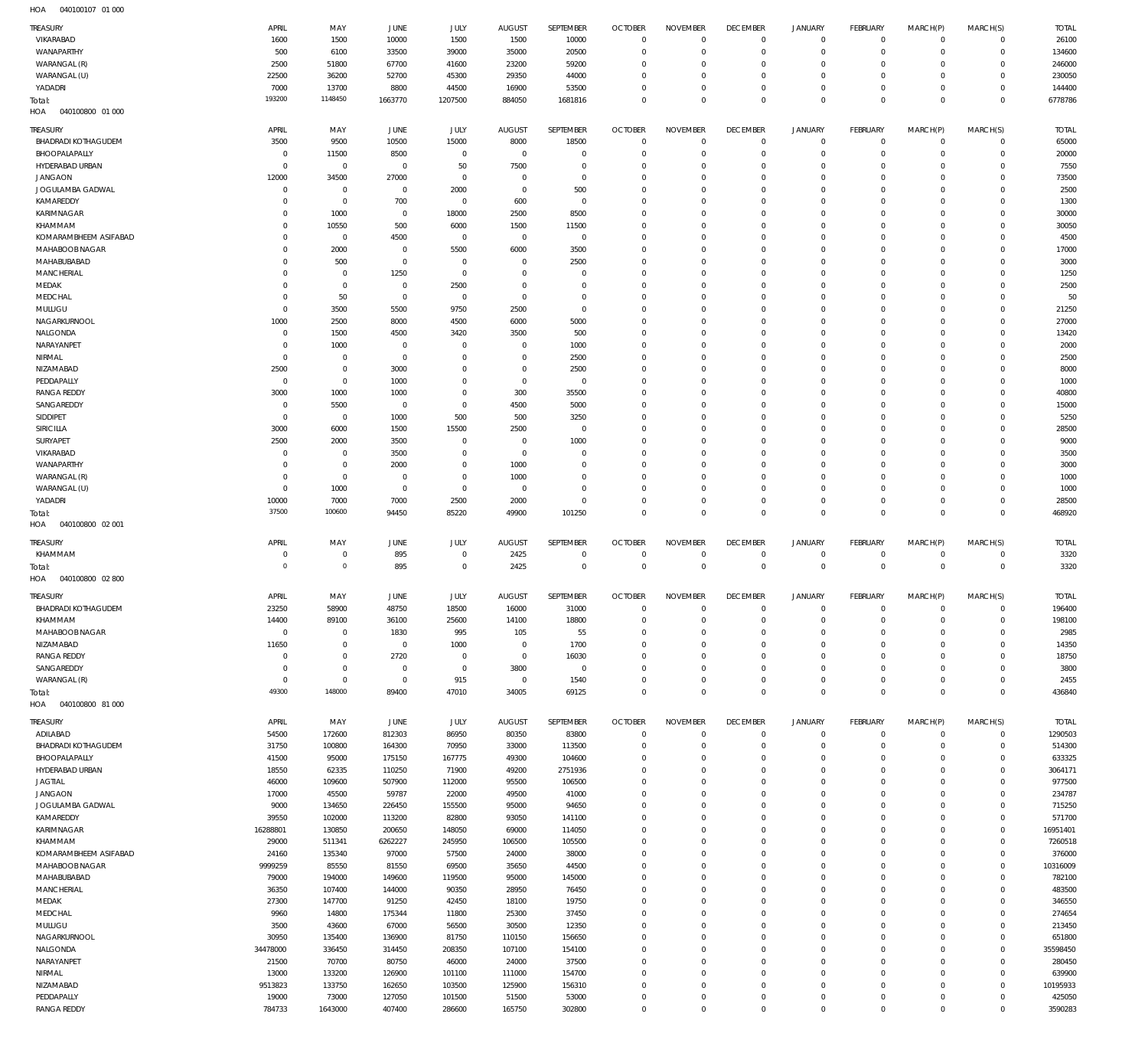HOA 040100107 01 000

| TREASURY | APRIL | MAY | JUNE | JULY | AUGUST | SEPTEMBER | OCTOBER | NOVEMBER | DECEMBER | JANUARY | FEBRUARY | MARCH(P) | MARCH(S) | TOTAL |
|---|---|---|---|---|---|---|---|---|---|---|---|---|---|---|
| VIKARABAD | 1600 | 1500 | 10000 | 1500 | 1500 | 10000 | 0 | 0 | 0 | 0 | 0 | 0 | 0 | 26100 |
| WANAPARTHY | 500 | 6100 | 33500 | 39000 | 35000 | 20500 | 0 | 0 | 0 | 0 | 0 | 0 | 0 | 134600 |
| WARANGAL (R) | 2500 | 51800 | 67700 | 41600 | 23200 | 59200 | 0 | 0 | 0 | 0 | 0 | 0 | 0 | 246000 |
| WARANGAL (U) | 22500 | 36200 | 52700 | 45300 | 29350 | 44000 | 0 | 0 | 0 | 0 | 0 | 0 | 0 | 230050 |
| YADADRI | 7000 | 13700 | 8800 | 44500 | 16900 | 53500 | 0 | 0 | 0 | 0 | 0 | 0 | 0 | 144400 |
| Total: | 193200 | 1148450 | 1663770 | 1207500 | 884050 | 1681816 | 0 | 0 | 0 | 0 | 0 | 0 | 0 | 6778786 |

HOA 040100800 01 000

| TREASURY | APRIL | MAY | JUNE | JULY | AUGUST | SEPTEMBER | OCTOBER | NOVEMBER | DECEMBER | JANUARY | FEBRUARY | MARCH(P) | MARCH(S) | TOTAL |
|---|---|---|---|---|---|---|---|---|---|---|---|---|---|---|
| BHADRADI KOTHAGUDEM | 3500 | 9500 | 10500 | 15000 | 8000 | 18500 | 0 | 0 | 0 | 0 | 0 | 0 | 0 | 65000 |
| BHOOPALAPALLY | 0 | 11500 | 8500 | 0 | 0 | 0 | 0 | 0 | 0 | 0 | 0 | 0 | 0 | 20000 |
| HYDERABAD URBAN | 0 | 0 | 0 | 50 | 7500 | 0 | 0 | 0 | 0 | 0 | 0 | 0 | 0 | 7550 |
| JANGAON | 12000 | 34500 | 27000 | 0 | 0 | 0 | 0 | 0 | 0 | 0 | 0 | 0 | 0 | 73500 |
| JOGULAMBA GADWAL | 0 | 0 | 0 | 2000 | 0 | 500 | 0 | 0 | 0 | 0 | 0 | 0 | 0 | 2500 |
| KAMAREDDY | 0 | 0 | 700 | 0 | 600 | 0 | 0 | 0 | 0 | 0 | 0 | 0 | 0 | 1300 |
| KARIMNAGAR | 0 | 1000 | 0 | 18000 | 2500 | 8500 | 0 | 0 | 0 | 0 | 0 | 0 | 0 | 30000 |
| KHAMMAM | 0 | 10550 | 500 | 6000 | 1500 | 11500 | 0 | 0 | 0 | 0 | 0 | 0 | 0 | 30050 |
| KOMARAMBHEEM ASIFABAD | 0 | 0 | 4500 | 0 | 0 | 0 | 0 | 0 | 0 | 0 | 0 | 0 | 0 | 4500 |
| MAHABOOBNAGAR | 0 | 2000 | 0 | 5500 | 6000 | 3500 | 0 | 0 | 0 | 0 | 0 | 0 | 0 | 17000 |
| MAHABUBABAD | 0 | 500 | 0 | 0 | 0 | 2500 | 0 | 0 | 0 | 0 | 0 | 0 | 0 | 3000 |
| MANCHERIAL | 0 | 0 | 1250 | 0 | 0 | 0 | 0 | 0 | 0 | 0 | 0 | 0 | 0 | 1250 |
| MEDAK | 0 | 0 | 0 | 2500 | 0 | 0 | 0 | 0 | 0 | 0 | 0 | 0 | 0 | 2500 |
| MEDCHAL | 0 | 50 | 0 | 0 | 0 | 0 | 0 | 0 | 0 | 0 | 0 | 0 | 0 | 50 |
| MULUGU | 0 | 3500 | 5500 | 9750 | 2500 | 0 | 0 | 0 | 0 | 0 | 0 | 0 | 0 | 21250 |
| NAGARKURNOOL | 1000 | 2500 | 8000 | 4500 | 6000 | 5000 | 0 | 0 | 0 | 0 | 0 | 0 | 0 | 27000 |
| NALGONDA | 0 | 1500 | 4500 | 3420 | 3500 | 500 | 0 | 0 | 0 | 0 | 0 | 0 | 0 | 13420 |
| NARAYANPET | 0 | 1000 | 0 | 0 | 0 | 1000 | 0 | 0 | 0 | 0 | 0 | 0 | 0 | 2000 |
| NIRMAL | 0 | 0 | 0 | 0 | 0 | 2500 | 0 | 0 | 0 | 0 | 0 | 0 | 0 | 2500 |
| NIZAMABAD | 2500 | 0 | 3000 | 0 | 0 | 2500 | 0 | 0 | 0 | 0 | 0 | 0 | 0 | 8000 |
| PEDDAPALLY | 0 | 0 | 1000 | 0 | 0 | 0 | 0 | 0 | 0 | 0 | 0 | 0 | 0 | 1000 |
| RANGA REDDY | 3000 | 1000 | 1000 | 0 | 300 | 35500 | 0 | 0 | 0 | 0 | 0 | 0 | 0 | 40800 |
| SANGAREDDY | 0 | 5500 | 0 | 0 | 4500 | 5000 | 0 | 0 | 0 | 0 | 0 | 0 | 0 | 15000 |
| SIDDIPET | 0 | 0 | 1000 | 500 | 500 | 3250 | 0 | 0 | 0 | 0 | 0 | 0 | 0 | 5250 |
| SIRICILLA | 3000 | 6000 | 1500 | 15500 | 2500 | 0 | 0 | 0 | 0 | 0 | 0 | 0 | 0 | 28500 |
| SURYAPET | 2500 | 2000 | 3500 | 0 | 0 | 1000 | 0 | 0 | 0 | 0 | 0 | 0 | 0 | 9000 |
| VIKARABAD | 0 | 0 | 3500 | 0 | 0 | 0 | 0 | 0 | 0 | 0 | 0 | 0 | 0 | 3500 |
| WANAPARTHY | 0 | 0 | 2000 | 0 | 1000 | 0 | 0 | 0 | 0 | 0 | 0 | 0 | 0 | 3000 |
| WARANGAL (R) | 0 | 0 | 0 | 0 | 1000 | 0 | 0 | 0 | 0 | 0 | 0 | 0 | 0 | 1000 |
| WARANGAL (U) | 0 | 1000 | 0 | 0 | 0 | 0 | 0 | 0 | 0 | 0 | 0 | 0 | 0 | 1000 |
| YADADRI | 10000 | 7000 | 7000 | 2500 | 2000 | 0 | 0 | 0 | 0 | 0 | 0 | 0 | 0 | 28500 |
| Total: | 37500 | 100600 | 94450 | 85220 | 49900 | 101250 | 0 | 0 | 0 | 0 | 0 | 0 | 0 | 468920 |

HOA 040100800 02 001

| TREASURY | APRIL | MAY | JUNE | JULY | AUGUST | SEPTEMBER | OCTOBER | NOVEMBER | DECEMBER | JANUARY | FEBRUARY | MARCH(P) | MARCH(S) | TOTAL |
|---|---|---|---|---|---|---|---|---|---|---|---|---|---|---|
| KHAMMAM | 0 | 0 | 895 | 0 | 2425 | 0 | 0 | 0 | 0 | 0 | 0 | 0 | 0 | 3320 |
| Total: | 0 | 0 | 895 | 0 | 2425 | 0 | 0 | 0 | 0 | 0 | 0 | 0 | 0 | 3320 |

HOA 040100800 02 800

| TREASURY | APRIL | MAY | JUNE | JULY | AUGUST | SEPTEMBER | OCTOBER | NOVEMBER | DECEMBER | JANUARY | FEBRUARY | MARCH(P) | MARCH(S) | TOTAL |
|---|---|---|---|---|---|---|---|---|---|---|---|---|---|---|
| BHADRADI KOTHAGUDEM | 23250 | 58900 | 48750 | 18500 | 16000 | 31000 | 0 | 0 | 0 | 0 | 0 | 0 | 0 | 196400 |
| KHAMMAM | 14400 | 89100 | 36100 | 25600 | 14100 | 18800 | 0 | 0 | 0 | 0 | 0 | 0 | 0 | 198100 |
| MAHABOOBNAGAR | 0 | 0 | 1830 | 995 | 105 | 55 | 0 | 0 | 0 | 0 | 0 | 0 | 0 | 2985 |
| NIZAMABAD | 11650 | 0 | 0 | 1000 | 0 | 1700 | 0 | 0 | 0 | 0 | 0 | 0 | 0 | 14350 |
| RANGA REDDY | 0 | 0 | 2720 | 0 | 0 | 16030 | 0 | 0 | 0 | 0 | 0 | 0 | 0 | 18750 |
| SANGAREDDY | 0 | 0 | 0 | 0 | 3800 | 0 | 0 | 0 | 0 | 0 | 0 | 0 | 0 | 3800 |
| WARANGAL (R) | 0 | 0 | 0 | 915 | 0 | 1540 | 0 | 0 | 0 | 0 | 0 | 0 | 0 | 2455 |
| Total: | 49300 | 148000 | 89400 | 47010 | 34005 | 69125 | 0 | 0 | 0 | 0 | 0 | 0 | 0 | 436840 |

HOA 040100800 81 000

| TREASURY | APRIL | MAY | JUNE | JULY | AUGUST | SEPTEMBER | OCTOBER | NOVEMBER | DECEMBER | JANUARY | FEBRUARY | MARCH(P) | MARCH(S) | TOTAL |
|---|---|---|---|---|---|---|---|---|---|---|---|---|---|---|
| ADILABAD | 54500 | 172600 | 812303 | 86950 | 80350 | 83800 | 0 | 0 | 0 | 0 | 0 | 0 | 0 | 1290503 |
| BHADRADI KOTHAGUDEM | 31750 | 100800 | 164300 | 70950 | 33000 | 113500 | 0 | 0 | 0 | 0 | 0 | 0 | 0 | 514300 |
| BHOOPALAPALLY | 41500 | 95000 | 175150 | 167775 | 49300 | 104600 | 0 | 0 | 0 | 0 | 0 | 0 | 0 | 633325 |
| HYDERABAD URBAN | 18550 | 62335 | 110250 | 71900 | 49200 | 2751936 | 0 | 0 | 0 | 0 | 0 | 0 | 0 | 3064171 |
| JAGTIAL | 46000 | 109600 | 507900 | 112000 | 95500 | 106500 | 0 | 0 | 0 | 0 | 0 | 0 | 0 | 977500 |
| JANGAON | 17000 | 45500 | 59787 | 22000 | 49500 | 41000 | 0 | 0 | 0 | 0 | 0 | 0 | 0 | 234787 |
| JOGULAMBA GADWAL | 9000 | 134650 | 226450 | 155500 | 95000 | 94650 | 0 | 0 | 0 | 0 | 0 | 0 | 0 | 715250 |
| KAMAREDDY | 39550 | 102000 | 113200 | 82800 | 93050 | 141100 | 0 | 0 | 0 | 0 | 0 | 0 | 0 | 571700 |
| KARIMNAGAR | 16288801 | 130850 | 200650 | 148050 | 69000 | 114050 | 0 | 0 | 0 | 0 | 0 | 0 | 0 | 16951401 |
| KHAMMAM | 29000 | 511341 | 6262227 | 245950 | 106500 | 105500 | 0 | 0 | 0 | 0 | 0 | 0 | 0 | 7260518 |
| KOMARAMBHEEM ASIFABAD | 24160 | 135340 | 97000 | 57500 | 24000 | 38000 | 0 | 0 | 0 | 0 | 0 | 0 | 0 | 376000 |
| MAHABOOBNAGAR | 9999259 | 85550 | 81550 | 69500 | 35650 | 44500 | 0 | 0 | 0 | 0 | 0 | 0 | 0 | 10316009 |
| MAHABUBABAD | 79000 | 194000 | 149600 | 119500 | 95000 | 145000 | 0 | 0 | 0 | 0 | 0 | 0 | 0 | 782100 |
| MANCHERIAL | 36350 | 107400 | 144000 | 90350 | 28950 | 76450 | 0 | 0 | 0 | 0 | 0 | 0 | 0 | 483500 |
| MEDAK | 27300 | 147700 | 91250 | 42450 | 18100 | 19750 | 0 | 0 | 0 | 0 | 0 | 0 | 0 | 346550 |
| MEDCHAL | 9960 | 14800 | 175344 | 11800 | 25300 | 37450 | 0 | 0 | 0 | 0 | 0 | 0 | 0 | 274654 |
| MULUGU | 3500 | 43600 | 67000 | 56500 | 30500 | 12350 | 0 | 0 | 0 | 0 | 0 | 0 | 0 | 213450 |
| NAGARKURNOOL | 30950 | 135400 | 136900 | 81750 | 110150 | 156650 | 0 | 0 | 0 | 0 | 0 | 0 | 0 | 651800 |
| NALGONDA | 34478000 | 336450 | 314450 | 208350 | 107100 | 154100 | 0 | 0 | 0 | 0 | 0 | 0 | 0 | 35598450 |
| NARAYANPET | 21500 | 70700 | 80750 | 46000 | 24000 | 37500 | 0 | 0 | 0 | 0 | 0 | 0 | 0 | 280450 |
| NIRMAL | 13000 | 133200 | 126900 | 101100 | 111000 | 154700 | 0 | 0 | 0 | 0 | 0 | 0 | 0 | 639900 |
| NIZAMABAD | 9513823 | 133750 | 162650 | 103500 | 125900 | 156310 | 0 | 0 | 0 | 0 | 0 | 0 | 0 | 10195933 |
| PEDDAPALLY | 19000 | 73000 | 127050 | 101500 | 51500 | 53000 | 0 | 0 | 0 | 0 | 0 | 0 | 0 | 425050 |
| RANGA REDDY | 784733 | 1643000 | 407400 | 286600 | 165750 | 302800 | 0 | 0 | 0 | 0 | 0 | 0 | 0 | 3590283 |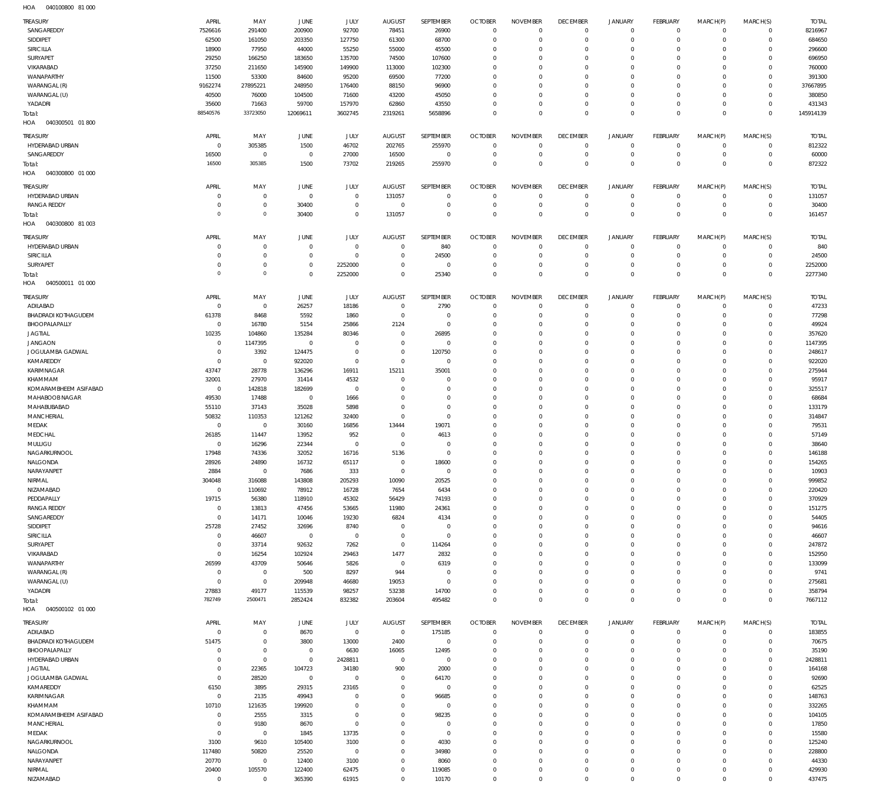HOA 040100800 81 000

| TREASURY | APRIL | MAY | JUNE | JULY | AUGUST | SEPTEMBER | OCTOBER | NOVEMBER | DECEMBER | JANUARY | FEBRUARY | MARCH(P) | MARCH(S) | TOTAL |
|---|---|---|---|---|---|---|---|---|---|---|---|---|---|---|
| SANGAREDDY | 7526616 | 291400 | 200900 | 92700 | 78451 | 26900 | 0 | 0 | 0 | 0 | 0 | 0 | 0 | 8216967 |
| SIDDIPET | 62500 | 161050 | 203350 | 127750 | 61300 | 68700 | 0 | 0 | 0 | 0 | 0 | 0 | 0 | 684650 |
| SIRICILLA | 18900 | 77950 | 44000 | 55250 | 55000 | 45500 | 0 | 0 | 0 | 0 | 0 | 0 | 0 | 296600 |
| SURYAPET | 29250 | 166250 | 183650 | 135700 | 74500 | 107600 | 0 | 0 | 0 | 0 | 0 | 0 | 0 | 696950 |
| VIKARABAD | 37250 | 211650 | 145900 | 149900 | 113000 | 102300 | 0 | 0 | 0 | 0 | 0 | 0 | 0 | 760000 |
| WANAPARTHY | 11500 | 53300 | 84600 | 95200 | 69500 | 77200 | 0 | 0 | 0 | 0 | 0 | 0 | 0 | 391300 |
| WARANGAL (R) | 9162274 | 27895221 | 248950 | 176400 | 88150 | 96900 | 0 | 0 | 0 | 0 | 0 | 0 | 0 | 37667895 |
| WARANGAL (U) | 40500 | 76000 | 104500 | 71600 | 43200 | 45050 | 0 | 0 | 0 | 0 | 0 | 0 | 0 | 380850 |
| YADADRI | 35600 | 71663 | 59700 | 157970 | 62860 | 43550 | 0 | 0 | 0 | 0 | 0 | 0 | 0 | 431343 |
| Total: | 88540576 | 33723050 | 12069611 | 3602745 | 2319261 | 5658896 | 0 | 0 | 0 | 0 | 0 | 0 | 0 | 145914139 |

HOA 040300501 01 800

| TREASURY | APRIL | MAY | JUNE | JULY | AUGUST | SEPTEMBER | OCTOBER | NOVEMBER | DECEMBER | JANUARY | FEBRUARY | MARCH(P) | MARCH(S) | TOTAL |
|---|---|---|---|---|---|---|---|---|---|---|---|---|---|---|
| HYDERABAD URBAN | 0 | 305385 | 1500 | 46702 | 202765 | 255970 | 0 | 0 | 0 | 0 | 0 | 0 | 0 | 812322 |
| SANGAREDDY | 16500 | 0 | 0 | 27000 | 16500 | 0 | 0 | 0 | 0 | 0 | 0 | 0 | 0 | 60000 |
| Total: | 16500 | 305385 | 1500 | 73702 | 219265 | 255970 | 0 | 0 | 0 | 0 | 0 | 0 | 0 | 872322 |

HOA 040300800 01 000

| TREASURY | APRIL | MAY | JUNE | JULY | AUGUST | SEPTEMBER | OCTOBER | NOVEMBER | DECEMBER | JANUARY | FEBRUARY | MARCH(P) | MARCH(S) | TOTAL |
|---|---|---|---|---|---|---|---|---|---|---|---|---|---|---|
| HYDERABAD URBAN | 0 | 0 | 0 | 0 | 131057 | 0 | 0 | 0 | 0 | 0 | 0 | 0 | 0 | 131057 |
| RANGA REDDY | 0 | 0 | 30400 | 0 | 0 | 0 | 0 | 0 | 0 | 0 | 0 | 0 | 0 | 30400 |
| Total: | 0 | 0 | 30400 | 0 | 131057 | 0 | 0 | 0 | 0 | 0 | 0 | 0 | 0 | 161457 |

HOA 040300800 81 003

| TREASURY | APRIL | MAY | JUNE | JULY | AUGUST | SEPTEMBER | OCTOBER | NOVEMBER | DECEMBER | JANUARY | FEBRUARY | MARCH(P) | MARCH(S) | TOTAL |
|---|---|---|---|---|---|---|---|---|---|---|---|---|---|---|
| HYDERABAD URBAN | 0 | 0 | 0 | 0 | 0 | 840 | 0 | 0 | 0 | 0 | 0 | 0 | 0 | 840 |
| SIRICILLA | 0 | 0 | 0 | 0 | 0 | 24500 | 0 | 0 | 0 | 0 | 0 | 0 | 0 | 24500 |
| SURYAPET | 0 | 0 | 0 | 2252000 | 0 | 0 | 0 | 0 | 0 | 0 | 0 | 0 | 0 | 2252000 |
| Total: | 0 | 0 | 0 | 2252000 | 0 | 25340 | 0 | 0 | 0 | 0 | 0 | 0 | 0 | 2277340 |

HOA 040500011 01 000

| TREASURY | APRIL | MAY | JUNE | JULY | AUGUST | SEPTEMBER | OCTOBER | NOVEMBER | DECEMBER | JANUARY | FEBRUARY | MARCH(P) | MARCH(S) | TOTAL |
|---|---|---|---|---|---|---|---|---|---|---|---|---|---|---|
| ADILABAD | 0 | 0 | 26257 | 18186 | 0 | 2790 | 0 | 0 | 0 | 0 | 0 | 0 | 0 | 47233 |
| BHADRADI KOTHAGUDEM | 61378 | 8468 | 5592 | 1860 | 0 | 0 | 0 | 0 | 0 | 0 | 0 | 0 | 0 | 77298 |
| BHOOPALAPALLY | 0 | 16780 | 5154 | 25866 | 2124 | 0 | 0 | 0 | 0 | 0 | 0 | 0 | 0 | 49924 |
| JAGTIAL | 10235 | 104860 | 135284 | 80346 | 0 | 26895 | 0 | 0 | 0 | 0 | 0 | 0 | 0 | 357620 |
| JANGAON | 0 | 1147395 | 0 | 0 | 0 | 0 | 0 | 0 | 0 | 0 | 0 | 0 | 0 | 1147395 |
| JOGULAMBA GADWAL | 0 | 3392 | 124475 | 0 | 0 | 120750 | 0 | 0 | 0 | 0 | 0 | 0 | 0 | 248617 |
| KAMAREDDY | 0 | 0 | 922020 | 0 | 0 | 0 | 0 | 0 | 0 | 0 | 0 | 0 | 0 | 922020 |
| KARIMNAGAR | 43747 | 28778 | 136296 | 16911 | 15211 | 35001 | 0 | 0 | 0 | 0 | 0 | 0 | 0 | 275944 |
| KHAMMAM | 32001 | 27970 | 31414 | 4532 | 0 | 0 | 0 | 0 | 0 | 0 | 0 | 0 | 0 | 95917 |
| KOMARAMBHEEM ASIFABAD | 0 | 142818 | 182699 | 0 | 0 | 0 | 0 | 0 | 0 | 0 | 0 | 0 | 0 | 325517 |
| MAHABOOBNAGAR | 49530 | 17488 | 0 | 1666 | 0 | 0 | 0 | 0 | 0 | 0 | 0 | 0 | 0 | 68684 |
| MAHABUBABAD | 55110 | 37143 | 35028 | 5898 | 0 | 0 | 0 | 0 | 0 | 0 | 0 | 0 | 0 | 133179 |
| MANCHERIAL | 50832 | 110353 | 121262 | 32400 | 0 | 0 | 0 | 0 | 0 | 0 | 0 | 0 | 0 | 314847 |
| MEDAK | 0 | 0 | 30160 | 16856 | 13444 | 19071 | 0 | 0 | 0 | 0 | 0 | 0 | 0 | 79531 |
| MEDCHAL | 26185 | 11447 | 13952 | 952 | 0 | 4613 | 0 | 0 | 0 | 0 | 0 | 0 | 0 | 57149 |
| MULUGU | 0 | 16296 | 22344 | 0 | 0 | 0 | 0 | 0 | 0 | 0 | 0 | 0 | 0 | 38640 |
| NAGARKURNOOL | 17948 | 74336 | 32052 | 16716 | 5136 | 0 | 0 | 0 | 0 | 0 | 0 | 0 | 0 | 146188 |
| NALGONDA | 28926 | 24890 | 16732 | 65117 | 0 | 18600 | 0 | 0 | 0 | 0 | 0 | 0 | 0 | 154265 |
| NARAYANPET | 2884 | 0 | 7686 | 333 | 0 | 0 | 0 | 0 | 0 | 0 | 0 | 0 | 0 | 10903 |
| NIRMAL | 304048 | 316088 | 143808 | 205293 | 10090 | 20525 | 0 | 0 | 0 | 0 | 0 | 0 | 0 | 999852 |
| NIZAMABAD | 0 | 110692 | 78912 | 16728 | 7654 | 6434 | 0 | 0 | 0 | 0 | 0 | 0 | 0 | 220420 |
| PEDDAPALLY | 19715 | 56380 | 118910 | 45302 | 56429 | 74193 | 0 | 0 | 0 | 0 | 0 | 0 | 0 | 370929 |
| RANGA REDDY | 0 | 13813 | 47456 | 53665 | 11980 | 24361 | 0 | 0 | 0 | 0 | 0 | 0 | 0 | 151275 |
| SANGAREDDY | 0 | 14171 | 10046 | 19230 | 6824 | 4134 | 0 | 0 | 0 | 0 | 0 | 0 | 0 | 54405 |
| SIDDIPET | 25728 | 27452 | 32696 | 8740 | 0 | 0 | 0 | 0 | 0 | 0 | 0 | 0 | 0 | 94616 |
| SIRICILLA | 0 | 46607 | 0 | 0 | 0 | 0 | 0 | 0 | 0 | 0 | 0 | 0 | 0 | 46607 |
| SURYAPET | 0 | 33714 | 92632 | 7262 | 0 | 114264 | 0 | 0 | 0 | 0 | 0 | 0 | 0 | 247872 |
| VIKARABAD | 0 | 16254 | 102924 | 29463 | 1477 | 2832 | 0 | 0 | 0 | 0 | 0 | 0 | 0 | 152950 |
| WANAPARTHY | 26599 | 43709 | 50646 | 5826 | 0 | 6319 | 0 | 0 | 0 | 0 | 0 | 0 | 0 | 133099 |
| WARANGAL (R) | 0 | 0 | 500 | 8297 | 944 | 0 | 0 | 0 | 0 | 0 | 0 | 0 | 0 | 9741 |
| WARANGAL (U) | 0 | 0 | 209948 | 46680 | 19053 | 0 | 0 | 0 | 0 | 0 | 0 | 0 | 0 | 275681 |
| YADADRI | 27883 | 49177 | 115539 | 98257 | 53238 | 14700 | 0 | 0 | 0 | 0 | 0 | 0 | 0 | 358794 |
| Total: | 782749 | 2500471 | 2852424 | 832382 | 203604 | 495482 | 0 | 0 | 0 | 0 | 0 | 0 | 0 | 7667112 |

HOA 040500102 01 000

| TREASURY | APRIL | MAY | JUNE | JULY | AUGUST | SEPTEMBER | OCTOBER | NOVEMBER | DECEMBER | JANUARY | FEBRUARY | MARCH(P) | MARCH(S) | TOTAL |
|---|---|---|---|---|---|---|---|---|---|---|---|---|---|---|
| ADILABAD | 0 | 0 | 8670 | 0 | 0 | 175185 | 0 | 0 | 0 | 0 | 0 | 0 | 0 | 183855 |
| BHADRADI KOTHAGUDEM | 51475 | 0 | 3800 | 13000 | 2400 | 0 | 0 | 0 | 0 | 0 | 0 | 0 | 0 | 70675 |
| BHOOPALAPALLY | 0 | 0 | 0 | 6630 | 16065 | 12495 | 0 | 0 | 0 | 0 | 0 | 0 | 0 | 35190 |
| HYDERABAD URBAN | 0 | 0 | 0 | 2428811 | 0 | 0 | 0 | 0 | 0 | 0 | 0 | 0 | 0 | 2428811 |
| JAGTIAL | 0 | 22365 | 104723 | 34180 | 900 | 2000 | 0 | 0 | 0 | 0 | 0 | 0 | 0 | 164168 |
| JOGULAMBA GADWAL | 0 | 28520 | 0 | 0 | 0 | 64170 | 0 | 0 | 0 | 0 | 0 | 0 | 0 | 92690 |
| KAMAREDDY | 6150 | 3895 | 29315 | 23165 | 0 | 0 | 0 | 0 | 0 | 0 | 0 | 0 | 0 | 62525 |
| KARIMNAGAR | 0 | 2135 | 49943 | 0 | 0 | 96685 | 0 | 0 | 0 | 0 | 0 | 0 | 0 | 148763 |
| KHAMMAM | 10710 | 121635 | 199920 | 0 | 0 | 0 | 0 | 0 | 0 | 0 | 0 | 0 | 0 | 332265 |
| KOMARAMBHEEM ASIFABAD | 0 | 2555 | 3315 | 0 | 0 | 98235 | 0 | 0 | 0 | 0 | 0 | 0 | 0 | 104105 |
| MANCHERIAL | 0 | 9180 | 8670 | 0 | 0 | 0 | 0 | 0 | 0 | 0 | 0 | 0 | 0 | 17850 |
| MEDAK | 0 | 0 | 1845 | 13735 | 0 | 0 | 0 | 0 | 0 | 0 | 0 | 0 | 0 | 15580 |
| NAGARKURNOOL | 3100 | 9610 | 105400 | 3100 | 0 | 4030 | 0 | 0 | 0 | 0 | 0 | 0 | 0 | 125240 |
| NALGONDA | 117480 | 50820 | 25520 | 0 | 0 | 34980 | 0 | 0 | 0 | 0 | 0 | 0 | 0 | 228800 |
| NARAYANPET | 20770 | 0 | 12400 | 3100 | 0 | 8060 | 0 | 0 | 0 | 0 | 0 | 0 | 0 | 44330 |
| NIRMAL | 20400 | 105570 | 122400 | 62475 | 0 | 119085 | 0 | 0 | 0 | 0 | 0 | 0 | 0 | 429930 |
| NIZAMABAD | 0 | 0 | 365390 | 61915 | 0 | 10170 | 0 | 0 | 0 | 0 | 0 | 0 | 0 | 437475 |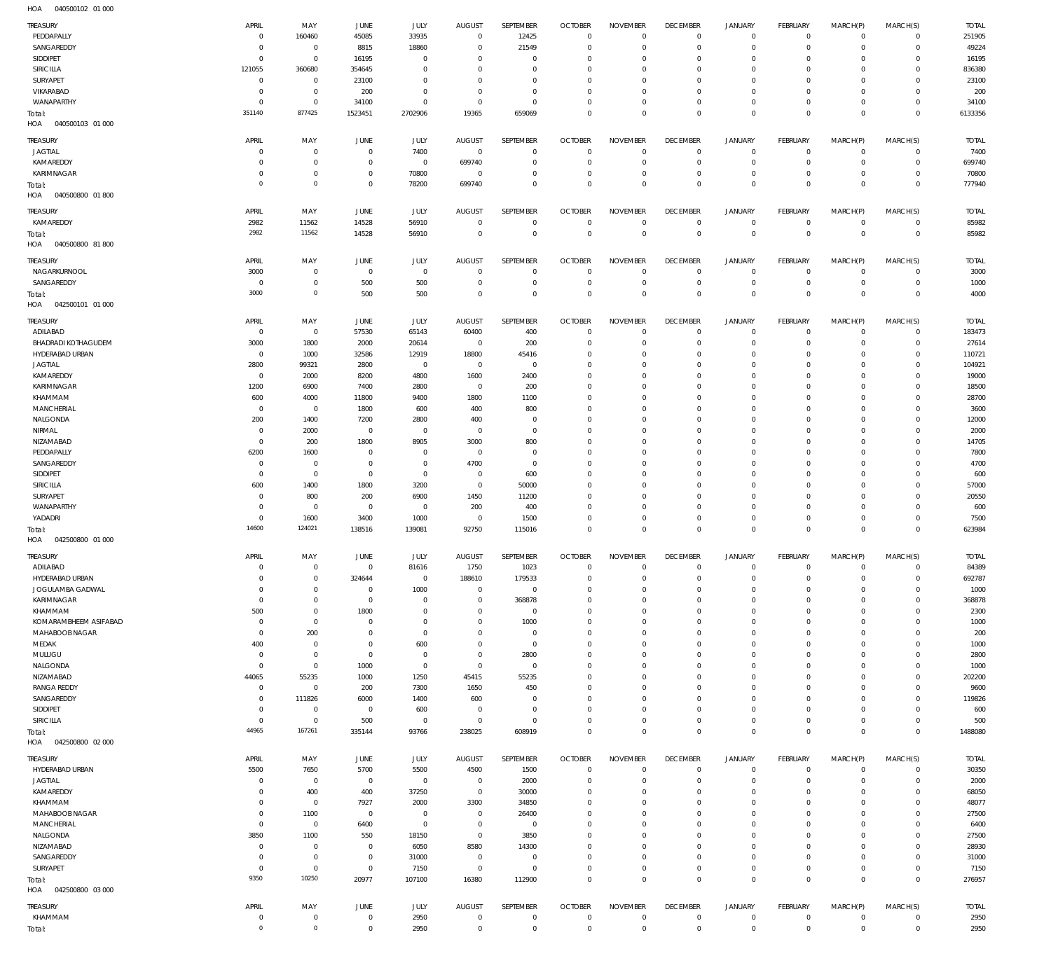HOA 040500102 01 000

| TREASURY | APRIL | MAY | JUNE | JULY | AUGUST | SEPTEMBER | OCTOBER | NOVEMBER | DECEMBER | JANUARY | FEBRUARY | MARCH(P) | MARCH(S) | TOTAL |
|---|---|---|---|---|---|---|---|---|---|---|---|---|---|---|
| PEDDAPALLY | 0 | 160460 | 45085 | 33935 | 0 | 12425 | 0 | 0 | 0 | 0 | 0 | 0 | 0 | 251905 |
| SANGAREDDY | 0 | 0 | 8815 | 18860 | 0 | 21549 | 0 | 0 | 0 | 0 | 0 | 0 | 0 | 49224 |
| SIDDIPET | 0 | 0 | 16195 | 0 | 0 | 0 | 0 | 0 | 0 | 0 | 0 | 0 | 0 | 16195 |
| SIRICILLA | 121055 | 360680 | 354645 | 0 | 0 | 0 | 0 | 0 | 0 | 0 | 0 | 0 | 0 | 836380 |
| SURYAPET | 0 | 0 | 23100 | 0 | 0 | 0 | 0 | 0 | 0 | 0 | 0 | 0 | 0 | 23100 |
| VIKARABAD | 0 | 0 | 200 | 0 | 0 | 0 | 0 | 0 | 0 | 0 | 0 | 0 | 0 | 200 |
| WANAPARTHY | 0 | 0 | 34100 | 0 | 0 | 0 | 0 | 0 | 0 | 0 | 0 | 0 | 0 | 34100 |
| Total: | 351140 | 877425 | 1523451 | 2702906 | 19365 | 659069 | 0 | 0 | 0 | 0 | 0 | 0 | 0 | 6133356 |

HOA 040500103 01 000

| TREASURY | APRIL | MAY | JUNE | JULY | AUGUST | SEPTEMBER | OCTOBER | NOVEMBER | DECEMBER | JANUARY | FEBRUARY | MARCH(P) | MARCH(S) | TOTAL |
|---|---|---|---|---|---|---|---|---|---|---|---|---|---|---|
| JAGTIAL | 0 | 0 | 0 | 7400 | 0 | 0 | 0 | 0 | 0 | 0 | 0 | 0 | 0 | 7400 |
| KAMAREDDY | 0 | 0 | 0 | 0 | 699740 | 0 | 0 | 0 | 0 | 0 | 0 | 0 | 0 | 699740 |
| KARIMNAGAR | 0 | 0 | 0 | 70800 | 0 | 0 | 0 | 0 | 0 | 0 | 0 | 0 | 0 | 70800 |
| Total: | 0 | 0 | 0 | 78200 | 699740 | 0 | 0 | 0 | 0 | 0 | 0 | 0 | 0 | 777940 |

HOA 040500800 01 800

| TREASURY | APRIL | MAY | JUNE | JULY | AUGUST | SEPTEMBER | OCTOBER | NOVEMBER | DECEMBER | JANUARY | FEBRUARY | MARCH(P) | MARCH(S) | TOTAL |
|---|---|---|---|---|---|---|---|---|---|---|---|---|---|---|
| KAMAREDDY | 2982 | 11562 | 14528 | 56910 | 0 | 0 | 0 | 0 | 0 | 0 | 0 | 0 | 0 | 85982 |
| Total: | 2982 | 11562 | 14528 | 56910 | 0 | 0 | 0 | 0 | 0 | 0 | 0 | 0 | 0 | 85982 |

HOA 040500800 81 800

| TREASURY | APRIL | MAY | JUNE | JULY | AUGUST | SEPTEMBER | OCTOBER | NOVEMBER | DECEMBER | JANUARY | FEBRUARY | MARCH(P) | MARCH(S) | TOTAL |
|---|---|---|---|---|---|---|---|---|---|---|---|---|---|---|
| NAGARKURNOOL | 3000 | 0 | 0 | 0 | 0 | 0 | 0 | 0 | 0 | 0 | 0 | 0 | 0 | 3000 |
| SANGAREDDY | 0 | 0 | 500 | 500 | 0 | 0 | 0 | 0 | 0 | 0 | 0 | 0 | 0 | 1000 |
| Total: | 3000 | 0 | 500 | 500 | 0 | 0 | 0 | 0 | 0 | 0 | 0 | 0 | 0 | 4000 |

HOA 042500101 01 000

| TREASURY | APRIL | MAY | JUNE | JULY | AUGUST | SEPTEMBER | OCTOBER | NOVEMBER | DECEMBER | JANUARY | FEBRUARY | MARCH(P) | MARCH(S) | TOTAL |
|---|---|---|---|---|---|---|---|---|---|---|---|---|---|---|
| ADILABAD | 0 | 0 | 57530 | 65143 | 60400 | 400 | 0 | 0 | 0 | 0 | 0 | 0 | 0 | 183473 |
| BHADRADI KOTHAGUDEM | 3000 | 1800 | 2000 | 20614 | 0 | 200 | 0 | 0 | 0 | 0 | 0 | 0 | 0 | 27614 |
| HYDERABAD URBAN | 0 | 1000 | 32586 | 12919 | 18800 | 45416 | 0 | 0 | 0 | 0 | 0 | 0 | 0 | 110721 |
| JAGTIAL | 2800 | 99321 | 2800 | 0 | 0 | 0 | 0 | 0 | 0 | 0 | 0 | 0 | 0 | 104921 |
| KAMAREDDY | 0 | 2000 | 8200 | 4800 | 1600 | 2400 | 0 | 0 | 0 | 0 | 0 | 0 | 0 | 19000 |
| KARIMNAGAR | 1200 | 6900 | 7400 | 2800 | 0 | 200 | 0 | 0 | 0 | 0 | 0 | 0 | 0 | 18500 |
| KHAMMAM | 600 | 4000 | 11800 | 9400 | 1800 | 1100 | 0 | 0 | 0 | 0 | 0 | 0 | 0 | 28700 |
| MANCHERIAL | 0 | 0 | 1800 | 600 | 400 | 800 | 0 | 0 | 0 | 0 | 0 | 0 | 0 | 3600 |
| NALGONDA | 200 | 1400 | 7200 | 2800 | 400 | 0 | 0 | 0 | 0 | 0 | 0 | 0 | 0 | 12000 |
| NIRMAL | 0 | 2000 | 0 | 0 | 0 | 0 | 0 | 0 | 0 | 0 | 0 | 0 | 0 | 2000 |
| NIZAMABAD | 0 | 200 | 1800 | 8905 | 3000 | 800 | 0 | 0 | 0 | 0 | 0 | 0 | 0 | 14705 |
| PEDDAPALLY | 6200 | 1600 | 0 | 0 | 0 | 0 | 0 | 0 | 0 | 0 | 0 | 0 | 0 | 7800 |
| SANGAREDDY | 0 | 0 | 0 | 0 | 4700 | 0 | 0 | 0 | 0 | 0 | 0 | 0 | 0 | 4700 |
| SIDDIPET | 0 | 0 | 0 | 0 | 0 | 600 | 0 | 0 | 0 | 0 | 0 | 0 | 0 | 600 |
| SIRICILLA | 600 | 1400 | 1800 | 3200 | 0 | 50000 | 0 | 0 | 0 | 0 | 0 | 0 | 0 | 57000 |
| SURYAPET | 0 | 800 | 200 | 6900 | 1450 | 11200 | 0 | 0 | 0 | 0 | 0 | 0 | 0 | 20550 |
| WANAPARTHY | 0 | 0 | 0 | 0 | 200 | 400 | 0 | 0 | 0 | 0 | 0 | 0 | 0 | 600 |
| YADADRI | 0 | 1600 | 3400 | 1000 | 0 | 1500 | 0 | 0 | 0 | 0 | 0 | 0 | 0 | 7500 |
| Total: | 14600 | 124021 | 138516 | 139081 | 92750 | 115016 | 0 | 0 | 0 | 0 | 0 | 0 | 0 | 623984 |

HOA 042500800 01 000

| TREASURY | APRIL | MAY | JUNE | JULY | AUGUST | SEPTEMBER | OCTOBER | NOVEMBER | DECEMBER | JANUARY | FEBRUARY | MARCH(P) | MARCH(S) | TOTAL |
|---|---|---|---|---|---|---|---|---|---|---|---|---|---|---|
| ADILABAD | 0 | 0 | 0 | 81616 | 1750 | 1023 | 0 | 0 | 0 | 0 | 0 | 0 | 0 | 84389 |
| HYDERABAD URBAN | 0 | 0 | 324644 | 0 | 188610 | 179533 | 0 | 0 | 0 | 0 | 0 | 0 | 0 | 692787 |
| JOGULAMBA GADWAL | 0 | 0 | 0 | 1000 | 0 | 0 | 0 | 0 | 0 | 0 | 0 | 0 | 0 | 1000 |
| KARIMNAGAR | 0 | 0 | 0 | 0 | 0 | 368878 | 0 | 0 | 0 | 0 | 0 | 0 | 0 | 368878 |
| KHAMMAM | 500 | 0 | 1800 | 0 | 0 | 0 | 0 | 0 | 0 | 0 | 0 | 0 | 0 | 2300 |
| KOMARAMBHEEM ASIFABAD | 0 | 0 | 0 | 0 | 0 | 1000 | 0 | 0 | 0 | 0 | 0 | 0 | 0 | 1000 |
| MAHABOOB NAGAR | 0 | 200 | 0 | 0 | 0 | 0 | 0 | 0 | 0 | 0 | 0 | 0 | 0 | 200 |
| MEDAK | 400 | 0 | 0 | 600 | 0 | 0 | 0 | 0 | 0 | 0 | 0 | 0 | 0 | 1000 |
| MULUGU | 0 | 0 | 0 | 0 | 0 | 2800 | 0 | 0 | 0 | 0 | 0 | 0 | 0 | 2800 |
| NALGONDA | 0 | 0 | 1000 | 0 | 0 | 0 | 0 | 0 | 0 | 0 | 0 | 0 | 0 | 1000 |
| NIZAMABAD | 44065 | 55235 | 1000 | 1250 | 45415 | 55235 | 0 | 0 | 0 | 0 | 0 | 0 | 0 | 202200 |
| RANGA REDDY | 0 | 0 | 200 | 7300 | 1650 | 450 | 0 | 0 | 0 | 0 | 0 | 0 | 0 | 9600 |
| SANGAREDDY | 0 | 111826 | 6000 | 1400 | 600 | 0 | 0 | 0 | 0 | 0 | 0 | 0 | 0 | 119826 |
| SIDDIPET | 0 | 0 | 0 | 600 | 0 | 0 | 0 | 0 | 0 | 0 | 0 | 0 | 0 | 600 |
| SIRICILLA | 0 | 0 | 500 | 0 | 0 | 0 | 0 | 0 | 0 | 0 | 0 | 0 | 0 | 500 |
| Total: | 44965 | 167261 | 335144 | 93766 | 238025 | 608919 | 0 | 0 | 0 | 0 | 0 | 0 | 0 | 1488080 |

HOA 042500800 02 000

| TREASURY | APRIL | MAY | JUNE | JULY | AUGUST | SEPTEMBER | OCTOBER | NOVEMBER | DECEMBER | JANUARY | FEBRUARY | MARCH(P) | MARCH(S) | TOTAL |
|---|---|---|---|---|---|---|---|---|---|---|---|---|---|---|
| HYDERABAD URBAN | 5500 | 7650 | 5700 | 5500 | 4500 | 1500 | 0 | 0 | 0 | 0 | 0 | 0 | 0 | 30350 |
| JAGTIAL | 0 | 0 | 0 | 0 | 0 | 2000 | 0 | 0 | 0 | 0 | 0 | 0 | 0 | 2000 |
| KAMAREDDY | 0 | 400 | 400 | 37250 | 0 | 30000 | 0 | 0 | 0 | 0 | 0 | 0 | 0 | 68050 |
| KHAMMAM | 0 | 0 | 7927 | 2000 | 3300 | 34850 | 0 | 0 | 0 | 0 | 0 | 0 | 0 | 48077 |
| MAHABOOB NAGAR | 0 | 1100 | 0 | 0 | 0 | 26400 | 0 | 0 | 0 | 0 | 0 | 0 | 0 | 27500 |
| MANCHERIAL | 0 | 0 | 6400 | 0 | 0 | 0 | 0 | 0 | 0 | 0 | 0 | 0 | 0 | 6400 |
| NALGONDA | 3850 | 1100 | 550 | 18150 | 0 | 3850 | 0 | 0 | 0 | 0 | 0 | 0 | 0 | 27500 |
| NIZAMABAD | 0 | 0 | 0 | 6050 | 8580 | 14300 | 0 | 0 | 0 | 0 | 0 | 0 | 0 | 28930 |
| SANGAREDDY | 0 | 0 | 0 | 31000 | 0 | 0 | 0 | 0 | 0 | 0 | 0 | 0 | 0 | 31000 |
| SURYAPET | 0 | 0 | 0 | 7150 | 0 | 0 | 0 | 0 | 0 | 0 | 0 | 0 | 0 | 7150 |
| Total: | 9350 | 10250 | 20977 | 107100 | 16380 | 112900 | 0 | 0 | 0 | 0 | 0 | 0 | 0 | 276957 |

HOA 042500800 03 000

| TREASURY | APRIL | MAY | JUNE | JULY | AUGUST | SEPTEMBER | OCTOBER | NOVEMBER | DECEMBER | JANUARY | FEBRUARY | MARCH(P) | MARCH(S) | TOTAL |
|---|---|---|---|---|---|---|---|---|---|---|---|---|---|---|
| KHAMMAM | 0 | 0 | 0 | 2950 | 0 | 0 | 0 | 0 | 0 | 0 | 0 | 0 | 0 | 2950 |
| Total: | 0 | 0 | 0 | 2950 | 0 | 0 | 0 | 0 | 0 | 0 | 0 | 0 | 0 | 2950 |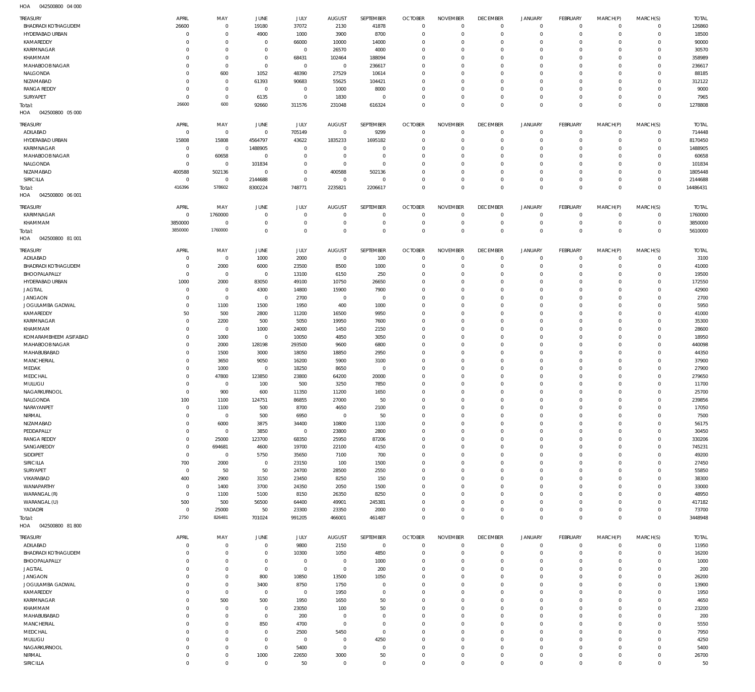HOA 042500800 04 000

| TREASURY | APRIL | MAY | JUNE | JULY | AUGUST | SEPTEMBER | OCTOBER | NOVEMBER | DECEMBER | JANUARY | FEBRUARY | MARCH(P) | MARCH(S) | TOTAL |
|---|---|---|---|---|---|---|---|---|---|---|---|---|---|---|
| BHADRADI KOTHAGUDEM | 26600 | 0 | 19180 | 37072 | 2130 | 41878 | 0 | 0 | 0 | 0 | 0 | 0 | 0 | 126860 |
| HYDERABAD URBAN | 0 | 0 | 4900 | 1000 | 3900 | 8700 | 0 | 0 | 0 | 0 | 0 | 0 | 0 | 18500 |
| KAMAREDDY | 0 | 0 | 0 | 66000 | 10000 | 14000 | 0 | 0 | 0 | 0 | 0 | 0 | 0 | 90000 |
| KARIMNAGAR | 0 | 0 | 0 | 0 | 26570 | 4000 | 0 | 0 | 0 | 0 | 0 | 0 | 0 | 30570 |
| KHAMMAM | 0 | 0 | 0 | 68431 | 102464 | 188094 | 0 | 0 | 0 | 0 | 0 | 0 | 0 | 358989 |
| MAHABOOBNAGAR | 0 | 0 | 0 | 0 | 0 | 236617 | 0 | 0 | 0 | 0 | 0 | 0 | 0 | 236617 |
| NALGONDA | 0 | 600 | 1052 | 48390 | 27529 | 10614 | 0 | 0 | 0 | 0 | 0 | 0 | 0 | 88185 |
| NIZAMABAD | 0 | 0 | 61393 | 90683 | 55625 | 104421 | 0 | 0 | 0 | 0 | 0 | 0 | 0 | 312122 |
| RANGA REDDY | 0 | 0 | 0 | 0 | 1000 | 8000 | 0 | 0 | 0 | 0 | 0 | 0 | 0 | 9000 |
| SURYAPET | 0 | 0 | 6135 | 0 | 1830 | 0 | 0 | 0 | 0 | 0 | 0 | 0 | 0 | 7965 |
| Total: | 26600 | 600 | 92660 | 311576 | 231048 | 616324 | 0 | 0 | 0 | 0 | 0 | 0 | 0 | 1278808 |

HOA 042500800 05 000

| TREASURY | APRIL | MAY | JUNE | JULY | AUGUST | SEPTEMBER | OCTOBER | NOVEMBER | DECEMBER | JANUARY | FEBRUARY | MARCH(P) | MARCH(S) | TOTAL |
|---|---|---|---|---|---|---|---|---|---|---|---|---|---|---|
| ADILABAD | 0 | 0 | 0 | 705149 | 0 | 9299 | 0 | 0 | 0 | 0 | 0 | 0 | 0 | 714448 |
| HYDERABAD URBAN | 15808 | 15808 | 4564797 | 43622 | 1835233 | 1695182 | 0 | 0 | 0 | 0 | 0 | 0 | 0 | 8170450 |
| KARIMNAGAR | 0 | 0 | 1488905 | 0 | 0 | 0 | 0 | 0 | 0 | 0 | 0 | 0 | 0 | 1488905 |
| MAHABOOBNAGAR | 0 | 60658 | 0 | 0 | 0 | 0 | 0 | 0 | 0 | 0 | 0 | 0 | 0 | 60658 |
| NALGONDA | 0 | 0 | 101834 | 0 | 0 | 0 | 0 | 0 | 0 | 0 | 0 | 0 | 0 | 101834 |
| NIZAMABAD | 400588 | 502136 | 0 | 0 | 400588 | 502136 | 0 | 0 | 0 | 0 | 0 | 0 | 0 | 1805448 |
| SIRICILLA | 0 | 0 | 2144688 | 0 | 0 | 0 | 0 | 0 | 0 | 0 | 0 | 0 | 0 | 2144688 |
| Total: | 416396 | 578602 | 8300224 | 748771 | 2235821 | 2206617 | 0 | 0 | 0 | 0 | 0 | 0 | 0 | 14486431 |

HOA 042500800 06 001

| TREASURY | APRIL | MAY | JUNE | JULY | AUGUST | SEPTEMBER | OCTOBER | NOVEMBER | DECEMBER | JANUARY | FEBRUARY | MARCH(P) | MARCH(S) | TOTAL |
|---|---|---|---|---|---|---|---|---|---|---|---|---|---|---|
| KARIMNAGAR | 0 | 1760000 | 0 | 0 | 0 | 0 | 0 | 0 | 0 | 0 | 0 | 0 | 0 | 1760000 |
| KHAMMAM | 3850000 | 0 | 0 | 0 | 0 | 0 | 0 | 0 | 0 | 0 | 0 | 0 | 0 | 3850000 |
| Total: | 3850000 | 1760000 | 0 | 0 | 0 | 0 | 0 | 0 | 0 | 0 | 0 | 0 | 0 | 5610000 |

HOA 042500800 81 001

| TREASURY | APRIL | MAY | JUNE | JULY | AUGUST | SEPTEMBER | OCTOBER | NOVEMBER | DECEMBER | JANUARY | FEBRUARY | MARCH(P) | MARCH(S) | TOTAL |
|---|---|---|---|---|---|---|---|---|---|---|---|---|---|---|
| ADILABAD | 0 | 0 | 1000 | 2000 | 0 | 100 | 0 | 0 | 0 | 0 | 0 | 0 | 0 | 3100 |
| BHADRADI KOTHAGUDEM | 0 | 2000 | 6000 | 23500 | 8500 | 1000 | 0 | 0 | 0 | 0 | 0 | 0 | 0 | 41000 |
| BHOOPALAPALLY | 0 | 0 | 0 | 13100 | 6150 | 250 | 0 | 0 | 0 | 0 | 0 | 0 | 0 | 19500 |
| HYDERABAD URBAN | 1000 | 2000 | 83050 | 49100 | 10750 | 26650 | 0 | 0 | 0 | 0 | 0 | 0 | 0 | 172550 |
| JAGTIAL | 0 | 0 | 4300 | 14800 | 15900 | 7900 | 0 | 0 | 0 | 0 | 0 | 0 | 0 | 42900 |
| JANGAON | 0 | 0 | 0 | 2700 | 0 | 0 | 0 | 0 | 0 | 0 | 0 | 0 | 0 | 2700 |
| JOGULAMBA GADWAL | 0 | 1100 | 1500 | 1950 | 400 | 1000 | 0 | 0 | 0 | 0 | 0 | 0 | 0 | 5950 |
| KAMAREDDY | 50 | 500 | 2800 | 11200 | 16500 | 9950 | 0 | 0 | 0 | 0 | 0 | 0 | 0 | 41000 |
| KARIMNAGAR | 0 | 2200 | 500 | 5050 | 19950 | 7600 | 0 | 0 | 0 | 0 | 0 | 0 | 0 | 35300 |
| KHAMMAM | 0 | 0 | 1000 | 24000 | 1450 | 2150 | 0 | 0 | 0 | 0 | 0 | 0 | 0 | 28600 |
| KOMARAMBHEEM ASIFABAD | 0 | 1000 | 0 | 10050 | 4850 | 3050 | 0 | 0 | 0 | 0 | 0 | 0 | 0 | 18950 |
| MAHABOOBNAGAR | 0 | 2000 | 128198 | 293500 | 9600 | 6800 | 0 | 0 | 0 | 0 | 0 | 0 | 0 | 440098 |
| MAHABUBABAD | 0 | 1500 | 3000 | 18050 | 18850 | 2950 | 0 | 0 | 0 | 0 | 0 | 0 | 0 | 44350 |
| MANCHERIAL | 0 | 3650 | 9050 | 16200 | 5900 | 3100 | 0 | 0 | 0 | 0 | 0 | 0 | 0 | 37900 |
| MEDAK | 0 | 1000 | 0 | 18250 | 8650 | 0 | 0 | 0 | 0 | 0 | 0 | 0 | 0 | 27900 |
| MEDCHAL | 0 | 47800 | 123850 | 23800 | 64200 | 20000 | 0 | 0 | 0 | 0 | 0 | 0 | 0 | 279650 |
| MULUGU | 0 | 0 | 100 | 500 | 3250 | 7850 | 0 | 0 | 0 | 0 | 0 | 0 | 0 | 11700 |
| NAGARKURNOOL | 0 | 900 | 600 | 11350 | 11200 | 1650 | 0 | 0 | 0 | 0 | 0 | 0 | 0 | 25700 |
| NALGONDA | 100 | 1100 | 124751 | 86855 | 27000 | 50 | 0 | 0 | 0 | 0 | 0 | 0 | 0 | 239856 |
| NARAYANPET | 0 | 1100 | 500 | 8700 | 4650 | 2100 | 0 | 0 | 0 | 0 | 0 | 0 | 0 | 17050 |
| NIRMAL | 0 | 0 | 500 | 6950 | 0 | 50 | 0 | 0 | 0 | 0 | 0 | 0 | 0 | 7500 |
| NIZAMABAD | 0 | 6000 | 3875 | 34400 | 10800 | 1100 | 0 | 0 | 0 | 0 | 0 | 0 | 0 | 56175 |
| PEDDAPALLY | 0 | 0 | 3850 | 0 | 23800 | 2800 | 0 | 0 | 0 | 0 | 0 | 0 | 0 | 30450 |
| RANGA REDDY | 0 | 25000 | 123700 | 68350 | 25950 | 87206 | 0 | 0 | 0 | 0 | 0 | 0 | 0 | 330206 |
| SANGAREDDY | 0 | 694681 | 4600 | 19700 | 22100 | 4150 | 0 | 0 | 0 | 0 | 0 | 0 | 0 | 745231 |
| SIDDIPET | 0 | 0 | 5750 | 35650 | 7100 | 700 | 0 | 0 | 0 | 0 | 0 | 0 | 0 | 49200 |
| SIRICILLA | 700 | 2000 | 0 | 23150 | 100 | 1500 | 0 | 0 | 0 | 0 | 0 | 0 | 0 | 27450 |
| SURYAPET | 0 | 50 | 50 | 24700 | 28500 | 2550 | 0 | 0 | 0 | 0 | 0 | 0 | 0 | 55850 |
| VIKARABAD | 400 | 2900 | 3150 | 23450 | 8250 | 150 | 0 | 0 | 0 | 0 | 0 | 0 | 0 | 38300 |
| WANAPARTHY | 0 | 1400 | 3700 | 24350 | 2050 | 1500 | 0 | 0 | 0 | 0 | 0 | 0 | 0 | 33000 |
| WARANGAL (R) | 0 | 1100 | 5100 | 8150 | 26350 | 8250 | 0 | 0 | 0 | 0 | 0 | 0 | 0 | 48950 |
| WARANGAL (U) | 500 | 500 | 56500 | 64400 | 49901 | 245381 | 0 | 0 | 0 | 0 | 0 | 0 | 0 | 417182 |
| YADADRI | 0 | 25000 | 50 | 23300 | 23350 | 2000 | 0 | 0 | 0 | 0 | 0 | 0 | 0 | 73700 |
| Total: | 2750 | 826481 | 701024 | 991205 | 466001 | 461487 | 0 | 0 | 0 | 0 | 0 | 0 | 0 | 3448948 |

HOA 042500800 81 800

| TREASURY | APRIL | MAY | JUNE | JULY | AUGUST | SEPTEMBER | OCTOBER | NOVEMBER | DECEMBER | JANUARY | FEBRUARY | MARCH(P) | MARCH(S) | TOTAL |
|---|---|---|---|---|---|---|---|---|---|---|---|---|---|---|
| ADILABAD | 0 | 0 | 0 | 9800 | 2150 | 0 | 0 | 0 | 0 | 0 | 0 | 0 | 0 | 11950 |
| BHADRADI KOTHAGUDEM | 0 | 0 | 0 | 10300 | 1050 | 4850 | 0 | 0 | 0 | 0 | 0 | 0 | 0 | 16200 |
| BHOOPALAPALLY | 0 | 0 | 0 | 0 | 0 | 1000 | 0 | 0 | 0 | 0 | 0 | 0 | 0 | 1000 |
| JAGTIAL | 0 | 0 | 0 | 0 | 0 | 200 | 0 | 0 | 0 | 0 | 0 | 0 | 0 | 200 |
| JANGAON | 0 | 0 | 800 | 10850 | 13500 | 1050 | 0 | 0 | 0 | 0 | 0 | 0 | 0 | 26200 |
| JOGULAMBA GADWAL | 0 | 0 | 3400 | 8750 | 1750 | 0 | 0 | 0 | 0 | 0 | 0 | 0 | 0 | 13900 |
| KAMAREDDY | 0 | 0 | 0 | 0 | 1950 | 0 | 0 | 0 | 0 | 0 | 0 | 0 | 0 | 1950 |
| KARIMNAGAR | 0 | 500 | 500 | 1950 | 1650 | 50 | 0 | 0 | 0 | 0 | 0 | 0 | 0 | 4650 |
| KHAMMAM | 0 | 0 | 0 | 23050 | 100 | 50 | 0 | 0 | 0 | 0 | 0 | 0 | 0 | 23200 |
| MAHABUBABAD | 0 | 0 | 0 | 200 | 0 | 0 | 0 | 0 | 0 | 0 | 0 | 0 | 0 | 200 |
| MANCHERIAL | 0 | 0 | 850 | 4700 | 0 | 0 | 0 | 0 | 0 | 0 | 0 | 0 | 0 | 5550 |
| MEDCHAL | 0 | 0 | 0 | 2500 | 5450 | 0 | 0 | 0 | 0 | 0 | 0 | 0 | 0 | 7950 |
| MULUGU | 0 | 0 | 0 | 0 | 0 | 4250 | 0 | 0 | 0 | 0 | 0 | 0 | 0 | 4250 |
| NAGARKURNOOL | 0 | 0 | 0 | 5400 | 0 | 0 | 0 | 0 | 0 | 0 | 0 | 0 | 0 | 5400 |
| NIRMAL | 0 | 0 | 1000 | 22650 | 3000 | 50 | 0 | 0 | 0 | 0 | 0 | 0 | 0 | 26700 |
| SIRICILLA | 0 | 0 | 0 | 50 | 0 | 0 | 0 | 0 | 0 | 0 | 0 | 0 | 0 | 50 |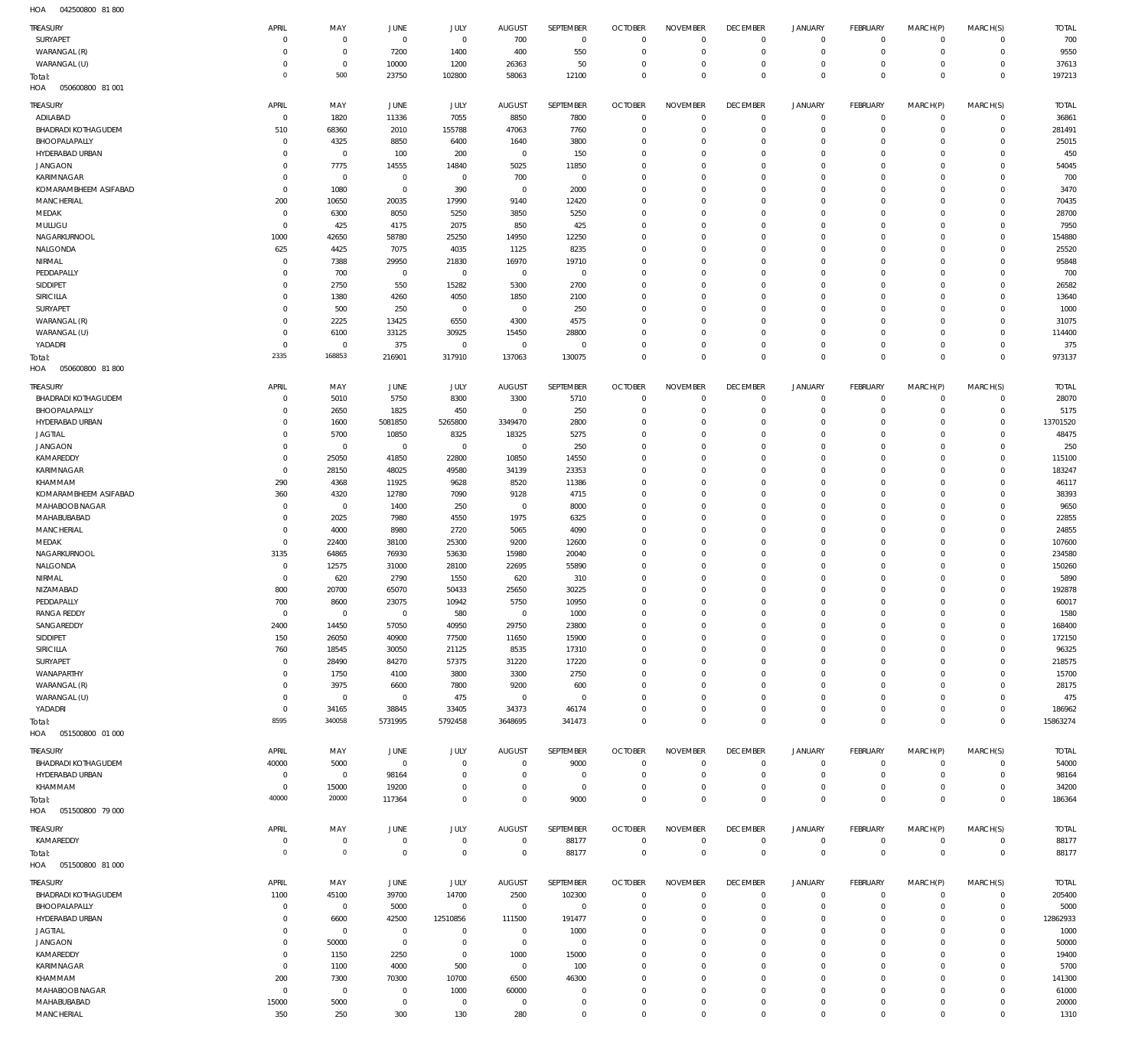HOA 042500800 81 800

| TREASURY | APRIL | MAY | JUNE | JULY | AUGUST | SEPTEMBER | OCTOBER | NOVEMBER | DECEMBER | JANUARY | FEBRUARY | MARCH(P) | MARCH(S) | TOTAL |
|---|---|---|---|---|---|---|---|---|---|---|---|---|---|---|
| SURYAPET | 0 | 0 | 0 | 0 | 700 | 0 | 0 | 0 | 0 | 0 | 0 | 0 | 0 | 700 |
| WARANGAL (R) | 0 | 0 | 7200 | 1400 | 400 | 550 | 0 | 0 | 0 | 0 | 0 | 0 | 0 | 9550 |
| WARANGAL (U) | 0 | 0 | 10000 | 1200 | 26363 | 50 | 0 | 0 | 0 | 0 | 0 | 0 | 0 | 37613 |
| Total: | 0 | 500 | 23750 | 102800 | 58063 | 12100 | 0 | 0 | 0 | 0 | 0 | 0 | 0 | 197213 |

HOA 050600800 81 001

| TREASURY | APRIL | MAY | JUNE | JULY | AUGUST | SEPTEMBER | OCTOBER | NOVEMBER | DECEMBER | JANUARY | FEBRUARY | MARCH(P) | MARCH(S) | TOTAL |
|---|---|---|---|---|---|---|---|---|---|---|---|---|---|---|
| ADILABAD | 0 | 1820 | 11336 | 7055 | 8850 | 7800 | 0 | 0 | 0 | 0 | 0 | 0 | 0 | 36861 |
| BHADRADI KOTHAGUDEM | 510 | 68360 | 2010 | 155788 | 47063 | 7760 | 0 | 0 | 0 | 0 | 0 | 0 | 0 | 281491 |
| BHOOPALAPALLY | 0 | 4325 | 8850 | 6400 | 1640 | 3800 | 0 | 0 | 0 | 0 | 0 | 0 | 0 | 25015 |
| HYDERABAD URBAN | 0 | 0 | 100 | 200 | 0 | 150 | 0 | 0 | 0 | 0 | 0 | 0 | 0 | 450 |
| JANGAON | 0 | 7775 | 14555 | 14840 | 5025 | 11850 | 0 | 0 | 0 | 0 | 0 | 0 | 0 | 54045 |
| KARIMNAGAR | 0 | 0 | 0 | 0 | 700 | 0 | 0 | 0 | 0 | 0 | 0 | 0 | 0 | 700 |
| KOMARAMBHEEM ASIFABAD | 0 | 1080 | 0 | 390 | 0 | 2000 | 0 | 0 | 0 | 0 | 0 | 0 | 0 | 3470 |
| MANCHERIAL | 200 | 10650 | 20035 | 17990 | 9140 | 12420 | 0 | 0 | 0 | 0 | 0 | 0 | 0 | 70435 |
| MEDAK | 0 | 6300 | 8050 | 5250 | 3850 | 5250 | 0 | 0 | 0 | 0 | 0 | 0 | 0 | 28700 |
| MULUGU | 0 | 425 | 4175 | 2075 | 850 | 425 | 0 | 0 | 0 | 0 | 0 | 0 | 0 | 7950 |
| NAGARKURNOOL | 1000 | 42650 | 58780 | 25250 | 14950 | 12250 | 0 | 0 | 0 | 0 | 0 | 0 | 0 | 154880 |
| NALGONDA | 625 | 4425 | 7075 | 4035 | 1125 | 8235 | 0 | 0 | 0 | 0 | 0 | 0 | 0 | 25520 |
| NIRMAL | 0 | 7388 | 29950 | 21830 | 16970 | 19710 | 0 | 0 | 0 | 0 | 0 | 0 | 0 | 95848 |
| PEDDAPALLY | 0 | 700 | 0 | 0 | 0 | 0 | 0 | 0 | 0 | 0 | 0 | 0 | 0 | 700 |
| SIDDIPET | 0 | 2750 | 550 | 15282 | 5300 | 2700 | 0 | 0 | 0 | 0 | 0 | 0 | 0 | 26582 |
| SIRICILLA | 0 | 1380 | 4260 | 4050 | 1850 | 2100 | 0 | 0 | 0 | 0 | 0 | 0 | 0 | 13640 |
| SURYAPET | 0 | 500 | 250 | 0 | 0 | 250 | 0 | 0 | 0 | 0 | 0 | 0 | 0 | 1000 |
| WARANGAL (R) | 0 | 2225 | 13425 | 6550 | 4300 | 4575 | 0 | 0 | 0 | 0 | 0 | 0 | 0 | 31075 |
| WARANGAL (U) | 0 | 6100 | 33125 | 30925 | 15450 | 28800 | 0 | 0 | 0 | 0 | 0 | 0 | 0 | 114400 |
| YADADRI | 0 | 0 | 375 | 0 | 0 | 0 | 0 | 0 | 0 | 0 | 0 | 0 | 0 | 375 |
| Total: | 2335 | 168853 | 216901 | 317910 | 137063 | 130075 | 0 | 0 | 0 | 0 | 0 | 0 | 0 | 973137 |

HOA 050600800 81 800

| TREASURY | APRIL | MAY | JUNE | JULY | AUGUST | SEPTEMBER | OCTOBER | NOVEMBER | DECEMBER | JANUARY | FEBRUARY | MARCH(P) | MARCH(S) | TOTAL |
|---|---|---|---|---|---|---|---|---|---|---|---|---|---|---|
| BHADRADI KOTHAGUDEM | 0 | 5010 | 5750 | 8300 | 3300 | 5710 | 0 | 0 | 0 | 0 | 0 | 0 | 0 | 28070 |
| BHOOPALAPALLY | 0 | 2650 | 1825 | 450 | 0 | 250 | 0 | 0 | 0 | 0 | 0 | 0 | 0 | 5175 |
| HYDERABAD URBAN | 0 | 1600 | 5081850 | 5265800 | 3349470 | 2800 | 0 | 0 | 0 | 0 | 0 | 0 | 0 | 13701520 |
| JAGTIAL | 0 | 5700 | 10850 | 8325 | 18325 | 5275 | 0 | 0 | 0 | 0 | 0 | 0 | 0 | 48475 |
| JANGAON | 0 | 0 | 0 | 0 | 0 | 250 | 0 | 0 | 0 | 0 | 0 | 0 | 0 | 250 |
| KAMAREDDY | 0 | 25050 | 41850 | 22800 | 10850 | 14550 | 0 | 0 | 0 | 0 | 0 | 0 | 0 | 115100 |
| KARIMNAGAR | 0 | 28150 | 48025 | 49580 | 34139 | 23353 | 0 | 0 | 0 | 0 | 0 | 0 | 0 | 183247 |
| KHAMMAM | 290 | 4368 | 11925 | 9628 | 8520 | 11386 | 0 | 0 | 0 | 0 | 0 | 0 | 0 | 46117 |
| KOMARAMBHEEM ASIFABAD | 360 | 4320 | 12780 | 7090 | 9128 | 4715 | 0 | 0 | 0 | 0 | 0 | 0 | 0 | 38393 |
| MAHABOOBNAGAR | 0 | 0 | 1400 | 250 | 0 | 8000 | 0 | 0 | 0 | 0 | 0 | 0 | 0 | 9650 |
| MAHABUBABAD | 0 | 2025 | 7980 | 4550 | 1975 | 6325 | 0 | 0 | 0 | 0 | 0 | 0 | 0 | 22855 |
| MANCHERIAL | 0 | 4000 | 8980 | 2720 | 5065 | 4090 | 0 | 0 | 0 | 0 | 0 | 0 | 0 | 24855 |
| MEDAK | 0 | 22400 | 38100 | 25300 | 9200 | 12600 | 0 | 0 | 0 | 0 | 0 | 0 | 0 | 107600 |
| NAGARKURNOOL | 3135 | 64865 | 76930 | 53630 | 15980 | 20040 | 0 | 0 | 0 | 0 | 0 | 0 | 0 | 234580 |
| NALGONDA | 0 | 12575 | 31000 | 28100 | 22695 | 55890 | 0 | 0 | 0 | 0 | 0 | 0 | 0 | 150260 |
| NIRMAL | 0 | 620 | 2790 | 1550 | 620 | 310 | 0 | 0 | 0 | 0 | 0 | 0 | 0 | 5890 |
| NIZAMABAD | 800 | 20700 | 65070 | 50433 | 25650 | 30225 | 0 | 0 | 0 | 0 | 0 | 0 | 0 | 192878 |
| PEDDAPALLY | 700 | 8600 | 23075 | 10942 | 5750 | 10950 | 0 | 0 | 0 | 0 | 0 | 0 | 0 | 60017 |
| RANGA REDDY | 0 | 0 | 0 | 580 | 0 | 1000 | 0 | 0 | 0 | 0 | 0 | 0 | 0 | 1580 |
| SANGAREDDY | 2400 | 14450 | 57050 | 40950 | 29750 | 23800 | 0 | 0 | 0 | 0 | 0 | 0 | 0 | 168400 |
| SIDDIPET | 150 | 26050 | 40900 | 77500 | 11650 | 15900 | 0 | 0 | 0 | 0 | 0 | 0 | 0 | 172150 |
| SIRICILLA | 760 | 18545 | 30050 | 21125 | 8535 | 17310 | 0 | 0 | 0 | 0 | 0 | 0 | 0 | 96325 |
| SURYAPET | 0 | 28490 | 84270 | 57375 | 31220 | 17220 | 0 | 0 | 0 | 0 | 0 | 0 | 0 | 218575 |
| WANAPARTHY | 0 | 1750 | 4100 | 3800 | 3300 | 2750 | 0 | 0 | 0 | 0 | 0 | 0 | 0 | 15700 |
| WARANGAL (R) | 0 | 3975 | 6600 | 7800 | 9200 | 600 | 0 | 0 | 0 | 0 | 0 | 0 | 0 | 28175 |
| WARANGAL (U) | 0 | 0 | 0 | 475 | 0 | 0 | 0 | 0 | 0 | 0 | 0 | 0 | 0 | 475 |
| YADADRI | 0 | 34165 | 38845 | 33405 | 34373 | 46174 | 0 | 0 | 0 | 0 | 0 | 0 | 0 | 186962 |
| Total: | 8595 | 340058 | 5731995 | 5792458 | 3648695 | 341473 | 0 | 0 | 0 | 0 | 0 | 0 | 0 | 15863274 |

HOA 051500800 01 000

| TREASURY | APRIL | MAY | JUNE | JULY | AUGUST | SEPTEMBER | OCTOBER | NOVEMBER | DECEMBER | JANUARY | FEBRUARY | MARCH(P) | MARCH(S) | TOTAL |
|---|---|---|---|---|---|---|---|---|---|---|---|---|---|---|
| BHADRADI KOTHAGUDEM | 40000 | 5000 | 0 | 0 | 0 | 9000 | 0 | 0 | 0 | 0 | 0 | 0 | 0 | 54000 |
| HYDERABAD URBAN | 0 | 0 | 98164 | 0 | 0 | 0 | 0 | 0 | 0 | 0 | 0 | 0 | 0 | 98164 |
| KHAMMAM | 0 | 15000 | 19200 | 0 | 0 | 0 | 0 | 0 | 0 | 0 | 0 | 0 | 0 | 34200 |
| Total: | 40000 | 20000 | 117364 | 0 | 0 | 9000 | 0 | 0 | 0 | 0 | 0 | 0 | 0 | 186364 |

HOA 051500800 79 000

| TREASURY | APRIL | MAY | JUNE | JULY | AUGUST | SEPTEMBER | OCTOBER | NOVEMBER | DECEMBER | JANUARY | FEBRUARY | MARCH(P) | MARCH(S) | TOTAL |
|---|---|---|---|---|---|---|---|---|---|---|---|---|---|---|
| KAMAREDDY | 0 | 0 | 0 | 0 | 0 | 88177 | 0 | 0 | 0 | 0 | 0 | 0 | 0 | 88177 |
| Total: | 0 | 0 | 0 | 0 | 0 | 88177 | 0 | 0 | 0 | 0 | 0 | 0 | 0 | 88177 |

HOA 051500800 81 000

| TREASURY | APRIL | MAY | JUNE | JULY | AUGUST | SEPTEMBER | OCTOBER | NOVEMBER | DECEMBER | JANUARY | FEBRUARY | MARCH(P) | MARCH(S) | TOTAL |
|---|---|---|---|---|---|---|---|---|---|---|---|---|---|---|
| BHADRADI KOTHAGUDEM | 1100 | 45100 | 39700 | 14700 | 2500 | 102300 | 0 | 0 | 0 | 0 | 0 | 0 | 0 | 205400 |
| BHOOPALAPALLY | 0 | 0 | 5000 | 0 | 0 | 0 | 0 | 0 | 0 | 0 | 0 | 0 | 0 | 5000 |
| HYDERABAD URBAN | 0 | 6600 | 42500 | 12510856 | 111500 | 191477 | 0 | 0 | 0 | 0 | 0 | 0 | 0 | 12862933 |
| JAGTIAL | 0 | 0 | 0 | 0 | 0 | 1000 | 0 | 0 | 0 | 0 | 0 | 0 | 0 | 1000 |
| JANGAON | 0 | 50000 | 0 | 0 | 0 | 0 | 0 | 0 | 0 | 0 | 0 | 0 | 0 | 50000 |
| KAMAREDDY | 0 | 1150 | 2250 | 0 | 1000 | 15000 | 0 | 0 | 0 | 0 | 0 | 0 | 0 | 19400 |
| KARIMNAGAR | 0 | 1100 | 4000 | 500 | 0 | 100 | 0 | 0 | 0 | 0 | 0 | 0 | 0 | 5700 |
| KHAMMAM | 200 | 7300 | 70300 | 10700 | 6500 | 46300 | 0 | 0 | 0 | 0 | 0 | 0 | 0 | 141300 |
| MAHABOOBNAGAR | 0 | 0 | 0 | 1000 | 60000 | 0 | 0 | 0 | 0 | 0 | 0 | 0 | 0 | 61000 |
| MAHABUBABAD | 15000 | 5000 | 0 | 0 | 0 | 0 | 0 | 0 | 0 | 0 | 0 | 0 | 0 | 20000 |
| MANCHERIAL | 350 | 250 | 300 | 130 | 280 | 0 | 0 | 0 | 0 | 0 | 0 | 0 | 0 | 1310 |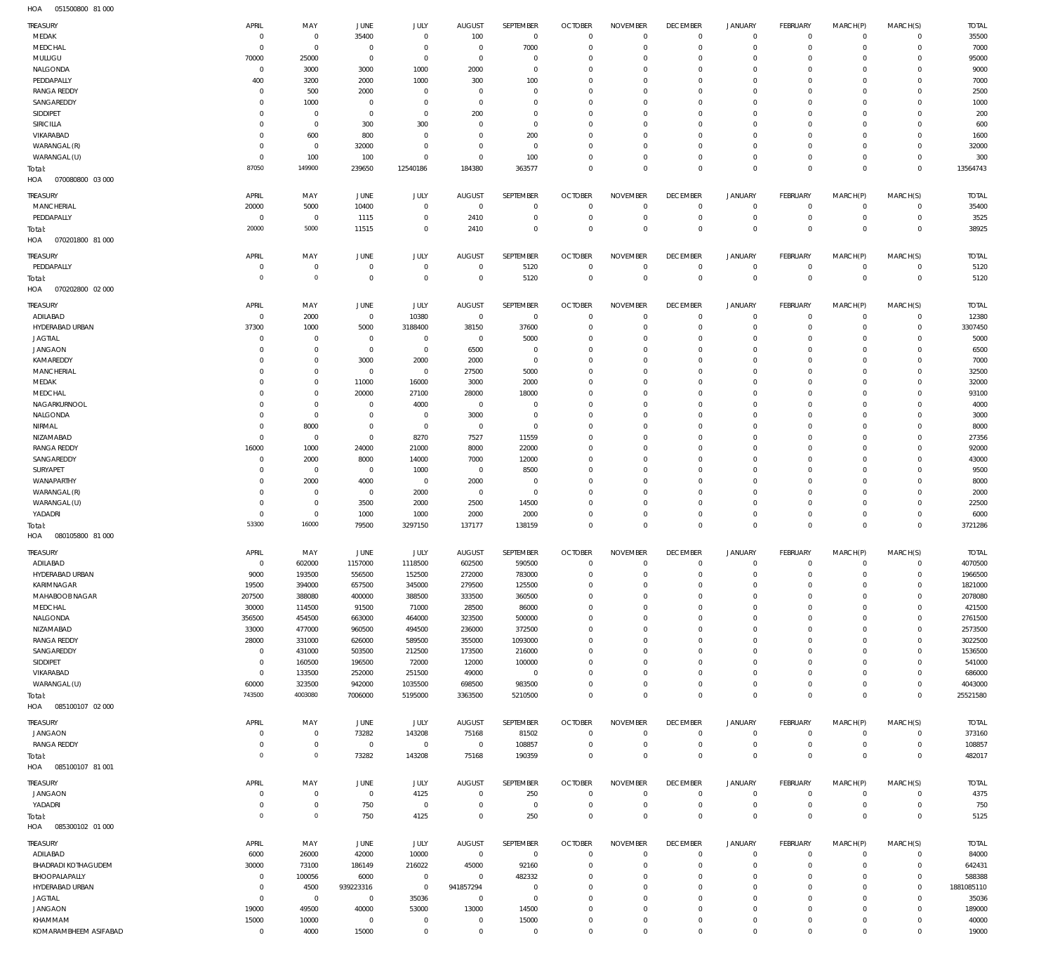HOA 051500800 81 000

| TREASURY | APRIL | MAY | JUNE | JULY | AUGUST | SEPTEMBER | OCTOBER | NOVEMBER | DECEMBER | JANUARY | FEBRUARY | MARCH(P) | MARCH(S) | TOTAL |
|---|---|---|---|---|---|---|---|---|---|---|---|---|---|---|
| MEDAK | 0 | 0 | 35400 | 0 | 100 | 0 | 0 | 0 | 0 | 0 | 0 | 0 | 0 | 35500 |
| MEDCHAL | 0 | 0 | 0 | 0 | 0 | 7000 | 0 | 0 | 0 | 0 | 0 | 0 | 0 | 7000 |
| MULUGU | 70000 | 25000 | 0 | 0 | 0 | 0 | 0 | 0 | 0 | 0 | 0 | 0 | 0 | 95000 |
| NALGONDA | 0 | 3000 | 3000 | 1000 | 2000 | 0 | 0 | 0 | 0 | 0 | 0 | 0 | 0 | 9000 |
| PEDDAPALLY | 400 | 3200 | 2000 | 1000 | 300 | 100 | 0 | 0 | 0 | 0 | 0 | 0 | 0 | 7000 |
| RANGA REDDY | 0 | 500 | 2000 | 0 | 0 | 0 | 0 | 0 | 0 | 0 | 0 | 0 | 0 | 2500 |
| SANGAREDDY | 0 | 1000 | 0 | 0 | 0 | 0 | 0 | 0 | 0 | 0 | 0 | 0 | 0 | 1000 |
| SIDDIPET | 0 | 0 | 0 | 0 | 200 | 0 | 0 | 0 | 0 | 0 | 0 | 0 | 0 | 200 |
| SIRICILLA | 0 | 0 | 300 | 300 | 0 | 0 | 0 | 0 | 0 | 0 | 0 | 0 | 0 | 600 |
| VIKARABAD | 0 | 600 | 800 | 0 | 0 | 200 | 0 | 0 | 0 | 0 | 0 | 0 | 0 | 1600 |
| WARANGAL (R) | 0 | 0 | 32000 | 0 | 0 | 0 | 0 | 0 | 0 | 0 | 0 | 0 | 0 | 32000 |
| WARANGAL (U) | 0 | 100 | 100 | 0 | 0 | 100 | 0 | 0 | 0 | 0 | 0 | 0 | 0 | 300 |
| Total: | 87050 | 149900 | 239650 | 12540186 | 184380 | 363577 | 0 | 0 | 0 | 0 | 0 | 0 | 0 | 13564743 |

HOA 070080800 03 000

| TREASURY | APRIL | MAY | JUNE | JULY | AUGUST | SEPTEMBER | OCTOBER | NOVEMBER | DECEMBER | JANUARY | FEBRUARY | MARCH(P) | MARCH(S) | TOTAL |
|---|---|---|---|---|---|---|---|---|---|---|---|---|---|---|
| MANCHERIAL | 20000 | 5000 | 10400 | 0 | 0 | 0 | 0 | 0 | 0 | 0 | 0 | 0 | 0 | 35400 |
| PEDDAPALLY | 0 | 0 | 1115 | 0 | 2410 | 0 | 0 | 0 | 0 | 0 | 0 | 0 | 0 | 3525 |
| Total: | 20000 | 5000 | 11515 | 0 | 2410 | 0 | 0 | 0 | 0 | 0 | 0 | 0 | 0 | 38925 |

HOA 070201800 81 000

| TREASURY | APRIL | MAY | JUNE | JULY | AUGUST | SEPTEMBER | OCTOBER | NOVEMBER | DECEMBER | JANUARY | FEBRUARY | MARCH(P) | MARCH(S) | TOTAL |
|---|---|---|---|---|---|---|---|---|---|---|---|---|---|---|
| PEDDAPALLY | 0 | 0 | 0 | 0 | 0 | 5120 | 0 | 0 | 0 | 0 | 0 | 0 | 0 | 5120 |
| Total: | 0 | 0 | 0 | 0 | 0 | 5120 | 0 | 0 | 0 | 0 | 0 | 0 | 0 | 5120 |

HOA 070202800 02 000

| TREASURY | APRIL | MAY | JUNE | JULY | AUGUST | SEPTEMBER | OCTOBER | NOVEMBER | DECEMBER | JANUARY | FEBRUARY | MARCH(P) | MARCH(S) | TOTAL |
|---|---|---|---|---|---|---|---|---|---|---|---|---|---|---|
| ADILABAD | 0 | 2000 | 0 | 10380 | 0 | 0 | 0 | 0 | 0 | 0 | 0 | 0 | 0 | 12380 |
| HYDERABAD URBAN | 37300 | 1000 | 5000 | 3188400 | 38150 | 37600 | 0 | 0 | 0 | 0 | 0 | 0 | 0 | 3307450 |
| JAGTIAL | 0 | 0 | 0 | 0 | 0 | 5000 | 0 | 0 | 0 | 0 | 0 | 0 | 0 | 5000 |
| JANGAON | 0 | 0 | 0 | 0 | 6500 | 0 | 0 | 0 | 0 | 0 | 0 | 0 | 0 | 6500 |
| KAMAREDDY | 0 | 0 | 3000 | 2000 | 2000 | 0 | 0 | 0 | 0 | 0 | 0 | 0 | 0 | 7000 |
| MANCHERIAL | 0 | 0 | 0 | 0 | 27500 | 5000 | 0 | 0 | 0 | 0 | 0 | 0 | 0 | 32500 |
| MEDAK | 0 | 0 | 11000 | 16000 | 3000 | 2000 | 0 | 0 | 0 | 0 | 0 | 0 | 0 | 32000 |
| MEDCHAL | 0 | 0 | 20000 | 27100 | 28000 | 18000 | 0 | 0 | 0 | 0 | 0 | 0 | 0 | 93100 |
| NAGARKURNOOL | 0 | 0 | 0 | 4000 | 0 | 0 | 0 | 0 | 0 | 0 | 0 | 0 | 0 | 4000 |
| NALGONDA | 0 | 0 | 0 | 0 | 3000 | 0 | 0 | 0 | 0 | 0 | 0 | 0 | 0 | 3000 |
| NIRMAL | 0 | 8000 | 0 | 0 | 0 | 0 | 0 | 0 | 0 | 0 | 0 | 0 | 0 | 8000 |
| NIZAMABAD | 0 | 0 | 0 | 8270 | 7527 | 11559 | 0 | 0 | 0 | 0 | 0 | 0 | 0 | 27356 |
| RANGA REDDY | 16000 | 1000 | 24000 | 21000 | 8000 | 22000 | 0 | 0 | 0 | 0 | 0 | 0 | 0 | 92000 |
| SANGAREDDY | 0 | 2000 | 8000 | 14000 | 7000 | 12000 | 0 | 0 | 0 | 0 | 0 | 0 | 0 | 43000 |
| SURYAPET | 0 | 0 | 0 | 1000 | 0 | 8500 | 0 | 0 | 0 | 0 | 0 | 0 | 0 | 9500 |
| WANAPARTHY | 0 | 2000 | 4000 | 0 | 2000 | 0 | 0 | 0 | 0 | 0 | 0 | 0 | 0 | 8000 |
| WARANGAL (R) | 0 | 0 | 0 | 2000 | 0 | 0 | 0 | 0 | 0 | 0 | 0 | 0 | 0 | 2000 |
| WARANGAL (U) | 0 | 0 | 3500 | 2000 | 2500 | 14500 | 0 | 0 | 0 | 0 | 0 | 0 | 0 | 22500 |
| YADADRI | 0 | 0 | 1000 | 1000 | 2000 | 2000 | 0 | 0 | 0 | 0 | 0 | 0 | 0 | 6000 |
| Total: | 53300 | 16000 | 79500 | 3297150 | 137177 | 138159 | 0 | 0 | 0 | 0 | 0 | 0 | 0 | 3721286 |

HOA 080105800 81 000

| TREASURY | APRIL | MAY | JUNE | JULY | AUGUST | SEPTEMBER | OCTOBER | NOVEMBER | DECEMBER | JANUARY | FEBRUARY | MARCH(P) | MARCH(S) | TOTAL |
|---|---|---|---|---|---|---|---|---|---|---|---|---|---|---|
| ADILABAD | 0 | 602000 | 1157000 | 1118500 | 602500 | 590500 | 0 | 0 | 0 | 0 | 0 | 0 | 0 | 4070500 |
| HYDERABAD URBAN | 9000 | 193500 | 556500 | 152500 | 272000 | 783000 | 0 | 0 | 0 | 0 | 0 | 0 | 0 | 1966500 |
| KARIMNAGAR | 19500 | 394000 | 657500 | 345000 | 279500 | 125500 | 0 | 0 | 0 | 0 | 0 | 0 | 0 | 1821000 |
| MAHABOOBNAGAR | 207500 | 388080 | 400000 | 388500 | 333500 | 360500 | 0 | 0 | 0 | 0 | 0 | 0 | 0 | 2078080 |
| MEDCHAL | 30000 | 114500 | 91500 | 71000 | 28500 | 86000 | 0 | 0 | 0 | 0 | 0 | 0 | 0 | 421500 |
| NALGONDA | 356500 | 454500 | 663000 | 464000 | 323500 | 500000 | 0 | 0 | 0 | 0 | 0 | 0 | 0 | 2761500 |
| NIZAMABAD | 33000 | 477000 | 960500 | 494500 | 236000 | 372500 | 0 | 0 | 0 | 0 | 0 | 0 | 0 | 2573500 |
| RANGA REDDY | 28000 | 331000 | 626000 | 589500 | 355000 | 1093000 | 0 | 0 | 0 | 0 | 0 | 0 | 0 | 3022500 |
| SANGAREDDY | 0 | 431000 | 503500 | 212500 | 173500 | 216000 | 0 | 0 | 0 | 0 | 0 | 0 | 0 | 1536500 |
| SIDDIPET | 0 | 160500 | 196500 | 72000 | 12000 | 100000 | 0 | 0 | 0 | 0 | 0 | 0 | 0 | 541000 |
| VIKARABAD | 0 | 133500 | 252000 | 251500 | 49000 | 0 | 0 | 0 | 0 | 0 | 0 | 0 | 0 | 686000 |
| WARANGAL (U) | 60000 | 323500 | 942000 | 1035500 | 698500 | 983500 | 0 | 0 | 0 | 0 | 0 | 0 | 0 | 4043000 |
| Total: | 743500 | 4003080 | 7006000 | 5195000 | 3363500 | 5210500 | 0 | 0 | 0 | 0 | 0 | 0 | 0 | 25521580 |

HOA 085100107 02 000

| TREASURY | APRIL | MAY | JUNE | JULY | AUGUST | SEPTEMBER | OCTOBER | NOVEMBER | DECEMBER | JANUARY | FEBRUARY | MARCH(P) | MARCH(S) | TOTAL |
|---|---|---|---|---|---|---|---|---|---|---|---|---|---|---|
| JANGAON | 0 | 0 | 73282 | 143208 | 75168 | 81502 | 0 | 0 | 0 | 0 | 0 | 0 | 0 | 373160 |
| RANGA REDDY | 0 | 0 | 0 | 0 | 0 | 108857 | 0 | 0 | 0 | 0 | 0 | 0 | 0 | 108857 |
| Total: | 0 | 0 | 73282 | 143208 | 75168 | 190359 | 0 | 0 | 0 | 0 | 0 | 0 | 0 | 482017 |

HOA 085100107 81 001

| TREASURY | APRIL | MAY | JUNE | JULY | AUGUST | SEPTEMBER | OCTOBER | NOVEMBER | DECEMBER | JANUARY | FEBRUARY | MARCH(P) | MARCH(S) | TOTAL |
|---|---|---|---|---|---|---|---|---|---|---|---|---|---|---|
| JANGAON | 0 | 0 | 0 | 4125 | 0 | 250 | 0 | 0 | 0 | 0 | 0 | 0 | 0 | 4375 |
| YADADRI | 0 | 0 | 750 | 0 | 0 | 0 | 0 | 0 | 0 | 0 | 0 | 0 | 0 | 750 |
| Total: | 0 | 0 | 750 | 4125 | 0 | 250 | 0 | 0 | 0 | 0 | 0 | 0 | 0 | 5125 |

HOA 085300102 01 000

| TREASURY | APRIL | MAY | JUNE | JULY | AUGUST | SEPTEMBER | OCTOBER | NOVEMBER | DECEMBER | JANUARY | FEBRUARY | MARCH(P) | MARCH(S) | TOTAL |
|---|---|---|---|---|---|---|---|---|---|---|---|---|---|---|
| ADILABAD | 6000 | 26000 | 42000 | 10000 | 0 | 0 | 0 | 0 | 0 | 0 | 0 | 0 | 0 | 84000 |
| BHADRADI KOTHAGUDEM | 30000 | 73100 | 186149 | 216022 | 45000 | 92160 | 0 | 0 | 0 | 0 | 0 | 0 | 0 | 642431 |
| BHOOPALAPALLY | 0 | 100056 | 6000 | 0 | 0 | 482332 | 0 | 0 | 0 | 0 | 0 | 0 | 0 | 588388 |
| HYDERABAD URBAN | 0 | 4500 | 939223316 | 0 | 941857294 | 0 | 0 | 0 | 0 | 0 | 0 | 0 | 0 | 1881085110 |
| JAGTIAL | 0 | 0 | 0 | 35036 | 0 | 0 | 0 | 0 | 0 | 0 | 0 | 0 | 0 | 35036 |
| JANGAON | 19000 | 49500 | 40000 | 53000 | 13000 | 14500 | 0 | 0 | 0 | 0 | 0 | 0 | 0 | 189000 |
| KHAMMAM | 15000 | 10000 | 0 | 0 | 0 | 15000 | 0 | 0 | 0 | 0 | 0 | 0 | 0 | 40000 |
| KOMARAMBHEEM ASIFABAD | 0 | 4000 | 15000 | 0 | 0 | 0 | 0 | 0 | 0 | 0 | 0 | 0 | 0 | 19000 |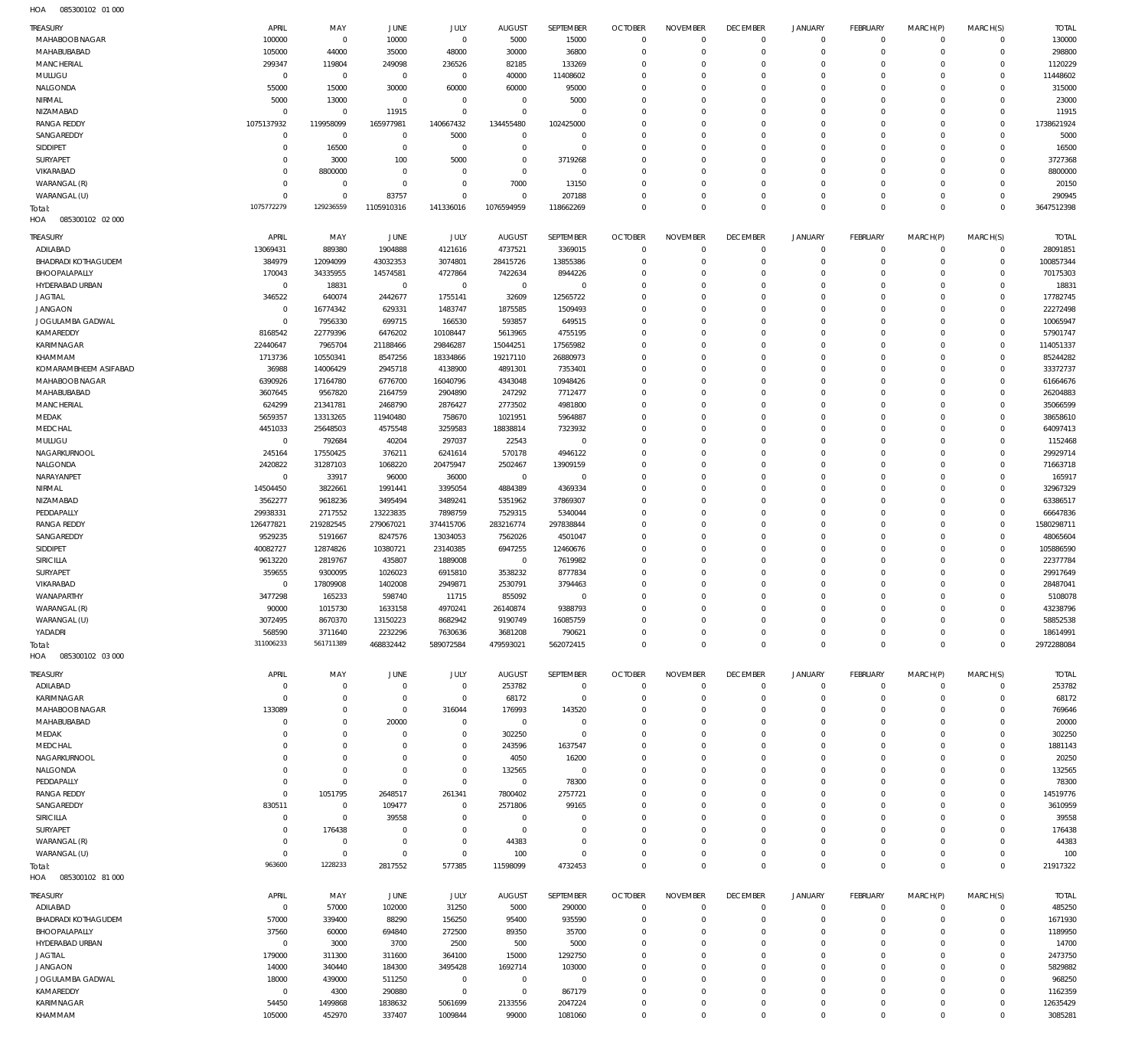HOA 085300102 01 000

| TREASURY | APRIL | MAY | JUNE | JULY | AUGUST | SEPTEMBER | OCTOBER | NOVEMBER | DECEMBER | JANUARY | FEBRUARY | MARCH(P) | MARCH(S) | TOTAL |
|---|---|---|---|---|---|---|---|---|---|---|---|---|---|---|
| MAHABOOBNAGAR | 100000 | 0 | 10000 | 0 | 5000 | 15000 | 0 | 0 | 0 | 0 | 0 | 0 | 0 | 130000 |
| MAHABUBABAD | 105000 | 44000 | 35000 | 48000 | 30000 | 36800 | 0 | 0 | 0 | 0 | 0 | 0 | 0 | 298800 |
| MANCHERIAL | 299347 | 119804 | 249098 | 236526 | 82185 | 133269 | 0 | 0 | 0 | 0 | 0 | 0 | 0 | 1120229 |
| MULUGU | 0 | 0 | 0 | 0 | 40000 | 11408602 | 0 | 0 | 0 | 0 | 0 | 0 | 0 | 11448602 |
| NALGONDA | 55000 | 15000 | 30000 | 60000 | 60000 | 95000 | 0 | 0 | 0 | 0 | 0 | 0 | 0 | 315000 |
| NIRMAL | 5000 | 13000 | 0 | 0 | 0 | 5000 | 0 | 0 | 0 | 0 | 0 | 0 | 0 | 23000 |
| NIZAMABAD | 0 | 0 | 11915 | 0 | 0 | 0 | 0 | 0 | 0 | 0 | 0 | 0 | 0 | 11915 |
| RANGA REDDY | 1075137932 | 119958099 | 165977981 | 140667432 | 134455480 | 102425000 | 0 | 0 | 0 | 0 | 0 | 0 | 0 | 1738621924 |
| SANGAREDDY | 0 | 0 | 0 | 5000 | 0 | 0 | 0 | 0 | 0 | 0 | 0 | 0 | 0 | 5000 |
| SIDDIPET | 0 | 16500 | 0 | 0 | 0 | 0 | 0 | 0 | 0 | 0 | 0 | 0 | 0 | 16500 |
| SURYAPET | 0 | 3000 | 100 | 5000 | 0 | 3719268 | 0 | 0 | 0 | 0 | 0 | 0 | 0 | 3727368 |
| VIKARABAD | 0 | 8800000 | 0 | 0 | 0 | 0 | 0 | 0 | 0 | 0 | 0 | 0 | 0 | 8800000 |
| WARANGAL (R) | 0 | 0 | 0 | 0 | 7000 | 13150 | 0 | 0 | 0 | 0 | 0 | 0 | 0 | 20150 |
| WARANGAL (U) | 0 | 0 | 83757 | 0 | 0 | 207188 | 0 | 0 | 0 | 0 | 0 | 0 | 0 | 290945 |
| Total: | 1075772279 | 129236559 | 1105910316 | 141336016 | 1076594959 | 118662269 | 0 | 0 | 0 | 0 | 0 | 0 | 0 | 3647512398 |

HOA 085300102 02 000

| TREASURY | APRIL | MAY | JUNE | JULY | AUGUST | SEPTEMBER | OCTOBER | NOVEMBER | DECEMBER | JANUARY | FEBRUARY | MARCH(P) | MARCH(S) | TOTAL |
|---|---|---|---|---|---|---|---|---|---|---|---|---|---|---|
| ADILABAD | 13069431 | 889380 | 1904888 | 4121616 | 4737521 | 3369015 | 0 | 0 | 0 | 0 | 0 | 0 | 0 | 28091851 |
| BHADRADI KOTHAGUDEM | 384979 | 12094099 | 43032353 | 3074801 | 28415726 | 13855386 | 0 | 0 | 0 | 0 | 0 | 0 | 0 | 100857344 |
| BHOOPALAPALLY | 170043 | 34335955 | 14574581 | 4727864 | 7422634 | 8944226 | 0 | 0 | 0 | 0 | 0 | 0 | 0 | 70175303 |
| HYDERABAD URBAN | 0 | 18831 | 0 | 0 | 0 | 0 | 0 | 0 | 0 | 0 | 0 | 0 | 0 | 18831 |
| JAGTIAL | 346522 | 640074 | 2442677 | 1755141 | 32609 | 12565722 | 0 | 0 | 0 | 0 | 0 | 0 | 0 | 17782745 |
| JANGAON | 0 | 16774342 | 629331 | 1483747 | 1875585 | 1509493 | 0 | 0 | 0 | 0 | 0 | 0 | 0 | 22272498 |
| JOGULAMBA GADWAL | 0 | 7956330 | 699715 | 166530 | 593857 | 649515 | 0 | 0 | 0 | 0 | 0 | 0 | 0 | 10065947 |
| KAMAREDDY | 8168542 | 22779396 | 6476202 | 10108447 | 5613965 | 4755195 | 0 | 0 | 0 | 0 | 0 | 0 | 0 | 57901747 |
| KARIMNAGAR | 22440647 | 7965704 | 21188466 | 29846287 | 15044251 | 17565982 | 0 | 0 | 0 | 0 | 0 | 0 | 0 | 114051337 |
| KHAMMAM | 1713736 | 10550341 | 8547256 | 18334866 | 19217110 | 26880973 | 0 | 0 | 0 | 0 | 0 | 0 | 0 | 85244282 |
| KOMARAMBHEEM ASIFABAD | 36988 | 14006429 | 2945718 | 4138900 | 4891301 | 7353401 | 0 | 0 | 0 | 0 | 0 | 0 | 0 | 33372737 |
| MAHABOOBNAGAR | 6390926 | 17164780 | 6776700 | 16040796 | 4343048 | 10948426 | 0 | 0 | 0 | 0 | 0 | 0 | 0 | 61664676 |
| MAHABUBABAD | 3607645 | 9567820 | 2164759 | 2904890 | 247292 | 7712477 | 0 | 0 | 0 | 0 | 0 | 0 | 0 | 26204883 |
| MANCHERIAL | 624299 | 21341781 | 2468790 | 2876427 | 2773502 | 4981800 | 0 | 0 | 0 | 0 | 0 | 0 | 0 | 35066599 |
| MEDAK | 5659357 | 13313265 | 11940480 | 758670 | 1021951 | 5964887 | 0 | 0 | 0 | 0 | 0 | 0 | 0 | 38658610 |
| MEDCHAL | 4451033 | 25648503 | 4575548 | 3259583 | 18838814 | 7323932 | 0 | 0 | 0 | 0 | 0 | 0 | 0 | 64097413 |
| MULUGU | 0 | 792684 | 40204 | 297037 | 22543 | 0 | 0 | 0 | 0 | 0 | 0 | 0 | 0 | 1152468 |
| NAGARKURNOOL | 245164 | 17550425 | 376211 | 6241614 | 570178 | 4946122 | 0 | 0 | 0 | 0 | 0 | 0 | 0 | 29929714 |
| NALGONDA | 2420822 | 31287103 | 1068220 | 20475947 | 2502467 | 13909159 | 0 | 0 | 0 | 0 | 0 | 0 | 0 | 71663718 |
| NARAYANPET | 0 | 33917 | 96000 | 36000 | 0 | 0 | 0 | 0 | 0 | 0 | 0 | 0 | 0 | 165917 |
| NIRMAL | 14504450 | 3822661 | 1991441 | 3395054 | 4884389 | 4369334 | 0 | 0 | 0 | 0 | 0 | 0 | 0 | 32967329 |
| NIZAMABAD | 3562277 | 9618236 | 3495494 | 3489241 | 5351962 | 37869307 | 0 | 0 | 0 | 0 | 0 | 0 | 0 | 63386517 |
| PEDDAPALLY | 29938331 | 2717552 | 13223835 | 7898759 | 7529315 | 5340044 | 0 | 0 | 0 | 0 | 0 | 0 | 0 | 66647836 |
| RANGA REDDY | 126477821 | 219282545 | 279067021 | 374415706 | 283216774 | 297838844 | 0 | 0 | 0 | 0 | 0 | 0 | 0 | 1580298711 |
| SANGAREDDY | 9529235 | 5191667 | 8247576 | 13034053 | 7562026 | 4501047 | 0 | 0 | 0 | 0 | 0 | 0 | 0 | 48065604 |
| SIDDIPET | 40082727 | 12874826 | 10380721 | 23140385 | 6947255 | 12460676 | 0 | 0 | 0 | 0 | 0 | 0 | 0 | 105886590 |
| SIRICILLA | 9613220 | 2819767 | 435807 | 1889008 | 0 | 7619982 | 0 | 0 | 0 | 0 | 0 | 0 | 0 | 22377784 |
| SURYAPET | 359655 | 9300095 | 1026023 | 6915810 | 3538232 | 8777834 | 0 | 0 | 0 | 0 | 0 | 0 | 0 | 29917649 |
| VIKARABAD | 0 | 17809908 | 1402008 | 2949871 | 2530791 | 3794463 | 0 | 0 | 0 | 0 | 0 | 0 | 0 | 28487041 |
| WANAPARTHY | 3477298 | 165233 | 598740 | 11715 | 855092 | 0 | 0 | 0 | 0 | 0 | 0 | 0 | 0 | 5108078 |
| WARANGAL (R) | 90000 | 1015730 | 1633158 | 4970241 | 26140874 | 9388793 | 0 | 0 | 0 | 0 | 0 | 0 | 0 | 43238796 |
| WARANGAL (U) | 3072495 | 8670370 | 13150223 | 8682942 | 9190749 | 16085759 | 0 | 0 | 0 | 0 | 0 | 0 | 0 | 58852538 |
| YADADRI | 568590 | 3711640 | 2232296 | 7630636 | 3681208 | 790621 | 0 | 0 | 0 | 0 | 0 | 0 | 0 | 18614991 |
| Total: | 311006233 | 561711389 | 468832442 | 589072584 | 479593021 | 562072415 | 0 | 0 | 0 | 0 | 0 | 0 | 0 | 2972288084 |

HOA 085300102 03 000

| TREASURY | APRIL | MAY | JUNE | JULY | AUGUST | SEPTEMBER | OCTOBER | NOVEMBER | DECEMBER | JANUARY | FEBRUARY | MARCH(P) | MARCH(S) | TOTAL |
|---|---|---|---|---|---|---|---|---|---|---|---|---|---|---|
| ADILABAD | 0 | 0 | 0 | 0 | 253782 | 0 | 0 | 0 | 0 | 0 | 0 | 0 | 0 | 253782 |
| KARIMNAGAR | 0 | 0 | 0 | 0 | 68172 | 0 | 0 | 0 | 0 | 0 | 0 | 0 | 0 | 68172 |
| MAHABOOBNAGAR | 133089 | 0 | 0 | 316044 | 176993 | 143520 | 0 | 0 | 0 | 0 | 0 | 0 | 0 | 769646 |
| MAHABUBABAD | 0 | 0 | 20000 | 0 | 0 | 0 | 0 | 0 | 0 | 0 | 0 | 0 | 0 | 20000 |
| MEDAK | 0 | 0 | 0 | 0 | 302250 | 0 | 0 | 0 | 0 | 0 | 0 | 0 | 0 | 302250 |
| MEDCHAL | 0 | 0 | 0 | 0 | 243596 | 1637547 | 0 | 0 | 0 | 0 | 0 | 0 | 0 | 1881143 |
| NAGARKURNOOL | 0 | 0 | 0 | 0 | 4050 | 16200 | 0 | 0 | 0 | 0 | 0 | 0 | 0 | 20250 |
| NALGONDA | 0 | 0 | 0 | 0 | 132565 | 0 | 0 | 0 | 0 | 0 | 0 | 0 | 0 | 132565 |
| PEDDAPALLY | 0 | 0 | 0 | 0 | 0 | 78300 | 0 | 0 | 0 | 0 | 0 | 0 | 0 | 78300 |
| RANGA REDDY | 0 | 1051795 | 2648517 | 261341 | 7800402 | 2757721 | 0 | 0 | 0 | 0 | 0 | 0 | 0 | 14519776 |
| SANGAREDDY | 830511 | 0 | 109477 | 0 | 2571806 | 99165 | 0 | 0 | 0 | 0 | 0 | 0 | 0 | 3610959 |
| SIRICILLA | 0 | 0 | 39558 | 0 | 0 | 0 | 0 | 0 | 0 | 0 | 0 | 0 | 0 | 39558 |
| SURYAPET | 0 | 176438 | 0 | 0 | 0 | 0 | 0 | 0 | 0 | 0 | 0 | 0 | 0 | 176438 |
| WARANGAL (R) | 0 | 0 | 0 | 0 | 44383 | 0 | 0 | 0 | 0 | 0 | 0 | 0 | 0 | 44383 |
| WARANGAL (U) | 0 | 0 | 0 | 0 | 100 | 0 | 0 | 0 | 0 | 0 | 0 | 0 | 0 | 100 |
| Total: | 963600 | 1228233 | 2817552 | 577385 | 11598099 | 4732453 | 0 | 0 | 0 | 0 | 0 | 0 | 0 | 21917322 |

HOA 085300102 81 000

| TREASURY | APRIL | MAY | JUNE | JULY | AUGUST | SEPTEMBER | OCTOBER | NOVEMBER | DECEMBER | JANUARY | FEBRUARY | MARCH(P) | MARCH(S) | TOTAL |
|---|---|---|---|---|---|---|---|---|---|---|---|---|---|---|
| ADILABAD | 0 | 57000 | 102000 | 31250 | 5000 | 290000 | 0 | 0 | 0 | 0 | 0 | 0 | 0 | 485250 |
| BHADRADI KOTHAGUDEM | 57000 | 339400 | 88290 | 156250 | 95400 | 935590 | 0 | 0 | 0 | 0 | 0 | 0 | 0 | 1671930 |
| BHOOPALAPALLY | 37560 | 60000 | 694840 | 272500 | 89350 | 35700 | 0 | 0 | 0 | 0 | 0 | 0 | 0 | 1189950 |
| HYDERABAD URBAN | 0 | 3000 | 3700 | 2500 | 500 | 5000 | 0 | 0 | 0 | 0 | 0 | 0 | 0 | 14700 |
| JAGTIAL | 179000 | 311300 | 311600 | 364100 | 15000 | 1292750 | 0 | 0 | 0 | 0 | 0 | 0 | 0 | 2473750 |
| JANGAON | 14000 | 340440 | 184300 | 3495428 | 1692714 | 103000 | 0 | 0 | 0 | 0 | 0 | 0 | 0 | 5829882 |
| JOGULAMBA GADWAL | 18000 | 439000 | 511250 | 0 | 0 | 0 | 0 | 0 | 0 | 0 | 0 | 0 | 0 | 968250 |
| KAMAREDDY | 0 | 4300 | 290880 | 0 | 0 | 867179 | 0 | 0 | 0 | 0 | 0 | 0 | 0 | 1162359 |
| KARIMNAGAR | 54450 | 1499868 | 1838632 | 5061699 | 2133556 | 2047224 | 0 | 0 | 0 | 0 | 0 | 0 | 0 | 12635429 |
| KHAMMAM | 105000 | 452970 | 337407 | 1009844 | 99000 | 1081060 | 0 | 0 | 0 | 0 | 0 | 0 | 0 | 3085281 |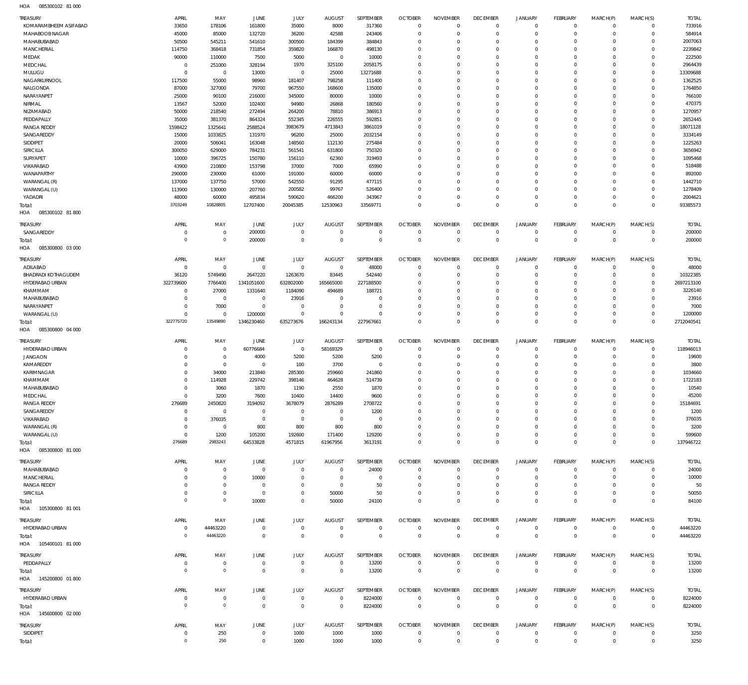HOA 085300102 81 000

| TREASURY | APRIL | MAY | JUNE | JULY | AUGUST | SEPTEMBER | OCTOBER | NOVEMBER | DECEMBER | JANUARY | FEBRUARY | MARCH(P) | MARCH(S) | TOTAL |
|---|---|---|---|---|---|---|---|---|---|---|---|---|---|---|
| KOMARAMBHEEM ASIFABAD | 33650 | 178106 | 161800 | 35000 | 8000 | 317360 | 0 | 0 | 0 | 0 | 0 | 0 | 0 | 733916 |
| MAHABOOB NAGAR | 45000 | 85000 | 132720 | 36200 | 42588 | 243406 | 0 | 0 | 0 | 0 | 0 | 0 | 0 | 584914 |
| MAHABUBABAD | 50500 | 545211 | 541610 | 300500 | 184399 | 384843 | 0 | 0 | 0 | 0 | 0 | 0 | 0 | 2007063 |
| MANCHERIAL | 114750 | 368418 | 731854 | 359820 | 166870 | 498130 | 0 | 0 | 0 | 0 | 0 | 0 | 0 | 2239842 |
| MEDAK | 90000 | 110000 | 7500 | 5000 | 0 | 10000 | 0 | 0 | 0 | 0 | 0 | 0 | 0 | 222500 |
| MEDCHAL | 0 | 251000 | 328194 | 1970 | 325100 | 2058175 | 0 | 0 | 0 | 0 | 0 | 0 | 0 | 2964439 |
| MULUGU | 0 | 0 | 13000 | 0 | 25000 | 13271688 | 0 | 0 | 0 | 0 | 0 | 0 | 0 | 13309688 |
| NAGARKURNOOL | 117500 | 55000 | 98960 | 181407 | 798258 | 111400 | 0 | 0 | 0 | 0 | 0 | 0 | 0 | 1362525 |
| NALGONDA | 87000 | 327000 | 79700 | 967550 | 168600 | 135000 | 0 | 0 | 0 | 0 | 0 | 0 | 0 | 1764850 |
| NARAYANPET | 25000 | 90100 | 216000 | 345000 | 80000 | 10000 | 0 | 0 | 0 | 0 | 0 | 0 | 0 | 766100 |
| NIRMAL | 13567 | 52000 | 102400 | 94980 | 26868 | 180560 | 0 | 0 | 0 | 0 | 0 | 0 | 0 | 470375 |
| NIZAMABAD | 50000 | 218540 | 272494 | 264200 | 78810 | 386913 | 0 | 0 | 0 | 0 | 0 | 0 | 0 | 1270957 |
| PEDDAPALLY | 35000 | 381370 | 864324 | 552345 | 226555 | 592851 | 0 | 0 | 0 | 0 | 0 | 0 | 0 | 2652445 |
| RANGA REDDY | 1598422 | 1325641 | 2588524 | 3983679 | 4713843 | 3861019 | 0 | 0 | 0 | 0 | 0 | 0 | 0 | 18071128 |
| SANGAREDDY | 15000 | 1033825 | 131970 | 96200 | 25000 | 2032154 | 0 | 0 | 0 | 0 | 0 | 0 | 0 | 3334149 |
| SIDDIPET | 20000 | 506041 | 163048 | 148560 | 112130 | 275484 | 0 | 0 | 0 | 0 | 0 | 0 | 0 | 1225263 |
| SIRICILLA | 300050 | 629000 | 784231 | 561541 | 631800 | 750320 | 0 | 0 | 0 | 0 | 0 | 0 | 0 | 3656942 |
| SURYAPET | 10000 | 396725 | 150780 | 156110 | 62360 | 319493 | 0 | 0 | 0 | 0 | 0 | 0 | 0 | 1095468 |
| VIKARABAD | 43900 | 210800 | 153798 | 37000 | 7000 | 65990 | 0 | 0 | 0 | 0 | 0 | 0 | 0 | 518488 |
| WANAPARTHY | 290000 | 230000 | 61000 | 191000 | 60000 | 60000 | 0 | 0 | 0 | 0 | 0 | 0 | 0 | 892000 |
| WARANGAL (R) | 137000 | 137750 | 57000 | 542550 | 91295 | 477115 | 0 | 0 | 0 | 0 | 0 | 0 | 0 | 1442710 |
| WARANGAL (U) | 113900 | 130000 | 207760 | 200582 | 99767 | 526400 | 0 | 0 | 0 | 0 | 0 | 0 | 0 | 1278409 |
| YADADRI | 48000 | 60000 | 495834 | 590620 | 466200 | 343967 | 0 | 0 | 0 | 0 | 0 | 0 | 0 | 2004621 |
| Total: | 3703249 | 10828805 | 12707400 | 20045385 | 12530963 | 33569771 | 0 | 0 | 0 | 0 | 0 | 0 | 0 | 93385573 |

HOA 085300102 81 800

| TREASURY | APRIL | MAY | JUNE | JULY | AUGUST | SEPTEMBER | OCTOBER | NOVEMBER | DECEMBER | JANUARY | FEBRUARY | MARCH(P) | MARCH(S) | TOTAL |
|---|---|---|---|---|---|---|---|---|---|---|---|---|---|---|
| SANGAREDDY | 0 | 0 | 200000 | 0 | 0 | 0 | 0 | 0 | 0 | 0 | 0 | 0 | 0 | 200000 |
| Total: | 0 | 0 | 200000 | 0 | 0 | 0 | 0 | 0 | 0 | 0 | 0 | 0 | 0 | 200000 |

HOA 085300800 03 000

| TREASURY | APRIL | MAY | JUNE | JULY | AUGUST | SEPTEMBER | OCTOBER | NOVEMBER | DECEMBER | JANUARY | FEBRUARY | MARCH(P) | MARCH(S) | TOTAL |
|---|---|---|---|---|---|---|---|---|---|---|---|---|---|---|
| ADILABAD | 0 | 0 | 0 | 0 | 0 | 48000 | 0 | 0 | 0 | 0 | 0 | 0 | 0 | 48000 |
| BHADRADI KOTHAGUDEM | 36120 | 5749490 | 2647220 | 1263670 | 83445 | 542440 | 0 | 0 | 0 | 0 | 0 | 0 | 0 | 10322385 |
| HYDERABAD URBAN | 322739600 | 7766400 | 1341051600 | 632802000 | 165665000 | 227188500 | 0 | 0 | 0 | 0 | 0 | 0 | 0 | 2697213100 |
| KHAMMAM | 0 | 27000 | 1331640 | 1184090 | 494689 | 188721 | 0 | 0 | 0 | 0 | 0 | 0 | 0 | 3226140 |
| MAHABUBABAD | 0 | 0 | 0 | 23916 | 0 | 0 | 0 | 0 | 0 | 0 | 0 | 0 | 0 | 23916 |
| NARAYANPET | 0 | 7000 | 0 | 0 | 0 | 0 | 0 | 0 | 0 | 0 | 0 | 0 | 0 | 7000 |
| WARANGAL (U) | 0 | 0 | 1200000 | 0 | 0 | 0 | 0 | 0 | 0 | 0 | 0 | 0 | 0 | 1200000 |
| Total: | 322775720 | 13549890 | 1346230460 | 635273676 | 166243134 | 227967661 | 0 | 0 | 0 | 0 | 0 | 0 | 0 | 2712040541 |

HOA 085300800 04 000

| TREASURY | APRIL | MAY | JUNE | JULY | AUGUST | SEPTEMBER | OCTOBER | NOVEMBER | DECEMBER | JANUARY | FEBRUARY | MARCH(P) | MARCH(S) | TOTAL |
|---|---|---|---|---|---|---|---|---|---|---|---|---|---|---|
| HYDERABAD URBAN | 0 | 0 | 60776684 | 0 | 58169329 | 0 | 0 | 0 | 0 | 0 | 0 | 0 | 0 | 118946013 |
| JANGAON | 0 | 0 | 4000 | 5200 | 5200 | 5200 | 0 | 0 | 0 | 0 | 0 | 0 | 0 | 19600 |
| KAMAREDDY | 0 | 0 | 0 | 100 | 3700 | 0 | 0 | 0 | 0 | 0 | 0 | 0 | 0 | 3800 |
| KARIMNAGAR | 0 | 34000 | 213840 | 285300 | 259660 | 241860 | 0 | 0 | 0 | 0 | 0 | 0 | 0 | 1034660 |
| KHAMMAM | 0 | 114928 | 229742 | 398146 | 464628 | 514739 | 0 | 0 | 0 | 0 | 0 | 0 | 0 | 1722183 |
| MAHABUBABAD | 0 | 3060 | 1870 | 1190 | 2550 | 1870 | 0 | 0 | 0 | 0 | 0 | 0 | 0 | 10540 |
| MEDCHAL | 0 | 3200 | 7600 | 10400 | 14400 | 9600 | 0 | 0 | 0 | 0 | 0 | 0 | 0 | 45200 |
| RANGA REDDY | 276689 | 2450820 | 3194092 | 3678079 | 2876289 | 2708722 | 0 | 0 | 0 | 0 | 0 | 0 | 0 | 15184691 |
| SANGAREDDY | 0 | 0 | 0 | 0 | 0 | 1200 | 0 | 0 | 0 | 0 | 0 | 0 | 0 | 1200 |
| VIKARABAD | 0 | 376035 | 0 | 0 | 0 | 0 | 0 | 0 | 0 | 0 | 0 | 0 | 0 | 376035 |
| WARANGAL (R) | 0 | 0 | 800 | 800 | 800 | 800 | 0 | 0 | 0 | 0 | 0 | 0 | 0 | 3200 |
| WARANGAL (U) | 0 | 1200 | 105200 | 192600 | 171400 | 129200 | 0 | 0 | 0 | 0 | 0 | 0 | 0 | 599600 |
| Total: | 276689 | 2983243 | 64533828 | 4571815 | 61967956 | 3613191 | 0 | 0 | 0 | 0 | 0 | 0 | 0 | 137946722 |

HOA 085300800 81 000

| TREASURY | APRIL | MAY | JUNE | JULY | AUGUST | SEPTEMBER | OCTOBER | NOVEMBER | DECEMBER | JANUARY | FEBRUARY | MARCH(P) | MARCH(S) | TOTAL |
|---|---|---|---|---|---|---|---|---|---|---|---|---|---|---|
| MAHABUBABAD | 0 | 0 | 0 | 0 | 0 | 24000 | 0 | 0 | 0 | 0 | 0 | 0 | 0 | 24000 |
| MANCHERIAL | 0 | 0 | 10000 | 0 | 0 | 0 | 0 | 0 | 0 | 0 | 0 | 0 | 0 | 10000 |
| RANGA REDDY | 0 | 0 | 0 | 0 | 0 | 50 | 0 | 0 | 0 | 0 | 0 | 0 | 0 | 50 |
| SIRICILLA | 0 | 0 | 0 | 0 | 50000 | 50 | 0 | 0 | 0 | 0 | 0 | 0 | 0 | 50050 |
| Total: | 0 | 0 | 10000 | 0 | 50000 | 24100 | 0 | 0 | 0 | 0 | 0 | 0 | 0 | 84100 |

HOA 105300800 81 001

| TREASURY | APRIL | MAY | JUNE | JULY | AUGUST | SEPTEMBER | OCTOBER | NOVEMBER | DECEMBER | JANUARY | FEBRUARY | MARCH(P) | MARCH(S) | TOTAL |
|---|---|---|---|---|---|---|---|---|---|---|---|---|---|---|
| HYDERABAD URBAN | 0 | 44463220 | 0 | 0 | 0 | 0 | 0 | 0 | 0 | 0 | 0 | 0 | 0 | 44463220 |
| Total: | 0 | 44463220 | 0 | 0 | 0 | 0 | 0 | 0 | 0 | 0 | 0 | 0 | 0 | 44463220 |

HOA 105400101 81 000

| TREASURY | APRIL | MAY | JUNE | JULY | AUGUST | SEPTEMBER | OCTOBER | NOVEMBER | DECEMBER | JANUARY | FEBRUARY | MARCH(P) | MARCH(S) | TOTAL |
|---|---|---|---|---|---|---|---|---|---|---|---|---|---|---|
| PEDDAPALLY | 0 | 0 | 0 | 0 | 0 | 13200 | 0 | 0 | 0 | 0 | 0 | 0 | 0 | 13200 |
| Total: | 0 | 0 | 0 | 0 | 0 | 13200 | 0 | 0 | 0 | 0 | 0 | 0 | 0 | 13200 |

HOA 145200800 01 800

| TREASURY | APRIL | MAY | JUNE | JULY | AUGUST | SEPTEMBER | OCTOBER | NOVEMBER | DECEMBER | JANUARY | FEBRUARY | MARCH(P) | MARCH(S) | TOTAL |
|---|---|---|---|---|---|---|---|---|---|---|---|---|---|---|
| HYDERABAD URBAN | 0 | 0 | 0 | 0 | 0 | 8224000 | 0 | 0 | 0 | 0 | 0 | 0 | 0 | 8224000 |
| Total: | 0 | 0 | 0 | 0 | 0 | 8224000 | 0 | 0 | 0 | 0 | 0 | 0 | 0 | 8224000 |

HOA 145600800 02 000

| TREASURY | APRIL | MAY | JUNE | JULY | AUGUST | SEPTEMBER | OCTOBER | NOVEMBER | DECEMBER | JANUARY | FEBRUARY | MARCH(P) | MARCH(S) | TOTAL |
|---|---|---|---|---|---|---|---|---|---|---|---|---|---|---|
| SIDDIPET | 0 | 250 | 0 | 1000 | 1000 | 1000 | 0 | 0 | 0 | 0 | 0 | 0 | 0 | 3250 |
| Total: | 0 | 250 | 0 | 1000 | 1000 | 1000 | 0 | 0 | 0 | 0 | 0 | 0 | 0 | 3250 |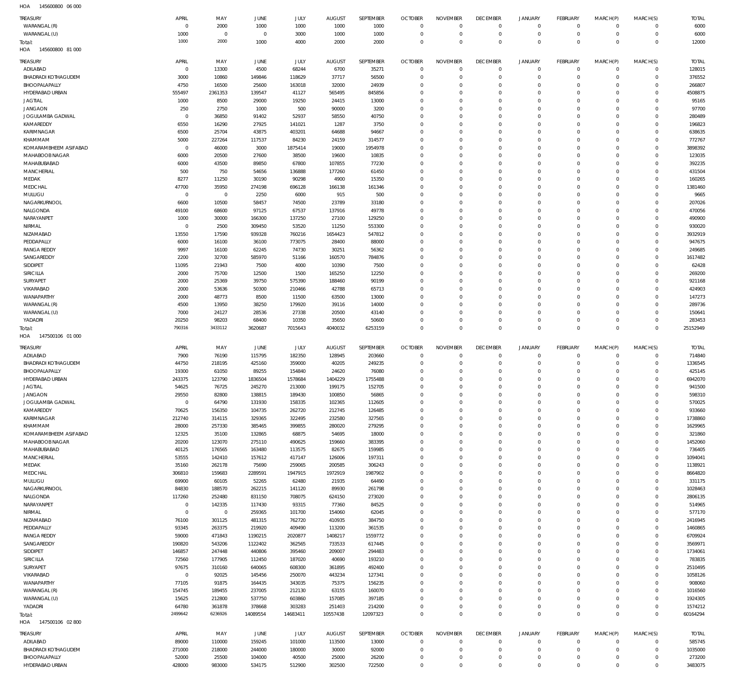HOA 145600800 06 000

| TREASURY | APRIL | MAY | JUNE | JULY | AUGUST | SEPTEMBER | OCTOBER | NOVEMBER | DECEMBER | JANUARY | FEBRUARY | MARCH(P) | MARCH(S) | TOTAL |
|---|---|---|---|---|---|---|---|---|---|---|---|---|---|---|
| WARANGAL (R) | 0 | 2000 | 1000 | 1000 | 1000 | 1000 | 0 | 0 | 0 | 0 | 0 | 0 | 0 | 6000 |
| WARANGAL (U) | 1000 | 0 | 0 | 3000 | 1000 | 1000 | 0 | 0 | 0 | 0 | 0 | 0 | 0 | 6000 |
| Total: | 1000 | 2000 | 1000 | 4000 | 2000 | 2000 | 0 | 0 | 0 | 0 | 0 | 0 | 0 | 12000 |

HOA 145600800 81 000

| TREASURY | APRIL | MAY | JUNE | JULY | AUGUST | SEPTEMBER | OCTOBER | NOVEMBER | DECEMBER | JANUARY | FEBRUARY | MARCH(P) | MARCH(S) | TOTAL |
|---|---|---|---|---|---|---|---|---|---|---|---|---|---|---|
| ADILABAD | 0 | 13300 | 4500 | 68244 | 6700 | 35271 | 0 | 0 | 0 | 0 | 0 | 0 | 0 | 128015 |
| BHADRADI KOTHAGUDEM | 3000 | 10860 | 149846 | 118629 | 37717 | 56500 | 0 | 0 | 0 | 0 | 0 | 0 | 0 | 376552 |
| BHOOPALAPALLY | 4750 | 16500 | 25600 | 163018 | 32000 | 24939 | 0 | 0 | 0 | 0 | 0 | 0 | 0 | 266807 |
| HYDERABAD URBAN | 555497 | 2361353 | 139547 | 41127 | 565495 | 845856 | 0 | 0 | 0 | 0 | 0 | 0 | 0 | 4508875 |
| JAGTIAL | 1000 | 8500 | 29000 | 19250 | 24415 | 13000 | 0 | 0 | 0 | 0 | 0 | 0 | 0 | 95165 |
| JANGAON | 250 | 2750 | 1000 | 500 | 90000 | 3200 | 0 | 0 | 0 | 0 | 0 | 0 | 0 | 97700 |
| JOGULAMBA GADWAL | 0 | 36850 | 91402 | 52937 | 58550 | 40750 | 0 | 0 | 0 | 0 | 0 | 0 | 0 | 280489 |
| KAMAREDDY | 6550 | 16290 | 27925 | 141021 | 1287 | 3750 | 0 | 0 | 0 | 0 | 0 | 0 | 0 | 196823 |
| KARIMNAGAR | 6500 | 25704 | 43875 | 403201 | 64688 | 94667 | 0 | 0 | 0 | 0 | 0 | 0 | 0 | 638635 |
| KHAMMAM | 5000 | 227264 | 117537 | 84230 | 24159 | 314577 | 0 | 0 | 0 | 0 | 0 | 0 | 0 | 772767 |
| KOMARAMBHEEM ASIFABAD | 0 | 46000 | 3000 | 1875414 | 19000 | 1954978 | 0 | 0 | 0 | 0 | 0 | 0 | 0 | 3898392 |
| MAHABOOBNAGAR | 6000 | 20500 | 27600 | 38500 | 19600 | 10835 | 0 | 0 | 0 | 0 | 0 | 0 | 0 | 123035 |
| MAHABUBABAD | 6000 | 43500 | 89850 | 67800 | 107855 | 77230 | 0 | 0 | 0 | 0 | 0 | 0 | 0 | 392235 |
| MANCHERIAL | 500 | 750 | 54656 | 136888 | 177260 | 61450 | 0 | 0 | 0 | 0 | 0 | 0 | 0 | 431504 |
| MEDAK | 8277 | 11250 | 30190 | 90298 | 4900 | 15350 | 0 | 0 | 0 | 0 | 0 | 0 | 0 | 160265 |
| MEDCHAL | 47700 | 35950 | 274198 | 696128 | 166138 | 161346 | 0 | 0 | 0 | 0 | 0 | 0 | 0 | 1381460 |
| MULUGU | 0 | 0 | 2250 | 6000 | 915 | 500 | 0 | 0 | 0 | 0 | 0 | 0 | 0 | 9665 |
| NAGARKURNOOL | 6600 | 10500 | 58457 | 74500 | 23789 | 33180 | 0 | 0 | 0 | 0 | 0 | 0 | 0 | 207026 |
| NALGONDA | 49100 | 68600 | 97125 | 67537 | 137916 | 49778 | 0 | 0 | 0 | 0 | 0 | 0 | 0 | 470056 |
| NARAYANPET | 1000 | 30000 | 166300 | 137250 | 27100 | 129250 | 0 | 0 | 0 | 0 | 0 | 0 | 0 | 490900 |
| NIRMAL | 0 | 2500 | 309450 | 53520 | 11250 | 553300 | 0 | 0 | 0 | 0 | 0 | 0 | 0 | 930020 |
| NIZAMABAD | 13550 | 17590 | 939328 | 760216 | 1654423 | 547812 | 0 | 0 | 0 | 0 | 0 | 0 | 0 | 3932919 |
| PEDDAPALLY | 6000 | 16100 | 36100 | 773075 | 28400 | 88000 | 0 | 0 | 0 | 0 | 0 | 0 | 0 | 947675 |
| RANGA REDDY | 9997 | 16100 | 62245 | 74730 | 30251 | 56362 | 0 | 0 | 0 | 0 | 0 | 0 | 0 | 249685 |
| SANGAREDDY | 2200 | 32700 | 585970 | 51166 | 160570 | 784876 | 0 | 0 | 0 | 0 | 0 | 0 | 0 | 1617482 |
| SIDDIPET | 11095 | 21943 | 7500 | 4000 | 10390 | 7500 | 0 | 0 | 0 | 0 | 0 | 0 | 0 | 62428 |
| SIRICILLA | 2000 | 75700 | 12500 | 1500 | 165250 | 12250 | 0 | 0 | 0 | 0 | 0 | 0 | 0 | 269200 |
| SURYAPET | 2000 | 25369 | 39750 | 575390 | 188460 | 90199 | 0 | 0 | 0 | 0 | 0 | 0 | 0 | 921168 |
| VIKARABAD | 2000 | 53636 | 50300 | 210466 | 42788 | 65713 | 0 | 0 | 0 | 0 | 0 | 0 | 0 | 424903 |
| WANAPARTHY | 2000 | 48773 | 8500 | 11500 | 63500 | 13000 | 0 | 0 | 0 | 0 | 0 | 0 | 0 | 147273 |
| WARANGAL (R) | 4500 | 13950 | 38250 | 179920 | 39116 | 14000 | 0 | 0 | 0 | 0 | 0 | 0 | 0 | 289736 |
| WARANGAL (U) | 7000 | 24127 | 28536 | 27338 | 20500 | 43140 | 0 | 0 | 0 | 0 | 0 | 0 | 0 | 150641 |
| YADADRI | 20250 | 98203 | 68400 | 10350 | 35650 | 50600 | 0 | 0 | 0 | 0 | 0 | 0 | 0 | 283453 |
| Total: | 790316 | 3433112 | 3620687 | 7015643 | 4040032 | 6253159 | 0 | 0 | 0 | 0 | 0 | 0 | 0 | 25152949 |

HOA 147500106 01 000

| TREASURY | APRIL | MAY | JUNE | JULY | AUGUST | SEPTEMBER | OCTOBER | NOVEMBER | DECEMBER | JANUARY | FEBRUARY | MARCH(P) | MARCH(S) | TOTAL |
|---|---|---|---|---|---|---|---|---|---|---|---|---|---|---|
| ADILABAD | 7900 | 76190 | 115795 | 182350 | 128945 | 203660 | 0 | 0 | 0 | 0 | 0 | 0 | 0 | 714840 |
| BHADRADI KOTHAGUDEM | 44750 | 218195 | 425160 | 359000 | 40205 | 249235 | 0 | 0 | 0 | 0 | 0 | 0 | 0 | 1336545 |
| BHOOPALAPALLY | 19300 | 61050 | 89255 | 154840 | 24620 | 76080 | 0 | 0 | 0 | 0 | 0 | 0 | 0 | 425145 |
| HYDERABAD URBAN | 243375 | 123790 | 1836504 | 1578684 | 1404229 | 1755488 | 0 | 0 | 0 | 0 | 0 | 0 | 0 | 6942070 |
| JAGTIAL | 54625 | 76725 | 245270 | 213000 | 199175 | 152705 | 0 | 0 | 0 | 0 | 0 | 0 | 0 | 941500 |
| JANGAON | 29550 | 82800 | 138815 | 189430 | 100850 | 56865 | 0 | 0 | 0 | 0 | 0 | 0 | 0 | 598310 |
| JOGULAMBA GADWAL | 0 | 64790 | 131930 | 158335 | 102365 | 112605 | 0 | 0 | 0 | 0 | 0 | 0 | 0 | 570025 |
| KAMAREDDY | 70625 | 156350 | 104735 | 262720 | 212745 | 126485 | 0 | 0 | 0 | 0 | 0 | 0 | 0 | 933660 |
| KARIMNAGAR | 212740 | 314115 | 329365 | 322495 | 232580 | 327565 | 0 | 0 | 0 | 0 | 0 | 0 | 0 | 1738860 |
| KHAMMAM | 28000 | 257330 | 385465 | 399855 | 280020 | 279295 | 0 | 0 | 0 | 0 | 0 | 0 | 0 | 1629965 |
| KOMARAMBHEEM ASIFABAD | 12325 | 35100 | 132865 | 68875 | 54695 | 18000 | 0 | 0 | 0 | 0 | 0 | 0 | 0 | 321860 |
| MAHABOOBNAGAR | 20200 | 123070 | 275110 | 490625 | 159660 | 383395 | 0 | 0 | 0 | 0 | 0 | 0 | 0 | 1452060 |
| MAHABUBABAD | 40125 | 176565 | 163480 | 113575 | 82675 | 159985 | 0 | 0 | 0 | 0 | 0 | 0 | 0 | 736405 |
| MANCHERIAL | 53555 | 142410 | 157612 | 417147 | 126006 | 197311 | 0 | 0 | 0 | 0 | 0 | 0 | 0 | 1094041 |
| MEDAK | 35160 | 262178 | 75690 | 259065 | 200585 | 306243 | 0 | 0 | 0 | 0 | 0 | 0 | 0 | 1138921 |
| MEDCHAL | 306810 | 159683 | 2289591 | 1947915 | 1972919 | 1987902 | 0 | 0 | 0 | 0 | 0 | 0 | 0 | 8664820 |
| MULUGU | 69900 | 60105 | 52265 | 62480 | 21935 | 64490 | 0 | 0 | 0 | 0 | 0 | 0 | 0 | 331175 |
| NAGARKURNOOL | 84830 | 188570 | 262215 | 141120 | 89930 | 261798 | 0 | 0 | 0 | 0 | 0 | 0 | 0 | 1028463 |
| NALGONDA | 117260 | 252480 | 831150 | 708075 | 624150 | 273020 | 0 | 0 | 0 | 0 | 0 | 0 | 0 | 2806135 |
| NARAYANPET | 0 | 142335 | 117430 | 93315 | 77360 | 84525 | 0 | 0 | 0 | 0 | 0 | 0 | 0 | 514965 |
| NIRMAL | 0 | 0 | 259365 | 101700 | 154060 | 62045 | 0 | 0 | 0 | 0 | 0 | 0 | 0 | 577170 |
| NIZAMABAD | 76100 | 301125 | 481315 | 762720 | 410935 | 384750 | 0 | 0 | 0 | 0 | 0 | 0 | 0 | 2416945 |
| PEDDAPALLY | 93345 | 263375 | 219920 | 409490 | 113200 | 361535 | 0 | 0 | 0 | 0 | 0 | 0 | 0 | 1460865 |
| RANGA REDDY | 59000 | 471843 | 1190215 | 2020877 | 1408217 | 1559772 | 0 | 0 | 0 | 0 | 0 | 0 | 0 | 6709924 |
| SANGAREDDY | 190820 | 543206 | 1122402 | 362565 | 733533 | 617445 | 0 | 0 | 0 | 0 | 0 | 0 | 0 | 3569971 |
| SIDDIPET | 146857 | 247448 | 440806 | 395460 | 209007 | 294483 | 0 | 0 | 0 | 0 | 0 | 0 | 0 | 1734061 |
| SIRICILLA | 72560 | 177905 | 112450 | 187020 | 40690 | 193210 | 0 | 0 | 0 | 0 | 0 | 0 | 0 | 783835 |
| SURYAPET | 97675 | 310160 | 640065 | 608300 | 361895 | 492400 | 0 | 0 | 0 | 0 | 0 | 0 | 0 | 2510495 |
| VIKARABAD | 0 | 92025 | 145456 | 250070 | 443234 | 127341 | 0 | 0 | 0 | 0 | 0 | 0 | 0 | 1058126 |
| WANAPARTHY | 77105 | 91875 | 164435 | 343035 | 75375 | 156235 | 0 | 0 | 0 | 0 | 0 | 0 | 0 | 908060 |
| WARANGAL (R) | 154745 | 189455 | 237005 | 212130 | 63155 | 160070 | 0 | 0 | 0 | 0 | 0 | 0 | 0 | 1016560 |
| WARANGAL (U) | 15625 | 212800 | 537750 | 603860 | 157085 | 397185 | 0 | 0 | 0 | 0 | 0 | 0 | 0 | 1924305 |
| YADADRI | 64780 | 361878 | 378668 | 303283 | 251403 | 214200 | 0 | 0 | 0 | 0 | 0 | 0 | 0 | 1574212 |
| Total: | 2499642 | 6236926 | 14089554 | 14683411 | 10557438 | 12097323 | 0 | 0 | 0 | 0 | 0 | 0 | 0 | 60164294 |

HOA 147500106 02 800

| TREASURY | APRIL | MAY | JUNE | JULY | AUGUST | SEPTEMBER | OCTOBER | NOVEMBER | DECEMBER | JANUARY | FEBRUARY | MARCH(P) | MARCH(S) | TOTAL |
|---|---|---|---|---|---|---|---|---|---|---|---|---|---|---|
| ADILABAD | 89000 | 110000 | 159245 | 101000 | 113500 | 13000 | 0 | 0 | 0 | 0 | 0 | 0 | 0 | 585745 |
| BHADRADI KOTHAGUDEM | 271000 | 218000 | 244000 | 180000 | 30000 | 92000 | 0 | 0 | 0 | 0 | 0 | 0 | 0 | 1035000 |
| BHOOPALAPALLY | 52000 | 25500 | 104000 | 40500 | 25000 | 26200 | 0 | 0 | 0 | 0 | 0 | 0 | 0 | 273200 |
| HYDERABAD URBAN | 428000 | 983000 | 534175 | 512900 | 302500 | 722500 | 0 | 0 | 0 | 0 | 0 | 0 | 0 | 3483075 |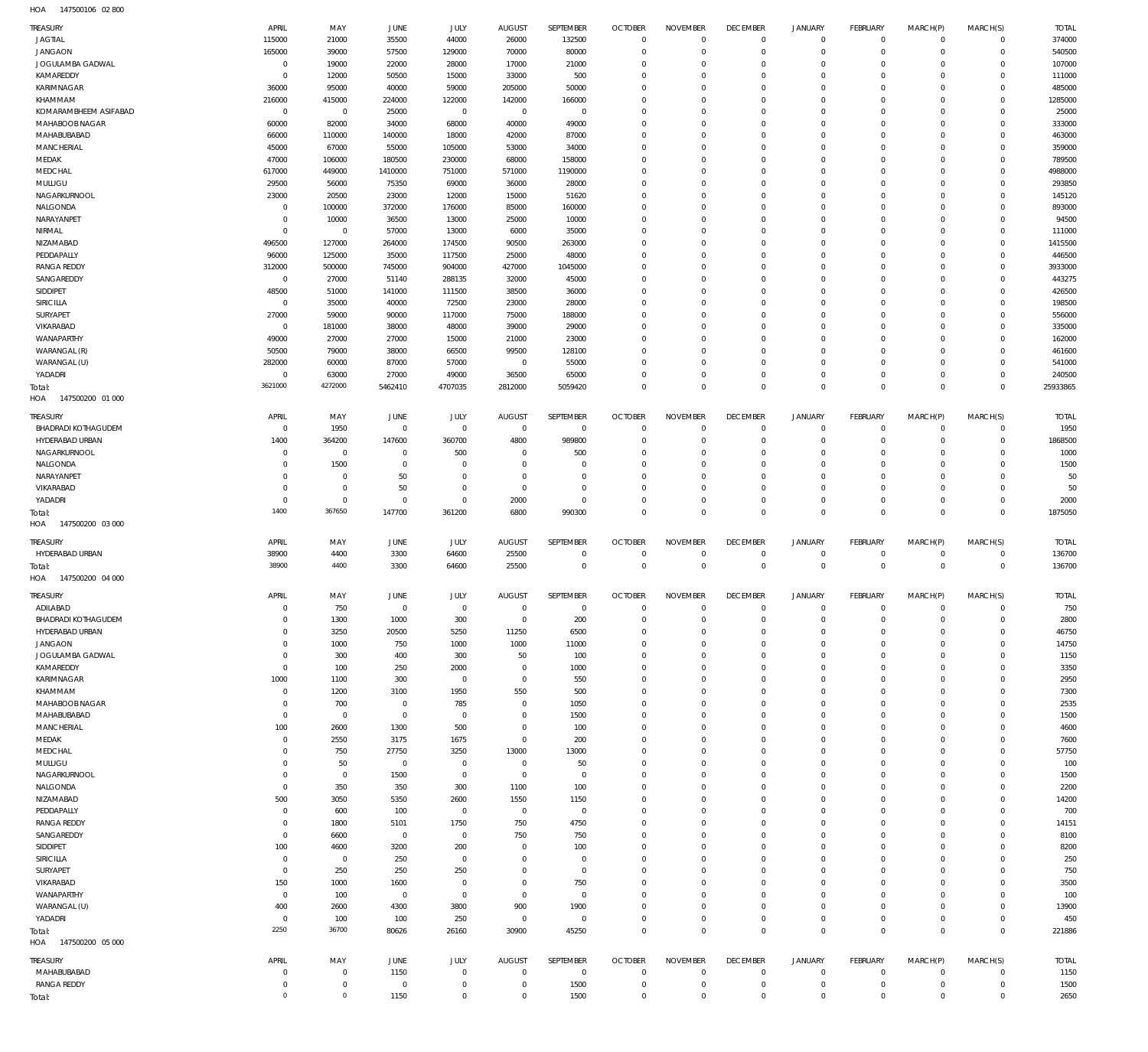HOA 147500106 02 800

| TREASURY | APRIL | MAY | JUNE | JULY | AUGUST | SEPTEMBER | OCTOBER | NOVEMBER | DECEMBER | JANUARY | FEBRUARY | MARCH(P) | MARCH(S) | TOTAL |
|---|---|---|---|---|---|---|---|---|---|---|---|---|---|---|
| JAGTIAL | 115000 | 21000 | 35500 | 44000 | 26000 | 132500 | 0 | 0 | 0 | 0 | 0 | 0 | 0 | 374000 |
| JANGAON | 165000 | 39000 | 57500 | 129000 | 70000 | 80000 | 0 | 0 | 0 | 0 | 0 | 0 | 0 | 540500 |
| JOGULAMBA GADWAL | 0 | 19000 | 22000 | 28000 | 17000 | 21000 | 0 | 0 | 0 | 0 | 0 | 0 | 0 | 107000 |
| KAMAREDDY | 0 | 12000 | 50500 | 15000 | 33000 | 500 | 0 | 0 | 0 | 0 | 0 | 0 | 0 | 111000 |
| KARIMNAGAR | 36000 | 95000 | 40000 | 59000 | 205000 | 50000 | 0 | 0 | 0 | 0 | 0 | 0 | 0 | 485000 |
| KHAMMAM | 216000 | 415000 | 224000 | 122000 | 142000 | 166000 | 0 | 0 | 0 | 0 | 0 | 0 | 0 | 1285000 |
| KOMARAMBHEEM ASIFABAD | 0 | 0 | 25000 | 0 | 0 | 0 | 0 | 0 | 0 | 0 | 0 | 0 | 0 | 25000 |
| MAHABOOBNAGAR | 60000 | 82000 | 34000 | 68000 | 40000 | 49000 | 0 | 0 | 0 | 0 | 0 | 0 | 0 | 333000 |
| MAHABUBABAD | 66000 | 110000 | 140000 | 18000 | 42000 | 87000 | 0 | 0 | 0 | 0 | 0 | 0 | 0 | 463000 |
| MANCHERIAL | 45000 | 67000 | 55000 | 105000 | 53000 | 34000 | 0 | 0 | 0 | 0 | 0 | 0 | 0 | 359000 |
| MEDAK | 47000 | 106000 | 180500 | 230000 | 68000 | 158000 | 0 | 0 | 0 | 0 | 0 | 0 | 0 | 789500 |
| MEDCHAL | 617000 | 449000 | 1410000 | 751000 | 571000 | 1190000 | 0 | 0 | 0 | 0 | 0 | 0 | 0 | 4988000 |
| MULUGU | 29500 | 56000 | 75350 | 69000 | 36000 | 28000 | 0 | 0 | 0 | 0 | 0 | 0 | 0 | 293850 |
| NAGARKURNOOL | 23000 | 20500 | 23000 | 12000 | 15000 | 51620 | 0 | 0 | 0 | 0 | 0 | 0 | 0 | 145120 |
| NALGONDA | 0 | 100000 | 372000 | 176000 | 85000 | 160000 | 0 | 0 | 0 | 0 | 0 | 0 | 0 | 893000 |
| NARAYANPET | 0 | 10000 | 36500 | 13000 | 25000 | 10000 | 0 | 0 | 0 | 0 | 0 | 0 | 0 | 94500 |
| NIRMAL | 0 | 0 | 57000 | 13000 | 6000 | 35000 | 0 | 0 | 0 | 0 | 0 | 0 | 0 | 111000 |
| NIZAMABAD | 496500 | 127000 | 264000 | 174500 | 90500 | 263000 | 0 | 0 | 0 | 0 | 0 | 0 | 0 | 1415500 |
| PEDDAPALLY | 96000 | 125000 | 35000 | 117500 | 25000 | 48000 | 0 | 0 | 0 | 0 | 0 | 0 | 0 | 446500 |
| RANGA REDDY | 312000 | 500000 | 745000 | 904000 | 427000 | 1045000 | 0 | 0 | 0 | 0 | 0 | 0 | 0 | 3933000 |
| SANGAREDDY | 0 | 27000 | 51140 | 288135 | 32000 | 45000 | 0 | 0 | 0 | 0 | 0 | 0 | 0 | 443275 |
| SIDDIPET | 48500 | 51000 | 141000 | 111500 | 38500 | 36000 | 0 | 0 | 0 | 0 | 0 | 0 | 0 | 426500 |
| SIRICILLA | 0 | 35000 | 40000 | 72500 | 23000 | 28000 | 0 | 0 | 0 | 0 | 0 | 0 | 0 | 198500 |
| SURYAPET | 27000 | 59000 | 90000 | 117000 | 75000 | 188000 | 0 | 0 | 0 | 0 | 0 | 0 | 0 | 556000 |
| VIKARABAD | 0 | 181000 | 38000 | 48000 | 39000 | 29000 | 0 | 0 | 0 | 0 | 0 | 0 | 0 | 335000 |
| WANAPARTHY | 49000 | 27000 | 27000 | 15000 | 21000 | 23000 | 0 | 0 | 0 | 0 | 0 | 0 | 0 | 162000 |
| WARANGAL (R) | 50500 | 79000 | 38000 | 66500 | 99500 | 128100 | 0 | 0 | 0 | 0 | 0 | 0 | 0 | 461600 |
| WARANGAL (U) | 282000 | 60000 | 87000 | 57000 | 0 | 55000 | 0 | 0 | 0 | 0 | 0 | 0 | 0 | 541000 |
| YADADRI | 0 | 63000 | 27000 | 49000 | 36500 | 65000 | 0 | 0 | 0 | 0 | 0 | 0 | 0 | 240500 |
| Total: | 3621000 | 4272000 | 5462410 | 4707035 | 2812000 | 5059420 | 0 | 0 | 0 | 0 | 0 | 0 | 0 | 25933865 |

HOA 147500200 01 000

| TREASURY | APRIL | MAY | JUNE | JULY | AUGUST | SEPTEMBER | OCTOBER | NOVEMBER | DECEMBER | JANUARY | FEBRUARY | MARCH(P) | MARCH(S) | TOTAL |
|---|---|---|---|---|---|---|---|---|---|---|---|---|---|---|
| BHADRADI KOTHAGUDEM | 0 | 1950 | 0 | 0 | 0 | 0 | 0 | 0 | 0 | 0 | 0 | 0 | 0 | 1950 |
| HYDERABAD URBAN | 1400 | 364200 | 147600 | 360700 | 4800 | 989800 | 0 | 0 | 0 | 0 | 0 | 0 | 0 | 1868500 |
| NAGARKURNOOL | 0 | 0 | 0 | 500 | 0 | 500 | 0 | 0 | 0 | 0 | 0 | 0 | 0 | 1000 |
| NALGONDA | 0 | 1500 | 0 | 0 | 0 | 0 | 0 | 0 | 0 | 0 | 0 | 0 | 0 | 1500 |
| NARAYANPET | 0 | 0 | 50 | 0 | 0 | 0 | 0 | 0 | 0 | 0 | 0 | 0 | 0 | 50 |
| VIKARABAD | 0 | 0 | 50 | 0 | 0 | 0 | 0 | 0 | 0 | 0 | 0 | 0 | 0 | 50 |
| YADADRI | 0 | 0 | 0 | 0 | 2000 | 0 | 0 | 0 | 0 | 0 | 0 | 0 | 0 | 2000 |
| Total: | 1400 | 367650 | 147700 | 361200 | 6800 | 990300 | 0 | 0 | 0 | 0 | 0 | 0 | 0 | 1875050 |

HOA 147500200 03 000

| TREASURY | APRIL | MAY | JUNE | JULY | AUGUST | SEPTEMBER | OCTOBER | NOVEMBER | DECEMBER | JANUARY | FEBRUARY | MARCH(P) | MARCH(S) | TOTAL |
|---|---|---|---|---|---|---|---|---|---|---|---|---|---|---|
| HYDERABAD URBAN | 38900 | 4400 | 3300 | 64600 | 25500 | 0 | 0 | 0 | 0 | 0 | 0 | 0 | 0 | 136700 |
| Total: | 38900 | 4400 | 3300 | 64600 | 25500 | 0 | 0 | 0 | 0 | 0 | 0 | 0 | 0 | 136700 |

HOA 147500200 04 000

| TREASURY | APRIL | MAY | JUNE | JULY | AUGUST | SEPTEMBER | OCTOBER | NOVEMBER | DECEMBER | JANUARY | FEBRUARY | MARCH(P) | MARCH(S) | TOTAL |
|---|---|---|---|---|---|---|---|---|---|---|---|---|---|---|
| ADILABAD | 0 | 750 | 0 | 0 | 0 | 0 | 0 | 0 | 0 | 0 | 0 | 0 | 0 | 750 |
| BHADRADI KOTHAGUDEM | 0 | 1300 | 1000 | 300 | 0 | 200 | 0 | 0 | 0 | 0 | 0 | 0 | 0 | 2800 |
| HYDERABAD URBAN | 0 | 3250 | 20500 | 5250 | 11250 | 6500 | 0 | 0 | 0 | 0 | 0 | 0 | 0 | 46750 |
| JANGAON | 0 | 1000 | 750 | 1000 | 1000 | 11000 | 0 | 0 | 0 | 0 | 0 | 0 | 0 | 14750 |
| JOGULAMBA GADWAL | 0 | 300 | 400 | 300 | 50 | 100 | 0 | 0 | 0 | 0 | 0 | 0 | 0 | 1150 |
| KAMAREDDY | 0 | 100 | 250 | 2000 | 0 | 1000 | 0 | 0 | 0 | 0 | 0 | 0 | 0 | 3350 |
| KARIMNAGAR | 1000 | 1100 | 300 | 0 | 0 | 550 | 0 | 0 | 0 | 0 | 0 | 0 | 0 | 2950 |
| KHAMMAM | 0 | 1200 | 3100 | 1950 | 550 | 500 | 0 | 0 | 0 | 0 | 0 | 0 | 0 | 7300 |
| MAHABOOBNAGAR | 0 | 700 | 0 | 785 | 0 | 1050 | 0 | 0 | 0 | 0 | 0 | 0 | 0 | 2535 |
| MAHABUBABAD | 0 | 0 | 0 | 0 | 0 | 1500 | 0 | 0 | 0 | 0 | 0 | 0 | 0 | 1500 |
| MANCHERIAL | 100 | 2600 | 1300 | 500 | 0 | 100 | 0 | 0 | 0 | 0 | 0 | 0 | 0 | 4600 |
| MEDAK | 0 | 2550 | 3175 | 1675 | 0 | 200 | 0 | 0 | 0 | 0 | 0 | 0 | 0 | 7600 |
| MEDCHAL | 0 | 750 | 27750 | 3250 | 13000 | 13000 | 0 | 0 | 0 | 0 | 0 | 0 | 0 | 57750 |
| MULUGU | 0 | 50 | 0 | 0 | 0 | 50 | 0 | 0 | 0 | 0 | 0 | 0 | 0 | 100 |
| NAGARKURNOOL | 0 | 0 | 1500 | 0 | 0 | 0 | 0 | 0 | 0 | 0 | 0 | 0 | 0 | 1500 |
| NALGONDA | 0 | 350 | 350 | 300 | 1100 | 100 | 0 | 0 | 0 | 0 | 0 | 0 | 0 | 2200 |
| NIZAMABAD | 500 | 3050 | 5350 | 2600 | 1550 | 1150 | 0 | 0 | 0 | 0 | 0 | 0 | 0 | 14200 |
| PEDDAPALLY | 0 | 600 | 100 | 0 | 0 | 0 | 0 | 0 | 0 | 0 | 0 | 0 | 0 | 700 |
| RANGA REDDY | 0 | 1800 | 5101 | 1750 | 750 | 4750 | 0 | 0 | 0 | 0 | 0 | 0 | 0 | 14151 |
| SANGAREDDY | 0 | 6600 | 0 | 0 | 750 | 750 | 0 | 0 | 0 | 0 | 0 | 0 | 0 | 8100 |
| SIDDIPET | 100 | 4600 | 3200 | 200 | 0 | 100 | 0 | 0 | 0 | 0 | 0 | 0 | 0 | 8200 |
| SIRICILLA | 0 | 0 | 250 | 0 | 0 | 0 | 0 | 0 | 0 | 0 | 0 | 0 | 0 | 250 |
| SURYAPET | 0 | 250 | 250 | 250 | 0 | 0 | 0 | 0 | 0 | 0 | 0 | 0 | 0 | 750 |
| VIKARABAD | 150 | 1000 | 1600 | 0 | 0 | 750 | 0 | 0 | 0 | 0 | 0 | 0 | 0 | 3500 |
| WANAPARTHY | 0 | 100 | 0 | 0 | 0 | 0 | 0 | 0 | 0 | 0 | 0 | 0 | 0 | 100 |
| WARANGAL (U) | 400 | 2600 | 4300 | 3800 | 900 | 1900 | 0 | 0 | 0 | 0 | 0 | 0 | 0 | 13900 |
| YADADRI | 0 | 100 | 100 | 250 | 0 | 0 | 0 | 0 | 0 | 0 | 0 | 0 | 0 | 450 |
| Total: | 2250 | 36700 | 80626 | 26160 | 30900 | 45250 | 0 | 0 | 0 | 0 | 0 | 0 | 0 | 221886 |

HOA 147500200 05 000

| TREASURY | APRIL | MAY | JUNE | JULY | AUGUST | SEPTEMBER | OCTOBER | NOVEMBER | DECEMBER | JANUARY | FEBRUARY | MARCH(P) | MARCH(S) | TOTAL |
|---|---|---|---|---|---|---|---|---|---|---|---|---|---|---|
| MAHABUBABAD | 0 | 0 | 1150 | 0 | 0 | 0 | 0 | 0 | 0 | 0 | 0 | 0 | 0 | 1150 |
| RANGA REDDY | 0 | 0 | 0 | 0 | 0 | 1500 | 0 | 0 | 0 | 0 | 0 | 0 | 0 | 1500 |
| Total: | 0 | 0 | 1150 | 0 | 0 | 1500 | 0 | 0 | 0 | 0 | 0 | 0 | 0 | 2650 |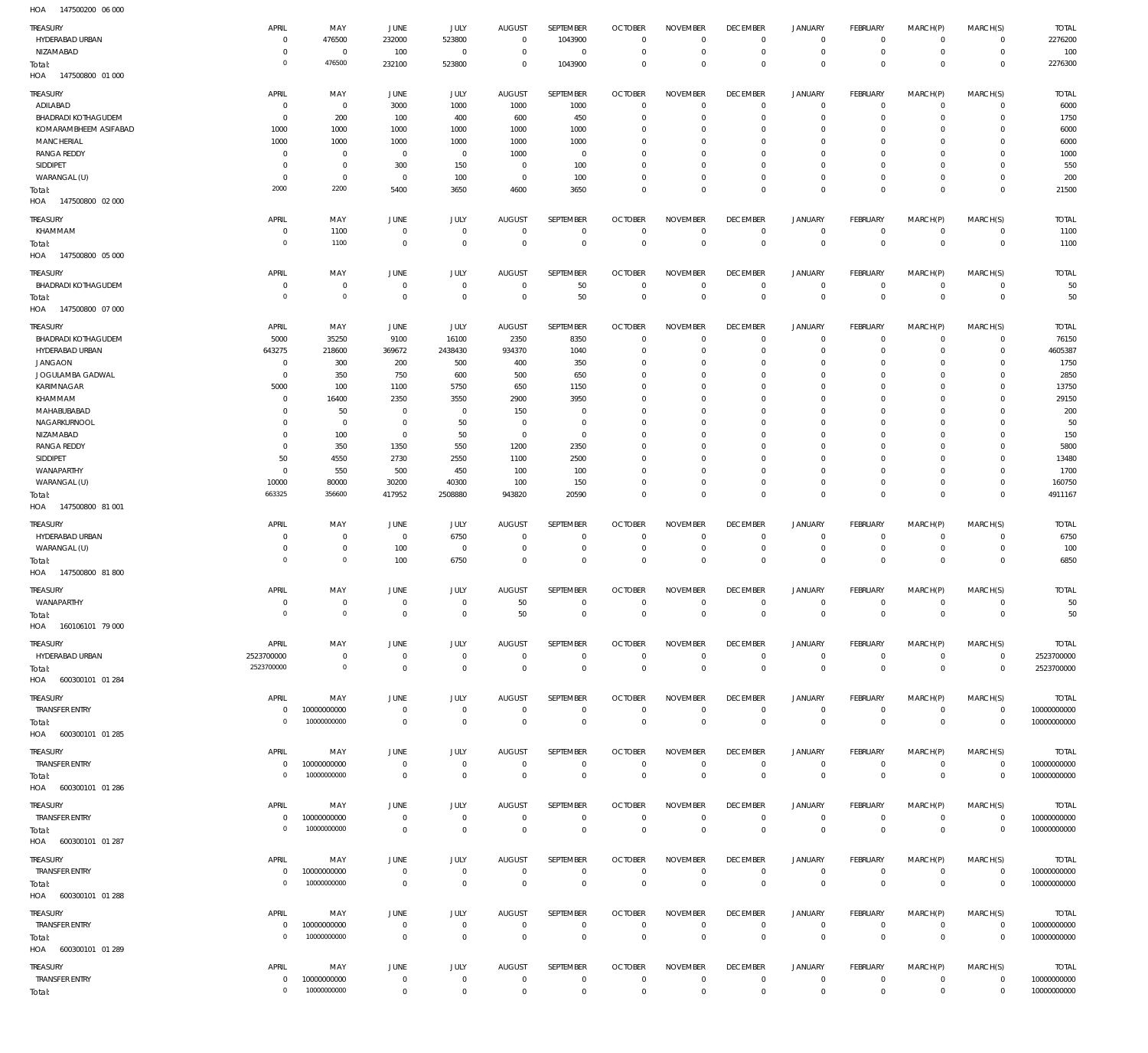HOA 147500200 06 000

| TREASURY | APRIL | MAY | JUNE | JULY | AUGUST | SEPTEMBER | OCTOBER | NOVEMBER | DECEMBER | JANUARY | FEBRUARY | MARCH(P) | MARCH(S) | TOTAL |
|---|---|---|---|---|---|---|---|---|---|---|---|---|---|---|
| HYDERABAD URBAN | 0 | 476500 | 232000 | 523800 | 0 | 1043900 | 0 | 0 | 0 | 0 | 0 | 0 | 0 | 2276200 |
| NIZAMABAD | 0 | 0 | 100 | 0 | 0 | 0 | 0 | 0 | 0 | 0 | 0 | 0 | 0 | 100 |
| Total: | 0 | 476500 | 232100 | 523800 | 0 | 1043900 | 0 | 0 | 0 | 0 | 0 | 0 | 0 | 2276300 |

HOA 147500800 01 000

| TREASURY | APRIL | MAY | JUNE | JULY | AUGUST | SEPTEMBER | OCTOBER | NOVEMBER | DECEMBER | JANUARY | FEBRUARY | MARCH(P) | MARCH(S) | TOTAL |
|---|---|---|---|---|---|---|---|---|---|---|---|---|---|---|
| ADILABAD | 0 | 0 | 3000 | 1000 | 1000 | 1000 | 0 | 0 | 0 | 0 | 0 | 0 | 0 | 6000 |
| BHADRADI KOTHAGUDEM | 0 | 200 | 100 | 400 | 600 | 450 | 0 | 0 | 0 | 0 | 0 | 0 | 0 | 1750 |
| KOMARAMBHEEM ASIFABAD | 1000 | 1000 | 1000 | 1000 | 1000 | 1000 | 0 | 0 | 0 | 0 | 0 | 0 | 0 | 6000 |
| MANCHERIAL | 1000 | 1000 | 1000 | 1000 | 1000 | 1000 | 0 | 0 | 0 | 0 | 0 | 0 | 0 | 6000 |
| RANGA REDDY | 0 | 0 | 0 | 0 | 1000 | 0 | 0 | 0 | 0 | 0 | 0 | 0 | 0 | 1000 |
| SIDDIPET | 0 | 0 | 300 | 150 | 0 | 100 | 0 | 0 | 0 | 0 | 0 | 0 | 0 | 550 |
| WARANGAL (U) | 0 | 0 | 0 | 100 | 0 | 100 | 0 | 0 | 0 | 0 | 0 | 0 | 0 | 200 |
| Total: | 2000 | 2200 | 5400 | 3650 | 4600 | 3650 | 0 | 0 | 0 | 0 | 0 | 0 | 0 | 21500 |

HOA 147500800 02 000

| TREASURY | APRIL | MAY | JUNE | JULY | AUGUST | SEPTEMBER | OCTOBER | NOVEMBER | DECEMBER | JANUARY | FEBRUARY | MARCH(P) | MARCH(S) | TOTAL |
|---|---|---|---|---|---|---|---|---|---|---|---|---|---|---|
| KHAMMAM | 0 | 1100 | 0 | 0 | 0 | 0 | 0 | 0 | 0 | 0 | 0 | 0 | 0 | 1100 |
| Total: | 0 | 1100 | 0 | 0 | 0 | 0 | 0 | 0 | 0 | 0 | 0 | 0 | 0 | 1100 |

HOA 147500800 05 000

| TREASURY | APRIL | MAY | JUNE | JULY | AUGUST | SEPTEMBER | OCTOBER | NOVEMBER | DECEMBER | JANUARY | FEBRUARY | MARCH(P) | MARCH(S) | TOTAL |
|---|---|---|---|---|---|---|---|---|---|---|---|---|---|---|
| BHADRADI KOTHAGUDEM | 0 | 0 | 0 | 0 | 0 | 50 | 0 | 0 | 0 | 0 | 0 | 0 | 0 | 50 |
| Total: | 0 | 0 | 0 | 0 | 0 | 50 | 0 | 0 | 0 | 0 | 0 | 0 | 0 | 50 |

HOA 147500800 07 000

| TREASURY | APRIL | MAY | JUNE | JULY | AUGUST | SEPTEMBER | OCTOBER | NOVEMBER | DECEMBER | JANUARY | FEBRUARY | MARCH(P) | MARCH(S) | TOTAL |
|---|---|---|---|---|---|---|---|---|---|---|---|---|---|---|
| BHADRADI KOTHAGUDEM | 5000 | 35250 | 9100 | 16100 | 2350 | 8350 | 0 | 0 | 0 | 0 | 0 | 0 | 0 | 76150 |
| HYDERABAD URBAN | 643275 | 218600 | 369672 | 2438430 | 934370 | 1040 | 0 | 0 | 0 | 0 | 0 | 0 | 0 | 4605387 |
| JANGAON | 0 | 300 | 200 | 500 | 400 | 350 | 0 | 0 | 0 | 0 | 0 | 0 | 0 | 1750 |
| JOGULAMBA GADWAL | 0 | 350 | 750 | 600 | 500 | 650 | 0 | 0 | 0 | 0 | 0 | 0 | 0 | 2850 |
| KARIMNAGAR | 5000 | 100 | 1100 | 5750 | 650 | 1150 | 0 | 0 | 0 | 0 | 0 | 0 | 0 | 13750 |
| KHAMMAM | 0 | 16400 | 2350 | 3550 | 2900 | 3950 | 0 | 0 | 0 | 0 | 0 | 0 | 0 | 29150 |
| MAHABUBABAD | 0 | 50 | 0 | 0 | 150 | 0 | 0 | 0 | 0 | 0 | 0 | 0 | 0 | 200 |
| NAGARKURNOOL | 0 | 0 | 0 | 50 | 0 | 0 | 0 | 0 | 0 | 0 | 0 | 0 | 0 | 50 |
| NIZAMABAD | 0 | 100 | 0 | 50 | 0 | 0 | 0 | 0 | 0 | 0 | 0 | 0 | 0 | 150 |
| RANGA REDDY | 0 | 350 | 1350 | 550 | 1200 | 2350 | 0 | 0 | 0 | 0 | 0 | 0 | 0 | 5800 |
| SIDDIPET | 50 | 4550 | 2730 | 2550 | 1100 | 2500 | 0 | 0 | 0 | 0 | 0 | 0 | 0 | 13480 |
| WANAPARTHY | 0 | 550 | 500 | 450 | 100 | 100 | 0 | 0 | 0 | 0 | 0 | 0 | 0 | 1700 |
| WARANGAL (U) | 10000 | 80000 | 30200 | 40300 | 100 | 150 | 0 | 0 | 0 | 0 | 0 | 0 | 0 | 160750 |
| Total: | 663325 | 356600 | 417952 | 2508880 | 943820 | 20590 | 0 | 0 | 0 | 0 | 0 | 0 | 0 | 4911167 |

HOA 147500800 81 001

| TREASURY | APRIL | MAY | JUNE | JULY | AUGUST | SEPTEMBER | OCTOBER | NOVEMBER | DECEMBER | JANUARY | FEBRUARY | MARCH(P) | MARCH(S) | TOTAL |
|---|---|---|---|---|---|---|---|---|---|---|---|---|---|---|
| HYDERABAD URBAN | 0 | 0 | 0 | 6750 | 0 | 0 | 0 | 0 | 0 | 0 | 0 | 0 | 0 | 6750 |
| WARANGAL (U) | 0 | 0 | 100 | 0 | 0 | 0 | 0 | 0 | 0 | 0 | 0 | 0 | 0 | 100 |
| Total: | 0 | 0 | 100 | 6750 | 0 | 0 | 0 | 0 | 0 | 0 | 0 | 0 | 0 | 6850 |

HOA 147500800 81 800

| TREASURY | APRIL | MAY | JUNE | JULY | AUGUST | SEPTEMBER | OCTOBER | NOVEMBER | DECEMBER | JANUARY | FEBRUARY | MARCH(P) | MARCH(S) | TOTAL |
|---|---|---|---|---|---|---|---|---|---|---|---|---|---|---|
| WANAPARTHY | 0 | 0 | 0 | 0 | 50 | 0 | 0 | 0 | 0 | 0 | 0 | 0 | 0 | 50 |
| Total: | 0 | 0 | 0 | 0 | 50 | 0 | 0 | 0 | 0 | 0 | 0 | 0 | 0 | 50 |

HOA 160106101 79 000

| TREASURY | APRIL | MAY | JUNE | JULY | AUGUST | SEPTEMBER | OCTOBER | NOVEMBER | DECEMBER | JANUARY | FEBRUARY | MARCH(P) | MARCH(S) | TOTAL |
|---|---|---|---|---|---|---|---|---|---|---|---|---|---|---|
| HYDERABAD URBAN | 2523700000 | 0 | 0 | 0 | 0 | 0 | 0 | 0 | 0 | 0 | 0 | 0 | 0 | 2523700000 |
| Total: | 2523700000 | 0 | 0 | 0 | 0 | 0 | 0 | 0 | 0 | 0 | 0 | 0 | 0 | 2523700000 |

HOA 600300101 01 284

| TREASURY | APRIL | MAY | JUNE | JULY | AUGUST | SEPTEMBER | OCTOBER | NOVEMBER | DECEMBER | JANUARY | FEBRUARY | MARCH(P) | MARCH(S) | TOTAL |
|---|---|---|---|---|---|---|---|---|---|---|---|---|---|---|
| TRANSFER ENTRY | 0 | 10000000000 | 0 | 0 | 0 | 0 | 0 | 0 | 0 | 0 | 0 | 0 | 0 | 10000000000 |
| Total: | 0 | 10000000000 | 0 | 0 | 0 | 0 | 0 | 0 | 0 | 0 | 0 | 0 | 0 | 10000000000 |

HOA 600300101 01 285

| TREASURY | APRIL | MAY | JUNE | JULY | AUGUST | SEPTEMBER | OCTOBER | NOVEMBER | DECEMBER | JANUARY | FEBRUARY | MARCH(P) | MARCH(S) | TOTAL |
|---|---|---|---|---|---|---|---|---|---|---|---|---|---|---|
| TRANSFER ENTRY | 0 | 10000000000 | 0 | 0 | 0 | 0 | 0 | 0 | 0 | 0 | 0 | 0 | 0 | 10000000000 |
| Total: | 0 | 10000000000 | 0 | 0 | 0 | 0 | 0 | 0 | 0 | 0 | 0 | 0 | 0 | 10000000000 |

HOA 600300101 01 286

| TREASURY | APRIL | MAY | JUNE | JULY | AUGUST | SEPTEMBER | OCTOBER | NOVEMBER | DECEMBER | JANUARY | FEBRUARY | MARCH(P) | MARCH(S) | TOTAL |
|---|---|---|---|---|---|---|---|---|---|---|---|---|---|---|
| TRANSFER ENTRY | 0 | 10000000000 | 0 | 0 | 0 | 0 | 0 | 0 | 0 | 0 | 0 | 0 | 0 | 10000000000 |
| Total: | 0 | 10000000000 | 0 | 0 | 0 | 0 | 0 | 0 | 0 | 0 | 0 | 0 | 0 | 10000000000 |

HOA 600300101 01 287

| TREASURY | APRIL | MAY | JUNE | JULY | AUGUST | SEPTEMBER | OCTOBER | NOVEMBER | DECEMBER | JANUARY | FEBRUARY | MARCH(P) | MARCH(S) | TOTAL |
|---|---|---|---|---|---|---|---|---|---|---|---|---|---|---|
| TRANSFER ENTRY | 0 | 10000000000 | 0 | 0 | 0 | 0 | 0 | 0 | 0 | 0 | 0 | 0 | 0 | 10000000000 |
| Total: | 0 | 10000000000 | 0 | 0 | 0 | 0 | 0 | 0 | 0 | 0 | 0 | 0 | 0 | 10000000000 |

HOA 600300101 01 288

| TREASURY | APRIL | MAY | JUNE | JULY | AUGUST | SEPTEMBER | OCTOBER | NOVEMBER | DECEMBER | JANUARY | FEBRUARY | MARCH(P) | MARCH(S) | TOTAL |
|---|---|---|---|---|---|---|---|---|---|---|---|---|---|---|
| TRANSFER ENTRY | 0 | 10000000000 | 0 | 0 | 0 | 0 | 0 | 0 | 0 | 0 | 0 | 0 | 0 | 10000000000 |
| Total: | 0 | 10000000000 | 0 | 0 | 0 | 0 | 0 | 0 | 0 | 0 | 0 | 0 | 0 | 10000000000 |

HOA 600300101 01 289

| TREASURY | APRIL | MAY | JUNE | JULY | AUGUST | SEPTEMBER | OCTOBER | NOVEMBER | DECEMBER | JANUARY | FEBRUARY | MARCH(P) | MARCH(S) | TOTAL |
|---|---|---|---|---|---|---|---|---|---|---|---|---|---|---|
| TRANSFER ENTRY | 0 | 10000000000 | 0 | 0 | 0 | 0 | 0 | 0 | 0 | 0 | 0 | 0 | 0 | 10000000000 |
| Total: | 0 | 10000000000 | 0 | 0 | 0 | 0 | 0 | 0 | 0 | 0 | 0 | 0 | 0 | 10000000000 |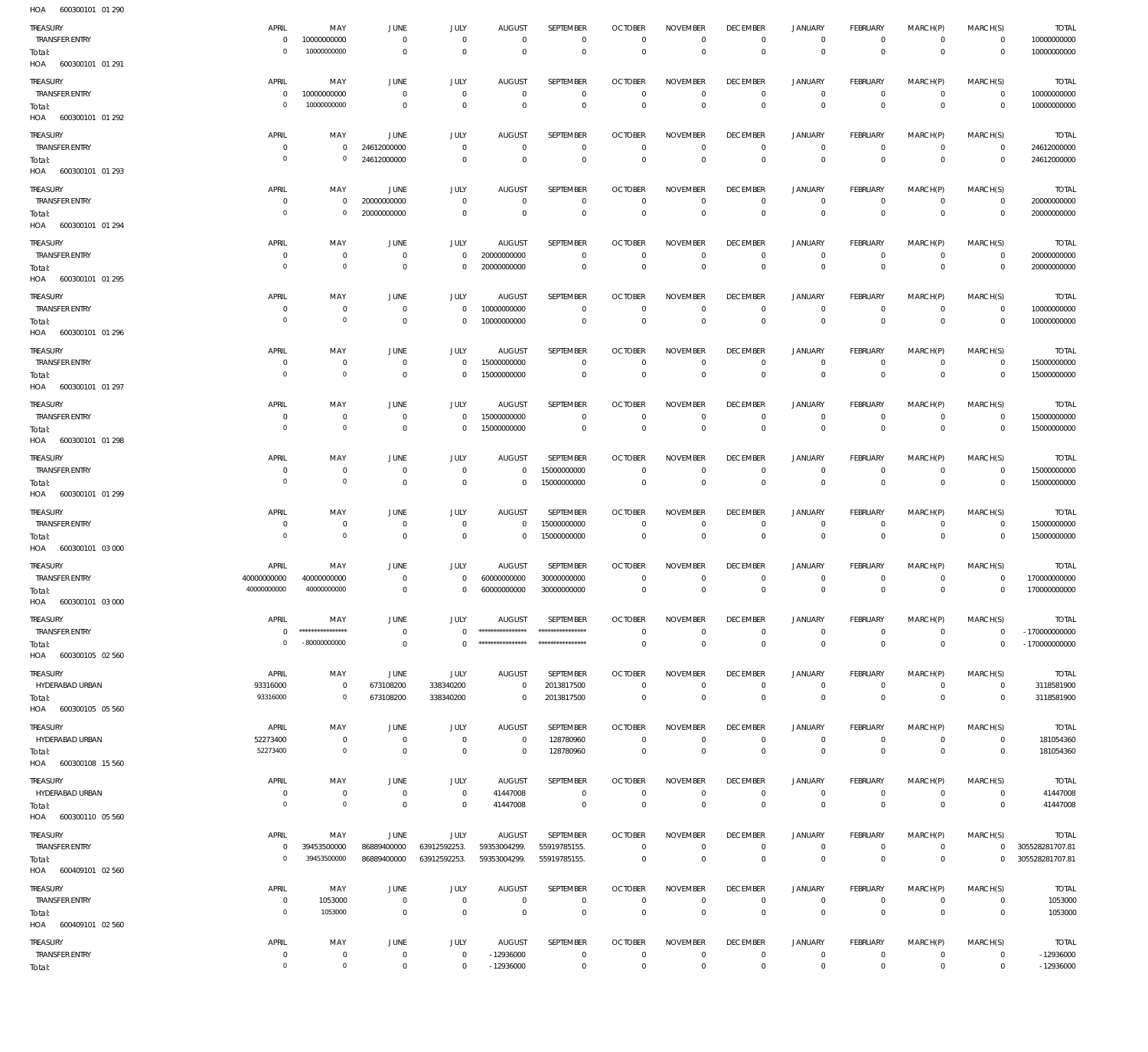HOA 600300101 01 290

| TREASURY | APRIL | MAY | JUNE | JULY | AUGUST | SEPTEMBER | OCTOBER | NOVEMBER | DECEMBER | JANUARY | FEBRUARY | MARCH(P) | MARCH(S) | TOTAL |
|---|---|---|---|---|---|---|---|---|---|---|---|---|---|---|
| TRANSFER ENTRY | 0 | 10000000000 | 0 | 0 | 0 | 0 | 0 | 0 | 0 | 0 | 0 | 0 | 0 | 10000000000 |
| Total: | 0 | 10000000000 | 0 | 0 | 0 | 0 | 0 | 0 | 0 | 0 | 0 | 0 | 0 | 10000000000 |

HOA 600300101 01 291

| TREASURY | APRIL | MAY | JUNE | JULY | AUGUST | SEPTEMBER | OCTOBER | NOVEMBER | DECEMBER | JANUARY | FEBRUARY | MARCH(P) | MARCH(S) | TOTAL |
|---|---|---|---|---|---|---|---|---|---|---|---|---|---|---|
| TRANSFER ENTRY | 0 | 10000000000 | 0 | 0 | 0 | 0 | 0 | 0 | 0 | 0 | 0 | 0 | 0 | 10000000000 |
| Total: | 0 | 10000000000 | 0 | 0 | 0 | 0 | 0 | 0 | 0 | 0 | 0 | 0 | 0 | 10000000000 |

HOA 600300101 01 292

| TREASURY | APRIL | MAY | JUNE | JULY | AUGUST | SEPTEMBER | OCTOBER | NOVEMBER | DECEMBER | JANUARY | FEBRUARY | MARCH(P) | MARCH(S) | TOTAL |
|---|---|---|---|---|---|---|---|---|---|---|---|---|---|---|
| TRANSFER ENTRY | 0 | 0 | 24612000000 | 0 | 0 | 0 | 0 | 0 | 0 | 0 | 0 | 0 | 0 | 24612000000 |
| Total: | 0 | 0 | 24612000000 | 0 | 0 | 0 | 0 | 0 | 0 | 0 | 0 | 0 | 0 | 24612000000 |

HOA 600300101 01 293

| TREASURY | APRIL | MAY | JUNE | JULY | AUGUST | SEPTEMBER | OCTOBER | NOVEMBER | DECEMBER | JANUARY | FEBRUARY | MARCH(P) | MARCH(S) | TOTAL |
|---|---|---|---|---|---|---|---|---|---|---|---|---|---|---|
| TRANSFER ENTRY | 0 | 0 | 20000000000 | 0 | 0 | 0 | 0 | 0 | 0 | 0 | 0 | 0 | 0 | 20000000000 |
| Total: | 0 | 0 | 20000000000 | 0 | 0 | 0 | 0 | 0 | 0 | 0 | 0 | 0 | 0 | 20000000000 |

HOA 600300101 01 294

| TREASURY | APRIL | MAY | JUNE | JULY | AUGUST | SEPTEMBER | OCTOBER | NOVEMBER | DECEMBER | JANUARY | FEBRUARY | MARCH(P) | MARCH(S) | TOTAL |
|---|---|---|---|---|---|---|---|---|---|---|---|---|---|---|
| TRANSFER ENTRY | 0 | 0 | 0 | 0 | 20000000000 | 0 | 0 | 0 | 0 | 0 | 0 | 0 | 0 | 20000000000 |
| Total: | 0 | 0 | 0 | 0 | 20000000000 | 0 | 0 | 0 | 0 | 0 | 0 | 0 | 0 | 20000000000 |

HOA 600300101 01 295

| TREASURY | APRIL | MAY | JUNE | JULY | AUGUST | SEPTEMBER | OCTOBER | NOVEMBER | DECEMBER | JANUARY | FEBRUARY | MARCH(P) | MARCH(S) | TOTAL |
|---|---|---|---|---|---|---|---|---|---|---|---|---|---|---|
| TRANSFER ENTRY | 0 | 0 | 0 | 0 | 10000000000 | 0 | 0 | 0 | 0 | 0 | 0 | 0 | 0 | 10000000000 |
| Total: | 0 | 0 | 0 | 0 | 10000000000 | 0 | 0 | 0 | 0 | 0 | 0 | 0 | 0 | 10000000000 |

HOA 600300101 01 296

| TREASURY | APRIL | MAY | JUNE | JULY | AUGUST | SEPTEMBER | OCTOBER | NOVEMBER | DECEMBER | JANUARY | FEBRUARY | MARCH(P) | MARCH(S) | TOTAL |
|---|---|---|---|---|---|---|---|---|---|---|---|---|---|---|
| TRANSFER ENTRY | 0 | 0 | 0 | 0 | 15000000000 | 0 | 0 | 0 | 0 | 0 | 0 | 0 | 0 | 15000000000 |
| Total: | 0 | 0 | 0 | 0 | 15000000000 | 0 | 0 | 0 | 0 | 0 | 0 | 0 | 0 | 15000000000 |

HOA 600300101 01 297

| TREASURY | APRIL | MAY | JUNE | JULY | AUGUST | SEPTEMBER | OCTOBER | NOVEMBER | DECEMBER | JANUARY | FEBRUARY | MARCH(P) | MARCH(S) | TOTAL |
|---|---|---|---|---|---|---|---|---|---|---|---|---|---|---|
| TRANSFER ENTRY | 0 | 0 | 0 | 0 | 15000000000 | 0 | 0 | 0 | 0 | 0 | 0 | 0 | 0 | 15000000000 |
| Total: | 0 | 0 | 0 | 0 | 15000000000 | 0 | 0 | 0 | 0 | 0 | 0 | 0 | 0 | 15000000000 |

HOA 600300101 01 298

| TREASURY | APRIL | MAY | JUNE | JULY | AUGUST | SEPTEMBER | OCTOBER | NOVEMBER | DECEMBER | JANUARY | FEBRUARY | MARCH(P) | MARCH(S) | TOTAL |
|---|---|---|---|---|---|---|---|---|---|---|---|---|---|---|
| TRANSFER ENTRY | 0 | 0 | 0 | 0 | 0 | 15000000000 | 0 | 0 | 0 | 0 | 0 | 0 | 0 | 15000000000 |
| Total: | 0 | 0 | 0 | 0 | 0 | 15000000000 | 0 | 0 | 0 | 0 | 0 | 0 | 0 | 15000000000 |

HOA 600300101 01 299

| TREASURY | APRIL | MAY | JUNE | JULY | AUGUST | SEPTEMBER | OCTOBER | NOVEMBER | DECEMBER | JANUARY | FEBRUARY | MARCH(P) | MARCH(S) | TOTAL |
|---|---|---|---|---|---|---|---|---|---|---|---|---|---|---|
| TRANSFER ENTRY | 0 | 0 | 0 | 0 | 0 | 15000000000 | 0 | 0 | 0 | 0 | 0 | 0 | 0 | 15000000000 |
| Total: | 0 | 0 | 0 | 0 | 0 | 15000000000 | 0 | 0 | 0 | 0 | 0 | 0 | 0 | 15000000000 |

HOA 600300101 03 000

| TREASURY | APRIL | MAY | JUNE | JULY | AUGUST | SEPTEMBER | OCTOBER | NOVEMBER | DECEMBER | JANUARY | FEBRUARY | MARCH(P) | MARCH(S) | TOTAL |
|---|---|---|---|---|---|---|---|---|---|---|---|---|---|---|
| TRANSFER ENTRY | 40000000000 | 40000000000 | 0 | 0 | 60000000000 | 30000000000 | 0 | 0 | 0 | 0 | 0 | 0 | 0 | 170000000000 |
| Total: | 40000000000 | 40000000000 | 0 | 0 | 60000000000 | 30000000000 | 0 | 0 | 0 | 0 | 0 | 0 | 0 | 170000000000 |

HOA 600300101 03 000

| TREASURY | APRIL | MAY | JUNE | JULY | AUGUST | SEPTEMBER | OCTOBER | NOVEMBER | DECEMBER | JANUARY | FEBRUARY | MARCH(P) | MARCH(S) | TOTAL |
|---|---|---|---|---|---|---|---|---|---|---|---|---|---|---|
| TRANSFER ENTRY | 0 | **************** | 0 | 0 | **************** | **************** | 0 | 0 | 0 | 0 | 0 | 0 | 0 | - 170000000000 |
| Total: | 0 | - 80000000000 | 0 | 0 | **************** | **************** | 0 | 0 | 0 | 0 | 0 | 0 | 0 | - 170000000000 |

HOA 600300105 02 560

| TREASURY | APRIL | MAY | JUNE | JULY | AUGUST | SEPTEMBER | OCTOBER | NOVEMBER | DECEMBER | JANUARY | FEBRUARY | MARCH(P) | MARCH(S) | TOTAL |
|---|---|---|---|---|---|---|---|---|---|---|---|---|---|---|
| HYDERABAD URBAN | 93316000 | 0 | 673108200 | 338340200 | 0 | 2013817500 | 0 | 0 | 0 | 0 | 0 | 0 | 0 | 3118581900 |
| Total: | 93316000 | 0 | 673108200 | 338340200 | 0 | 2013817500 | 0 | 0 | 0 | 0 | 0 | 0 | 0 | 3118581900 |

HOA 600300105 05 560

| TREASURY | APRIL | MAY | JUNE | JULY | AUGUST | SEPTEMBER | OCTOBER | NOVEMBER | DECEMBER | JANUARY | FEBRUARY | MARCH(P) | MARCH(S) | TOTAL |
|---|---|---|---|---|---|---|---|---|---|---|---|---|---|---|
| HYDERABAD URBAN | 52273400 | 0 | 0 | 0 | 0 | 128780960 | 0 | 0 | 0 | 0 | 0 | 0 | 0 | 181054360 |
| Total: | 52273400 | 0 | 0 | 0 | 0 | 128780960 | 0 | 0 | 0 | 0 | 0 | 0 | 0 | 181054360 |

HOA 600300108 15 560

| TREASURY | APRIL | MAY | JUNE | JULY | AUGUST | SEPTEMBER | OCTOBER | NOVEMBER | DECEMBER | JANUARY | FEBRUARY | MARCH(P) | MARCH(S) | TOTAL |
|---|---|---|---|---|---|---|---|---|---|---|---|---|---|---|
| HYDERABAD URBAN | 0 | 0 | 0 | 0 | 41447008 | 0 | 0 | 0 | 0 | 0 | 0 | 0 | 0 | 41447008 |
| Total: | 0 | 0 | 0 | 0 | 41447008 | 0 | 0 | 0 | 0 | 0 | 0 | 0 | 0 | 41447008 |

HOA 600300110 05 560

| TREASURY | APRIL | MAY | JUNE | JULY | AUGUST | SEPTEMBER | OCTOBER | NOVEMBER | DECEMBER | JANUARY | FEBRUARY | MARCH(P) | MARCH(S) | TOTAL |
|---|---|---|---|---|---|---|---|---|---|---|---|---|---|---|
| TRANSFER ENTRY | 0 | 39453500000 | 86889400000 | 63912592253. | 59353004299. | 55919785155. | 0 | 0 | 0 | 0 | 0 | 0 | 0 | 305528281707.81 |
| Total: | 0 | 39453500000 | 86889400000 | 63912592253. | 59353004299. | 55919785155. | 0 | 0 | 0 | 0 | 0 | 0 | 0 | 305528281707.81 |

HOA 600409101 02 560

| TREASURY | APRIL | MAY | JUNE | JULY | AUGUST | SEPTEMBER | OCTOBER | NOVEMBER | DECEMBER | JANUARY | FEBRUARY | MARCH(P) | MARCH(S) | TOTAL |
|---|---|---|---|---|---|---|---|---|---|---|---|---|---|---|
| TRANSFER ENTRY | 0 | 1053000 | 0 | 0 | 0 | 0 | 0 | 0 | 0 | 0 | 0 | 0 | 0 | 1053000 |
| Total: | 0 | 1053000 | 0 | 0 | 0 | 0 | 0 | 0 | 0 | 0 | 0 | 0 | 0 | 1053000 |

HOA 600409101 02 560

| TREASURY | APRIL | MAY | JUNE | JULY | AUGUST | SEPTEMBER | OCTOBER | NOVEMBER | DECEMBER | JANUARY | FEBRUARY | MARCH(P) | MARCH(S) | TOTAL |
|---|---|---|---|---|---|---|---|---|---|---|---|---|---|---|
| TRANSFER ENTRY | 0 | 0 | 0 | 0 | - 12936000 | 0 | 0 | 0 | 0 | 0 | 0 | 0 | 0 | - 12936000 |
| Total: | 0 | 0 | 0 | 0 | - 12936000 | 0 | 0 | 0 | 0 | 0 | 0 | 0 | 0 | - 12936000 |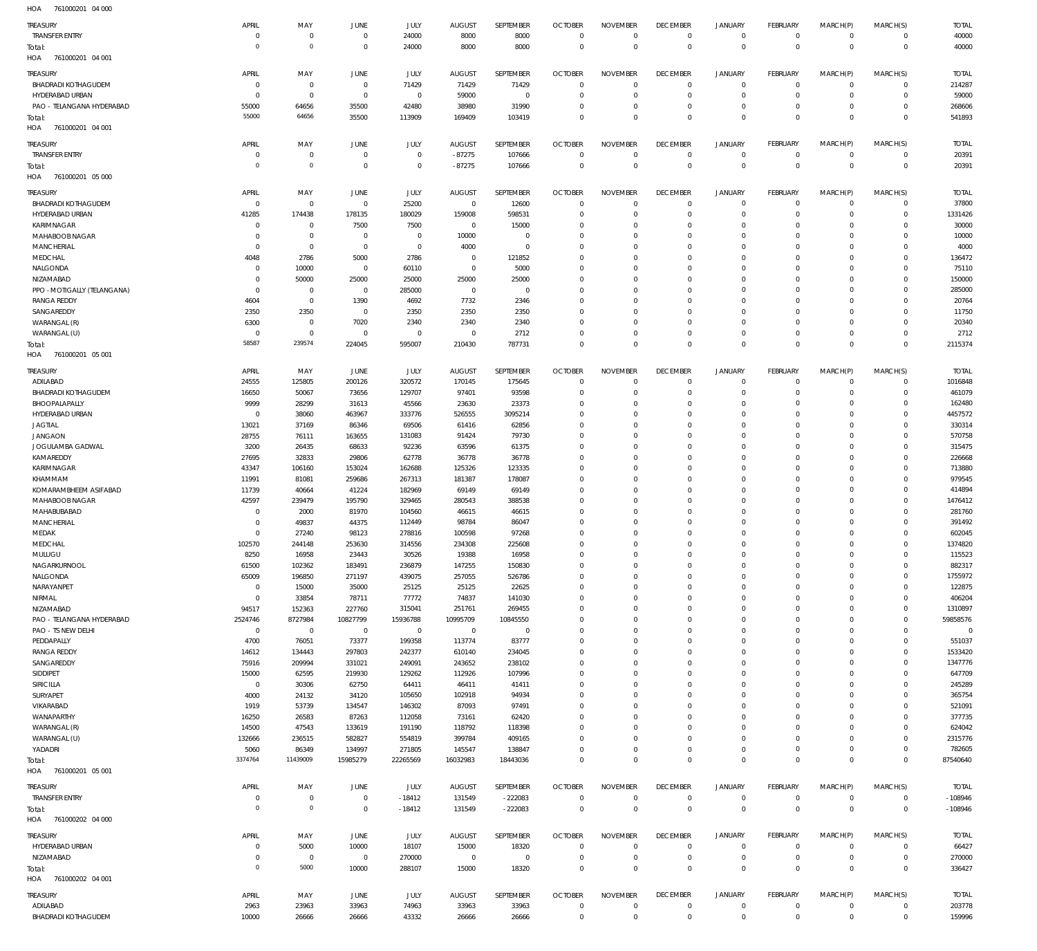HOA 761000201 04 000

| TREASURY | APRIL | MAY | JUNE | JULY | AUGUST | SEPTEMBER | OCTOBER | NOVEMBER | DECEMBER | JANUARY | FEBRUARY | MARCH(P) | MARCH(S) | TOTAL |
|---|---|---|---|---|---|---|---|---|---|---|---|---|---|---|
| TRANSFER ENTRY | 0 | 0 | 0 | 24000 | 8000 | 8000 | 0 | 0 | 0 | 0 | 0 | 0 | 0 | 40000 |
| Total: | 0 | 0 | 0 | 24000 | 8000 | 8000 | 0 | 0 | 0 | 0 | 0 | 0 | 0 | 40000 |

HOA 761000201 04 001

| TREASURY | APRIL | MAY | JUNE | JULY | AUGUST | SEPTEMBER | OCTOBER | NOVEMBER | DECEMBER | JANUARY | FEBRUARY | MARCH(P) | MARCH(S) | TOTAL |
|---|---|---|---|---|---|---|---|---|---|---|---|---|---|---|
| BHADRADI KOTHAGUDEM | 0 | 0 | 0 | 71429 | 71429 | 71429 | 0 | 0 | 0 | 0 | 0 | 0 | 0 | 214287 |
| HYDERABAD URBAN | 0 | 0 | 0 | 0 | 59000 | 0 | 0 | 0 | 0 | 0 | 0 | 0 | 0 | 59000 |
| PAO - TELANGANA HYDERABAD | 55000 | 64656 | 35500 | 42480 | 38980 | 31990 | 0 | 0 | 0 | 0 | 0 | 0 | 0 | 268606 |
| Total: | 55000 | 64656 | 35500 | 113909 | 169409 | 103419 | 0 | 0 | 0 | 0 | 0 | 0 | 0 | 541893 |

HOA 761000201 04 001

| TREASURY | APRIL | MAY | JUNE | JULY | AUGUST | SEPTEMBER | OCTOBER | NOVEMBER | DECEMBER | JANUARY | FEBRUARY | MARCH(P) | MARCH(S) | TOTAL |
|---|---|---|---|---|---|---|---|---|---|---|---|---|---|---|
| TRANSFER ENTRY | 0 | 0 | 0 | 0 | -87275 | 107666 | 0 | 0 | 0 | 0 | 0 | 0 | 0 | 20391 |
| Total: | 0 | 0 | 0 | 0 | -87275 | 107666 | 0 | 0 | 0 | 0 | 0 | 0 | 0 | 20391 |

HOA 761000201 05 000

| TREASURY | APRIL | MAY | JUNE | JULY | AUGUST | SEPTEMBER | OCTOBER | NOVEMBER | DECEMBER | JANUARY | FEBRUARY | MARCH(P) | MARCH(S) | TOTAL |
|---|---|---|---|---|---|---|---|---|---|---|---|---|---|---|
| BHADRADI KOTHAGUDEM | 0 | 0 | 0 | 25200 | 0 | 12600 | 0 | 0 | 0 | 0 | 0 | 0 | 0 | 37800 |
| HYDERABAD URBAN | 41285 | 174438 | 178135 | 180029 | 159008 | 598531 | 0 | 0 | 0 | 0 | 0 | 0 | 0 | 1331426 |
| KARIMNAGAR | 0 | 0 | 7500 | 7500 | 0 | 15000 | 0 | 0 | 0 | 0 | 0 | 0 | 0 | 30000 |
| MAHABOOB NAGAR | 0 | 0 | 0 | 0 | 10000 | 0 | 0 | 0 | 0 | 0 | 0 | 0 | 0 | 10000 |
| MANCHERIAL | 0 | 0 | 0 | 0 | 4000 | 0 | 0 | 0 | 0 | 0 | 0 | 0 | 0 | 4000 |
| MEDCHAL | 4048 | 2786 | 5000 | 2786 | 0 | 121852 | 0 | 0 | 0 | 0 | 0 | 0 | 0 | 136472 |
| NALGONDA | 0 | 10000 | 0 | 60110 | 0 | 5000 | 0 | 0 | 0 | 0 | 0 | 0 | 0 | 75110 |
| NIZAMABAD | 0 | 50000 | 25000 | 25000 | 25000 | 25000 | 0 | 0 | 0 | 0 | 0 | 0 | 0 | 150000 |
| PPO - MOTIGALLY (TELANGANA) | 0 | 0 | 0 | 285000 | 0 | 0 | 0 | 0 | 0 | 0 | 0 | 0 | 0 | 285000 |
| RANGA REDDY | 4604 | 0 | 1390 | 4692 | 7732 | 2346 | 0 | 0 | 0 | 0 | 0 | 0 | 0 | 20764 |
| SANGAREDDY | 2350 | 2350 | 0 | 2350 | 2350 | 2350 | 0 | 0 | 0 | 0 | 0 | 0 | 0 | 11750 |
| WARANGAL (R) | 6300 | 0 | 7020 | 2340 | 2340 | 2340 | 0 | 0 | 0 | 0 | 0 | 0 | 0 | 20340 |
| WARANGAL (U) | 0 | 0 | 0 | 0 | 0 | 2712 | 0 | 0 | 0 | 0 | 0 | 0 | 0 | 2712 |
| Total: | 58587 | 239574 | 224045 | 595007 | 210430 | 787731 | 0 | 0 | 0 | 0 | 0 | 0 | 0 | 2115374 |

HOA 761000201 05 001

| TREASURY | APRIL | MAY | JUNE | JULY | AUGUST | SEPTEMBER | OCTOBER | NOVEMBER | DECEMBER | JANUARY | FEBRUARY | MARCH(P) | MARCH(S) | TOTAL |
|---|---|---|---|---|---|---|---|---|---|---|---|---|---|---|
| ADILABAD | 24555 | 125805 | 200126 | 320572 | 170145 | 175645 | 0 | 0 | 0 | 0 | 0 | 0 | 0 | 1016848 |
| BHADRADI KOTHAGUDEM | 16650 | 50067 | 73656 | 129707 | 97401 | 93598 | 0 | 0 | 0 | 0 | 0 | 0 | 0 | 461079 |
| BHOOPALAPALLY | 9999 | 28299 | 31613 | 45566 | 23630 | 23373 | 0 | 0 | 0 | 0 | 0 | 0 | 0 | 162480 |
| HYDERABAD URBAN | 0 | 38060 | 463967 | 333776 | 526555 | 3095214 | 0 | 0 | 0 | 0 | 0 | 0 | 0 | 4457572 |
| JAGTIAL | 13021 | 37169 | 86346 | 69506 | 61416 | 62856 | 0 | 0 | 0 | 0 | 0 | 0 | 0 | 330314 |
| JANGAON | 28755 | 76111 | 163655 | 131083 | 91424 | 79730 | 0 | 0 | 0 | 0 | 0 | 0 | 0 | 570758 |
| JOGULAMBA GADWAL | 3200 | 26435 | 68633 | 92236 | 63596 | 61375 | 0 | 0 | 0 | 0 | 0 | 0 | 0 | 315475 |
| KAMAREDDY | 27695 | 32833 | 29806 | 62778 | 36778 | 36778 | 0 | 0 | 0 | 0 | 0 | 0 | 0 | 226668 |
| KARIMNAGAR | 43347 | 106160 | 153024 | 162688 | 125326 | 123335 | 0 | 0 | 0 | 0 | 0 | 0 | 0 | 713880 |
| KHAMMAM | 11991 | 81081 | 259686 | 267313 | 181387 | 178087 | 0 | 0 | 0 | 0 | 0 | 0 | 0 | 979545 |
| KOMARAMBHEEM ASIFABAD | 11739 | 40664 | 41224 | 182969 | 69149 | 69149 | 0 | 0 | 0 | 0 | 0 | 0 | 0 | 414894 |
| MAHABOOB NAGAR | 42597 | 239479 | 195790 | 329465 | 280543 | 388538 | 0 | 0 | 0 | 0 | 0 | 0 | 0 | 1476412 |
| MAHABUBABAD | 0 | 2000 | 81970 | 104560 | 46615 | 46615 | 0 | 0 | 0 | 0 | 0 | 0 | 0 | 281760 |
| MANCHERIAL | 0 | 49837 | 44375 | 112449 | 98784 | 86047 | 0 | 0 | 0 | 0 | 0 | 0 | 0 | 391492 |
| MEDAK | 0 | 27240 | 98123 | 278816 | 100598 | 97268 | 0 | 0 | 0 | 0 | 0 | 0 | 0 | 602045 |
| MEDCHAL | 102570 | 244148 | 253630 | 314556 | 234308 | 225608 | 0 | 0 | 0 | 0 | 0 | 0 | 0 | 1374820 |
| MULUGU | 8250 | 16958 | 23443 | 30526 | 19388 | 16958 | 0 | 0 | 0 | 0 | 0 | 0 | 0 | 115523 |
| NAGARKURNOOL | 61500 | 102362 | 183491 | 236879 | 147255 | 150830 | 0 | 0 | 0 | 0 | 0 | 0 | 0 | 882317 |
| NALGONDA | 65009 | 196850 | 271197 | 439075 | 257055 | 526786 | 0 | 0 | 0 | 0 | 0 | 0 | 0 | 1755972 |
| NARAYANPET | 0 | 15000 | 35000 | 25125 | 25125 | 22625 | 0 | 0 | 0 | 0 | 0 | 0 | 0 | 122875 |
| NIRMAL | 0 | 33854 | 78711 | 77772 | 74837 | 141030 | 0 | 0 | 0 | 0 | 0 | 0 | 0 | 406204 |
| NIZAMABAD | 94517 | 152363 | 227760 | 315041 | 251761 | 269455 | 0 | 0 | 0 | 0 | 0 | 0 | 0 | 1310897 |
| PAO - TELANGANA HYDERABAD | 2524746 | 8727984 | 10827799 | 15936788 | 10995709 | 10845550 | 0 | 0 | 0 | 0 | 0 | 0 | 0 | 59858576 |
| PAO - TS NEW DELHI | 0 | 0 | 0 | 0 | 0 | 0 | 0 | 0 | 0 | 0 | 0 | 0 | 0 | 0 |
| PEDDAPALLY | 4700 | 76051 | 73377 | 199358 | 113774 | 83777 | 0 | 0 | 0 | 0 | 0 | 0 | 0 | 551037 |
| RANGA REDDY | 14612 | 134443 | 297803 | 242377 | 610140 | 234045 | 0 | 0 | 0 | 0 | 0 | 0 | 0 | 1533420 |
| SANGAREDDY | 75916 | 209994 | 331021 | 249091 | 243652 | 238102 | 0 | 0 | 0 | 0 | 0 | 0 | 0 | 1347776 |
| SIDDIPET | 15000 | 62595 | 219930 | 129262 | 112926 | 107996 | 0 | 0 | 0 | 0 | 0 | 0 | 0 | 647709 |
| SIRICILLA | 0 | 30306 | 62750 | 64411 | 46411 | 41411 | 0 | 0 | 0 | 0 | 0 | 0 | 0 | 245289 |
| SURYAPET | 4000 | 24132 | 34120 | 105650 | 102918 | 94934 | 0 | 0 | 0 | 0 | 0 | 0 | 0 | 365754 |
| VIKARABAD | 1919 | 53739 | 134547 | 146302 | 87093 | 97491 | 0 | 0 | 0 | 0 | 0 | 0 | 0 | 521091 |
| WANAPARTHY | 16250 | 26583 | 87263 | 112058 | 73161 | 62420 | 0 | 0 | 0 | 0 | 0 | 0 | 0 | 377735 |
| WARANGAL (R) | 14500 | 47543 | 133619 | 191190 | 118792 | 118398 | 0 | 0 | 0 | 0 | 0 | 0 | 0 | 624042 |
| WARANGAL (U) | 132666 | 236515 | 582827 | 554819 | 399784 | 409165 | 0 | 0 | 0 | 0 | 0 | 0 | 0 | 2315776 |
| YADADRI | 5060 | 86349 | 134997 | 271805 | 145547 | 138847 | 0 | 0 | 0 | 0 | 0 | 0 | 0 | 782605 |
| Total: | 3374764 | 11439009 | 15985279 | 22265569 | 16032983 | 18443036 | 0 | 0 | 0 | 0 | 0 | 0 | 0 | 87540640 |

HOA 761000201 05 001

| TREASURY | APRIL | MAY | JUNE | JULY | AUGUST | SEPTEMBER | OCTOBER | NOVEMBER | DECEMBER | JANUARY | FEBRUARY | MARCH(P) | MARCH(S) | TOTAL |
|---|---|---|---|---|---|---|---|---|---|---|---|---|---|---|
| TRANSFER ENTRY | 0 | 0 | 0 | -18412 | 131549 | -222083 | 0 | 0 | 0 | 0 | 0 | 0 | 0 | -108946 |
| Total: | 0 | 0 | 0 | -18412 | 131549 | -222083 | 0 | 0 | 0 | 0 | 0 | 0 | 0 | -108946 |

HOA 761000202 04 000

| TREASURY | APRIL | MAY | JUNE | JULY | AUGUST | SEPTEMBER | OCTOBER | NOVEMBER | DECEMBER | JANUARY | FEBRUARY | MARCH(P) | MARCH(S) | TOTAL |
|---|---|---|---|---|---|---|---|---|---|---|---|---|---|---|
| HYDERABAD URBAN | 0 | 5000 | 10000 | 18107 | 15000 | 18320 | 0 | 0 | 0 | 0 | 0 | 0 | 0 | 66427 |
| NIZAMABAD | 0 | 0 | 0 | 270000 | 0 | 0 | 0 | 0 | 0 | 0 | 0 | 0 | 0 | 270000 |
| Total: | 0 | 5000 | 10000 | 288107 | 15000 | 18320 | 0 | 0 | 0 | 0 | 0 | 0 | 0 | 336427 |

HOA 761000202 04 001

| TREASURY | APRIL | MAY | JUNE | JULY | AUGUST | SEPTEMBER | OCTOBER | NOVEMBER | DECEMBER | JANUARY | FEBRUARY | MARCH(P) | MARCH(S) | TOTAL |
|---|---|---|---|---|---|---|---|---|---|---|---|---|---|---|
| ADILABAD | 2963 | 23963 | 33963 | 74963 | 33963 | 33963 | 0 | 0 | 0 | 0 | 0 | 0 | 0 | 203778 |
| BHADRADI KOTHAGUDEM | 10000 | 26666 | 26666 | 43332 | 26666 | 26666 | 0 | 0 | 0 | 0 | 0 | 0 | 0 | 159996 |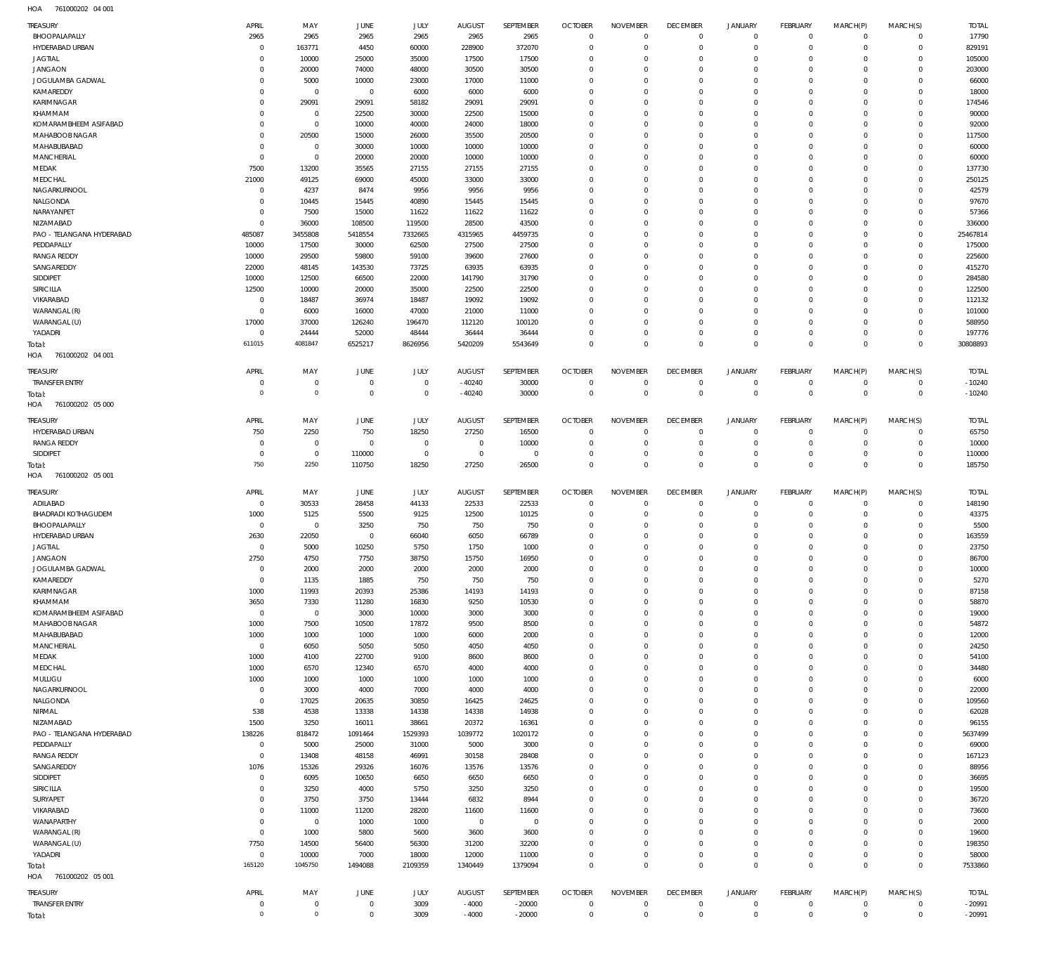HOA 761000202 04 001

| TREASURY | APRIL | MAY | JUNE | JULY | AUGUST | SEPTEMBER | OCTOBER | NOVEMBER | DECEMBER | JANUARY | FEBRUARY | MARCH(P) | MARCH(S) | TOTAL |
|---|---|---|---|---|---|---|---|---|---|---|---|---|---|---|
| BHOOPALAPALLY | 2965 | 2965 | 2965 | 2965 | 2965 | 2965 | 0 | 0 | 0 | 0 | 0 | 0 | 0 | 17790 |
| HYDERABAD URBAN | 0 | 163771 | 4450 | 60000 | 228900 | 372070 | 0 | 0 | 0 | 0 | 0 | 0 | 0 | 829191 |
| JAGTIAL | 0 | 10000 | 25000 | 35000 | 17500 | 17500 | 0 | 0 | 0 | 0 | 0 | 0 | 0 | 105000 |
| JANGAON | 0 | 20000 | 74000 | 48000 | 30500 | 30500 | 0 | 0 | 0 | 0 | 0 | 0 | 0 | 203000 |
| JOGULAMBA GADWAL | 0 | 5000 | 10000 | 23000 | 17000 | 11000 | 0 | 0 | 0 | 0 | 0 | 0 | 0 | 66000 |
| KAMAREDDY | 0 | 0 | 0 | 6000 | 6000 | 6000 | 0 | 0 | 0 | 0 | 0 | 0 | 0 | 18000 |
| KARIMNAGAR | 0 | 29091 | 29091 | 58182 | 29091 | 29091 | 0 | 0 | 0 | 0 | 0 | 0 | 0 | 174546 |
| KHAMMAM | 0 | 0 | 22500 | 30000 | 22500 | 15000 | 0 | 0 | 0 | 0 | 0 | 0 | 0 | 90000 |
| KOMARAMBHEEM ASIFABAD | 0 | 0 | 10000 | 40000 | 24000 | 18000 | 0 | 0 | 0 | 0 | 0 | 0 | 0 | 92000 |
| MAHABOOB NAGAR | 0 | 20500 | 15000 | 26000 | 35500 | 20500 | 0 | 0 | 0 | 0 | 0 | 0 | 0 | 117500 |
| MAHABUBABAD | 0 | 0 | 30000 | 10000 | 10000 | 10000 | 0 | 0 | 0 | 0 | 0 | 0 | 0 | 60000 |
| MANCHERIAL | 0 | 0 | 20000 | 20000 | 10000 | 10000 | 0 | 0 | 0 | 0 | 0 | 0 | 0 | 60000 |
| MEDAK | 7500 | 13200 | 35565 | 27155 | 27155 | 27155 | 0 | 0 | 0 | 0 | 0 | 0 | 0 | 137730 |
| MEDCHAL | 21000 | 49125 | 69000 | 45000 | 33000 | 33000 | 0 | 0 | 0 | 0 | 0 | 0 | 0 | 250125 |
| NAGARKURNOOL | 0 | 4237 | 8474 | 9956 | 9956 | 9956 | 0 | 0 | 0 | 0 | 0 | 0 | 0 | 42579 |
| NALGONDA | 0 | 10445 | 15445 | 40890 | 15445 | 15445 | 0 | 0 | 0 | 0 | 0 | 0 | 0 | 97670 |
| NARAYANPET | 0 | 7500 | 15000 | 11622 | 11622 | 11622 | 0 | 0 | 0 | 0 | 0 | 0 | 0 | 57366 |
| NIZAMABAD | 0 | 36000 | 108500 | 119500 | 28500 | 43500 | 0 | 0 | 0 | 0 | 0 | 0 | 0 | 336000 |
| PAO - TELANGANA HYDERABAD | 485087 | 3455808 | 5418554 | 7332665 | 4315965 | 4459735 | 0 | 0 | 0 | 0 | 0 | 0 | 0 | 25467814 |
| PEDDAPALLY | 10000 | 17500 | 30000 | 62500 | 27500 | 27500 | 0 | 0 | 0 | 0 | 0 | 0 | 0 | 175000 |
| RANGA REDDY | 10000 | 29500 | 59800 | 59100 | 39600 | 27600 | 0 | 0 | 0 | 0 | 0 | 0 | 0 | 225600 |
| SANGAREDDY | 22000 | 48145 | 143530 | 73725 | 63935 | 63935 | 0 | 0 | 0 | 0 | 0 | 0 | 0 | 415270 |
| SIDDIPET | 10000 | 12500 | 66500 | 22000 | 141790 | 31790 | 0 | 0 | 0 | 0 | 0 | 0 | 0 | 284580 |
| SIRICILLA | 12500 | 10000 | 20000 | 35000 | 22500 | 22500 | 0 | 0 | 0 | 0 | 0 | 0 | 0 | 122500 |
| VIKARABAD | 0 | 18487 | 36974 | 18487 | 19092 | 19092 | 0 | 0 | 0 | 0 | 0 | 0 | 0 | 112132 |
| WARANGAL (R) | 0 | 6000 | 16000 | 47000 | 21000 | 11000 | 0 | 0 | 0 | 0 | 0 | 0 | 0 | 101000 |
| WARANGAL (U) | 17000 | 37000 | 126240 | 196470 | 112120 | 100120 | 0 | 0 | 0 | 0 | 0 | 0 | 0 | 588950 |
| YADADRI | 0 | 24444 | 52000 | 48444 | 36444 | 36444 | 0 | 0 | 0 | 0 | 0 | 0 | 0 | 197776 |
| Total: | 611015 | 4081847 | 6525217 | 8626956 | 5420209 | 5543649 | 0 | 0 | 0 | 0 | 0 | 0 | 0 | 30808893 |

HOA 761000202 04 001

| TREASURY | APRIL | MAY | JUNE | JULY | AUGUST | SEPTEMBER | OCTOBER | NOVEMBER | DECEMBER | JANUARY | FEBRUARY | MARCH(P) | MARCH(S) | TOTAL |
|---|---|---|---|---|---|---|---|---|---|---|---|---|---|---|
| TRANSFER ENTRY | 0 | 0 | 0 | 0 | -40240 | 30000 | 0 | 0 | 0 | 0 | 0 | 0 | 0 | -10240 |
| Total: | 0 | 0 | 0 | 0 | -40240 | 30000 | 0 | 0 | 0 | 0 | 0 | 0 | 0 | -10240 |

HOA 761000202 05 000

| TREASURY | APRIL | MAY | JUNE | JULY | AUGUST | SEPTEMBER | OCTOBER | NOVEMBER | DECEMBER | JANUARY | FEBRUARY | MARCH(P) | MARCH(S) | TOTAL |
|---|---|---|---|---|---|---|---|---|---|---|---|---|---|---|
| HYDERABAD URBAN | 750 | 2250 | 750 | 18250 | 27250 | 16500 | 0 | 0 | 0 | 0 | 0 | 0 | 0 | 65750 |
| RANGA REDDY | 0 | 0 | 0 | 0 | 0 | 10000 | 0 | 0 | 0 | 0 | 0 | 0 | 0 | 10000 |
| SIDDIPET | 0 | 0 | 110000 | 0 | 0 | 0 | 0 | 0 | 0 | 0 | 0 | 0 | 0 | 110000 |
| Total: | 750 | 2250 | 110750 | 18250 | 27250 | 26500 | 0 | 0 | 0 | 0 | 0 | 0 | 0 | 185750 |

HOA 761000202 05 001

| TREASURY | APRIL | MAY | JUNE | JULY | AUGUST | SEPTEMBER | OCTOBER | NOVEMBER | DECEMBER | JANUARY | FEBRUARY | MARCH(P) | MARCH(S) | TOTAL |
|---|---|---|---|---|---|---|---|---|---|---|---|---|---|---|
| ADILABAD | 0 | 30533 | 28458 | 44133 | 22533 | 22533 | 0 | 0 | 0 | 0 | 0 | 0 | 0 | 148190 |
| BHADRADI KOTHAGUDEM | 1000 | 5125 | 5500 | 9125 | 12500 | 10125 | 0 | 0 | 0 | 0 | 0 | 0 | 0 | 43375 |
| BHOOPALAPALLY | 0 | 0 | 3250 | 750 | 750 | 750 | 0 | 0 | 0 | 0 | 0 | 0 | 0 | 5500 |
| HYDERABAD URBAN | 2630 | 22050 | 0 | 66040 | 6050 | 66789 | 0 | 0 | 0 | 0 | 0 | 0 | 0 | 163559 |
| JAGTIAL | 0 | 5000 | 10250 | 5750 | 1750 | 1000 | 0 | 0 | 0 | 0 | 0 | 0 | 0 | 23750 |
| JANGAON | 2750 | 4750 | 7750 | 38750 | 15750 | 16950 | 0 | 0 | 0 | 0 | 0 | 0 | 0 | 86700 |
| JOGULAMBA GADWAL | 0 | 2000 | 2000 | 2000 | 2000 | 2000 | 0 | 0 | 0 | 0 | 0 | 0 | 0 | 10000 |
| KAMAREDDY | 0 | 1135 | 1885 | 750 | 750 | 750 | 0 | 0 | 0 | 0 | 0 | 0 | 0 | 5270 |
| KARIMNAGAR | 1000 | 11993 | 20393 | 25386 | 14193 | 14193 | 0 | 0 | 0 | 0 | 0 | 0 | 0 | 87158 |
| KHAMMAM | 3650 | 7330 | 11280 | 16830 | 9250 | 10530 | 0 | 0 | 0 | 0 | 0 | 0 | 0 | 58870 |
| KOMARAMBHEEM ASIFABAD | 0 | 0 | 3000 | 10000 | 3000 | 3000 | 0 | 0 | 0 | 0 | 0 | 0 | 0 | 19000 |
| MAHABOOB NAGAR | 1000 | 7500 | 10500 | 17872 | 9500 | 8500 | 0 | 0 | 0 | 0 | 0 | 0 | 0 | 54872 |
| MAHABUBABAD | 1000 | 1000 | 1000 | 1000 | 6000 | 2000 | 0 | 0 | 0 | 0 | 0 | 0 | 0 | 12000 |
| MANCHERIAL | 0 | 6050 | 5050 | 5050 | 4050 | 4050 | 0 | 0 | 0 | 0 | 0 | 0 | 0 | 24250 |
| MEDAK | 1000 | 4100 | 22700 | 9100 | 8600 | 8600 | 0 | 0 | 0 | 0 | 0 | 0 | 0 | 54100 |
| MEDCHAL | 1000 | 6570 | 12340 | 6570 | 4000 | 4000 | 0 | 0 | 0 | 0 | 0 | 0 | 0 | 34480 |
| MULUGU | 1000 | 1000 | 1000 | 1000 | 1000 | 1000 | 0 | 0 | 0 | 0 | 0 | 0 | 0 | 6000 |
| NAGARKURNOOL | 0 | 3000 | 4000 | 7000 | 4000 | 4000 | 0 | 0 | 0 | 0 | 0 | 0 | 0 | 22000 |
| NALGONDA | 0 | 17025 | 20635 | 30850 | 16425 | 24625 | 0 | 0 | 0 | 0 | 0 | 0 | 0 | 109560 |
| NIRMAL | 538 | 4538 | 13338 | 14338 | 14338 | 14938 | 0 | 0 | 0 | 0 | 0 | 0 | 0 | 62028 |
| NIZAMABAD | 1500 | 3250 | 16011 | 38661 | 20372 | 16361 | 0 | 0 | 0 | 0 | 0 | 0 | 0 | 96155 |
| PAO - TELANGANA HYDERABAD | 138226 | 818472 | 1091464 | 1529393 | 1039772 | 1020172 | 0 | 0 | 0 | 0 | 0 | 0 | 0 | 5637499 |
| PEDDAPALLY | 0 | 5000 | 25000 | 31000 | 5000 | 3000 | 0 | 0 | 0 | 0 | 0 | 0 | 0 | 69000 |
| RANGA REDDY | 0 | 13408 | 48158 | 46991 | 30158 | 28408 | 0 | 0 | 0 | 0 | 0 | 0 | 0 | 167123 |
| SANGAREDDY | 1076 | 15326 | 29326 | 16076 | 13576 | 13576 | 0 | 0 | 0 | 0 | 0 | 0 | 0 | 88956 |
| SIDDIPET | 0 | 6095 | 10650 | 6650 | 6650 | 6650 | 0 | 0 | 0 | 0 | 0 | 0 | 0 | 36695 |
| SIRICILLA | 0 | 3250 | 4000 | 5750 | 3250 | 3250 | 0 | 0 | 0 | 0 | 0 | 0 | 0 | 19500 |
| SURYAPET | 0 | 3750 | 3750 | 13444 | 6832 | 8944 | 0 | 0 | 0 | 0 | 0 | 0 | 0 | 36720 |
| VIKARABAD | 0 | 11000 | 11200 | 28200 | 11600 | 11600 | 0 | 0 | 0 | 0 | 0 | 0 | 0 | 73600 |
| WANAPARTHY | 0 | 0 | 1000 | 1000 | 0 | 0 | 0 | 0 | 0 | 0 | 0 | 0 | 0 | 2000 |
| WARANGAL (R) | 0 | 1000 | 5800 | 5600 | 3600 | 3600 | 0 | 0 | 0 | 0 | 0 | 0 | 0 | 19600 |
| WARANGAL (U) | 7750 | 14500 | 56400 | 56300 | 31200 | 32200 | 0 | 0 | 0 | 0 | 0 | 0 | 0 | 198350 |
| YADADRI | 0 | 10000 | 7000 | 18000 | 12000 | 11000 | 0 | 0 | 0 | 0 | 0 | 0 | 0 | 58000 |
| Total: | 165120 | 1045750 | 1494088 | 2109359 | 1340449 | 1379094 | 0 | 0 | 0 | 0 | 0 | 0 | 0 | 7533860 |

HOA 761000202 05 001

| TREASURY | APRIL | MAY | JUNE | JULY | AUGUST | SEPTEMBER | OCTOBER | NOVEMBER | DECEMBER | JANUARY | FEBRUARY | MARCH(P) | MARCH(S) | TOTAL |
|---|---|---|---|---|---|---|---|---|---|---|---|---|---|---|
| TRANSFER ENTRY | 0 | 0 | 0 | 3009 | -4000 | -20000 | 0 | 0 | 0 | 0 | 0 | 0 | 0 | -20991 |
| Total: | 0 | 0 | 0 | 3009 | -4000 | -20000 | 0 | 0 | 0 | 0 | 0 | 0 | 0 | -20991 |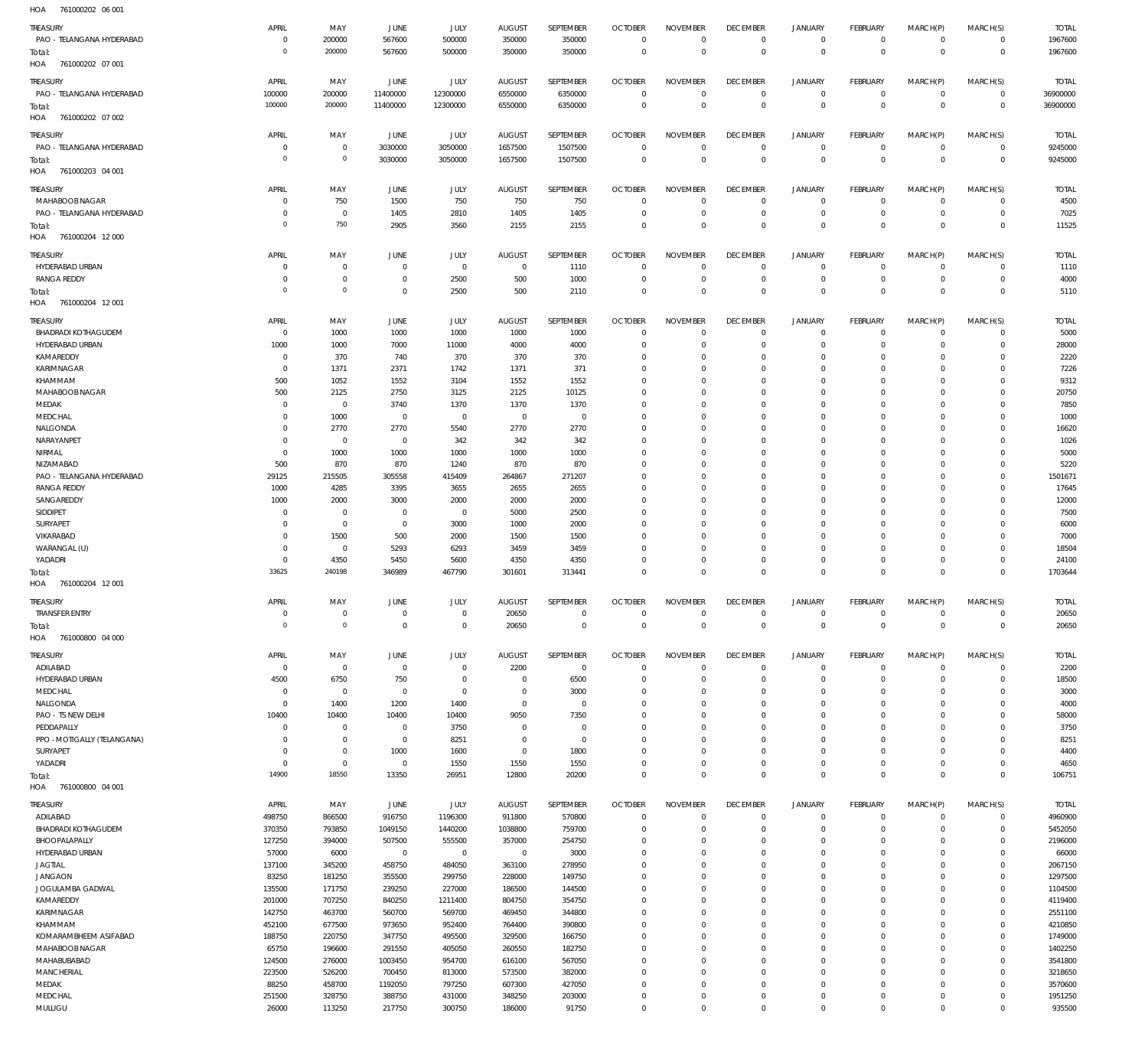HOA 761000202 06 001

| TREASURY | APRIL | MAY | JUNE | JULY | AUGUST | SEPTEMBER | OCTOBER | NOVEMBER | DECEMBER | JANUARY | FEBRUARY | MARCH(P) | MARCH(S) | TOTAL |
|---|---|---|---|---|---|---|---|---|---|---|---|---|---|---|
| PAO - TELANGANA HYDERABAD | 0 | 200000 | 567600 | 500000 | 350000 | 350000 | 0 | 0 | 0 | 0 | 0 | 0 | 0 | 1967600 |
| Total: | 0 | 200000 | 567600 | 500000 | 350000 | 350000 | 0 | 0 | 0 | 0 | 0 | 0 | 0 | 1967600 |

HOA 761000202 07 001

| TREASURY | APRIL | MAY | JUNE | JULY | AUGUST | SEPTEMBER | OCTOBER | NOVEMBER | DECEMBER | JANUARY | FEBRUARY | MARCH(P) | MARCH(S) | TOTAL |
|---|---|---|---|---|---|---|---|---|---|---|---|---|---|---|
| PAO - TELANGANA HYDERABAD | 100000 | 200000 | 11400000 | 12300000 | 6550000 | 6350000 | 0 | 0 | 0 | 0 | 0 | 0 | 0 | 36900000 |
| Total: | 100000 | 200000 | 11400000 | 12300000 | 6550000 | 6350000 | 0 | 0 | 0 | 0 | 0 | 0 | 0 | 36900000 |

HOA 761000202 07 002

| TREASURY | APRIL | MAY | JUNE | JULY | AUGUST | SEPTEMBER | OCTOBER | NOVEMBER | DECEMBER | JANUARY | FEBRUARY | MARCH(P) | MARCH(S) | TOTAL |
|---|---|---|---|---|---|---|---|---|---|---|---|---|---|---|
| PAO - TELANGANA HYDERABAD | 0 | 0 | 3030000 | 3050000 | 1657500 | 1507500 | 0 | 0 | 0 | 0 | 0 | 0 | 0 | 9245000 |
| Total: | 0 | 0 | 3030000 | 3050000 | 1657500 | 1507500 | 0 | 0 | 0 | 0 | 0 | 0 | 0 | 9245000 |

HOA 761000203 04 001

| TREASURY | APRIL | MAY | JUNE | JULY | AUGUST | SEPTEMBER | OCTOBER | NOVEMBER | DECEMBER | JANUARY | FEBRUARY | MARCH(P) | MARCH(S) | TOTAL |
|---|---|---|---|---|---|---|---|---|---|---|---|---|---|---|
| MAHABOOB NAGAR | 0 | 750 | 1500 | 750 | 750 | 750 | 0 | 0 | 0 | 0 | 0 | 0 | 0 | 4500 |
| PAO - TELANGANA HYDERABAD | 0 | 0 | 1405 | 2810 | 1405 | 1405 | 0 | 0 | 0 | 0 | 0 | 0 | 0 | 7025 |
| Total: | 0 | 750 | 2905 | 3560 | 2155 | 2155 | 0 | 0 | 0 | 0 | 0 | 0 | 0 | 11525 |

HOA 761000204 12 000

| TREASURY | APRIL | MAY | JUNE | JULY | AUGUST | SEPTEMBER | OCTOBER | NOVEMBER | DECEMBER | JANUARY | FEBRUARY | MARCH(P) | MARCH(S) | TOTAL |
|---|---|---|---|---|---|---|---|---|---|---|---|---|---|---|
| HYDERABAD URBAN | 0 | 0 | 0 | 0 | 0 | 1110 | 0 | 0 | 0 | 0 | 0 | 0 | 0 | 1110 |
| RANGA REDDY | 0 | 0 | 0 | 2500 | 500 | 1000 | 0 | 0 | 0 | 0 | 0 | 0 | 0 | 4000 |
| Total: | 0 | 0 | 0 | 2500 | 500 | 2110 | 0 | 0 | 0 | 0 | 0 | 0 | 0 | 5110 |

HOA 761000204 12 001

| TREASURY | APRIL | MAY | JUNE | JULY | AUGUST | SEPTEMBER | OCTOBER | NOVEMBER | DECEMBER | JANUARY | FEBRUARY | MARCH(P) | MARCH(S) | TOTAL |
|---|---|---|---|---|---|---|---|---|---|---|---|---|---|---|
| BHADRADI KOTHAGUDEM | 0 | 1000 | 1000 | 1000 | 1000 | 1000 | 0 | 0 | 0 | 0 | 0 | 0 | 0 | 5000 |
| HYDERABAD URBAN | 1000 | 1000 | 7000 | 11000 | 4000 | 4000 | 0 | 0 | 0 | 0 | 0 | 0 | 0 | 28000 |
| KAMAREDDY | 0 | 370 | 740 | 370 | 370 | 370 | 0 | 0 | 0 | 0 | 0 | 0 | 0 | 2220 |
| KARIMNAGAR | 0 | 1371 | 2371 | 1742 | 1371 | 371 | 0 | 0 | 0 | 0 | 0 | 0 | 0 | 7226 |
| KHAMMAM | 500 | 1052 | 1552 | 3104 | 1552 | 1552 | 0 | 0 | 0 | 0 | 0 | 0 | 0 | 9312 |
| MAHABOOB NAGAR | 500 | 2125 | 2750 | 3125 | 2125 | 10125 | 0 | 0 | 0 | 0 | 0 | 0 | 0 | 20750 |
| MEDAK | 0 | 0 | 3740 | 1370 | 1370 | 1370 | 0 | 0 | 0 | 0 | 0 | 0 | 0 | 7850 |
| MEDCHAL | 0 | 1000 | 0 | 0 | 0 | 0 | 0 | 0 | 0 | 0 | 0 | 0 | 0 | 1000 |
| NALGONDA | 0 | 2770 | 2770 | 5540 | 2770 | 2770 | 0 | 0 | 0 | 0 | 0 | 0 | 0 | 16620 |
| NARAYANPET | 0 | 0 | 0 | 342 | 342 | 342 | 0 | 0 | 0 | 0 | 0 | 0 | 0 | 1026 |
| NIRMAL | 0 | 1000 | 1000 | 1000 | 1000 | 1000 | 0 | 0 | 0 | 0 | 0 | 0 | 0 | 5000 |
| NIZAMABAD | 500 | 870 | 870 | 1240 | 870 | 870 | 0 | 0 | 0 | 0 | 0 | 0 | 0 | 5220 |
| PAO - TELANGANA HYDERABAD | 29125 | 215505 | 305558 | 415409 | 264867 | 271207 | 0 | 0 | 0 | 0 | 0 | 0 | 0 | 1501671 |
| RANGA REDDY | 1000 | 4285 | 3395 | 3655 | 2655 | 2655 | 0 | 0 | 0 | 0 | 0 | 0 | 0 | 17645 |
| SANGAREDDY | 1000 | 2000 | 3000 | 2000 | 2000 | 2000 | 0 | 0 | 0 | 0 | 0 | 0 | 0 | 12000 |
| SIDDIPET | 0 | 0 | 0 | 0 | 5000 | 2500 | 0 | 0 | 0 | 0 | 0 | 0 | 0 | 7500 |
| SURYAPET | 0 | 0 | 0 | 3000 | 1000 | 2000 | 0 | 0 | 0 | 0 | 0 | 0 | 0 | 6000 |
| VIKARABAD | 0 | 1500 | 500 | 2000 | 1500 | 1500 | 0 | 0 | 0 | 0 | 0 | 0 | 0 | 7000 |
| WARANGAL (U) | 0 | 0 | 5293 | 6293 | 3459 | 3459 | 0 | 0 | 0 | 0 | 0 | 0 | 0 | 18504 |
| YADADRI | 0 | 4350 | 5450 | 5600 | 4350 | 4350 | 0 | 0 | 0 | 0 | 0 | 0 | 0 | 24100 |
| Total: | 33625 | 240198 | 346989 | 467790 | 301601 | 313441 | 0 | 0 | 0 | 0 | 0 | 0 | 0 | 1703644 |

HOA 761000204 12 001

| TREASURY | APRIL | MAY | JUNE | JULY | AUGUST | SEPTEMBER | OCTOBER | NOVEMBER | DECEMBER | JANUARY | FEBRUARY | MARCH(P) | MARCH(S) | TOTAL |
|---|---|---|---|---|---|---|---|---|---|---|---|---|---|---|
| TRANSFER ENTRY | 0 | 0 | 0 | 0 | 20650 | 0 | 0 | 0 | 0 | 0 | 0 | 0 | 0 | 20650 |
| Total: | 0 | 0 | 0 | 0 | 20650 | 0 | 0 | 0 | 0 | 0 | 0 | 0 | 0 | 20650 |

HOA 761000800 04 000

| TREASURY | APRIL | MAY | JUNE | JULY | AUGUST | SEPTEMBER | OCTOBER | NOVEMBER | DECEMBER | JANUARY | FEBRUARY | MARCH(P) | MARCH(S) | TOTAL |
|---|---|---|---|---|---|---|---|---|---|---|---|---|---|---|
| ADILABAD | 0 | 0 | 0 | 0 | 2200 | 0 | 0 | 0 | 0 | 0 | 0 | 0 | 0 | 2200 |
| HYDERABAD URBAN | 4500 | 6750 | 750 | 0 | 0 | 6500 | 0 | 0 | 0 | 0 | 0 | 0 | 0 | 18500 |
| MEDCHAL | 0 | 0 | 0 | 0 | 0 | 3000 | 0 | 0 | 0 | 0 | 0 | 0 | 0 | 3000 |
| NALGONDA | 0 | 1400 | 1200 | 1400 | 0 | 0 | 0 | 0 | 0 | 0 | 0 | 0 | 0 | 4000 |
| PAO - TS NEW DELHI | 10400 | 10400 | 10400 | 10400 | 9050 | 7350 | 0 | 0 | 0 | 0 | 0 | 0 | 0 | 58000 |
| PEDDAPALLY | 0 | 0 | 0 | 3750 | 0 | 0 | 0 | 0 | 0 | 0 | 0 | 0 | 0 | 3750 |
| PPO - MOTIGALLY (TELANGANA) | 0 | 0 | 0 | 8251 | 0 | 0 | 0 | 0 | 0 | 0 | 0 | 0 | 0 | 8251 |
| SURYAPET | 0 | 0 | 1000 | 1600 | 0 | 1800 | 0 | 0 | 0 | 0 | 0 | 0 | 0 | 4400 |
| YADADRI | 0 | 0 | 0 | 1550 | 1550 | 1550 | 0 | 0 | 0 | 0 | 0 | 0 | 0 | 4650 |
| Total: | 14900 | 18550 | 13350 | 26951 | 12800 | 20200 | 0 | 0 | 0 | 0 | 0 | 0 | 0 | 106751 |

HOA 761000800 04 001

| TREASURY | APRIL | MAY | JUNE | JULY | AUGUST | SEPTEMBER | OCTOBER | NOVEMBER | DECEMBER | JANUARY | FEBRUARY | MARCH(P) | MARCH(S) | TOTAL |
|---|---|---|---|---|---|---|---|---|---|---|---|---|---|---|
| ADILABAD | 498750 | 866500 | 916750 | 1196300 | 911800 | 570800 | 0 | 0 | 0 | 0 | 0 | 0 | 0 | 4960900 |
| BHADRADI KOTHAGUDEM | 370350 | 793850 | 1049150 | 1440200 | 1038800 | 759700 | 0 | 0 | 0 | 0 | 0 | 0 | 0 | 5452050 |
| BHOOPALAPALLY | 127250 | 394000 | 507500 | 555500 | 357000 | 254750 | 0 | 0 | 0 | 0 | 0 | 0 | 0 | 2196000 |
| HYDERABAD URBAN | 57000 | 6000 | 0 | 0 | 0 | 3000 | 0 | 0 | 0 | 0 | 0 | 0 | 0 | 66000 |
| JAGTIAL | 137100 | 345200 | 458750 | 484050 | 363100 | 278950 | 0 | 0 | 0 | 0 | 0 | 0 | 0 | 2067150 |
| JANGAON | 83250 | 181250 | 355500 | 299750 | 228000 | 149750 | 0 | 0 | 0 | 0 | 0 | 0 | 0 | 1297500 |
| JOGULAMBA GADWAL | 135500 | 171750 | 239250 | 227000 | 186500 | 144500 | 0 | 0 | 0 | 0 | 0 | 0 | 0 | 1104500 |
| KAMAREDDY | 201000 | 707250 | 840250 | 1211400 | 804750 | 354750 | 0 | 0 | 0 | 0 | 0 | 0 | 0 | 4119400 |
| KARIMNAGAR | 142750 | 463700 | 560700 | 569700 | 469450 | 344800 | 0 | 0 | 0 | 0 | 0 | 0 | 0 | 2551100 |
| KHAMMAM | 452100 | 677500 | 973650 | 952400 | 764400 | 390800 | 0 | 0 | 0 | 0 | 0 | 0 | 0 | 4210850 |
| KOMARAMBHEEM ASIFABAD | 188750 | 220750 | 347750 | 495500 | 329500 | 166750 | 0 | 0 | 0 | 0 | 0 | 0 | 0 | 1749000 |
| MAHABOOB NAGAR | 65750 | 196600 | 291550 | 405050 | 260550 | 182750 | 0 | 0 | 0 | 0 | 0 | 0 | 0 | 1402250 |
| MAHABUBABAD | 124500 | 276000 | 1003450 | 954700 | 616100 | 567050 | 0 | 0 | 0 | 0 | 0 | 0 | 0 | 3541800 |
| MANCHERIAL | 223500 | 526200 | 700450 | 813000 | 573500 | 382000 | 0 | 0 | 0 | 0 | 0 | 0 | 0 | 3218650 |
| MEDAK | 88250 | 458700 | 1192050 | 797250 | 607300 | 427050 | 0 | 0 | 0 | 0 | 0 | 0 | 0 | 3570600 |
| MEDCHAL | 251500 | 328750 | 388750 | 431000 | 348250 | 203000 | 0 | 0 | 0 | 0 | 0 | 0 | 0 | 1951250 |
| MULUGU | 26000 | 113250 | 217750 | 300750 | 186000 | 91750 | 0 | 0 | 0 | 0 | 0 | 0 | 0 | 935500 |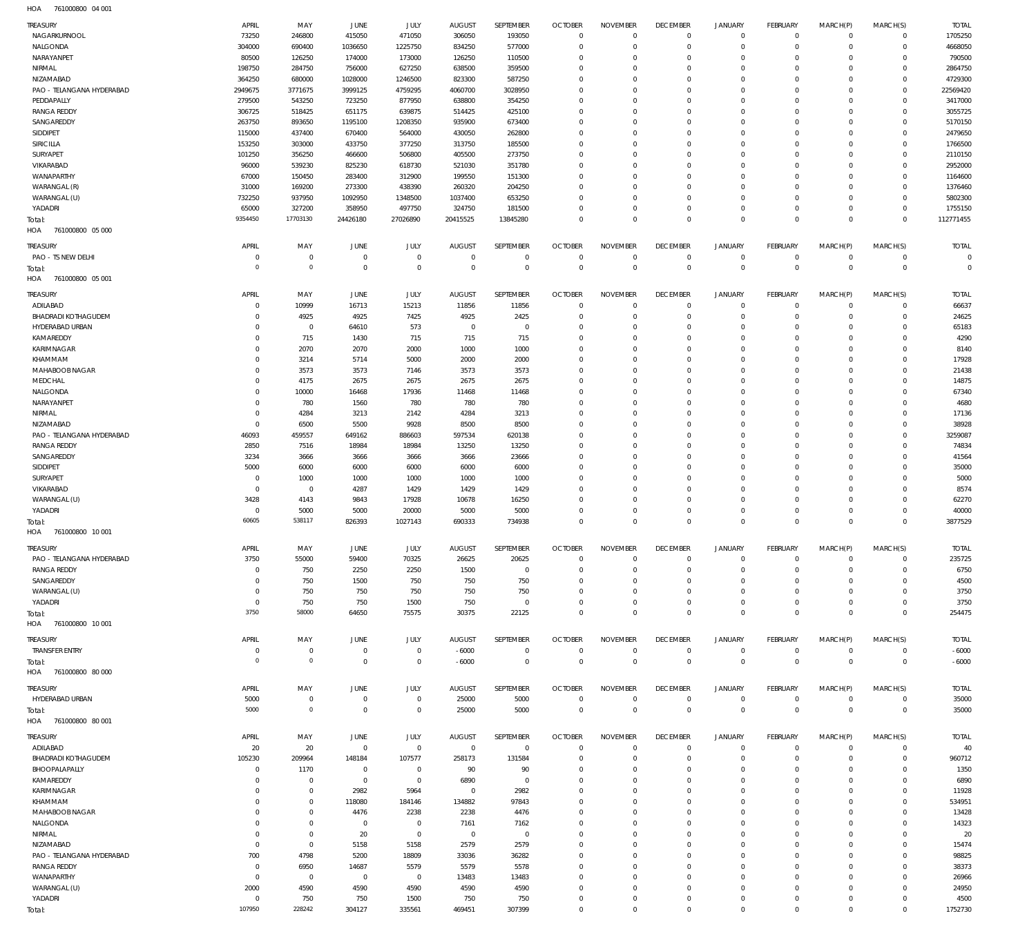HOA 761000800 04 001

| TREASURY | APRIL | MAY | JUNE | JULY | AUGUST | SEPTEMBER | OCTOBER | NOVEMBER | DECEMBER | JANUARY | FEBRUARY | MARCH(P) | MARCH(S) | TOTAL |
|---|---|---|---|---|---|---|---|---|---|---|---|---|---|---|
| NAGARKURNOOL | 73250 | 246800 | 415050 | 471050 | 306050 | 193050 | 0 | 0 | 0 | 0 | 0 | 0 | 0 | 1705250 |
| NALGONDA | 304000 | 690400 | 1036650 | 1225750 | 834250 | 577000 | 0 | 0 | 0 | 0 | 0 | 0 | 0 | 4668050 |
| NARAYANPET | 80500 | 126250 | 174000 | 173000 | 126250 | 110500 | 0 | 0 | 0 | 0 | 0 | 0 | 0 | 790500 |
| NIRMAL | 198750 | 284750 | 756000 | 627250 | 638500 | 359500 | 0 | 0 | 0 | 0 | 0 | 0 | 0 | 2864750 |
| NIZAMABAD | 364250 | 680000 | 1028000 | 1246500 | 823300 | 587250 | 0 | 0 | 0 | 0 | 0 | 0 | 0 | 4729300 |
| PAO - TELANGANA HYDERABAD | 2949675 | 3771675 | 3999125 | 4759295 | 4060700 | 3028950 | 0 | 0 | 0 | 0 | 0 | 0 | 0 | 22569420 |
| PEDDAPALLY | 279500 | 543250 | 723250 | 877950 | 638800 | 354250 | 0 | 0 | 0 | 0 | 0 | 0 | 0 | 3417000 |
| RANGA REDDY | 306725 | 518425 | 651175 | 639875 | 514425 | 425100 | 0 | 0 | 0 | 0 | 0 | 0 | 0 | 3055725 |
| SANGAREDDY | 263750 | 893650 | 1195100 | 1208350 | 935900 | 673400 | 0 | 0 | 0 | 0 | 0 | 0 | 0 | 5170150 |
| SIDDIPET | 115000 | 437400 | 670400 | 564000 | 430050 | 262800 | 0 | 0 | 0 | 0 | 0 | 0 | 0 | 2479650 |
| SIRICILLA | 153250 | 303000 | 433750 | 377250 | 313750 | 185500 | 0 | 0 | 0 | 0 | 0 | 0 | 0 | 1766500 |
| SURYAPET | 101250 | 356250 | 466600 | 506800 | 405500 | 273750 | 0 | 0 | 0 | 0 | 0 | 0 | 0 | 2110150 |
| VIKARABAD | 96000 | 539230 | 825230 | 618730 | 521030 | 351780 | 0 | 0 | 0 | 0 | 0 | 0 | 0 | 2952000 |
| WANAPARTHY | 67000 | 150450 | 283400 | 312900 | 199550 | 151300 | 0 | 0 | 0 | 0 | 0 | 0 | 0 | 1164600 |
| WARANGAL (R) | 31000 | 169200 | 273300 | 438390 | 260320 | 204250 | 0 | 0 | 0 | 0 | 0 | 0 | 0 | 1376460 |
| WARANGAL (U) | 732250 | 937950 | 1092950 | 1348500 | 1037400 | 653250 | 0 | 0 | 0 | 0 | 0 | 0 | 0 | 5802300 |
| YADADRI | 65000 | 327200 | 358950 | 497750 | 324750 | 181500 | 0 | 0 | 0 | 0 | 0 | 0 | 0 | 1755150 |
| Total: | 9354450 | 17703130 | 24426180 | 27026890 | 20415525 | 13845280 | 0 | 0 | 0 | 0 | 0 | 0 | 0 | 112771455 |

HOA 761000800 05 000

| TREASURY | APRIL | MAY | JUNE | JULY | AUGUST | SEPTEMBER | OCTOBER | NOVEMBER | DECEMBER | JANUARY | FEBRUARY | MARCH(P) | MARCH(S) | TOTAL |
|---|---|---|---|---|---|---|---|---|---|---|---|---|---|---|
| PAO - TS NEW DELHI | 0 | 0 | 0 | 0 | 0 | 0 | 0 | 0 | 0 | 0 | 0 | 0 | 0 | 0 |
| Total: | 0 | 0 | 0 | 0 | 0 | 0 | 0 | 0 | 0 | 0 | 0 | 0 | 0 | 0 |

HOA 761000800 05 001

| TREASURY | APRIL | MAY | JUNE | JULY | AUGUST | SEPTEMBER | OCTOBER | NOVEMBER | DECEMBER | JANUARY | FEBRUARY | MARCH(P) | MARCH(S) | TOTAL |
|---|---|---|---|---|---|---|---|---|---|---|---|---|---|---|
| ADILABAD | 0 | 10999 | 16713 | 15213 | 11856 | 11856 | 0 | 0 | 0 | 0 | 0 | 0 | 0 | 66637 |
| BHADRADI KOTHAGUDEM | 0 | 4925 | 4925 | 7425 | 4925 | 2425 | 0 | 0 | 0 | 0 | 0 | 0 | 0 | 24625 |
| HYDERABAD URBAN | 0 | 0 | 64610 | 573 | 0 | 0 | 0 | 0 | 0 | 0 | 0 | 0 | 0 | 65183 |
| KAMAREDDY | 0 | 715 | 1430 | 715 | 715 | 715 | 0 | 0 | 0 | 0 | 0 | 0 | 0 | 4290 |
| KARIMNAGAR | 0 | 2070 | 2070 | 2000 | 1000 | 1000 | 0 | 0 | 0 | 0 | 0 | 0 | 0 | 8140 |
| KHAMMAM | 0 | 3214 | 5714 | 5000 | 2000 | 2000 | 0 | 0 | 0 | 0 | 0 | 0 | 0 | 17928 |
| MAHABOOB NAGAR | 0 | 3573 | 3573 | 7146 | 3573 | 3573 | 0 | 0 | 0 | 0 | 0 | 0 | 0 | 21438 |
| MEDCHAL | 0 | 4175 | 2675 | 2675 | 2675 | 2675 | 0 | 0 | 0 | 0 | 0 | 0 | 0 | 14875 |
| NALGONDA | 0 | 10000 | 16468 | 17936 | 11468 | 11468 | 0 | 0 | 0 | 0 | 0 | 0 | 0 | 67340 |
| NARAYANPET | 0 | 780 | 1560 | 780 | 780 | 780 | 0 | 0 | 0 | 0 | 0 | 0 | 0 | 4680 |
| NIRMAL | 0 | 4284 | 3213 | 2142 | 4284 | 3213 | 0 | 0 | 0 | 0 | 0 | 0 | 0 | 17136 |
| NIZAMABAD | 0 | 6500 | 5500 | 9928 | 8500 | 8500 | 0 | 0 | 0 | 0 | 0 | 0 | 0 | 38928 |
| PAO - TELANGANA HYDERABAD | 46093 | 459557 | 649162 | 886603 | 597534 | 620138 | 0 | 0 | 0 | 0 | 0 | 0 | 0 | 3259087 |
| RANGA REDDY | 2850 | 7516 | 18984 | 18984 | 13250 | 13250 | 0 | 0 | 0 | 0 | 0 | 0 | 0 | 74834 |
| SANGAREDDY | 3234 | 3666 | 3666 | 3666 | 3666 | 23666 | 0 | 0 | 0 | 0 | 0 | 0 | 0 | 41564 |
| SIDDIPET | 5000 | 6000 | 6000 | 6000 | 6000 | 6000 | 0 | 0 | 0 | 0 | 0 | 0 | 0 | 35000 |
| SURYAPET | 0 | 1000 | 1000 | 1000 | 1000 | 1000 | 0 | 0 | 0 | 0 | 0 | 0 | 0 | 5000 |
| VIKARABAD | 0 | 0 | 4287 | 1429 | 1429 | 1429 | 0 | 0 | 0 | 0 | 0 | 0 | 0 | 8574 |
| WARANGAL (U) | 3428 | 4143 | 9843 | 17928 | 10678 | 16250 | 0 | 0 | 0 | 0 | 0 | 0 | 0 | 62270 |
| YADADRI | 0 | 5000 | 5000 | 20000 | 5000 | 5000 | 0 | 0 | 0 | 0 | 0 | 0 | 0 | 40000 |
| Total: | 60605 | 538117 | 826393 | 1027143 | 690333 | 734938 | 0 | 0 | 0 | 0 | 0 | 0 | 0 | 3877529 |

HOA 761000800 10 001

| TREASURY | APRIL | MAY | JUNE | JULY | AUGUST | SEPTEMBER | OCTOBER | NOVEMBER | DECEMBER | JANUARY | FEBRUARY | MARCH(P) | MARCH(S) | TOTAL |
|---|---|---|---|---|---|---|---|---|---|---|---|---|---|---|
| PAO - TELANGANA HYDERABAD | 3750 | 55000 | 59400 | 70325 | 26625 | 20625 | 0 | 0 | 0 | 0 | 0 | 0 | 0 | 235725 |
| RANGA REDDY | 0 | 750 | 2250 | 2250 | 1500 | 0 | 0 | 0 | 0 | 0 | 0 | 0 | 0 | 6750 |
| SANGAREDDY | 0 | 750 | 1500 | 750 | 750 | 750 | 0 | 0 | 0 | 0 | 0 | 0 | 0 | 4500 |
| WARANGAL (U) | 0 | 750 | 750 | 750 | 750 | 750 | 0 | 0 | 0 | 0 | 0 | 0 | 0 | 3750 |
| YADADRI | 0 | 750 | 750 | 1500 | 750 | 0 | 0 | 0 | 0 | 0 | 0 | 0 | 0 | 3750 |
| Total: | 3750 | 58000 | 64650 | 75575 | 30375 | 22125 | 0 | 0 | 0 | 0 | 0 | 0 | 0 | 254475 |

HOA 761000800 10 001

| TREASURY | APRIL | MAY | JUNE | JULY | AUGUST | SEPTEMBER | OCTOBER | NOVEMBER | DECEMBER | JANUARY | FEBRUARY | MARCH(P) | MARCH(S) | TOTAL |
|---|---|---|---|---|---|---|---|---|---|---|---|---|---|---|
| TRANSFER ENTRY | 0 | 0 | 0 | 0 | - 6000 | 0 | 0 | 0 | 0 | 0 | 0 | 0 | 0 | - 6000 |
| Total: | 0 | 0 | 0 | 0 | - 6000 | 0 | 0 | 0 | 0 | 0 | 0 | 0 | 0 | - 6000 |

HOA 761000800 80 000

| TREASURY | APRIL | MAY | JUNE | JULY | AUGUST | SEPTEMBER | OCTOBER | NOVEMBER | DECEMBER | JANUARY | FEBRUARY | MARCH(P) | MARCH(S) | TOTAL |
|---|---|---|---|---|---|---|---|---|---|---|---|---|---|---|
| HYDERABAD URBAN | 5000 | 0 | 0 | 0 | 25000 | 5000 | 0 | 0 | 0 | 0 | 0 | 0 | 0 | 35000 |
| Total: | 5000 | 0 | 0 | 0 | 25000 | 5000 | 0 | 0 | 0 | 0 | 0 | 0 | 0 | 35000 |

HOA 761000800 80 001

| TREASURY | APRIL | MAY | JUNE | JULY | AUGUST | SEPTEMBER | OCTOBER | NOVEMBER | DECEMBER | JANUARY | FEBRUARY | MARCH(P) | MARCH(S) | TOTAL |
|---|---|---|---|---|---|---|---|---|---|---|---|---|---|---|
| ADILABAD | 20 | 20 | 0 | 0 | 0 | 0 | 0 | 0 | 0 | 0 | 0 | 0 | 0 | 40 |
| BHADRADI KOTHAGUDEM | 105230 | 209964 | 148184 | 107577 | 258173 | 131584 | 0 | 0 | 0 | 0 | 0 | 0 | 0 | 960712 |
| BHOOPALAPALLY | 0 | 1170 | 0 | 0 | 90 | 90 | 0 | 0 | 0 | 0 | 0 | 0 | 0 | 1350 |
| KAMAREDDY | 0 | 0 | 0 | 0 | 6890 | 0 | 0 | 0 | 0 | 0 | 0 | 0 | 0 | 6890 |
| KARIMNAGAR | 0 | 0 | 2982 | 5964 | 0 | 2982 | 0 | 0 | 0 | 0 | 0 | 0 | 0 | 11928 |
| KHAMMAM | 0 | 0 | 118080 | 184146 | 134882 | 97843 | 0 | 0 | 0 | 0 | 0 | 0 | 0 | 534951 |
| MAHABOOB NAGAR | 0 | 0 | 4476 | 2238 | 2238 | 4476 | 0 | 0 | 0 | 0 | 0 | 0 | 0 | 13428 |
| NALGONDA | 0 | 0 | 0 | 0 | 7161 | 7162 | 0 | 0 | 0 | 0 | 0 | 0 | 0 | 14323 |
| NIRMAL | 0 | 0 | 20 | 0 | 0 | 0 | 0 | 0 | 0 | 0 | 0 | 0 | 0 | 20 |
| NIZAMABAD | 0 | 0 | 5158 | 5158 | 2579 | 2579 | 0 | 0 | 0 | 0 | 0 | 0 | 0 | 15474 |
| PAO - TELANGANA HYDERABAD | 700 | 4798 | 5200 | 18809 | 33036 | 36282 | 0 | 0 | 0 | 0 | 0 | 0 | 0 | 98825 |
| RANGA REDDY | 0 | 6950 | 14687 | 5579 | 5579 | 5578 | 0 | 0 | 0 | 0 | 0 | 0 | 0 | 38373 |
| WANAPARTHY | 0 | 0 | 0 | 0 | 13483 | 13483 | 0 | 0 | 0 | 0 | 0 | 0 | 0 | 26966 |
| WARANGAL (U) | 2000 | 4590 | 4590 | 4590 | 4590 | 4590 | 0 | 0 | 0 | 0 | 0 | 0 | 0 | 24950 |
| YADADRI | 0 | 750 | 750 | 1500 | 750 | 750 | 0 | 0 | 0 | 0 | 0 | 0 | 0 | 4500 |
| Total: | 107950 | 228242 | 304127 | 335561 | 469451 | 307399 | 0 | 0 | 0 | 0 | 0 | 0 | 0 | 1752730 |